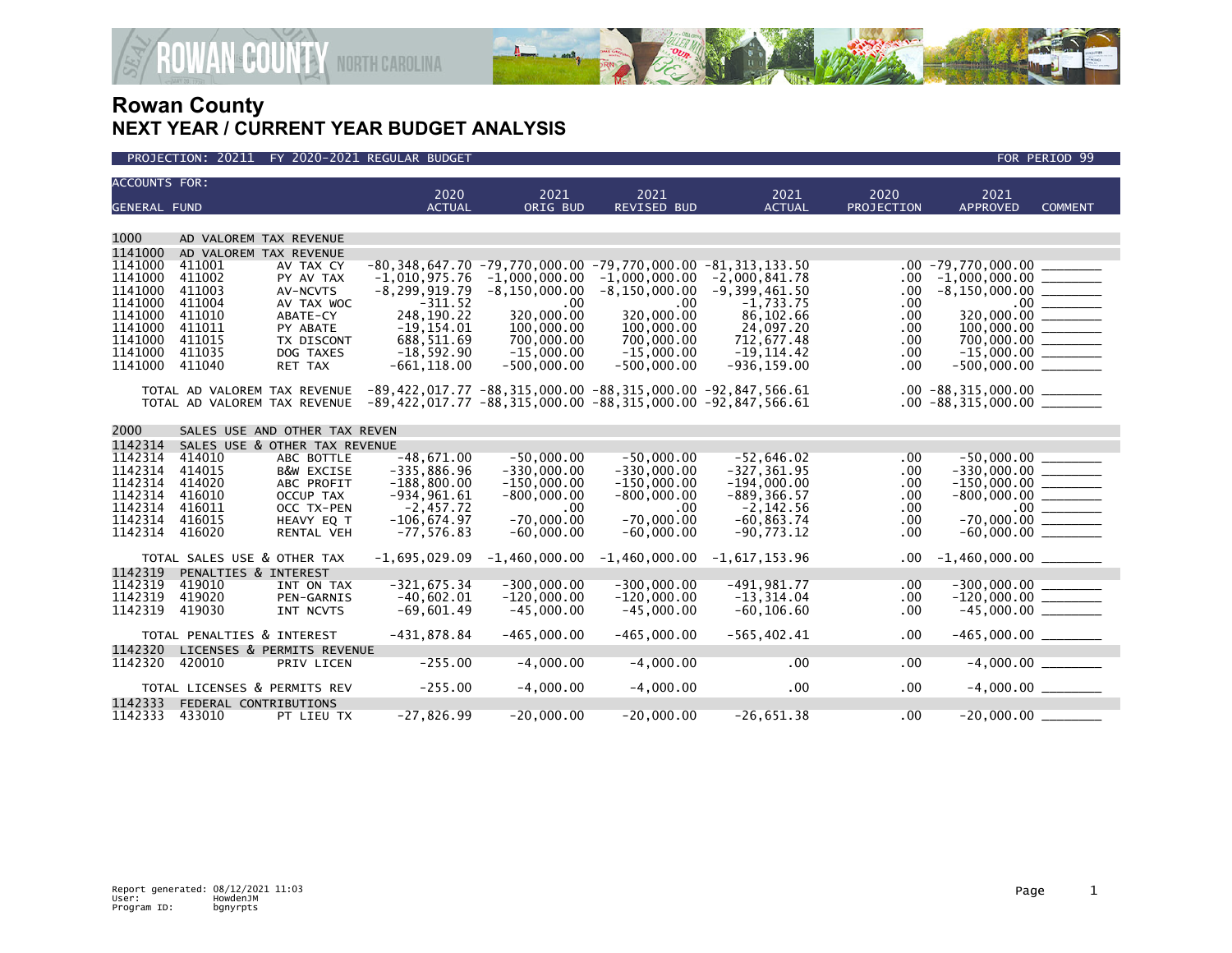# Rowan County
## NEXT YEAR / CURRENT YEAR BUDGET ANALYSIS

PROJECTION: 20211 FY 2020-2021 REGULAR BUDGET — FOR PERIOD 99

| ACCOUNTS FOR: GENERAL FUND | | | 2020 ACTUAL | 2021 ORIG BUD | 2021 REVISED BUD | 2021 ACTUAL | 2020 PROJECTION | 2021 APPROVED | COMMENT |
|---|---|---|---|---|---|---|---|---|---|
| 1000 | AD VALOREM TAX REVENUE | | | | | | | | |
| 1141000 | AD VALOREM TAX REVENUE | | | | | | | | |
| 1141000 | 411001 | AV TAX CY | -80,348,647.70 | -79,770,000.00 | -79,770,000.00 | -81,313,133.50 | .00 | -79,770,000.00 | ________ |
| 1141000 | 411002 | PY AV TAX | -1,010,975.76 | -1,000,000.00 | -1,000,000.00 | -2,000,841.78 | .00 | -1,000,000.00 | ________ |
| 1141000 | 411003 | AV-NCVTS | -8,299,919.79 | -8,150,000.00 | -8,150,000.00 | -9,399,461.50 | .00 | -8,150,000.00 | ________ |
| 1141000 | 411004 | AV TAX WOC | -311.52 | .00 | .00 | -1,733.75 | .00 | .00 | ________ |
| 1141000 | 411010 | ABATE-CY | 248,190.22 | 320,000.00 | 320,000.00 | 86,102.66 | .00 | 320,000.00 | ________ |
| 1141000 | 411011 | PY ABATE | -19,154.01 | 100,000.00 | 100,000.00 | 24,097.20 | .00 | 100,000.00 | ________ |
| 1141000 | 411015 | TX DISCONT | 688,511.69 | 700,000.00 | 700,000.00 | 712,677.48 | .00 | 700,000.00 | ________ |
| 1141000 | 411035 | DOG TAXES | -18,592.90 | -15,000.00 | -15,000.00 | -19,114.42 | .00 | -15,000.00 | ________ |
| 1141000 | 411040 | RET TAX | -661,118.00 | -500,000.00 | -500,000.00 | -936,159.00 | .00 | -500,000.00 | ________ |
| | TOTAL AD VALOREM TAX REVENUE | | -89,422,017.77 | -88,315,000.00 | -88,315,000.00 | -92,847,566.61 | .00 | -88,315,000.00 | ________ |
| | TOTAL AD VALOREM TAX REVENUE | | -89,422,017.77 | -88,315,000.00 | -88,315,000.00 | -92,847,566.61 | .00 | -88,315,000.00 | ________ |
| 2000 | SALES USE AND OTHER TAX REVEN | | | | | | | | |
| 1142314 | SALES USE & OTHER TAX REVENUE | | | | | | | | |
| 1142314 | 414010 | ABC BOTTLE | -48,671.00 | -50,000.00 | -50,000.00 | -52,646.02 | .00 | -50,000.00 | ________ |
| 1142314 | 414015 | B&W EXCISE | -335,886.96 | -330,000.00 | -330,000.00 | -327,361.95 | .00 | -330,000.00 | ________ |
| 1142314 | 414020 | ABC PROFIT | -188,800.00 | -150,000.00 | -150,000.00 | -194,000.00 | .00 | -150,000.00 | ________ |
| 1142314 | 416010 | OCCUP TAX | -934,961.61 | -800,000.00 | -800,000.00 | -889,366.57 | .00 | -800,000.00 | ________ |
| 1142314 | 416011 | OCC TX-PEN | -2,457.72 | .00 | .00 | -2,142.56 | .00 | .00 | ________ |
| 1142314 | 416015 | HEAVY EQ T | -106,674.97 | -70,000.00 | -70,000.00 | -60,863.74 | .00 | -70,000.00 | ________ |
| 1142314 | 416020 | RENTAL VEH | -77,576.83 | -60,000.00 | -60,000.00 | -90,773.12 | .00 | -60,000.00 | ________ |
| | TOTAL SALES USE & OTHER TAX | | -1,695,029.09 | -1,460,000.00 | -1,460,000.00 | -1,617,153.96 | .00 | -1,460,000.00 | ________ |
| 1142319 | PENALTIES & INTEREST | | | | | | | | |
| 1142319 | 419010 | INT ON TAX | -321,675.34 | -300,000.00 | -300,000.00 | -491,981.77 | .00 | -300,000.00 | ________ |
| 1142319 | 419020 | PEN-GARNIS | -40,602.01 | -120,000.00 | -120,000.00 | -13,314.04 | .00 | -120,000.00 | ________ |
| 1142319 | 419030 | INT NCVTS | -69,601.49 | -45,000.00 | -45,000.00 | -60,106.60 | .00 | -45,000.00 | ________ |
| | TOTAL PENALTIES & INTEREST | | -431,878.84 | -465,000.00 | -465,000.00 | -565,402.41 | .00 | -465,000.00 | ________ |
| 1142320 | LICENSES & PERMITS REVENUE | | | | | | | | |
| 1142320 | 420010 | PRIV LICEN | -255.00 | -4,000.00 | -4,000.00 | .00 | .00 | -4,000.00 | ________ |
| | TOTAL LICENSES & PERMITS REV | | -255.00 | -4,000.00 | -4,000.00 | .00 | .00 | -4,000.00 | ________ |
| 1142333 | FEDERAL CONTRIBUTIONS | | | | | | | | |
| 1142333 | 433010 | PT LIEU TX | -27,826.99 | -20,000.00 | -20,000.00 | -26,651.38 | .00 | -20,000.00 | ________ |

Report generated: 08/12/2021 11:03
User: HowdenJM
Program ID: bgnyrpts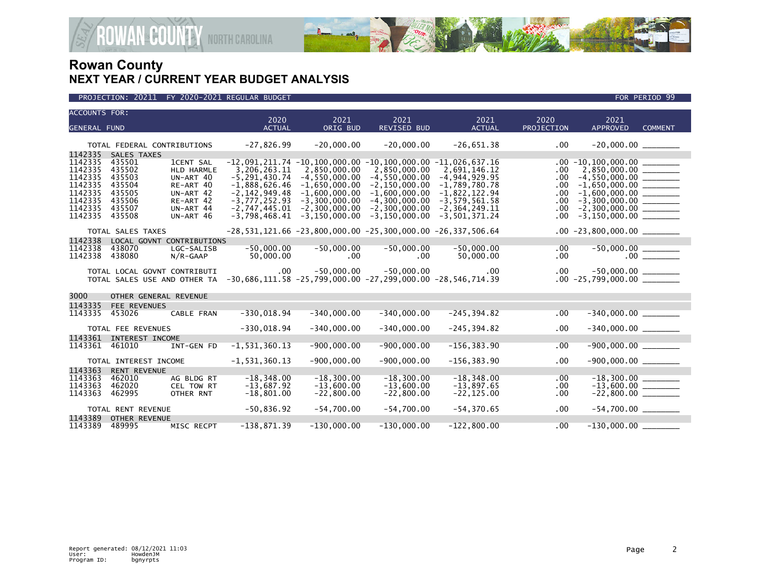# Rowan County
## NEXT YEAR / CURRENT YEAR BUDGET ANALYSIS

PROJECTION: 20211 FY 2020-2021 REGULAR BUDGET — FOR PERIOD 99

| ACCOUNTS FOR: GENERAL FUND | | | 2020 ACTUAL | 2021 ORIG BUD | 2021 REVISED BUD | 2021 ACTUAL | 2020 PROJECTION | 2021 APPROVED | COMMENT |
|---|---|---|---|---|---|---|---|---|---|
| TOTAL FEDERAL CONTRIBUTIONS | | | -27,826.99 | -20,000.00 | -20,000.00 | -26,651.38 | .00 | -20,000.00 | |
| 1142335 | SALES TAXES | | | | | | | | |
| 1142335 | 435501 | 1CENT SAL | -12,091,211.74 | -10,100,000.00 | -10,100,000.00 | -11,026,637.16 | .00 | -10,100,000.00 | |
| 1142335 | 435502 | HLD HARMLE | 3,206,263.11 | 2,850,000.00 | 2,850,000.00 | 2,691,146.12 | .00 | 2,850,000.00 | |
| 1142335 | 435503 | UN-ART 40 | -5,291,430.74 | -4,550,000.00 | -4,550,000.00 | -4,944,929.95 | .00 | -4,550,000.00 | |
| 1142335 | 435504 | RE-ART 40 | -1,888,626.46 | -1,650,000.00 | -2,150,000.00 | -1,789,780.78 | .00 | -1,650,000.00 | |
| 1142335 | 435505 | UN-ART 42 | -2,142,949.48 | -1,600,000.00 | -1,600,000.00 | -1,822,122.94 | .00 | -1,600,000.00 | |
| 1142335 | 435506 | RE-ART 42 | -3,777,252.93 | -3,300,000.00 | -4,300,000.00 | -3,579,561.58 | .00 | -3,300,000.00 | |
| 1142335 | 435507 | UN-ART 44 | -2,747,445.01 | -2,300,000.00 | -2,300,000.00 | -2,364,249.11 | .00 | -2,300,000.00 | |
| 1142335 | 435508 | UN-ART 46 | -3,798,468.41 | -3,150,000.00 | -3,150,000.00 | -3,501,371.24 | .00 | -3,150,000.00 | |
| TOTAL SALES TAXES | | | -28,531,121.66 | -23,800,000.00 | -25,300,000.00 | -26,337,506.64 | .00 | -23,800,000.00 | |
| 1142338 | LOCAL GOVNT CONTRIBUTIONS | | | | | | | | |
| 1142338 | 438070 | LGC-SALISB | -50,000.00 | -50,000.00 | -50,000.00 | -50,000.00 | .00 | -50,000.00 | |
| 1142338 | 438080 | N/R-GAAP | 50,000.00 | .00 | .00 | 50,000.00 | .00 | .00 | |
| TOTAL LOCAL GOVNT CONTRIBUTI | | | .00 | -50,000.00 | -50,000.00 | .00 | .00 | -50,000.00 | |
| TOTAL SALES USE AND OTHER TA | | | -30,686,111.58 | -25,799,000.00 | -27,299,000.00 | -28,546,714.39 | .00 | -25,799,000.00 | |
| 3000 | OTHER GENERAL REVENUE | | | | | | | | |
| 1143335 | FEE REVENUES | | | | | | | | |
| 1143335 | 453026 | CABLE FRAN | -330,018.94 | -340,000.00 | -340,000.00 | -245,394.82 | .00 | -340,000.00 | |
| TOTAL FEE REVENUES | | | -330,018.94 | -340,000.00 | -340,000.00 | -245,394.82 | .00 | -340,000.00 | |
| 1143361 | INTEREST INCOME | | | | | | | | |
| 1143361 | 461010 | INT-GEN FD | -1,531,360.13 | -900,000.00 | -900,000.00 | -156,383.90 | .00 | -900,000.00 | |
| TOTAL INTEREST INCOME | | | -1,531,360.13 | -900,000.00 | -900,000.00 | -156,383.90 | .00 | -900,000.00 | |
| 1143363 | RENT REVENUE | | | | | | | | |
| 1143363 | 462010 | AG BLDG RT | -18,348.00 | -18,300.00 | -18,300.00 | -18,348.00 | .00 | -18,300.00 | |
| 1143363 | 462020 | CEL TOW RT | -13,687.92 | -13,600.00 | -13,600.00 | -13,897.65 | .00 | -13,600.00 | |
| 1143363 | 462995 | OTHER RNT | -18,801.00 | -22,800.00 | -22,800.00 | -22,125.00 | .00 | -22,800.00 | |
| TOTAL RENT REVENUE | | | -50,836.92 | -54,700.00 | -54,700.00 | -54,370.65 | .00 | -54,700.00 | |
| 1143389 | OTHER REVENUE | | | | | | | | |
| 1143389 | 489995 | MISC RECPT | -138,871.39 | -130,000.00 | -130,000.00 | -122,800.00 | .00 | -130,000.00 | |

Report generated: 08/12/2021 11:03
User: HowdenJM
Program ID: bgnyrpts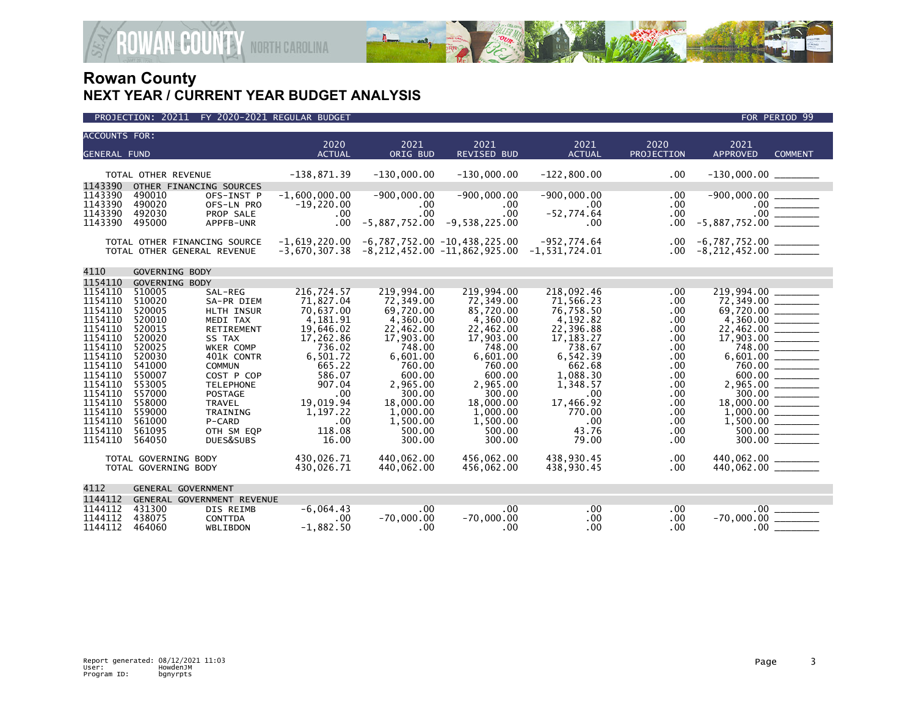# Rowan County
## NEXT YEAR / CURRENT YEAR BUDGET ANALYSIS

PROJECTION: 20211 FY 2020-2021 REGULAR BUDGET — FOR PERIOD 99

| ACCOUNTS FOR: GENERAL FUND | | | 2020 ACTUAL | 2021 ORIG BUD | 2021 REVISED BUD | 2021 ACTUAL | 2020 PROJECTION | 2021 APPROVED | COMMENT |
|---|---|---|---|---|---|---|---|---|---|
| TOTAL OTHER REVENUE | | | -138,871.39 | -130,000.00 | -130,000.00 | -122,800.00 | .00 | -130,000.00 | |
| 1143390 | OTHER FINANCING SOURCES | | | | | | | | |
| 1143390 | 490010 | OFS-INST P | -1,600,000.00 | -900,000.00 | -900,000.00 | -900,000.00 | .00 | -900,000.00 | |
| 1143390 | 490020 | OFS-LN PRO | -19,220.00 | .00 | .00 | .00 | .00 | .00 | |
| 1143390 | 492030 | PROP SALE | .00 | .00 | .00 | -52,774.64 | .00 | .00 | |
| 1143390 | 495000 | APPFB-UNR | .00 | -5,887,752.00 | -9,538,225.00 | .00 | .00 | -5,887,752.00 | |
| TOTAL OTHER FINANCING SOURCE | | | -1,619,220.00 | -6,787,752.00 | -10,438,225.00 | -952,774.64 | .00 | -6,787,752.00 | |
| TOTAL OTHER GENERAL REVENUE | | | -3,670,307.38 | -8,212,452.00 | -11,862,925.00 | -1,531,724.01 | .00 | -8,212,452.00 | |
| 4110 | GOVERNING BODY | | | | | | | | |
| 1154110 | GOVERNING BODY | | | | | | | | |
| 1154110 | 510005 | SAL-REG | 216,724.57 | 219,994.00 | 219,994.00 | 218,092.46 | .00 | 219,994.00 | |
| 1154110 | 510020 | SA-PR DIEM | 71,827.04 | 72,349.00 | 72,349.00 | 71,566.23 | .00 | 72,349.00 | |
| 1154110 | 520005 | HLTH INSUR | 70,637.00 | 69,720.00 | 85,720.00 | 76,758.50 | .00 | 69,720.00 | |
| 1154110 | 520010 | MEDI TAX | 4,181.91 | 4,360.00 | 4,360.00 | 4,192.82 | .00 | 4,360.00 | |
| 1154110 | 520015 | RETIREMENT | 19,646.02 | 22,462.00 | 22,462.00 | 22,396.88 | .00 | 22,462.00 | |
| 1154110 | 520020 | SS TAX | 17,262.86 | 17,903.00 | 17,903.00 | 17,183.27 | .00 | 17,903.00 | |
| 1154110 | 520025 | WKER COMP | 736.02 | 748.00 | 748.00 | 738.67 | .00 | 748.00 | |
| 1154110 | 520030 | 401K CONTR | 6,501.72 | 6,601.00 | 6,601.00 | 6,542.39 | .00 | 6,601.00 | |
| 1154110 | 541000 | COMMUN | 665.22 | 760.00 | 760.00 | 662.68 | .00 | 760.00 | |
| 1154110 | 550007 | COST P COP | 586.07 | 600.00 | 600.00 | 1,088.30 | .00 | 600.00 | |
| 1154110 | 553005 | TELEPHONE | 907.04 | 2,965.00 | 2,965.00 | 1,348.57 | .00 | 2,965.00 | |
| 1154110 | 557000 | POSTAGE | .00 | 300.00 | 300.00 | .00 | .00 | 300.00 | |
| 1154110 | 558000 | TRAVEL | 19,019.94 | 18,000.00 | 18,000.00 | 17,466.92 | .00 | 18,000.00 | |
| 1154110 | 559000 | TRAINING | 1,197.22 | 1,000.00 | 1,000.00 | 770.00 | .00 | 1,000.00 | |
| 1154110 | 561000 | P-CARD | .00 | 1,500.00 | 1,500.00 | .00 | .00 | 1,500.00 | |
| 1154110 | 561095 | OTH SM EQP | 118.08 | 500.00 | 500.00 | 43.76 | .00 | 500.00 | |
| 1154110 | 564050 | DUES&SUBS | 16.00 | 300.00 | 300.00 | 79.00 | .00 | 300.00 | |
| TOTAL GOVERNING BODY | | | 430,026.71 | 440,062.00 | 456,062.00 | 438,930.45 | .00 | 440,062.00 | |
| TOTAL GOVERNING BODY | | | 430,026.71 | 440,062.00 | 456,062.00 | 438,930.45 | .00 | 440,062.00 | |
| 4112 | GENERAL GOVERNMENT | | | | | | | | |
| 1144112 | GENERAL GOVERNMENT REVENUE | | | | | | | | |
| 1144112 | 431300 | DIS REIMB | -6,064.43 | .00 | .00 | .00 | .00 | .00 | |
| 1144112 | 438075 | CONTTDA | .00 | -70,000.00 | -70,000.00 | .00 | .00 | -70,000.00 | |
| 1144112 | 464060 | WBLIBDON | -1,882.50 | .00 | .00 | .00 | .00 | .00 | |

Report generated: 08/12/2021 11:03
User: HowdenJM
Program ID: bgnyrpts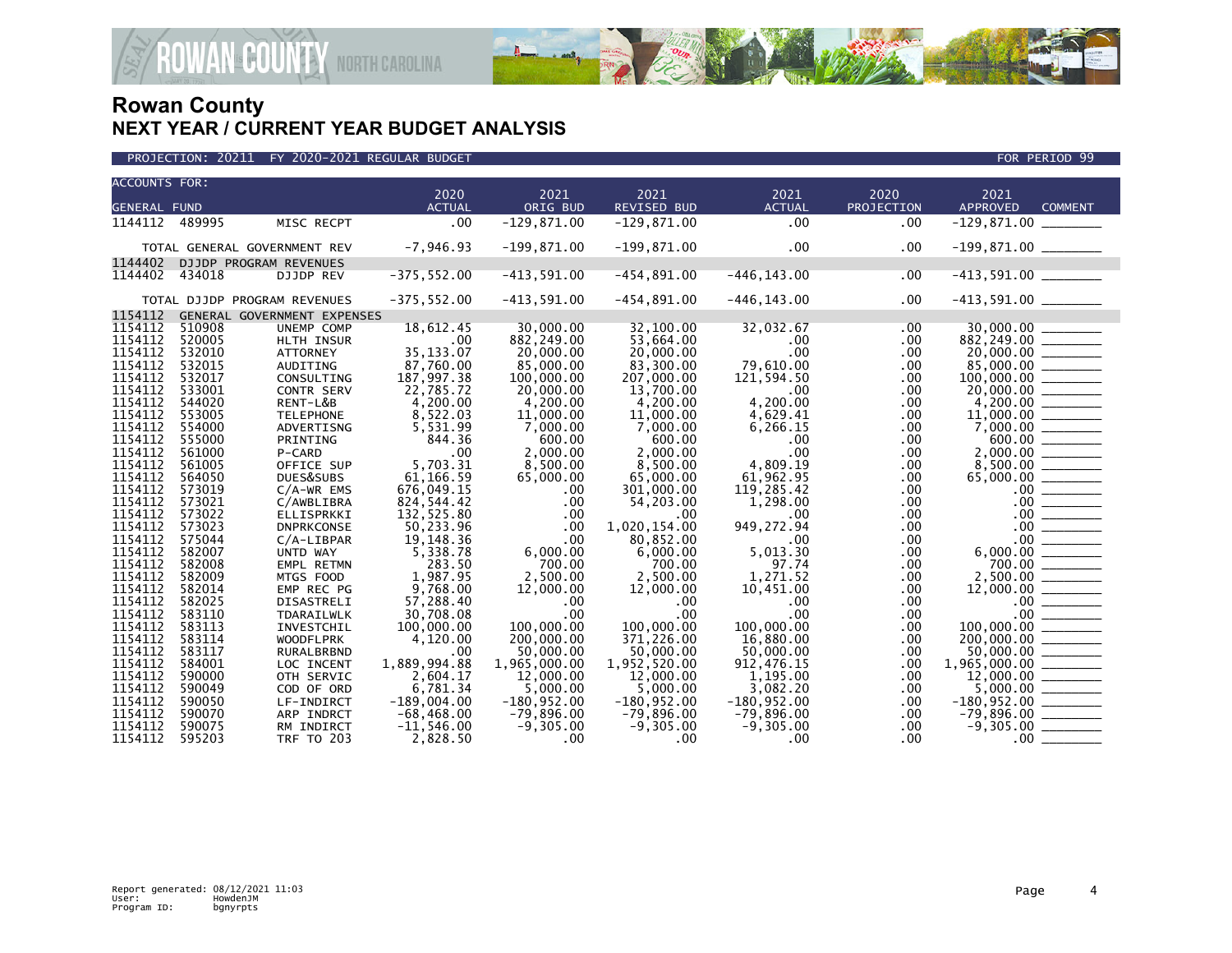# Rowan County
## NEXT YEAR / CURRENT YEAR BUDGET ANALYSIS

PROJECTION: 20211 FY 2020-2021 REGULAR BUDGET FOR PERIOD 99

| ACCOUNTS FOR: GENERAL FUND | | | 2020 ACTUAL | 2021 ORIG BUD | 2021 REVISED BUD | 2021 ACTUAL | 2020 PROJECTION | 2021 APPROVED | COMMENT |
|---|---|---|---|---|---|---|---|---|---|
| 1144112 | 489995 | MISC RECPT | .00 | -129,871.00 | -129,871.00 | .00 | .00 | -129,871.00 | |
| | TOTAL GENERAL GOVERNMENT REV | | -7,946.93 | -199,871.00 | -199,871.00 | .00 | .00 | -199,871.00 | |
| 1144402 | DJJDP PROGRAM REVENUES | | | | | | | | |
| 1144402 | 434018 | DJJDP REV | -375,552.00 | -413,591.00 | -454,891.00 | -446,143.00 | .00 | -413,591.00 | |
| | TOTAL DJJDP PROGRAM REVENUES | | -375,552.00 | -413,591.00 | -454,891.00 | -446,143.00 | .00 | -413,591.00 | |
| 1154112 | GENERAL GOVERNMENT EXPENSES | | | | | | | | |
| 1154112 | 510908 | UNEMP COMP | 18,612.45 | 30,000.00 | 32,100.00 | 32,032.67 | .00 | 30,000.00 | |
| 1154112 | 520005 | HLTH INSUR | .00 | 882,249.00 | 53,664.00 | .00 | .00 | 882,249.00 | |
| 1154112 | 532010 | ATTORNEY | 35,133.07 | 20,000.00 | 20,000.00 | .00 | .00 | 20,000.00 | |
| 1154112 | 532015 | AUDITING | 87,760.00 | 85,000.00 | 83,300.00 | 79,610.00 | .00 | 85,000.00 | |
| 1154112 | 532017 | CONSULTING | 187,997.38 | 100,000.00 | 207,000.00 | 121,594.50 | .00 | 100,000.00 | |
| 1154112 | 533001 | CONTR SERV | 22,785.72 | 20,000.00 | 13,700.00 | .00 | .00 | 20,000.00 | |
| 1154112 | 544020 | RENT-L&B | 4,200.00 | 4,200.00 | 4,200.00 | 4,200.00 | .00 | 4,200.00 | |
| 1154112 | 553005 | TELEPHONE | 8,522.03 | 11,000.00 | 11,000.00 | 4,629.41 | .00 | 11,000.00 | |
| 1154112 | 554000 | ADVERTISNG | 5,531.99 | 7,000.00 | 7,000.00 | 6,266.15 | .00 | 7,000.00 | |
| 1154112 | 555000 | PRINTING | 844.36 | 600.00 | 600.00 | .00 | .00 | 600.00 | |
| 1154112 | 561000 | P-CARD | .00 | 2,000.00 | 2,000.00 | .00 | .00 | 2,000.00 | |
| 1154112 | 561005 | OFFICE SUP | 5,703.31 | 8,500.00 | 8,500.00 | 4,809.19 | .00 | 8,500.00 | |
| 1154112 | 564050 | DUES&SUBS | 61,166.59 | 65,000.00 | 65,000.00 | 61,962.95 | .00 | 65,000.00 | |
| 1154112 | 573019 | C/A-WR EMS | 676,049.15 | .00 | 301,000.00 | 119,285.42 | .00 | .00 | |
| 1154112 | 573021 | C/AWBLIBRA | 824,544.42 | .00 | 54,203.00 | 1,298.00 | .00 | .00 | |
| 1154112 | 573022 | ELLISPRKKI | 132,525.80 | .00 | .00 | .00 | .00 | .00 | |
| 1154112 | 573023 | DNPRKCONSE | 50,233.96 | .00 | 1,020,154.00 | 949,272.94 | .00 | .00 | |
| 1154112 | 575044 | C/A-LIBPAR | 19,148.36 | .00 | 80,852.00 | .00 | .00 | .00 | |
| 1154112 | 582007 | UNTD WAY | 5,338.78 | 6,000.00 | 6,000.00 | 5,013.30 | .00 | 6,000.00 | |
| 1154112 | 582008 | EMPL RETMN | 283.50 | 700.00 | 700.00 | 97.74 | .00 | 700.00 | |
| 1154112 | 582009 | MTGS FOOD | 1,987.95 | 2,500.00 | 2,500.00 | 1,271.52 | .00 | 2,500.00 | |
| 1154112 | 582014 | EMP REC PG | 9,768.00 | 12,000.00 | 12,000.00 | 10,451.00 | .00 | 12,000.00 | |
| 1154112 | 582025 | DISASTRELI | 57,288.40 | .00 | .00 | .00 | .00 | .00 | |
| 1154112 | 583110 | TDARAILWLK | 30,708.08 | .00 | .00 | .00 | .00 | .00 | |
| 1154112 | 583113 | INVESTCHIL | 100,000.00 | 100,000.00 | 100,000.00 | 100,000.00 | .00 | 100,000.00 | |
| 1154112 | 583114 | WOODFLPRK | 4,120.00 | 200,000.00 | 371,226.00 | 16,880.00 | .00 | 200,000.00 | |
| 1154112 | 583117 | RURALBRBND | .00 | 50,000.00 | 50,000.00 | 50,000.00 | .00 | 50,000.00 | |
| 1154112 | 584001 | LOC INCENT | 1,889,994.88 | 1,965,000.00 | 1,952,520.00 | 912,476.15 | .00 | 1,965,000.00 | |
| 1154112 | 590000 | OTH SERVIC | 2,604.17 | 12,000.00 | 12,000.00 | 1,195.00 | .00 | 12,000.00 | |
| 1154112 | 590049 | COD OF ORD | 6,781.34 | 5,000.00 | 5,000.00 | 3,082.20 | .00 | 5,000.00 | |
| 1154112 | 590050 | LF-INDIRCT | -189,004.00 | -180,952.00 | -180,952.00 | -180,952.00 | .00 | -180,952.00 | |
| 1154112 | 590070 | ARP INDRCT | -68,468.00 | -79,896.00 | -79,896.00 | -79,896.00 | .00 | -79,896.00 | |
| 1154112 | 590075 | RM INDIRCT | -11,546.00 | -9,305.00 | -9,305.00 | -9,305.00 | .00 | -9,305.00 | |
| 1154112 | 595203 | TRF TO 203 | 2,828.50 | .00 | .00 | .00 | .00 | .00 | |

Report generated: 08/12/2021 11:03
User: HowdenJM
Program ID: bgnyrpts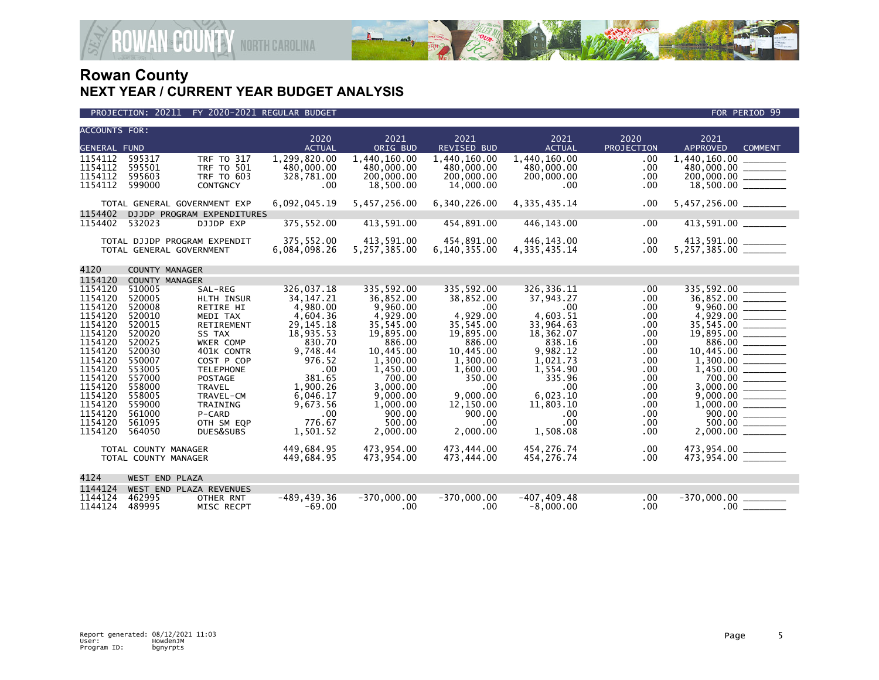# Rowan County
## NEXT YEAR / CURRENT YEAR BUDGET ANALYSIS

PROJECTION: 20211 FY 2020-2021 REGULAR BUDGET — FOR PERIOD 99

| ACCOUNTS FOR: GENERAL FUND | | | 2020 ACTUAL | 2021 ORIG BUD | 2021 REVISED BUD | 2021 ACTUAL | 2020 PROJECTION | 2021 APPROVED | COMMENT |
|---|---|---|---|---|---|---|---|---|---|
| 1154112 | 595317 | TRF TO 317 | 1,299,820.00 | 1,440,160.00 | 1,440,160.00 | 1,440,160.00 | .00 | 1,440,160.00 | _______ |
| 1154112 | 595501 | TRF TO 501 | 480,000.00 | 480,000.00 | 480,000.00 | 480,000.00 | .00 | 480,000.00 | _______ |
| 1154112 | 595603 | TRF TO 603 | 328,781.00 | 200,000.00 | 200,000.00 | 200,000.00 | .00 | 200,000.00 | _______ |
| 1154112 | 599000 | CONTGNCY | .00 | 18,500.00 | 14,000.00 | .00 | .00 | 18,500.00 | _______ |
| | TOTAL GENERAL GOVERNMENT EXP | | 6,092,045.19 | 5,457,256.00 | 6,340,226.00 | 4,335,435.14 | .00 | 5,457,256.00 | _______ |
| 1154402 | DJJDP PROGRAM EXPENDITURES | | | | | | | | |
| 1154402 | 532023 | DJJDP EXP | 375,552.00 | 413,591.00 | 454,891.00 | 446,143.00 | .00 | 413,591.00 | _______ |
| | TOTAL DJJDP PROGRAM EXPENDIT | | 375,552.00 | 413,591.00 | 454,891.00 | 446,143.00 | .00 | 413,591.00 | _______ |
| | TOTAL GENERAL GOVERNMENT | | 6,084,098.26 | 5,257,385.00 | 6,140,355.00 | 4,335,435.14 | .00 | 5,257,385.00 | _______ |
| 4120 | COUNTY MANAGER | | | | | | | | |
| 1154120 | COUNTY MANAGER | | | | | | | | |
| 1154120 | 510005 | SAL-REG | 326,037.18 | 335,592.00 | 335,592.00 | 326,336.11 | .00 | 335,592.00 | _______ |
| 1154120 | 520005 | HLTH INSUR | 34,147.21 | 36,852.00 | 38,852.00 | 37,943.27 | .00 | 36,852.00 | _______ |
| 1154120 | 520008 | RETIRE HI | 4,980.00 | 9,960.00 | .00 | .00 | .00 | 9,960.00 | _______ |
| 1154120 | 520010 | MEDI TAX | 4,604.36 | 4,929.00 | 4,929.00 | 4,603.51 | .00 | 4,929.00 | _______ |
| 1154120 | 520015 | RETIREMENT | 29,145.18 | 35,545.00 | 35,545.00 | 33,964.63 | .00 | 35,545.00 | _______ |
| 1154120 | 520020 | SS TAX | 18,935.53 | 19,895.00 | 19,895.00 | 18,362.07 | .00 | 19,895.00 | _______ |
| 1154120 | 520025 | WKER COMP | 830.70 | 886.00 | 886.00 | 838.16 | .00 | 886.00 | _______ |
| 1154120 | 520030 | 401K CONTR | 9,748.44 | 10,445.00 | 10,445.00 | 9,982.12 | .00 | 10,445.00 | _______ |
| 1154120 | 550007 | COST P COP | 976.52 | 1,300.00 | 1,300.00 | 1,021.73 | .00 | 1,300.00 | _______ |
| 1154120 | 553005 | TELEPHONE | .00 | 1,450.00 | 1,600.00 | 1,554.90 | .00 | 1,450.00 | _______ |
| 1154120 | 557000 | POSTAGE | 381.65 | 700.00 | 350.00 | 335.96 | .00 | 700.00 | _______ |
| 1154120 | 558000 | TRAVEL | 1,900.26 | 3,000.00 | .00 | .00 | .00 | 3,000.00 | _______ |
| 1154120 | 558005 | TRAVEL-CM | 6,046.17 | 9,000.00 | 9,000.00 | 6,023.10 | .00 | 9,000.00 | _______ |
| 1154120 | 559000 | TRAINING | 9,673.56 | 1,000.00 | 12,150.00 | 11,803.10 | .00 | 1,000.00 | _______ |
| 1154120 | 561000 | P-CARD | .00 | 900.00 | 900.00 | .00 | .00 | 900.00 | _______ |
| 1154120 | 561095 | OTH SM EQP | 776.67 | 500.00 | .00 | .00 | .00 | 500.00 | _______ |
| 1154120 | 564050 | DUES&SUBS | 1,501.52 | 2,000.00 | 2,000.00 | 1,508.08 | .00 | 2,000.00 | _______ |
| | TOTAL COUNTY MANAGER | | 449,684.95 | 473,954.00 | 473,444.00 | 454,276.74 | .00 | 473,954.00 | _______ |
| | TOTAL COUNTY MANAGER | | 449,684.95 | 473,954.00 | 473,444.00 | 454,276.74 | .00 | 473,954.00 | _______ |
| 4124 | WEST END PLAZA | | | | | | | | |
| 1144124 | WEST END PLAZA REVENUES | | | | | | | | |
| 1144124 | 462995 | OTHER RNT | -489,439.36 | -370,000.00 | -370,000.00 | -407,409.48 | .00 | -370,000.00 | _______ |
| 1144124 | 489995 | MISC RECPT | -69.00 | .00 | .00 | -8,000.00 | .00 | .00 | _______ |

Report generated: 08/12/2021 11:03
User: HowdenJM
Program ID: bgnyrpts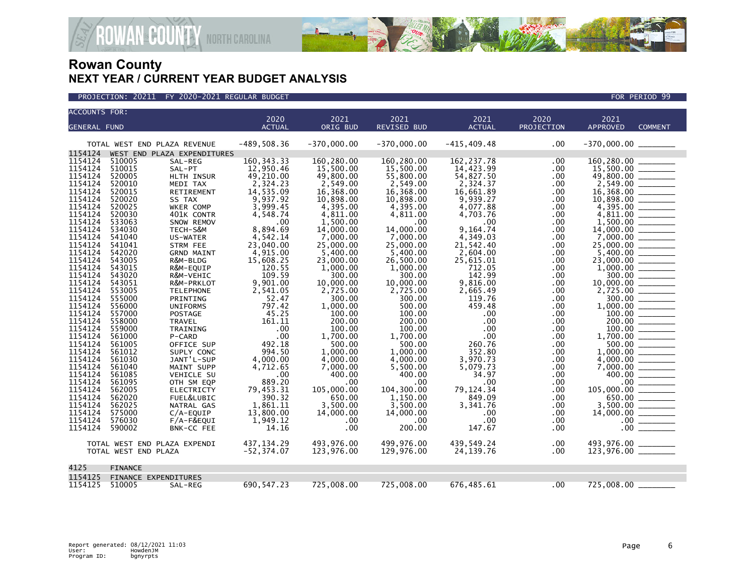# Rowan County
## NEXT YEAR / CURRENT YEAR BUDGET ANALYSIS

PROJECTION: 20211 FY 2020-2021 REGULAR BUDGET — FOR PERIOD 99

| ACCOUNTS FOR: GENERAL FUND | | | 2020 ACTUAL | 2021 ORIG BUD | 2021 REVISED BUD | 2021 ACTUAL | 2020 PROJECTION | 2021 APPROVED | COMMENT |
|---|---|---|---|---|---|---|---|---|---|
| TOTAL WEST END PLAZA REVENUE | | | -489,508.36 | -370,000.00 | -370,000.00 | -415,409.48 | .00 | -370,000.00 | |
| 1154124 | WEST END PLAZA EXPENDITURES | | | | | | | | |
| 1154124 | 510005 | SAL-REG | 160,343.33 | 160,280.00 | 160,280.00 | 162,237.78 | .00 | 160,280.00 | |
| 1154124 | 510015 | SAL-PT | 12,950.46 | 15,500.00 | 15,500.00 | 14,423.99 | .00 | 15,500.00 | |
| 1154124 | 520005 | HLTH INSUR | 49,210.00 | 49,800.00 | 55,800.00 | 54,827.50 | .00 | 49,800.00 | |
| 1154124 | 520010 | MEDI TAX | 2,324.23 | 2,549.00 | 2,549.00 | 2,324.37 | .00 | 2,549.00 | |
| 1154124 | 520015 | RETIREMENT | 14,535.09 | 16,368.00 | 16,368.00 | 16,661.89 | .00 | 16,368.00 | |
| 1154124 | 520020 | SS TAX | 9,937.92 | 10,898.00 | 10,898.00 | 9,939.27 | .00 | 10,898.00 | |
| 1154124 | 520025 | WKER COMP | 3,999.45 | 4,395.00 | 4,395.00 | 4,077.88 | .00 | 4,395.00 | |
| 1154124 | 520030 | 401K CONTR | 4,548.74 | 4,811.00 | 4,811.00 | 4,703.76 | .00 | 4,811.00 | |
| 1154124 | 533063 | SNOW REMOV | .00 | 1,500.00 | .00 | .00 | .00 | 1,500.00 | |
| 1154124 | 534030 | TECH-S&M | 8,894.69 | 14,000.00 | 14,000.00 | 9,164.74 | .00 | 14,000.00 | |
| 1154124 | 541040 | US-WATER | 4,542.14 | 7,000.00 | 7,000.00 | 4,349.03 | .00 | 7,000.00 | |
| 1154124 | 541041 | STRM FEE | 23,040.00 | 25,000.00 | 25,000.00 | 21,542.40 | .00 | 25,000.00 | |
| 1154124 | 542020 | GRND MAINT | 4,915.00 | 5,400.00 | 5,400.00 | 2,604.00 | .00 | 5,400.00 | |
| 1154124 | 543005 | R&M-BLDG | 15,608.25 | 23,000.00 | 26,500.00 | 25,615.01 | .00 | 23,000.00 | |
| 1154124 | 543015 | R&M-EQUIP | 120.55 | 1,000.00 | 1,000.00 | 712.05 | .00 | 1,000.00 | |
| 1154124 | 543020 | R&M-VEHIC | 109.59 | 300.00 | 300.00 | 142.99 | .00 | 300.00 | |
| 1154124 | 543051 | R&M-PRKLOT | 9,901.00 | 10,000.00 | 10,000.00 | 9,816.00 | .00 | 10,000.00 | |
| 1154124 | 553005 | TELEPHONE | 2,541.05 | 2,725.00 | 2,725.00 | 2,665.49 | .00 | 2,725.00 | |
| 1154124 | 555000 | PRINTING | 52.47 | 300.00 | 300.00 | 119.76 | .00 | 300.00 | |
| 1154124 | 556000 | UNIFORMS | 797.42 | 1,000.00 | 500.00 | 459.48 | .00 | 1,000.00 | |
| 1154124 | 557000 | POSTAGE | 45.25 | 100.00 | 100.00 | .00 | .00 | 100.00 | |
| 1154124 | 558000 | TRAVEL | 161.11 | 200.00 | 200.00 | .00 | .00 | 200.00 | |
| 1154124 | 559000 | TRAINING | .00 | 100.00 | 100.00 | .00 | .00 | 100.00 | |
| 1154124 | 561000 | P-CARD | .00 | 1,700.00 | 1,700.00 | .00 | .00 | 1,700.00 | |
| 1154124 | 561005 | OFFICE SUP | 492.18 | 500.00 | 500.00 | 260.76 | .00 | 500.00 | |
| 1154124 | 561012 | SUPLY CONC | 994.50 | 1,000.00 | 1,000.00 | 352.80 | .00 | 1,000.00 | |
| 1154124 | 561030 | JANT'L-SUP | 4,000.00 | 4,000.00 | 4,000.00 | 3,970.73 | .00 | 4,000.00 | |
| 1154124 | 561040 | MAINT SUPP | 4,712.65 | 7,000.00 | 5,500.00 | 5,079.73 | .00 | 7,000.00 | |
| 1154124 | 561085 | VEHICLE SU | .00 | 400.00 | 400.00 | 34.97 | .00 | 400.00 | |
| 1154124 | 561095 | OTH SM EQP | 889.20 | .00 | .00 | .00 | .00 | .00 | |
| 1154124 | 562005 | ELECTRICTY | 79,453.31 | 105,000.00 | 104,300.00 | 79,124.34 | .00 | 105,000.00 | |
| 1154124 | 562020 | FUEL&LUBIC | 390.32 | 650.00 | 1,150.00 | 849.09 | .00 | 650.00 | |
| 1154124 | 562025 | NATRAL GAS | 1,861.11 | 3,500.00 | 3,500.00 | 3,341.76 | .00 | 3,500.00 | |
| 1154124 | 575000 | C/A-EQUIP | 13,800.00 | 14,000.00 | 14,000.00 | .00 | .00 | 14,000.00 | |
| 1154124 | 576030 | F/A-F&EQUI | 1,949.12 | .00 | .00 | .00 | .00 | .00 | |
| 1154124 | 590002 | BNK-CC FEE | 14.16 | .00 | 200.00 | 147.67 | .00 | .00 | |
| TOTAL WEST END PLAZA EXPENDI | | | 437,134.29 | 493,976.00 | 499,976.00 | 439,549.24 | .00 | 493,976.00 | |
| TOTAL WEST END PLAZA | | | -52,374.07 | 123,976.00 | 129,976.00 | 24,139.76 | .00 | 123,976.00 | |
| 4125 | FINANCE | | | | | | | | |
| 1154125 | FINANCE EXPENDITURES | | | | | | | | |
| 1154125 | 510005 | SAL-REG | 690,547.23 | 725,008.00 | 725,008.00 | 676,485.61 | .00 | 725,008.00 | |

Report generated: 08/12/2021 11:03
User: HowdenJM
Program ID: bgnyrpts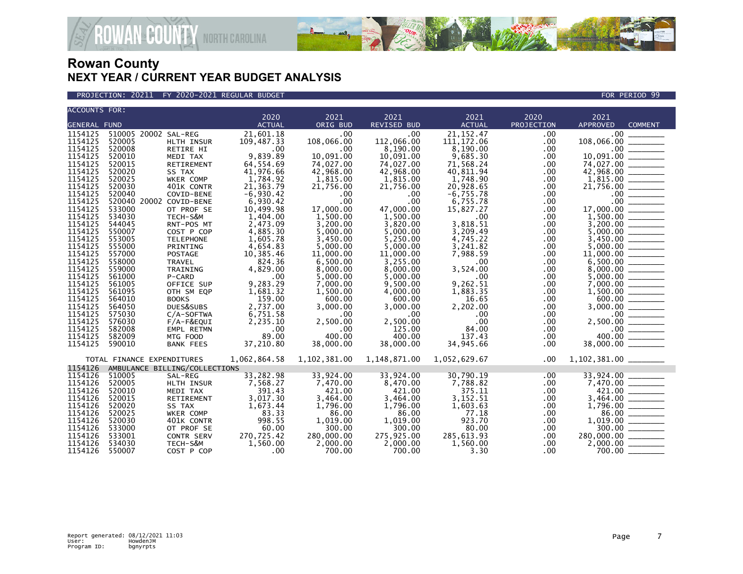# Rowan County

## NEXT YEAR / CURRENT YEAR BUDGET ANALYSIS

PROJECTION: 20211 FY 2020-2021 REGULAR BUDGET — FOR PERIOD 99

| ACCOUNTS FOR: GENERAL FUND | | | 2020 ACTUAL | 2021 ORIG BUD | 2021 REVISED BUD | 2021 ACTUAL | 2020 PROJECTION | 2021 APPROVED | COMMENT |
|---|---|---|---|---|---|---|---|---|---|
| 1154125 | 510005 20002 | SAL-REG | 21,601.18 | .00 | .00 | 21,152.47 | .00 | .00 | |
| 1154125 | 520005 | HLTH INSUR | 109,487.33 | 108,066.00 | 112,066.00 | 111,172.06 | .00 | 108,066.00 | |
| 1154125 | 520008 | RETIRE HI | .00 | .00 | 8,190.00 | 8,190.00 | .00 | .00 | |
| 1154125 | 520010 | MEDI TAX | 9,839.89 | 10,091.00 | 10,091.00 | 9,685.30 | .00 | 10,091.00 | |
| 1154125 | 520015 | RETIREMENT | 64,554.69 | 74,027.00 | 74,027.00 | 71,568.24 | .00 | 74,027.00 | |
| 1154125 | 520020 | SS TAX | 41,976.66 | 42,968.00 | 42,968.00 | 40,811.94 | .00 | 42,968.00 | |
| 1154125 | 520025 | WKER COMP | 1,784.92 | 1,815.00 | 1,815.00 | 1,748.90 | .00 | 1,815.00 | |
| 1154125 | 520030 | 401K CONTR | 21,363.79 | 21,756.00 | 21,756.00 | 20,928.65 | .00 | 21,756.00 | |
| 1154125 | 520040 | COVID-BENE | -6,930.42 | .00 | .00 | -6,755.78 | .00 | .00 | |
| 1154125 | 520040 20002 | COVID-BENE | 6,930.42 | .00 | .00 | 6,755.78 | .00 | .00 | |
| 1154125 | 533000 | OT PROF SE | 10,499.98 | 17,000.00 | 47,000.00 | 15,827.27 | .00 | 17,000.00 | |
| 1154125 | 534030 | TECH-S&M | 1,404.00 | 1,500.00 | 1,500.00 | .00 | .00 | 1,500.00 | |
| 1154125 | 544045 | RNT-POS MT | 2,473.09 | 3,200.00 | 3,820.00 | 3,818.51 | .00 | 3,200.00 | |
| 1154125 | 550007 | COST P COP | 4,885.30 | 5,000.00 | 5,000.00 | 3,209.49 | .00 | 5,000.00 | |
| 1154125 | 553005 | TELEPHONE | 1,605.78 | 3,450.00 | 5,250.00 | 4,745.22 | .00 | 3,450.00 | |
| 1154125 | 555000 | PRINTING | 4,654.83 | 5,000.00 | 5,000.00 | 3,241.82 | .00 | 5,000.00 | |
| 1154125 | 557000 | POSTAGE | 10,385.46 | 11,000.00 | 11,000.00 | 7,988.59 | .00 | 11,000.00 | |
| 1154125 | 558000 | TRAVEL | 824.36 | 6,500.00 | 3,255.00 | .00 | .00 | 6,500.00 | |
| 1154125 | 559000 | TRAINING | 4,829.00 | 8,000.00 | 8,000.00 | 3,524.00 | .00 | 8,000.00 | |
| 1154125 | 561000 | P-CARD | .00 | 5,000.00 | 5,000.00 | .00 | .00 | 5,000.00 | |
| 1154125 | 561005 | OFFICE SUP | 9,283.29 | 7,000.00 | 9,500.00 | 9,262.51 | .00 | 7,000.00 | |
| 1154125 | 561095 | OTH SM EQP | 1,681.32 | 1,500.00 | 4,000.00 | 1,883.35 | .00 | 1,500.00 | |
| 1154125 | 564010 | BOOKS | 159.00 | 600.00 | 600.00 | 16.65 | .00 | 600.00 | |
| 1154125 | 564050 | DUES&SUBS | 2,737.00 | 3,000.00 | 3,000.00 | 2,202.00 | .00 | 3,000.00 | |
| 1154125 | 575030 | C/A-SOFTWA | 6,751.58 | .00 | .00 | .00 | .00 | .00 | |
| 1154125 | 576030 | F/A-F&EQUI | 2,235.10 | 2,500.00 | 2,500.00 | .00 | .00 | 2,500.00 | |
| 1154125 | 582008 | EMPL RETMN | .00 | .00 | 125.00 | 84.00 | .00 | .00 | |
| 1154125 | 582009 | MTG FOOD | 89.00 | 400.00 | 400.00 | 137.43 | .00 | 400.00 | |
| 1154125 | 590010 | BANK FEES | 37,210.80 | 38,000.00 | 38,000.00 | 34,945.66 | .00 | 38,000.00 | |
| | TOTAL FINANCE EXPENDITURES | | 1,062,864.58 | 1,102,381.00 | 1,148,871.00 | 1,052,629.67 | .00 | 1,102,381.00 | |
| 1154126 | AMBULANCE BILLING/COLLECTIONS | | | | | | | | |
| 1154126 | 510005 | SAL-REG | 33,282.98 | 33,924.00 | 33,924.00 | 30,790.19 | .00 | 33,924.00 | |
| 1154126 | 520005 | HLTH INSUR | 7,568.27 | 7,470.00 | 8,470.00 | 7,788.82 | .00 | 7,470.00 | |
| 1154126 | 520010 | MEDI TAX | 391.43 | 421.00 | 421.00 | 375.11 | .00 | 421.00 | |
| 1154126 | 520015 | RETIREMENT | 3,017.30 | 3,464.00 | 3,464.00 | 3,152.51 | .00 | 3,464.00 | |
| 1154126 | 520020 | SS TAX | 1,673.44 | 1,796.00 | 1,796.00 | 1,603.63 | .00 | 1,796.00 | |
| 1154126 | 520025 | WKER COMP | 83.33 | 86.00 | 86.00 | 77.18 | .00 | 86.00 | |
| 1154126 | 520030 | 401K CONTR | 998.55 | 1,019.00 | 1,019.00 | 923.70 | .00 | 1,019.00 | |
| 1154126 | 533000 | OT PROF SE | 60.00 | 300.00 | 300.00 | 80.00 | .00 | 300.00 | |
| 1154126 | 533001 | CONTR SERV | 270,725.42 | 280,000.00 | 275,925.00 | 285,613.93 | .00 | 280,000.00 | |
| 1154126 | 534030 | TECH-S&M | 1,560.00 | 2,000.00 | 2,000.00 | 1,560.00 | .00 | 2,000.00 | |
| 1154126 | 550007 | COST P COP | .00 | 700.00 | 700.00 | 3.30 | .00 | 700.00 | |

Report generated: 08/12/2021 11:03
User: HowdenJM
Program ID: bgnyrpts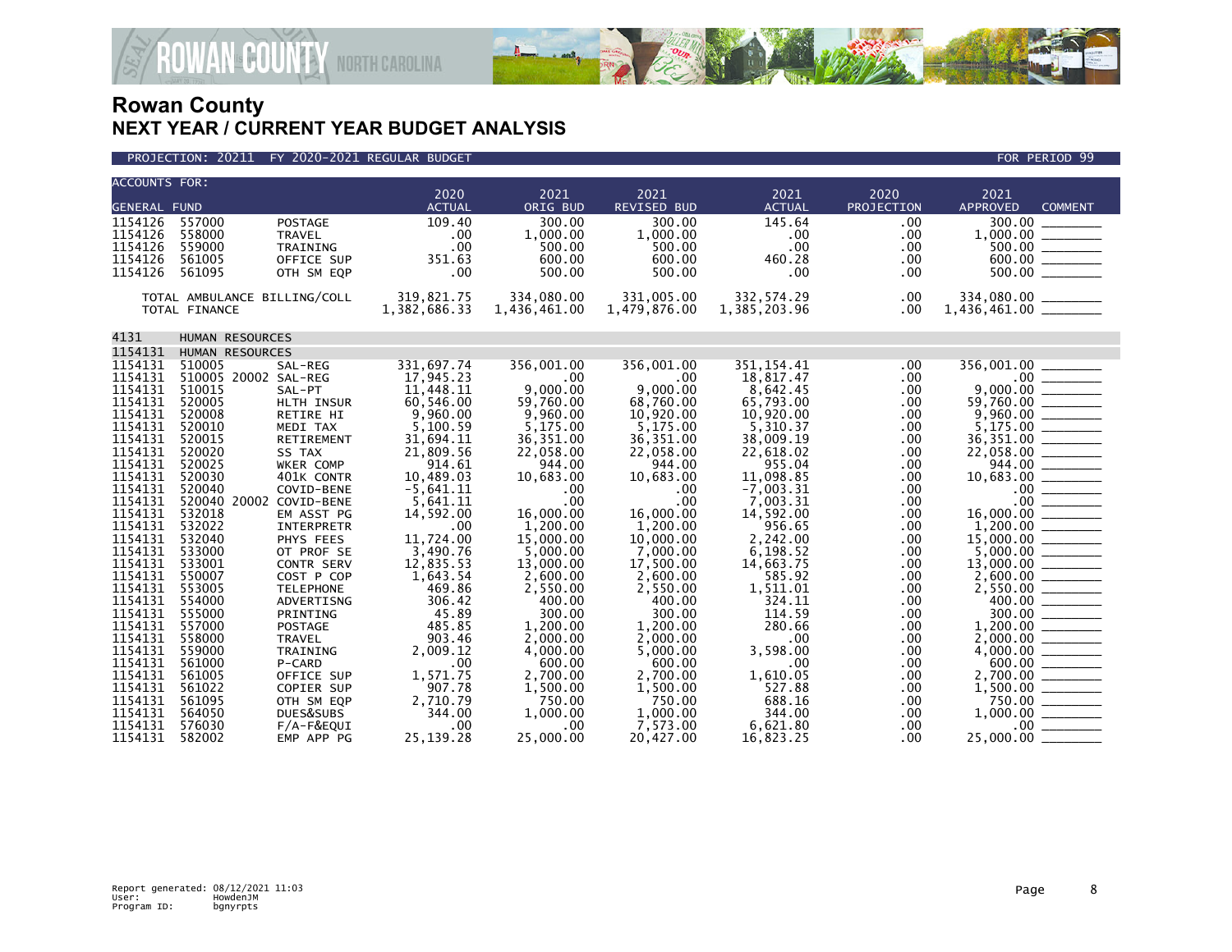# Rowan County
## NEXT YEAR / CURRENT YEAR BUDGET ANALYSIS

PROJECTION: 20211 FY 2020-2021 REGULAR BUDGET FOR PERIOD 99

| ACCOUNTS FOR: GENERAL FUND | | | 2020 ACTUAL | 2021 ORIG BUD | 2021 REVISED BUD | 2021 ACTUAL | 2020 PROJECTION | 2021 APPROVED | COMMENT |
|---|---|---|---|---|---|---|---|---|---|
| 1154126 | 557000 | POSTAGE | 109.40 | 300.00 | 300.00 | 145.64 | .00 | 300.00 | ________ |
| 1154126 | 558000 | TRAVEL | .00 | 1,000.00 | 1,000.00 | .00 | .00 | 1,000.00 | ________ |
| 1154126 | 559000 | TRAINING | .00 | 500.00 | 500.00 | .00 | .00 | 500.00 | ________ |
| 1154126 | 561005 | OFFICE SUP | 351.63 | 600.00 | 600.00 | 460.28 | .00 | 600.00 | ________ |
| 1154126 | 561095 | OTH SM EQP | .00 | 500.00 | 500.00 | .00 | .00 | 500.00 | ________ |
| TOTAL AMBULANCE BILLING/COLL | | | 319,821.75 | 334,080.00 | 331,005.00 | 332,574.29 | .00 | 334,080.00 | ________ |
| TOTAL FINANCE | | | 1,382,686.33 | 1,436,461.00 | 1,479,876.00 | 1,385,203.96 | .00 | 1,436,461.00 | ________ |
| 4131 | HUMAN RESOURCES | | | | | | | | |
| 1154131 | HUMAN RESOURCES | | | | | | | | |
| 1154131 | 510005 | SAL-REG | 331,697.74 | 356,001.00 | 356,001.00 | 351,154.41 | .00 | 356,001.00 | ________ |
| 1154131 | 510005 20002 | SAL-REG | 17,945.23 | .00 | .00 | 18,817.47 | .00 | .00 | ________ |
| 1154131 | 510015 | SAL-PT | 11,448.11 | 9,000.00 | 9,000.00 | 8,642.45 | .00 | 9,000.00 | ________ |
| 1154131 | 520005 | HLTH INSUR | 60,546.00 | 59,760.00 | 68,760.00 | 65,793.00 | .00 | 59,760.00 | ________ |
| 1154131 | 520008 | RETIRE HI | 9,960.00 | 9,960.00 | 10,920.00 | 10,920.00 | .00 | 9,960.00 | ________ |
| 1154131 | 520010 | MEDI TAX | 5,100.59 | 5,175.00 | 5,175.00 | 5,310.37 | .00 | 5,175.00 | ________ |
| 1154131 | 520015 | RETIREMENT | 31,694.11 | 36,351.00 | 36,351.00 | 38,009.19 | .00 | 36,351.00 | ________ |
| 1154131 | 520020 | SS TAX | 21,809.56 | 22,058.00 | 22,058.00 | 22,618.02 | .00 | 22,058.00 | ________ |
| 1154131 | 520025 | WKER COMP | 914.61 | 944.00 | 944.00 | 955.04 | .00 | 944.00 | ________ |
| 1154131 | 520030 | 401K CONTR | 10,489.03 | 10,683.00 | 10,683.00 | 11,098.85 | .00 | 10,683.00 | ________ |
| 1154131 | 520040 | COVID-BENE | -5,641.11 | .00 | .00 | -7,003.31 | .00 | .00 | ________ |
| 1154131 | 520040 20002 | COVID-BENE | 5,641.11 | .00 | .00 | 7,003.31 | .00 | .00 | ________ |
| 1154131 | 532018 | EM ASST PG | 14,592.00 | 16,000.00 | 16,000.00 | 14,592.00 | .00 | 16,000.00 | ________ |
| 1154131 | 532022 | INTERPRETR | .00 | 1,200.00 | 1,200.00 | 956.65 | .00 | 1,200.00 | ________ |
| 1154131 | 532040 | PHYS FEES | 11,724.00 | 15,000.00 | 10,000.00 | 2,242.00 | .00 | 15,000.00 | ________ |
| 1154131 | 533000 | OT PROF SE | 3,490.76 | 5,000.00 | 7,000.00 | 6,198.52 | .00 | 5,000.00 | ________ |
| 1154131 | 533001 | CONTR SERV | 12,835.53 | 13,000.00 | 17,500.00 | 14,663.75 | .00 | 13,000.00 | ________ |
| 1154131 | 550007 | COST P COP | 1,643.54 | 2,600.00 | 2,600.00 | 585.92 | .00 | 2,600.00 | ________ |
| 1154131 | 553005 | TELEPHONE | 469.86 | 2,550.00 | 2,550.00 | 1,511.01 | .00 | 2,550.00 | ________ |
| 1154131 | 554000 | ADVERTISNG | 306.42 | 400.00 | 400.00 | 324.11 | .00 | 400.00 | ________ |
| 1154131 | 555000 | PRINTING | 45.89 | 300.00 | 300.00 | 114.59 | .00 | 300.00 | ________ |
| 1154131 | 557000 | POSTAGE | 485.85 | 1,200.00 | 1,200.00 | 280.66 | .00 | 1,200.00 | ________ |
| 1154131 | 558000 | TRAVEL | 903.46 | 2,000.00 | 2,000.00 | .00 | .00 | 2,000.00 | ________ |
| 1154131 | 559000 | TRAINING | 2,009.12 | 4,000.00 | 5,000.00 | 3,598.00 | .00 | 4,000.00 | ________ |
| 1154131 | 561000 | P-CARD | .00 | 600.00 | 600.00 | .00 | .00 | 600.00 | ________ |
| 1154131 | 561005 | OFFICE SUP | 1,571.75 | 2,700.00 | 2,700.00 | 1,610.05 | .00 | 2,700.00 | ________ |
| 1154131 | 561022 | COPIER SUP | 907.78 | 1,500.00 | 1,500.00 | 527.88 | .00 | 1,500.00 | ________ |
| 1154131 | 561095 | OTH SM EQP | 2,710.79 | 750.00 | 750.00 | 688.16 | .00 | 750.00 | ________ |
| 1154131 | 564050 | DUES&SUBS | 344.00 | 1,000.00 | 1,000.00 | 344.00 | .00 | 1,000.00 | ________ |
| 1154131 | 576030 | F/A-F&EQUI | .00 | .00 | 7,573.00 | 6,621.80 | .00 | .00 | ________ |
| 1154131 | 582002 | EMP APP PG | 25,139.28 | 25,000.00 | 20,427.00 | 16,823.25 | .00 | 25,000.00 | ________ |

Report generated: 08/12/2021 11:03
User: HowdenJM
Program ID: bgnyrpts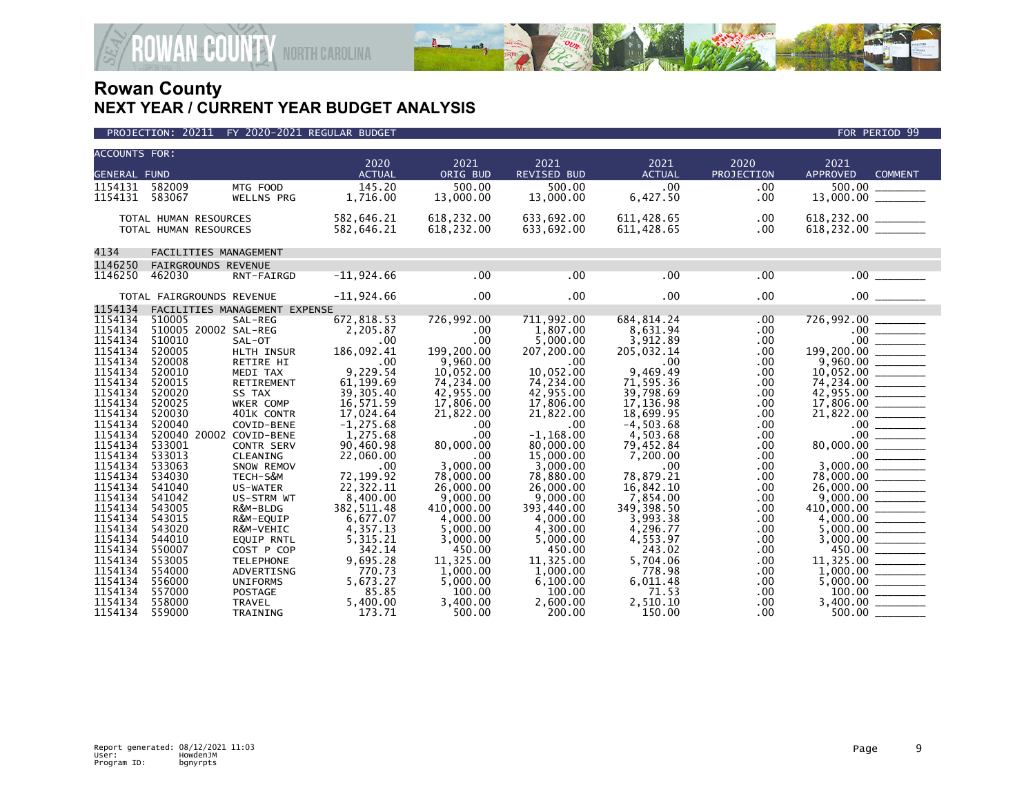# Rowan County
## NEXT YEAR / CURRENT YEAR BUDGET ANALYSIS

PROJECTION: 20211 FY 2020-2021 REGULAR BUDGET — FOR PERIOD 99

| ACCOUNTS FOR: GENERAL FUND | | | 2020 ACTUAL | 2021 ORIG BUD | 2021 REVISED BUD | 2021 ACTUAL | 2020 PROJECTION | 2021 APPROVED | COMMENT |
|---|---|---|---|---|---|---|---|---|---|
| 1154131 | 582009 | MTG FOOD | 145.20 | 500.00 | 500.00 | .00 | .00 | 500.00 | |
| 1154131 | 583067 | WELLNS PRG | 1,716.00 | 13,000.00 | 13,000.00 | 6,427.50 | .00 | 13,000.00 | |
| TOTAL HUMAN RESOURCES | | | 582,646.21 | 618,232.00 | 633,692.00 | 611,428.65 | .00 | 618,232.00 | |
| TOTAL HUMAN RESOURCES | | | 582,646.21 | 618,232.00 | 633,692.00 | 611,428.65 | .00 | 618,232.00 | |
| 4134 | FACILITIES MANAGEMENT | | | | | | | | |
| 1146250 | FAIRGROUNDS REVENUE | | | | | | | | |
| 1146250 | 462030 | RNT-FAIRGD | -11,924.66 | .00 | .00 | .00 | .00 | .00 | |
| TOTAL FAIRGROUNDS REVENUE | | | -11,924.66 | .00 | .00 | .00 | .00 | .00 | |
| 1154134 | FACILITIES MANAGEMENT EXPENSE | | | | | | | | |
| 1154134 | 510005 | SAL-REG | 672,818.53 | 726,992.00 | 711,992.00 | 684,814.24 | .00 | 726,992.00 | |
| 1154134 | 510005 20002 | SAL-REG | 2,205.87 | .00 | 1,807.00 | 8,631.94 | .00 | .00 | |
| 1154134 | 510010 | SAL-OT | .00 | .00 | 5,000.00 | 3,912.89 | .00 | .00 | |
| 1154134 | 520005 | HLTH INSUR | 186,092.41 | 199,200.00 | 207,200.00 | 205,032.14 | .00 | 199,200.00 | |
| 1154134 | 520008 | RETIRE HI | .00 | 9,960.00 | .00 | .00 | .00 | 9,960.00 | |
| 1154134 | 520010 | MEDI TAX | 9,229.54 | 10,052.00 | 10,052.00 | 9,469.49 | .00 | 10,052.00 | |
| 1154134 | 520015 | RETIREMENT | 61,199.69 | 74,234.00 | 74,234.00 | 71,595.36 | .00 | 74,234.00 | |
| 1154134 | 520020 | SS TAX | 39,305.40 | 42,955.00 | 42,955.00 | 39,798.69 | .00 | 42,955.00 | |
| 1154134 | 520025 | WKER COMP | 16,571.59 | 17,806.00 | 17,806.00 | 17,136.98 | .00 | 17,806.00 | |
| 1154134 | 520030 | 401K CONTR | 17,024.64 | 21,822.00 | 21,822.00 | 18,699.95 | .00 | 21,822.00 | |
| 1154134 | 520040 | COVID-BENE | -1,275.68 | .00 | .00 | -4,503.68 | .00 | .00 | |
| 1154134 | 520040 20002 | COVID-BENE | 1,275.68 | .00 | -1,168.00 | 4,503.68 | .00 | .00 | |
| 1154134 | 533001 | CONTR SERV | 90,460.98 | 80,000.00 | 80,000.00 | 79,452.84 | .00 | 80,000.00 | |
| 1154134 | 533013 | CLEANING | 22,060.00 | .00 | 15,000.00 | 7,200.00 | .00 | .00 | |
| 1154134 | 533063 | SNOW REMOV | .00 | 3,000.00 | 3,000.00 | .00 | .00 | 3,000.00 | |
| 1154134 | 534030 | TECH-S&M | 72,199.92 | 78,000.00 | 78,880.00 | 78,879.21 | .00 | 78,000.00 | |
| 1154134 | 541040 | US-WATER | 22,322.11 | 26,000.00 | 26,000.00 | 16,842.10 | .00 | 26,000.00 | |
| 1154134 | 541042 | US-STRM WT | 8,400.00 | 9,000.00 | 9,000.00 | 7,854.00 | .00 | 9,000.00 | |
| 1154134 | 543005 | R&M-BLDG | 382,511.48 | 410,000.00 | 393,440.00 | 349,398.50 | .00 | 410,000.00 | |
| 1154134 | 543015 | R&M-EQUIP | 6,677.07 | 4,000.00 | 4,000.00 | 3,993.38 | .00 | 4,000.00 | |
| 1154134 | 543020 | R&M-VEHIC | 4,357.13 | 5,000.00 | 4,300.00 | 4,296.77 | .00 | 5,000.00 | |
| 1154134 | 544010 | EQUIP RNTL | 5,315.21 | 3,000.00 | 5,000.00 | 4,553.97 | .00 | 3,000.00 | |
| 1154134 | 550007 | COST P COP | 342.14 | 450.00 | 450.00 | 243.02 | .00 | 450.00 | |
| 1154134 | 553005 | TELEPHONE | 9,695.28 | 11,325.00 | 11,325.00 | 5,704.06 | .00 | 11,325.00 | |
| 1154134 | 554000 | ADVERTISNG | 770.73 | 1,000.00 | 1,000.00 | 778.98 | .00 | 1,000.00 | |
| 1154134 | 556000 | UNIFORMS | 5,673.27 | 5,000.00 | 6,100.00 | 6,011.48 | .00 | 5,000.00 | |
| 1154134 | 557000 | POSTAGE | 85.85 | 100.00 | 100.00 | 71.53 | .00 | 100.00 | |
| 1154134 | 558000 | TRAVEL | 5,400.00 | 3,400.00 | 2,600.00 | 2,510.10 | .00 | 3,400.00 | |
| 1154134 | 559000 | TRAINING | 173.71 | 500.00 | 200.00 | 150.00 | .00 | 500.00 | |

Report generated: 08/12/2021 11:03
User: HowdenJM
Program ID: bgnyrpts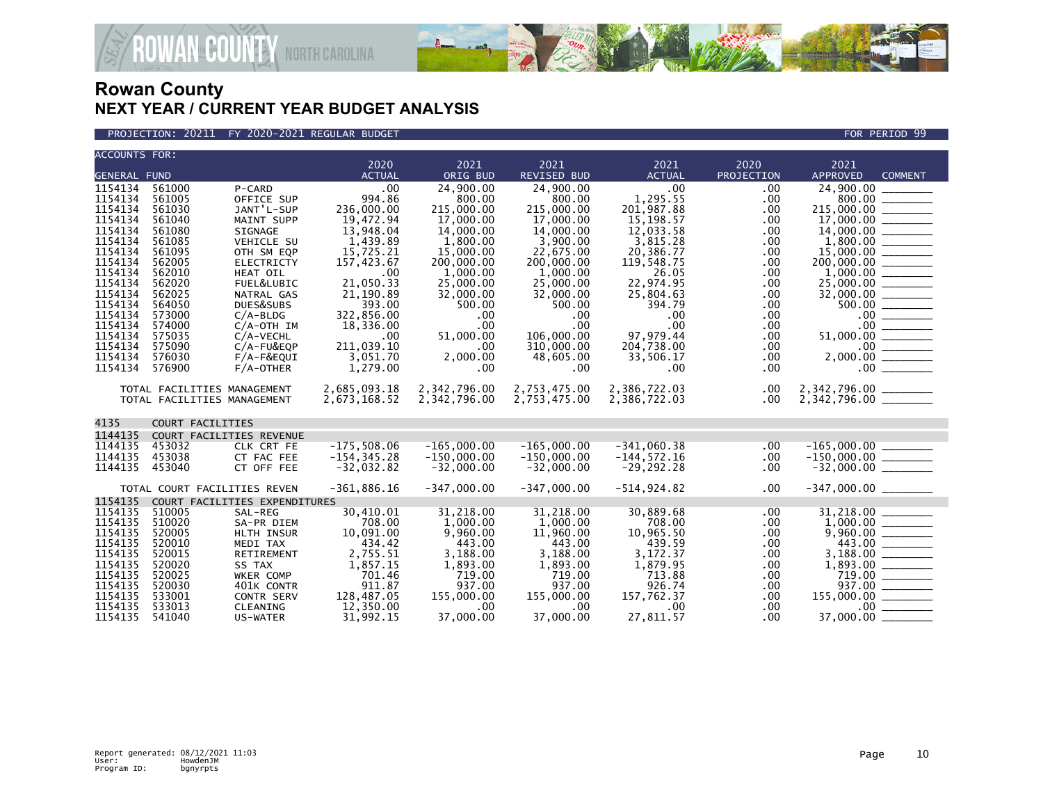# Rowan County
## NEXT YEAR / CURRENT YEAR BUDGET ANALYSIS

PROJECTION: 20211 FY 2020-2021 REGULAR BUDGET FOR PERIOD 99

| ACCOUNTS FOR: GENERAL FUND | | | 2020 ACTUAL | 2021 ORIG BUD | 2021 REVISED BUD | 2021 ACTUAL | 2020 PROJECTION | 2021 APPROVED | COMMENT |
|---|---|---|---|---|---|---|---|---|---|
| 1154134 | 561000 | P-CARD | .00 | 24,900.00 | 24,900.00 | .00 | .00 | 24,900.00 | ________ |
| 1154134 | 561005 | OFFICE SUP | 994.86 | 800.00 | 800.00 | 1,295.55 | .00 | 800.00 | ________ |
| 1154134 | 561030 | JANT'L-SUP | 236,000.00 | 215,000.00 | 215,000.00 | 201,987.88 | .00 | 215,000.00 | ________ |
| 1154134 | 561040 | MAINT SUPP | 19,472.94 | 17,000.00 | 17,000.00 | 15,198.57 | .00 | 17,000.00 | ________ |
| 1154134 | 561080 | SIGNAGE | 13,948.04 | 14,000.00 | 14,000.00 | 12,033.58 | .00 | 14,000.00 | ________ |
| 1154134 | 561085 | VEHICLE SU | 1,439.89 | 1,800.00 | 3,900.00 | 3,815.28 | .00 | 1,800.00 | ________ |
| 1154134 | 561095 | OTH SM EQP | 15,725.21 | 15,000.00 | 22,675.00 | 20,386.77 | .00 | 15,000.00 | ________ |
| 1154134 | 562005 | ELECTRICTY | 157,423.67 | 200,000.00 | 200,000.00 | 119,548.75 | .00 | 200,000.00 | ________ |
| 1154134 | 562010 | HEAT OIL | .00 | 1,000.00 | 1,000.00 | 26.05 | .00 | 1,000.00 | ________ |
| 1154134 | 562020 | FUEL&LUBIC | 21,050.33 | 25,000.00 | 25,000.00 | 22,974.95 | .00 | 25,000.00 | ________ |
| 1154134 | 562025 | NATRAL GAS | 21,190.89 | 32,000.00 | 32,000.00 | 25,804.63 | .00 | 32,000.00 | ________ |
| 1154134 | 564050 | DUES&SUBS | 393.00 | 500.00 | 500.00 | 394.79 | .00 | 500.00 | ________ |
| 1154134 | 573000 | C/A-BLDG | 322,856.00 | .00 | .00 | .00 | .00 | .00 | ________ |
| 1154134 | 574000 | C/A-OTH IM | 18,336.00 | .00 | .00 | .00 | .00 | .00 | ________ |
| 1154134 | 575035 | C/A-VECHL | .00 | 51,000.00 | 106,000.00 | 97,979.44 | .00 | 51,000.00 | ________ |
| 1154134 | 575090 | C/A-FU&EQP | 211,039.10 | .00 | 310,000.00 | 204,738.00 | .00 | .00 | ________ |
| 1154134 | 576030 | F/A-F&EQUI | 3,051.70 | 2,000.00 | 48,605.00 | 33,506.17 | .00 | 2,000.00 | ________ |
| 1154134 | 576900 | F/A-OTHER | 1,279.00 | .00 | .00 | .00 | .00 | .00 | ________ |
| TOTAL FACILITIES MANAGEMENT | | | 2,685,093.18 | 2,342,796.00 | 2,753,475.00 | 2,386,722.03 | .00 | 2,342,796.00 | ________ |
| TOTAL FACILITIES MANAGEMENT | | | 2,673,168.52 | 2,342,796.00 | 2,753,475.00 | 2,386,722.03 | .00 | 2,342,796.00 | ________ |
| 4135 | COURT FACILITIES | | | | | | | | |
| 1144135 | COURT FACILITIES REVENUE | | | | | | | | |
| 1144135 | 453032 | CLK CRT FE | -175,508.06 | -165,000.00 | -165,000.00 | -341,060.38 | .00 | -165,000.00 | ________ |
| 1144135 | 453038 | CT FAC FEE | -154,345.28 | -150,000.00 | -150,000.00 | -144,572.16 | .00 | -150,000.00 | ________ |
| 1144135 | 453040 | CT OFF FEE | -32,032.82 | -32,000.00 | -32,000.00 | -29,292.28 | .00 | -32,000.00 | ________ |
| TOTAL COURT FACILITIES REVEN | | | -361,886.16 | -347,000.00 | -347,000.00 | -514,924.82 | .00 | -347,000.00 | ________ |
| 1154135 | COURT FACILITIES EXPENDITURES | | | | | | | | |
| 1154135 | 510005 | SAL-REG | 30,410.01 | 31,218.00 | 31,218.00 | 30,889.68 | .00 | 31,218.00 | ________ |
| 1154135 | 510020 | SA-PR DIEM | 708.00 | 1,000.00 | 1,000.00 | 708.00 | .00 | 1,000.00 | ________ |
| 1154135 | 520005 | HLTH INSUR | 10,091.00 | 9,960.00 | 11,960.00 | 10,965.50 | .00 | 9,960.00 | ________ |
| 1154135 | 520010 | MEDI TAX | 434.42 | 443.00 | 443.00 | 439.59 | .00 | 443.00 | ________ |
| 1154135 | 520015 | RETIREMENT | 2,755.51 | 3,188.00 | 3,188.00 | 3,172.37 | .00 | 3,188.00 | ________ |
| 1154135 | 520020 | SS TAX | 1,857.15 | 1,893.00 | 1,893.00 | 1,879.95 | .00 | 1,893.00 | ________ |
| 1154135 | 520025 | WKER COMP | 701.46 | 719.00 | 719.00 | 713.88 | .00 | 719.00 | ________ |
| 1154135 | 520030 | 401K CONTR | 911.87 | 937.00 | 937.00 | 926.74 | .00 | 937.00 | ________ |
| 1154135 | 533001 | CONTR SERV | 128,487.05 | 155,000.00 | 155,000.00 | 157,762.37 | .00 | 155,000.00 | ________ |
| 1154135 | 533013 | CLEANING | 12,350.00 | .00 | .00 | .00 | .00 | .00 | ________ |
| 1154135 | 541040 | US-WATER | 31,992.15 | 37,000.00 | 37,000.00 | 27,811.57 | .00 | 37,000.00 | ________ |

Report generated: 08/12/2021 11:03
User: HowdenJM
Program ID: bgnyrpts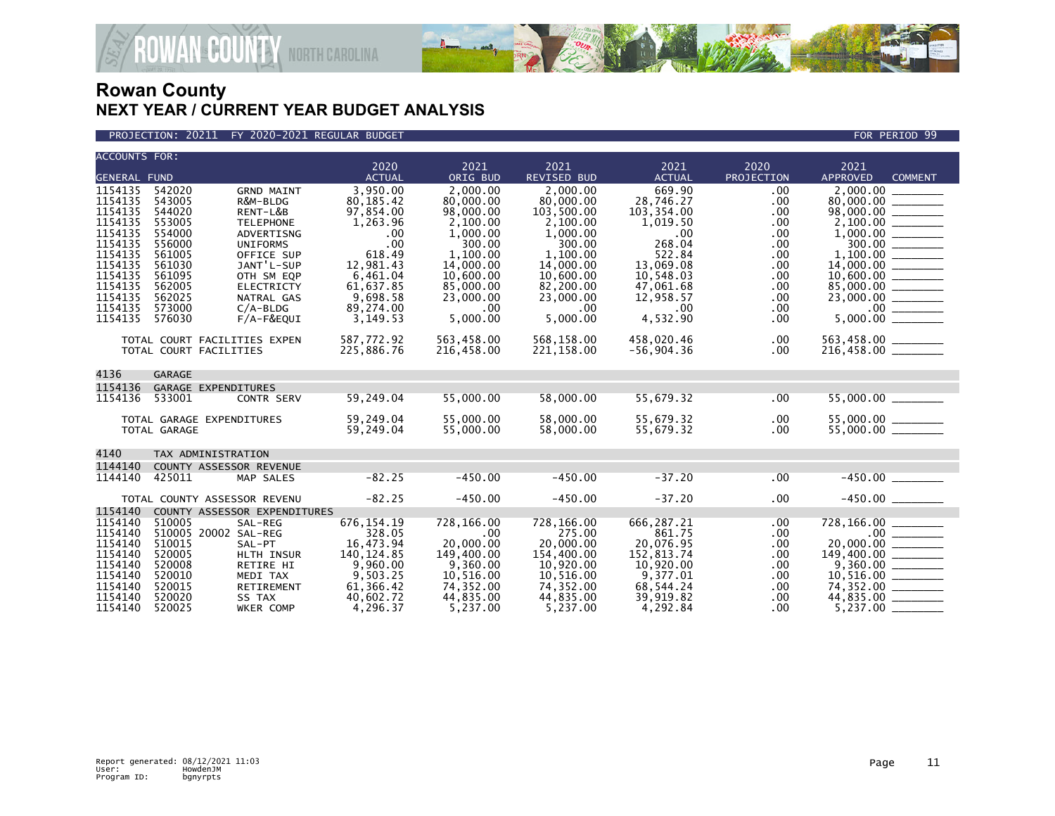# Rowan County
## NEXT YEAR / CURRENT YEAR BUDGET ANALYSIS

PROJECTION: 20211 FY 2020-2021 REGULAR BUDGET FOR PERIOD 99

| ACCOUNTS FOR: GENERAL FUND | | | 2020 ACTUAL | 2021 ORIG BUD | 2021 REVISED BUD | 2021 ACTUAL | 2020 PROJECTION | 2021 APPROVED | COMMENT |
|---|---|---|---|---|---|---|---|---|---|
| 1154135 | 542020 | GRND MAINT | 3,950.00 | 2,000.00 | 2,000.00 | 669.90 | .00 | 2,000.00 | |
| 1154135 | 543005 | R&M-BLDG | 80,185.42 | 80,000.00 | 80,000.00 | 28,746.27 | .00 | 80,000.00 | |
| 1154135 | 544020 | RENT-L&B | 97,854.00 | 98,000.00 | 103,500.00 | 103,354.00 | .00 | 98,000.00 | |
| 1154135 | 553005 | TELEPHONE | 1,263.96 | 2,100.00 | 2,100.00 | 1,019.50 | .00 | 2,100.00 | |
| 1154135 | 554000 | ADVERTISNG | .00 | 1,000.00 | 1,000.00 | .00 | .00 | 1,000.00 | |
| 1154135 | 556000 | UNIFORMS | .00 | 300.00 | 300.00 | 268.04 | .00 | 300.00 | |
| 1154135 | 561005 | OFFICE SUP | 618.49 | 1,100.00 | 1,100.00 | 522.84 | .00 | 1,100.00 | |
| 1154135 | 561030 | JANT'L-SUP | 12,981.43 | 14,000.00 | 14,000.00 | 13,069.08 | .00 | 14,000.00 | |
| 1154135 | 561095 | OTH SM EQP | 6,461.04 | 10,600.00 | 10,600.00 | 10,548.03 | .00 | 10,600.00 | |
| 1154135 | 562005 | ELECTRICTY | 61,637.85 | 85,000.00 | 82,200.00 | 47,061.68 | .00 | 85,000.00 | |
| 1154135 | 562025 | NATRAL GAS | 9,698.58 | 23,000.00 | 23,000.00 | 12,958.57 | .00 | 23,000.00 | |
| 1154135 | 573000 | C/A-BLDG | 89,274.00 | .00 | .00 | .00 | .00 | .00 | |
| 1154135 | 576030 | F/A-F&EQUI | 3,149.53 | 5,000.00 | 5,000.00 | 4,532.90 | .00 | 5,000.00 | |
| | TOTAL COURT FACILITIES EXPEN | | 587,772.92 | 563,458.00 | 568,158.00 | 458,020.46 | .00 | 563,458.00 | |
| | TOTAL COURT FACILITIES | | 225,886.76 | 216,458.00 | 221,158.00 | -56,904.36 | .00 | 216,458.00 | |
| 4136 | GARAGE | | | | | | | | |
| 1154136 | GARAGE EXPENDITURES | | | | | | | | |
| 1154136 | 533001 | CONTR SERV | 59,249.04 | 55,000.00 | 58,000.00 | 55,679.32 | .00 | 55,000.00 | |
| | TOTAL GARAGE EXPENDITURES | | 59,249.04 | 55,000.00 | 58,000.00 | 55,679.32 | .00 | 55,000.00 | |
| | TOTAL GARAGE | | 59,249.04 | 55,000.00 | 58,000.00 | 55,679.32 | .00 | 55,000.00 | |
| 4140 | TAX ADMINISTRATION | | | | | | | | |
| 1144140 | COUNTY ASSESSOR REVENUE | | | | | | | | |
| 1144140 | 425011 | MAP SALES | -82.25 | -450.00 | -450.00 | -37.20 | .00 | -450.00 | |
| | TOTAL COUNTY ASSESSOR REVENU | | -82.25 | -450.00 | -450.00 | -37.20 | .00 | -450.00 | |
| 1154140 | COUNTY ASSESSOR EXPENDITURES | | | | | | | | |
| 1154140 | 510005 | SAL-REG | 676,154.19 | 728,166.00 | 728,166.00 | 666,287.21 | .00 | 728,166.00 | |
| 1154140 | 510005 20002 | SAL-REG | 328.05 | .00 | 275.00 | 861.75 | .00 | .00 | |
| 1154140 | 510015 | SAL-PT | 16,473.94 | 20,000.00 | 20,000.00 | 20,076.95 | .00 | 20,000.00 | |
| 1154140 | 520005 | HLTH INSUR | 140,124.85 | 149,400.00 | 154,400.00 | 152,813.74 | .00 | 149,400.00 | |
| 1154140 | 520008 | RETIRE HI | 9,960.00 | 9,360.00 | 10,920.00 | 10,920.00 | .00 | 9,360.00 | |
| 1154140 | 520010 | MEDI TAX | 9,503.25 | 10,516.00 | 10,516.00 | 9,377.01 | .00 | 10,516.00 | |
| 1154140 | 520015 | RETIREMENT | 61,366.42 | 74,352.00 | 74,352.00 | 68,544.24 | .00 | 74,352.00 | |
| 1154140 | 520020 | SS TAX | 40,602.72 | 44,835.00 | 44,835.00 | 39,919.82 | .00 | 44,835.00 | |
| 1154140 | 520025 | WKER COMP | 4,296.37 | 5,237.00 | 5,237.00 | 4,292.84 | .00 | 5,237.00 | |

Report generated: 08/12/2021 11:03
User: HowdenJM
Program ID: bgnyrpts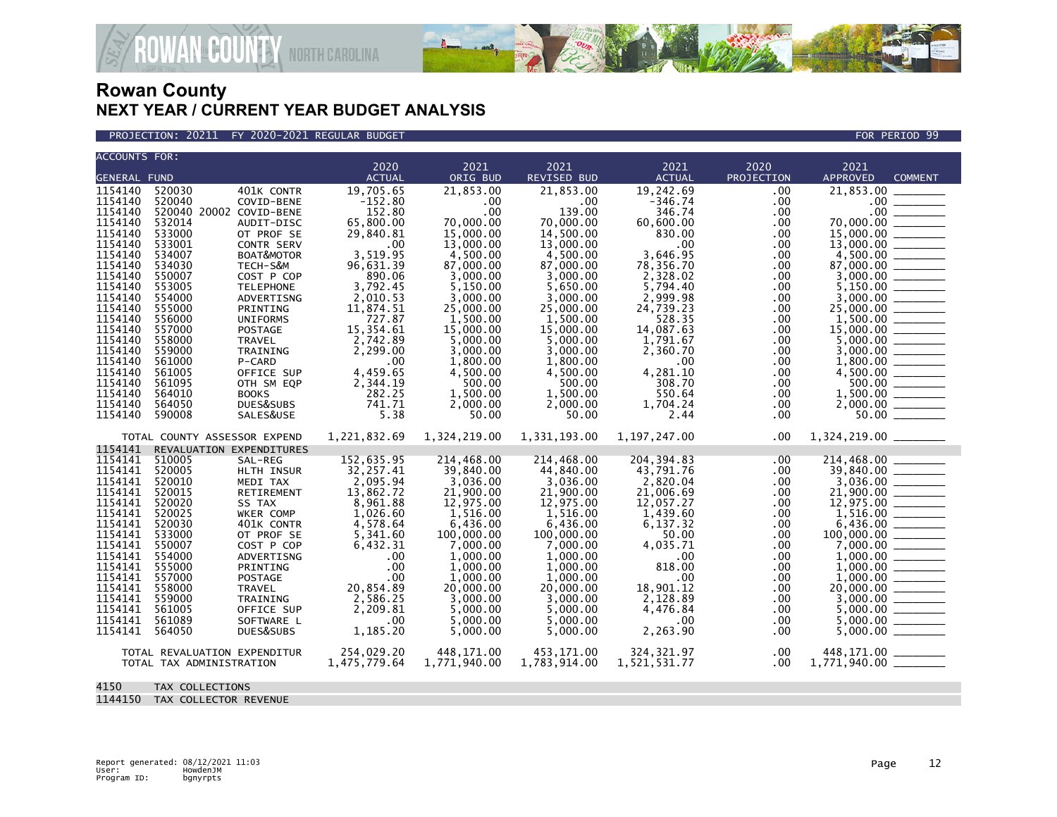# Rowan County
## NEXT YEAR / CURRENT YEAR BUDGET ANALYSIS

PROJECTION: 20211 FY 2020-2021 REGULAR BUDGET — FOR PERIOD 99

| ACCOUNTS FOR: GENERAL FUND | | | 2020 ACTUAL | 2021 ORIG BUD | 2021 REVISED BUD | 2021 ACTUAL | 2020 PROJECTION | 2021 APPROVED | COMMENT |
|---|---|---|---|---|---|---|---|---|---|
| 1154140 | 520030 | 401K CONTR | 19,705.65 | 21,853.00 | 21,853.00 | 19,242.69 | .00 | 21,853.00 | |
| 1154140 | 520040 | COVID-BENE | -152.80 | .00 | .00 | -346.74 | .00 | .00 | |
| 1154140 | 520040 20002 | COVID-BENE | 152.80 | .00 | 139.00 | 346.74 | .00 | .00 | |
| 1154140 | 532014 | AUDIT-DISC | 65,800.00 | 70,000.00 | 70,000.00 | 60,600.00 | .00 | 70,000.00 | |
| 1154140 | 533000 | OT PROF SE | 29,840.81 | 15,000.00 | 14,500.00 | 830.00 | .00 | 15,000.00 | |
| 1154140 | 533001 | CONTR SERV | .00 | 13,000.00 | 13,000.00 | .00 | .00 | 13,000.00 | |
| 1154140 | 534007 | BOAT&MOTOR | 3,519.95 | 4,500.00 | 4,500.00 | 3,646.95 | .00 | 4,500.00 | |
| 1154140 | 534030 | TECH-S&M | 96,631.39 | 87,000.00 | 87,000.00 | 78,356.70 | .00 | 87,000.00 | |
| 1154140 | 550007 | COST P COP | 890.06 | 3,000.00 | 3,000.00 | 2,328.02 | .00 | 3,000.00 | |
| 1154140 | 553005 | TELEPHONE | 3,792.45 | 5,150.00 | 5,650.00 | 5,794.40 | .00 | 5,150.00 | |
| 1154140 | 554000 | ADVERTISNG | 2,010.53 | 3,000.00 | 3,000.00 | 2,999.98 | .00 | 3,000.00 | |
| 1154140 | 555000 | PRINTING | 11,874.51 | 25,000.00 | 25,000.00 | 24,739.23 | .00 | 25,000.00 | |
| 1154140 | 556000 | UNIFORMS | 727.87 | 1,500.00 | 1,500.00 | 528.35 | .00 | 1,500.00 | |
| 1154140 | 557000 | POSTAGE | 15,354.61 | 15,000.00 | 15,000.00 | 14,087.63 | .00 | 15,000.00 | |
| 1154140 | 558000 | TRAVEL | 2,742.89 | 5,000.00 | 5,000.00 | 1,791.67 | .00 | 5,000.00 | |
| 1154140 | 559000 | TRAINING | 2,299.00 | 3,000.00 | 3,000.00 | 2,360.70 | .00 | 3,000.00 | |
| 1154140 | 561000 | P-CARD | .00 | 1,800.00 | 1,800.00 | .00 | .00 | 1,800.00 | |
| 1154140 | 561005 | OFFICE SUP | 4,459.65 | 4,500.00 | 4,500.00 | 4,281.10 | .00 | 4,500.00 | |
| 1154140 | 561095 | OTH SM EQP | 2,344.19 | 500.00 | 500.00 | 308.70 | .00 | 500.00 | |
| 1154140 | 564010 | BOOKS | 282.25 | 1,500.00 | 1,500.00 | 550.64 | .00 | 1,500.00 | |
| 1154140 | 564050 | DUES&SUBS | 741.71 | 2,000.00 | 2,000.00 | 1,704.24 | .00 | 2,000.00 | |
| 1154140 | 590008 | SALES&USE | 5.38 | 50.00 | 50.00 | 2.44 | .00 | 50.00 | |
| TOTAL COUNTY ASSESSOR EXPEND | | | 1,221,832.69 | 1,324,219.00 | 1,331,193.00 | 1,197,247.00 | .00 | 1,324,219.00 | |
| 1154141 | REVALUATION EXPENDITURES | | | | | | | | |
| 1154141 | 510005 | SAL-REG | 152,635.95 | 214,468.00 | 214,468.00 | 204,394.83 | .00 | 214,468.00 | |
| 1154141 | 520005 | HLTH INSUR | 32,257.41 | 39,840.00 | 44,840.00 | 43,791.76 | .00 | 39,840.00 | |
| 1154141 | 520010 | MEDI TAX | 2,095.94 | 3,036.00 | 3,036.00 | 2,820.04 | .00 | 3,036.00 | |
| 1154141 | 520015 | RETIREMENT | 13,862.72 | 21,900.00 | 21,900.00 | 21,006.69 | .00 | 21,900.00 | |
| 1154141 | 520020 | SS TAX | 8,961.88 | 12,975.00 | 12,975.00 | 12,057.27 | .00 | 12,975.00 | |
| 1154141 | 520025 | WKER COMP | 1,026.60 | 1,516.00 | 1,516.00 | 1,439.60 | .00 | 1,516.00 | |
| 1154141 | 520030 | 401K CONTR | 4,578.64 | 6,436.00 | 6,436.00 | 6,137.32 | .00 | 6,436.00 | |
| 1154141 | 533000 | OT PROF SE | 5,341.60 | 100,000.00 | 100,000.00 | 50.00 | .00 | 100,000.00 | |
| 1154141 | 550007 | COST P COP | 6,432.31 | 7,000.00 | 7,000.00 | 4,035.71 | .00 | 7,000.00 | |
| 1154141 | 554000 | ADVERTISNG | .00 | 1,000.00 | 1,000.00 | .00 | .00 | 1,000.00 | |
| 1154141 | 555000 | PRINTING | .00 | 1,000.00 | 1,000.00 | 818.00 | .00 | 1,000.00 | |
| 1154141 | 557000 | POSTAGE | .00 | 1,000.00 | 1,000.00 | .00 | .00 | 1,000.00 | |
| 1154141 | 558000 | TRAVEL | 20,854.89 | 20,000.00 | 20,000.00 | 18,901.12 | .00 | 20,000.00 | |
| 1154141 | 559000 | TRAINING | 2,586.25 | 3,000.00 | 3,000.00 | 2,128.89 | .00 | 3,000.00 | |
| 1154141 | 561005 | OFFICE SUP | 2,209.81 | 5,000.00 | 5,000.00 | 4,476.84 | .00 | 5,000.00 | |
| 1154141 | 561089 | SOFTWARE L | .00 | 5,000.00 | 5,000.00 | .00 | .00 | 5,000.00 | |
| 1154141 | 564050 | DUES&SUBS | 1,185.20 | 5,000.00 | 5,000.00 | 2,263.90 | .00 | 5,000.00 | |
| TOTAL REVALUATION EXPENDITUR | | | 254,029.20 | 448,171.00 | 453,171.00 | 324,321.97 | .00 | 448,171.00 | |
| TOTAL TAX ADMINISTRATION | | | 1,475,779.64 | 1,771,940.00 | 1,783,914.00 | 1,521,531.77 | .00 | 1,771,940.00 | |

4150 TAX COLLECTIONS

1144150 TAX COLLECTOR REVENUE

Report generated: 08/12/2021 11:03
User: HowdenJM
Program ID: bgnyrpts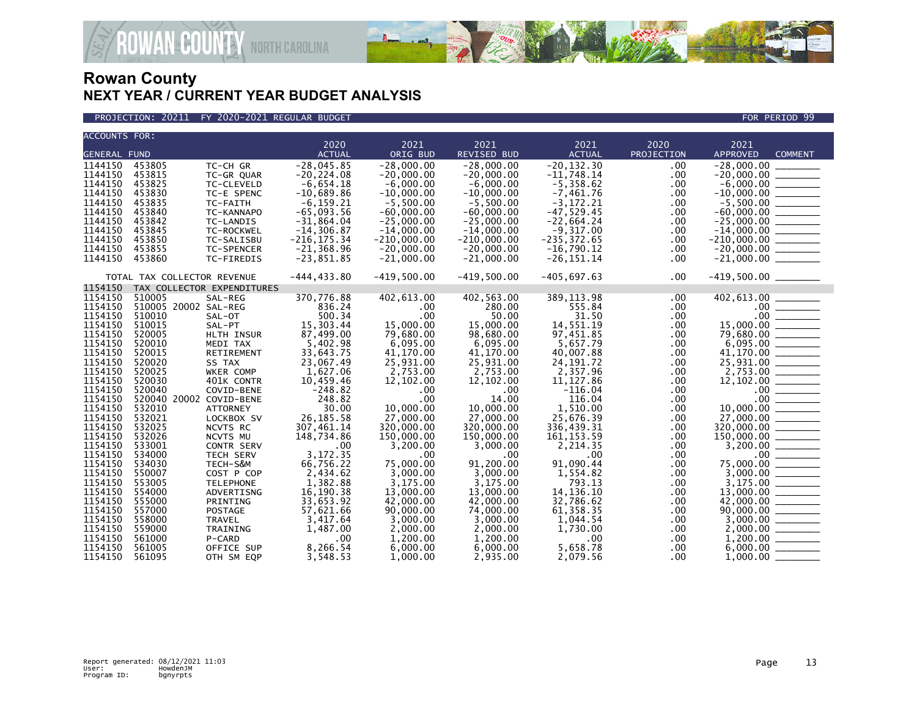# Rowan County
## NEXT YEAR / CURRENT YEAR BUDGET ANALYSIS

PROJECTION: 20211 FY 2020-2021 REGULAR BUDGET — FOR PERIOD 99

| ACCOUNTS FOR: GENERAL FUND | | | 2020 ACTUAL | 2021 ORIG BUD | 2021 REVISED BUD | 2021 ACTUAL | 2020 PROJECTION | 2021 APPROVED | COMMENT |
|---|---|---|---|---|---|---|---|---|---|
| 1144150 | 453805 | TC-CH GR | -28,045.85 | -28,000.00 | -28,000.00 | -20,132.30 | .00 | -28,000.00 | |
| 1144150 | 453815 | TC-GR QUAR | -20,224.08 | -20,000.00 | -20,000.00 | -11,748.14 | .00 | -20,000.00 | |
| 1144150 | 453825 | TC-CLEVELD | -6,654.18 | -6,000.00 | -6,000.00 | -5,358.62 | .00 | -6,000.00 | |
| 1144150 | 453830 | TC-E SPENC | -10,689.86 | -10,000.00 | -10,000.00 | -7,461.76 | .00 | -10,000.00 | |
| 1144150 | 453835 | TC-FAITH | -6,159.21 | -5,500.00 | -5,500.00 | -3,172.21 | .00 | -5,500.00 | |
| 1144150 | 453840 | TC-KANNAPO | -65,093.56 | -60,000.00 | -60,000.00 | -47,529.45 | .00 | -60,000.00 | |
| 1144150 | 453842 | TC-LANDIS | -31,864.04 | -25,000.00 | -25,000.00 | -22,664.24 | .00 | -25,000.00 | |
| 1144150 | 453845 | TC-ROCKWEL | -14,306.87 | -14,000.00 | -14,000.00 | -9,317.00 | .00 | -14,000.00 | |
| 1144150 | 453850 | TC-SALISBU | -216,175.34 | -210,000.00 | -210,000.00 | -235,372.65 | .00 | -210,000.00 | |
| 1144150 | 453855 | TC-SPENCER | -21,368.96 | -20,000.00 | -20,000.00 | -16,790.12 | .00 | -20,000.00 | |
| 1144150 | 453860 | TC-FIREDIS | -23,851.85 | -21,000.00 | -21,000.00 | -26,151.14 | .00 | -21,000.00 | |
| TOTAL TAX COLLECTOR REVENUE | | | -444,433.80 | -419,500.00 | -419,500.00 | -405,697.63 | .00 | -419,500.00 | |
| 1154150 | TAX COLLECTOR EXPENDITURES | | | | | | | | |
| 1154150 | 510005 | SAL-REG | 370,776.88 | 402,613.00 | 402,563.00 | 389,113.98 | .00 | 402,613.00 | |
| 1154150 | 510005 20002 | SAL-REG | 836.24 | .00 | 280.00 | 555.84 | .00 | .00 | |
| 1154150 | 510010 | SAL-OT | 500.34 | .00 | 50.00 | 31.50 | .00 | .00 | |
| 1154150 | 510015 | SAL-PT | 15,303.44 | 15,000.00 | 15,000.00 | 14,551.19 | .00 | 15,000.00 | |
| 1154150 | 520005 | HLTH INSUR | 87,499.00 | 79,680.00 | 98,680.00 | 97,451.85 | .00 | 79,680.00 | |
| 1154150 | 520010 | MEDI TAX | 5,402.98 | 6,095.00 | 6,095.00 | 5,657.79 | .00 | 6,095.00 | |
| 1154150 | 520015 | RETIREMENT | 33,643.75 | 41,170.00 | 41,170.00 | 40,007.88 | .00 | 41,170.00 | |
| 1154150 | 520020 | SS TAX | 23,067.49 | 25,931.00 | 25,931.00 | 24,191.72 | .00 | 25,931.00 | |
| 1154150 | 520025 | WKER COMP | 1,627.06 | 2,753.00 | 2,753.00 | 2,357.96 | .00 | 2,753.00 | |
| 1154150 | 520030 | 401K CONTR | 10,459.46 | 12,102.00 | 12,102.00 | 11,127.86 | .00 | 12,102.00 | |
| 1154150 | 520040 | COVID-BENE | -248.82 | .00 | .00 | -116.04 | .00 | .00 | |
| 1154150 | 520040 20002 | COVID-BENE | 248.82 | .00 | 14.00 | 116.04 | .00 | .00 | |
| 1154150 | 532010 | ATTORNEY | 30.00 | 10,000.00 | 10,000.00 | 1,510.00 | .00 | 10,000.00 | |
| 1154150 | 532021 | LOCKBOX SV | 26,185.58 | 27,000.00 | 27,000.00 | 25,676.39 | .00 | 27,000.00 | |
| 1154150 | 532025 | NCVTS RC | 307,461.14 | 320,000.00 | 320,000.00 | 336,439.31 | .00 | 320,000.00 | |
| 1154150 | 532026 | NCVTS MU | 148,734.86 | 150,000.00 | 150,000.00 | 161,153.59 | .00 | 150,000.00 | |
| 1154150 | 533001 | CONTR SERV | .00 | 3,200.00 | 3,000.00 | 2,214.35 | .00 | 3,200.00 | |
| 1154150 | 534000 | TECH SERV | 3,172.35 | .00 | .00 | .00 | .00 | .00 | |
| 1154150 | 534030 | TECH-S&M | 66,756.22 | 75,000.00 | 91,200.00 | 91,090.44 | .00 | 75,000.00 | |
| 1154150 | 550007 | COST P COP | 2,434.62 | 3,000.00 | 3,000.00 | 1,554.82 | .00 | 3,000.00 | |
| 1154150 | 553005 | TELEPHONE | 1,382.88 | 3,175.00 | 3,175.00 | 793.13 | .00 | 3,175.00 | |
| 1154150 | 554000 | ADVERTISNG | 16,190.38 | 13,000.00 | 13,000.00 | 14,136.10 | .00 | 13,000.00 | |
| 1154150 | 555000 | PRINTING | 33,653.92 | 42,000.00 | 42,000.00 | 32,786.62 | .00 | 42,000.00 | |
| 1154150 | 557000 | POSTAGE | 57,621.66 | 90,000.00 | 74,000.00 | 61,358.35 | .00 | 90,000.00 | |
| 1154150 | 558000 | TRAVEL | 3,417.64 | 3,000.00 | 3,000.00 | 1,044.54 | .00 | 3,000.00 | |
| 1154150 | 559000 | TRAINING | 1,487.00 | 2,000.00 | 2,000.00 | 1,730.00 | .00 | 2,000.00 | |
| 1154150 | 561000 | P-CARD | .00 | 1,200.00 | 1,200.00 | .00 | .00 | 1,200.00 | |
| 1154150 | 561005 | OFFICE SUP | 8,266.54 | 6,000.00 | 6,000.00 | 5,658.78 | .00 | 6,000.00 | |
| 1154150 | 561095 | OTH SM EQP | 3,548.53 | 1,000.00 | 2,935.00 | 2,079.56 | .00 | 1,000.00 | |

Report generated: 08/12/2021 11:03
User: HowdenJM
Program ID: bgnyrpts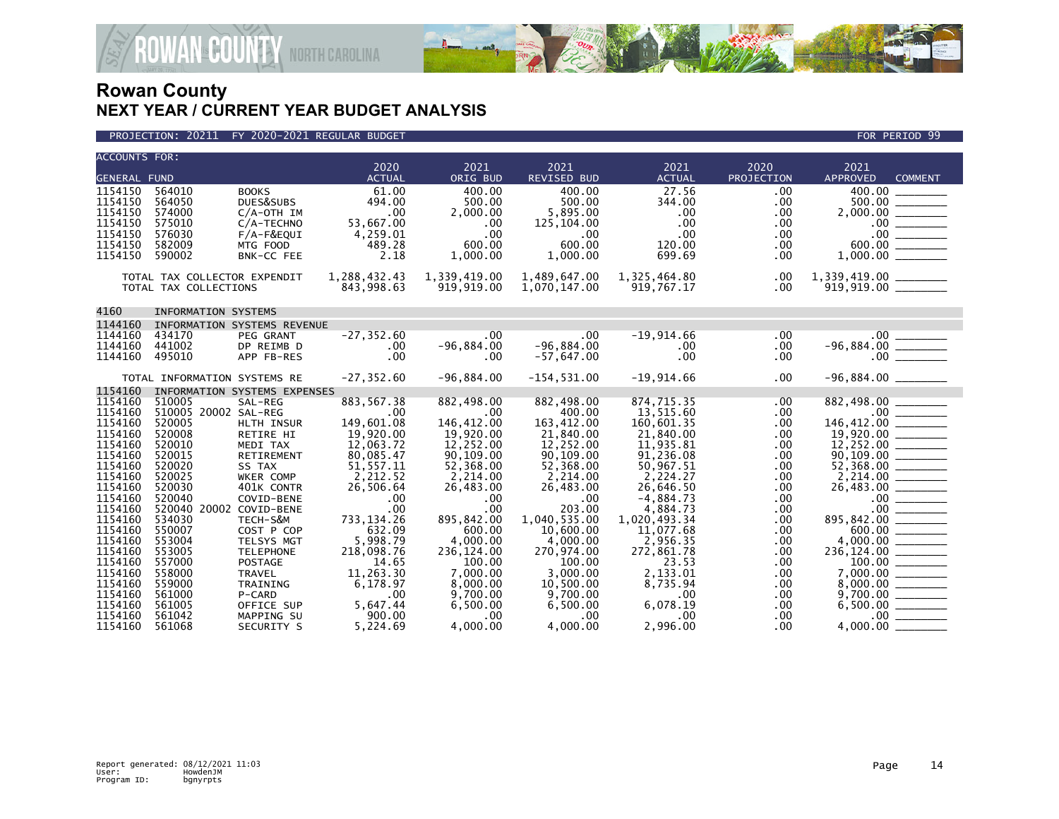# Rowan County
## NEXT YEAR / CURRENT YEAR BUDGET ANALYSIS

PROJECTION: 20211 FY 2020-2021 REGULAR BUDGET — FOR PERIOD 99

| ACCOUNTS FOR: GENERAL FUND | | | 2020 ACTUAL | 2021 ORIG BUD | 2021 REVISED BUD | 2021 ACTUAL | 2020 PROJECTION | 2021 APPROVED | COMMENT |
|---|---|---|---|---|---|---|---|---|---|
| 1154150 | 564010 | BOOKS | 61.00 | 400.00 | 400.00 | 27.56 | .00 | 400.00 | |
| 1154150 | 564050 | DUES&SUBS | 494.00 | 500.00 | 500.00 | 344.00 | .00 | 500.00 | |
| 1154150 | 574000 | C/A-OTH IM | .00 | 2,000.00 | 5,895.00 | .00 | .00 | 2,000.00 | |
| 1154150 | 575010 | C/A-TECHNO | 53,667.00 | .00 | 125,104.00 | .00 | .00 | .00 | |
| 1154150 | 576030 | F/A-F&EQUI | 4,259.01 | .00 | .00 | .00 | .00 | .00 | |
| 1154150 | 582009 | MTG FOOD | 489.28 | 600.00 | 600.00 | 120.00 | .00 | 600.00 | |
| 1154150 | 590002 | BNK-CC FEE | 2.18 | 1,000.00 | 1,000.00 | 699.69 | .00 | 1,000.00 | |
| | TOTAL TAX COLLECTOR EXPENDIT | | 1,288,432.43 | 1,339,419.00 | 1,489,647.00 | 1,325,464.80 | .00 | 1,339,419.00 | |
| | TOTAL TAX COLLECTIONS | | 843,998.63 | 919,919.00 | 1,070,147.00 | 919,767.17 | .00 | 919,919.00 | |
| 4160 | INFORMATION SYSTEMS | | | | | | | | |
| 1144160 | INFORMATION SYSTEMS REVENUE | | | | | | | | |
| 1144160 | 434170 | PEG GRANT | -27,352.60 | .00 | .00 | -19,914.66 | .00 | .00 | |
| 1144160 | 441002 | DP REIMB D | .00 | -96,884.00 | -96,884.00 | .00 | .00 | -96,884.00 | |
| 1144160 | 495010 | APP FB-RES | .00 | .00 | -57,647.00 | .00 | .00 | .00 | |
| | TOTAL INFORMATION SYSTEMS RE | | -27,352.60 | -96,884.00 | -154,531.00 | -19,914.66 | .00 | -96,884.00 | |
| 1154160 | INFORMATION SYSTEMS EXPENSES | | | | | | | | |
| 1154160 | 510005 | SAL-REG | 883,567.38 | 882,498.00 | 882,498.00 | 874,715.35 | .00 | 882,498.00 | |
| 1154160 | 510005 20002 | SAL-REG | .00 | .00 | 400.00 | 13,515.60 | .00 | .00 | |
| 1154160 | 520005 | HLTH INSUR | 149,601.08 | 146,412.00 | 163,412.00 | 160,601.35 | .00 | 146,412.00 | |
| 1154160 | 520008 | RETIRE HI | 19,920.00 | 19,920.00 | 21,840.00 | 21,840.00 | .00 | 19,920.00 | |
| 1154160 | 520010 | MEDI TAX | 12,063.72 | 12,252.00 | 12,252.00 | 11,935.81 | .00 | 12,252.00 | |
| 1154160 | 520015 | RETIREMENT | 80,085.47 | 90,109.00 | 90,109.00 | 91,236.08 | .00 | 90,109.00 | |
| 1154160 | 520020 | SS TAX | 51,557.11 | 52,368.00 | 52,368.00 | 50,967.51 | .00 | 52,368.00 | |
| 1154160 | 520025 | WKER COMP | 2,212.52 | 2,214.00 | 2,214.00 | 2,224.27 | .00 | 2,214.00 | |
| 1154160 | 520030 | 401K CONTR | 26,506.64 | 26,483.00 | 26,483.00 | 26,646.50 | .00 | 26,483.00 | |
| 1154160 | 520040 | COVID-BENE | .00 | .00 | .00 | -4,884.73 | .00 | .00 | |
| 1154160 | 520040 20002 | COVID-BENE | .00 | .00 | 203.00 | 4,884.73 | .00 | .00 | |
| 1154160 | 534030 | TECH-S&M | 733,134.26 | 895,842.00 | 1,040,535.00 | 1,020,493.34 | .00 | 895,842.00 | |
| 1154160 | 550007 | COST P COP | 632.09 | 600.00 | 10,600.00 | 11,077.68 | .00 | 600.00 | |
| 1154160 | 553004 | TELSYS MGT | 5,998.79 | 4,000.00 | 4,000.00 | 2,956.35 | .00 | 4,000.00 | |
| 1154160 | 553005 | TELEPHONE | 218,098.76 | 236,124.00 | 270,974.00 | 272,861.78 | .00 | 236,124.00 | |
| 1154160 | 557000 | POSTAGE | 14.65 | 100.00 | 100.00 | 23.53 | .00 | 100.00 | |
| 1154160 | 558000 | TRAVEL | 11,263.30 | 7,000.00 | 3,000.00 | 2,133.01 | .00 | 7,000.00 | |
| 1154160 | 559000 | TRAINING | 6,178.97 | 8,000.00 | 10,500.00 | 8,735.94 | .00 | 8,000.00 | |
| 1154160 | 561000 | P-CARD | .00 | 9,700.00 | 9,700.00 | .00 | .00 | 9,700.00 | |
| 1154160 | 561005 | OFFICE SUP | 5,647.44 | 6,500.00 | 6,500.00 | 6,078.19 | .00 | 6,500.00 | |
| 1154160 | 561042 | MAPPING SU | 900.00 | .00 | .00 | .00 | .00 | .00 | |
| 1154160 | 561068 | SECURITY S | 5,224.69 | 4,000.00 | 4,000.00 | 2,996.00 | .00 | 4,000.00 | |

Report generated: 08/12/2021 11:03
User: HowdenJM
Program ID: bgnyrpts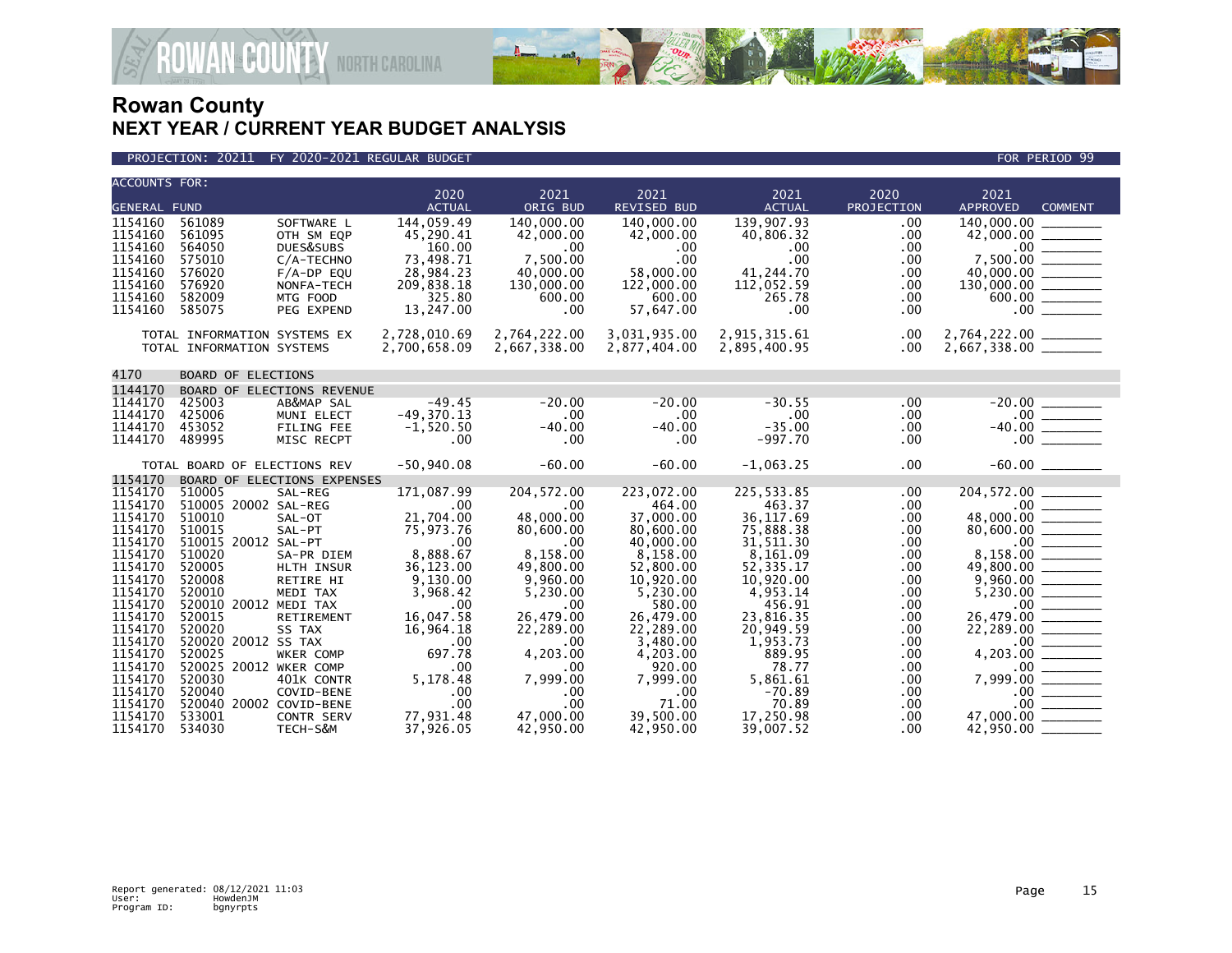# Rowan County
## NEXT YEAR / CURRENT YEAR BUDGET ANALYSIS

PROJECTION: 20211 FY 2020-2021 REGULAR BUDGET — FOR PERIOD 99

| ACCOUNTS FOR: GENERAL FUND | | | 2020 ACTUAL | 2021 ORIG BUD | 2021 REVISED BUD | 2021 ACTUAL | 2020 PROJECTION | 2021 APPROVED | COMMENT |
|---|---|---|---|---|---|---|---|---|---|
| 1154160 | 561089 | SOFTWARE L | 144,059.49 | 140,000.00 | 140,000.00 | 139,907.93 | .00 | 140,000.00 | |
| 1154160 | 561095 | OTH SM EQP | 45,290.41 | 42,000.00 | 42,000.00 | 40,806.32 | .00 | 42,000.00 | |
| 1154160 | 564050 | DUES&SUBS | 160.00 | .00 | .00 | .00 | .00 | .00 | |
| 1154160 | 575010 | C/A-TECHNO | 73,498.71 | 7,500.00 | .00 | .00 | .00 | 7,500.00 | |
| 1154160 | 576020 | F/A-DP EQU | 28,984.23 | 40,000.00 | 58,000.00 | 41,244.70 | .00 | 40,000.00 | |
| 1154160 | 576920 | NONFA-TECH | 209,838.18 | 130,000.00 | 122,000.00 | 112,052.59 | .00 | 130,000.00 | |
| 1154160 | 582009 | MTG FOOD | 325.80 | 600.00 | 600.00 | 265.78 | .00 | 600.00 | |
| 1154160 | 585075 | PEG EXPEND | 13,247.00 | .00 | 57,647.00 | .00 | .00 | .00 | |
| TOTAL INFORMATION SYSTEMS EX | | | 2,728,010.69 | 2,764,222.00 | 3,031,935.00 | 2,915,315.61 | .00 | 2,764,222.00 | |
| TOTAL INFORMATION SYSTEMS | | | 2,700,658.09 | 2,667,338.00 | 2,877,404.00 | 2,895,400.95 | .00 | 2,667,338.00 | |
| 4170 | BOARD OF ELECTIONS | | | | | | | | |
| 1144170 | BOARD OF ELECTIONS REVENUE | | | | | | | | |
| 1144170 | 425003 | AB&MAP SAL | -49.45 | -20.00 | -20.00 | -30.55 | .00 | -20.00 | |
| 1144170 | 425006 | MUNI ELECT | -49,370.13 | .00 | .00 | .00 | .00 | .00 | |
| 1144170 | 453052 | FILING FEE | -1,520.50 | -40.00 | -40.00 | -35.00 | .00 | -40.00 | |
| 1144170 | 489995 | MISC RECPT | .00 | .00 | .00 | -997.70 | .00 | .00 | |
| TOTAL BOARD OF ELECTIONS REV | | | -50,940.08 | -60.00 | -60.00 | -1,063.25 | .00 | -60.00 | |
| 1154170 | BOARD OF ELECTIONS EXPENSES | | | | | | | | |
| 1154170 | 510005 | SAL-REG | 171,087.99 | 204,572.00 | 223,072.00 | 225,533.85 | .00 | 204,572.00 | |
| 1154170 | 510005 20002 | SAL-REG | .00 | .00 | 464.00 | 463.37 | .00 | .00 | |
| 1154170 | 510010 | SAL-OT | 21,704.00 | 48,000.00 | 37,000.00 | 36,117.69 | .00 | 48,000.00 | |
| 1154170 | 510015 | SAL-PT | 75,973.76 | 80,600.00 | 80,600.00 | 75,888.38 | .00 | 80,600.00 | |
| 1154170 | 510015 20012 | SAL-PT | .00 | .00 | 40,000.00 | 31,511.30 | .00 | .00 | |
| 1154170 | 510020 | SA-PR DIEM | 8,888.67 | 8,158.00 | 8,158.00 | 8,161.09 | .00 | 8,158.00 | |
| 1154170 | 520005 | HLTH INSUR | 36,123.00 | 49,800.00 | 52,800.00 | 52,335.17 | .00 | 49,800.00 | |
| 1154170 | 520008 | RETIRE HI | 9,130.00 | 9,960.00 | 10,920.00 | 10,920.00 | .00 | 9,960.00 | |
| 1154170 | 520010 | MEDI TAX | 3,968.42 | 5,230.00 | 5,230.00 | 4,953.14 | .00 | 5,230.00 | |
| 1154170 | 520010 20012 | MEDI TAX | .00 | .00 | 580.00 | 456.91 | .00 | .00 | |
| 1154170 | 520015 | RETIREMENT | 16,047.58 | 26,479.00 | 26,479.00 | 23,816.35 | .00 | 26,479.00 | |
| 1154170 | 520020 | SS TAX | 16,964.18 | 22,289.00 | 22,289.00 | 20,949.59 | .00 | 22,289.00 | |
| 1154170 | 520020 20012 | SS TAX | .00 | .00 | 3,480.00 | 1,953.73 | .00 | .00 | |
| 1154170 | 520025 | WKER COMP | 697.78 | 4,203.00 | 4,203.00 | 889.95 | .00 | 4,203.00 | |
| 1154170 | 520025 20012 | WKER COMP | .00 | .00 | 920.00 | 78.77 | .00 | .00 | |
| 1154170 | 520030 | 401K CONTR | 5,178.48 | 7,999.00 | 7,999.00 | 5,861.61 | .00 | 7,999.00 | |
| 1154170 | 520040 | COVID-BENE | .00 | .00 | .00 | -70.89 | .00 | .00 | |
| 1154170 | 520040 20002 | COVID-BENE | .00 | .00 | 71.00 | 70.89 | .00 | .00 | |
| 1154170 | 533001 | CONTR SERV | 77,931.48 | 47,000.00 | 39,500.00 | 17,250.98 | .00 | 47,000.00 | |
| 1154170 | 534030 | TECH-S&M | 37,926.05 | 42,950.00 | 42,950.00 | 39,007.52 | .00 | 42,950.00 | |

Report generated: 08/12/2021 11:03
User: HowdenJM
Program ID: bgnyrpts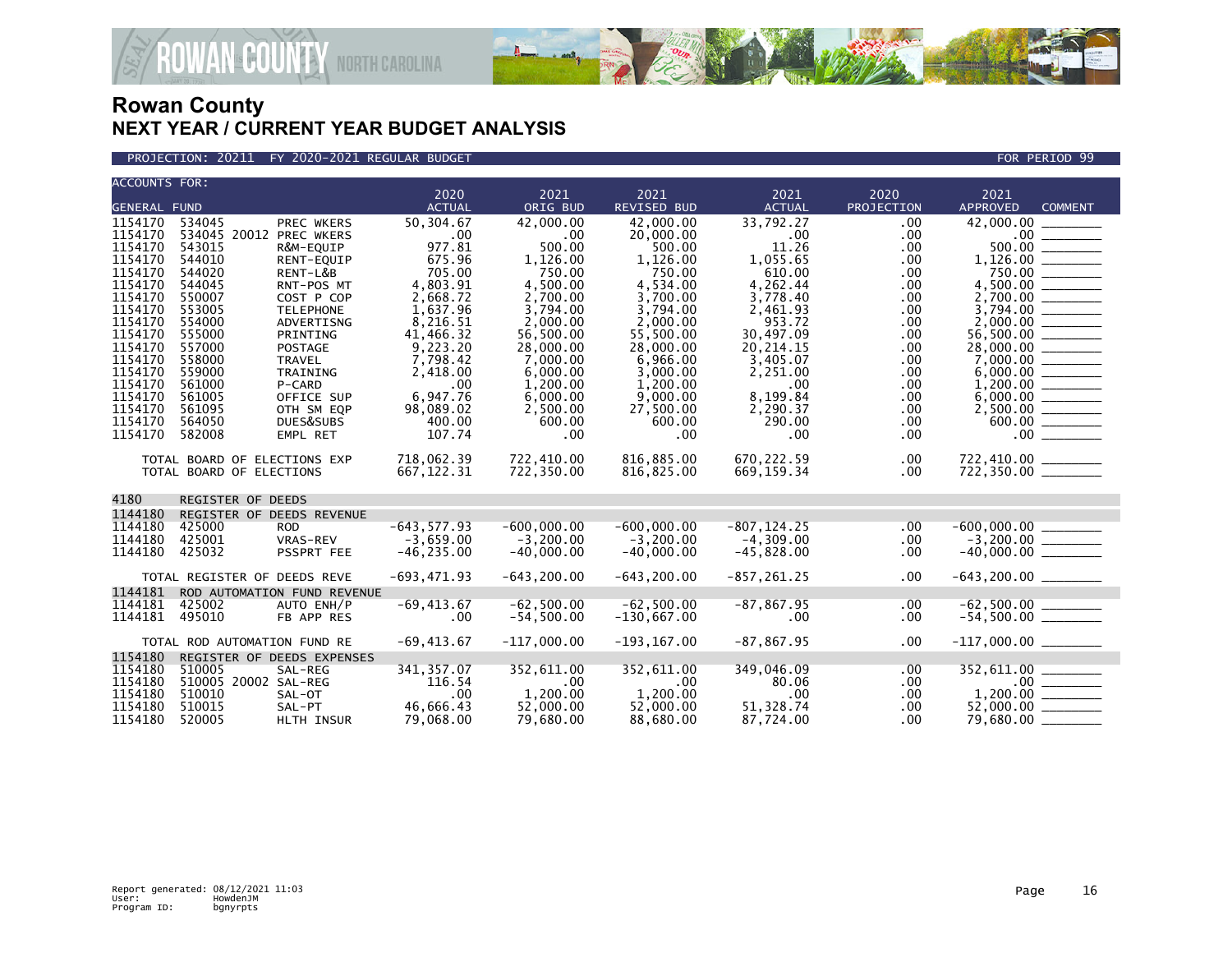# Rowan County
## NEXT YEAR / CURRENT YEAR BUDGET ANALYSIS

PROJECTION: 20211 FY 2020-2021 REGULAR BUDGET FOR PERIOD 99

| ACCOUNTS FOR: GENERAL FUND | | | 2020 ACTUAL | 2021 ORIG BUD | 2021 REVISED BUD | 2021 ACTUAL | 2020 PROJECTION | 2021 APPROVED | COMMENT |
|---|---|---|---|---|---|---|---|---|---|
| 1154170 | 534045 | PREC WKERS | 50,304.67 | 42,000.00 | 42,000.00 | 33,792.27 | .00 | 42,000.00 | |
| 1154170 | 534045 20012 | PREC WKERS | .00 | .00 | 20,000.00 | .00 | .00 | .00 | |
| 1154170 | 543015 | R&M-EQUIP | 977.81 | 500.00 | 500.00 | 11.26 | .00 | 500.00 | |
| 1154170 | 544010 | RENT-EQUIP | 675.96 | 1,126.00 | 1,126.00 | 1,055.65 | .00 | 1,126.00 | |
| 1154170 | 544020 | RENT-L&B | 705.00 | 750.00 | 750.00 | 610.00 | .00 | 750.00 | |
| 1154170 | 544045 | RNT-POS MT | 4,803.91 | 4,500.00 | 4,534.00 | 4,262.44 | .00 | 4,500.00 | |
| 1154170 | 550007 | COST P COP | 2,668.72 | 2,700.00 | 3,700.00 | 3,778.40 | .00 | 2,700.00 | |
| 1154170 | 553005 | TELEPHONE | 1,637.96 | 3,794.00 | 3,794.00 | 2,461.93 | .00 | 3,794.00 | |
| 1154170 | 554000 | ADVERTISNG | 8,216.51 | 2,000.00 | 2,000.00 | 953.72 | .00 | 2,000.00 | |
| 1154170 | 555000 | PRINTING | 41,466.32 | 56,500.00 | 55,500.00 | 30,497.09 | .00 | 56,500.00 | |
| 1154170 | 557000 | POSTAGE | 9,223.20 | 28,000.00 | 28,000.00 | 20,214.15 | .00 | 28,000.00 | |
| 1154170 | 558000 | TRAVEL | 7,798.42 | 7,000.00 | 6,966.00 | 3,405.07 | .00 | 7,000.00 | |
| 1154170 | 559000 | TRAINING | 2,418.00 | 6,000.00 | 3,000.00 | 2,251.00 | .00 | 6,000.00 | |
| 1154170 | 561000 | P-CARD | .00 | 1,200.00 | 1,200.00 | .00 | .00 | 1,200.00 | |
| 1154170 | 561005 | OFFICE SUP | 6,947.76 | 6,000.00 | 9,000.00 | 8,199.84 | .00 | 6,000.00 | |
| 1154170 | 561095 | OTH SM EQP | 98,089.02 | 2,500.00 | 27,500.00 | 2,290.37 | .00 | 2,500.00 | |
| 1154170 | 564050 | DUES&SUBS | 400.00 | 600.00 | 600.00 | 290.00 | .00 | 600.00 | |
| 1154170 | 582008 | EMPL RET | 107.74 | .00 | .00 | .00 | .00 | .00 | |
| TOTAL BOARD OF ELECTIONS EXP | | | 718,062.39 | 722,410.00 | 816,885.00 | 670,222.59 | .00 | 722,410.00 | |
| TOTAL BOARD OF ELECTIONS | | | 667,122.31 | 722,350.00 | 816,825.00 | 669,159.34 | .00 | 722,350.00 | |
| 4180 | REGISTER OF DEEDS | | | | | | | | |
| 1144180 | REGISTER OF DEEDS REVENUE | | | | | | | | |
| 1144180 | 425000 | ROD | -643,577.93 | -600,000.00 | -600,000.00 | -807,124.25 | .00 | -600,000.00 | |
| 1144180 | 425001 | VRAS-REV | -3,659.00 | -3,200.00 | -3,200.00 | -4,309.00 | .00 | -3,200.00 | |
| 1144180 | 425032 | PSSPRT FEE | -46,235.00 | -40,000.00 | -40,000.00 | -45,828.00 | .00 | -40,000.00 | |
| TOTAL REGISTER OF DEEDS REVE | | | -693,471.93 | -643,200.00 | -643,200.00 | -857,261.25 | .00 | -643,200.00 | |
| 1144181 | ROD AUTOMATION FUND REVENUE | | | | | | | | |
| 1144181 | 425002 | AUTO ENH/P | -69,413.67 | -62,500.00 | -62,500.00 | -87,867.95 | .00 | -62,500.00 | |
| 1144181 | 495010 | FB APP RES | .00 | -54,500.00 | -130,667.00 | .00 | .00 | -54,500.00 | |
| TOTAL ROD AUTOMATION FUND RE | | | -69,413.67 | -117,000.00 | -193,167.00 | -87,867.95 | .00 | -117,000.00 | |
| 1154180 | REGISTER OF DEEDS EXPENSES | | | | | | | | |
| 1154180 | 510005 | SAL-REG | 341,357.07 | 352,611.00 | 352,611.00 | 349,046.09 | .00 | 352,611.00 | |
| 1154180 | 510005 20002 | SAL-REG | 116.54 | .00 | .00 | 80.06 | .00 | .00 | |
| 1154180 | 510010 | SAL-OT | .00 | 1,200.00 | 1,200.00 | .00 | .00 | 1,200.00 | |
| 1154180 | 510015 | SAL-PT | 46,666.43 | 52,000.00 | 52,000.00 | 51,328.74 | .00 | 52,000.00 | |
| 1154180 | 520005 | HLTH INSUR | 79,068.00 | 79,680.00 | 88,680.00 | 87,724.00 | .00 | 79,680.00 | |

Report generated: 08/12/2021 11:03
User: HowdenJM
Program ID: bgnyrpts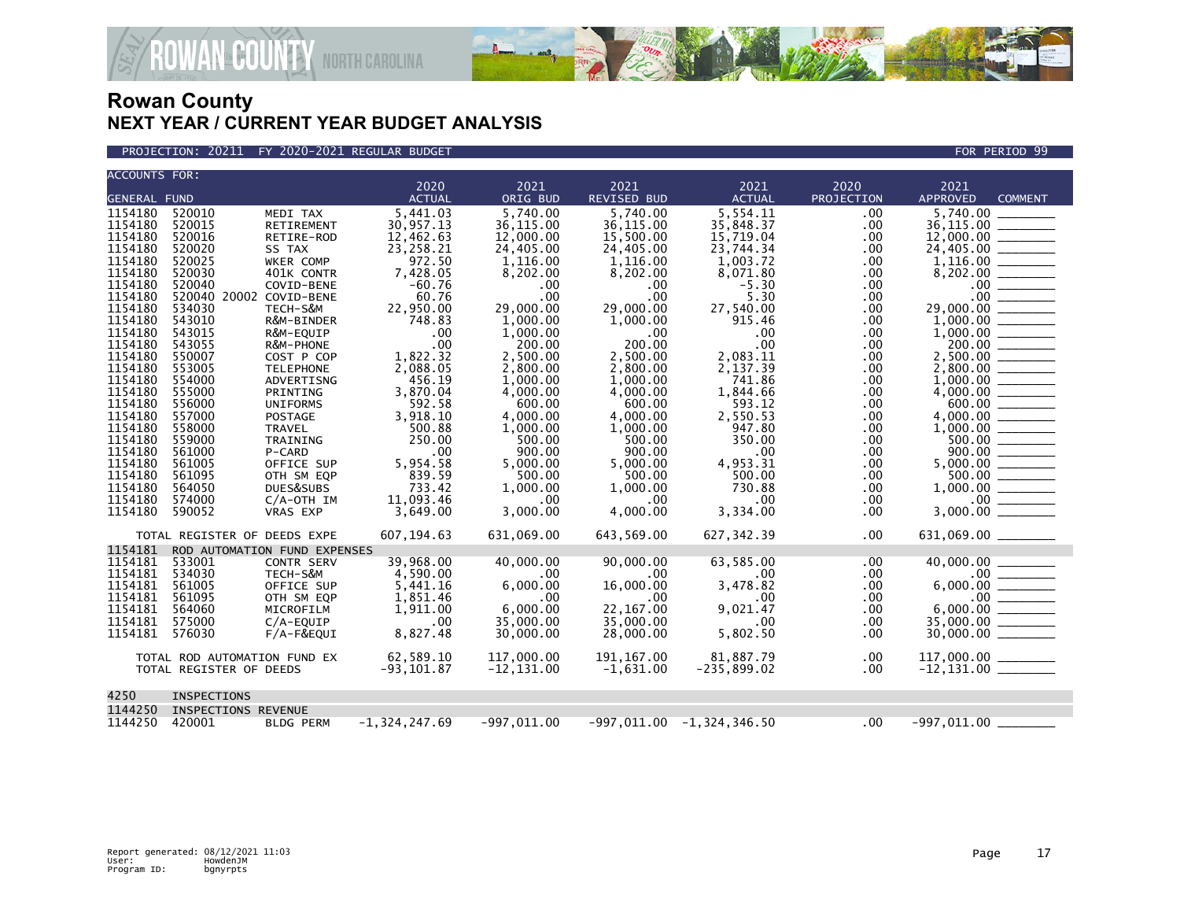# Rowan County
## NEXT YEAR / CURRENT YEAR BUDGET ANALYSIS

PROJECTION: 20211 FY 2020-2021 REGULAR BUDGET — FOR PERIOD 99

| ACCOUNTS FOR: GENERAL FUND | | | 2020 ACTUAL | 2021 ORIG BUD | 2021 REVISED BUD | 2021 ACTUAL | 2020 PROJECTION | 2021 APPROVED | COMMENT |
|---|---|---|---|---|---|---|---|---|---|
| 1154180 | 520010 | MEDI TAX | 5,441.03 | 5,740.00 | 5,740.00 | 5,554.11 | .00 | 5,740.00 | |
| 1154180 | 520015 | RETIREMENT | 30,957.13 | 36,115.00 | 36,115.00 | 35,848.37 | .00 | 36,115.00 | |
| 1154180 | 520016 | RETIRE-ROD | 12,462.63 | 12,000.00 | 15,500.00 | 15,719.04 | .00 | 12,000.00 | |
| 1154180 | 520020 | SS TAX | 23,258.21 | 24,405.00 | 24,405.00 | 23,744.34 | .00 | 24,405.00 | |
| 1154180 | 520025 | WKER COMP | 972.50 | 1,116.00 | 1,116.00 | 1,003.72 | .00 | 1,116.00 | |
| 1154180 | 520030 | 401K CONTR | 7,428.05 | 8,202.00 | 8,202.00 | 8,071.80 | .00 | 8,202.00 | |
| 1154180 | 520040 | COVID-BENE | -60.76 | .00 | .00 | -5.30 | .00 | .00 | |
| 1154180 | 520040 20002 | COVID-BENE | 60.76 | .00 | .00 | 5.30 | .00 | .00 | |
| 1154180 | 534030 | TECH-S&M | 22,950.00 | 29,000.00 | 29,000.00 | 27,540.00 | .00 | 29,000.00 | |
| 1154180 | 543010 | R&M-BINDER | 748.83 | 1,000.00 | 1,000.00 | 915.46 | .00 | 1,000.00 | |
| 1154180 | 543015 | R&M-EQUIP | .00 | 1,000.00 | .00 | .00 | .00 | 1,000.00 | |
| 1154180 | 543055 | R&M-PHONE | .00 | 200.00 | 200.00 | .00 | .00 | 200.00 | |
| 1154180 | 550007 | COST P COP | 1,822.32 | 2,500.00 | 2,500.00 | 2,083.11 | .00 | 2,500.00 | |
| 1154180 | 553005 | TELEPHONE | 2,088.05 | 2,800.00 | 2,800.00 | 2,137.39 | .00 | 2,800.00 | |
| 1154180 | 554000 | ADVERTISNG | 456.19 | 1,000.00 | 1,000.00 | 741.86 | .00 | 1,000.00 | |
| 1154180 | 555000 | PRINTING | 3,870.04 | 4,000.00 | 4,000.00 | 1,844.66 | .00 | 4,000.00 | |
| 1154180 | 556000 | UNIFORMS | 592.58 | 600.00 | 600.00 | 593.12 | .00 | 600.00 | |
| 1154180 | 557000 | POSTAGE | 3,918.10 | 4,000.00 | 4,000.00 | 2,550.53 | .00 | 4,000.00 | |
| 1154180 | 558000 | TRAVEL | 500.88 | 1,000.00 | 1,000.00 | 947.80 | .00 | 1,000.00 | |
| 1154180 | 559000 | TRAINING | 250.00 | 500.00 | 500.00 | 350.00 | .00 | 500.00 | |
| 1154180 | 561000 | P-CARD | .00 | 900.00 | 900.00 | .00 | .00 | 900.00 | |
| 1154180 | 561005 | OFFICE SUP | 5,954.58 | 5,000.00 | 5,000.00 | 4,953.31 | .00 | 5,000.00 | |
| 1154180 | 561095 | OTH SM EQP | 839.59 | 500.00 | 500.00 | 500.00 | .00 | 500.00 | |
| 1154180 | 564050 | DUES&SUBS | 733.42 | 1,000.00 | 1,000.00 | 730.88 | .00 | 1,000.00 | |
| 1154180 | 574000 | C/A-OTH IM | 11,093.46 | .00 | .00 | .00 | .00 | .00 | |
| 1154180 | 590052 | VRAS EXP | 3,649.00 | 3,000.00 | 4,000.00 | 3,334.00 | .00 | 3,000.00 | |
| TOTAL REGISTER OF DEEDS EXPE | | | 607,194.63 | 631,069.00 | 643,569.00 | 627,342.39 | .00 | 631,069.00 | |
| 1154181 | ROD AUTOMATION FUND EXPENSES | | | | | | | | |
| 1154181 | 533001 | CONTR SERV | 39,968.00 | 40,000.00 | 90,000.00 | 63,585.00 | .00 | 40,000.00 | |
| 1154181 | 534030 | TECH-S&M | 4,590.00 | .00 | .00 | .00 | .00 | .00 | |
| 1154181 | 561005 | OFFICE SUP | 5,441.16 | 6,000.00 | 16,000.00 | 3,478.82 | .00 | 6,000.00 | |
| 1154181 | 561095 | OTH SM EQP | 1,851.46 | .00 | .00 | .00 | .00 | .00 | |
| 1154181 | 564060 | MICROFILM | 1,911.00 | 6,000.00 | 22,167.00 | 9,021.47 | .00 | 6,000.00 | |
| 1154181 | 575000 | C/A-EQUIP | .00 | 35,000.00 | 35,000.00 | .00 | .00 | 35,000.00 | |
| 1154181 | 576030 | F/A-F&EQUI | 8,827.48 | 30,000.00 | 28,000.00 | 5,802.50 | .00 | 30,000.00 | |
| TOTAL ROD AUTOMATION FUND EX | | | 62,589.10 | 117,000.00 | 191,167.00 | 81,887.79 | .00 | 117,000.00 | |
| TOTAL REGISTER OF DEEDS | | | -93,101.87 | -12,131.00 | -1,631.00 | -235,899.02 | .00 | -12,131.00 | |
| 4250 | INSPECTIONS | | | | | | | | |
| 1144250 | INSPECTIONS REVENUE | | | | | | | | |
| 1144250 | 420001 | BLDG PERM | -1,324,247.69 | -997,011.00 | -997,011.00 | -1,324,346.50 | .00 | -997,011.00 | |

Report generated: 08/12/2021 11:03
User: HowdenJM
Program ID: bgnyrpts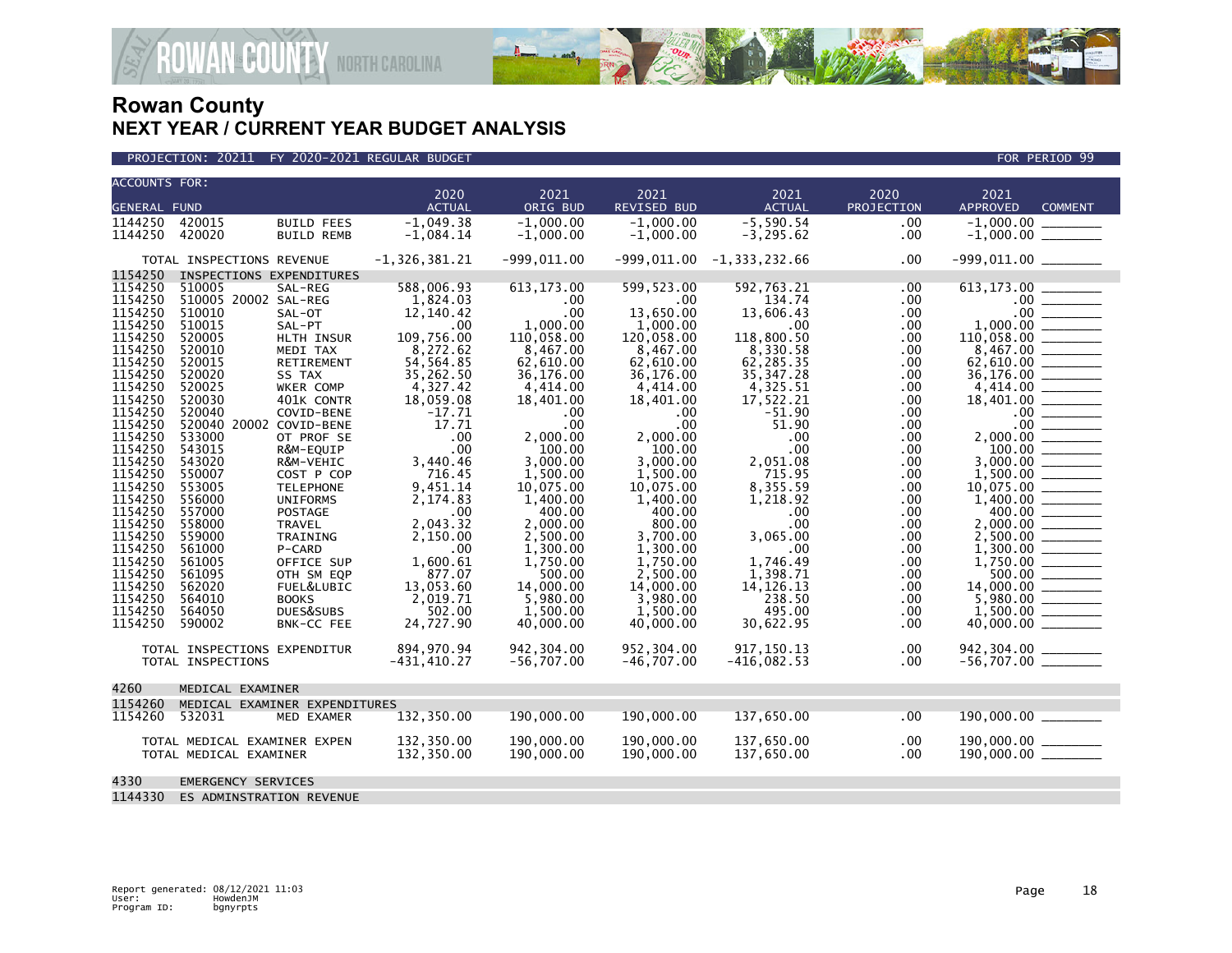# Rowan County
## NEXT YEAR / CURRENT YEAR BUDGET ANALYSIS

PROJECTION: 20211 FY 2020-2021 REGULAR BUDGET — FOR PERIOD 99

| ACCOUNTS FOR: GENERAL FUND | | | 2020 ACTUAL | 2021 ORIG BUD | 2021 REVISED BUD | 2021 ACTUAL | 2020 PROJECTION | 2021 APPROVED | COMMENT |
|---|---|---|---|---|---|---|---|---|---|
| 1144250 | 420015 | BUILD FEES | -1,049.38 | -1,000.00 | -1,000.00 | -5,590.54 | .00 | -1,000.00 | ________ |
| 1144250 | 420020 | BUILD REMB | -1,084.14 | -1,000.00 | -1,000.00 | -3,295.62 | .00 | -1,000.00 | ________ |
| TOTAL INSPECTIONS REVENUE | | | -1,326,381.21 | -999,011.00 | -999,011.00 | -1,333,232.66 | .00 | -999,011.00 | ________ |
| 1154250 | INSPECTIONS EXPENDITURES | | | | | | | | |
| 1154250 | 510005 | SAL-REG | 588,006.93 | 613,173.00 | 599,523.00 | 592,763.21 | .00 | 613,173.00 | ________ |
| 1154250 | 510005 20002 | SAL-REG | 1,824.03 | .00 | .00 | 134.74 | .00 | .00 | ________ |
| 1154250 | 510010 | SAL-OT | 12,140.42 | .00 | 13,650.00 | 13,606.43 | .00 | .00 | ________ |
| 1154250 | 510015 | SAL-PT | .00 | 1,000.00 | 1,000.00 | .00 | .00 | 1,000.00 | ________ |
| 1154250 | 520005 | HLTH INSUR | 109,756.00 | 110,058.00 | 120,058.00 | 118,800.50 | .00 | 110,058.00 | ________ |
| 1154250 | 520010 | MEDI TAX | 8,272.62 | 8,467.00 | 8,467.00 | 8,330.58 | .00 | 8,467.00 | ________ |
| 1154250 | 520015 | RETIREMENT | 54,564.85 | 62,610.00 | 62,610.00 | 62,285.35 | .00 | 62,610.00 | ________ |
| 1154250 | 520020 | SS TAX | 35,262.50 | 36,176.00 | 36,176.00 | 35,347.28 | .00 | 36,176.00 | ________ |
| 1154250 | 520025 | WKER COMP | 4,327.42 | 4,414.00 | 4,414.00 | 4,325.51 | .00 | 4,414.00 | ________ |
| 1154250 | 520030 | 401K CONTR | 18,059.08 | 18,401.00 | 18,401.00 | 17,522.21 | .00 | 18,401.00 | ________ |
| 1154250 | 520040 | COVID-BENE | -17.71 | .00 | .00 | -51.90 | .00 | .00 | ________ |
| 1154250 | 520040 20002 | COVID-BENE | 17.71 | .00 | .00 | 51.90 | .00 | .00 | ________ |
| 1154250 | 533000 | OT PROF SE | .00 | 2,000.00 | 2,000.00 | .00 | .00 | 2,000.00 | ________ |
| 1154250 | 543015 | R&M-EQUIP | .00 | 100.00 | 100.00 | .00 | .00 | 100.00 | ________ |
| 1154250 | 543020 | R&M-VEHIC | 3,440.46 | 3,000.00 | 3,000.00 | 2,051.08 | .00 | 3,000.00 | ________ |
| 1154250 | 550007 | COST P COP | 716.45 | 1,500.00 | 1,500.00 | 715.95 | .00 | 1,500.00 | ________ |
| 1154250 | 553005 | TELEPHONE | 9,451.14 | 10,075.00 | 10,075.00 | 8,355.59 | .00 | 10,075.00 | ________ |
| 1154250 | 556000 | UNIFORMS | 2,174.83 | 1,400.00 | 1,400.00 | 1,218.92 | .00 | 1,400.00 | ________ |
| 1154250 | 557000 | POSTAGE | .00 | 400.00 | 400.00 | .00 | .00 | 400.00 | ________ |
| 1154250 | 558000 | TRAVEL | 2,043.32 | 2,000.00 | 800.00 | .00 | .00 | 2,000.00 | ________ |
| 1154250 | 559000 | TRAINING | 2,150.00 | 2,500.00 | 3,700.00 | 3,065.00 | .00 | 2,500.00 | ________ |
| 1154250 | 561000 | P-CARD | .00 | 1,300.00 | 1,300.00 | .00 | .00 | 1,300.00 | ________ |
| 1154250 | 561005 | OFFICE SUP | 1,600.61 | 1,750.00 | 1,750.00 | 1,746.49 | .00 | 1,750.00 | ________ |
| 1154250 | 561095 | OTH SM EQP | 877.07 | 500.00 | 2,500.00 | 1,398.71 | .00 | 500.00 | ________ |
| 1154250 | 562020 | FUEL&LUBIC | 13,053.60 | 14,000.00 | 14,000.00 | 14,126.13 | .00 | 14,000.00 | ________ |
| 1154250 | 564010 | BOOKS | 2,019.71 | 5,980.00 | 3,980.00 | 238.50 | .00 | 5,980.00 | ________ |
| 1154250 | 564050 | DUES&SUBS | 502.00 | 1,500.00 | 1,500.00 | 495.00 | .00 | 1,500.00 | ________ |
| 1154250 | 590002 | BNK-CC FEE | 24,727.90 | 40,000.00 | 40,000.00 | 30,622.95 | .00 | 40,000.00 | ________ |
| TOTAL INSPECTIONS EXPENDITUR | | | 894,970.94 | 942,304.00 | 952,304.00 | 917,150.13 | .00 | 942,304.00 | ________ |
| TOTAL INSPECTIONS | | | -431,410.27 | -56,707.00 | -46,707.00 | -416,082.53 | .00 | -56,707.00 | ________ |
| 4260 | MEDICAL EXAMINER | | | | | | | | |
| 1154260 | MEDICAL EXAMINER EXPENDITURES | | | | | | | | |
| 1154260 | 532031 | MED EXAMER | 132,350.00 | 190,000.00 | 190,000.00 | 137,650.00 | .00 | 190,000.00 | ________ |
| TOTAL MEDICAL EXAMINER EXPEN | | | 132,350.00 | 190,000.00 | 190,000.00 | 137,650.00 | .00 | 190,000.00 | ________ |
| TOTAL MEDICAL EXAMINER | | | 132,350.00 | 190,000.00 | 190,000.00 | 137,650.00 | .00 | 190,000.00 | ________ |
| 4330 | EMERGENCY SERVICES | | | | | | | | |
| 1144330 | ES ADMINSTRATION REVENUE | | | | | | | | |

Report generated: 08/12/2021 11:03
User: HowdenJM
Program ID: bgnyrpts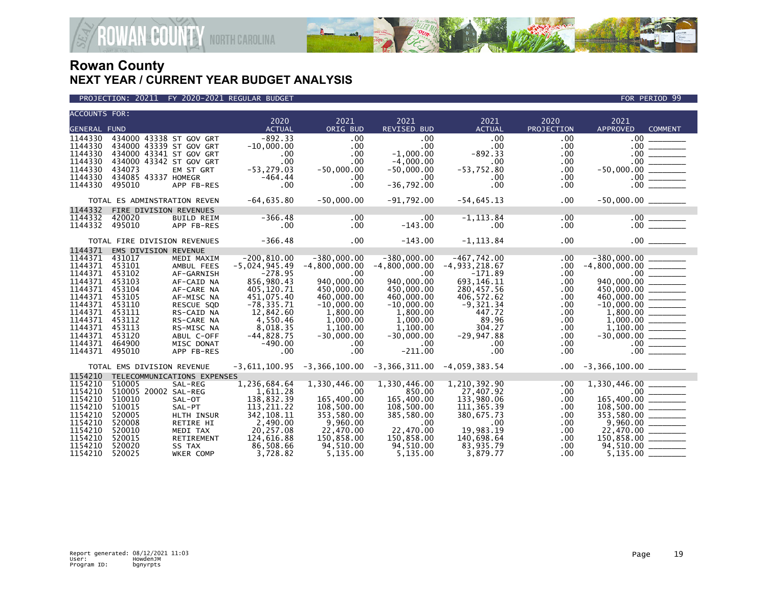# Rowan County

## NEXT YEAR / CURRENT YEAR BUDGET ANALYSIS

PROJECTION: 20211 FY 2020-2021 REGULAR BUDGET — FOR PERIOD 99

| ACCOUNTS FOR: GENERAL FUND | | | | 2020 ACTUAL | 2021 ORIG BUD | 2021 REVISED BUD | 2021 ACTUAL | 2020 PROJECTION | 2021 APPROVED | COMMENT |
|---|---|---|---|---|---|---|---|---|---|---|
| 1144330 | 434000 43338 | ST GOV GRT | | -892.33 | .00 | .00 | .00 | .00 | .00 | |
| 1144330 | 434000 43339 | ST GOV GRT | | -10,000.00 | .00 | .00 | .00 | .00 | .00 | |
| 1144330 | 434000 43341 | ST GOV GRT | | .00 | .00 | -1,000.00 | -892.33 | .00 | .00 | |
| 1144330 | 434000 43342 | ST GOV GRT | | .00 | .00 | -4,000.00 | .00 | .00 | .00 | |
| 1144330 | 434073 | EM ST GRT | | -53,279.03 | -50,000.00 | -50,000.00 | -53,752.80 | .00 | -50,000.00 | |
| 1144330 | 434085 43337 | HOMEGR | | -464.44 | .00 | .00 | .00 | .00 | .00 | |
| 1144330 | 495010 | APP FB-RES | | .00 | .00 | -36,792.00 | .00 | .00 | .00 | |
| | TOTAL ES ADMINSTRATION REVEN | | | -64,635.80 | -50,000.00 | -91,792.00 | -54,645.13 | .00 | -50,000.00 | |
| 1144332 | FIRE DIVISION REVENUES | | | | | | | | | |
| 1144332 | 420020 | BUILD REIM | | -366.48 | .00 | .00 | -1,113.84 | .00 | .00 | |
| 1144332 | 495010 | APP FB-RES | | .00 | .00 | -143.00 | .00 | .00 | .00 | |
| | TOTAL FIRE DIVISION REVENUES | | | -366.48 | .00 | -143.00 | -1,113.84 | .00 | .00 | |
| 1144371 | EMS DIVISION REVENUE | | | | | | | | | |
| 1144371 | 431017 | MEDI MAXIM | | -200,810.00 | -380,000.00 | -380,000.00 | -467,742.00 | .00 | -380,000.00 | |
| 1144371 | 453101 | AMBUL FEES | | -5,024,945.49 | -4,800,000.00 | -4,800,000.00 | -4,933,218.67 | .00 | -4,800,000.00 | |
| 1144371 | 453102 | AF-GARNISH | | -278.95 | .00 | .00 | -171.89 | .00 | .00 | |
| 1144371 | 453103 | AF-CAID NA | | 856,980.43 | 940,000.00 | 940,000.00 | 693,146.11 | .00 | 940,000.00 | |
| 1144371 | 453104 | AF-CARE NA | | 405,120.71 | 450,000.00 | 450,000.00 | 280,457.56 | .00 | 450,000.00 | |
| 1144371 | 453105 | AF-MISC NA | | 451,075.40 | 460,000.00 | 460,000.00 | 406,572.62 | .00 | 460,000.00 | |
| 1144371 | 453110 | RESCUE SQD | | -78,335.71 | -10,000.00 | -10,000.00 | -9,321.34 | .00 | -10,000.00 | |
| 1144371 | 453111 | RS-CAID NA | | 12,842.60 | 1,800.00 | 1,800.00 | 447.72 | .00 | 1,800.00 | |
| 1144371 | 453112 | RS-CARE NA | | 4,550.46 | 1,000.00 | 1,000.00 | 89.96 | .00 | 1,000.00 | |
| 1144371 | 453113 | RS-MISC NA | | 8,018.35 | 1,100.00 | 1,100.00 | 304.27 | .00 | 1,100.00 | |
| 1144371 | 453120 | ABUL C-OFF | | -44,828.75 | -30,000.00 | -30,000.00 | -29,947.88 | .00 | -30,000.00 | |
| 1144371 | 464900 | MISC DONAT | | -490.00 | .00 | .00 | .00 | .00 | .00 | |
| 1144371 | 495010 | APP FB-RES | | .00 | .00 | -211.00 | .00 | .00 | .00 | |
| | TOTAL EMS DIVISION REVENUE | | | -3,611,100.95 | -3,366,100.00 | -3,366,311.00 | -4,059,383.54 | .00 | -3,366,100.00 | |
| 1154210 | TELECOMMUNICATIONS EXPENSES | | | | | | | | | |
| 1154210 | 510005 | SAL-REG | | 1,236,684.64 | 1,330,446.00 | 1,330,446.00 | 1,210,392.90 | .00 | 1,330,446.00 | |
| 1154210 | 510005 20002 | SAL-REG | | 1,611.28 | .00 | 850.00 | 27,407.92 | .00 | .00 | |
| 1154210 | 510010 | SAL-OT | | 138,832.39 | 165,400.00 | 165,400.00 | 133,980.06 | .00 | 165,400.00 | |
| 1154210 | 510015 | SAL-PT | | 113,211.22 | 108,500.00 | 108,500.00 | 111,365.39 | .00 | 108,500.00 | |
| 1154210 | 520005 | HLTH INSUR | | 342,108.11 | 353,580.00 | 385,580.00 | 380,675.73 | .00 | 353,580.00 | |
| 1154210 | 520008 | RETIRE HI | | 2,490.00 | 9,960.00 | .00 | .00 | .00 | 9,960.00 | |
| 1154210 | 520010 | MEDI TAX | | 20,257.08 | 22,470.00 | 22,470.00 | 19,983.19 | .00 | 22,470.00 | |
| 1154210 | 520015 | RETIREMENT | | 124,616.88 | 150,858.00 | 150,858.00 | 140,698.64 | .00 | 150,858.00 | |
| 1154210 | 520020 | SS TAX | | 86,508.66 | 94,510.00 | 94,510.00 | 83,935.79 | .00 | 94,510.00 | |
| 1154210 | 520025 | WKER COMP | | 3,728.82 | 5,135.00 | 5,135.00 | 3,879.77 | .00 | 5,135.00 | |

Report generated: 08/12/2021 11:03
User: HowdenJM
Program ID: bgnyrpts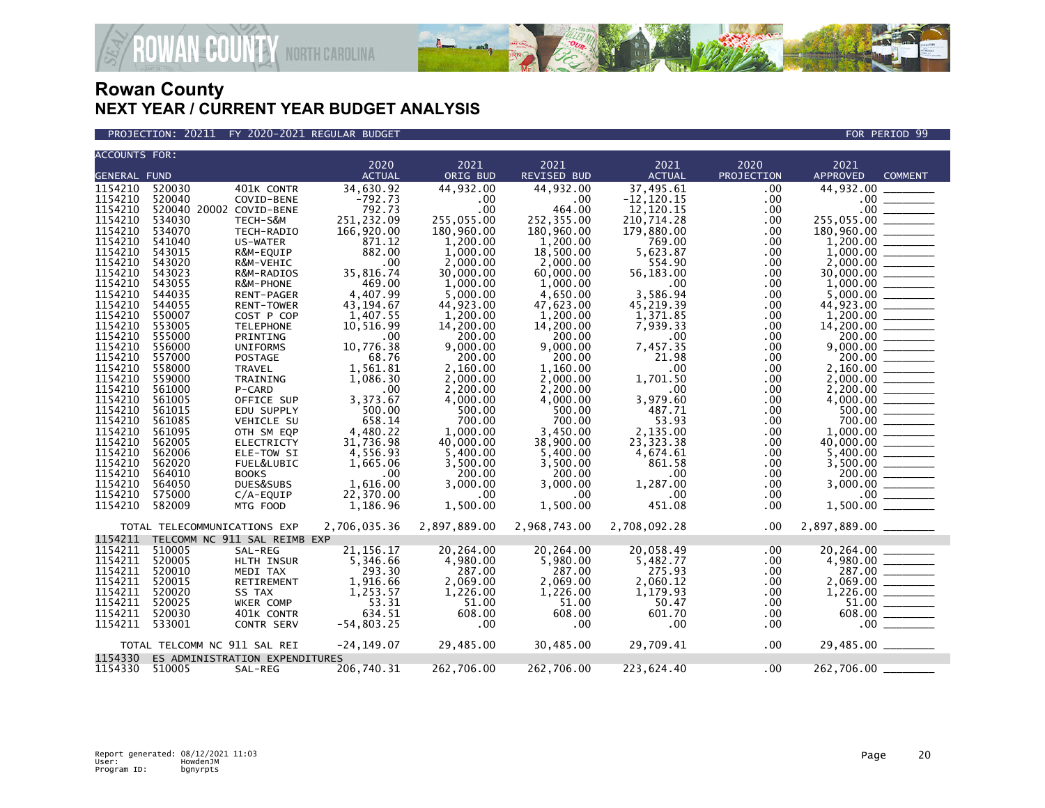# Rowan County
## NEXT YEAR / CURRENT YEAR BUDGET ANALYSIS

PROJECTION: 20211 FY 2020-2021 REGULAR BUDGET — FOR PERIOD 99

| ACCOUNTS FOR: GENERAL FUND | | | 2020 ACTUAL | 2021 ORIG BUD | 2021 REVISED BUD | 2021 ACTUAL | 2020 PROJECTION | 2021 APPROVED | COMMENT |
|---|---|---|---|---|---|---|---|---|---|
| 1154210 | 520030 | 401K CONTR | 34,630.92 | 44,932.00 | 44,932.00 | 37,495.61 | .00 | 44,932.00 | |
| 1154210 | 520040 | COVID-BENE | -792.73 | .00 | .00 | -12,120.15 | .00 | .00 | |
| 1154210 | 520040 20002 | COVID-BENE | 792.73 | .00 | 464.00 | 12,120.15 | .00 | .00 | |
| 1154210 | 534030 | TECH-S&M | 251,232.09 | 255,055.00 | 252,355.00 | 210,714.28 | .00 | 255,055.00 | |
| 1154210 | 534070 | TECH-RADIO | 166,920.00 | 180,960.00 | 180,960.00 | 179,880.00 | .00 | 180,960.00 | |
| 1154210 | 541040 | US-WATER | 871.12 | 1,200.00 | 1,200.00 | 769.00 | .00 | 1,200.00 | |
| 1154210 | 543015 | R&M-EQUIP | 882.00 | 1,000.00 | 18,500.00 | 5,623.87 | .00 | 1,000.00 | |
| 1154210 | 543020 | R&M-VEHIC | .00 | 2,000.00 | 2,000.00 | 554.90 | .00 | 2,000.00 | |
| 1154210 | 543023 | R&M-RADIOS | 35,816.74 | 30,000.00 | 60,000.00 | 56,183.00 | .00 | 30,000.00 | |
| 1154210 | 543055 | R&M-PHONE | 469.00 | 1,000.00 | 1,000.00 | .00 | .00 | 1,000.00 | |
| 1154210 | 544035 | RENT-PAGER | 4,407.99 | 5,000.00 | 4,650.00 | 3,586.94 | .00 | 5,000.00 | |
| 1154210 | 544055 | RENT-TOWER | 43,194.67 | 44,923.00 | 47,623.00 | 45,219.39 | .00 | 44,923.00 | |
| 1154210 | 550007 | COST P COP | 1,407.55 | 1,200.00 | 1,200.00 | 1,371.85 | .00 | 1,200.00 | |
| 1154210 | 553005 | TELEPHONE | 10,516.99 | 14,200.00 | 14,200.00 | 7,939.33 | .00 | 14,200.00 | |
| 1154210 | 555000 | PRINTING | .00 | 200.00 | 200.00 | .00 | .00 | 200.00 | |
| 1154210 | 556000 | UNIFORMS | 10,776.38 | 9,000.00 | 9,000.00 | 7,457.35 | .00 | 9,000.00 | |
| 1154210 | 557000 | POSTAGE | 68.76 | 200.00 | 200.00 | 21.98 | .00 | 200.00 | |
| 1154210 | 558000 | TRAVEL | 1,561.81 | 2,160.00 | 1,160.00 | .00 | .00 | 2,160.00 | |
| 1154210 | 559000 | TRAINING | 1,086.30 | 2,000.00 | 2,000.00 | 1,701.50 | .00 | 2,000.00 | |
| 1154210 | 561000 | P-CARD | .00 | 2,200.00 | 2,200.00 | .00 | .00 | 2,200.00 | |
| 1154210 | 561005 | OFFICE SUP | 3,373.67 | 4,000.00 | 4,000.00 | 3,979.60 | .00 | 4,000.00 | |
| 1154210 | 561015 | EDU SUPPLY | 500.00 | 500.00 | 500.00 | 487.71 | .00 | 500.00 | |
| 1154210 | 561085 | VEHICLE SU | 658.14 | 700.00 | 700.00 | 53.93 | .00 | 700.00 | |
| 1154210 | 561095 | OTH SM EQP | 4,480.22 | 1,000.00 | 3,450.00 | 2,135.00 | .00 | 1,000.00 | |
| 1154210 | 562005 | ELECTRICTY | 31,736.98 | 40,000.00 | 38,900.00 | 23,323.38 | .00 | 40,000.00 | |
| 1154210 | 562006 | ELE-TOW SI | 4,556.93 | 5,400.00 | 5,400.00 | 4,674.61 | .00 | 5,400.00 | |
| 1154210 | 562020 | FUEL&LUBIC | 1,665.06 | 3,500.00 | 3,500.00 | 861.58 | .00 | 3,500.00 | |
| 1154210 | 564010 | BOOKS | .00 | 200.00 | 200.00 | .00 | .00 | 200.00 | |
| 1154210 | 564050 | DUES&SUBS | 1,616.00 | 3,000.00 | 3,000.00 | 1,287.00 | .00 | 3,000.00 | |
| 1154210 | 575000 | C/A-EQUIP | 22,370.00 | .00 | .00 | .00 | .00 | .00 | |
| 1154210 | 582009 | MTG FOOD | 1,186.96 | 1,500.00 | 1,500.00 | 451.08 | .00 | 1,500.00 | |
| TOTAL TELECOMMUNICATIONS EXP | | | 2,706,035.36 | 2,897,889.00 | 2,968,743.00 | 2,708,092.28 | .00 | 2,897,889.00 | |
| 1154211 | TELCOMM NC 911 SAL REIMB EXP | | | | | | | | |
| 1154211 | 510005 | SAL-REG | 21,156.17 | 20,264.00 | 20,264.00 | 20,058.49 | .00 | 20,264.00 | |
| 1154211 | 520005 | HLTH INSUR | 5,346.66 | 4,980.00 | 5,980.00 | 5,482.77 | .00 | 4,980.00 | |
| 1154211 | 520010 | MEDI TAX | 293.30 | 287.00 | 287.00 | 275.93 | .00 | 287.00 | |
| 1154211 | 520015 | RETIREMENT | 1,916.66 | 2,069.00 | 2,069.00 | 2,060.12 | .00 | 2,069.00 | |
| 1154211 | 520020 | SS TAX | 1,253.57 | 1,226.00 | 1,226.00 | 1,179.93 | .00 | 1,226.00 | |
| 1154211 | 520025 | WKER COMP | 53.31 | 51.00 | 51.00 | 50.47 | .00 | 51.00 | |
| 1154211 | 520030 | 401K CONTR | 634.51 | 608.00 | 608.00 | 601.70 | .00 | 608.00 | |
| 1154211 | 533001 | CONTR SERV | -54,803.25 | .00 | .00 | .00 | .00 | .00 | |
| TOTAL TELCOMM NC 911 SAL REI | | | -24,149.07 | 29,485.00 | 30,485.00 | 29,709.41 | .00 | 29,485.00 | |
| 1154330 | ES ADMINISTRATION EXPENDITURES | | | | | | | | |
| 1154330 | 510005 | SAL-REG | 206,740.31 | 262,706.00 | 262,706.00 | 223,624.40 | .00 | 262,706.00 | |

Report generated: 08/12/2021 11:03
User: HowdenJM
Program ID: bgnyrpts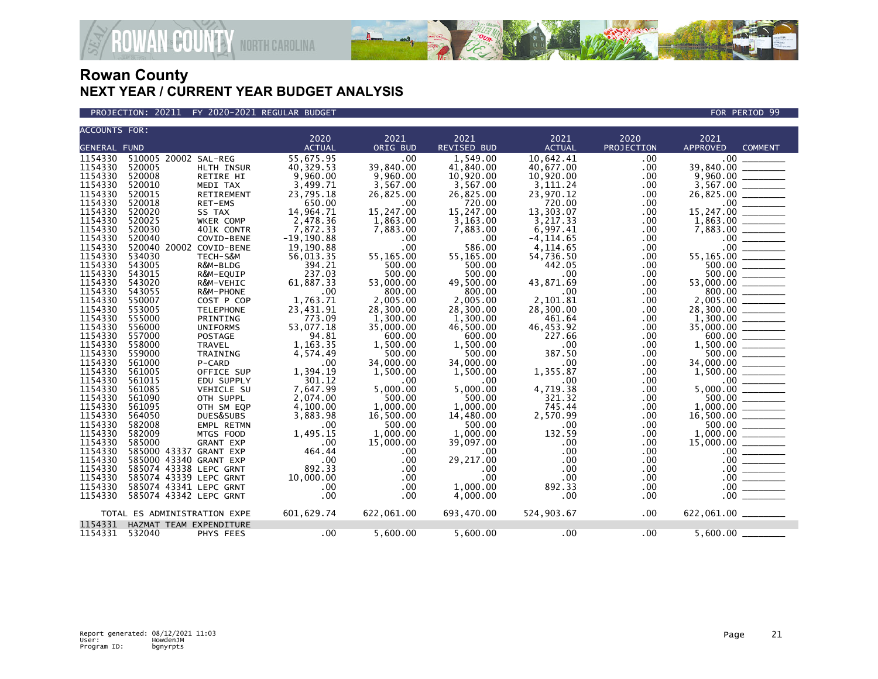# Rowan County

## NEXT YEAR / CURRENT YEAR BUDGET ANALYSIS

PROJECTION: 20211 FY 2020-2021 REGULAR BUDGET — FOR PERIOD 99

| ACCOUNTS FOR: GENERAL FUND | | | 2020 ACTUAL | 2021 ORIG BUD | 2021 REVISED BUD | 2021 ACTUAL | 2020 PROJECTION | 2021 APPROVED | COMMENT |
|---|---|---|---|---|---|---|---|---|---|
| 1154330 | 510005 20002 | SAL-REG | 55,675.95 | .00 | 1,549.00 | 10,642.41 | .00 | .00 | |
| 1154330 | 520005 | HLTH INSUR | 40,329.53 | 39,840.00 | 41,840.00 | 40,677.00 | .00 | 39,840.00 | |
| 1154330 | 520008 | RETIRE HI | 9,960.00 | 9,960.00 | 10,920.00 | 10,920.00 | .00 | 9,960.00 | |
| 1154330 | 520010 | MEDI TAX | 3,499.71 | 3,567.00 | 3,567.00 | 3,111.24 | .00 | 3,567.00 | |
| 1154330 | 520015 | RETIREMENT | 23,795.18 | 26,825.00 | 26,825.00 | 23,970.12 | .00 | 26,825.00 | |
| 1154330 | 520018 | RET-EMS | 650.00 | .00 | 720.00 | 720.00 | .00 | .00 | |
| 1154330 | 520020 | SS TAX | 14,964.71 | 15,247.00 | 15,247.00 | 13,303.07 | .00 | 15,247.00 | |
| 1154330 | 520025 | WKER COMP | 2,478.36 | 1,863.00 | 3,163.00 | 3,217.33 | .00 | 1,863.00 | |
| 1154330 | 520030 | 401K CONTR | 7,872.33 | 7,883.00 | 7,883.00 | 6,997.41 | .00 | 7,883.00 | |
| 1154330 | 520040 | COVID-BENE | -19,190.88 | .00 | .00 | -4,114.65 | .00 | .00 | |
| 1154330 | 520040 20002 | COVID-BENE | 19,190.88 | .00 | 586.00 | 4,114.65 | .00 | .00 | |
| 1154330 | 534030 | TECH-S&M | 56,013.35 | 55,165.00 | 55,165.00 | 54,736.50 | .00 | 55,165.00 | |
| 1154330 | 543005 | R&M-BLDG | 394.21 | 500.00 | 500.00 | 442.05 | .00 | 500.00 | |
| 1154330 | 543015 | R&M-EQUIP | 237.03 | 500.00 | 500.00 | .00 | .00 | 500.00 | |
| 1154330 | 543020 | R&M-VEHIC | 61,887.33 | 53,000.00 | 49,500.00 | 43,871.69 | .00 | 53,000.00 | |
| 1154330 | 543055 | R&M-PHONE | .00 | 800.00 | 800.00 | .00 | .00 | 800.00 | |
| 1154330 | 550007 | COST P COP | 1,763.71 | 2,005.00 | 2,005.00 | 2,101.81 | .00 | 2,005.00 | |
| 1154330 | 553005 | TELEPHONE | 23,431.91 | 28,300.00 | 28,300.00 | 28,300.00 | .00 | 28,300.00 | |
| 1154330 | 555000 | PRINTING | 773.09 | 1,300.00 | 1,300.00 | 461.64 | .00 | 1,300.00 | |
| 1154330 | 556000 | UNIFORMS | 53,077.18 | 35,000.00 | 46,500.00 | 46,453.92 | .00 | 35,000.00 | |
| 1154330 | 557000 | POSTAGE | 94.81 | 600.00 | 600.00 | 227.66 | .00 | 600.00 | |
| 1154330 | 558000 | TRAVEL | 1,163.35 | 1,500.00 | 1,500.00 | .00 | .00 | 1,500.00 | |
| 1154330 | 559000 | TRAINING | 4,574.49 | 500.00 | 500.00 | 387.50 | .00 | 500.00 | |
| 1154330 | 561000 | P-CARD | .00 | 34,000.00 | 34,000.00 | .00 | .00 | 34,000.00 | |
| 1154330 | 561005 | OFFICE SUP | 1,394.19 | 1,500.00 | 1,500.00 | 1,355.87 | .00 | 1,500.00 | |
| 1154330 | 561015 | EDU SUPPLY | 301.12 | .00 | .00 | .00 | .00 | .00 | |
| 1154330 | 561085 | VEHICLE SU | 7,647.99 | 5,000.00 | 5,000.00 | 4,719.38 | .00 | 5,000.00 | |
| 1154330 | 561090 | OTH SUPPL | 2,074.00 | 500.00 | 500.00 | 321.32 | .00 | 500.00 | |
| 1154330 | 561095 | OTH SM EQP | 4,100.00 | 1,000.00 | 1,000.00 | 745.44 | .00 | 1,000.00 | |
| 1154330 | 564050 | DUES&SUBS | 3,883.98 | 16,500.00 | 14,480.00 | 2,570.99 | .00 | 16,500.00 | |
| 1154330 | 582008 | EMPL RETMN | .00 | 500.00 | 500.00 | .00 | .00 | 500.00 | |
| 1154330 | 582009 | MTGS FOOD | 1,495.15 | 1,000.00 | 1,000.00 | 132.59 | .00 | 1,000.00 | |
| 1154330 | 585000 | GRANT EXP | .00 | 15,000.00 | 39,097.00 | .00 | .00 | 15,000.00 | |
| 1154330 | 585000 43337 | GRANT EXP | 464.44 | .00 | .00 | .00 | .00 | .00 | |
| 1154330 | 585000 43340 | GRANT EXP | .00 | .00 | 29,217.00 | .00 | .00 | .00 | |
| 1154330 | 585074 43338 | LEPC GRNT | 892.33 | .00 | .00 | .00 | .00 | .00 | |
| 1154330 | 585074 43339 | LEPC GRNT | 10,000.00 | .00 | .00 | .00 | .00 | .00 | |
| 1154330 | 585074 43341 | LEPC GRNT | .00 | .00 | 1,000.00 | 892.33 | .00 | .00 | |
| 1154330 | 585074 43342 | LEPC GRNT | .00 | .00 | 4,000.00 | .00 | .00 | .00 | |
| TOTAL ES ADMINISTRATION EXPE | | | 601,629.74 | 622,061.00 | 693,470.00 | 524,903.67 | .00 | 622,061.00 | |
| 1154331 | HAZMAT TEAM EXPENDITURE | | | | | | | | |
| 1154331 | 532040 | PHYS FEES | .00 | 5,600.00 | 5,600.00 | .00 | .00 | 5,600.00 | |

Report generated: 08/12/2021 11:03
User: HowdenJM
Program ID: bgnyrpts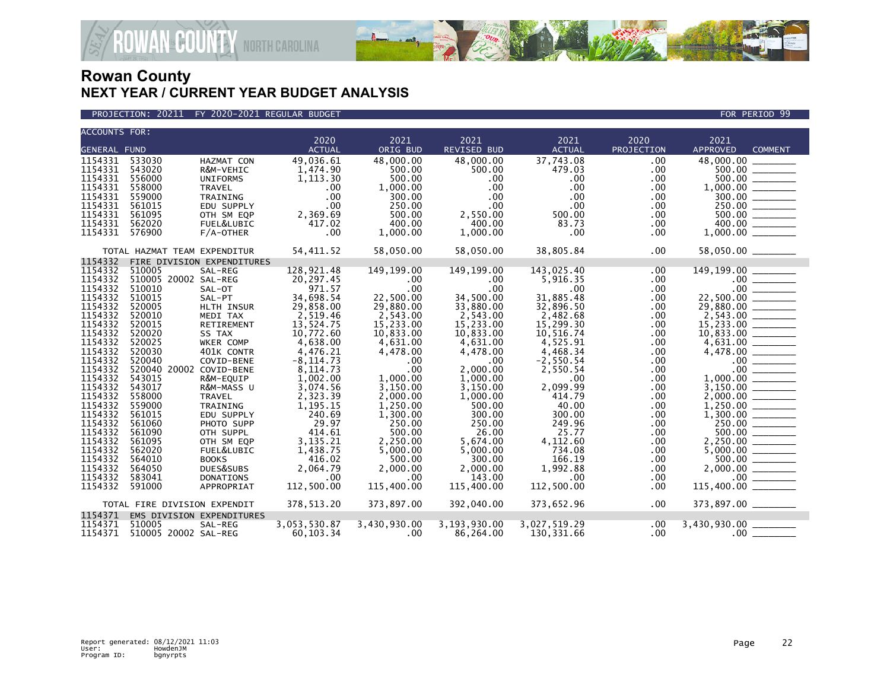# Rowan County
## NEXT YEAR / CURRENT YEAR BUDGET ANALYSIS

PROJECTION: 20211 FY 2020-2021 REGULAR BUDGET — FOR PERIOD 99

| ACCOUNTS FOR: GENERAL FUND | | | 2020 ACTUAL | 2021 ORIG BUD | 2021 REVISED BUD | 2021 ACTUAL | 2020 PROJECTION | 2021 APPROVED | COMMENT |
|---|---|---|---|---|---|---|---|---|---|
| 1154331 | 533030 | HAZMAT CON | 49,036.61 | 48,000.00 | 48,000.00 | 37,743.08 | .00 | 48,000.00 | |
| 1154331 | 543020 | R&M-VEHIC | 1,474.90 | 500.00 | 500.00 | 479.03 | .00 | 500.00 | |
| 1154331 | 556000 | UNIFORMS | 1,113.30 | 500.00 | .00 | .00 | .00 | 500.00 | |
| 1154331 | 558000 | TRAVEL | .00 | 1,000.00 | .00 | .00 | .00 | 1,000.00 | |
| 1154331 | 559000 | TRAINING | .00 | 300.00 | .00 | .00 | .00 | 300.00 | |
| 1154331 | 561015 | EDU SUPPLY | .00 | 250.00 | .00 | .00 | .00 | 250.00 | |
| 1154331 | 561095 | OTH SM EQP | 2,369.69 | 500.00 | 2,550.00 | 500.00 | .00 | 500.00 | |
| 1154331 | 562020 | FUEL&LUBIC | 417.02 | 400.00 | 400.00 | 83.73 | .00 | 400.00 | |
| 1154331 | 576900 | F/A-OTHER | .00 | 1,000.00 | 1,000.00 | .00 | .00 | 1,000.00 | |
| | TOTAL HAZMAT TEAM EXPENDITUR | | 54,411.52 | 58,050.00 | 58,050.00 | 38,805.84 | .00 | 58,050.00 | |
| 1154332 | FIRE DIVISION EXPENDITURES | | | | | | | | |
| 1154332 | 510005 | SAL-REG | 128,921.48 | 149,199.00 | 149,199.00 | 143,025.40 | .00 | 149,199.00 | |
| 1154332 | 510005 20002 | SAL-REG | 20,297.45 | .00 | .00 | 5,916.35 | .00 | .00 | |
| 1154332 | 510010 | SAL-OT | 971.57 | .00 | .00 | .00 | .00 | .00 | |
| 1154332 | 510015 | SAL-PT | 34,698.54 | 22,500.00 | 34,500.00 | 31,885.48 | .00 | 22,500.00 | |
| 1154332 | 520005 | HLTH INSUR | 29,858.00 | 29,880.00 | 33,880.00 | 32,896.50 | .00 | 29,880.00 | |
| 1154332 | 520010 | MEDI TAX | 2,519.46 | 2,543.00 | 2,543.00 | 2,482.68 | .00 | 2,543.00 | |
| 1154332 | 520015 | RETIREMENT | 13,524.75 | 15,233.00 | 15,233.00 | 15,299.30 | .00 | 15,233.00 | |
| 1154332 | 520020 | SS TAX | 10,772.60 | 10,833.00 | 10,833.00 | 10,516.74 | .00 | 10,833.00 | |
| 1154332 | 520025 | WKER COMP | 4,638.00 | 4,631.00 | 4,631.00 | 4,525.91 | .00 | 4,631.00 | |
| 1154332 | 520030 | 401K CONTR | 4,476.21 | 4,478.00 | 4,478.00 | 4,468.34 | .00 | 4,478.00 | |
| 1154332 | 520040 | COVID-BENE | -8,114.73 | .00 | .00 | -2,550.54 | .00 | .00 | |
| 1154332 | 520040 20002 | COVID-BENE | 8,114.73 | .00 | 2,000.00 | 2,550.54 | .00 | .00 | |
| 1154332 | 543015 | R&M-EQUIP | 1,002.00 | 1,000.00 | 1,000.00 | .00 | .00 | 1,000.00 | |
| 1154332 | 543017 | R&M-MASS U | 3,074.56 | 3,150.00 | 3,150.00 | 2,099.99 | .00 | 3,150.00 | |
| 1154332 | 558000 | TRAVEL | 2,323.39 | 2,000.00 | 1,000.00 | 414.79 | .00 | 2,000.00 | |
| 1154332 | 559000 | TRAINING | 1,195.15 | 1,250.00 | 500.00 | 40.00 | .00 | 1,250.00 | |
| 1154332 | 561015 | EDU SUPPLY | 240.69 | 1,300.00 | 300.00 | 300.00 | .00 | 1,300.00 | |
| 1154332 | 561060 | PHOTO SUPP | 29.97 | 250.00 | 250.00 | 249.96 | .00 | 250.00 | |
| 1154332 | 561090 | OTH SUPPL | 414.61 | 500.00 | 26.00 | 25.77 | .00 | 500.00 | |
| 1154332 | 561095 | OTH SM EQP | 3,135.21 | 2,250.00 | 5,674.00 | 4,112.60 | .00 | 2,250.00 | |
| 1154332 | 562020 | FUEL&LUBIC | 1,438.75 | 5,000.00 | 5,000.00 | 734.08 | .00 | 5,000.00 | |
| 1154332 | 564010 | BOOKS | 416.02 | 500.00 | 300.00 | 166.19 | .00 | 500.00 | |
| 1154332 | 564050 | DUES&SUBS | 2,064.79 | 2,000.00 | 2,000.00 | 1,992.88 | .00 | 2,000.00 | |
| 1154332 | 583041 | DONATIONS | .00 | .00 | 143.00 | .00 | .00 | .00 | |
| 1154332 | 591000 | APPROPRIAT | 112,500.00 | 115,400.00 | 115,400.00 | 112,500.00 | .00 | 115,400.00 | |
| | TOTAL FIRE DIVISION EXPENDIT | | 378,513.20 | 373,897.00 | 392,040.00 | 373,652.96 | .00 | 373,897.00 | |
| 1154371 | EMS DIVISION EXPENDITURES | | | | | | | | |
| 1154371 | 510005 | SAL-REG | 3,053,530.87 | 3,430,930.00 | 3,193,930.00 | 3,027,519.29 | .00 | 3,430,930.00 | |
| 1154371 | 510005 20002 | SAL-REG | 60,103.34 | .00 | 86,264.00 | 130,331.66 | .00 | .00 | |

Report generated: 08/12/2021 11:03
User: HowdenJM
Program ID: bgnyrpts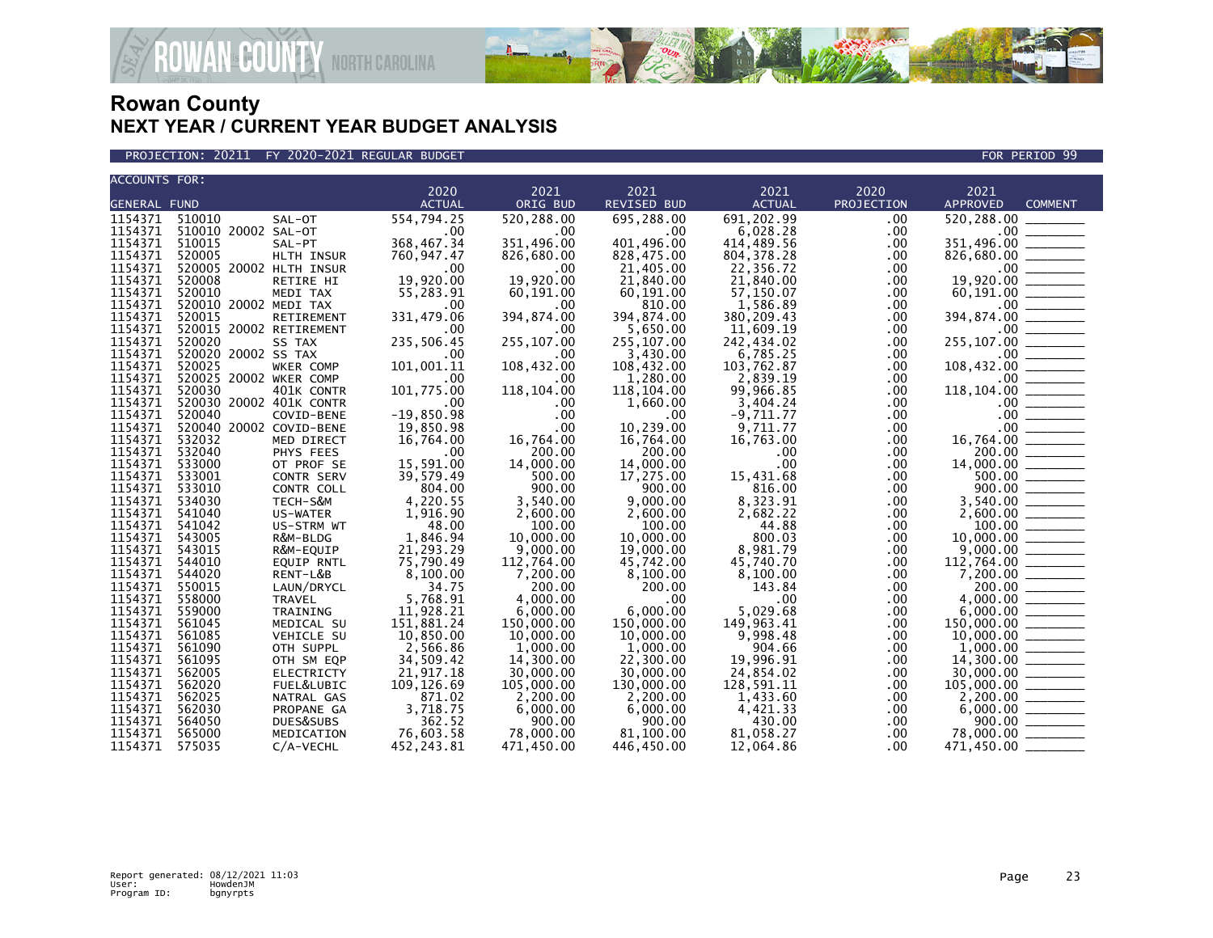# Rowan County
## NEXT YEAR / CURRENT YEAR BUDGET ANALYSIS

PROJECTION: 20211 FY 2020-2021 REGULAR BUDGET — FOR PERIOD 99

| ACCOUNTS FOR: GENERAL FUND | | | | 2020 ACTUAL | 2021 ORIG BUD | 2021 REVISED BUD | 2021 ACTUAL | 2020 PROJECTION | 2021 APPROVED | COMMENT |
|---|---|---|---|---|---|---|---|---|---|---|
| 1154371 | 510010 | | SAL-OT | 554,794.25 | 520,288.00 | 695,288.00 | 691,202.99 | .00 | 520,288.00 | |
| 1154371 | 510010 | 20002 | SAL-OT | .00 | .00 | .00 | 6,028.28 | .00 | .00 | |
| 1154371 | 510015 | | SAL-PT | 368,467.34 | 351,496.00 | 401,496.00 | 414,489.56 | .00 | 351,496.00 | |
| 1154371 | 520005 | | HLTH INSUR | 760,947.47 | 826,680.00 | 828,475.00 | 804,378.28 | .00 | 826,680.00 | |
| 1154371 | 520005 | 20002 | HLTH INSUR | .00 | .00 | 21,405.00 | 22,356.72 | .00 | .00 | |
| 1154371 | 520008 | | RETIRE HI | 19,920.00 | 19,920.00 | 21,840.00 | 21,840.00 | .00 | 19,920.00 | |
| 1154371 | 520010 | | MEDI TAX | 55,283.91 | 60,191.00 | 60,191.00 | 57,150.07 | .00 | 60,191.00 | |
| 1154371 | 520010 | 20002 | MEDI TAX | .00 | .00 | 810.00 | 1,586.89 | .00 | .00 | |
| 1154371 | 520015 | | RETIREMENT | 331,479.06 | 394,874.00 | 394,874.00 | 380,209.43 | .00 | 394,874.00 | |
| 1154371 | 520015 | 20002 | RETIREMENT | .00 | .00 | 5,650.00 | 11,609.19 | .00 | .00 | |
| 1154371 | 520020 | | SS TAX | 235,506.45 | 255,107.00 | 255,107.00 | 242,434.02 | .00 | 255,107.00 | |
| 1154371 | 520020 | 20002 | SS TAX | .00 | .00 | 3,430.00 | 6,785.25 | .00 | .00 | |
| 1154371 | 520025 | | WKER COMP | 101,001.11 | 108,432.00 | 108,432.00 | 103,762.87 | .00 | 108,432.00 | |
| 1154371 | 520025 | 20002 | WKER COMP | .00 | .00 | 1,280.00 | 2,839.19 | .00 | .00 | |
| 1154371 | 520030 | | 401K CONTR | 101,775.00 | 118,104.00 | 118,104.00 | 99,966.85 | .00 | 118,104.00 | |
| 1154371 | 520030 | 20002 | 401K CONTR | .00 | .00 | 1,660.00 | 3,404.24 | .00 | .00 | |
| 1154371 | 520040 | | COVID-BENE | -19,850.98 | .00 | .00 | -9,711.77 | .00 | .00 | |
| 1154371 | 520040 | 20002 | COVID-BENE | 19,850.98 | .00 | 10,239.00 | 9,711.77 | .00 | .00 | |
| 1154371 | 532032 | | MED DIRECT | 16,764.00 | 16,764.00 | 16,764.00 | 16,763.00 | .00 | 16,764.00 | |
| 1154371 | 532040 | | PHYS FEES | .00 | 200.00 | 200.00 | .00 | .00 | 200.00 | |
| 1154371 | 533000 | | OT PROF SE | 15,591.00 | 14,000.00 | 14,000.00 | .00 | .00 | 14,000.00 | |
| 1154371 | 533001 | | CONTR SERV | 39,579.49 | 500.00 | 17,275.00 | 15,431.68 | .00 | 500.00 | |
| 1154371 | 533010 | | CONTR COLL | 804.00 | 900.00 | 900.00 | 816.00 | .00 | 900.00 | |
| 1154371 | 534030 | | TECH-S&M | 4,220.55 | 3,540.00 | 9,000.00 | 8,323.91 | .00 | 3,540.00 | |
| 1154371 | 541040 | | US-WATER | 1,916.90 | 2,600.00 | 2,600.00 | 2,682.22 | .00 | 2,600.00 | |
| 1154371 | 541042 | | US-STRM WT | 48.00 | 100.00 | 100.00 | 44.88 | .00 | 100.00 | |
| 1154371 | 543005 | | R&M-BLDG | 1,846.94 | 10,000.00 | 10,000.00 | 800.03 | .00 | 10,000.00 | |
| 1154371 | 543015 | | R&M-EQUIP | 21,293.29 | 9,000.00 | 19,000.00 | 8,981.79 | .00 | 9,000.00 | |
| 1154371 | 544010 | | EQUIP RNTL | 75,790.49 | 112,764.00 | 45,742.00 | 45,740.70 | .00 | 112,764.00 | |
| 1154371 | 544020 | | RENT-L&B | 8,100.00 | 7,200.00 | 8,100.00 | 8,100.00 | .00 | 7,200.00 | |
| 1154371 | 550015 | | LAUN/DRYCL | 34.75 | 200.00 | 200.00 | 143.84 | .00 | 200.00 | |
| 1154371 | 558000 | | TRAVEL | 5,768.91 | 4,000.00 | .00 | .00 | .00 | 4,000.00 | |
| 1154371 | 559000 | | TRAINING | 11,928.21 | 6,000.00 | 6,000.00 | 5,029.68 | .00 | 6,000.00 | |
| 1154371 | 561045 | | MEDICAL SU | 151,881.24 | 150,000.00 | 150,000.00 | 149,963.41 | .00 | 150,000.00 | |
| 1154371 | 561085 | | VEHICLE SU | 10,850.00 | 10,000.00 | 10,000.00 | 9,998.48 | .00 | 10,000.00 | |
| 1154371 | 561090 | | OTH SUPPL | 2,566.86 | 1,000.00 | 1,000.00 | 904.66 | .00 | 1,000.00 | |
| 1154371 | 561095 | | OTH SM EQP | 34,509.42 | 14,300.00 | 22,300.00 | 19,996.91 | .00 | 14,300.00 | |
| 1154371 | 562005 | | ELECTRICTY | 21,917.18 | 30,000.00 | 30,000.00 | 24,854.02 | .00 | 30,000.00 | |
| 1154371 | 562020 | | FUEL&LUBIC | 109,126.69 | 105,000.00 | 130,000.00 | 128,591.11 | .00 | 105,000.00 | |
| 1154371 | 562025 | | NATRAL GAS | 871.02 | 2,200.00 | 2,200.00 | 1,433.60 | .00 | 2,200.00 | |
| 1154371 | 562030 | | PROPANE GA | 3,718.75 | 6,000.00 | 6,000.00 | 4,421.33 | .00 | 6,000.00 | |
| 1154371 | 564050 | | DUES&SUBS | 362.52 | 900.00 | 900.00 | 430.00 | .00 | 900.00 | |
| 1154371 | 565000 | | MEDICATION | 76,603.58 | 78,000.00 | 81,100.00 | 81,058.27 | .00 | 78,000.00 | |
| 1154371 | 575035 | | C/A-VECHL | 452,243.81 | 471,450.00 | 446,450.00 | 12,064.86 | .00 | 471,450.00 | |

Report generated: 08/12/2021 11:03
User: HowdenJM
Program ID: bgnyrpts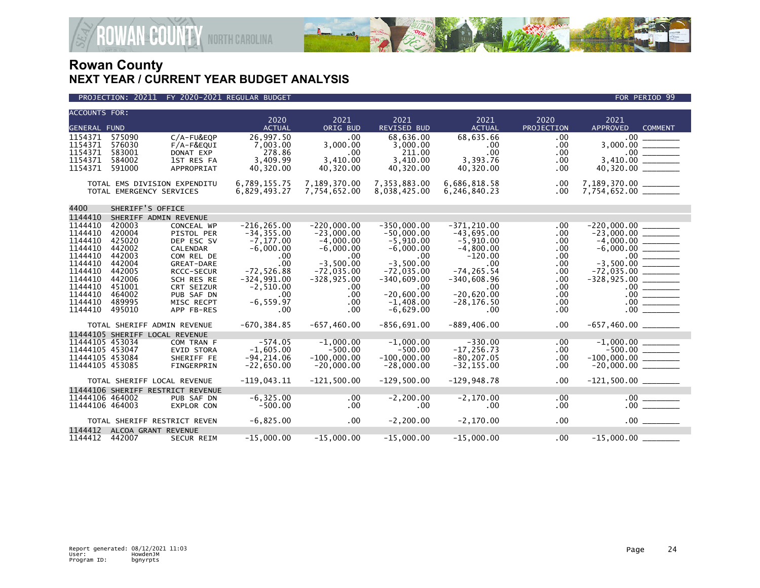# Rowan County

## NEXT YEAR / CURRENT YEAR BUDGET ANALYSIS

PROJECTION: 20211 FY 2020-2021 REGULAR BUDGET — FOR PERIOD 99

| ACCOUNTS FOR: GENERAL FUND | | | 2020 ACTUAL | 2021 ORIG BUD | 2021 REVISED BUD | 2021 ACTUAL | 2020 PROJECTION | 2021 APPROVED | COMMENT |
|---|---|---|---|---|---|---|---|---|---|
| 1154371 | 575090 | C/A-FU&EQP | 26,997.50 | .00 | 68,636.00 | 68,635.66 | .00 | .00 | |
| 1154371 | 576030 | F/A-F&EQUI | 7,003.00 | 3,000.00 | 3,000.00 | .00 | .00 | 3,000.00 | |
| 1154371 | 583001 | DONAT EXP | 278.86 | .00 | 211.00 | .00 | .00 | .00 | |
| 1154371 | 584002 | 1ST RES FA | 3,409.99 | 3,410.00 | 3,410.00 | 3,393.76 | .00 | 3,410.00 | |
| 1154371 | 591000 | APPROPRIAT | 40,320.00 | 40,320.00 | 40,320.00 | 40,320.00 | .00 | 40,320.00 | |
| TOTAL EMS DIVISION EXPENDITU | | | 6,789,155.75 | 7,189,370.00 | 7,353,883.00 | 6,686,818.58 | .00 | 7,189,370.00 | |
| TOTAL EMERGENCY SERVICES | | | 6,829,493.27 | 7,754,652.00 | 8,038,425.00 | 6,246,840.23 | .00 | 7,754,652.00 | |
| 4400 | SHERIFF'S OFFICE | | | | | | | | |
| 1144410 | SHERIFF ADMIN REVENUE | | | | | | | | |
| 1144410 | 420003 | CONCEAL WP | -216,265.00 | -220,000.00 | -350,000.00 | -371,210.00 | .00 | -220,000.00 | |
| 1144410 | 420004 | PISTOL PER | -34,355.00 | -23,000.00 | -50,000.00 | -43,695.00 | .00 | -23,000.00 | |
| 1144410 | 425020 | DEP ESC SV | -7,177.00 | -4,000.00 | -5,910.00 | -5,910.00 | .00 | -4,000.00 | |
| 1144410 | 442002 | CALENDAR | -6,000.00 | -6,000.00 | -6,000.00 | -4,800.00 | .00 | -6,000.00 | |
| 1144410 | 442003 | COM REL DE | .00 | .00 | .00 | -120.00 | .00 | .00 | |
| 1144410 | 442004 | GREAT-DARE | .00 | -3,500.00 | -3,500.00 | .00 | .00 | -3,500.00 | |
| 1144410 | 442005 | RCCC-SECUR | -72,526.88 | -72,035.00 | -72,035.00 | -74,265.54 | .00 | -72,035.00 | |
| 1144410 | 442006 | SCH RES RE | -324,991.00 | -328,925.00 | -340,609.00 | -340,608.96 | .00 | -328,925.00 | |
| 1144410 | 451001 | CRT SEIZUR | -2,510.00 | .00 | .00 | .00 | .00 | .00 | |
| 1144410 | 464002 | PUB SAF DN | .00 | .00 | -20,600.00 | -20,620.00 | .00 | .00 | |
| 1144410 | 489995 | MISC RECPT | -6,559.97 | .00 | -1,408.00 | -28,176.50 | .00 | .00 | |
| 1144410 | 495010 | APP FB-RES | .00 | .00 | -6,629.00 | .00 | .00 | .00 | |
| TOTAL SHERIFF ADMIN REVENUE | | | -670,384.85 | -657,460.00 | -856,691.00 | -889,406.00 | .00 | -657,460.00 | |
| 11444105 | SHERIFF LOCAL REVENUE | | | | | | | | |
| 11444105 | 453034 | COM TRAN F | -574.05 | -1,000.00 | -1,000.00 | -330.00 | .00 | -1,000.00 | |
| 11444105 | 453047 | EVID STORA | -1,605.00 | -500.00 | -500.00 | -17,256.73 | .00 | -500.00 | |
| 11444105 | 453084 | SHERIFF FE | -94,214.06 | -100,000.00 | -100,000.00 | -80,207.05 | .00 | -100,000.00 | |
| 11444105 | 453085 | FINGERPRIN | -22,650.00 | -20,000.00 | -28,000.00 | -32,155.00 | .00 | -20,000.00 | |
| TOTAL SHERIFF LOCAL REVENUE | | | -119,043.11 | -121,500.00 | -129,500.00 | -129,948.78 | .00 | -121,500.00 | |
| 11444106 | SHERIFF RESTRICT REVENUE | | | | | | | | |
| 11444106 | 464002 | PUB SAF DN | -6,325.00 | .00 | -2,200.00 | -2,170.00 | .00 | .00 | |
| 11444106 | 464003 | EXPLOR CON | -500.00 | .00 | .00 | .00 | .00 | .00 | |
| TOTAL SHERIFF RESTRICT REVEN | | | -6,825.00 | .00 | -2,200.00 | -2,170.00 | .00 | .00 | |
| 1144412 | ALCOA GRANT REVENUE | | | | | | | | |
| 1144412 | 442007 | SECUR REIM | -15,000.00 | -15,000.00 | -15,000.00 | -15,000.00 | .00 | -15,000.00 | |

Report generated: 08/12/2021 11:03
User: HowdenJM
Program ID: bgnyrpts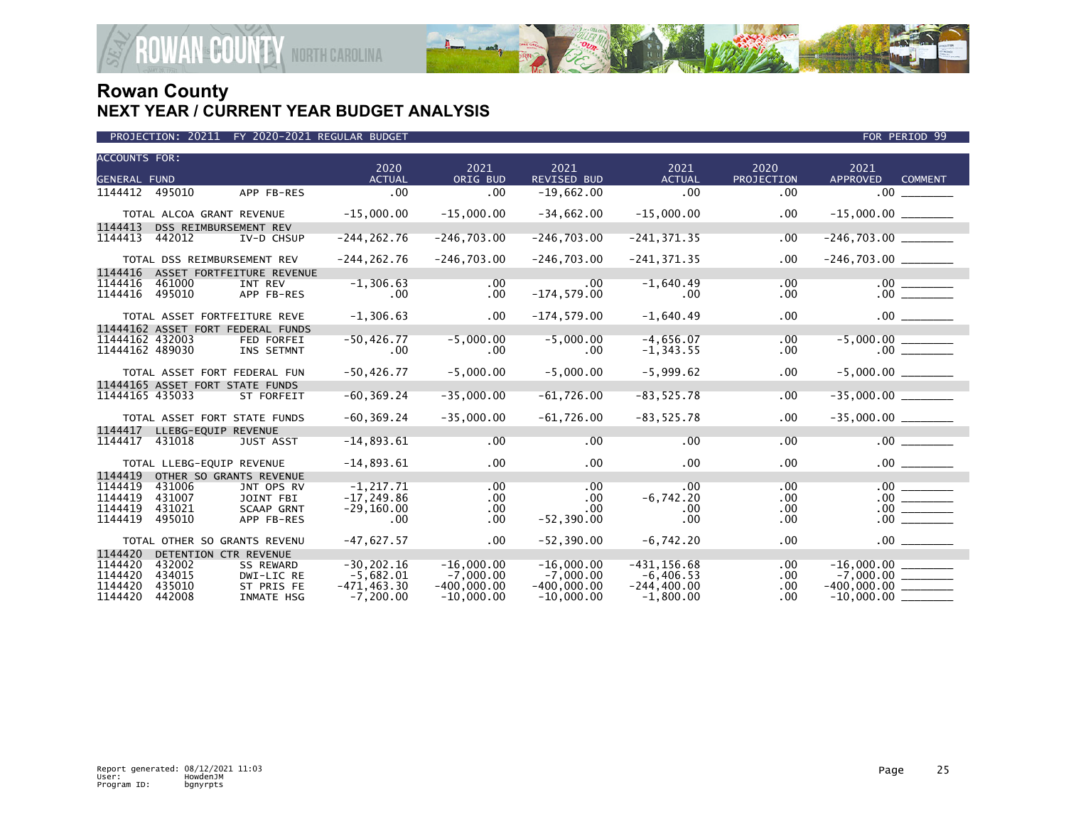# Rowan County
## NEXT YEAR / CURRENT YEAR BUDGET ANALYSIS

PROJECTION: 20211 FY 2020-2021 REGULAR BUDGET — FOR PERIOD 99

| ACCOUNTS FOR: GENERAL FUND | | | 2020 ACTUAL | 2021 ORIG BUD | 2021 REVISED BUD | 2021 ACTUAL | 2020 PROJECTION | 2021 APPROVED | COMMENT |
|---|---|---|---|---|---|---|---|---|---|
| 1144412 | 495010 | APP FB-RES | .00 | .00 | -19,662.00 | .00 | .00 | .00 | |
| TOTAL ALCOA GRANT REVENUE | | | -15,000.00 | -15,000.00 | -34,662.00 | -15,000.00 | .00 | -15,000.00 | |
| 1144413 | DSS REIMBURSEMENT REV | | | | | | | | |
| 1144413 | 442012 | IV-D CHSUP | -244,262.76 | -246,703.00 | -246,703.00 | -241,371.35 | .00 | -246,703.00 | |
| TOTAL DSS REIMBURSEMENT REV | | | -244,262.76 | -246,703.00 | -246,703.00 | -241,371.35 | .00 | -246,703.00 | |
| 1144416 | ASSET FORTFEITURE REVENUE | | | | | | | | |
| 1144416 | 461000 | INT REV | -1,306.63 | .00 | .00 | -1,640.49 | .00 | .00 | |
| 1144416 | 495010 | APP FB-RES | .00 | .00 | -174,579.00 | .00 | .00 | .00 | |
| TOTAL ASSET FORTFEITURE REVE | | | -1,306.63 | .00 | -174,579.00 | -1,640.49 | .00 | .00 | |
| 11444162 | ASSET FORT FEDERAL FUNDS | | | | | | | | |
| 11444162 | 432003 | FED FORFEI | -50,426.77 | -5,000.00 | -5,000.00 | -4,656.07 | .00 | -5,000.00 | |
| 11444162 | 489030 | INS SETMNT | .00 | .00 | .00 | -1,343.55 | .00 | .00 | |
| TOTAL ASSET FORT FEDERAL FUN | | | -50,426.77 | -5,000.00 | -5,000.00 | -5,999.62 | .00 | -5,000.00 | |
| 11444165 | ASSET FORT STATE FUNDS | | | | | | | | |
| 11444165 | 435033 | ST FORFEIT | -60,369.24 | -35,000.00 | -61,726.00 | -83,525.78 | .00 | -35,000.00 | |
| TOTAL ASSET FORT STATE FUNDS | | | -60,369.24 | -35,000.00 | -61,726.00 | -83,525.78 | .00 | -35,000.00 | |
| 1144417 | LLEBG-EQUIP REVENUE | | | | | | | | |
| 1144417 | 431018 | JUST ASST | -14,893.61 | .00 | .00 | .00 | .00 | .00 | |
| TOTAL LLEBG-EQUIP REVENUE | | | -14,893.61 | .00 | .00 | .00 | .00 | .00 | |
| 1144419 | OTHER SO GRANTS REVENUE | | | | | | | | |
| 1144419 | 431006 | JNT OPS RV | -1,217.71 | .00 | .00 | .00 | .00 | .00 | |
| 1144419 | 431007 | JOINT FBI | -17,249.86 | .00 | .00 | -6,742.20 | .00 | .00 | |
| 1144419 | 431021 | SCAAP GRNT | -29,160.00 | .00 | .00 | .00 | .00 | .00 | |
| 1144419 | 495010 | APP FB-RES | .00 | .00 | -52,390.00 | .00 | .00 | .00 | |
| TOTAL OTHER SO GRANTS REVENU | | | -47,627.57 | .00 | -52,390.00 | -6,742.20 | .00 | .00 | |
| 1144420 | DETENTION CTR REVENUE | | | | | | | | |
| 1144420 | 432002 | SS REWARD | -30,202.16 | -16,000.00 | -16,000.00 | -431,156.68 | .00 | -16,000.00 | |
| 1144420 | 434015 | DWI-LIC RE | -5,682.01 | -7,000.00 | -7,000.00 | -6,406.53 | .00 | -7,000.00 | |
| 1144420 | 435010 | ST PRIS FE | -471,463.30 | -400,000.00 | -400,000.00 | -244,400.00 | .00 | -400,000.00 | |
| 1144420 | 442008 | INMATE HSG | -7,200.00 | -10,000.00 | -10,000.00 | -1,800.00 | .00 | -10,000.00 | |

Report generated: 08/12/2021 11:03
User: HowdenJM
Program ID: bgnyrpts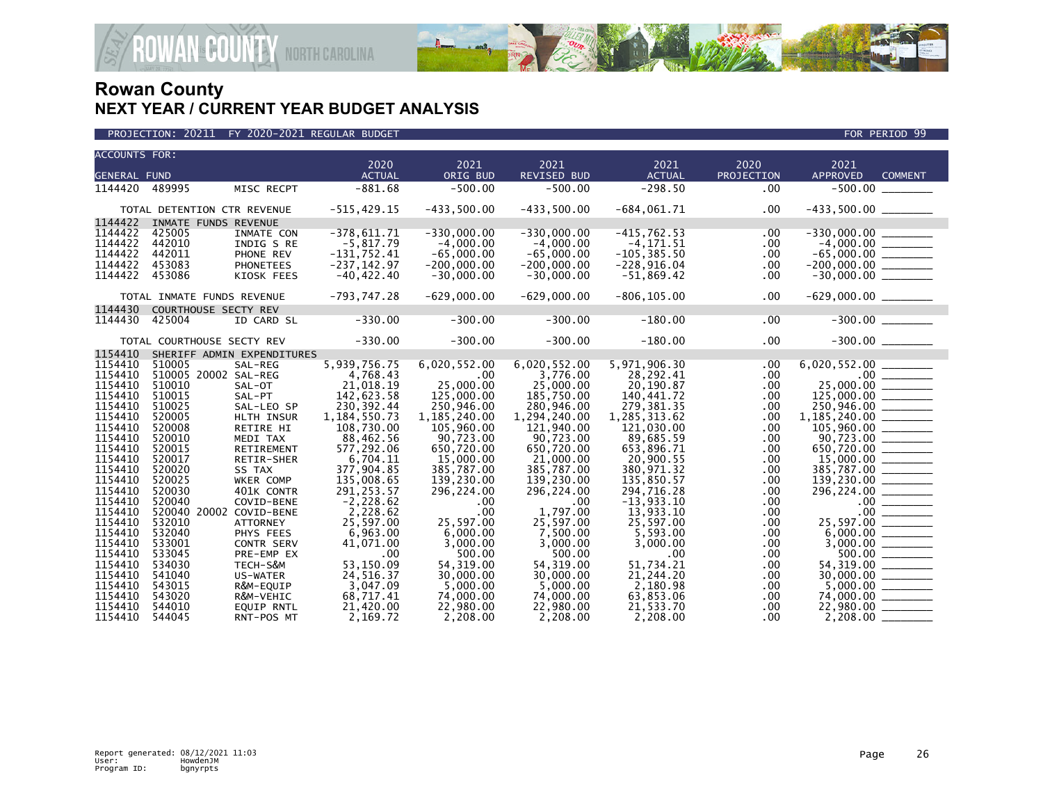# Rowan County
## NEXT YEAR / CURRENT YEAR BUDGET ANALYSIS

PROJECTION: 20211 FY 2020-2021 REGULAR BUDGET — FOR PERIOD 99

| ACCOUNTS FOR: GENERAL FUND | | | 2020 ACTUAL | 2021 ORIG BUD | 2021 REVISED BUD | 2021 ACTUAL | 2020 PROJECTION | 2021 APPROVED | COMMENT |
|---|---|---|---|---|---|---|---|---|---|
| 1144420 | 489995 | MISC RECPT | -881.68 | -500.00 | -500.00 | -298.50 | .00 | -500.00 | |
| | TOTAL DETENTION CTR REVENUE | | -515,429.15 | -433,500.00 | -433,500.00 | -684,061.71 | .00 | -433,500.00 | |
| 1144422 | INMATE FUNDS REVENUE | | | | | | | | |
| 1144422 | 425005 | INMATE CON | -378,611.71 | -330,000.00 | -330,000.00 | -415,762.53 | .00 | -330,000.00 | |
| 1144422 | 442010 | INDIG S RE | -5,817.79 | -4,000.00 | -4,000.00 | -4,171.51 | .00 | -4,000.00 | |
| 1144422 | 442011 | PHONE REV | -131,752.41 | -65,000.00 | -65,000.00 | -105,385.50 | .00 | -65,000.00 | |
| 1144422 | 453083 | PHONETEES | -237,142.97 | -200,000.00 | -200,000.00 | -228,916.04 | .00 | -200,000.00 | |
| 1144422 | 453086 | KIOSK FEES | -40,422.40 | -30,000.00 | -30,000.00 | -51,869.42 | .00 | -30,000.00 | |
| | TOTAL INMATE FUNDS REVENUE | | -793,747.28 | -629,000.00 | -629,000.00 | -806,105.00 | .00 | -629,000.00 | |
| 1144430 | COURTHOUSE SECTY REV | | | | | | | | |
| 1144430 | 425004 | ID CARD SL | -330.00 | -300.00 | -300.00 | -180.00 | .00 | -300.00 | |
| | TOTAL COURTHOUSE SECTY REV | | -330.00 | -300.00 | -300.00 | -180.00 | .00 | -300.00 | |
| 1154410 | SHERIFF ADMIN EXPENDITURES | | | | | | | | |
| 1154410 | 510005 | SAL-REG | 5,939,756.75 | 6,020,552.00 | 6,020,552.00 | 5,971,906.30 | .00 | 6,020,552.00 | |
| 1154410 | 510005 20002 | SAL-REG | 4,768.43 | .00 | 3,776.00 | 28,292.41 | .00 | .00 | |
| 1154410 | 510010 | SAL-OT | 21,018.19 | 25,000.00 | 25,000.00 | 20,190.87 | .00 | 25,000.00 | |
| 1154410 | 510015 | SAL-PT | 142,623.58 | 125,000.00 | 185,750.00 | 140,441.72 | .00 | 125,000.00 | |
| 1154410 | 510025 | SAL-LEO SP | 230,392.44 | 250,946.00 | 280,946.00 | 279,381.35 | .00 | 250,946.00 | |
| 1154410 | 520005 | HLTH INSUR | 1,184,550.73 | 1,185,240.00 | 1,294,240.00 | 1,285,313.62 | .00 | 1,185,240.00 | |
| 1154410 | 520008 | RETIRE HI | 108,730.00 | 105,960.00 | 121,940.00 | 121,030.00 | .00 | 105,960.00 | |
| 1154410 | 520010 | MEDI TAX | 88,462.56 | 90,723.00 | 90,723.00 | 89,685.59 | .00 | 90,723.00 | |
| 1154410 | 520015 | RETIREMENT | 577,292.06 | 650,720.00 | 650,720.00 | 653,896.71 | .00 | 650,720.00 | |
| 1154410 | 520017 | RETIR-SHER | 6,704.11 | 15,000.00 | 21,000.00 | 20,900.55 | .00 | 15,000.00 | |
| 1154410 | 520020 | SS TAX | 377,904.85 | 385,787.00 | 385,787.00 | 380,971.32 | .00 | 385,787.00 | |
| 1154410 | 520025 | WKER COMP | 135,008.65 | 139,230.00 | 139,230.00 | 135,850.57 | .00 | 139,230.00 | |
| 1154410 | 520030 | 401K CONTR | 291,253.57 | 296,224.00 | 296,224.00 | 294,716.28 | .00 | 296,224.00 | |
| 1154410 | 520040 | COVID-BENE | -2,228.62 | .00 | .00 | -13,933.10 | .00 | .00 | |
| 1154410 | 520040 20002 | COVID-BENE | 2,228.62 | .00 | 1,797.00 | 13,933.10 | .00 | .00 | |
| 1154410 | 532010 | ATTORNEY | 25,597.00 | 25,597.00 | 25,597.00 | 25,597.00 | .00 | 25,597.00 | |
| 1154410 | 532040 | PHYS FEES | 6,963.00 | 6,000.00 | 7,500.00 | 5,593.00 | .00 | 6,000.00 | |
| 1154410 | 533001 | CONTR SERV | 41,071.00 | 3,000.00 | 3,000.00 | 3,000.00 | .00 | 3,000.00 | |
| 1154410 | 533045 | PRE-EMP EX | .00 | 500.00 | 500.00 | .00 | .00 | 500.00 | |
| 1154410 | 534030 | TECH-S&M | 53,150.09 | 54,319.00 | 54,319.00 | 51,734.21 | .00 | 54,319.00 | |
| 1154410 | 541040 | US-WATER | 24,516.37 | 30,000.00 | 30,000.00 | 21,244.20 | .00 | 30,000.00 | |
| 1154410 | 543015 | R&M-EQUIP | 3,047.09 | 5,000.00 | 5,000.00 | 2,180.98 | .00 | 5,000.00 | |
| 1154410 | 543020 | R&M-VEHIC | 68,717.41 | 74,000.00 | 74,000.00 | 63,853.06 | .00 | 74,000.00 | |
| 1154410 | 544010 | EQUIP RNTL | 21,420.00 | 22,980.00 | 22,980.00 | 21,533.70 | .00 | 22,980.00 | |
| 1154410 | 544045 | RNT-POS MT | 2,169.72 | 2,208.00 | 2,208.00 | 2,208.00 | .00 | 2,208.00 | |

Report generated: 08/12/2021 11:03
User: HowdenJM
Program ID: bgnyrpts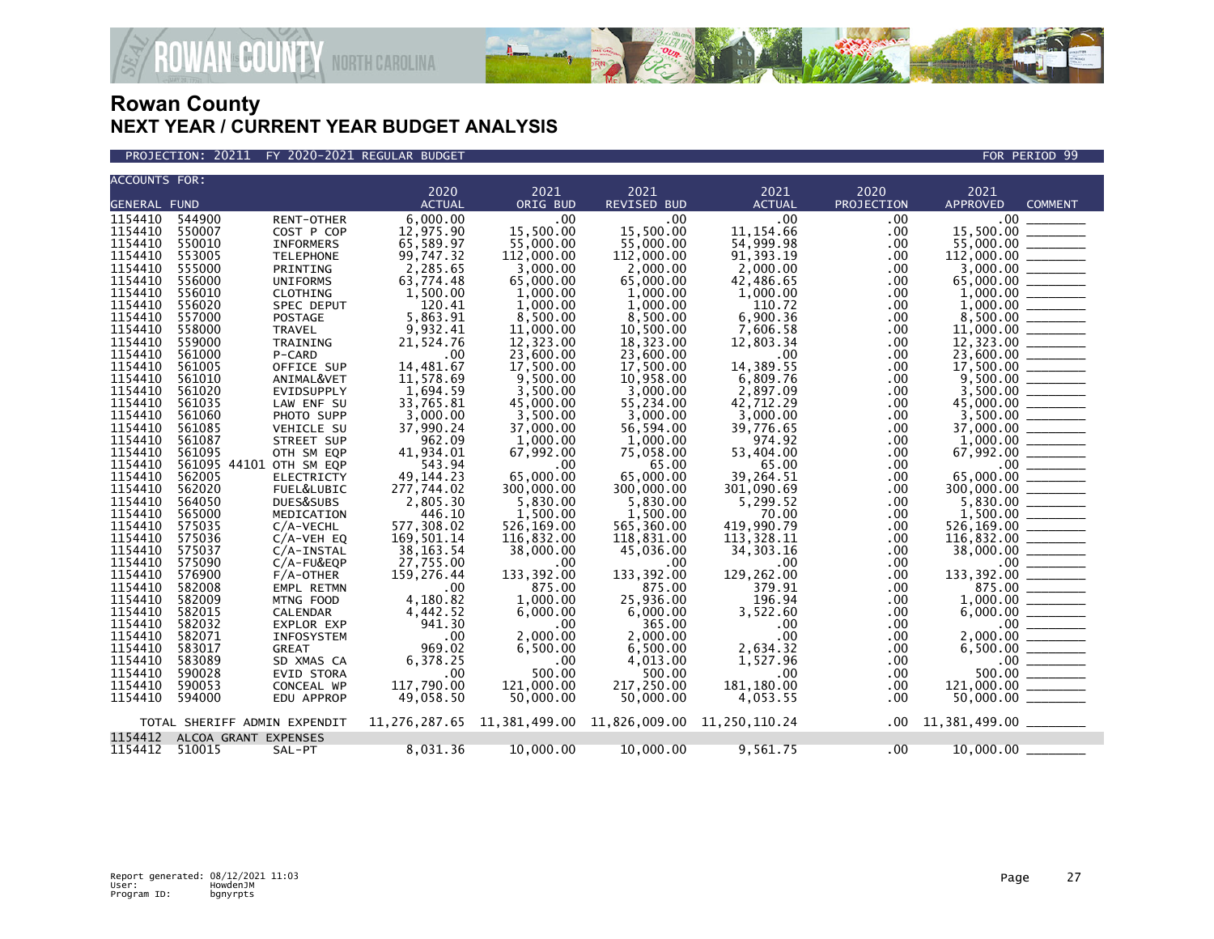# Rowan County
## NEXT YEAR / CURRENT YEAR BUDGET ANALYSIS

PROJECTION: 20211 FY 2020-2021 REGULAR BUDGET — FOR PERIOD 99

| ACCOUNTS FOR: GENERAL FUND | | | 2020 ACTUAL | 2021 ORIG BUD | 2021 REVISED BUD | 2021 ACTUAL | 2020 PROJECTION | 2021 APPROVED | COMMENT |
|---|---|---|---|---|---|---|---|---|---|
| 1154410 | 544900 | RENT-OTHER | 6,000.00 | .00 | .00 | .00 | .00 | .00 | |
| 1154410 | 550007 | COST P COP | 12,975.90 | 15,500.00 | 15,500.00 | 11,154.66 | .00 | 15,500.00 | |
| 1154410 | 550010 | INFORMERS | 65,589.97 | 55,000.00 | 55,000.00 | 54,999.98 | .00 | 55,000.00 | |
| 1154410 | 553005 | TELEPHONE | 99,747.32 | 112,000.00 | 112,000.00 | 91,393.19 | .00 | 112,000.00 | |
| 1154410 | 555000 | PRINTING | 2,285.65 | 3,000.00 | 2,000.00 | 2,000.00 | .00 | 3,000.00 | |
| 1154410 | 556000 | UNIFORMS | 63,774.48 | 65,000.00 | 65,000.00 | 42,486.65 | .00 | 65,000.00 | |
| 1154410 | 556010 | CLOTHING | 1,500.00 | 1,000.00 | 1,000.00 | 1,000.00 | .00 | 1,000.00 | |
| 1154410 | 556020 | SPEC DEPUT | 120.41 | 1,000.00 | 1,000.00 | 110.72 | .00 | 1,000.00 | |
| 1154410 | 557000 | POSTAGE | 5,863.91 | 8,500.00 | 8,500.00 | 6,900.36 | .00 | 8,500.00 | |
| 1154410 | 558000 | TRAVEL | 9,932.41 | 11,000.00 | 10,500.00 | 7,606.58 | .00 | 11,000.00 | |
| 1154410 | 559000 | TRAINING | 21,524.76 | 12,323.00 | 18,323.00 | 12,803.34 | .00 | 12,323.00 | |
| 1154410 | 561000 | P-CARD | .00 | 23,600.00 | 23,600.00 | .00 | .00 | 23,600.00 | |
| 1154410 | 561005 | OFFICE SUP | 14,481.67 | 17,500.00 | 17,500.00 | 14,389.55 | .00 | 17,500.00 | |
| 1154410 | 561010 | ANIMAL&VET | 11,578.69 | 9,500.00 | 10,958.00 | 6,809.76 | .00 | 9,500.00 | |
| 1154410 | 561020 | EVIDSUPPLY | 1,694.59 | 3,500.00 | 3,000.00 | 2,897.09 | .00 | 3,500.00 | |
| 1154410 | 561035 | LAW ENF SU | 33,765.81 | 45,000.00 | 55,234.00 | 42,712.29 | .00 | 45,000.00 | |
| 1154410 | 561060 | PHOTO SUPP | 3,000.00 | 3,500.00 | 3,000.00 | 3,000.00 | .00 | 3,500.00 | |
| 1154410 | 561085 | VEHICLE SU | 37,990.24 | 37,000.00 | 56,594.00 | 39,776.65 | .00 | 37,000.00 | |
| 1154410 | 561087 | STREET SUP | 962.09 | 1,000.00 | 1,000.00 | 974.92 | .00 | 1,000.00 | |
| 1154410 | 561095 | OTH SM EQP | 41,934.01 | 67,992.00 | 75,058.00 | 53,404.00 | .00 | 67,992.00 | |
| 1154410 | 561095 44101 | OTH SM EQP | 543.94 | .00 | 65.00 | 65.00 | .00 | .00 | |
| 1154410 | 562005 | ELECTRICTY | 49,144.23 | 65,000.00 | 65,000.00 | 39,264.51 | .00 | 65,000.00 | |
| 1154410 | 562020 | FUEL&LUBIC | 277,744.02 | 300,000.00 | 300,000.00 | 301,090.69 | .00 | 300,000.00 | |
| 1154410 | 564050 | DUES&SUBS | 2,805.30 | 5,830.00 | 5,830.00 | 5,299.52 | .00 | 5,830.00 | |
| 1154410 | 565000 | MEDICATION | 446.10 | 1,500.00 | 1,500.00 | 70.00 | .00 | 1,500.00 | |
| 1154410 | 575035 | C/A-VECHL | 577,308.02 | 526,169.00 | 565,360.00 | 419,990.79 | .00 | 526,169.00 | |
| 1154410 | 575036 | C/A-VEH EQ | 169,501.14 | 116,832.00 | 118,831.00 | 113,328.11 | .00 | 116,832.00 | |
| 1154410 | 575037 | C/A-INSTAL | 38,163.54 | 38,000.00 | 45,036.00 | 34,303.16 | .00 | 38,000.00 | |
| 1154410 | 575090 | C/A-FU&EQP | 27,755.00 | .00 | .00 | .00 | .00 | .00 | |
| 1154410 | 576900 | F/A-OTHER | 159,276.44 | 133,392.00 | 133,392.00 | 129,262.00 | .00 | 133,392.00 | |
| 1154410 | 582008 | EMPL RETMN | .00 | 875.00 | 875.00 | 379.91 | .00 | 875.00 | |
| 1154410 | 582009 | MTNG FOOD | 4,180.82 | 1,000.00 | 25,936.00 | 196.94 | .00 | 1,000.00 | |
| 1154410 | 582015 | CALENDAR | 4,442.52 | 6,000.00 | 6,000.00 | 3,522.60 | .00 | 6,000.00 | |
| 1154410 | 582032 | EXPLOR EXP | 941.30 | .00 | 365.00 | .00 | .00 | .00 | |
| 1154410 | 582071 | INFOSYSTEM | .00 | 2,000.00 | 2,000.00 | .00 | .00 | 2,000.00 | |
| 1154410 | 583017 | GREAT | 969.02 | 6,500.00 | 6,500.00 | 2,634.32 | .00 | 6,500.00 | |
| 1154410 | 583089 | SD XMAS CA | 6,378.25 | .00 | 4,013.00 | 1,527.96 | .00 | .00 | |
| 1154410 | 590028 | EVID STORA | .00 | 500.00 | 500.00 | .00 | .00 | 500.00 | |
| 1154410 | 590053 | CONCEAL WP | 117,790.00 | 121,000.00 | 217,250.00 | 181,180.00 | .00 | 121,000.00 | |
| 1154410 | 594000 | EDU APPROP | 49,058.50 | 50,000.00 | 50,000.00 | 4,053.55 | .00 | 50,000.00 | |
| | TOTAL SHERIFF ADMIN EXPENDIT | | 11,276,287.65 | 11,381,499.00 | 11,826,009.00 | 11,250,110.24 | .00 | 11,381,499.00 | |
| 1154412 | ALCOA GRANT EXPENSES | | | | | | | | |
| 1154412 | 510015 | SAL-PT | 8,031.36 | 10,000.00 | 10,000.00 | 9,561.75 | .00 | 10,000.00 | |

Report generated: 08/12/2021 11:03
User: HowdenJM
Program ID: bgnyrpts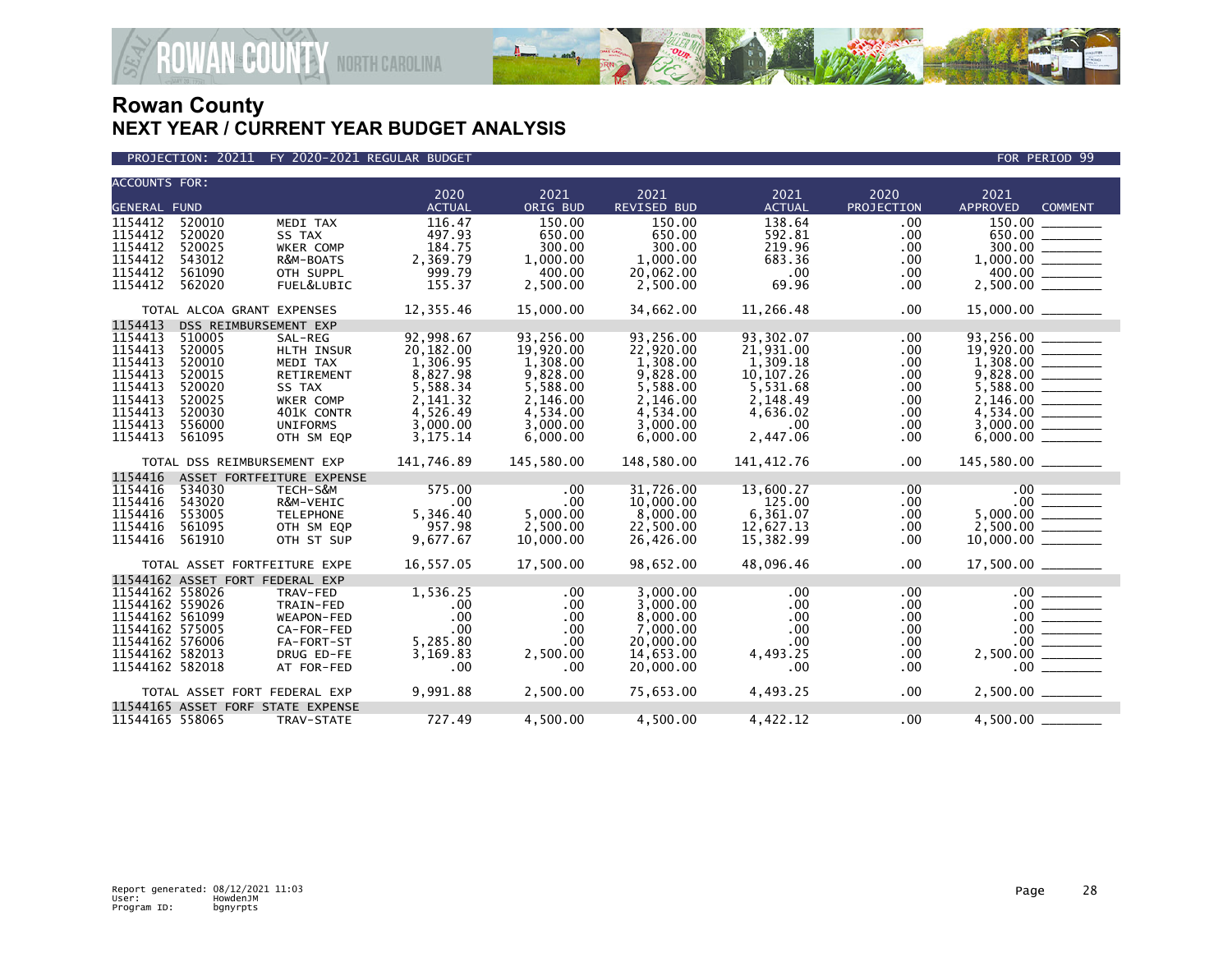# Rowan County
## NEXT YEAR / CURRENT YEAR BUDGET ANALYSIS

PROJECTION: 20211 FY 2020-2021 REGULAR BUDGET — FOR PERIOD 99

| ACCOUNTS FOR: GENERAL FUND | | | 2020 ACTUAL | 2021 ORIG BUD | 2021 REVISED BUD | 2021 ACTUAL | 2020 PROJECTION | 2021 APPROVED | COMMENT |
|---|---|---|---|---|---|---|---|---|---|
| 1154412 | 520010 | MEDI TAX | 116.47 | 150.00 | 150.00 | 138.64 | .00 | 150.00 | |
| 1154412 | 520020 | SS TAX | 497.93 | 650.00 | 650.00 | 592.81 | .00 | 650.00 | |
| 1154412 | 520025 | WKER COMP | 184.75 | 300.00 | 300.00 | 219.96 | .00 | 300.00 | |
| 1154412 | 543012 | R&M-BOATS | 2,369.79 | 1,000.00 | 1,000.00 | 683.36 | .00 | 1,000.00 | |
| 1154412 | 561090 | OTH SUPPL | 999.79 | 400.00 | 20,062.00 | .00 | .00 | 400.00 | |
| 1154412 | 562020 | FUEL&LUBIC | 155.37 | 2,500.00 | 2,500.00 | 69.96 | .00 | 2,500.00 | |
| TOTAL ALCOA GRANT EXPENSES | | | 12,355.46 | 15,000.00 | 34,662.00 | 11,266.48 | .00 | 15,000.00 | |
| 1154413 | DSS REIMBURSEMENT EXP | | | | | | | | |
| 1154413 | 510005 | SAL-REG | 92,998.67 | 93,256.00 | 93,256.00 | 93,302.07 | .00 | 93,256.00 | |
| 1154413 | 520005 | HLTH INSUR | 20,182.00 | 19,920.00 | 22,920.00 | 21,931.00 | .00 | 19,920.00 | |
| 1154413 | 520010 | MEDI TAX | 1,306.95 | 1,308.00 | 1,308.00 | 1,309.18 | .00 | 1,308.00 | |
| 1154413 | 520015 | RETIREMENT | 8,827.98 | 9,828.00 | 9,828.00 | 10,107.26 | .00 | 9,828.00 | |
| 1154413 | 520020 | SS TAX | 5,588.34 | 5,588.00 | 5,588.00 | 5,531.68 | .00 | 5,588.00 | |
| 1154413 | 520025 | WKER COMP | 2,141.32 | 2,146.00 | 2,146.00 | 2,148.49 | .00 | 2,146.00 | |
| 1154413 | 520030 | 401K CONTR | 4,526.49 | 4,534.00 | 4,534.00 | 4,636.02 | .00 | 4,534.00 | |
| 1154413 | 556000 | UNIFORMS | 3,000.00 | 3,000.00 | 3,000.00 | .00 | .00 | 3,000.00 | |
| 1154413 | 561095 | OTH SM EQP | 3,175.14 | 6,000.00 | 6,000.00 | 2,447.06 | .00 | 6,000.00 | |
| TOTAL DSS REIMBURSEMENT EXP | | | 141,746.89 | 145,580.00 | 148,580.00 | 141,412.76 | .00 | 145,580.00 | |
| 1154416 | ASSET FORTFEITURE EXPENSE | | | | | | | | |
| 1154416 | 534030 | TECH-S&M | 575.00 | .00 | 31,726.00 | 13,600.27 | .00 | .00 | |
| 1154416 | 543020 | R&M-VEHIC | .00 | .00 | 10,000.00 | 125.00 | .00 | .00 | |
| 1154416 | 553005 | TELEPHONE | 5,346.40 | 5,000.00 | 8,000.00 | 6,361.07 | .00 | 5,000.00 | |
| 1154416 | 561095 | OTH SM EQP | 957.98 | 2,500.00 | 22,500.00 | 12,627.13 | .00 | 2,500.00 | |
| 1154416 | 561910 | OTH ST SUP | 9,677.67 | 10,000.00 | 26,426.00 | 15,382.99 | .00 | 10,000.00 | |
| TOTAL ASSET FORTFEITURE EXPE | | | 16,557.05 | 17,500.00 | 98,652.00 | 48,096.46 | .00 | 17,500.00 | |
| 11544162 | ASSET FORT FEDERAL EXP | | | | | | | | |
| 11544162 | 558026 | TRAV-FED | 1,536.25 | .00 | 3,000.00 | .00 | .00 | .00 | |
| 11544162 | 559026 | TRAIN-FED | .00 | .00 | 3,000.00 | .00 | .00 | .00 | |
| 11544162 | 561099 | WEAPON-FED | .00 | .00 | 8,000.00 | .00 | .00 | .00 | |
| 11544162 | 575005 | CA-FOR-FED | .00 | .00 | 7,000.00 | .00 | .00 | .00 | |
| 11544162 | 576006 | FA-FORT-ST | 5,285.80 | .00 | 20,000.00 | .00 | .00 | .00 | |
| 11544162 | 582013 | DRUG ED-FE | 3,169.83 | 2,500.00 | 14,653.00 | 4,493.25 | .00 | 2,500.00 | |
| 11544162 | 582018 | AT FOR-FED | .00 | .00 | 20,000.00 | .00 | .00 | .00 | |
| TOTAL ASSET FORT FEDERAL EXP | | | 9,991.88 | 2,500.00 | 75,653.00 | 4,493.25 | .00 | 2,500.00 | |
| 11544165 | ASSET FORF STATE EXPENSE | | | | | | | | |
| 11544165 | 558065 | TRAV-STATE | 727.49 | 4,500.00 | 4,500.00 | 4,422.12 | .00 | 4,500.00 | |

Report generated: 08/12/2021 11:03
User: HowdenJM
Program ID: bgnyrpts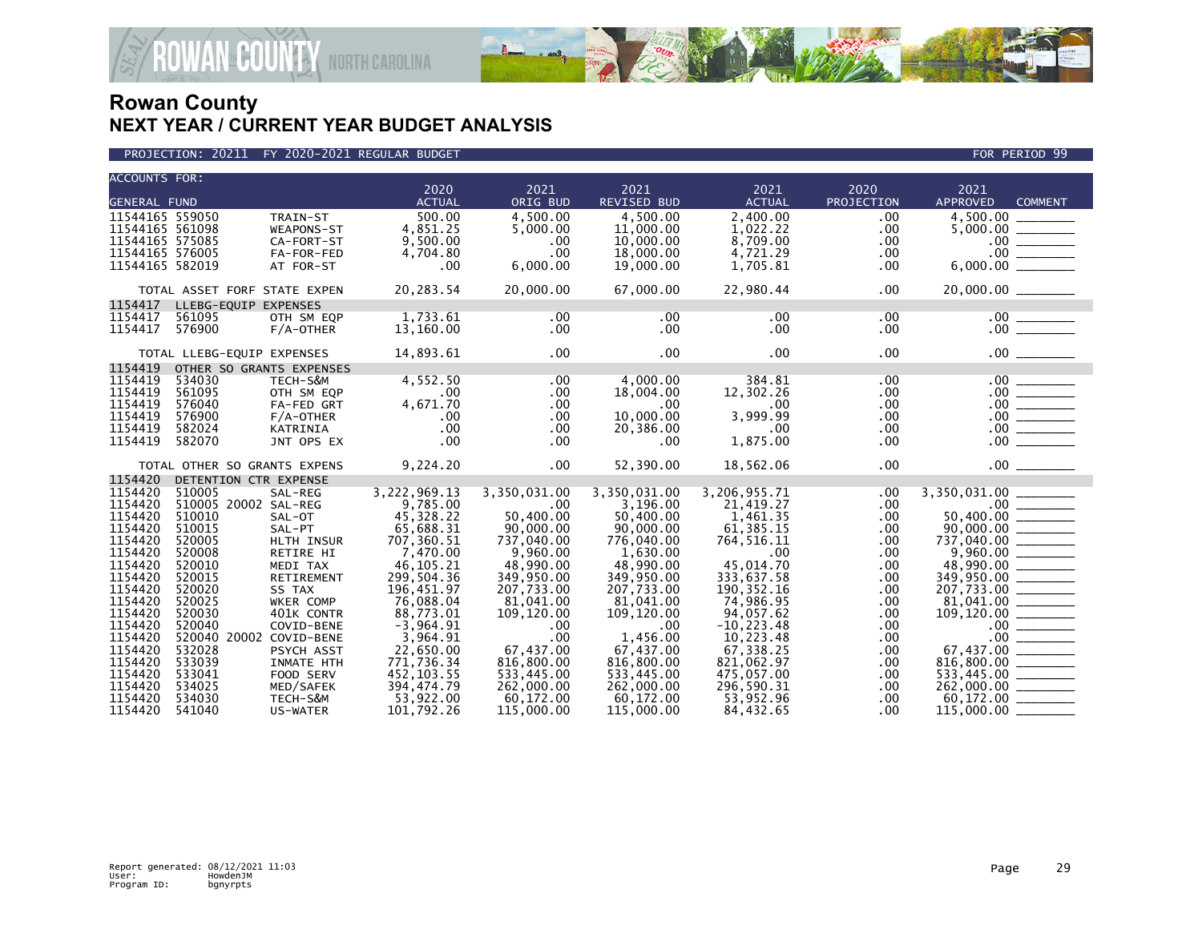# Rowan County

## NEXT YEAR / CURRENT YEAR BUDGET ANALYSIS

PROJECTION: 20211 FY 2020-2021 REGULAR BUDGET — FOR PERIOD 99

| ACCOUNTS FOR: GENERAL FUND | | | 2020 ACTUAL | 2021 ORIG BUD | 2021 REVISED BUD | 2021 ACTUAL | 2020 PROJECTION | 2021 APPROVED | COMMENT |
|---|---|---|---|---|---|---|---|---|---|
| 11544165 | 559050 | TRAIN-ST | 500.00 | 4,500.00 | 4,500.00 | 2,400.00 | .00 | 4,500.00 | ________ |
| 11544165 | 561098 | WEAPONS-ST | 4,851.25 | 5,000.00 | 11,000.00 | 1,022.22 | .00 | 5,000.00 | ________ |
| 11544165 | 575085 | CA-FORT-ST | 9,500.00 | .00 | 10,000.00 | 8,709.00 | .00 | .00 | ________ |
| 11544165 | 576005 | FA-FOR-FED | 4,704.80 | .00 | 18,000.00 | 4,721.29 | .00 | .00 | ________ |
| 11544165 | 582019 | AT FOR-ST | .00 | 6,000.00 | 19,000.00 | 1,705.81 | .00 | 6,000.00 | ________ |
| TOTAL ASSET FORF STATE EXPEN | | | 20,283.54 | 20,000.00 | 67,000.00 | 22,980.44 | .00 | 20,000.00 | ________ |
| 1154417 | LLEBG-EQUIP EXPENSES | | | | | | | | |
| 1154417 | 561095 | OTH SM EQP | 1,733.61 | .00 | .00 | .00 | .00 | .00 | ________ |
| 1154417 | 576900 | F/A-OTHER | 13,160.00 | .00 | .00 | .00 | .00 | .00 | ________ |
| TOTAL LLEBG-EQUIP EXPENSES | | | 14,893.61 | .00 | .00 | .00 | .00 | .00 | ________ |
| 1154419 | OTHER SO GRANTS EXPENSES | | | | | | | | |
| 1154419 | 534030 | TECH-S&M | 4,552.50 | .00 | 4,000.00 | 384.81 | .00 | .00 | ________ |
| 1154419 | 561095 | OTH SM EQP | .00 | .00 | 18,004.00 | 12,302.26 | .00 | .00 | ________ |
| 1154419 | 576040 | FA-FED GRT | 4,671.70 | .00 | .00 | .00 | .00 | .00 | ________ |
| 1154419 | 576900 | F/A-OTHER | .00 | .00 | 10,000.00 | 3,999.99 | .00 | .00 | ________ |
| 1154419 | 582024 | KATRINIA | .00 | .00 | 20,386.00 | .00 | .00 | .00 | ________ |
| 1154419 | 582070 | JNT OPS EX | .00 | .00 | .00 | 1,875.00 | .00 | .00 | ________ |
| TOTAL OTHER SO GRANTS EXPENS | | | 9,224.20 | .00 | 52,390.00 | 18,562.06 | .00 | .00 | ________ |
| 1154420 | DETENTION CTR EXPENSE | | | | | | | | |
| 1154420 | 510005 | SAL-REG | 3,222,969.13 | 3,350,031.00 | 3,350,031.00 | 3,206,955.71 | .00 | 3,350,031.00 | ________ |
| 1154420 | 510005 20002 | SAL-REG | 9,785.00 | .00 | 3,196.00 | 21,419.27 | .00 | .00 | ________ |
| 1154420 | 510010 | SAL-OT | 45,328.22 | 50,400.00 | 50,400.00 | 1,461.35 | .00 | 50,400.00 | ________ |
| 1154420 | 510015 | SAL-PT | 65,688.31 | 90,000.00 | 90,000.00 | 61,385.15 | .00 | 90,000.00 | ________ |
| 1154420 | 520005 | HLTH INSUR | 707,360.51 | 737,040.00 | 776,040.00 | 764,516.11 | .00 | 737,040.00 | ________ |
| 1154420 | 520008 | RETIRE HI | 7,470.00 | 9,960.00 | 1,630.00 | .00 | .00 | 9,960.00 | ________ |
| 1154420 | 520010 | MEDI TAX | 46,105.21 | 48,990.00 | 48,990.00 | 45,014.70 | .00 | 48,990.00 | ________ |
| 1154420 | 520015 | RETIREMENT | 299,504.36 | 349,950.00 | 349,950.00 | 333,637.58 | .00 | 349,950.00 | ________ |
| 1154420 | 520020 | SS TAX | 196,451.97 | 207,733.00 | 207,733.00 | 190,352.16 | .00 | 207,733.00 | ________ |
| 1154420 | 520025 | WKER COMP | 76,088.04 | 81,041.00 | 81,041.00 | 74,986.95 | .00 | 81,041.00 | ________ |
| 1154420 | 520030 | 401K CONTR | 88,773.01 | 109,120.00 | 109,120.00 | 94,057.62 | .00 | 109,120.00 | ________ |
| 1154420 | 520040 | COVID-BENE | -3,964.91 | .00 | .00 | -10,223.48 | .00 | .00 | ________ |
| 1154420 | 520040 20002 | COVID-BENE | 3,964.91 | .00 | 1,456.00 | 10,223.48 | .00 | .00 | ________ |
| 1154420 | 532028 | PSYCH ASST | 22,650.00 | 67,437.00 | 67,437.00 | 67,338.25 | .00 | 67,437.00 | ________ |
| 1154420 | 533039 | INMATE HTH | 771,736.34 | 816,800.00 | 816,800.00 | 821,062.97 | .00 | 816,800.00 | ________ |
| 1154420 | 533041 | FOOD SERV | 452,103.55 | 533,445.00 | 533,445.00 | 475,057.00 | .00 | 533,445.00 | ________ |
| 1154420 | 534025 | MED/SAFEK | 394,474.79 | 262,000.00 | 262,000.00 | 296,590.31 | .00 | 262,000.00 | ________ |
| 1154420 | 534030 | TECH-S&M | 53,922.00 | 60,172.00 | 60,172.00 | 53,952.96 | .00 | 60,172.00 | ________ |
| 1154420 | 541040 | US-WATER | 101,792.26 | 115,000.00 | 115,000.00 | 84,432.65 | .00 | 115,000.00 | ________ |

Report generated: 08/12/2021 11:03
User: HowdenJM
Program ID: bgnyrpts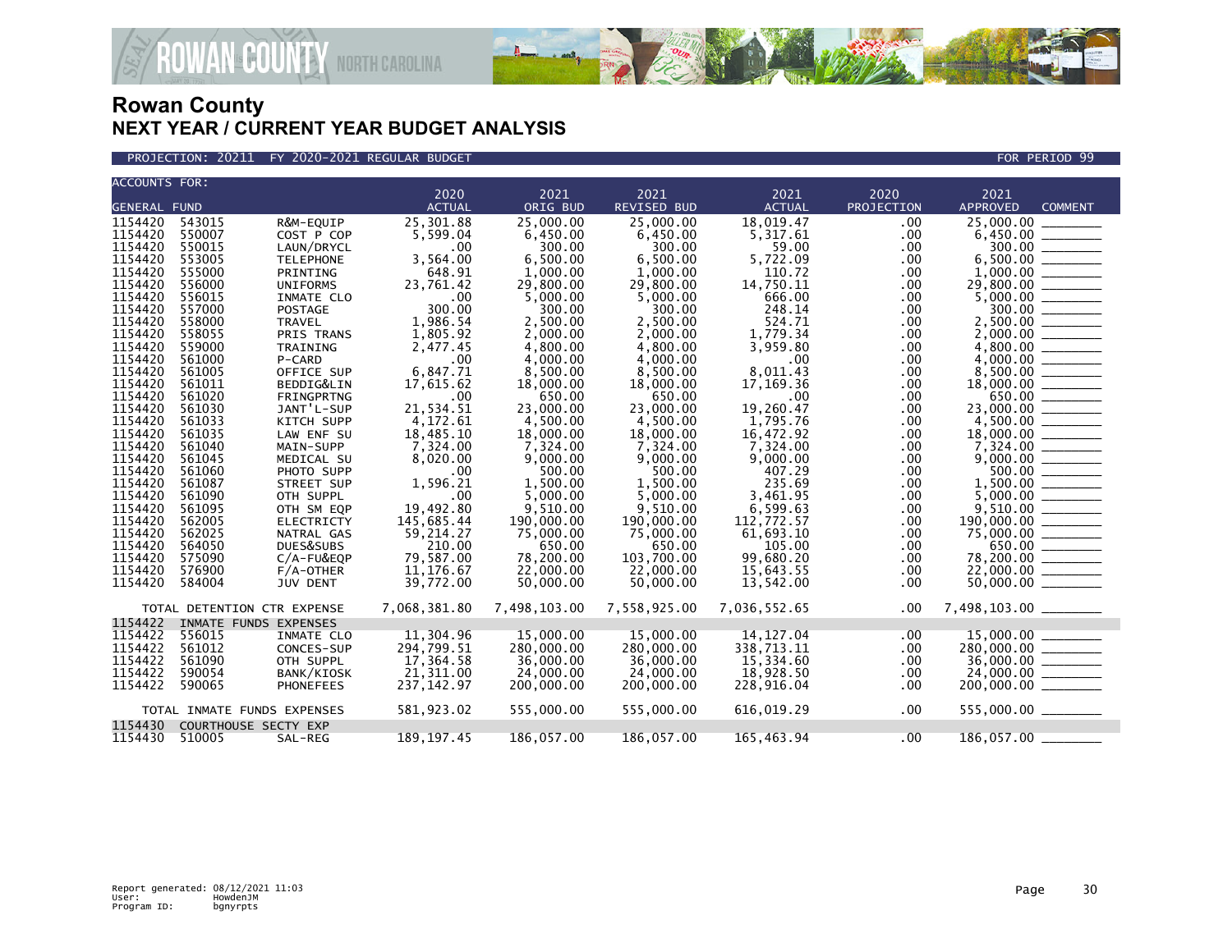# Rowan County
## NEXT YEAR / CURRENT YEAR BUDGET ANALYSIS

PROJECTION: 20211 FY 2020-2021 REGULAR BUDGET — FOR PERIOD 99

| ACCOUNTS FOR: GENERAL FUND | | | 2020 ACTUAL | 2021 ORIG BUD | 2021 REVISED BUD | 2021 ACTUAL | 2020 PROJECTION | 2021 APPROVED | COMMENT |
|---|---|---|---|---|---|---|---|---|---|
| 1154420 | 543015 | R&M-EQUIP | 25,301.88 | 25,000.00 | 25,000.00 | 18,019.47 | .00 | 25,000.00 | |
| 1154420 | 550007 | COST P COP | 5,599.04 | 6,450.00 | 6,450.00 | 5,317.61 | .00 | 6,450.00 | |
| 1154420 | 550015 | LAUN/DRYCL | .00 | 300.00 | 300.00 | 59.00 | .00 | 300.00 | |
| 1154420 | 553005 | TELEPHONE | 3,564.00 | 6,500.00 | 6,500.00 | 5,722.09 | .00 | 6,500.00 | |
| 1154420 | 555000 | PRINTING | 648.91 | 1,000.00 | 1,000.00 | 110.72 | .00 | 1,000.00 | |
| 1154420 | 556000 | UNIFORMS | 23,761.42 | 29,800.00 | 29,800.00 | 14,750.11 | .00 | 29,800.00 | |
| 1154420 | 556015 | INMATE CLO | .00 | 5,000.00 | 5,000.00 | 666.00 | .00 | 5,000.00 | |
| 1154420 | 557000 | POSTAGE | 300.00 | 300.00 | 300.00 | 248.14 | .00 | 300.00 | |
| 1154420 | 558000 | TRAVEL | 1,986.54 | 2,500.00 | 2,500.00 | 524.71 | .00 | 2,500.00 | |
| 1154420 | 558055 | PRIS TRANS | 1,805.92 | 2,000.00 | 2,000.00 | 1,779.34 | .00 | 2,000.00 | |
| 1154420 | 559000 | TRAINING | 2,477.45 | 4,800.00 | 4,800.00 | 3,959.80 | .00 | 4,800.00 | |
| 1154420 | 561000 | P-CARD | .00 | 4,000.00 | 4,000.00 | .00 | .00 | 4,000.00 | |
| 1154420 | 561005 | OFFICE SUP | 6,847.71 | 8,500.00 | 8,500.00 | 8,011.43 | .00 | 8,500.00 | |
| 1154420 | 561011 | BEDDIG&LIN | 17,615.62 | 18,000.00 | 18,000.00 | 17,169.36 | .00 | 18,000.00 | |
| 1154420 | 561020 | FRINGPRTNG | .00 | 650.00 | 650.00 | .00 | .00 | 650.00 | |
| 1154420 | 561030 | JANT'L-SUP | 21,534.51 | 23,000.00 | 23,000.00 | 19,260.47 | .00 | 23,000.00 | |
| 1154420 | 561033 | KITCH SUPP | 4,172.61 | 4,500.00 | 4,500.00 | 1,795.76 | .00 | 4,500.00 | |
| 1154420 | 561035 | LAW ENF SU | 18,485.10 | 18,000.00 | 18,000.00 | 16,472.92 | .00 | 18,000.00 | |
| 1154420 | 561040 | MAIN-SUPP | 7,324.00 | 7,324.00 | 7,324.00 | 7,324.00 | .00 | 7,324.00 | |
| 1154420 | 561045 | MEDICAL SU | 8,020.00 | 9,000.00 | 9,000.00 | 9,000.00 | .00 | 9,000.00 | |
| 1154420 | 561060 | PHOTO SUPP | .00 | 500.00 | 500.00 | 407.29 | .00 | 500.00 | |
| 1154420 | 561087 | STREET SUP | 1,596.21 | 1,500.00 | 1,500.00 | 235.69 | .00 | 1,500.00 | |
| 1154420 | 561090 | OTH SUPPL | .00 | 5,000.00 | 5,000.00 | 3,461.95 | .00 | 5,000.00 | |
| 1154420 | 561095 | OTH SM EQP | 19,492.80 | 9,510.00 | 9,510.00 | 6,599.63 | .00 | 9,510.00 | |
| 1154420 | 562005 | ELECTRICTY | 145,685.44 | 190,000.00 | 190,000.00 | 112,772.57 | .00 | 190,000.00 | |
| 1154420 | 562025 | NATRAL GAS | 59,214.27 | 75,000.00 | 75,000.00 | 61,693.10 | .00 | 75,000.00 | |
| 1154420 | 564050 | DUES&SUBS | 210.00 | 650.00 | 650.00 | 105.00 | .00 | 650.00 | |
| 1154420 | 575090 | C/A-FU&EQP | 79,587.00 | 78,200.00 | 103,700.00 | 99,680.20 | .00 | 78,200.00 | |
| 1154420 | 576900 | F/A-OTHER | 11,176.67 | 22,000.00 | 22,000.00 | 15,643.55 | .00 | 22,000.00 | |
| 1154420 | 584004 | JUV DENT | 39,772.00 | 50,000.00 | 50,000.00 | 13,542.00 | .00 | 50,000.00 | |
| TOTAL DETENTION CTR EXPENSE | | | 7,068,381.80 | 7,498,103.00 | 7,558,925.00 | 7,036,552.65 | .00 | 7,498,103.00 | |
| 1154422 | INMATE FUNDS EXPENSES | | | | | | | | |
| 1154422 | 556015 | INMATE CLO | 11,304.96 | 15,000.00 | 15,000.00 | 14,127.04 | .00 | 15,000.00 | |
| 1154422 | 561012 | CONCES-SUP | 294,799.51 | 280,000.00 | 280,000.00 | 338,713.11 | .00 | 280,000.00 | |
| 1154422 | 561090 | OTH SUPPL | 17,364.58 | 36,000.00 | 36,000.00 | 15,334.60 | .00 | 36,000.00 | |
| 1154422 | 590054 | BANK/KIOSK | 21,311.00 | 24,000.00 | 24,000.00 | 18,928.50 | .00 | 24,000.00 | |
| 1154422 | 590065 | PHONEFEES | 237,142.97 | 200,000.00 | 200,000.00 | 228,916.04 | .00 | 200,000.00 | |
| TOTAL INMATE FUNDS EXPENSES | | | 581,923.02 | 555,000.00 | 555,000.00 | 616,019.29 | .00 | 555,000.00 | |
| 1154430 | COURTHOUSE SECTY EXP | | | | | | | | |
| 1154430 | 510005 | SAL-REG | 189,197.45 | 186,057.00 | 186,057.00 | 165,463.94 | .00 | 186,057.00 | |

Report generated: 08/12/2021 11:03
User: HowdenJM
Program ID: bgnyrpts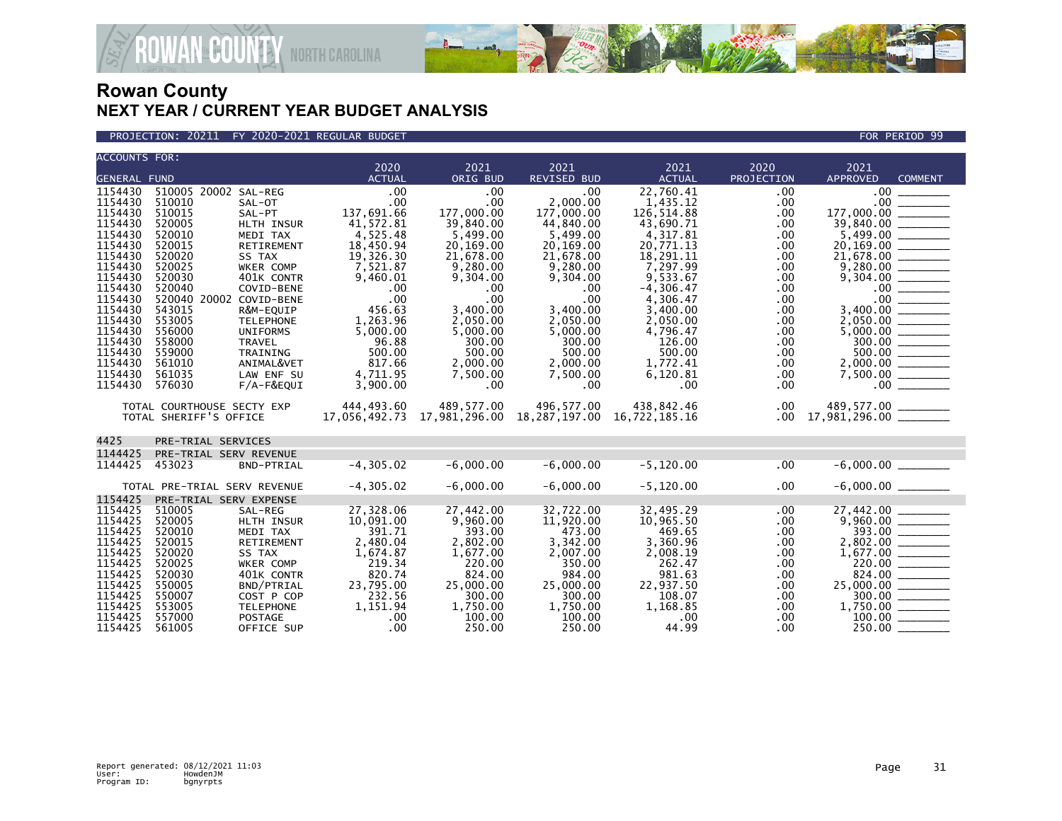# Rowan County
## NEXT YEAR / CURRENT YEAR BUDGET ANALYSIS

PROJECTION: 20211 FY 2020-2021 REGULAR BUDGET — FOR PERIOD 99

| ACCOUNTS FOR: GENERAL FUND | | | 2020 ACTUAL | 2021 ORIG BUD | 2021 REVISED BUD | 2021 ACTUAL | 2020 PROJECTION | 2021 APPROVED | COMMENT |
|---|---|---|---|---|---|---|---|---|---|
| 1154430 | 510005 20002 | SAL-REG | .00 | .00 | .00 | 22,760.41 | .00 | .00 | |
| 1154430 | 510010 | SAL-OT | .00 | .00 | 2,000.00 | 1,435.12 | .00 | .00 | |
| 1154430 | 510015 | SAL-PT | 137,691.66 | 177,000.00 | 177,000.00 | 126,514.88 | .00 | 177,000.00 | |
| 1154430 | 520005 | HLTH INSUR | 41,572.81 | 39,840.00 | 44,840.00 | 43,690.71 | .00 | 39,840.00 | |
| 1154430 | 520010 | MEDI TAX | 4,525.48 | 5,499.00 | 5,499.00 | 4,317.81 | .00 | 5,499.00 | |
| 1154430 | 520015 | RETIREMENT | 18,450.94 | 20,169.00 | 20,169.00 | 20,771.13 | .00 | 20,169.00 | |
| 1154430 | 520020 | SS TAX | 19,326.30 | 21,678.00 | 21,678.00 | 18,291.11 | .00 | 21,678.00 | |
| 1154430 | 520025 | WKER COMP | 7,521.87 | 9,280.00 | 9,280.00 | 7,297.99 | .00 | 9,280.00 | |
| 1154430 | 520030 | 401K CONTR | 9,460.01 | 9,304.00 | 9,304.00 | 9,533.67 | .00 | 9,304.00 | |
| 1154430 | 520040 | COVID-BENE | .00 | .00 | .00 | -4,306.47 | .00 | .00 | |
| 1154430 | 520040 20002 | COVID-BENE | .00 | .00 | .00 | 4,306.47 | .00 | .00 | |
| 1154430 | 543015 | R&M-EQUIP | 456.63 | 3,400.00 | 3,400.00 | 3,400.00 | .00 | 3,400.00 | |
| 1154430 | 553005 | TELEPHONE | 1,263.96 | 2,050.00 | 2,050.00 | 2,050.00 | .00 | 2,050.00 | |
| 1154430 | 556000 | UNIFORMS | 5,000.00 | 5,000.00 | 5,000.00 | 4,796.47 | .00 | 5,000.00 | |
| 1154430 | 558000 | TRAVEL | 96.88 | 300.00 | 300.00 | 126.00 | .00 | 300.00 | |
| 1154430 | 559000 | TRAINING | 500.00 | 500.00 | 500.00 | 500.00 | .00 | 500.00 | |
| 1154430 | 561010 | ANIMAL&VET | 817.66 | 2,000.00 | 2,000.00 | 1,772.41 | .00 | 2,000.00 | |
| 1154430 | 561035 | LAW ENF SU | 4,711.95 | 7,500.00 | 7,500.00 | 6,120.81 | .00 | 7,500.00 | |
| 1154430 | 576030 | F/A-F&EQUI | 3,900.00 | .00 | .00 | .00 | .00 | .00 | |
| TOTAL COURTHOUSE SECTY EXP | | | 444,493.60 | 489,577.00 | 496,577.00 | 438,842.46 | .00 | 489,577.00 | |
| TOTAL SHERIFF'S OFFICE | | | 17,056,492.73 | 17,981,296.00 | 18,287,197.00 | 16,722,185.16 | .00 | 17,981,296.00 | |
| 4425 | PRE-TRIAL SERVICES | | | | | | | | |
| 1144425 | PRE-TRIAL SERV REVENUE | | | | | | | | |
| 1144425 | 453023 | BND-PTRIAL | -4,305.02 | -6,000.00 | -6,000.00 | -5,120.00 | .00 | -6,000.00 | |
| TOTAL PRE-TRIAL SERV REVENUE | | | -4,305.02 | -6,000.00 | -6,000.00 | -5,120.00 | .00 | -6,000.00 | |
| 1154425 | PRE-TRIAL SERV EXPENSE | | | | | | | | |
| 1154425 | 510005 | SAL-REG | 27,328.06 | 27,442.00 | 32,722.00 | 32,495.29 | .00 | 27,442.00 | |
| 1154425 | 520005 | HLTH INSUR | 10,091.00 | 9,960.00 | 11,920.00 | 10,965.50 | .00 | 9,960.00 | |
| 1154425 | 520010 | MEDI TAX | 391.71 | 393.00 | 473.00 | 469.65 | .00 | 393.00 | |
| 1154425 | 520015 | RETIREMENT | 2,480.04 | 2,802.00 | 3,342.00 | 3,360.96 | .00 | 2,802.00 | |
| 1154425 | 520020 | SS TAX | 1,674.87 | 1,677.00 | 2,007.00 | 2,008.19 | .00 | 1,677.00 | |
| 1154425 | 520025 | WKER COMP | 219.34 | 220.00 | 350.00 | 262.47 | .00 | 220.00 | |
| 1154425 | 520030 | 401K CONTR | 820.74 | 824.00 | 984.00 | 981.63 | .00 | 824.00 | |
| 1154425 | 550005 | BND/PTRIAL | 23,795.00 | 25,000.00 | 25,000.00 | 22,937.50 | .00 | 25,000.00 | |
| 1154425 | 550007 | COST P COP | 232.56 | 300.00 | 300.00 | 108.07 | .00 | 300.00 | |
| 1154425 | 553005 | TELEPHONE | 1,151.94 | 1,750.00 | 1,750.00 | 1,168.85 | .00 | 1,750.00 | |
| 1154425 | 557000 | POSTAGE | .00 | 100.00 | 100.00 | .00 | .00 | 100.00 | |
| 1154425 | 561005 | OFFICE SUP | .00 | 250.00 | 250.00 | 44.99 | .00 | 250.00 | |

Report generated: 08/12/2021 11:03
User: HowdenJM
Program ID: bgnyrpts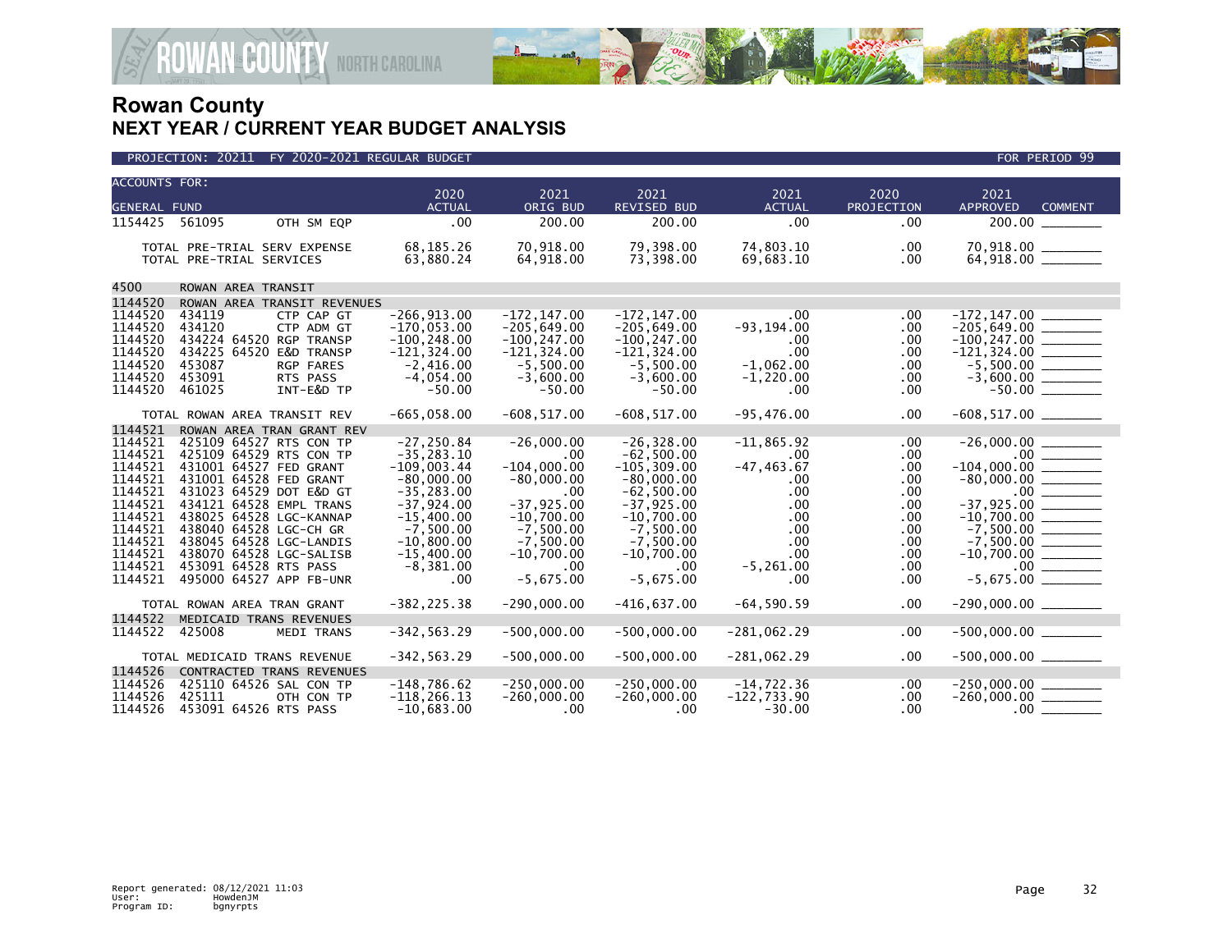# Rowan County
## NEXT YEAR / CURRENT YEAR BUDGET ANALYSIS

PROJECTION: 20211 FY 2020-2021 REGULAR BUDGET — FOR PERIOD 99

| ACCOUNTS FOR: GENERAL FUND | | | 2020 ACTUAL | 2021 ORIG BUD | 2021 REVISED BUD | 2021 ACTUAL | 2020 PROJECTION | 2021 APPROVED | COMMENT |
|---|---|---|---|---|---|---|---|---|---|
| 1154425 | 561095 | OTH SM EQP | .00 | 200.00 | 200.00 | .00 | .00 | 200.00 | |
| | TOTAL PRE-TRIAL SERV EXPENSE | | 68,185.26 | 70,918.00 | 79,398.00 | 74,803.10 | .00 | 70,918.00 | |
| | TOTAL PRE-TRIAL SERVICES | | 63,880.24 | 64,918.00 | 73,398.00 | 69,683.10 | .00 | 64,918.00 | |
| 4500 | ROWAN AREA TRANSIT | | | | | | | | |
| 1144520 | ROWAN AREA TRANSIT REVENUES | | | | | | | | |
| 1144520 | 434119 | CTP CAP GT | -266,913.00 | -172,147.00 | -172,147.00 | .00 | .00 | -172,147.00 | |
| 1144520 | 434120 | CTP ADM GT | -170,053.00 | -205,649.00 | -205,649.00 | -93,194.00 | .00 | -205,649.00 | |
| 1144520 | 434224 64520 | RGP TRANSP | -100,248.00 | -100,247.00 | -100,247.00 | .00 | .00 | -100,247.00 | |
| 1144520 | 434225 64520 | E&D TRANSP | -121,324.00 | -121,324.00 | -121,324.00 | .00 | .00 | -121,324.00 | |
| 1144520 | 453087 | RGP FARES | -2,416.00 | -5,500.00 | -5,500.00 | -1,062.00 | .00 | -5,500.00 | |
| 1144520 | 453091 | RTS PASS | -4,054.00 | -3,600.00 | -3,600.00 | -1,220.00 | .00 | -3,600.00 | |
| 1144520 | 461025 | INT-E&D TP | -50.00 | -50.00 | -50.00 | .00 | .00 | -50.00 | |
| | TOTAL ROWAN AREA TRANSIT REV | | -665,058.00 | -608,517.00 | -608,517.00 | -95,476.00 | .00 | -608,517.00 | |
| 1144521 | ROWAN AREA TRAN GRANT REV | | | | | | | | |
| 1144521 | 425109 64527 | RTS CON TP | -27,250.84 | -26,000.00 | -26,328.00 | -11,865.92 | .00 | -26,000.00 | |
| 1144521 | 425109 64529 | RTS CON TP | -35,283.10 | .00 | -62,500.00 | .00 | .00 | .00 | |
| 1144521 | 431001 64527 | FED GRANT | -109,003.44 | -104,000.00 | -105,309.00 | -47,463.67 | .00 | -104,000.00 | |
| 1144521 | 431001 64528 | FED GRANT | -80,000.00 | -80,000.00 | -80,000.00 | .00 | .00 | -80,000.00 | |
| 1144521 | 431023 64529 | DOT E&D GT | -35,283.00 | .00 | -62,500.00 | .00 | .00 | .00 | |
| 1144521 | 434121 64528 | EMPL TRANS | -37,924.00 | -37,925.00 | -37,925.00 | .00 | .00 | -37,925.00 | |
| 1144521 | 438025 64528 | LGC-KANNAP | -15,400.00 | -10,700.00 | -10,700.00 | .00 | .00 | -10,700.00 | |
| 1144521 | 438040 64528 | LGC-CH GR | -7,500.00 | -7,500.00 | -7,500.00 | .00 | .00 | -7,500.00 | |
| 1144521 | 438045 64528 | LGC-LANDIS | -10,800.00 | -7,500.00 | -7,500.00 | .00 | .00 | -7,500.00 | |
| 1144521 | 438070 64528 | LGC-SALISB | -15,400.00 | -10,700.00 | -10,700.00 | .00 | .00 | -10,700.00 | |
| 1144521 | 453091 64528 | RTS PASS | -8,381.00 | .00 | .00 | -5,261.00 | .00 | .00 | |
| 1144521 | 495000 64527 | APP FB-UNR | .00 | -5,675.00 | -5,675.00 | .00 | .00 | -5,675.00 | |
| | TOTAL ROWAN AREA TRAN GRANT | | -382,225.38 | -290,000.00 | -416,637.00 | -64,590.59 | .00 | -290,000.00 | |
| 1144522 | MEDICAID TRANS REVENUES | | | | | | | | |
| 1144522 | 425008 | MEDI TRANS | -342,563.29 | -500,000.00 | -500,000.00 | -281,062.29 | .00 | -500,000.00 | |
| | TOTAL MEDICAID TRANS REVENUE | | -342,563.29 | -500,000.00 | -500,000.00 | -281,062.29 | .00 | -500,000.00 | |
| 1144526 | CONTRACTED TRANS REVENUES | | | | | | | | |
| 1144526 | 425110 64526 | SAL CON TP | -148,786.62 | -250,000.00 | -250,000.00 | -14,722.36 | .00 | -250,000.00 | |
| 1144526 | 425111 | OTH CON TP | -118,266.13 | -260,000.00 | -260,000.00 | -122,733.90 | .00 | -260,000.00 | |
| 1144526 | 453091 64526 | RTS PASS | -10,683.00 | .00 | .00 | -30.00 | .00 | .00 | |

Report generated: 08/12/2021 11:03
User: HowdenJM
Program ID: bgnyrpts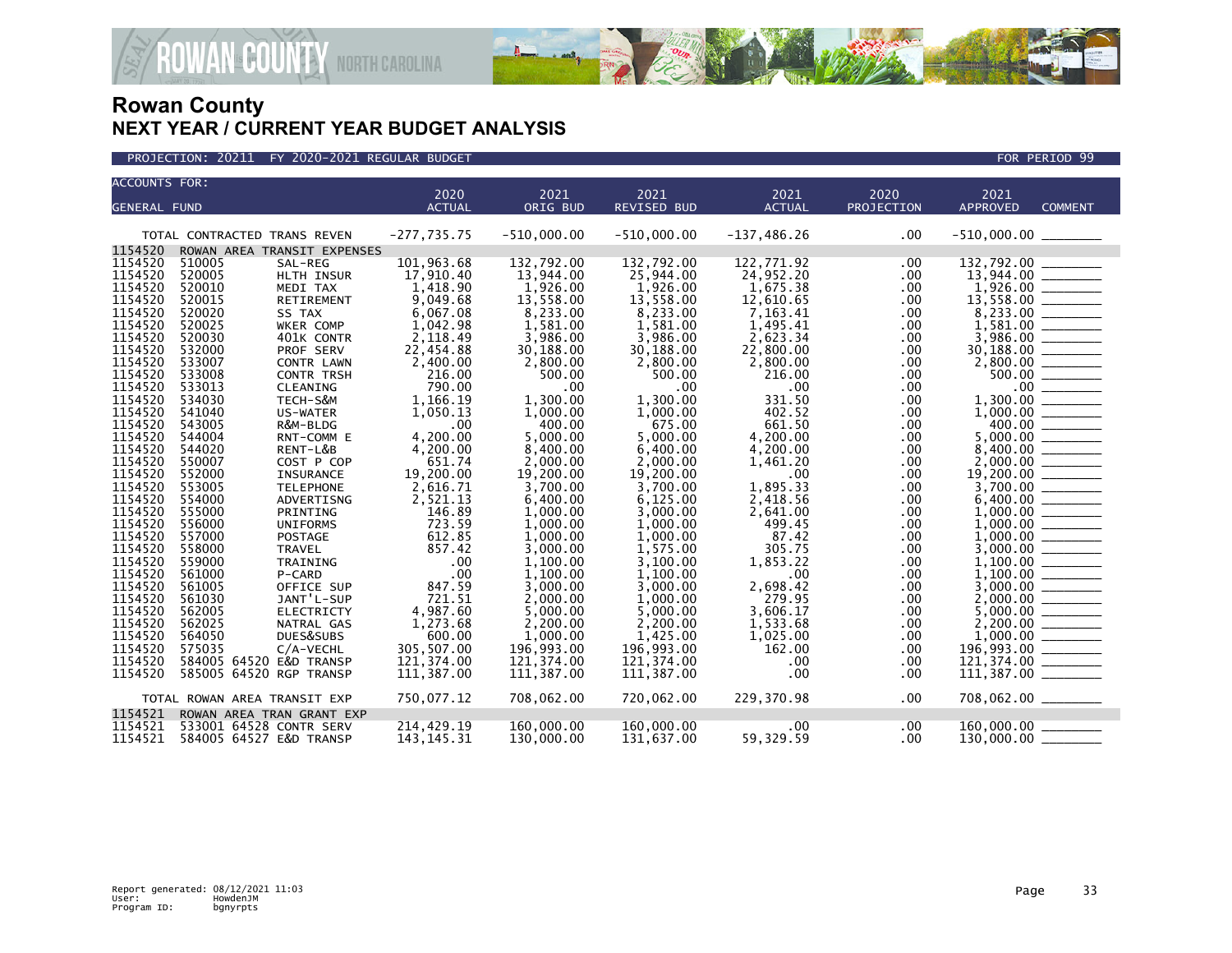# Rowan County
## NEXT YEAR / CURRENT YEAR BUDGET ANALYSIS

PROJECTION: 20211 FY 2020-2021 REGULAR BUDGET — FOR PERIOD 99

| ACCOUNTS FOR: GENERAL FUND | | | 2020 ACTUAL | 2021 ORIG BUD | 2021 REVISED BUD | 2021 ACTUAL | 2020 PROJECTION | 2021 APPROVED | COMMENT |
|---|---|---|---|---|---|---|---|---|---|
| TOTAL CONTRACTED TRANS REVEN | | | -277,735.75 | -510,000.00 | -510,000.00 | -137,486.26 | .00 | -510,000.00 | |
| 1154520 | ROWAN AREA TRANSIT EXPENSES | | | | | | | | |
| 1154520 | 510005 | SAL-REG | 101,963.68 | 132,792.00 | 132,792.00 | 122,771.92 | .00 | 132,792.00 | |
| 1154520 | 520005 | HLTH INSUR | 17,910.40 | 13,944.00 | 25,944.00 | 24,952.20 | .00 | 13,944.00 | |
| 1154520 | 520010 | MEDI TAX | 1,418.90 | 1,926.00 | 1,926.00 | 1,675.38 | .00 | 1,926.00 | |
| 1154520 | 520015 | RETIREMENT | 9,049.68 | 13,558.00 | 13,558.00 | 12,610.65 | .00 | 13,558.00 | |
| 1154520 | 520020 | SS TAX | 6,067.08 | 8,233.00 | 8,233.00 | 7,163.41 | .00 | 8,233.00 | |
| 1154520 | 520025 | WKER COMP | 1,042.98 | 1,581.00 | 1,581.00 | 1,495.41 | .00 | 1,581.00 | |
| 1154520 | 520030 | 401K CONTR | 2,118.49 | 3,986.00 | 3,986.00 | 2,623.34 | .00 | 3,986.00 | |
| 1154520 | 532000 | PROF SERV | 22,454.88 | 30,188.00 | 30,188.00 | 22,800.00 | .00 | 30,188.00 | |
| 1154520 | 533007 | CONTR LAWN | 2,400.00 | 2,800.00 | 2,800.00 | 2,800.00 | .00 | 2,800.00 | |
| 1154520 | 533008 | CONTR TRSH | 216.00 | 500.00 | 500.00 | 216.00 | .00 | 500.00 | |
| 1154520 | 533013 | CLEANING | 790.00 | .00 | .00 | .00 | .00 | .00 | |
| 1154520 | 534030 | TECH-S&M | 1,166.19 | 1,300.00 | 1,300.00 | 331.50 | .00 | 1,300.00 | |
| 1154520 | 541040 | US-WATER | 1,050.13 | 1,000.00 | 1,000.00 | 402.52 | .00 | 1,000.00 | |
| 1154520 | 543005 | R&M-BLDG | .00 | 400.00 | 675.00 | 661.50 | .00 | 400.00 | |
| 1154520 | 544004 | RNT-COMM E | 4,200.00 | 5,000.00 | 5,000.00 | 4,200.00 | .00 | 5,000.00 | |
| 1154520 | 544020 | RENT-L&B | 4,200.00 | 8,400.00 | 6,400.00 | 4,200.00 | .00 | 8,400.00 | |
| 1154520 | 550007 | COST P COP | 651.74 | 2,000.00 | 2,000.00 | 1,461.20 | .00 | 2,000.00 | |
| 1154520 | 552000 | INSURANCE | 19,200.00 | 19,200.00 | 19,200.00 | .00 | .00 | 19,200.00 | |
| 1154520 | 553005 | TELEPHONE | 2,616.71 | 3,700.00 | 3,700.00 | 1,895.33 | .00 | 3,700.00 | |
| 1154520 | 554000 | ADVERTISNG | 2,521.13 | 6,400.00 | 6,125.00 | 2,418.56 | .00 | 6,400.00 | |
| 1154520 | 555000 | PRINTING | 146.89 | 1,000.00 | 3,000.00 | 2,641.00 | .00 | 1,000.00 | |
| 1154520 | 556000 | UNIFORMS | 723.59 | 1,000.00 | 1,000.00 | 499.45 | .00 | 1,000.00 | |
| 1154520 | 557000 | POSTAGE | 612.85 | 1,000.00 | 1,000.00 | 87.42 | .00 | 1,000.00 | |
| 1154520 | 558000 | TRAVEL | 857.42 | 3,000.00 | 1,575.00 | 305.75 | .00 | 3,000.00 | |
| 1154520 | 559000 | TRAINING | .00 | 1,100.00 | 3,100.00 | 1,853.22 | .00 | 1,100.00 | |
| 1154520 | 561000 | P-CARD | .00 | 1,100.00 | 1,100.00 | .00 | .00 | 1,100.00 | |
| 1154520 | 561005 | OFFICE SUP | 847.59 | 3,000.00 | 3,000.00 | 2,698.42 | .00 | 3,000.00 | |
| 1154520 | 561030 | JANT'L-SUP | 721.51 | 2,000.00 | 1,000.00 | 279.95 | .00 | 2,000.00 | |
| 1154520 | 562005 | ELECTRICTY | 4,987.60 | 5,000.00 | 5,000.00 | 3,606.17 | .00 | 5,000.00 | |
| 1154520 | 562025 | NATRAL GAS | 1,273.68 | 2,200.00 | 2,200.00 | 1,533.68 | .00 | 2,200.00 | |
| 1154520 | 564050 | DUES&SUBS | 600.00 | 1,000.00 | 1,425.00 | 1,025.00 | .00 | 1,000.00 | |
| 1154520 | 575035 | C/A-VECHL | 305,507.00 | 196,993.00 | 196,993.00 | 162.00 | .00 | 196,993.00 | |
| 1154520 | 584005 64520 | E&D TRANSP | 121,374.00 | 121,374.00 | 121,374.00 | .00 | .00 | 121,374.00 | |
| 1154520 | 585005 64520 | RGP TRANSP | 111,387.00 | 111,387.00 | 111,387.00 | .00 | .00 | 111,387.00 | |
| TOTAL ROWAN AREA TRANSIT EXP | | | 750,077.12 | 708,062.00 | 720,062.00 | 229,370.98 | .00 | 708,062.00 | |
| 1154521 | ROWAN AREA TRAN GRANT EXP | | | | | | | | |
| 1154521 | 533001 64528 | CONTR SERV | 214,429.19 | 160,000.00 | 160,000.00 | .00 | .00 | 160,000.00 | |
| 1154521 | 584005 64527 | E&D TRANSP | 143,145.31 | 130,000.00 | 131,637.00 | 59,329.59 | .00 | 130,000.00 | |

Report generated: 08/12/2021 11:03
User: HowdenJM
Program ID: bgnyrpts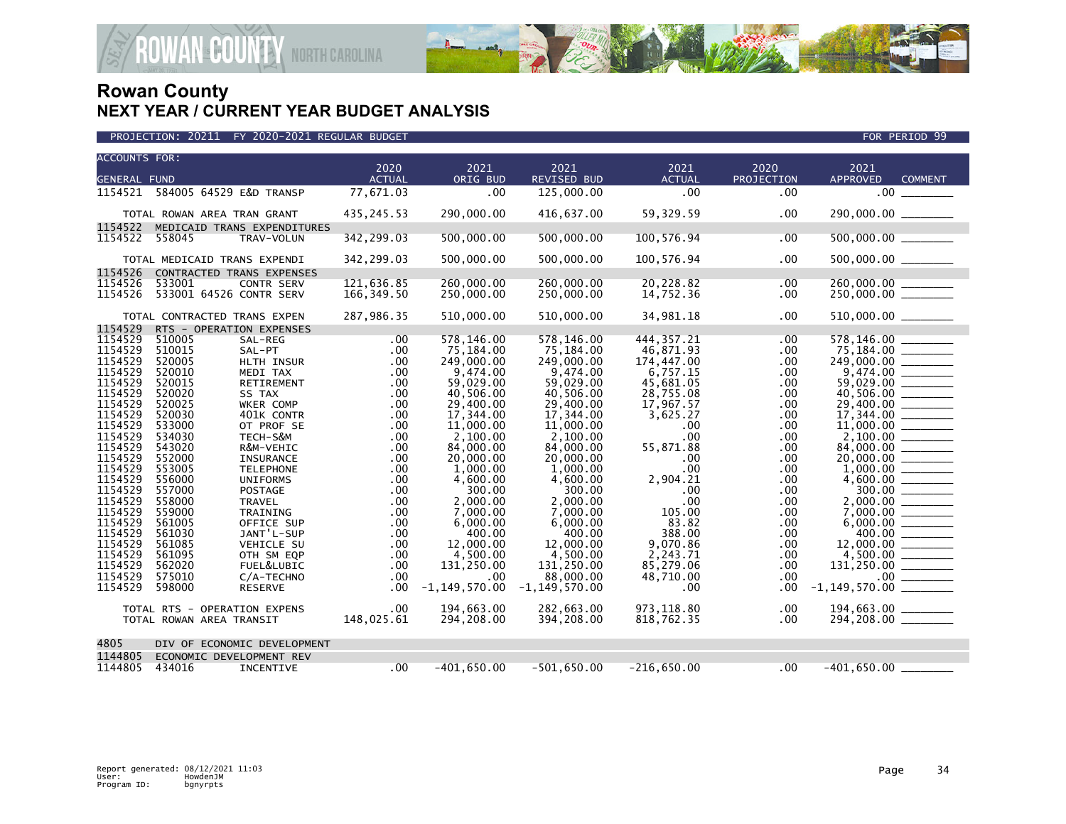# Rowan County
## NEXT YEAR / CURRENT YEAR BUDGET ANALYSIS

PROJECTION: 20211 FY 2020-2021 REGULAR BUDGET — FOR PERIOD 99

| ACCOUNTS FOR: GENERAL FUND | | | 2020 ACTUAL | 2021 ORIG BUD | 2021 REVISED BUD | 2021 ACTUAL | 2020 PROJECTION | 2021 APPROVED | COMMENT |
|---|---|---|---|---|---|---|---|---|---|
| 1154521 | 584005 64529 E&D TRANSP | | 77,671.03 | .00 | 125,000.00 | .00 | .00 | .00 | |
| | TOTAL ROWAN AREA TRAN GRANT | | 435,245.53 | 290,000.00 | 416,637.00 | 59,329.59 | .00 | 290,000.00 | |
| 1154522 | MEDICAID TRANS EXPENDITURES | | | | | | | | |
| 1154522 | 558045 | TRAV-VOLUN | 342,299.03 | 500,000.00 | 500,000.00 | 100,576.94 | .00 | 500,000.00 | |
| | TOTAL MEDICAID TRANS EXPENDI | | 342,299.03 | 500,000.00 | 500,000.00 | 100,576.94 | .00 | 500,000.00 | |
| 1154526 | CONTRACTED TRANS EXPENSES | | | | | | | | |
| 1154526 | 533001 | CONTR SERV | 121,636.85 | 260,000.00 | 260,000.00 | 20,228.82 | .00 | 260,000.00 | |
| 1154526 | 533001 64526 CONTR SERV | | 166,349.50 | 250,000.00 | 250,000.00 | 14,752.36 | .00 | 250,000.00 | |
| | TOTAL CONTRACTED TRANS EXPEN | | 287,986.35 | 510,000.00 | 510,000.00 | 34,981.18 | .00 | 510,000.00 | |
| 1154529 | RTS - OPERATION EXPENSES | | | | | | | | |
| 1154529 | 510005 | SAL-REG | .00 | 578,146.00 | 578,146.00 | 444,357.21 | .00 | 578,146.00 | |
| 1154529 | 510015 | SAL-PT | .00 | 75,184.00 | 75,184.00 | 46,871.93 | .00 | 75,184.00 | |
| 1154529 | 520005 | HLTH INSUR | .00 | 249,000.00 | 249,000.00 | 174,447.00 | .00 | 249,000.00 | |
| 1154529 | 520010 | MEDI TAX | .00 | 9,474.00 | 9,474.00 | 6,757.15 | .00 | 9,474.00 | |
| 1154529 | 520015 | RETIREMENT | .00 | 59,029.00 | 59,029.00 | 45,681.05 | .00 | 59,029.00 | |
| 1154529 | 520020 | SS TAX | .00 | 40,506.00 | 40,506.00 | 28,755.08 | .00 | 40,506.00 | |
| 1154529 | 520025 | WKER COMP | .00 | 29,400.00 | 29,400.00 | 17,967.57 | .00 | 29,400.00 | |
| 1154529 | 520030 | 401K CONTR | .00 | 17,344.00 | 17,344.00 | 3,625.27 | .00 | 17,344.00 | |
| 1154529 | 533000 | OT PROF SE | .00 | 11,000.00 | 11,000.00 | .00 | .00 | 11,000.00 | |
| 1154529 | 534030 | TECH-S&M | .00 | 2,100.00 | 2,100.00 | .00 | .00 | 2,100.00 | |
| 1154529 | 543020 | R&M-VEHIC | .00 | 84,000.00 | 84,000.00 | 55,871.88 | .00 | 84,000.00 | |
| 1154529 | 552000 | INSURANCE | .00 | 20,000.00 | 20,000.00 | .00 | .00 | 20,000.00 | |
| 1154529 | 553005 | TELEPHONE | .00 | 1,000.00 | 1,000.00 | .00 | .00 | 1,000.00 | |
| 1154529 | 556000 | UNIFORMS | .00 | 4,600.00 | 4,600.00 | 2,904.21 | .00 | 4,600.00 | |
| 1154529 | 557000 | POSTAGE | .00 | 300.00 | 300.00 | .00 | .00 | 300.00 | |
| 1154529 | 558000 | TRAVEL | .00 | 2,000.00 | 2,000.00 | .00 | .00 | 2,000.00 | |
| 1154529 | 559000 | TRAINING | .00 | 7,000.00 | 7,000.00 | 105.00 | .00 | 7,000.00 | |
| 1154529 | 561005 | OFFICE SUP | .00 | 6,000.00 | 6,000.00 | 83.82 | .00 | 6,000.00 | |
| 1154529 | 561030 | JANT'L-SUP | .00 | 400.00 | 400.00 | 388.00 | .00 | 400.00 | |
| 1154529 | 561085 | VEHICLE SU | .00 | 12,000.00 | 12,000.00 | 9,070.86 | .00 | 12,000.00 | |
| 1154529 | 561095 | OTH SM EQP | .00 | 4,500.00 | 4,500.00 | 2,243.71 | .00 | 4,500.00 | |
| 1154529 | 562020 | FUEL&LUBIC | .00 | 131,250.00 | 131,250.00 | 85,279.06 | .00 | 131,250.00 | |
| 1154529 | 575010 | C/A-TECHNO | .00 | .00 | 88,000.00 | 48,710.00 | .00 | .00 | |
| 1154529 | 598000 | RESERVE | .00 | -1,149,570.00 | -1,149,570.00 | .00 | .00 | -1,149,570.00 | |
| | TOTAL RTS - OPERATION EXPENS | | .00 | 194,663.00 | 282,663.00 | 973,118.80 | .00 | 194,663.00 | |
| | TOTAL ROWAN AREA TRANSIT | | 148,025.61 | 294,208.00 | 394,208.00 | 818,762.35 | .00 | 294,208.00 | |
| 4805 | DIV OF ECONOMIC DEVELOPMENT | | | | | | | | |
| 1144805 | ECONOMIC DEVELOPMENT REV | | | | | | | | |
| 1144805 | 434016 | INCENTIVE | .00 | -401,650.00 | -501,650.00 | -216,650.00 | .00 | -401,650.00 | |

Report generated: 08/12/2021 11:03
User: HowdenJM
Program ID: bgnyrpts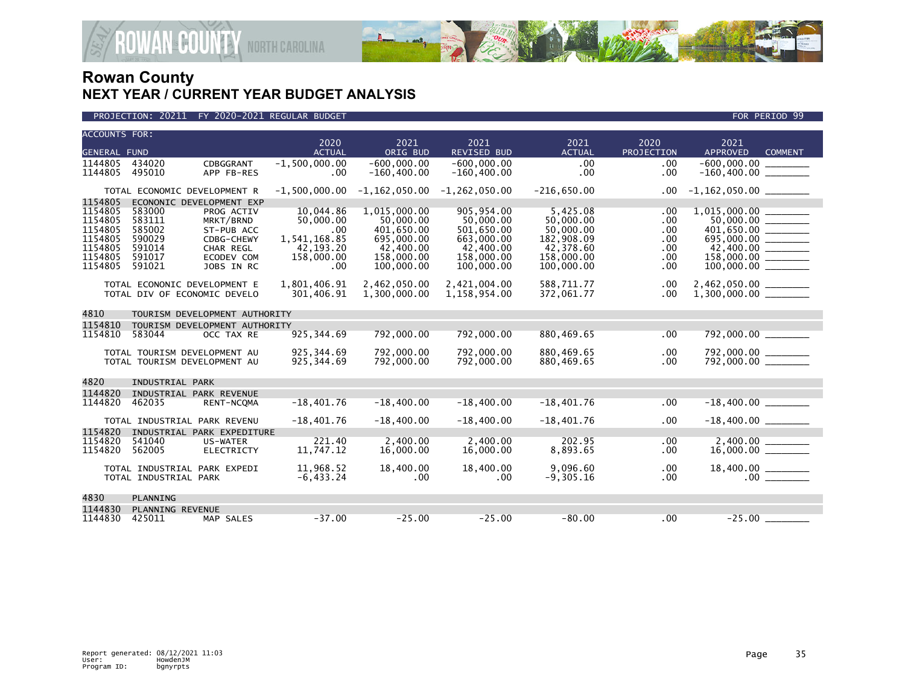# Rowan County
## NEXT YEAR / CURRENT YEAR BUDGET ANALYSIS

PROJECTION: 20211 FY 2020-2021 REGULAR BUDGET | FOR PERIOD 99

| ACCOUNTS FOR: GENERAL FUND | | | 2020 ACTUAL | 2021 ORIG BUD | 2021 REVISED BUD | 2021 ACTUAL | 2020 PROJECTION | 2021 APPROVED | COMMENT |
|---|---|---|---|---|---|---|---|---|---|
| 1144805 | 434020 | CDBGGRANT | -1,500,000.00 | -600,000.00 | -600,000.00 | .00 | .00 | -600,000.00 | ________ |
| 1144805 | 495010 | APP FB-RES | .00 | -160,400.00 | -160,400.00 | .00 | .00 | -160,400.00 | ________ |
| | TOTAL ECONOMIC DEVELOPMENT R | | -1,500,000.00 | -1,162,050.00 | -1,262,050.00 | -216,650.00 | .00 | -1,162,050.00 | ________ |
| 1154805 | ECONONIC DEVELOPMENT EXP | | | | | | | | |
| 1154805 | 583000 | PROG ACTIV | 10,044.86 | 1,015,000.00 | 905,954.00 | 5,425.08 | .00 | 1,015,000.00 | ________ |
| 1154805 | 583111 | MRKT/BRND | 50,000.00 | 50,000.00 | 50,000.00 | 50,000.00 | .00 | 50,000.00 | ________ |
| 1154805 | 585002 | ST-PUB ACC | .00 | 401,650.00 | 501,650.00 | 50,000.00 | .00 | 401,650.00 | ________ |
| 1154805 | 590029 | CDBG-CHEWY | 1,541,168.85 | 695,000.00 | 663,000.00 | 182,908.09 | .00 | 695,000.00 | ________ |
| 1154805 | 591014 | CHAR REGL | 42,193.20 | 42,400.00 | 42,400.00 | 42,378.60 | .00 | 42,400.00 | ________ |
| 1154805 | 591017 | ECODEV COM | 158,000.00 | 158,000.00 | 158,000.00 | 158,000.00 | .00 | 158,000.00 | ________ |
| 1154805 | 591021 | JOBS IN RC | .00 | 100,000.00 | 100,000.00 | 100,000.00 | .00 | 100,000.00 | ________ |
| | TOTAL ECONONIC DEVELOPMENT E | | 1,801,406.91 | 2,462,050.00 | 2,421,004.00 | 588,711.77 | .00 | 2,462,050.00 | ________ |
| | TOTAL DIV OF ECONOMIC DEVELO | | 301,406.91 | 1,300,000.00 | 1,158,954.00 | 372,061.77 | .00 | 1,300,000.00 | ________ |
| 4810 | TOURISM DEVELOPMENT AUTHORITY | | | | | | | | |
| 1154810 | TOURISM DEVELOPMENT AUTHORITY | | | | | | | | |
| 1154810 | 583044 | OCC TAX RE | 925,344.69 | 792,000.00 | 792,000.00 | 880,469.65 | .00 | 792,000.00 | ________ |
| | TOTAL TOURISM DEVELOPMENT AU | | 925,344.69 | 792,000.00 | 792,000.00 | 880,469.65 | .00 | 792,000.00 | ________ |
| | TOTAL TOURISM DEVELOPMENT AU | | 925,344.69 | 792,000.00 | 792,000.00 | 880,469.65 | .00 | 792,000.00 | ________ |
| 4820 | INDUSTRIAL PARK | | | | | | | | |
| 1144820 | INDUSTRIAL PARK REVENUE | | | | | | | | |
| 1144820 | 462035 | RENT-NCQMA | -18,401.76 | -18,400.00 | -18,400.00 | -18,401.76 | .00 | -18,400.00 | ________ |
| | TOTAL INDUSTRIAL PARK REVENU | | -18,401.76 | -18,400.00 | -18,400.00 | -18,401.76 | .00 | -18,400.00 | ________ |
| 1154820 | INDUSTRIAL PARK EXPEDITURE | | | | | | | | |
| 1154820 | 541040 | US-WATER | 221.40 | 2,400.00 | 2,400.00 | 202.95 | .00 | 2,400.00 | ________ |
| 1154820 | 562005 | ELECTRICTY | 11,747.12 | 16,000.00 | 16,000.00 | 8,893.65 | .00 | 16,000.00 | ________ |
| | TOTAL INDUSTRIAL PARK EXPEDI | | 11,968.52 | 18,400.00 | 18,400.00 | 9,096.60 | .00 | 18,400.00 | ________ |
| | TOTAL INDUSTRIAL PARK | | -6,433.24 | .00 | .00 | -9,305.16 | .00 | .00 | ________ |
| 4830 | PLANNING | | | | | | | | |
| 1144830 | PLANNING REVENUE | | | | | | | | |
| 1144830 | 425011 | MAP SALES | -37.00 | -25.00 | -25.00 | -80.00 | .00 | -25.00 | ________ |

Report generated: 08/12/2021 11:03
User: HowdenJM
Program ID: bgnyrpts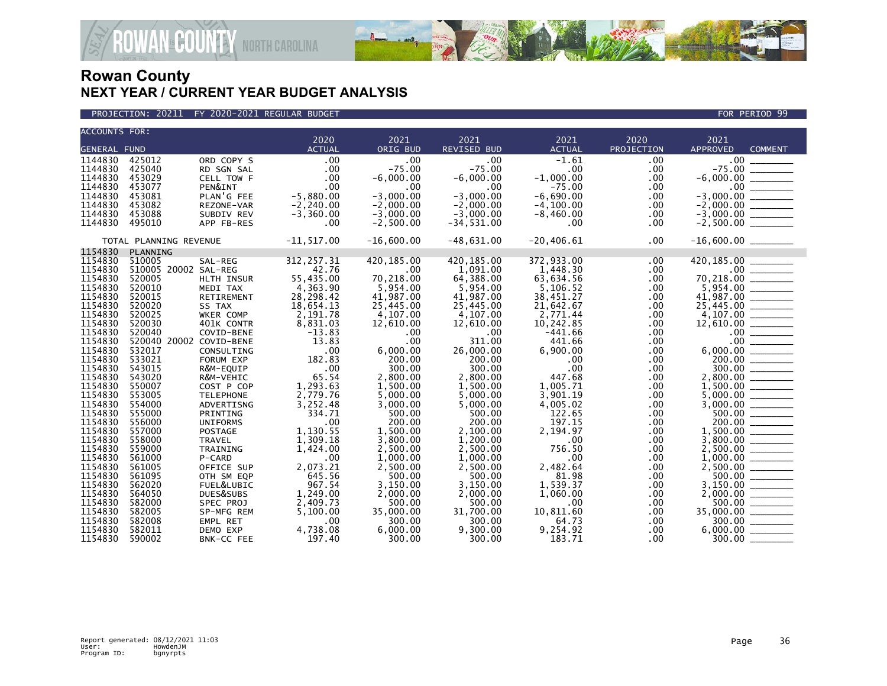# Rowan County
## NEXT YEAR / CURRENT YEAR BUDGET ANALYSIS

PROJECTION: 20211 FY 2020-2021 REGULAR BUDGET — FOR PERIOD 99

| ACCOUNTS FOR: GENERAL FUND | | | 2020 ACTUAL | 2021 ORIG BUD | 2021 REVISED BUD | 2021 ACTUAL | 2020 PROJECTION | 2021 APPROVED | COMMENT |
|---|---|---|---|---|---|---|---|---|---|
| 1144830 | 425012 | ORD COPY S | .00 | .00 | .00 | -1.61 | .00 | .00 | _______ |
| 1144830 | 425040 | RD SGN SAL | .00 | -75.00 | -75.00 | .00 | .00 | -75.00 | _______ |
| 1144830 | 453029 | CELL TOW F | .00 | -6,000.00 | -6,000.00 | -1,000.00 | .00 | -6,000.00 | _______ |
| 1144830 | 453077 | PEN&INT | .00 | .00 | .00 | -75.00 | .00 | .00 | _______ |
| 1144830 | 453081 | PLAN'G FEE | -5,880.00 | -3,000.00 | -3,000.00 | -6,690.00 | .00 | -3,000.00 | _______ |
| 1144830 | 453082 | REZONE-VAR | -2,240.00 | -2,000.00 | -2,000.00 | -4,100.00 | .00 | -2,000.00 | _______ |
| 1144830 | 453088 | SUBDIV REV | -3,360.00 | -3,000.00 | -3,000.00 | -8,460.00 | .00 | -3,000.00 | _______ |
| 1144830 | 495010 | APP FB-RES | .00 | -2,500.00 | -34,531.00 | .00 | .00 | -2,500.00 | _______ |
| TOTAL PLANNING REVENUE | | | -11,517.00 | -16,600.00 | -48,631.00 | -20,406.61 | .00 | -16,600.00 | _______ |
| 1154830 | PLANNING | | | | | | | | |
| 1154830 | 510005 | SAL-REG | 312,257.31 | 420,185.00 | 420,185.00 | 372,933.00 | .00 | 420,185.00 | _______ |
| 1154830 | 510005 20002 | SAL-REG | 42.76 | .00 | 1,091.00 | 1,448.30 | .00 | .00 | _______ |
| 1154830 | 520005 | HLTH INSUR | 55,435.00 | 70,218.00 | 64,388.00 | 63,634.56 | .00 | 70,218.00 | _______ |
| 1154830 | 520010 | MEDI TAX | 4,363.90 | 5,954.00 | 5,954.00 | 5,106.52 | .00 | 5,954.00 | _______ |
| 1154830 | 520015 | RETIREMENT | 28,298.42 | 41,987.00 | 41,987.00 | 38,451.27 | .00 | 41,987.00 | _______ |
| 1154830 | 520020 | SS TAX | 18,654.13 | 25,445.00 | 25,445.00 | 21,642.67 | .00 | 25,445.00 | _______ |
| 1154830 | 520025 | WKER COMP | 2,191.78 | 4,107.00 | 4,107.00 | 2,771.44 | .00 | 4,107.00 | _______ |
| 1154830 | 520030 | 401K CONTR | 8,831.03 | 12,610.00 | 12,610.00 | 10,242.85 | .00 | 12,610.00 | _______ |
| 1154830 | 520040 | COVID-BENE | -13.83 | .00 | .00 | -441.66 | .00 | .00 | _______ |
| 1154830 | 520040 20002 | COVID-BENE | 13.83 | .00 | 311.00 | 441.66 | .00 | .00 | _______ |
| 1154830 | 532017 | CONSULTING | .00 | 6,000.00 | 26,000.00 | 6,900.00 | .00 | 6,000.00 | _______ |
| 1154830 | 533021 | FORUM EXP | 182.83 | 200.00 | 200.00 | .00 | .00 | 200.00 | _______ |
| 1154830 | 543015 | R&M-EQUIP | .00 | 300.00 | 300.00 | .00 | .00 | 300.00 | _______ |
| 1154830 | 543020 | R&M-VEHIC | 65.54 | 2,800.00 | 2,800.00 | 447.68 | .00 | 2,800.00 | _______ |
| 1154830 | 550007 | COST P COP | 1,293.63 | 1,500.00 | 1,500.00 | 1,005.71 | .00 | 1,500.00 | _______ |
| 1154830 | 553005 | TELEPHONE | 2,779.76 | 5,000.00 | 5,000.00 | 3,901.19 | .00 | 5,000.00 | _______ |
| 1154830 | 554000 | ADVERTISNG | 3,252.48 | 3,000.00 | 5,000.00 | 4,005.02 | .00 | 3,000.00 | _______ |
| 1154830 | 555000 | PRINTING | 334.71 | 500.00 | 500.00 | 122.65 | .00 | 500.00 | _______ |
| 1154830 | 556000 | UNIFORMS | .00 | 200.00 | 200.00 | 197.15 | .00 | 200.00 | _______ |
| 1154830 | 557000 | POSTAGE | 1,130.55 | 1,500.00 | 2,100.00 | 2,194.97 | .00 | 1,500.00 | _______ |
| 1154830 | 558000 | TRAVEL | 1,309.18 | 3,800.00 | 1,200.00 | .00 | .00 | 3,800.00 | _______ |
| 1154830 | 559000 | TRAINING | 1,424.00 | 2,500.00 | 2,500.00 | 756.50 | .00 | 2,500.00 | _______ |
| 1154830 | 561000 | P-CARD | .00 | 1,000.00 | 1,000.00 | .00 | .00 | 1,000.00 | _______ |
| 1154830 | 561005 | OFFICE SUP | 2,073.21 | 2,500.00 | 2,500.00 | 2,482.64 | .00 | 2,500.00 | _______ |
| 1154830 | 561095 | OTH SM EQP | 645.56 | 500.00 | 500.00 | 81.98 | .00 | 500.00 | _______ |
| 1154830 | 562020 | FUEL&LUBIC | 967.54 | 3,150.00 | 3,150.00 | 1,539.37 | .00 | 3,150.00 | _______ |
| 1154830 | 564050 | DUES&SUBS | 1,249.00 | 2,000.00 | 2,000.00 | 1,060.00 | .00 | 2,000.00 | _______ |
| 1154830 | 582000 | SPEC PROJ | 2,409.73 | 500.00 | 500.00 | .00 | .00 | 500.00 | _______ |
| 1154830 | 582005 | SP-MFG REM | 5,100.00 | 35,000.00 | 31,700.00 | 10,811.60 | .00 | 35,000.00 | _______ |
| 1154830 | 582008 | EMPL RET | .00 | 300.00 | 300.00 | 64.73 | .00 | 300.00 | _______ |
| 1154830 | 582011 | DEMO EXP | 4,738.08 | 6,000.00 | 9,300.00 | 9,254.92 | .00 | 6,000.00 | _______ |
| 1154830 | 590002 | BNK-CC FEE | 197.40 | 300.00 | 300.00 | 183.71 | .00 | 300.00 | _______ |

Report generated: 08/12/2021 11:03
User: HowdenJM
Program ID: bgnyrpts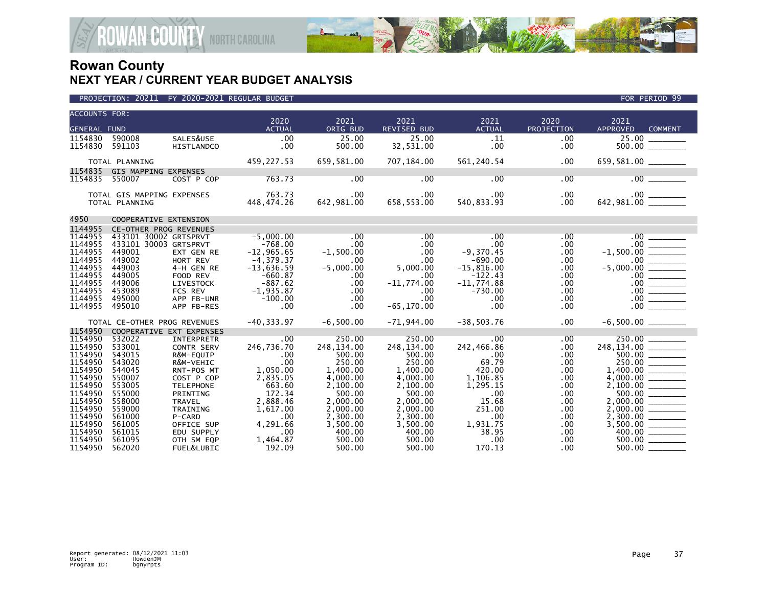# Rowan County
## NEXT YEAR / CURRENT YEAR BUDGET ANALYSIS

PROJECTION: 20211 FY 2020-2021 REGULAR BUDGET — FOR PERIOD 99

| ACCOUNTS FOR: GENERAL FUND | | | 2020 ACTUAL | 2021 ORIG BUD | 2021 REVISED BUD | 2021 ACTUAL | 2020 PROJECTION | 2021 APPROVED | COMMENT |
|---|---|---|---|---|---|---|---|---|---|
| 1154830 | 590008 | SALES&USE | .00 | 25.00 | 25.00 | .11 | .00 | 25.00 | |
| 1154830 | 591103 | HISTLANDCO | .00 | 500.00 | 32,531.00 | .00 | .00 | 500.00 | |
| TOTAL PLANNING | | | 459,227.53 | 659,581.00 | 707,184.00 | 561,240.54 | .00 | 659,581.00 | |
| 1154835 | GIS MAPPING EXPENSES | | | | | | | | |
| 1154835 | 550007 | COST P COP | 763.73 | .00 | .00 | .00 | .00 | .00 | |
| TOTAL GIS MAPPING EXPENSES | | | 763.73 | .00 | .00 | .00 | .00 | .00 | |
| TOTAL PLANNING | | | 448,474.26 | 642,981.00 | 658,553.00 | 540,833.93 | .00 | 642,981.00 | |
| 4950 | COOPERATIVE EXTENSION | | | | | | | | |
| 1144955 | CE-OTHER PROG REVENUES | | | | | | | | |
| 1144955 | 433101 30002 | GRTSPRVT | -5,000.00 | .00 | .00 | .00 | .00 | .00 | |
| 1144955 | 433101 30003 | GRTSPRVT | -768.00 | .00 | .00 | .00 | .00 | .00 | |
| 1144955 | 449001 | EXT GEN RE | -12,965.65 | -1,500.00 | .00 | -9,370.45 | .00 | -1,500.00 | |
| 1144955 | 449002 | HORT REV | -4,379.37 | .00 | .00 | -690.00 | .00 | .00 | |
| 1144955 | 449003 | 4-H GEN RE | -13,636.59 | -5,000.00 | 5,000.00 | -15,816.00 | .00 | -5,000.00 | |
| 1144955 | 449005 | FOOD REV | -660.87 | .00 | .00 | -122.43 | .00 | .00 | |
| 1144955 | 449006 | LIVESTOCK | -887.62 | .00 | -11,774.00 | -11,774.88 | .00 | .00 | |
| 1144955 | 453089 | FCS REV | -1,935.87 | .00 | .00 | -730.00 | .00 | .00 | |
| 1144955 | 495000 | APP FB-UNR | -100.00 | .00 | .00 | .00 | .00 | .00 | |
| 1144955 | 495010 | APP FB-RES | .00 | .00 | -65,170.00 | .00 | .00 | .00 | |
| TOTAL CE-OTHER PROG REVENUES | | | -40,333.97 | -6,500.00 | -71,944.00 | -38,503.76 | .00 | -6,500.00 | |
| 1154950 | COOPERATIVE EXT EXPENSES | | | | | | | | |
| 1154950 | 532022 | INTERPRETR | .00 | 250.00 | 250.00 | .00 | .00 | 250.00 | |
| 1154950 | 533001 | CONTR SERV | 246,736.70 | 248,134.00 | 248,134.00 | 242,466.86 | .00 | 248,134.00 | |
| 1154950 | 543015 | R&M-EQUIP | .00 | 500.00 | 500.00 | .00 | .00 | 500.00 | |
| 1154950 | 543020 | R&M-VEHIC | .00 | 250.00 | 250.00 | 69.79 | .00 | 250.00 | |
| 1154950 | 544045 | RNT-POS MT | 1,050.00 | 1,400.00 | 1,400.00 | 420.00 | .00 | 1,400.00 | |
| 1154950 | 550007 | COST P COP | 2,835.05 | 4,000.00 | 4,000.00 | 1,106.85 | .00 | 4,000.00 | |
| 1154950 | 553005 | TELEPHONE | 663.60 | 2,100.00 | 2,100.00 | 1,295.15 | .00 | 2,100.00 | |
| 1154950 | 555000 | PRINTING | 172.34 | 500.00 | 500.00 | .00 | .00 | 500.00 | |
| 1154950 | 558000 | TRAVEL | 2,888.46 | 2,000.00 | 2,000.00 | 15.68 | .00 | 2,000.00 | |
| 1154950 | 559000 | TRAINING | 1,617.00 | 2,000.00 | 2,000.00 | 251.00 | .00 | 2,000.00 | |
| 1154950 | 561000 | P-CARD | .00 | 2,300.00 | 2,300.00 | .00 | .00 | 2,300.00 | |
| 1154950 | 561005 | OFFICE SUP | 4,291.66 | 3,500.00 | 3,500.00 | 1,931.75 | .00 | 3,500.00 | |
| 1154950 | 561015 | EDU SUPPLY | .00 | 400.00 | 400.00 | 38.95 | .00 | 400.00 | |
| 1154950 | 561095 | OTH SM EQP | 1,464.87 | 500.00 | 500.00 | .00 | .00 | 500.00 | |
| 1154950 | 562020 | FUEL&LUBIC | 192.09 | 500.00 | 500.00 | 170.13 | .00 | 500.00 | |

Report generated: 08/12/2021 11:03
User: HowdenJM
Program ID: bgnyrpts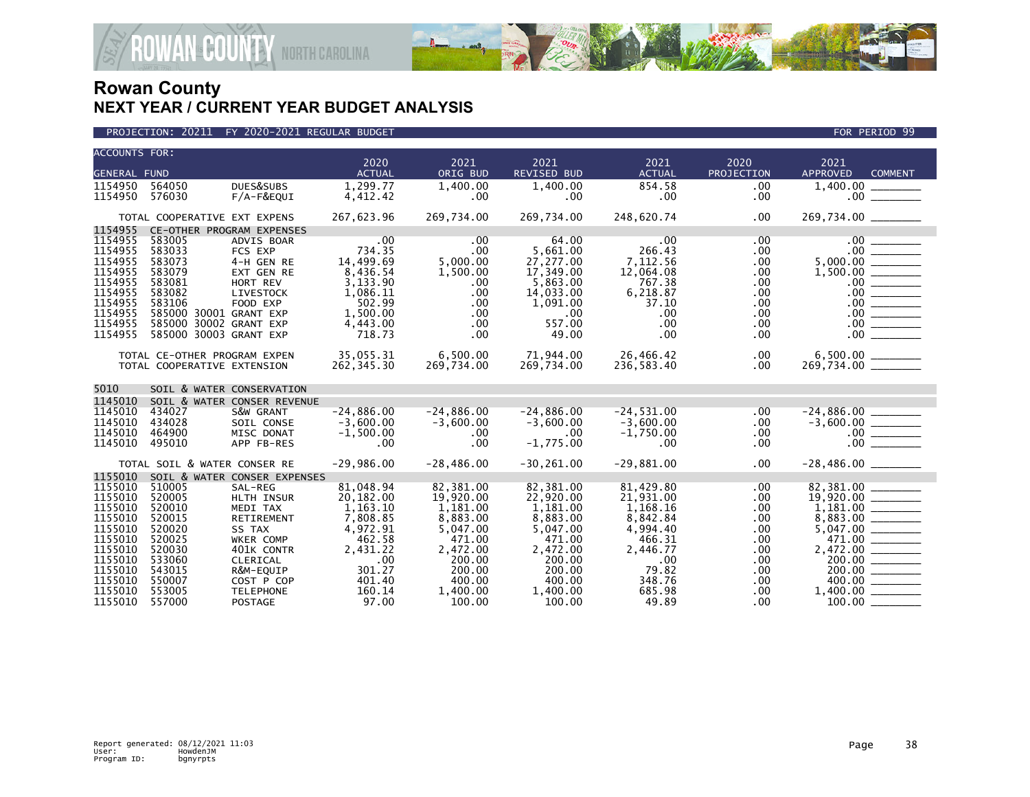# Rowan County
## NEXT YEAR / CURRENT YEAR BUDGET ANALYSIS

PROJECTION: 20211 FY 2020-2021 REGULAR BUDGET — FOR PERIOD 99

| ACCOUNTS FOR: GENERAL FUND | | | 2020 ACTUAL | 2021 ORIG BUD | 2021 REVISED BUD | 2021 ACTUAL | 2020 PROJECTION | 2021 APPROVED | COMMENT |
|---|---|---|---|---|---|---|---|---|---|
| 1154950 | 564050 | DUES&SUBS | 1,299.77 | 1,400.00 | 1,400.00 | 854.58 | .00 | 1,400.00 | ________ |
| 1154950 | 576030 | F/A-F&EQUI | 4,412.42 | .00 | .00 | .00 | .00 | .00 | ________ |
| | TOTAL COOPERATIVE EXT EXPENS | | 267,623.96 | 269,734.00 | 269,734.00 | 248,620.74 | .00 | 269,734.00 | ________ |
| 1154955 | CE-OTHER PROGRAM EXPENSES | | | | | | | | |
| 1154955 | 583005 | ADVIS BOAR | .00 | .00 | 64.00 | .00 | .00 | .00 | ________ |
| 1154955 | 583033 | FCS EXP | 734.35 | .00 | 5,661.00 | 266.43 | .00 | .00 | ________ |
| 1154955 | 583073 | 4-H GEN RE | 14,499.69 | 5,000.00 | 27,277.00 | 7,112.56 | .00 | 5,000.00 | ________ |
| 1154955 | 583079 | EXT GEN RE | 8,436.54 | 1,500.00 | 17,349.00 | 12,064.08 | .00 | 1,500.00 | ________ |
| 1154955 | 583081 | HORT REV | 3,133.90 | .00 | 5,863.00 | 767.38 | .00 | .00 | ________ |
| 1154955 | 583082 | LIVESTOCK | 1,086.11 | .00 | 14,033.00 | 6,218.87 | .00 | .00 | ________ |
| 1154955 | 583106 | FOOD EXP | 502.99 | .00 | 1,091.00 | 37.10 | .00 | .00 | ________ |
| 1154955 | 585000 30001 | GRANT EXP | 1,500.00 | .00 | .00 | .00 | .00 | .00 | ________ |
| 1154955 | 585000 30002 | GRANT EXP | 4,443.00 | .00 | 557.00 | .00 | .00 | .00 | ________ |
| 1154955 | 585000 30003 | GRANT EXP | 718.73 | .00 | 49.00 | .00 | .00 | .00 | ________ |
| | TOTAL CE-OTHER PROGRAM EXPEN | | 35,055.31 | 6,500.00 | 71,944.00 | 26,466.42 | .00 | 6,500.00 | ________ |
| | TOTAL COOPERATIVE EXTENSION | | 262,345.30 | 269,734.00 | 269,734.00 | 236,583.40 | .00 | 269,734.00 | ________ |
| 5010 | SOIL & WATER CONSERVATION | | | | | | | | |
| 1145010 | SOIL & WATER CONSER REVENUE | | | | | | | | |
| 1145010 | 434027 | S&W GRANT | -24,886.00 | -24,886.00 | -24,886.00 | -24,531.00 | .00 | -24,886.00 | ________ |
| 1145010 | 434028 | SOIL CONSE | -3,600.00 | -3,600.00 | -3,600.00 | -3,600.00 | .00 | -3,600.00 | ________ |
| 1145010 | 464900 | MISC DONAT | -1,500.00 | .00 | .00 | -1,750.00 | .00 | .00 | ________ |
| 1145010 | 495010 | APP FB-RES | .00 | .00 | -1,775.00 | .00 | .00 | .00 | ________ |
| | TOTAL SOIL & WATER CONSER RE | | -29,986.00 | -28,486.00 | -30,261.00 | -29,881.00 | .00 | -28,486.00 | ________ |
| 1155010 | SOIL & WATER CONSER EXPENSES | | | | | | | | |
| 1155010 | 510005 | SAL-REG | 81,048.94 | 82,381.00 | 82,381.00 | 81,429.80 | .00 | 82,381.00 | ________ |
| 1155010 | 520005 | HLTH INSUR | 20,182.00 | 19,920.00 | 22,920.00 | 21,931.00 | .00 | 19,920.00 | ________ |
| 1155010 | 520010 | MEDI TAX | 1,163.10 | 1,181.00 | 1,181.00 | 1,168.16 | .00 | 1,181.00 | ________ |
| 1155010 | 520015 | RETIREMENT | 7,808.85 | 8,883.00 | 8,883.00 | 8,842.84 | .00 | 8,883.00 | ________ |
| 1155010 | 520020 | SS TAX | 4,972.91 | 5,047.00 | 5,047.00 | 4,994.40 | .00 | 5,047.00 | ________ |
| 1155010 | 520025 | WKER COMP | 462.58 | 471.00 | 471.00 | 466.31 | .00 | 471.00 | ________ |
| 1155010 | 520030 | 401K CONTR | 2,431.22 | 2,472.00 | 2,472.00 | 2,446.77 | .00 | 2,472.00 | ________ |
| 1155010 | 533060 | CLERICAL | .00 | 200.00 | 200.00 | .00 | .00 | 200.00 | ________ |
| 1155010 | 543015 | R&M-EQUIP | 301.27 | 200.00 | 200.00 | 79.82 | .00 | 200.00 | ________ |
| 1155010 | 550007 | COST P COP | 401.40 | 400.00 | 400.00 | 348.76 | .00 | 400.00 | ________ |
| 1155010 | 553005 | TELEPHONE | 160.14 | 1,400.00 | 1,400.00 | 685.98 | .00 | 1,400.00 | ________ |
| 1155010 | 557000 | POSTAGE | 97.00 | 100.00 | 100.00 | 49.89 | .00 | 100.00 | ________ |

Report generated: 08/12/2021 11:03
User: HowdenJM
Program ID: bgnyrpts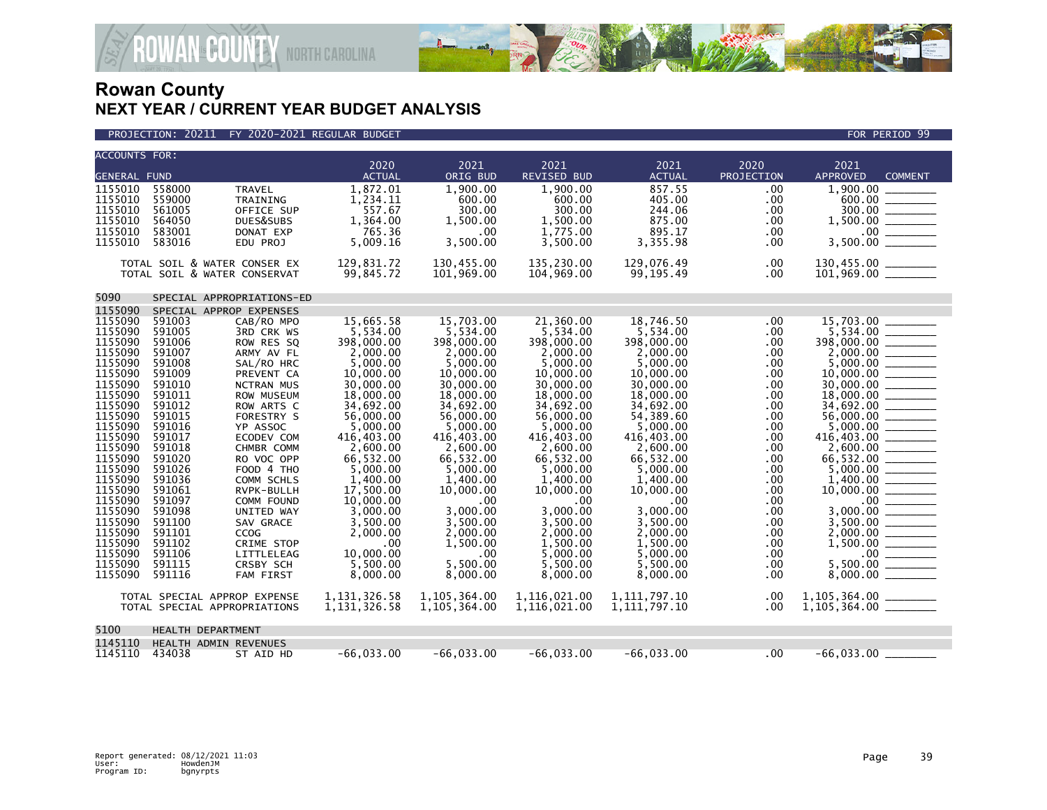# Rowan County

## NEXT YEAR / CURRENT YEAR BUDGET ANALYSIS

PROJECTION: 20211 FY 2020-2021 REGULAR BUDGET FOR PERIOD 99

| ACCOUNTS FOR: GENERAL FUND | | | 2020 ACTUAL | 2021 ORIG BUD | 2021 REVISED BUD | 2021 ACTUAL | 2020 PROJECTION | 2021 APPROVED | COMMENT |
|---|---|---|---|---|---|---|---|---|---|
| 1155010 | 558000 | TRAVEL | 1,872.01 | 1,900.00 | 1,900.00 | 857.55 | .00 | 1,900.00 | ________ |
| 1155010 | 559000 | TRAINING | 1,234.11 | 600.00 | 600.00 | 405.00 | .00 | 600.00 | ________ |
| 1155010 | 561005 | OFFICE SUP | 557.67 | 300.00 | 300.00 | 244.06 | .00 | 300.00 | ________ |
| 1155010 | 564050 | DUES&SUBS | 1,364.00 | 1,500.00 | 1,500.00 | 875.00 | .00 | 1,500.00 | ________ |
| 1155010 | 583001 | DONAT EXP | 765.36 | .00 | 1,775.00 | 895.17 | .00 | .00 | ________ |
| 1155010 | 583016 | EDU PROJ | 5,009.16 | 3,500.00 | 3,500.00 | 3,355.98 | .00 | 3,500.00 | ________ |
| TOTAL SOIL & WATER CONSER EX | | | 129,831.72 | 130,455.00 | 135,230.00 | 129,076.49 | .00 | 130,455.00 | ________ |
| TOTAL SOIL & WATER CONSERVAT | | | 99,845.72 | 101,969.00 | 104,969.00 | 99,195.49 | .00 | 101,969.00 | ________ |
| 5090 | SPECIAL APPROPRIATIONS-ED | | | | | | | | |
| 1155090 | SPECIAL APPROP EXPENSES | | | | | | | | |
| 1155090 | 591003 | CAB/RO MPO | 15,665.58 | 15,703.00 | 21,360.00 | 18,746.50 | .00 | 15,703.00 | ________ |
| 1155090 | 591005 | 3RD CRK WS | 5,534.00 | 5,534.00 | 5,534.00 | 5,534.00 | .00 | 5,534.00 | ________ |
| 1155090 | 591006 | ROW RES SQ | 398,000.00 | 398,000.00 | 398,000.00 | 398,000.00 | .00 | 398,000.00 | ________ |
| 1155090 | 591007 | ARMY AV FL | 2,000.00 | 2,000.00 | 2,000.00 | 2,000.00 | .00 | 2,000.00 | ________ |
| 1155090 | 591008 | SAL/RO HRC | 5,000.00 | 5,000.00 | 5,000.00 | 5,000.00 | .00 | 5,000.00 | ________ |
| 1155090 | 591009 | PREVENT CA | 10,000.00 | 10,000.00 | 10,000.00 | 10,000.00 | .00 | 10,000.00 | ________ |
| 1155090 | 591010 | NCTRAN MUS | 30,000.00 | 30,000.00 | 30,000.00 | 30,000.00 | .00 | 30,000.00 | ________ |
| 1155090 | 591011 | ROW MUSEUM | 18,000.00 | 18,000.00 | 18,000.00 | 18,000.00 | .00 | 18,000.00 | ________ |
| 1155090 | 591012 | ROW ARTS C | 34,692.00 | 34,692.00 | 34,692.00 | 34,692.00 | .00 | 34,692.00 | ________ |
| 1155090 | 591015 | FORESTRY S | 56,000.00 | 56,000.00 | 56,000.00 | 54,389.60 | .00 | 56,000.00 | ________ |
| 1155090 | 591016 | YP ASSOC | 5,000.00 | 5,000.00 | 5,000.00 | 5,000.00 | .00 | 5,000.00 | ________ |
| 1155090 | 591017 | ECODEV COM | 416,403.00 | 416,403.00 | 416,403.00 | 416,403.00 | .00 | 416,403.00 | ________ |
| 1155090 | 591018 | CHMBR COMM | 2,600.00 | 2,600.00 | 2,600.00 | 2,600.00 | .00 | 2,600.00 | ________ |
| 1155090 | 591020 | RO VOC OPP | 66,532.00 | 66,532.00 | 66,532.00 | 66,532.00 | .00 | 66,532.00 | ________ |
| 1155090 | 591026 | FOOD 4 THO | 5,000.00 | 5,000.00 | 5,000.00 | 5,000.00 | .00 | 5,000.00 | ________ |
| 1155090 | 591036 | COMM SCHLS | 1,400.00 | 1,400.00 | 1,400.00 | 1,400.00 | .00 | 1,400.00 | ________ |
| 1155090 | 591061 | RVPK-BULLH | 17,500.00 | 10,000.00 | 10,000.00 | 10,000.00 | .00 | 10,000.00 | ________ |
| 1155090 | 591097 | COMM FOUND | 10,000.00 | .00 | .00 | .00 | .00 | .00 | ________ |
| 1155090 | 591098 | UNITED WAY | 3,000.00 | 3,000.00 | 3,000.00 | 3,000.00 | .00 | 3,000.00 | ________ |
| 1155090 | 591100 | SAV GRACE | 3,500.00 | 3,500.00 | 3,500.00 | 3,500.00 | .00 | 3,500.00 | ________ |
| 1155090 | 591101 | CCOG | 2,000.00 | 2,000.00 | 2,000.00 | 2,000.00 | .00 | 2,000.00 | ________ |
| 1155090 | 591102 | CRIME STOP | .00 | 1,500.00 | 1,500.00 | 1,500.00 | .00 | 1,500.00 | ________ |
| 1155090 | 591106 | LITTLELEAG | 10,000.00 | .00 | 5,000.00 | 5,000.00 | .00 | .00 | ________ |
| 1155090 | 591115 | CRSBY SCH | 5,500.00 | 5,500.00 | 5,500.00 | 5,500.00 | .00 | 5,500.00 | ________ |
| 1155090 | 591116 | FAM FIRST | 8,000.00 | 8,000.00 | 8,000.00 | 8,000.00 | .00 | 8,000.00 | ________ |
| TOTAL SPECIAL APPROP EXPENSE | | | 1,131,326.58 | 1,105,364.00 | 1,116,021.00 | 1,111,797.10 | .00 | 1,105,364.00 | ________ |
| TOTAL SPECIAL APPROPRIATIONS | | | 1,131,326.58 | 1,105,364.00 | 1,116,021.00 | 1,111,797.10 | .00 | 1,105,364.00 | ________ |
| 5100 | HEALTH DEPARTMENT | | | | | | | | |
| 1145110 | HEALTH ADMIN REVENUES | | | | | | | | |
| 1145110 | 434038 | ST AID HD | -66,033.00 | -66,033.00 | -66,033.00 | -66,033.00 | .00 | -66,033.00 | ________ |

Report generated: 08/12/2021 11:03
User: HowdenJM
Program ID: bgnyrpts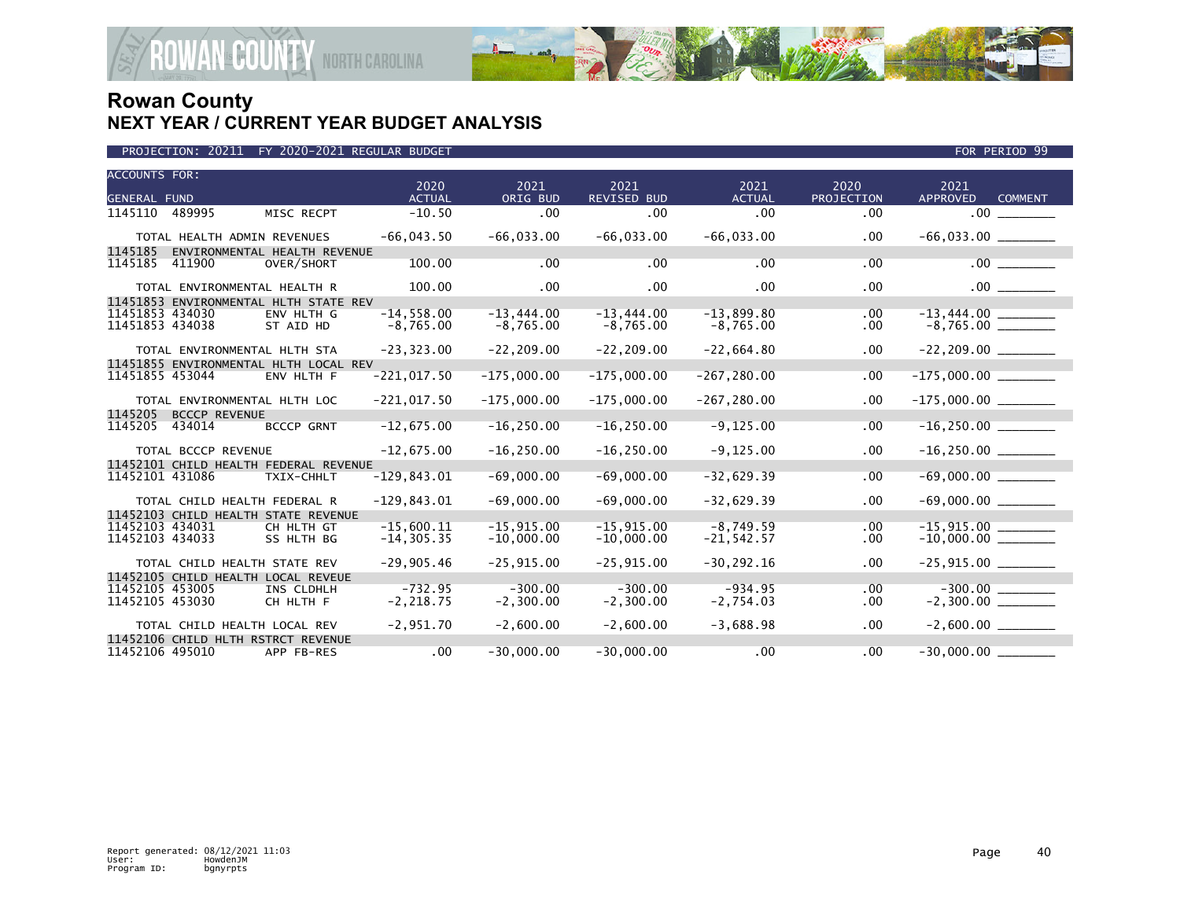# Rowan County
## NEXT YEAR / CURRENT YEAR BUDGET ANALYSIS

PROJECTION: 20211 FY 2020-2021 REGULAR BUDGET — FOR PERIOD 99

| ACCOUNTS FOR: GENERAL FUND | | | 2020 ACTUAL | 2021 ORIG BUD | 2021 REVISED BUD | 2021 ACTUAL | 2020 PROJECTION | 2021 APPROVED | COMMENT |
|---|---|---|---|---|---|---|---|---|---|
| 1145110 | 489995 | MISC RECPT | -10.50 | .00 | .00 | .00 | .00 | .00 | |
| TOTAL HEALTH ADMIN REVENUES | | | -66,043.50 | -66,033.00 | -66,033.00 | -66,033.00 | .00 | -66,033.00 | |
| 1145185 ENVIRONMENTAL HEALTH REVENUE | | | | | | | | | |
| 1145185 | 411900 | OVER/SHORT | 100.00 | .00 | .00 | .00 | .00 | .00 | |
| TOTAL ENVIRONMENTAL HEALTH R | | | 100.00 | .00 | .00 | .00 | .00 | .00 | |
| 11451853 ENVIRONMENTAL HLTH STATE REV | | | | | | | | | |
| 11451853 | 434030 | ENV HLTH G | -14,558.00 | -13,444.00 | -13,444.00 | -13,899.80 | .00 | -13,444.00 | |
| 11451853 | 434038 | ST AID HD | -8,765.00 | -8,765.00 | -8,765.00 | -8,765.00 | .00 | -8,765.00 | |
| TOTAL ENVIRONMENTAL HLTH STA | | | -23,323.00 | -22,209.00 | -22,209.00 | -22,664.80 | .00 | -22,209.00 | |
| 11451855 ENVIRONMENTAL HLTH LOCAL REV | | | | | | | | | |
| 11451855 | 453044 | ENV HLTH F | -221,017.50 | -175,000.00 | -175,000.00 | -267,280.00 | .00 | -175,000.00 | |
| TOTAL ENVIRONMENTAL HLTH LOC | | | -221,017.50 | -175,000.00 | -175,000.00 | -267,280.00 | .00 | -175,000.00 | |
| 1145205 BCCCP REVENUE | | | | | | | | | |
| 1145205 | 434014 | BCCCP GRNT | -12,675.00 | -16,250.00 | -16,250.00 | -9,125.00 | .00 | -16,250.00 | |
| TOTAL BCCCP REVENUE | | | -12,675.00 | -16,250.00 | -16,250.00 | -9,125.00 | .00 | -16,250.00 | |
| 11452101 CHILD HEALTH FEDERAL REVENUE | | | | | | | | | |
| 11452101 | 431086 | TXIX-CHHLT | -129,843.01 | -69,000.00 | -69,000.00 | -32,629.39 | .00 | -69,000.00 | |
| TOTAL CHILD HEALTH FEDERAL R | | | -129,843.01 | -69,000.00 | -69,000.00 | -32,629.39 | .00 | -69,000.00 | |
| 11452103 CHILD HEALTH STATE REVENUE | | | | | | | | | |
| 11452103 | 434031 | CH HLTH GT | -15,600.11 | -15,915.00 | -15,915.00 | -8,749.59 | .00 | -15,915.00 | |
| 11452103 | 434033 | SS HLTH BG | -14,305.35 | -10,000.00 | -10,000.00 | -21,542.57 | .00 | -10,000.00 | |
| TOTAL CHILD HEALTH STATE REV | | | -29,905.46 | -25,915.00 | -25,915.00 | -30,292.16 | .00 | -25,915.00 | |
| 11452105 CHILD HEALTH LOCAL REVEUE | | | | | | | | | |
| 11452105 | 453005 | INS CLDHLH | -732.95 | -300.00 | -300.00 | -934.95 | .00 | -300.00 | |
| 11452105 | 453030 | CH HLTH F | -2,218.75 | -2,300.00 | -2,300.00 | -2,754.03 | .00 | -2,300.00 | |
| TOTAL CHILD HEALTH LOCAL REV | | | -2,951.70 | -2,600.00 | -2,600.00 | -3,688.98 | .00 | -2,600.00 | |
| 11452106 CHILD HLTH RSTRCT REVENUE | | | | | | | | | |
| 11452106 | 495010 | APP FB-RES | .00 | -30,000.00 | -30,000.00 | .00 | .00 | -30,000.00 | |

Report generated: 08/12/2021 11:03
User: HowdenJM
Program ID: bgnyrpts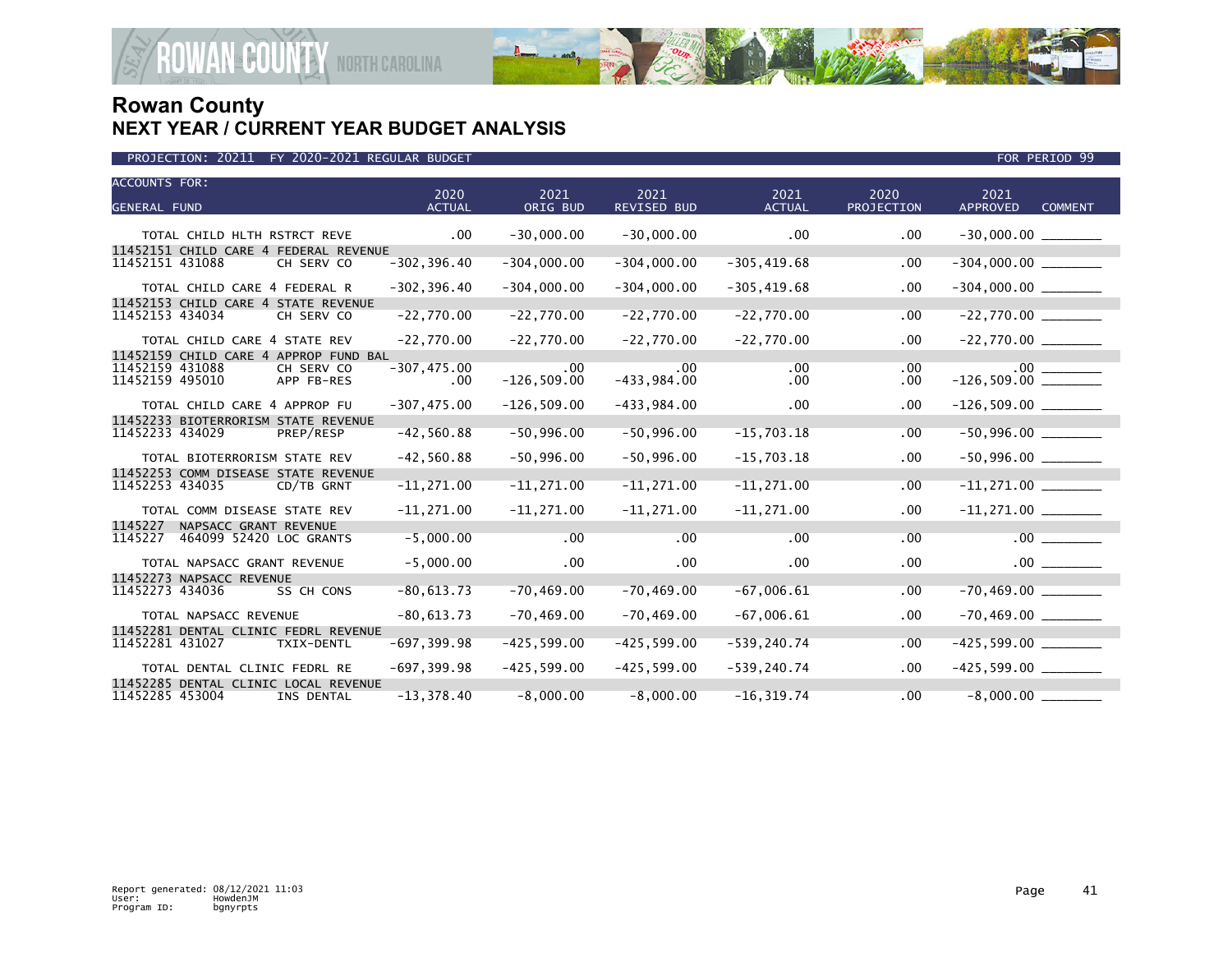# Rowan County

## NEXT YEAR / CURRENT YEAR BUDGET ANALYSIS

PROJECTION: 20211 FY 2020-2021 REGULAR BUDGET FOR PERIOD 99

| ACCOUNTS FOR: GENERAL FUND | | 2020 ACTUAL | 2021 ORIG BUD | 2021 REVISED BUD | 2021 ACTUAL | 2020 PROJECTION | 2021 APPROVED | COMMENT |
|---|---|---|---|---|---|---|---|---|
| TOTAL CHILD HLTH RSTRCT REVE | | .00 | -30,000.00 | -30,000.00 | .00 | .00 | -30,000.00 | ________ |
| 11452151 CHILD CARE 4 FEDERAL REVENUE | | | | | | | | |
| 11452151 431088 | CH SERV CO | -302,396.40 | -304,000.00 | -304,000.00 | -305,419.68 | .00 | -304,000.00 | ________ |
| TOTAL CHILD CARE 4 FEDERAL R | | -302,396.40 | -304,000.00 | -304,000.00 | -305,419.68 | .00 | -304,000.00 | ________ |
| 11452153 CHILD CARE 4 STATE REVENUE | | | | | | | | |
| 11452153 434034 | CH SERV CO | -22,770.00 | -22,770.00 | -22,770.00 | -22,770.00 | .00 | -22,770.00 | ________ |
| TOTAL CHILD CARE 4 STATE REV | | -22,770.00 | -22,770.00 | -22,770.00 | -22,770.00 | .00 | -22,770.00 | ________ |
| 11452159 CHILD CARE 4 APPROP FUND BAL | | | | | | | | |
| 11452159 431088 | CH SERV CO | -307,475.00 | .00 | .00 | .00 | .00 | .00 | ________ |
| 11452159 495010 | APP FB-RES | .00 | -126,509.00 | -433,984.00 | .00 | .00 | -126,509.00 | ________ |
| TOTAL CHILD CARE 4 APPROP FU | | -307,475.00 | -126,509.00 | -433,984.00 | .00 | .00 | -126,509.00 | ________ |
| 11452233 BIOTERRORISM STATE REVENUE | | | | | | | | |
| 11452233 434029 | PREP/RESP | -42,560.88 | -50,996.00 | -50,996.00 | -15,703.18 | .00 | -50,996.00 | ________ |
| TOTAL BIOTERRORISM STATE REV | | -42,560.88 | -50,996.00 | -50,996.00 | -15,703.18 | .00 | -50,996.00 | ________ |
| 11452253 COMM DISEASE STATE REVENUE | | | | | | | | |
| 11452253 434035 | CD/TB GRNT | -11,271.00 | -11,271.00 | -11,271.00 | -11,271.00 | .00 | -11,271.00 | ________ |
| TOTAL COMM DISEASE STATE REV | | -11,271.00 | -11,271.00 | -11,271.00 | -11,271.00 | .00 | -11,271.00 | ________ |
| 1145227 NAPSACC GRANT REVENUE | | | | | | | | |
| 1145227 464099 52420 | LOC GRANTS | -5,000.00 | .00 | .00 | .00 | .00 | .00 | ________ |
| TOTAL NAPSACC GRANT REVENUE | | -5,000.00 | .00 | .00 | .00 | .00 | .00 | ________ |
| 11452273 NAPSACC REVENUE | | | | | | | | |
| 11452273 434036 | SS CH CONS | -80,613.73 | -70,469.00 | -70,469.00 | -67,006.61 | .00 | -70,469.00 | ________ |
| TOTAL NAPSACC REVENUE | | -80,613.73 | -70,469.00 | -70,469.00 | -67,006.61 | .00 | -70,469.00 | ________ |
| 11452281 DENTAL CLINIC FEDRL REVENUE | | | | | | | | |
| 11452281 431027 | TXIX-DENTL | -697,399.98 | -425,599.00 | -425,599.00 | -539,240.74 | .00 | -425,599.00 | ________ |
| TOTAL DENTAL CLINIC FEDRL RE | | -697,399.98 | -425,599.00 | -425,599.00 | -539,240.74 | .00 | -425,599.00 | ________ |
| 11452285 DENTAL CLINIC LOCAL REVENUE | | | | | | | | |
| 11452285 453004 | INS DENTAL | -13,378.40 | -8,000.00 | -8,000.00 | -16,319.74 | .00 | -8,000.00 | ________ |

Report generated: 08/12/2021 11:03
User: HowdenJM
Program ID: bgnyrpts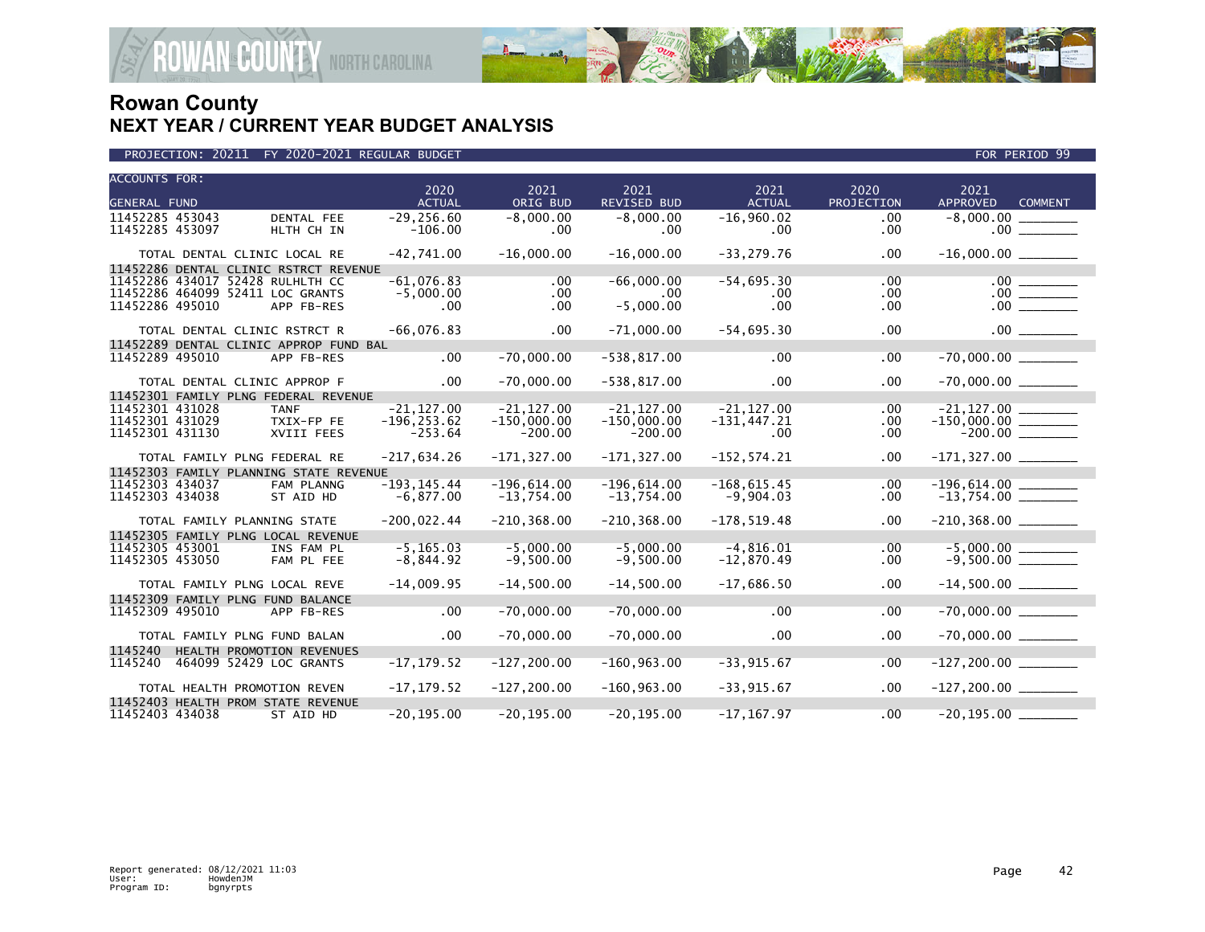# Rowan County
## NEXT YEAR / CURRENT YEAR BUDGET ANALYSIS

PROJECTION: 20211 FY 2020-2021 REGULAR BUDGET | FOR PERIOD 99

| ACCOUNTS FOR: GENERAL FUND | | 2020 ACTUAL | 2021 ORIG BUD | 2021 REVISED BUD | 2021 ACTUAL | 2020 PROJECTION | 2021 APPROVED | COMMENT |
|---|---|---|---|---|---|---|---|---|
| 11452285 453043 | DENTAL FEE | -29,256.60 | -8,000.00 | -8,000.00 | -16,960.02 | .00 | -8,000.00 | ________ |
| 11452285 453097 | HLTH CH IN | -106.00 | .00 | .00 | .00 | .00 | .00 | ________ |
| TOTAL DENTAL CLINIC LOCAL RE | | -42,741.00 | -16,000.00 | -16,000.00 | -33,279.76 | .00 | -16,000.00 | ________ |
| 11452286 DENTAL CLINIC RSTRCT REVENUE | | | | | | | | |
| 11452286 434017 52428 | RULHLTH CC | -61,076.83 | .00 | -66,000.00 | -54,695.30 | .00 | .00 | ________ |
| 11452286 464099 52411 | LOC GRANTS | -5,000.00 | .00 | .00 | .00 | .00 | .00 | ________ |
| 11452286 495010 | APP FB-RES | .00 | .00 | -5,000.00 | .00 | .00 | .00 | ________ |
| TOTAL DENTAL CLINIC RSTRCT R | | -66,076.83 | .00 | -71,000.00 | -54,695.30 | .00 | .00 | ________ |
| 11452289 DENTAL CLINIC APPROP FUND BAL | | | | | | | | |
| 11452289 495010 | APP FB-RES | .00 | -70,000.00 | -538,817.00 | .00 | .00 | -70,000.00 | ________ |
| TOTAL DENTAL CLINIC APPROP F | | .00 | -70,000.00 | -538,817.00 | .00 | .00 | -70,000.00 | ________ |
| 11452301 FAMILY PLNG FEDERAL REVENUE | | | | | | | | |
| 11452301 431028 | TANF | -21,127.00 | -21,127.00 | -21,127.00 | -21,127.00 | .00 | -21,127.00 | ________ |
| 11452301 431029 | TXIX-FP FE | -196,253.62 | -150,000.00 | -150,000.00 | -131,447.21 | .00 | -150,000.00 | ________ |
| 11452301 431130 | XVIII FEES | -253.64 | -200.00 | -200.00 | .00 | .00 | -200.00 | ________ |
| TOTAL FAMILY PLNG FEDERAL RE | | -217,634.26 | -171,327.00 | -171,327.00 | -152,574.21 | .00 | -171,327.00 | ________ |
| 11452303 FAMILY PLANNING STATE REVENUE | | | | | | | | |
| 11452303 434037 | FAM PLANNG | -193,145.44 | -196,614.00 | -196,614.00 | -168,615.45 | .00 | -196,614.00 | ________ |
| 11452303 434038 | ST AID HD | -6,877.00 | -13,754.00 | -13,754.00 | -9,904.03 | .00 | -13,754.00 | ________ |
| TOTAL FAMILY PLANNING STATE | | -200,022.44 | -210,368.00 | -210,368.00 | -178,519.48 | .00 | -210,368.00 | ________ |
| 11452305 FAMILY PLNG LOCAL REVENUE | | | | | | | | |
| 11452305 453001 | INS FAM PL | -5,165.03 | -5,000.00 | -5,000.00 | -4,816.01 | .00 | -5,000.00 | ________ |
| 11452305 453050 | FAM PL FEE | -8,844.92 | -9,500.00 | -9,500.00 | -12,870.49 | .00 | -9,500.00 | ________ |
| TOTAL FAMILY PLNG LOCAL REVE | | -14,009.95 | -14,500.00 | -14,500.00 | -17,686.50 | .00 | -14,500.00 | ________ |
| 11452309 FAMILY PLNG FUND BALANCE | | | | | | | | |
| 11452309 495010 | APP FB-RES | .00 | -70,000.00 | -70,000.00 | .00 | .00 | -70,000.00 | ________ |
| TOTAL FAMILY PLNG FUND BALAN | | .00 | -70,000.00 | -70,000.00 | .00 | .00 | -70,000.00 | ________ |
| 1145240 HEALTH PROMOTION REVENUES | | | | | | | | |
| 1145240 464099 52429 | LOC GRANTS | -17,179.52 | -127,200.00 | -160,963.00 | -33,915.67 | .00 | -127,200.00 | ________ |
| TOTAL HEALTH PROMOTION REVEN | | -17,179.52 | -127,200.00 | -160,963.00 | -33,915.67 | .00 | -127,200.00 | ________ |
| 11452403 HEALTH PROM STATE REVENUE | | | | | | | | |
| 11452403 434038 | ST AID HD | -20,195.00 | -20,195.00 | -20,195.00 | -17,167.97 | .00 | -20,195.00 | ________ |

Report generated: 08/12/2021 11:03
User: HowdenJM
Program ID: bgnyrpts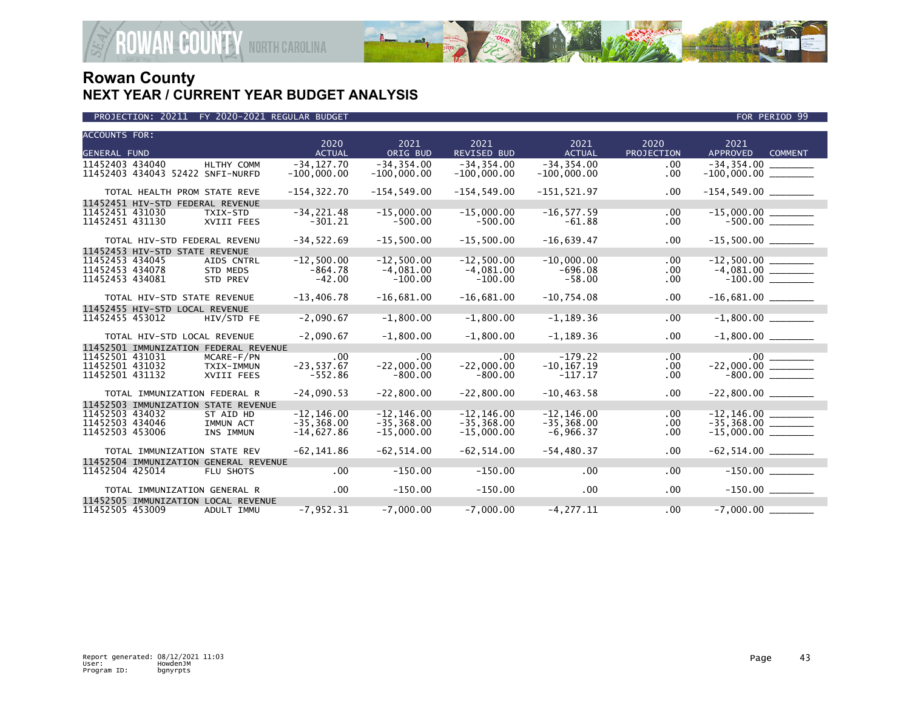# Rowan County
## NEXT YEAR / CURRENT YEAR BUDGET ANALYSIS

PROJECTION: 20211 FY 2020-2021 REGULAR BUDGET — FOR PERIOD 99

| ACCOUNTS FOR: GENERAL FUND | | 2020 ACTUAL | 2021 ORIG BUD | 2021 REVISED BUD | 2021 ACTUAL | 2020 PROJECTION | 2021 APPROVED | COMMENT |
|---|---|---|---|---|---|---|---|---|
| 11452403 434040 | HLTHY COMM | -34,127.70 | -34,354.00 | -34,354.00 | -34,354.00 | .00 | -34,354.00 | |
| 11452403 434043 52422 | SNFI-NURFD | -100,000.00 | -100,000.00 | -100,000.00 | -100,000.00 | .00 | -100,000.00 | |
| TOTAL HEALTH PROM STATE REVE | | -154,322.70 | -154,549.00 | -154,549.00 | -151,521.97 | .00 | -154,549.00 | |
| 11452451 HIV-STD FEDERAL REVENUE | | | | | | | | |
| 11452451 431030 | TXIX-STD | -34,221.48 | -15,000.00 | -15,000.00 | -16,577.59 | .00 | -15,000.00 | |
| 11452451 431130 | XVIII FEES | -301.21 | -500.00 | -500.00 | -61.88 | .00 | -500.00 | |
| TOTAL HIV-STD FEDERAL REVENU | | -34,522.69 | -15,500.00 | -15,500.00 | -16,639.47 | .00 | -15,500.00 | |
| 11452453 HIV-STD STATE REVENUE | | | | | | | | |
| 11452453 434045 | AIDS CNTRL | -12,500.00 | -12,500.00 | -12,500.00 | -10,000.00 | .00 | -12,500.00 | |
| 11452453 434078 | STD MEDS | -864.78 | -4,081.00 | -4,081.00 | -696.08 | .00 | -4,081.00 | |
| 11452453 434081 | STD PREV | -42.00 | -100.00 | -100.00 | -58.00 | .00 | -100.00 | |
| TOTAL HIV-STD STATE REVENUE | | -13,406.78 | -16,681.00 | -16,681.00 | -10,754.08 | .00 | -16,681.00 | |
| 11452455 HIV-STD LOCAL REVENUE | | | | | | | | |
| 11452455 453012 | HIV/STD FE | -2,090.67 | -1,800.00 | -1,800.00 | -1,189.36 | .00 | -1,800.00 | |
| TOTAL HIV-STD LOCAL REVENUE | | -2,090.67 | -1,800.00 | -1,800.00 | -1,189.36 | .00 | -1,800.00 | |
| 11452501 IMMUNIZATION FEDERAL REVENUE | | | | | | | | |
| 11452501 431031 | MCARE-F/PN | .00 | .00 | .00 | -179.22 | .00 | .00 | |
| 11452501 431032 | TXIX-IMMUN | -23,537.67 | -22,000.00 | -22,000.00 | -10,167.19 | .00 | -22,000.00 | |
| 11452501 431132 | XVIII FEES | -552.86 | -800.00 | -800.00 | -117.17 | .00 | -800.00 | |
| TOTAL IMMUNIZATION FEDERAL R | | -24,090.53 | -22,800.00 | -22,800.00 | -10,463.58 | .00 | -22,800.00 | |
| 11452503 IMMUNIZATION STATE REVENUE | | | | | | | | |
| 11452503 434032 | ST AID HD | -12,146.00 | -12,146.00 | -12,146.00 | -12,146.00 | .00 | -12,146.00 | |
| 11452503 434046 | IMMUN ACT | -35,368.00 | -35,368.00 | -35,368.00 | -35,368.00 | .00 | -35,368.00 | |
| 11452503 453006 | INS IMMUN | -14,627.86 | -15,000.00 | -15,000.00 | -6,966.37 | .00 | -15,000.00 | |
| TOTAL IMMUNIZATION STATE REV | | -62,141.86 | -62,514.00 | -62,514.00 | -54,480.37 | .00 | -62,514.00 | |
| 11452504 IMMUNIZATION GENERAL REVENUE | | | | | | | | |
| 11452504 425014 | FLU SHOTS | .00 | -150.00 | -150.00 | .00 | .00 | -150.00 | |
| TOTAL IMMUNIZATION GENERAL R | | .00 | -150.00 | -150.00 | .00 | .00 | -150.00 | |
| 11452505 IMMUNIZATION LOCAL REVENUE | | | | | | | | |
| 11452505 453009 | ADULT IMMU | -7,952.31 | -7,000.00 | -7,000.00 | -4,277.11 | .00 | -7,000.00 | |

Report generated: 08/12/2021 11:03
User: HowdenJM
Program ID: bgnyrpts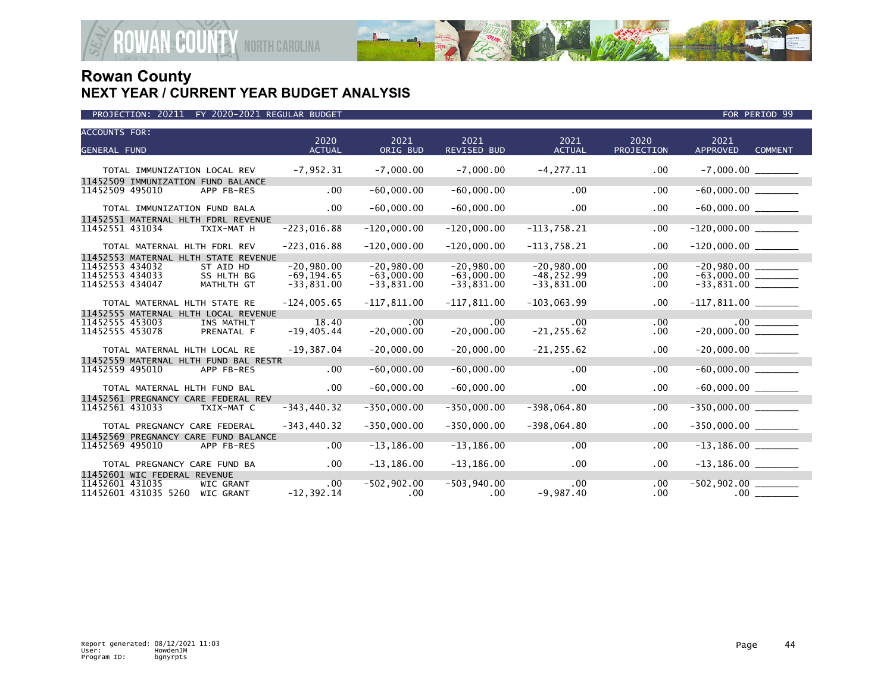# Rowan County
## NEXT YEAR / CURRENT YEAR BUDGET ANALYSIS

PROJECTION: 20211 FY 2020-2021 REGULAR BUDGET — FOR PERIOD 99

| ACCOUNTS FOR: GENERAL FUND | | 2020 ACTUAL | 2021 ORIG BUD | 2021 REVISED BUD | 2021 ACTUAL | 2020 PROJECTION | 2021 APPROVED | COMMENT |
|---|---|---|---|---|---|---|---|---|
| TOTAL IMMUNIZATION LOCAL REV | | -7,952.31 | -7,000.00 | -7,000.00 | -4,277.11 | .00 | -7,000.00 | |
| 11452509 IMMUNIZATION FUND BALANCE | | | | | | | | |
| 11452509 495010 | APP FB-RES | .00 | -60,000.00 | -60,000.00 | .00 | .00 | -60,000.00 | |
| TOTAL IMMUNIZATION FUND BALA | | .00 | -60,000.00 | -60,000.00 | .00 | .00 | -60,000.00 | |
| 11452551 MATERNAL HLTH FDRL REVENUE | | | | | | | | |
| 11452551 431034 | TXIX-MAT H | -223,016.88 | -120,000.00 | -120,000.00 | -113,758.21 | .00 | -120,000.00 | |
| TOTAL MATERNAL HLTH FDRL REV | | -223,016.88 | -120,000.00 | -120,000.00 | -113,758.21 | .00 | -120,000.00 | |
| 11452553 MATERNAL HLTH STATE REVENUE | | | | | | | | |
| 11452553 434032 | ST AID HD | -20,980.00 | -20,980.00 | -20,980.00 | -20,980.00 | .00 | -20,980.00 | |
| 11452553 434033 | SS HLTH BG | -69,194.65 | -63,000.00 | -63,000.00 | -48,252.99 | .00 | -63,000.00 | |
| 11452553 434047 | MATHLTH GT | -33,831.00 | -33,831.00 | -33,831.00 | -33,831.00 | .00 | -33,831.00 | |
| TOTAL MATERNAL HLTH STATE RE | | -124,005.65 | -117,811.00 | -117,811.00 | -103,063.99 | .00 | -117,811.00 | |
| 11452555 MATERNAL HLTH LOCAL REVENUE | | | | | | | | |
| 11452555 453003 | INS MATHLT | 18.40 | .00 | .00 | .00 | .00 | .00 | |
| 11452555 453078 | PRENATAL F | -19,405.44 | -20,000.00 | -20,000.00 | -21,255.62 | .00 | -20,000.00 | |
| TOTAL MATERNAL HLTH LOCAL RE | | -19,387.04 | -20,000.00 | -20,000.00 | -21,255.62 | .00 | -20,000.00 | |
| 11452559 MATERNAL HLTH FUND BAL RESTR | | | | | | | | |
| 11452559 495010 | APP FB-RES | .00 | -60,000.00 | -60,000.00 | .00 | .00 | -60,000.00 | |
| TOTAL MATERNAL HLTH FUND BAL | | .00 | -60,000.00 | -60,000.00 | .00 | .00 | -60,000.00 | |
| 11452561 PREGNANCY CARE FEDERAL REV | | | | | | | | |
| 11452561 431033 | TXIX-MAT C | -343,440.32 | -350,000.00 | -350,000.00 | -398,064.80 | .00 | -350,000.00 | |
| TOTAL PREGNANCY CARE FEDERAL | | -343,440.32 | -350,000.00 | -350,000.00 | -398,064.80 | .00 | -350,000.00 | |
| 11452569 PREGNANCY CARE FUND BALANCE | | | | | | | | |
| 11452569 495010 | APP FB-RES | .00 | -13,186.00 | -13,186.00 | .00 | .00 | -13,186.00 | |
| TOTAL PREGNANCY CARE FUND BA | | .00 | -13,186.00 | -13,186.00 | .00 | .00 | -13,186.00 | |
| 11452601 WIC FEDERAL REVENUE | | | | | | | | |
| 11452601 431035 | WIC GRANT | .00 | -502,902.00 | -503,940.00 | .00 | .00 | -502,902.00 | |
| 11452601 431035 5260 | WIC GRANT | -12,392.14 | .00 | .00 | -9,987.40 | .00 | .00 | |

Report generated: 08/12/2021 11:03
User: HowdenJM
Program ID: bgnyrpts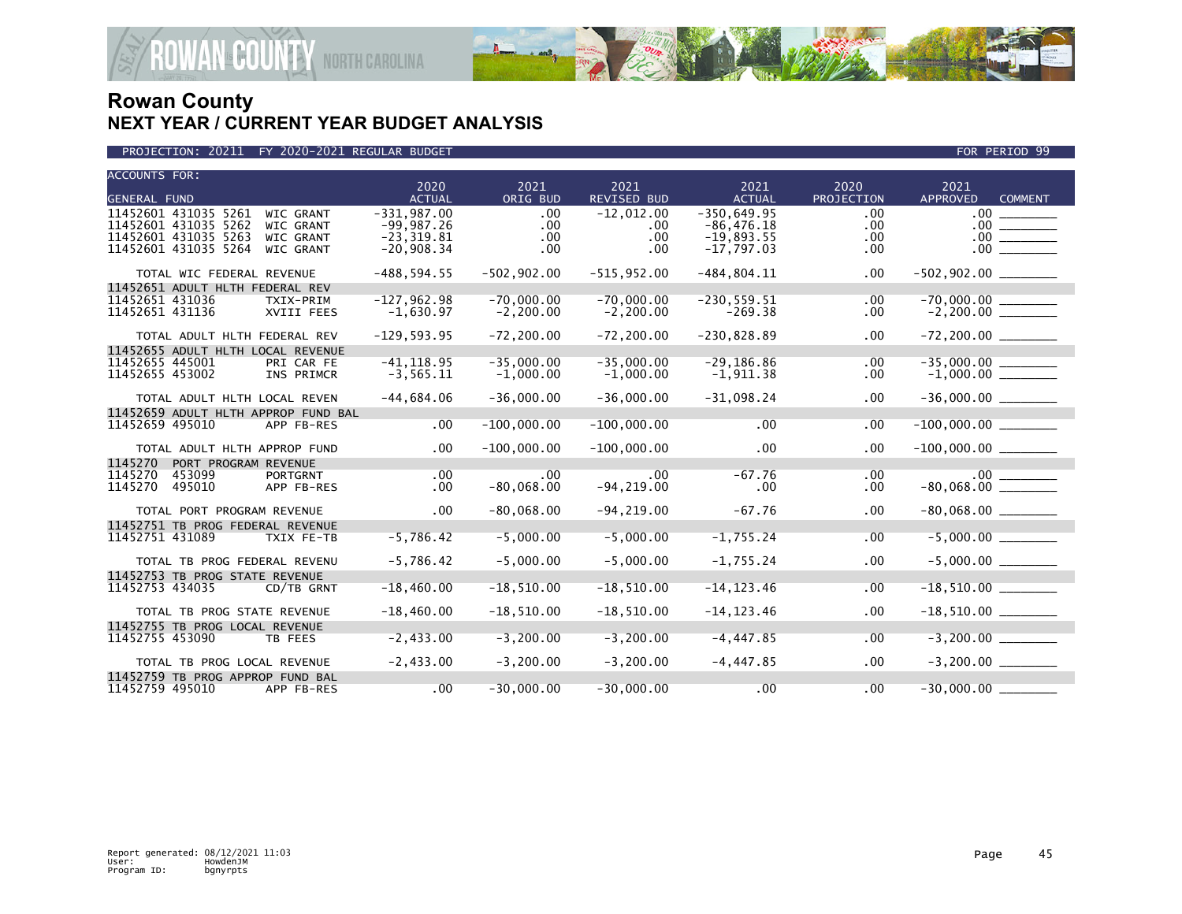# Rowan County

## NEXT YEAR / CURRENT YEAR BUDGET ANALYSIS

PROJECTION: 20211 FY 2020-2021 REGULAR BUDGET — FOR PERIOD 99

| ACCOUNTS FOR: GENERAL FUND | | 2020 ACTUAL | 2021 ORIG BUD | 2021 REVISED BUD | 2021 ACTUAL | 2020 PROJECTION | 2021 APPROVED | COMMENT |
|---|---|---|---|---|---|---|---|---|
| 11452601 431035 5261 | WIC GRANT | -331,987.00 | .00 | -12,012.00 | -350,649.95 | .00 | .00 | |
| 11452601 431035 5262 | WIC GRANT | -99,987.26 | .00 | .00 | -86,476.18 | .00 | .00 | |
| 11452601 431035 5263 | WIC GRANT | -23,319.81 | .00 | .00 | -19,893.55 | .00 | .00 | |
| 11452601 431035 5264 | WIC GRANT | -20,908.34 | .00 | .00 | -17,797.03 | .00 | .00 | |
| TOTAL WIC FEDERAL REVENUE | | -488,594.55 | -502,902.00 | -515,952.00 | -484,804.11 | .00 | -502,902.00 | |
| 11452651 ADULT HLTH FEDERAL REV | | | | | | | | |
| 11452651 431036 | TXIX-PRIM | -127,962.98 | -70,000.00 | -70,000.00 | -230,559.51 | .00 | -70,000.00 | |
| 11452651 431136 | XVIII FEES | -1,630.97 | -2,200.00 | -2,200.00 | -269.38 | .00 | -2,200.00 | |
| TOTAL ADULT HLTH FEDERAL REV | | -129,593.95 | -72,200.00 | -72,200.00 | -230,828.89 | .00 | -72,200.00 | |
| 11452655 ADULT HLTH LOCAL REVENUE | | | | | | | | |
| 11452655 445001 | PRI CAR FE | -41,118.95 | -35,000.00 | -35,000.00 | -29,186.86 | .00 | -35,000.00 | |
| 11452655 453002 | INS PRIMCR | -3,565.11 | -1,000.00 | -1,000.00 | -1,911.38 | .00 | -1,000.00 | |
| TOTAL ADULT HLTH LOCAL REVEN | | -44,684.06 | -36,000.00 | -36,000.00 | -31,098.24 | .00 | -36,000.00 | |
| 11452659 ADULT HLTH APPROP FUND BAL | | | | | | | | |
| 11452659 495010 | APP FB-RES | .00 | -100,000.00 | -100,000.00 | .00 | .00 | -100,000.00 | |
| TOTAL ADULT HLTH APPROP FUND | | .00 | -100,000.00 | -100,000.00 | .00 | .00 | -100,000.00 | |
| 1145270 PORT PROGRAM REVENUE | | | | | | | | |
| 1145270 453099 | PORTGRNT | .00 | .00 | .00 | -67.76 | .00 | .00 | |
| 1145270 495010 | APP FB-RES | .00 | -80,068.00 | -94,219.00 | .00 | .00 | -80,068.00 | |
| TOTAL PORT PROGRAM REVENUE | | .00 | -80,068.00 | -94,219.00 | -67.76 | .00 | -80,068.00 | |
| 11452751 TB PROG FEDERAL REVENUE | | | | | | | | |
| 11452751 431089 | TXIX FE-TB | -5,786.42 | -5,000.00 | -5,000.00 | -1,755.24 | .00 | -5,000.00 | |
| TOTAL TB PROG FEDERAL REVENU | | -5,786.42 | -5,000.00 | -5,000.00 | -1,755.24 | .00 | -5,000.00 | |
| 11452753 TB PROG STATE REVENUE | | | | | | | | |
| 11452753 434035 | CD/TB GRNT | -18,460.00 | -18,510.00 | -18,510.00 | -14,123.46 | .00 | -18,510.00 | |
| TOTAL TB PROG STATE REVENUE | | -18,460.00 | -18,510.00 | -18,510.00 | -14,123.46 | .00 | -18,510.00 | |
| 11452755 TB PROG LOCAL REVENUE | | | | | | | | |
| 11452755 453090 | TB FEES | -2,433.00 | -3,200.00 | -3,200.00 | -4,447.85 | .00 | -3,200.00 | |
| TOTAL TB PROG LOCAL REVENUE | | -2,433.00 | -3,200.00 | -3,200.00 | -4,447.85 | .00 | -3,200.00 | |
| 11452759 TB PROG APPROP FUND BAL | | | | | | | | |
| 11452759 495010 | APP FB-RES | .00 | -30,000.00 | -30,000.00 | .00 | .00 | -30,000.00 | |

Report generated: 08/12/2021 11:03
User: HowdenJM
Program ID: bgnyrpts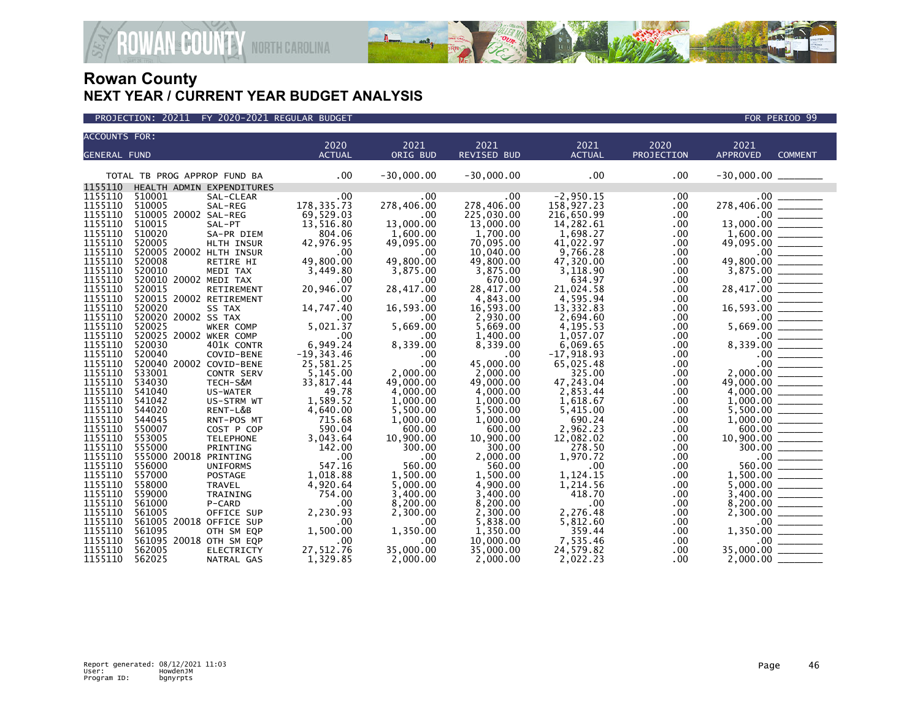# Rowan County
## NEXT YEAR / CURRENT YEAR BUDGET ANALYSIS

PROJECTION: 20211 FY 2020-2021 REGULAR BUDGET — FOR PERIOD 99

| ACCOUNTS FOR: GENERAL FUND | | | 2020 ACTUAL | 2021 ORIG BUD | 2021 REVISED BUD | 2021 ACTUAL | 2020 PROJECTION | 2021 APPROVED | COMMENT |
|---|---|---|---|---|---|---|---|---|---|
| TOTAL TB PROG APPROP FUND BA | | | .00 | -30,000.00 | -30,000.00 | .00 | .00 | -30,000.00 | |
| 1155110 | HEALTH ADMIN EXPENDITURES | | | | | | | | |
| 1155110 | 510001 | SAL-CLEAR | .00 | .00 | .00 | -2,950.15 | .00 | .00 | |
| 1155110 | 510005 | SAL-REG | 178,335.73 | 278,406.00 | 278,406.00 | 158,927.23 | .00 | 278,406.00 | |
| 1155110 | 510005 20002 | SAL-REG | 69,529.03 | .00 | 225,030.00 | 216,650.99 | .00 | .00 | |
| 1155110 | 510015 | SAL-PT | 13,516.80 | 13,000.00 | 13,000.00 | 14,282.61 | .00 | 13,000.00 | |
| 1155110 | 510020 | SA-PR DIEM | 804.06 | 1,600.00 | 1,700.00 | 1,698.27 | .00 | 1,600.00 | |
| 1155110 | 520005 | HLTH INSUR | 42,976.95 | 49,095.00 | 70,095.00 | 41,022.97 | .00 | 49,095.00 | |
| 1155110 | 520005 20002 | HLTH INSUR | .00 | .00 | 10,040.00 | 9,766.28 | .00 | .00 | |
| 1155110 | 520008 | RETIRE HI | 49,800.00 | 49,800.00 | 49,800.00 | 47,320.00 | .00 | 49,800.00 | |
| 1155110 | 520010 | MEDI TAX | 3,449.80 | 3,875.00 | 3,875.00 | 3,118.90 | .00 | 3,875.00 | |
| 1155110 | 520010 20002 | MEDI TAX | .00 | .00 | 670.00 | 634.97 | .00 | .00 | |
| 1155110 | 520015 | RETIREMENT | 20,946.07 | 28,417.00 | 28,417.00 | 21,024.58 | .00 | 28,417.00 | |
| 1155110 | 520015 20002 | RETIREMENT | .00 | .00 | 4,843.00 | 4,595.94 | .00 | .00 | |
| 1155110 | 520020 | SS TAX | 14,747.40 | 16,593.00 | 16,593.00 | 13,332.83 | .00 | 16,593.00 | |
| 1155110 | 520020 20002 | SS TAX | .00 | .00 | 2,930.00 | 2,694.60 | .00 | .00 | |
| 1155110 | 520025 | WKER COMP | 5,021.37 | 5,669.00 | 5,669.00 | 4,195.53 | .00 | 5,669.00 | |
| 1155110 | 520025 20002 | WKER COMP | .00 | .00 | 1,400.00 | 1,057.07 | .00 | .00 | |
| 1155110 | 520030 | 401K CONTR | 6,949.24 | 8,339.00 | 8,339.00 | 6,069.65 | .00 | 8,339.00 | |
| 1155110 | 520040 | COVID-BENE | -19,343.46 | .00 | .00 | -17,918.93 | .00 | .00 | |
| 1155110 | 520040 20002 | COVID-BENE | 25,581.25 | .00 | 45,000.00 | 65,025.48 | .00 | .00 | |
| 1155110 | 533001 | CONTR SERV | 5,145.00 | 2,000.00 | 2,000.00 | 325.00 | .00 | 2,000.00 | |
| 1155110 | 534030 | TECH-S&M | 33,817.44 | 49,000.00 | 49,000.00 | 47,243.04 | .00 | 49,000.00 | |
| 1155110 | 541040 | US-WATER | 49.78 | 4,000.00 | 4,000.00 | 2,853.44 | .00 | 4,000.00 | |
| 1155110 | 541042 | US-STRM WT | 1,589.52 | 1,000.00 | 1,000.00 | 1,618.67 | .00 | 1,000.00 | |
| 1155110 | 544020 | RENT-L&B | 4,640.00 | 5,500.00 | 5,500.00 | 5,415.00 | .00 | 5,500.00 | |
| 1155110 | 544045 | RNT-POS MT | 715.68 | 1,000.00 | 1,000.00 | 690.24 | .00 | 1,000.00 | |
| 1155110 | 550007 | COST P COP | 590.04 | 600.00 | 600.00 | 2,962.23 | .00 | 600.00 | |
| 1155110 | 553005 | TELEPHONE | 3,043.64 | 10,900.00 | 10,900.00 | 12,082.02 | .00 | 10,900.00 | |
| 1155110 | 555000 | PRINTING | 142.00 | 300.00 | 300.00 | 278.50 | .00 | 300.00 | |
| 1155110 | 555000 20018 | PRINTING | .00 | .00 | 2,000.00 | 1,970.72 | .00 | .00 | |
| 1155110 | 556000 | UNIFORMS | 547.16 | 560.00 | 560.00 | .00 | .00 | 560.00 | |
| 1155110 | 557000 | POSTAGE | 1,018.88 | 1,500.00 | 1,500.00 | 1,124.15 | .00 | 1,500.00 | |
| 1155110 | 558000 | TRAVEL | 4,920.64 | 5,000.00 | 4,900.00 | 1,214.56 | .00 | 5,000.00 | |
| 1155110 | 559000 | TRAINING | 754.00 | 3,400.00 | 3,400.00 | 418.70 | .00 | 3,400.00 | |
| 1155110 | 561000 | P-CARD | .00 | 8,200.00 | 8,200.00 | .00 | .00 | 8,200.00 | |
| 1155110 | 561005 | OFFICE SUP | 2,230.93 | 2,300.00 | 2,300.00 | 2,276.48 | .00 | 2,300.00 | |
| 1155110 | 561005 20018 | OFFICE SUP | .00 | .00 | 5,838.00 | 5,812.60 | .00 | .00 | |
| 1155110 | 561095 | OTH SM EQP | 1,500.00 | 1,350.00 | 1,350.00 | 359.44 | .00 | 1,350.00 | |
| 1155110 | 561095 20018 | OTH SM EQP | .00 | .00 | 10,000.00 | 7,535.46 | .00 | .00 | |
| 1155110 | 562005 | ELECTRICTY | 27,512.76 | 35,000.00 | 35,000.00 | 24,579.82 | .00 | 35,000.00 | |
| 1155110 | 562025 | NATRAL GAS | 1,329.85 | 2,000.00 | 2,000.00 | 2,022.23 | .00 | 2,000.00 | |

Report generated: 08/12/2021 11:03
User: HowdenJM
Program ID: bgnyrpts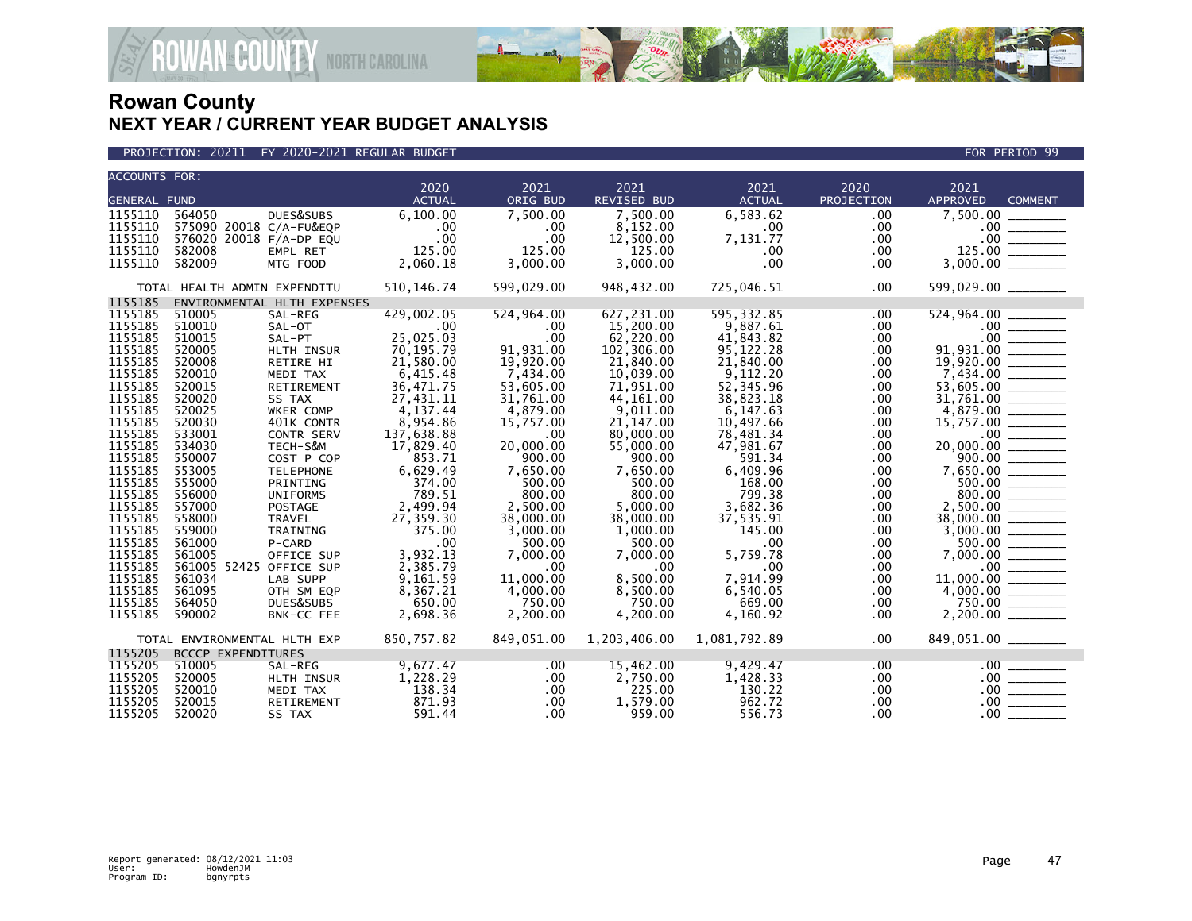# Rowan County
## NEXT YEAR / CURRENT YEAR BUDGET ANALYSIS

PROJECTION: 20211 FY 2020-2021 REGULAR BUDGET — FOR PERIOD 99

| ACCOUNTS FOR: GENERAL FUND | | | | 2020 ACTUAL | 2021 ORIG BUD | 2021 REVISED BUD | 2021 ACTUAL | 2020 PROJECTION | 2021 APPROVED | COMMENT |
|---|---|---|---|---|---|---|---|---|---|---|
| 1155110 | 564050 | | DUES&SUBS | 6,100.00 | 7,500.00 | 7,500.00 | 6,583.62 | .00 | 7,500.00 | |
| 1155110 | 575090 | 20018 | C/A-FU&EQP | .00 | .00 | 8,152.00 | .00 | .00 | .00 | |
| 1155110 | 576020 | 20018 | F/A-DP EQU | .00 | .00 | 12,500.00 | 7,131.77 | .00 | .00 | |
| 1155110 | 582008 | | EMPL RET | 125.00 | 125.00 | 125.00 | .00 | .00 | 125.00 | |
| 1155110 | 582009 | | MTG FOOD | 2,060.18 | 3,000.00 | 3,000.00 | .00 | .00 | 3,000.00 | |
| TOTAL HEALTH ADMIN EXPENDITU | | | | 510,146.74 | 599,029.00 | 948,432.00 | 725,046.51 | .00 | 599,029.00 | |
| 1155185 | ENVIRONMENTAL HLTH EXPENSES | | | | | | | | | |
| 1155185 | 510005 | | SAL-REG | 429,002.05 | 524,964.00 | 627,231.00 | 595,332.85 | .00 | 524,964.00 | |
| 1155185 | 510010 | | SAL-OT | .00 | .00 | 15,200.00 | 9,887.61 | .00 | .00 | |
| 1155185 | 510015 | | SAL-PT | 25,025.03 | .00 | 62,220.00 | 41,843.82 | .00 | .00 | |
| 1155185 | 520005 | | HLTH INSUR | 70,195.79 | 91,931.00 | 102,306.00 | 95,122.28 | .00 | 91,931.00 | |
| 1155185 | 520008 | | RETIRE HI | 21,580.00 | 19,920.00 | 21,840.00 | 21,840.00 | .00 | 19,920.00 | |
| 1155185 | 520010 | | MEDI TAX | 6,415.48 | 7,434.00 | 10,039.00 | 9,112.20 | .00 | 7,434.00 | |
| 1155185 | 520015 | | RETIREMENT | 36,471.75 | 53,605.00 | 71,951.00 | 52,345.96 | .00 | 53,605.00 | |
| 1155185 | 520020 | | SS TAX | 27,431.11 | 31,761.00 | 44,161.00 | 38,823.18 | .00 | 31,761.00 | |
| 1155185 | 520025 | | WKER COMP | 4,137.44 | 4,879.00 | 9,011.00 | 6,147.63 | .00 | 4,879.00 | |
| 1155185 | 520030 | | 401K CONTR | 8,954.86 | 15,757.00 | 21,147.00 | 10,497.66 | .00 | 15,757.00 | |
| 1155185 | 533001 | | CONTR SERV | 137,638.88 | .00 | 80,000.00 | 78,481.34 | .00 | .00 | |
| 1155185 | 534030 | | TECH-S&M | 17,829.40 | 20,000.00 | 55,000.00 | 47,981.67 | .00 | 20,000.00 | |
| 1155185 | 550007 | | COST P COP | 853.71 | 900.00 | 900.00 | 591.34 | .00 | 900.00 | |
| 1155185 | 553005 | | TELEPHONE | 6,629.49 | 7,650.00 | 7,650.00 | 6,409.96 | .00 | 7,650.00 | |
| 1155185 | 555000 | | PRINTING | 374.00 | 500.00 | 500.00 | 168.00 | .00 | 500.00 | |
| 1155185 | 556000 | | UNIFORMS | 789.51 | 800.00 | 800.00 | 799.38 | .00 | 800.00 | |
| 1155185 | 557000 | | POSTAGE | 2,499.94 | 2,500.00 | 5,000.00 | 3,682.36 | .00 | 2,500.00 | |
| 1155185 | 558000 | | TRAVEL | 27,359.30 | 38,000.00 | 38,000.00 | 37,535.91 | .00 | 38,000.00 | |
| 1155185 | 559000 | | TRAINING | 375.00 | 3,000.00 | 1,000.00 | 145.00 | .00 | 3,000.00 | |
| 1155185 | 561000 | | P-CARD | .00 | 500.00 | 500.00 | .00 | .00 | 500.00 | |
| 1155185 | 561005 | | OFFICE SUP | 3,932.13 | 7,000.00 | 7,000.00 | 5,759.78 | .00 | 7,000.00 | |
| 1155185 | 561005 | 52425 | OFFICE SUP | 2,385.79 | .00 | .00 | .00 | .00 | .00 | |
| 1155185 | 561034 | | LAB SUPP | 9,161.59 | 11,000.00 | 8,500.00 | 7,914.99 | .00 | 11,000.00 | |
| 1155185 | 561095 | | OTH SM EQP | 8,367.21 | 4,000.00 | 8,500.00 | 6,540.05 | .00 | 4,000.00 | |
| 1155185 | 564050 | | DUES&SUBS | 650.00 | 750.00 | 750.00 | 669.00 | .00 | 750.00 | |
| 1155185 | 590002 | | BNK-CC FEE | 2,698.36 | 2,200.00 | 4,200.00 | 4,160.92 | .00 | 2,200.00 | |
| TOTAL ENVIRONMENTAL HLTH EXP | | | | 850,757.82 | 849,051.00 | 1,203,406.00 | 1,081,792.89 | .00 | 849,051.00 | |
| 1155205 | BCCCP EXPENDITURES | | | | | | | | | |
| 1155205 | 510005 | | SAL-REG | 9,677.47 | .00 | 15,462.00 | 9,429.47 | .00 | .00 | |
| 1155205 | 520005 | | HLTH INSUR | 1,228.29 | .00 | 2,750.00 | 1,428.33 | .00 | .00 | |
| 1155205 | 520010 | | MEDI TAX | 138.34 | .00 | 225.00 | 130.22 | .00 | .00 | |
| 1155205 | 520015 | | RETIREMENT | 871.93 | .00 | 1,579.00 | 962.72 | .00 | .00 | |
| 1155205 | 520020 | | SS TAX | 591.44 | .00 | 959.00 | 556.73 | .00 | .00 | |

Report generated: 08/12/2021 11:03
User: HowdenJM
Program ID: bgnyrpts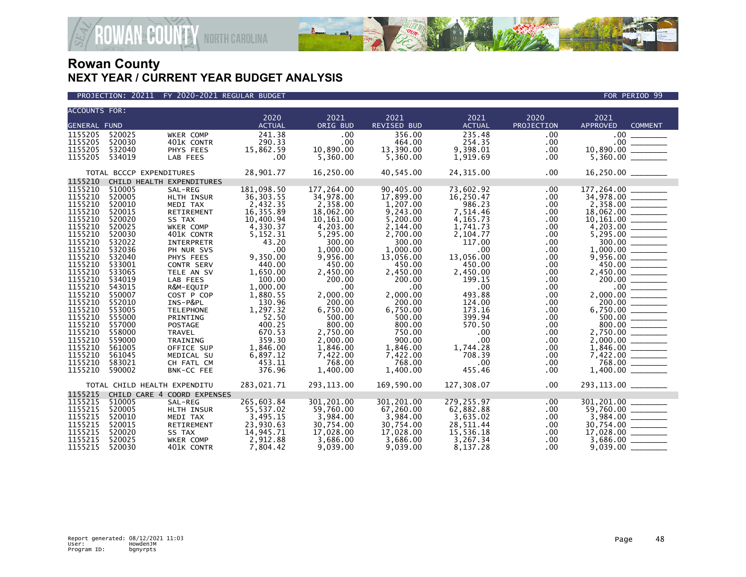# Rowan County
## NEXT YEAR / CURRENT YEAR BUDGET ANALYSIS

PROJECTION: 20211 FY 2020-2021 REGULAR BUDGET — FOR PERIOD 99

| ACCOUNTS FOR: GENERAL FUND | | | 2020 ACTUAL | 2021 ORIG BUD | 2021 REVISED BUD | 2021 ACTUAL | 2020 PROJECTION | 2021 APPROVED | COMMENT |
|---|---|---|---|---|---|---|---|---|---|
| 1155205 | 520025 | WKER COMP | 241.38 | .00 | 356.00 | 235.48 | .00 | .00 | |
| 1155205 | 520030 | 401K CONTR | 290.33 | .00 | 464.00 | 254.35 | .00 | .00 | |
| 1155205 | 532040 | PHYS FEES | 15,862.59 | 10,890.00 | 13,390.00 | 9,398.01 | .00 | 10,890.00 | |
| 1155205 | 534019 | LAB FEES | .00 | 5,360.00 | 5,360.00 | 1,919.69 | .00 | 5,360.00 | |
| TOTAL BCCCP EXPENDITURES | | | 28,901.77 | 16,250.00 | 40,545.00 | 24,315.00 | .00 | 16,250.00 | |
| 1155210 | CHILD HEALTH EXPENDITURES | | | | | | | | |
| 1155210 | 510005 | SAL-REG | 181,098.50 | 177,264.00 | 90,405.00 | 73,602.92 | .00 | 177,264.00 | |
| 1155210 | 520005 | HLTH INSUR | 36,303.55 | 34,978.00 | 17,899.00 | 16,250.47 | .00 | 34,978.00 | |
| 1155210 | 520010 | MEDI TAX | 2,432.35 | 2,358.00 | 1,207.00 | 986.23 | .00 | 2,358.00 | |
| 1155210 | 520015 | RETIREMENT | 16,355.89 | 18,062.00 | 9,243.00 | 7,514.46 | .00 | 18,062.00 | |
| 1155210 | 520020 | SS TAX | 10,400.94 | 10,161.00 | 5,200.00 | 4,165.73 | .00 | 10,161.00 | |
| 1155210 | 520025 | WKER COMP | 4,330.37 | 4,203.00 | 2,144.00 | 1,741.73 | .00 | 4,203.00 | |
| 1155210 | 520030 | 401K CONTR | 5,152.31 | 5,295.00 | 2,700.00 | 2,104.77 | .00 | 5,295.00 | |
| 1155210 | 532022 | INTERPRETR | 43.20 | 300.00 | 300.00 | 117.00 | .00 | 300.00 | |
| 1155210 | 532036 | PH NUR SVS | .00 | 1,000.00 | 1,000.00 | .00 | .00 | 1,000.00 | |
| 1155210 | 532040 | PHYS FEES | 9,350.00 | 9,956.00 | 13,056.00 | 13,056.00 | .00 | 9,956.00 | |
| 1155210 | 533001 | CONTR SERV | 440.00 | 450.00 | 450.00 | 450.00 | .00 | 450.00 | |
| 1155210 | 533065 | TELE AN SV | 1,650.00 | 2,450.00 | 2,450.00 | 2,450.00 | .00 | 2,450.00 | |
| 1155210 | 534019 | LAB FEES | 100.00 | 200.00 | 200.00 | 199.15 | .00 | 200.00 | |
| 1155210 | 543015 | R&M-EQUIP | 1,000.00 | .00 | .00 | .00 | .00 | .00 | |
| 1155210 | 550007 | COST P COP | 1,880.55 | 2,000.00 | 2,000.00 | 493.88 | .00 | 2,000.00 | |
| 1155210 | 552010 | INS-P&PL | 130.96 | 200.00 | 200.00 | 124.00 | .00 | 200.00 | |
| 1155210 | 553005 | TELEPHONE | 1,297.32 | 6,750.00 | 6,750.00 | 173.16 | .00 | 6,750.00 | |
| 1155210 | 555000 | PRINTING | 52.50 | 500.00 | 500.00 | 399.94 | .00 | 500.00 | |
| 1155210 | 557000 | POSTAGE | 400.25 | 800.00 | 800.00 | 570.50 | .00 | 800.00 | |
| 1155210 | 558000 | TRAVEL | 670.53 | 2,750.00 | 750.00 | .00 | .00 | 2,750.00 | |
| 1155210 | 559000 | TRAINING | 359.30 | 2,000.00 | 900.00 | .00 | .00 | 2,000.00 | |
| 1155210 | 561005 | OFFICE SUP | 1,846.00 | 1,846.00 | 1,846.00 | 1,744.28 | .00 | 1,846.00 | |
| 1155210 | 561045 | MEDICAL SU | 6,897.12 | 7,422.00 | 7,422.00 | 708.39 | .00 | 7,422.00 | |
| 1155210 | 583021 | CH FATL CM | 453.11 | 768.00 | 768.00 | .00 | .00 | 768.00 | |
| 1155210 | 590002 | BNK-CC FEE | 376.96 | 1,400.00 | 1,400.00 | 455.46 | .00 | 1,400.00 | |
| TOTAL CHILD HEALTH EXPENDITU | | | 283,021.71 | 293,113.00 | 169,590.00 | 127,308.07 | .00 | 293,113.00 | |
| 1155215 | CHILD CARE 4 COORD EXPENSES | | | | | | | | |
| 1155215 | 510005 | SAL-REG | 265,603.84 | 301,201.00 | 301,201.00 | 279,255.97 | .00 | 301,201.00 | |
| 1155215 | 520005 | HLTH INSUR | 55,537.02 | 59,760.00 | 67,260.00 | 62,882.88 | .00 | 59,760.00 | |
| 1155215 | 520010 | MEDI TAX | 3,495.15 | 3,984.00 | 3,984.00 | 3,635.02 | .00 | 3,984.00 | |
| 1155215 | 520015 | RETIREMENT | 23,930.63 | 30,754.00 | 30,754.00 | 28,511.44 | .00 | 30,754.00 | |
| 1155215 | 520020 | SS TAX | 14,945.71 | 17,028.00 | 17,028.00 | 15,536.18 | .00 | 17,028.00 | |
| 1155215 | 520025 | WKER COMP | 2,912.88 | 3,686.00 | 3,686.00 | 3,267.34 | .00 | 3,686.00 | |
| 1155215 | 520030 | 401K CONTR | 7,804.42 | 9,039.00 | 9,039.00 | 8,137.28 | .00 | 9,039.00 | |

Report generated: 08/12/2021 11:03
User: HowdenJM
Program ID: bgnyrpts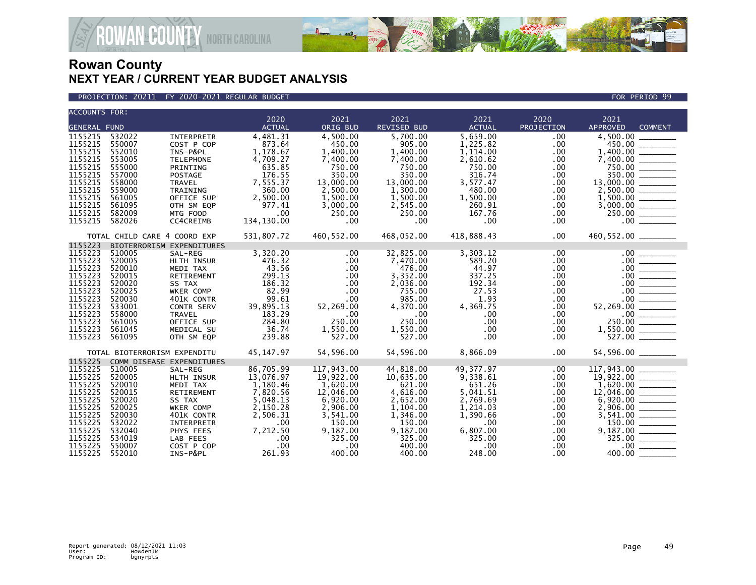# Rowan County
## NEXT YEAR / CURRENT YEAR BUDGET ANALYSIS

PROJECTION: 20211 FY 2020-2021 REGULAR BUDGET — FOR PERIOD 99

| ACCOUNTS FOR: GENERAL FUND | | | 2020 ACTUAL | 2021 ORIG BUD | 2021 REVISED BUD | 2021 ACTUAL | 2020 PROJECTION | 2021 APPROVED | COMMENT |
|---|---|---|---|---|---|---|---|---|---|
| 1155215 | 532022 | INTERPRETR | 4,481.31 | 4,500.00 | 5,700.00 | 5,659.00 | .00 | 4,500.00 | |
| 1155215 | 550007 | COST P COP | 873.64 | 450.00 | 905.00 | 1,225.82 | .00 | 450.00 | |
| 1155215 | 552010 | INS-P&PL | 1,178.67 | 1,400.00 | 1,400.00 | 1,114.00 | .00 | 1,400.00 | |
| 1155215 | 553005 | TELEPHONE | 4,709.27 | 7,400.00 | 7,400.00 | 2,610.62 | .00 | 7,400.00 | |
| 1155215 | 555000 | PRINTING | 635.85 | 750.00 | 750.00 | 750.00 | .00 | 750.00 | |
| 1155215 | 557000 | POSTAGE | 176.55 | 350.00 | 350.00 | 316.74 | .00 | 350.00 | |
| 1155215 | 558000 | TRAVEL | 7,555.37 | 13,000.00 | 13,000.00 | 3,577.47 | .00 | 13,000.00 | |
| 1155215 | 559000 | TRAINING | 360.00 | 2,500.00 | 1,300.00 | 480.00 | .00 | 2,500.00 | |
| 1155215 | 561005 | OFFICE SUP | 2,500.00 | 1,500.00 | 1,500.00 | 1,500.00 | .00 | 1,500.00 | |
| 1155215 | 561095 | OTH SM EQP | 977.41 | 3,000.00 | 2,545.00 | 260.91 | .00 | 3,000.00 | |
| 1155215 | 582009 | MTG FOOD | .00 | 250.00 | 250.00 | 167.76 | .00 | 250.00 | |
| 1155215 | 582026 | CC4CREIMB | 134,130.00 | .00 | .00 | .00 | .00 | .00 | |
| TOTAL CHILD CARE 4 COORD EXP | | | 531,807.72 | 460,552.00 | 468,052.00 | 418,888.43 | .00 | 460,552.00 | |
| 1155223 | BIOTERRORISM EXPENDITURES | | | | | | | | |
| 1155223 | 510005 | SAL-REG | 3,320.20 | .00 | 32,825.00 | 3,303.12 | .00 | .00 | |
| 1155223 | 520005 | HLTH INSUR | 476.32 | .00 | 7,470.00 | 589.20 | .00 | .00 | |
| 1155223 | 520010 | MEDI TAX | 43.56 | .00 | 476.00 | 44.97 | .00 | .00 | |
| 1155223 | 520015 | RETIREMENT | 299.13 | .00 | 3,352.00 | 337.25 | .00 | .00 | |
| 1155223 | 520020 | SS TAX | 186.32 | .00 | 2,036.00 | 192.34 | .00 | .00 | |
| 1155223 | 520025 | WKER COMP | 82.99 | .00 | 755.00 | 27.53 | .00 | .00 | |
| 1155223 | 520030 | 401K CONTR | 99.61 | .00 | 985.00 | 1.93 | .00 | .00 | |
| 1155223 | 533001 | CONTR SERV | 39,895.13 | 52,269.00 | 4,370.00 | 4,369.75 | .00 | 52,269.00 | |
| 1155223 | 558000 | TRAVEL | 183.29 | .00 | .00 | .00 | .00 | .00 | |
| 1155223 | 561005 | OFFICE SUP | 284.80 | 250.00 | 250.00 | .00 | .00 | 250.00 | |
| 1155223 | 561045 | MEDICAL SU | 36.74 | 1,550.00 | 1,550.00 | .00 | .00 | 1,550.00 | |
| 1155223 | 561095 | OTH SM EQP | 239.88 | 527.00 | 527.00 | .00 | .00 | 527.00 | |
| TOTAL BIOTERRORISM EXPENDITU | | | 45,147.97 | 54,596.00 | 54,596.00 | 8,866.09 | .00 | 54,596.00 | |
| 1155225 | COMM DISEASE EXPENDITURES | | | | | | | | |
| 1155225 | 510005 | SAL-REG | 86,705.99 | 117,943.00 | 44,818.00 | 49,377.97 | .00 | 117,943.00 | |
| 1155225 | 520005 | HLTH INSUR | 13,076.97 | 19,922.00 | 10,635.00 | 9,338.61 | .00 | 19,922.00 | |
| 1155225 | 520010 | MEDI TAX | 1,180.46 | 1,620.00 | 621.00 | 651.26 | .00 | 1,620.00 | |
| 1155225 | 520015 | RETIREMENT | 7,820.56 | 12,046.00 | 4,616.00 | 5,041.51 | .00 | 12,046.00 | |
| 1155225 | 520020 | SS TAX | 5,048.13 | 6,920.00 | 2,652.00 | 2,769.69 | .00 | 6,920.00 | |
| 1155225 | 520025 | WKER COMP | 2,150.28 | 2,906.00 | 1,104.00 | 1,214.03 | .00 | 2,906.00 | |
| 1155225 | 520030 | 401K CONTR | 2,506.31 | 3,541.00 | 1,346.00 | 1,390.66 | .00 | 3,541.00 | |
| 1155225 | 532022 | INTERPRETR | .00 | 150.00 | 150.00 | .00 | .00 | 150.00 | |
| 1155225 | 532040 | PHYS FEES | 7,212.50 | 9,187.00 | 9,187.00 | 6,807.00 | .00 | 9,187.00 | |
| 1155225 | 534019 | LAB FEES | .00 | 325.00 | 325.00 | 325.00 | .00 | 325.00 | |
| 1155225 | 550007 | COST P COP | .00 | .00 | 400.00 | .00 | .00 | .00 | |
| 1155225 | 552010 | INS-P&PL | 261.93 | 400.00 | 400.00 | 248.00 | .00 | 400.00 | |

Report generated: 08/12/2021 11:03
User: HowdenJM
Program ID: bgnyrpts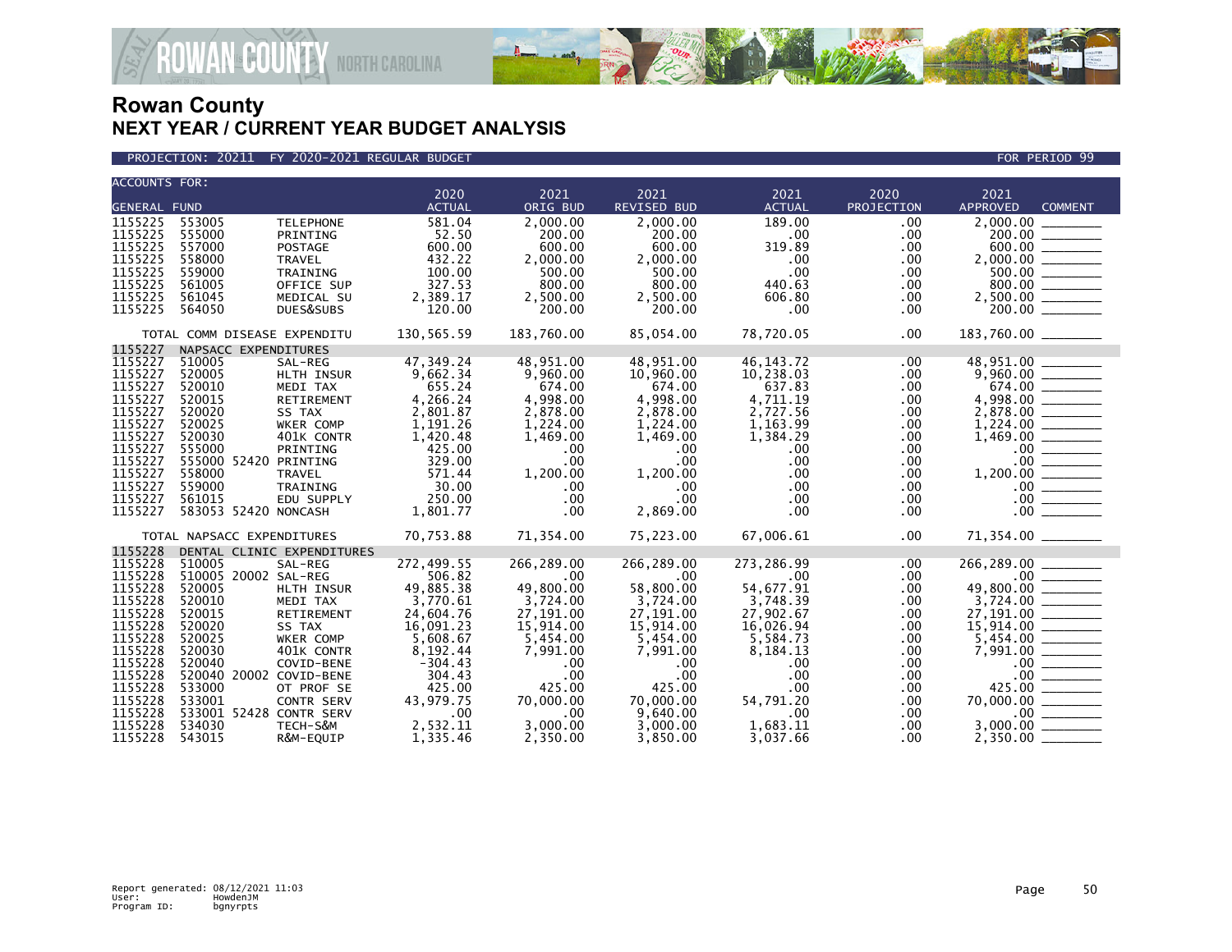# Rowan County
## NEXT YEAR / CURRENT YEAR BUDGET ANALYSIS

PROJECTION: 20211 FY 2020-2021 REGULAR BUDGET FOR PERIOD 99

| ACCOUNTS FOR: GENERAL FUND | | | 2020 ACTUAL | 2021 ORIG BUD | 2021 REVISED BUD | 2021 ACTUAL | 2020 PROJECTION | 2021 APPROVED | COMMENT |
|---|---|---|---|---|---|---|---|---|---|
| 1155225 | 553005 | TELEPHONE | 581.04 | 2,000.00 | 2,000.00 | 189.00 | .00 | 2,000.00 | |
| 1155225 | 555000 | PRINTING | 52.50 | 200.00 | 200.00 | .00 | .00 | 200.00 | |
| 1155225 | 557000 | POSTAGE | 600.00 | 600.00 | 600.00 | 319.89 | .00 | 600.00 | |
| 1155225 | 558000 | TRAVEL | 432.22 | 2,000.00 | 2,000.00 | .00 | .00 | 2,000.00 | |
| 1155225 | 559000 | TRAINING | 100.00 | 500.00 | 500.00 | .00 | .00 | 500.00 | |
| 1155225 | 561005 | OFFICE SUP | 327.53 | 800.00 | 800.00 | 440.63 | .00 | 800.00 | |
| 1155225 | 561045 | MEDICAL SU | 2,389.17 | 2,500.00 | 2,500.00 | 606.80 | .00 | 2,500.00 | |
| 1155225 | 564050 | DUES&SUBS | 120.00 | 200.00 | 200.00 | .00 | .00 | 200.00 | |
| TOTAL COMM DISEASE EXPENDITU | | | 130,565.59 | 183,760.00 | 85,054.00 | 78,720.05 | .00 | 183,760.00 | |
| 1155227 | NAPSACC EXPENDITURES | | | | | | | | |
| 1155227 | 510005 | SAL-REG | 47,349.24 | 48,951.00 | 48,951.00 | 46,143.72 | .00 | 48,951.00 | |
| 1155227 | 520005 | HLTH INSUR | 9,662.34 | 9,960.00 | 10,960.00 | 10,238.03 | .00 | 9,960.00 | |
| 1155227 | 520010 | MEDI TAX | 655.24 | 674.00 | 674.00 | 637.83 | .00 | 674.00 | |
| 1155227 | 520015 | RETIREMENT | 4,266.24 | 4,998.00 | 4,998.00 | 4,711.19 | .00 | 4,998.00 | |
| 1155227 | 520020 | SS TAX | 2,801.87 | 2,878.00 | 2,878.00 | 2,727.56 | .00 | 2,878.00 | |
| 1155227 | 520025 | WKER COMP | 1,191.26 | 1,224.00 | 1,224.00 | 1,163.99 | .00 | 1,224.00 | |
| 1155227 | 520030 | 401K CONTR | 1,420.48 | 1,469.00 | 1,469.00 | 1,384.29 | .00 | 1,469.00 | |
| 1155227 | 555000 | PRINTING | 425.00 | .00 | .00 | .00 | .00 | .00 | |
| 1155227 | 555000 52420 | PRINTING | 329.00 | .00 | .00 | .00 | .00 | .00 | |
| 1155227 | 558000 | TRAVEL | 571.44 | 1,200.00 | 1,200.00 | .00 | .00 | 1,200.00 | |
| 1155227 | 559000 | TRAINING | 30.00 | .00 | .00 | .00 | .00 | .00 | |
| 1155227 | 561015 | EDU SUPPLY | 250.00 | .00 | .00 | .00 | .00 | .00 | |
| 1155227 | 583053 52420 | NONCASH | 1,801.77 | .00 | 2,869.00 | .00 | .00 | .00 | |
| TOTAL NAPSACC EXPENDITURES | | | 70,753.88 | 71,354.00 | 75,223.00 | 67,006.61 | .00 | 71,354.00 | |
| 1155228 | DENTAL CLINIC EXPENDITURES | | | | | | | | |
| 1155228 | 510005 | SAL-REG | 272,499.55 | 266,289.00 | 266,289.00 | 273,286.99 | .00 | 266,289.00 | |
| 1155228 | 510005 20002 | SAL-REG | 506.82 | .00 | .00 | .00 | .00 | .00 | |
| 1155228 | 520005 | HLTH INSUR | 49,885.38 | 49,800.00 | 58,800.00 | 54,677.91 | .00 | 49,800.00 | |
| 1155228 | 520010 | MEDI TAX | 3,770.61 | 3,724.00 | 3,724.00 | 3,748.39 | .00 | 3,724.00 | |
| 1155228 | 520015 | RETIREMENT | 24,604.76 | 27,191.00 | 27,191.00 | 27,902.67 | .00 | 27,191.00 | |
| 1155228 | 520020 | SS TAX | 16,091.23 | 15,914.00 | 15,914.00 | 16,026.94 | .00 | 15,914.00 | |
| 1155228 | 520025 | WKER COMP | 5,608.67 | 5,454.00 | 5,454.00 | 5,584.73 | .00 | 5,454.00 | |
| 1155228 | 520030 | 401K CONTR | 8,192.44 | 7,991.00 | 7,991.00 | 8,184.13 | .00 | 7,991.00 | |
| 1155228 | 520040 | COVID-BENE | -304.43 | .00 | .00 | .00 | .00 | .00 | |
| 1155228 | 520040 20002 | COVID-BENE | 304.43 | .00 | .00 | .00 | .00 | .00 | |
| 1155228 | 533000 | OT PROF SE | 425.00 | 425.00 | 425.00 | .00 | .00 | 425.00 | |
| 1155228 | 533001 | CONTR SERV | 43,979.75 | 70,000.00 | 70,000.00 | 54,791.20 | .00 | 70,000.00 | |
| 1155228 | 533001 52428 | CONTR SERV | .00 | .00 | 9,640.00 | .00 | .00 | .00 | |
| 1155228 | 534030 | TECH-S&M | 2,532.11 | 3,000.00 | 3,000.00 | 1,683.11 | .00 | 3,000.00 | |
| 1155228 | 543015 | R&M-EQUIP | 1,335.46 | 2,350.00 | 3,850.00 | 3,037.66 | .00 | 2,350.00 | |

Report generated: 08/12/2021 11:03
User: HowdenJM
Program ID: bgnyrpts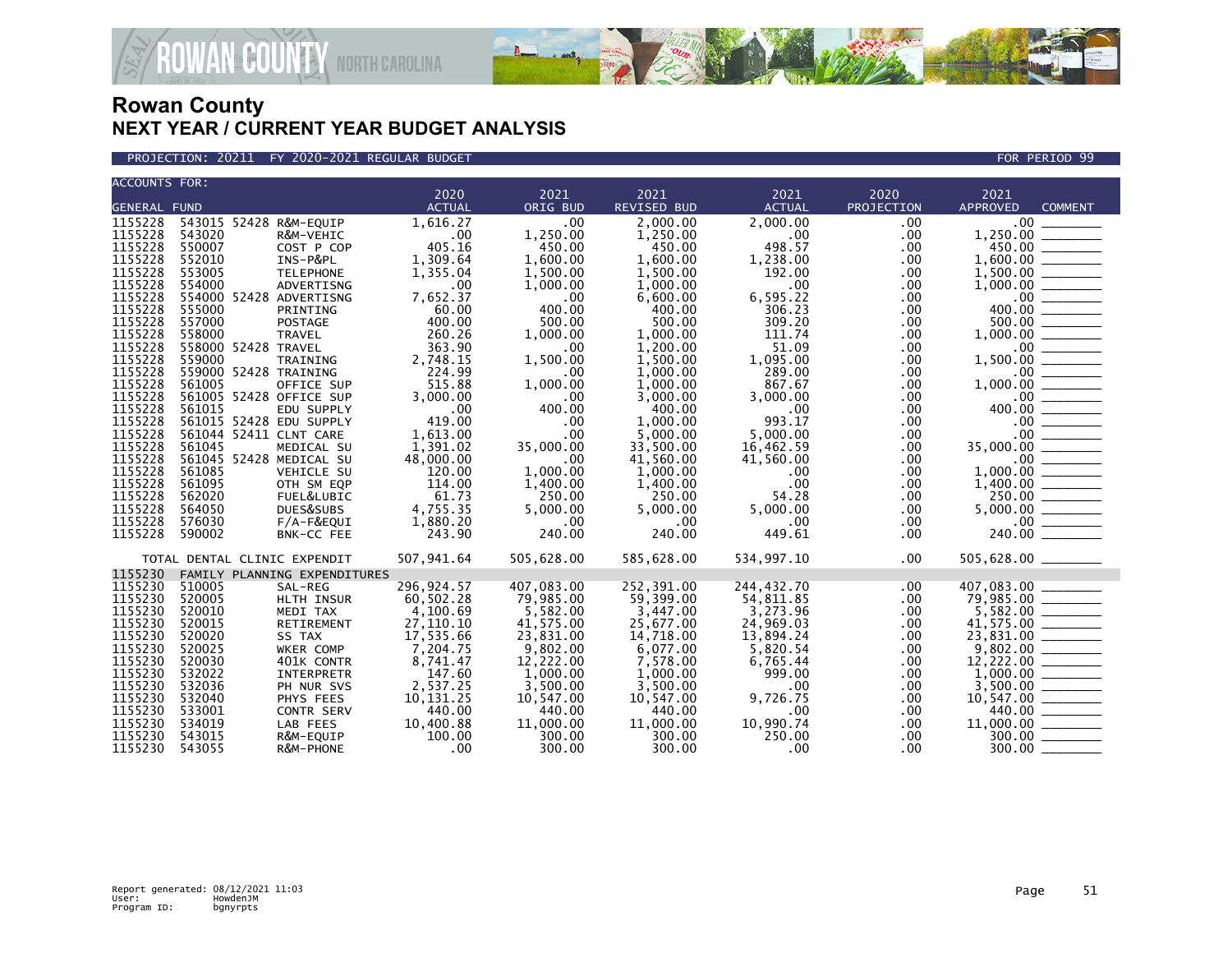# Rowan County

## NEXT YEAR / CURRENT YEAR BUDGET ANALYSIS

PROJECTION: 20211 FY 2020-2021 REGULAR BUDGET — FOR PERIOD 99

| ACCOUNTS FOR: GENERAL FUND | | | 2020 ACTUAL | 2021 ORIG BUD | 2021 REVISED BUD | 2021 ACTUAL | 2020 PROJECTION | 2021 APPROVED | COMMENT |
|---|---|---|---|---|---|---|---|---|---|
| 1155228 | 543015 52428 | R&M-EQUIP | 1,616.27 | .00 | 2,000.00 | 2,000.00 | .00 | .00 | |
| 1155228 | 543020 | R&M-VEHIC | .00 | 1,250.00 | 1,250.00 | .00 | .00 | 1,250.00 | |
| 1155228 | 550007 | COST P COP | 405.16 | 450.00 | 450.00 | 498.57 | .00 | 450.00 | |
| 1155228 | 552010 | INS-P&PL | 1,309.64 | 1,600.00 | 1,600.00 | 1,238.00 | .00 | 1,600.00 | |
| 1155228 | 553005 | TELEPHONE | 1,355.04 | 1,500.00 | 1,500.00 | 192.00 | .00 | 1,500.00 | |
| 1155228 | 554000 | ADVERTISNG | .00 | 1,000.00 | 1,000.00 | .00 | .00 | 1,000.00 | |
| 1155228 | 554000 52428 | ADVERTISNG | 7,652.37 | .00 | 6,600.00 | 6,595.22 | .00 | .00 | |
| 1155228 | 555000 | PRINTING | 60.00 | 400.00 | 400.00 | 306.23 | .00 | 400.00 | |
| 1155228 | 557000 | POSTAGE | 400.00 | 500.00 | 500.00 | 309.20 | .00 | 500.00 | |
| 1155228 | 558000 | TRAVEL | 260.26 | 1,000.00 | 1,000.00 | 111.74 | .00 | 1,000.00 | |
| 1155228 | 558000 52428 | TRAVEL | 363.90 | .00 | 1,200.00 | 51.09 | .00 | .00 | |
| 1155228 | 559000 | TRAINING | 2,748.15 | 1,500.00 | 1,500.00 | 1,095.00 | .00 | 1,500.00 | |
| 1155228 | 559000 52428 | TRAINING | 224.99 | .00 | 1,000.00 | 289.00 | .00 | .00 | |
| 1155228 | 561005 | OFFICE SUP | 515.88 | 1,000.00 | 1,000.00 | 867.67 | .00 | 1,000.00 | |
| 1155228 | 561005 52428 | OFFICE SUP | 3,000.00 | .00 | 3,000.00 | 3,000.00 | .00 | .00 | |
| 1155228 | 561015 | EDU SUPPLY | .00 | 400.00 | 400.00 | .00 | .00 | 400.00 | |
| 1155228 | 561015 52428 | EDU SUPPLY | 419.00 | .00 | 1,000.00 | 993.17 | .00 | .00 | |
| 1155228 | 561044 52411 | CLNT CARE | 1,613.00 | .00 | 5,000.00 | 5,000.00 | .00 | .00 | |
| 1155228 | 561045 | MEDICAL SU | 1,391.02 | 35,000.00 | 33,500.00 | 16,462.59 | .00 | 35,000.00 | |
| 1155228 | 561045 52428 | MEDICAL SU | 48,000.00 | .00 | 41,560.00 | 41,560.00 | .00 | .00 | |
| 1155228 | 561085 | VEHICLE SU | 120.00 | 1,000.00 | 1,000.00 | .00 | .00 | 1,000.00 | |
| 1155228 | 561095 | OTH SM EQP | 114.00 | 1,400.00 | 1,400.00 | .00 | .00 | 1,400.00 | |
| 1155228 | 562020 | FUEL&LUBIC | 61.73 | 250.00 | 250.00 | 54.28 | .00 | 250.00 | |
| 1155228 | 564050 | DUES&SUBS | 4,755.35 | 5,000.00 | 5,000.00 | 5,000.00 | .00 | 5,000.00 | |
| 1155228 | 576030 | F/A-F&EQUI | 1,880.20 | .00 | .00 | .00 | .00 | .00 | |
| 1155228 | 590002 | BNK-CC FEE | 243.90 | 240.00 | 240.00 | 449.61 | .00 | 240.00 | |
| TOTAL DENTAL CLINIC EXPENDIT | | | 507,941.64 | 505,628.00 | 585,628.00 | 534,997.10 | .00 | 505,628.00 | |
| 1155230 | FAMILY PLANNING EXPENDITURES | | | | | | | | |
| 1155230 | 510005 | SAL-REG | 296,924.57 | 407,083.00 | 252,391.00 | 244,432.70 | .00 | 407,083.00 | |
| 1155230 | 520005 | HLTH INSUR | 60,502.28 | 79,985.00 | 59,399.00 | 54,811.85 | .00 | 79,985.00 | |
| 1155230 | 520010 | MEDI TAX | 4,100.69 | 5,582.00 | 3,447.00 | 3,273.96 | .00 | 5,582.00 | |
| 1155230 | 520015 | RETIREMENT | 27,110.10 | 41,575.00 | 25,677.00 | 24,969.03 | .00 | 41,575.00 | |
| 1155230 | 520020 | SS TAX | 17,535.66 | 23,831.00 | 14,718.00 | 13,894.24 | .00 | 23,831.00 | |
| 1155230 | 520025 | WKER COMP | 7,204.75 | 9,802.00 | 6,077.00 | 5,820.54 | .00 | 9,802.00 | |
| 1155230 | 520030 | 401K CONTR | 8,741.47 | 12,222.00 | 7,578.00 | 6,765.44 | .00 | 12,222.00 | |
| 1155230 | 532022 | INTERPRETR | 147.60 | 1,000.00 | 1,000.00 | 999.00 | .00 | 1,000.00 | |
| 1155230 | 532036 | PH NUR SVS | 2,537.25 | 3,500.00 | 3,500.00 | .00 | .00 | 3,500.00 | |
| 1155230 | 532040 | PHYS FEES | 10,131.25 | 10,547.00 | 10,547.00 | 9,726.75 | .00 | 10,547.00 | |
| 1155230 | 533001 | CONTR SERV | 440.00 | 440.00 | 440.00 | .00 | .00 | 440.00 | |
| 1155230 | 534019 | LAB FEES | 10,400.88 | 11,000.00 | 11,000.00 | 10,990.74 | .00 | 11,000.00 | |
| 1155230 | 543015 | R&M-EQUIP | 100.00 | 300.00 | 300.00 | 250.00 | .00 | 300.00 | |
| 1155230 | 543055 | R&M-PHONE | .00 | 300.00 | 300.00 | .00 | .00 | 300.00 | |

Report generated: 08/12/2021 11:03
User: HowdenJM
Program ID: bgnyrpts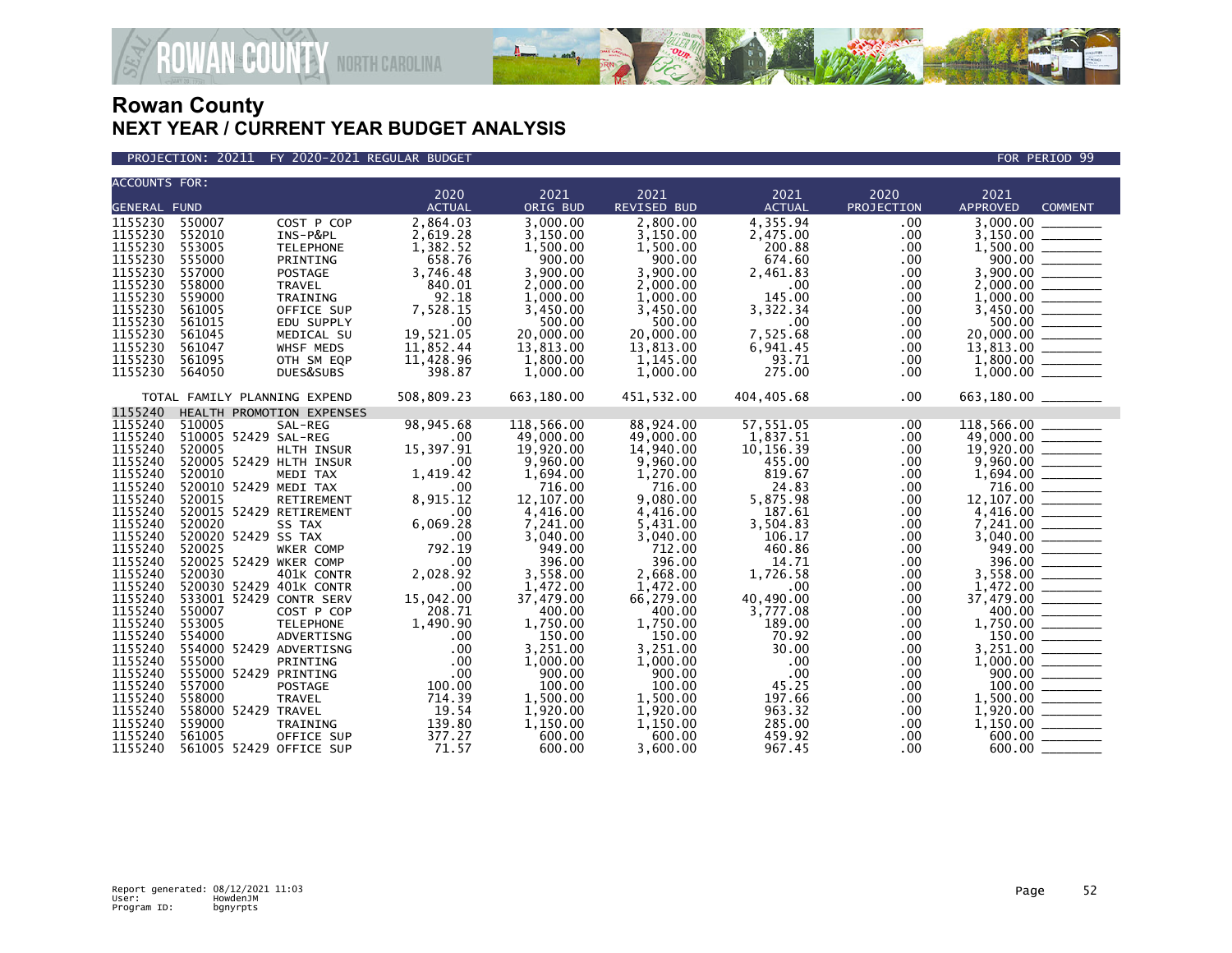# Rowan County
## NEXT YEAR / CURRENT YEAR BUDGET ANALYSIS

PROJECTION: 20211 FY 2020-2021 REGULAR BUDGET FOR PERIOD 99

| ACCOUNTS FOR: GENERAL FUND | | | 2020 ACTUAL | 2021 ORIG BUD | 2021 REVISED BUD | 2021 ACTUAL | 2020 PROJECTION | 2021 APPROVED | COMMENT |
|---|---|---|---|---|---|---|---|---|---|
| 1155230 | 550007 | COST P COP | 2,864.03 | 3,000.00 | 2,800.00 | 4,355.94 | .00 | 3,000.00 | |
| 1155230 | 552010 | INS-P&PL | 2,619.28 | 3,150.00 | 3,150.00 | 2,475.00 | .00 | 3,150.00 | |
| 1155230 | 553005 | TELEPHONE | 1,382.52 | 1,500.00 | 1,500.00 | 200.88 | .00 | 1,500.00 | |
| 1155230 | 555000 | PRINTING | 658.76 | 900.00 | 900.00 | 674.60 | .00 | 900.00 | |
| 1155230 | 557000 | POSTAGE | 3,746.48 | 3,900.00 | 3,900.00 | 2,461.83 | .00 | 3,900.00 | |
| 1155230 | 558000 | TRAVEL | 840.01 | 2,000.00 | 2,000.00 | .00 | .00 | 2,000.00 | |
| 1155230 | 559000 | TRAINING | 92.18 | 1,000.00 | 1,000.00 | 145.00 | .00 | 1,000.00 | |
| 1155230 | 561005 | OFFICE SUP | 7,528.15 | 3,450.00 | 3,450.00 | 3,322.34 | .00 | 3,450.00 | |
| 1155230 | 561015 | EDU SUPPLY | .00 | 500.00 | 500.00 | .00 | .00 | 500.00 | |
| 1155230 | 561045 | MEDICAL SU | 19,521.05 | 20,000.00 | 20,000.00 | 7,525.68 | .00 | 20,000.00 | |
| 1155230 | 561047 | WHSF MEDS | 11,852.44 | 13,813.00 | 13,813.00 | 6,941.45 | .00 | 13,813.00 | |
| 1155230 | 561095 | OTH SM EQP | 11,428.96 | 1,800.00 | 1,145.00 | 93.71 | .00 | 1,800.00 | |
| 1155230 | 564050 | DUES&SUBS | 398.87 | 1,000.00 | 1,000.00 | 275.00 | .00 | 1,000.00 | |
| TOTAL FAMILY PLANNING EXPEND | | | 508,809.23 | 663,180.00 | 451,532.00 | 404,405.68 | .00 | 663,180.00 | |
| 1155240 | HEALTH PROMOTION EXPENSES | | | | | | | | |
| 1155240 | 510005 | SAL-REG | 98,945.68 | 118,566.00 | 88,924.00 | 57,551.05 | .00 | 118,566.00 | |
| 1155240 | 510005 52429 | SAL-REG | .00 | 49,000.00 | 49,000.00 | 1,837.51 | .00 | 49,000.00 | |
| 1155240 | 520005 | HLTH INSUR | 15,397.91 | 19,920.00 | 14,940.00 | 10,156.39 | .00 | 19,920.00 | |
| 1155240 | 520005 52429 | HLTH INSUR | .00 | 9,960.00 | 9,960.00 | 455.00 | .00 | 9,960.00 | |
| 1155240 | 520010 | MEDI TAX | 1,419.42 | 1,694.00 | 1,270.00 | 819.67 | .00 | 1,694.00 | |
| 1155240 | 520010 52429 | MEDI TAX | .00 | 716.00 | 716.00 | 24.83 | .00 | 716.00 | |
| 1155240 | 520015 | RETIREMENT | 8,915.12 | 12,107.00 | 9,080.00 | 5,875.98 | .00 | 12,107.00 | |
| 1155240 | 520015 52429 | RETIREMENT | .00 | 4,416.00 | 4,416.00 | 187.61 | .00 | 4,416.00 | |
| 1155240 | 520020 | SS TAX | 6,069.28 | 7,241.00 | 5,431.00 | 3,504.83 | .00 | 7,241.00 | |
| 1155240 | 520020 52429 | SS TAX | .00 | 3,040.00 | 3,040.00 | 106.17 | .00 | 3,040.00 | |
| 1155240 | 520025 | WKER COMP | 792.19 | 949.00 | 712.00 | 460.86 | .00 | 949.00 | |
| 1155240 | 520025 52429 | WKER COMP | .00 | 396.00 | 396.00 | 14.71 | .00 | 396.00 | |
| 1155240 | 520030 | 401K CONTR | 2,028.92 | 3,558.00 | 2,668.00 | 1,726.58 | .00 | 3,558.00 | |
| 1155240 | 520030 52429 | 401K CONTR | .00 | 1,472.00 | 1,472.00 | .00 | .00 | 1,472.00 | |
| 1155240 | 533001 52429 | CONTR SERV | 15,042.00 | 37,479.00 | 66,279.00 | 40,490.00 | .00 | 37,479.00 | |
| 1155240 | 550007 | COST P COP | 208.71 | 400.00 | 400.00 | 3,777.08 | .00 | 400.00 | |
| 1155240 | 553005 | TELEPHONE | 1,490.90 | 1,750.00 | 1,750.00 | 189.00 | .00 | 1,750.00 | |
| 1155240 | 554000 | ADVERTISNG | .00 | 150.00 | 150.00 | 70.92 | .00 | 150.00 | |
| 1155240 | 554000 52429 | ADVERTISNG | .00 | 3,251.00 | 3,251.00 | 30.00 | .00 | 3,251.00 | |
| 1155240 | 555000 | PRINTING | .00 | 1,000.00 | 1,000.00 | .00 | .00 | 1,000.00 | |
| 1155240 | 555000 52429 | PRINTING | .00 | 900.00 | 900.00 | .00 | .00 | 900.00 | |
| 1155240 | 557000 | POSTAGE | 100.00 | 100.00 | 100.00 | 45.25 | .00 | 100.00 | |
| 1155240 | 558000 | TRAVEL | 714.39 | 1,500.00 | 1,500.00 | 197.66 | .00 | 1,500.00 | |
| 1155240 | 558000 52429 | TRAVEL | 19.54 | 1,920.00 | 1,920.00 | 963.32 | .00 | 1,920.00 | |
| 1155240 | 559000 | TRAINING | 139.80 | 1,150.00 | 1,150.00 | 285.00 | .00 | 1,150.00 | |
| 1155240 | 561005 | OFFICE SUP | 377.27 | 600.00 | 600.00 | 459.92 | .00 | 600.00 | |
| 1155240 | 561005 52429 | OFFICE SUP | 71.57 | 600.00 | 3,600.00 | 967.45 | .00 | 600.00 | |

Report generated: 08/12/2021 11:03
User: HowdenJM
Program ID: bgnyrpts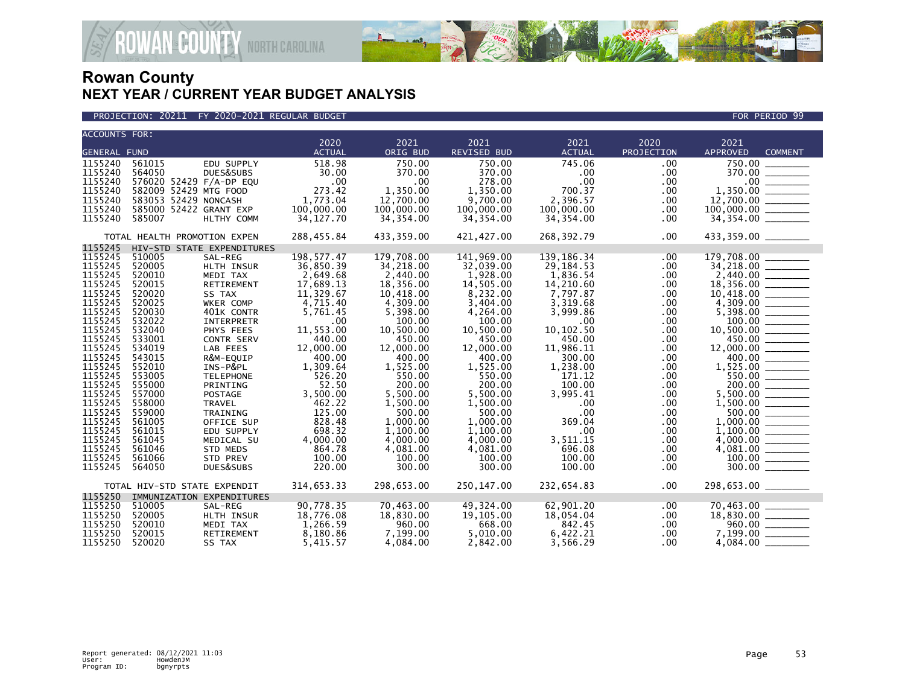# Rowan County
## NEXT YEAR / CURRENT YEAR BUDGET ANALYSIS

PROJECTION: 20211 FY 2020-2021 REGULAR BUDGET — FOR PERIOD 99

| ACCOUNTS FOR: GENERAL FUND | | | 2020 ACTUAL | 2021 ORIG BUD | 2021 REVISED BUD | 2021 ACTUAL | 2020 PROJECTION | 2021 APPROVED | COMMENT |
|---|---|---|---|---|---|---|---|---|---|
| 1155240 | 561015 | EDU SUPPLY | 518.98 | 750.00 | 750.00 | 745.06 | .00 | 750.00 | |
| 1155240 | 564050 | DUES&SUBS | 30.00 | 370.00 | 370.00 | .00 | .00 | 370.00 | |
| 1155240 | 576020 52429 | F/A-DP EQU | .00 | .00 | 278.00 | .00 | .00 | .00 | |
| 1155240 | 582009 52429 | MTG FOOD | 273.42 | 1,350.00 | 1,350.00 | 700.37 | .00 | 1,350.00 | |
| 1155240 | 583053 52429 | NONCASH | 1,773.04 | 12,700.00 | 9,700.00 | 2,396.57 | .00 | 12,700.00 | |
| 1155240 | 585000 52422 | GRANT EXP | 100,000.00 | 100,000.00 | 100,000.00 | 100,000.00 | .00 | 100,000.00 | |
| 1155240 | 585007 | HLTHY COMM | 34,127.70 | 34,354.00 | 34,354.00 | 34,354.00 | .00 | 34,354.00 | |
| TOTAL HEALTH PROMOTION EXPEN | | | 288,455.84 | 433,359.00 | 421,427.00 | 268,392.79 | .00 | 433,359.00 | |
| 1155245 | HIV-STD STATE EXPENDITURES | | | | | | | | |
| 1155245 | 510005 | SAL-REG | 198,577.47 | 179,708.00 | 141,969.00 | 139,186.34 | .00 | 179,708.00 | |
| 1155245 | 520005 | HLTH INSUR | 36,850.39 | 34,218.00 | 32,039.00 | 29,184.53 | .00 | 34,218.00 | |
| 1155245 | 520010 | MEDI TAX | 2,649.68 | 2,440.00 | 1,928.00 | 1,836.54 | .00 | 2,440.00 | |
| 1155245 | 520015 | RETIREMENT | 17,689.13 | 18,356.00 | 14,505.00 | 14,210.60 | .00 | 18,356.00 | |
| 1155245 | 520020 | SS TAX | 11,329.67 | 10,418.00 | 8,232.00 | 7,797.87 | .00 | 10,418.00 | |
| 1155245 | 520025 | WKER COMP | 4,715.40 | 4,309.00 | 3,404.00 | 3,319.68 | .00 | 4,309.00 | |
| 1155245 | 520030 | 401K CONTR | 5,761.45 | 5,398.00 | 4,264.00 | 3,999.86 | .00 | 5,398.00 | |
| 1155245 | 532022 | INTERPRETR | .00 | 100.00 | 100.00 | .00 | .00 | 100.00 | |
| 1155245 | 532040 | PHYS FEES | 11,553.00 | 10,500.00 | 10,500.00 | 10,102.50 | .00 | 10,500.00 | |
| 1155245 | 533001 | CONTR SERV | 440.00 | 450.00 | 450.00 | 450.00 | .00 | 450.00 | |
| 1155245 | 534019 | LAB FEES | 12,000.00 | 12,000.00 | 12,000.00 | 11,986.11 | .00 | 12,000.00 | |
| 1155245 | 543015 | R&M-EQUIP | 400.00 | 400.00 | 400.00 | 300.00 | .00 | 400.00 | |
| 1155245 | 552010 | INS-P&PL | 1,309.64 | 1,525.00 | 1,525.00 | 1,238.00 | .00 | 1,525.00 | |
| 1155245 | 553005 | TELEPHONE | 526.20 | 550.00 | 550.00 | 171.12 | .00 | 550.00 | |
| 1155245 | 555000 | PRINTING | 52.50 | 200.00 | 200.00 | 100.00 | .00 | 200.00 | |
| 1155245 | 557000 | POSTAGE | 3,500.00 | 5,500.00 | 5,500.00 | 3,995.41 | .00 | 5,500.00 | |
| 1155245 | 558000 | TRAVEL | 462.22 | 1,500.00 | 1,500.00 | .00 | .00 | 1,500.00 | |
| 1155245 | 559000 | TRAINING | 125.00 | 500.00 | 500.00 | .00 | .00 | 500.00 | |
| 1155245 | 561005 | OFFICE SUP | 828.48 | 1,000.00 | 1,000.00 | 369.04 | .00 | 1,000.00 | |
| 1155245 | 561015 | EDU SUPPLY | 698.32 | 1,100.00 | 1,100.00 | .00 | .00 | 1,100.00 | |
| 1155245 | 561045 | MEDICAL SU | 4,000.00 | 4,000.00 | 4,000.00 | 3,511.15 | .00 | 4,000.00 | |
| 1155245 | 561046 | STD MEDS | 864.78 | 4,081.00 | 4,081.00 | 696.08 | .00 | 4,081.00 | |
| 1155245 | 561066 | STD PREV | 100.00 | 100.00 | 100.00 | 100.00 | .00 | 100.00 | |
| 1155245 | 564050 | DUES&SUBS | 220.00 | 300.00 | 300.00 | 100.00 | .00 | 300.00 | |
| TOTAL HIV-STD STATE EXPENDIT | | | 314,653.33 | 298,653.00 | 250,147.00 | 232,654.83 | .00 | 298,653.00 | |
| 1155250 | IMMUNIZATION EXPENDITURES | | | | | | | | |
| 1155250 | 510005 | SAL-REG | 90,778.35 | 70,463.00 | 49,324.00 | 62,901.20 | .00 | 70,463.00 | |
| 1155250 | 520005 | HLTH INSUR | 18,776.08 | 18,830.00 | 19,105.00 | 18,054.04 | .00 | 18,830.00 | |
| 1155250 | 520010 | MEDI TAX | 1,266.59 | 960.00 | 668.00 | 842.45 | .00 | 960.00 | |
| 1155250 | 520015 | RETIREMENT | 8,180.86 | 7,199.00 | 5,010.00 | 6,422.21 | .00 | 7,199.00 | |
| 1155250 | 520020 | SS TAX | 5,415.57 | 4,084.00 | 2,842.00 | 3,566.29 | .00 | 4,084.00 | |

Report generated: 08/12/2021 11:03
User: HowdenJM
Program ID: bgnyrpts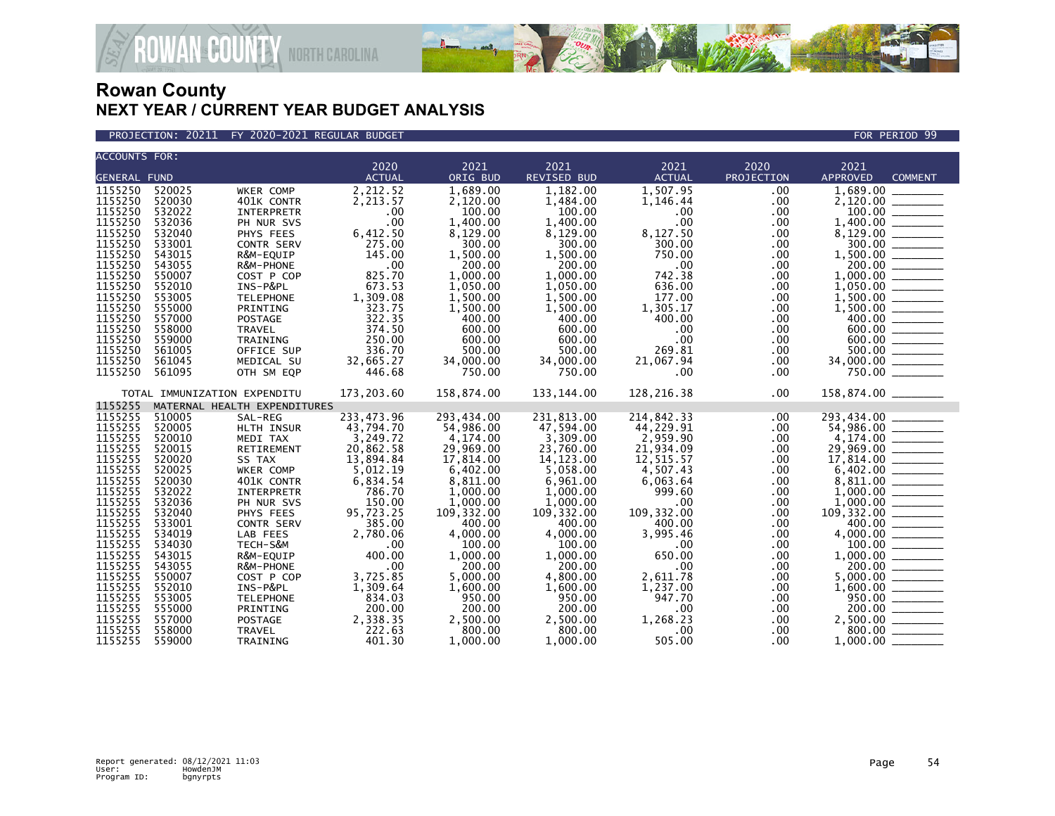# Rowan County
## NEXT YEAR / CURRENT YEAR BUDGET ANALYSIS

PROJECTION: 20211 FY 2020-2021 REGULAR BUDGET — FOR PERIOD 99

| ACCOUNTS FOR: GENERAL FUND | | | 2020 ACTUAL | 2021 ORIG BUD | 2021 REVISED BUD | 2021 ACTUAL | 2020 PROJECTION | 2021 APPROVED | COMMENT |
|---|---|---|---|---|---|---|---|---|---|
| 1155250 | 520025 | WKER COMP | 2,212.52 | 1,689.00 | 1,182.00 | 1,507.95 | .00 | 1,689.00 | |
| 1155250 | 520030 | 401K CONTR | 2,213.57 | 2,120.00 | 1,484.00 | 1,146.44 | .00 | 2,120.00 | |
| 1155250 | 532022 | INTERPRETR | .00 | 100.00 | 100.00 | .00 | .00 | 100.00 | |
| 1155250 | 532036 | PH NUR SVS | .00 | 1,400.00 | 1,400.00 | .00 | .00 | 1,400.00 | |
| 1155250 | 532040 | PHYS FEES | 6,412.50 | 8,129.00 | 8,129.00 | 8,127.50 | .00 | 8,129.00 | |
| 1155250 | 533001 | CONTR SERV | 275.00 | 300.00 | 300.00 | 300.00 | .00 | 300.00 | |
| 1155250 | 543015 | R&M-EQUIP | 145.00 | 1,500.00 | 1,500.00 | 750.00 | .00 | 1,500.00 | |
| 1155250 | 543055 | R&M-PHONE | .00 | 200.00 | 200.00 | .00 | .00 | 200.00 | |
| 1155250 | 550007 | COST P COP | 825.70 | 1,000.00 | 1,000.00 | 742.38 | .00 | 1,000.00 | |
| 1155250 | 552010 | INS-P&PL | 673.53 | 1,050.00 | 1,050.00 | 636.00 | .00 | 1,050.00 | |
| 1155250 | 553005 | TELEPHONE | 1,309.08 | 1,500.00 | 1,500.00 | 177.00 | .00 | 1,500.00 | |
| 1155250 | 555000 | PRINTING | 323.75 | 1,500.00 | 1,500.00 | 1,305.17 | .00 | 1,500.00 | |
| 1155250 | 557000 | POSTAGE | 322.35 | 400.00 | 400.00 | 400.00 | .00 | 400.00 | |
| 1155250 | 558000 | TRAVEL | 374.50 | 600.00 | 600.00 | .00 | .00 | 600.00 | |
| 1155250 | 559000 | TRAINING | 250.00 | 600.00 | 600.00 | .00 | .00 | 600.00 | |
| 1155250 | 561005 | OFFICE SUP | 336.70 | 500.00 | 500.00 | 269.81 | .00 | 500.00 | |
| 1155250 | 561045 | MEDICAL SU | 32,665.27 | 34,000.00 | 34,000.00 | 21,067.94 | .00 | 34,000.00 | |
| 1155250 | 561095 | OTH SM EQP | 446.68 | 750.00 | 750.00 | .00 | .00 | 750.00 | |
| TOTAL IMMUNIZATION EXPENDITU | | | 173,203.60 | 158,874.00 | 133,144.00 | 128,216.38 | .00 | 158,874.00 | |
| 1155255 | MATERNAL HEALTH EXPENDITURES | | | | | | | | |
| 1155255 | 510005 | SAL-REG | 233,473.96 | 293,434.00 | 231,813.00 | 214,842.33 | .00 | 293,434.00 | |
| 1155255 | 520005 | HLTH INSUR | 43,794.70 | 54,986.00 | 47,594.00 | 44,229.91 | .00 | 54,986.00 | |
| 1155255 | 520010 | MEDI TAX | 3,249.72 | 4,174.00 | 3,309.00 | 2,959.90 | .00 | 4,174.00 | |
| 1155255 | 520015 | RETIREMENT | 20,862.58 | 29,969.00 | 23,760.00 | 21,934.09 | .00 | 29,969.00 | |
| 1155255 | 520020 | SS TAX | 13,894.84 | 17,814.00 | 14,123.00 | 12,515.57 | .00 | 17,814.00 | |
| 1155255 | 520025 | WKER COMP | 5,012.19 | 6,402.00 | 5,058.00 | 4,507.43 | .00 | 6,402.00 | |
| 1155255 | 520030 | 401K CONTR | 6,834.54 | 8,811.00 | 6,961.00 | 6,063.64 | .00 | 8,811.00 | |
| 1155255 | 532022 | INTERPRETR | 786.70 | 1,000.00 | 1,000.00 | 999.60 | .00 | 1,000.00 | |
| 1155255 | 532036 | PH NUR SVS | 150.00 | 1,000.00 | 1,000.00 | .00 | .00 | 1,000.00 | |
| 1155255 | 532040 | PHYS FEES | 95,723.25 | 109,332.00 | 109,332.00 | 109,332.00 | .00 | 109,332.00 | |
| 1155255 | 533001 | CONTR SERV | 385.00 | 400.00 | 400.00 | 400.00 | .00 | 400.00 | |
| 1155255 | 534019 | LAB FEES | 2,780.06 | 4,000.00 | 4,000.00 | 3,995.46 | .00 | 4,000.00 | |
| 1155255 | 534030 | TECH-S&M | .00 | 100.00 | 100.00 | .00 | .00 | 100.00 | |
| 1155255 | 543015 | R&M-EQUIP | 400.00 | 1,000.00 | 1,000.00 | 650.00 | .00 | 1,000.00 | |
| 1155255 | 543055 | R&M-PHONE | .00 | 200.00 | 200.00 | .00 | .00 | 200.00 | |
| 1155255 | 550007 | COST P COP | 3,725.85 | 5,000.00 | 4,800.00 | 2,611.78 | .00 | 5,000.00 | |
| 1155255 | 552010 | INS-P&PL | 1,309.64 | 1,600.00 | 1,600.00 | 1,237.00 | .00 | 1,600.00 | |
| 1155255 | 553005 | TELEPHONE | 834.03 | 950.00 | 950.00 | 947.70 | .00 | 950.00 | |
| 1155255 | 555000 | PRINTING | 200.00 | 200.00 | 200.00 | .00 | .00 | 200.00 | |
| 1155255 | 557000 | POSTAGE | 2,338.35 | 2,500.00 | 2,500.00 | 1,268.23 | .00 | 2,500.00 | |
| 1155255 | 558000 | TRAVEL | 222.63 | 800.00 | 800.00 | .00 | .00 | 800.00 | |
| 1155255 | 559000 | TRAINING | 401.30 | 1,000.00 | 1,000.00 | 505.00 | .00 | 1,000.00 | |

Report generated: 08/12/2021 11:03
User: HowdenJM
Program ID: bgnyrpts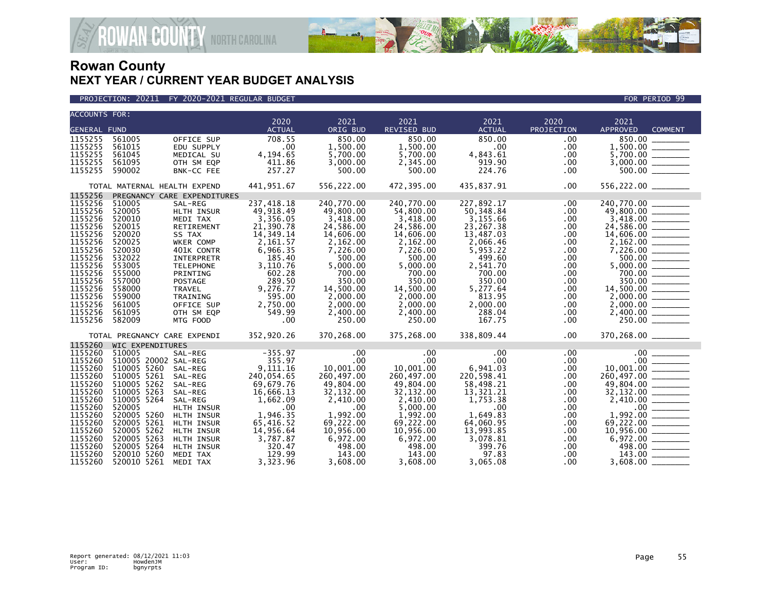## Rowan County
## NEXT YEAR / CURRENT YEAR BUDGET ANALYSIS

PROJECTION: 20211 FY 2020-2021 REGULAR BUDGET — FOR PERIOD 99

| ACCOUNTS FOR: GENERAL FUND | | | 2020 ACTUAL | 2021 ORIG BUD | 2021 REVISED BUD | 2021 ACTUAL | 2020 PROJECTION | 2021 APPROVED | COMMENT |
|---|---|---|---|---|---|---|---|---|---|
| 1155255 | 561005 | OFFICE SUP | 708.55 | 850.00 | 850.00 | 850.00 | .00 | 850.00 | |
| 1155255 | 561015 | EDU SUPPLY | .00 | 1,500.00 | 1,500.00 | .00 | .00 | 1,500.00 | |
| 1155255 | 561045 | MEDICAL SU | 4,194.65 | 5,700.00 | 5,700.00 | 4,843.61 | .00 | 5,700.00 | |
| 1155255 | 561095 | OTH SM EQP | 411.86 | 3,000.00 | 2,345.00 | 919.90 | .00 | 3,000.00 | |
| 1155255 | 590002 | BNK-CC FEE | 257.27 | 500.00 | 500.00 | 224.76 | .00 | 500.00 | |
| TOTAL MATERNAL HEALTH EXPEND | | | 441,951.67 | 556,222.00 | 472,395.00 | 435,837.91 | .00 | 556,222.00 | |
| 1155256 | PREGNANCY CARE EXPENDITURES | | | | | | | | |
| 1155256 | 510005 | SAL-REG | 237,418.18 | 240,770.00 | 240,770.00 | 227,892.17 | .00 | 240,770.00 | |
| 1155256 | 520005 | HLTH INSUR | 49,918.49 | 49,800.00 | 54,800.00 | 50,348.84 | .00 | 49,800.00 | |
| 1155256 | 520010 | MEDI TAX | 3,356.05 | 3,418.00 | 3,418.00 | 3,155.66 | .00 | 3,418.00 | |
| 1155256 | 520015 | RETIREMENT | 21,390.78 | 24,586.00 | 24,586.00 | 23,267.38 | .00 | 24,586.00 | |
| 1155256 | 520020 | SS TAX | 14,349.14 | 14,606.00 | 14,606.00 | 13,487.03 | .00 | 14,606.00 | |
| 1155256 | 520025 | WKER COMP | 2,161.57 | 2,162.00 | 2,162.00 | 2,066.46 | .00 | 2,162.00 | |
| 1155256 | 520030 | 401K CONTR | 6,966.35 | 7,226.00 | 7,226.00 | 5,953.22 | .00 | 7,226.00 | |
| 1155256 | 532022 | INTERPRETR | 185.40 | 500.00 | 500.00 | 499.60 | .00 | 500.00 | |
| 1155256 | 553005 | TELEPHONE | 3,110.76 | 5,000.00 | 5,000.00 | 2,541.70 | .00 | 5,000.00 | |
| 1155256 | 555000 | PRINTING | 602.28 | 700.00 | 700.00 | 700.00 | .00 | 700.00 | |
| 1155256 | 557000 | POSTAGE | 289.50 | 350.00 | 350.00 | 350.00 | .00 | 350.00 | |
| 1155256 | 558000 | TRAVEL | 9,276.77 | 14,500.00 | 14,500.00 | 5,277.64 | .00 | 14,500.00 | |
| 1155256 | 559000 | TRAINING | 595.00 | 2,000.00 | 2,000.00 | 813.95 | .00 | 2,000.00 | |
| 1155256 | 561005 | OFFICE SUP | 2,750.00 | 2,000.00 | 2,000.00 | 2,000.00 | .00 | 2,000.00 | |
| 1155256 | 561095 | OTH SM EQP | 549.99 | 2,400.00 | 2,400.00 | 288.04 | .00 | 2,400.00 | |
| 1155256 | 582009 | MTG FOOD | .00 | 250.00 | 250.00 | 167.75 | .00 | 250.00 | |
| TOTAL PREGNANCY CARE EXPENDI | | | 352,920.26 | 370,268.00 | 375,268.00 | 338,809.44 | .00 | 370,268.00 | |
| 1155260 | WIC EXPENDITURES | | | | | | | | |
| 1155260 | 510005 | SAL-REG | -355.97 | .00 | .00 | .00 | .00 | .00 | |
| 1155260 | 510005 20002 | SAL-REG | 355.97 | .00 | .00 | .00 | .00 | .00 | |
| 1155260 | 510005 5260 | SAL-REG | 9,111.16 | 10,001.00 | 10,001.00 | 6,941.03 | .00 | 10,001.00 | |
| 1155260 | 510005 5261 | SAL-REG | 240,054.65 | 260,497.00 | 260,497.00 | 220,598.41 | .00 | 260,497.00 | |
| 1155260 | 510005 5262 | SAL-REG | 69,679.76 | 49,804.00 | 49,804.00 | 58,498.21 | .00 | 49,804.00 | |
| 1155260 | 510005 5263 | SAL-REG | 16,666.13 | 32,132.00 | 32,132.00 | 13,321.21 | .00 | 32,132.00 | |
| 1155260 | 510005 5264 | SAL-REG | 1,662.09 | 2,410.00 | 2,410.00 | 1,753.38 | .00 | 2,410.00 | |
| 1155260 | 520005 | HLTH INSUR | .00 | .00 | 5,000.00 | .00 | .00 | .00 | |
| 1155260 | 520005 5260 | HLTH INSUR | 1,946.35 | 1,992.00 | 1,992.00 | 1,649.83 | .00 | 1,992.00 | |
| 1155260 | 520005 5261 | HLTH INSUR | 65,416.52 | 69,222.00 | 69,222.00 | 64,060.95 | .00 | 69,222.00 | |
| 1155260 | 520005 5262 | HLTH INSUR | 14,956.64 | 10,956.00 | 10,956.00 | 13,993.85 | .00 | 10,956.00 | |
| 1155260 | 520005 5263 | HLTH INSUR | 3,787.87 | 6,972.00 | 6,972.00 | 3,078.81 | .00 | 6,972.00 | |
| 1155260 | 520005 5264 | HLTH INSUR | 320.47 | 498.00 | 498.00 | 399.76 | .00 | 498.00 | |
| 1155260 | 520010 5260 | MEDI TAX | 129.99 | 143.00 | 143.00 | 97.83 | .00 | 143.00 | |
| 1155260 | 520010 5261 | MEDI TAX | 3,323.96 | 3,608.00 | 3,608.00 | 3,065.08 | .00 | 3,608.00 | |

Report generated: 08/12/2021 11:03
User: HowdenJM
Program ID: bgnyrpts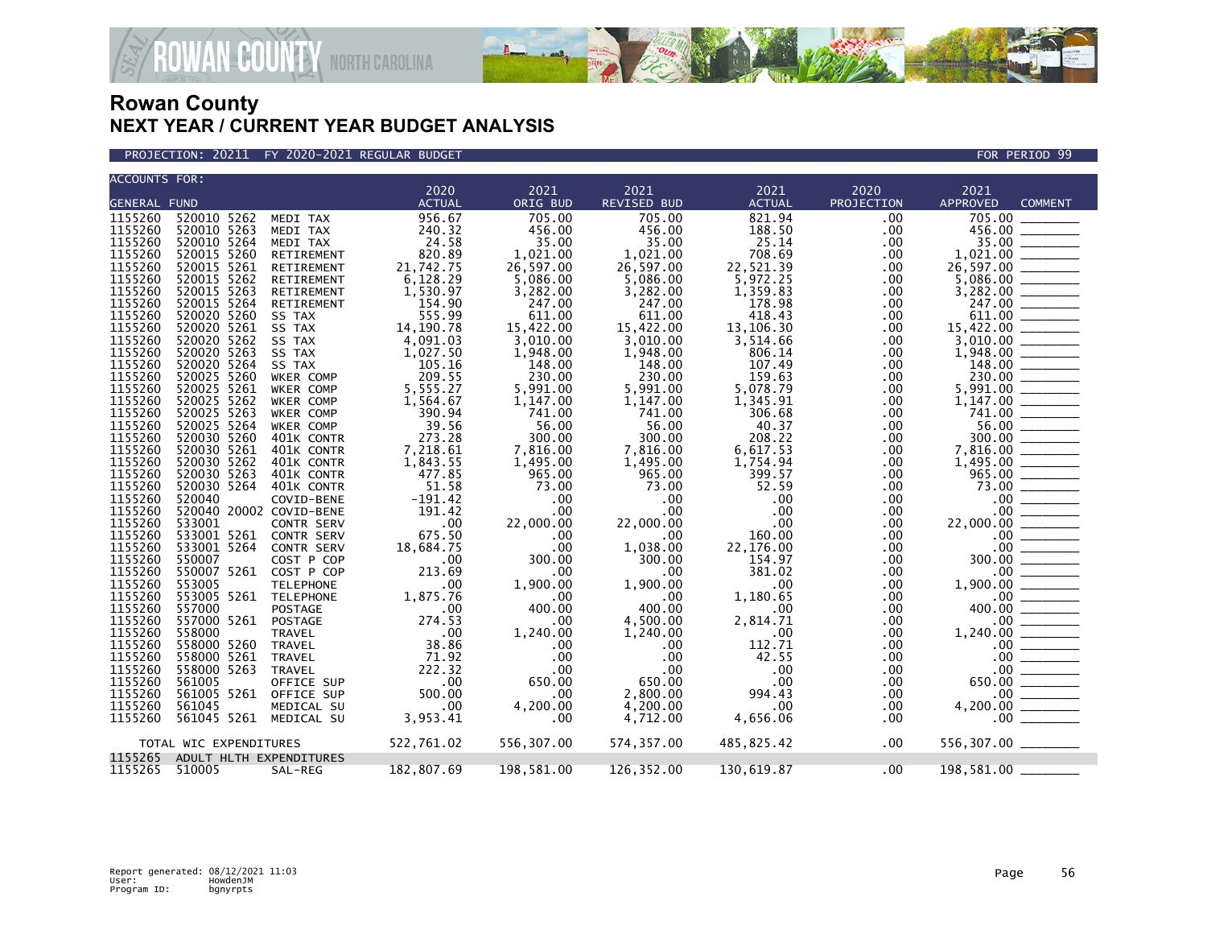# Rowan County
## NEXT YEAR / CURRENT YEAR BUDGET ANALYSIS

PROJECTION: 20211 FY 2020-2021 REGULAR BUDGET FOR PERIOD 99

| ACCOUNTS FOR: GENERAL FUND | | | 2020 ACTUAL | 2021 ORIG BUD | 2021 REVISED BUD | 2021 ACTUAL | 2020 PROJECTION | 2021 APPROVED | COMMENT |
|---|---|---|---|---|---|---|---|---|---|
| 1155260 | 520010 5262 | MEDI TAX | 956.67 | 705.00 | 705.00 | 821.94 | .00 | 705.00 | _______ |
| 1155260 | 520010 5263 | MEDI TAX | 240.32 | 456.00 | 456.00 | 188.50 | .00 | 456.00 | _______ |
| 1155260 | 520010 5264 | MEDI TAX | 24.58 | 35.00 | 35.00 | 25.14 | .00 | 35.00 | _______ |
| 1155260 | 520015 5260 | RETIREMENT | 820.89 | 1,021.00 | 1,021.00 | 708.69 | .00 | 1,021.00 | _______ |
| 1155260 | 520015 5261 | RETIREMENT | 21,742.75 | 26,597.00 | 26,597.00 | 22,521.39 | .00 | 26,597.00 | _______ |
| 1155260 | 520015 5262 | RETIREMENT | 6,128.29 | 5,086.00 | 5,086.00 | 5,972.25 | .00 | 5,086.00 | _______ |
| 1155260 | 520015 5263 | RETIREMENT | 1,530.97 | 3,282.00 | 3,282.00 | 1,359.83 | .00 | 3,282.00 | _______ |
| 1155260 | 520015 5264 | RETIREMENT | 154.90 | 247.00 | 247.00 | 178.98 | .00 | 247.00 | _______ |
| 1155260 | 520020 5260 | SS TAX | 555.99 | 611.00 | 611.00 | 418.43 | .00 | 611.00 | _______ |
| 1155260 | 520020 5261 | SS TAX | 14,190.78 | 15,422.00 | 15,422.00 | 13,106.30 | .00 | 15,422.00 | _______ |
| 1155260 | 520020 5262 | SS TAX | 4,091.03 | 3,010.00 | 3,010.00 | 3,514.66 | .00 | 3,010.00 | _______ |
| 1155260 | 520020 5263 | SS TAX | 1,027.50 | 1,948.00 | 1,948.00 | 806.14 | .00 | 1,948.00 | _______ |
| 1155260 | 520020 5264 | SS TAX | 105.16 | 148.00 | 148.00 | 107.49 | .00 | 148.00 | _______ |
| 1155260 | 520025 5260 | WKER COMP | 209.55 | 230.00 | 230.00 | 159.63 | .00 | 230.00 | _______ |
| 1155260 | 520025 5261 | WKER COMP | 5,555.27 | 5,991.00 | 5,991.00 | 5,078.79 | .00 | 5,991.00 | _______ |
| 1155260 | 520025 5262 | WKER COMP | 1,564.67 | 1,147.00 | 1,147.00 | 1,345.91 | .00 | 1,147.00 | _______ |
| 1155260 | 520025 5263 | WKER COMP | 390.94 | 741.00 | 741.00 | 306.68 | .00 | 741.00 | _______ |
| 1155260 | 520025 5264 | WKER COMP | 39.56 | 56.00 | 56.00 | 40.37 | .00 | 56.00 | _______ |
| 1155260 | 520030 5260 | 401K CONTR | 273.28 | 300.00 | 300.00 | 208.22 | .00 | 300.00 | _______ |
| 1155260 | 520030 5261 | 401K CONTR | 7,218.61 | 7,816.00 | 7,816.00 | 6,617.53 | .00 | 7,816.00 | _______ |
| 1155260 | 520030 5262 | 401K CONTR | 1,843.55 | 1,495.00 | 1,495.00 | 1,754.94 | .00 | 1,495.00 | _______ |
| 1155260 | 520030 5263 | 401K CONTR | 477.85 | 965.00 | 965.00 | 399.57 | .00 | 965.00 | _______ |
| 1155260 | 520030 5264 | 401K CONTR | 51.58 | 73.00 | 73.00 | 52.59 | .00 | 73.00 | _______ |
| 1155260 | 520040 | COVID-BENE | -191.42 | .00 | .00 | .00 | .00 | .00 | _______ |
| 1155260 | 520040 20002 | COVID-BENE | 191.42 | .00 | .00 | .00 | .00 | .00 | _______ |
| 1155260 | 533001 | CONTR SERV | .00 | 22,000.00 | 22,000.00 | .00 | .00 | 22,000.00 | _______ |
| 1155260 | 533001 5261 | CONTR SERV | 675.50 | .00 | .00 | 160.00 | .00 | .00 | _______ |
| 1155260 | 533001 5264 | CONTR SERV | 18,684.75 | .00 | 1,038.00 | 22,176.00 | .00 | .00 | _______ |
| 1155260 | 550007 | COST P COP | .00 | 300.00 | 300.00 | 154.97 | .00 | 300.00 | _______ |
| 1155260 | 550007 5261 | COST P COP | 213.69 | .00 | .00 | 381.02 | .00 | .00 | _______ |
| 1155260 | 553005 | TELEPHONE | .00 | 1,900.00 | 1,900.00 | .00 | .00 | 1,900.00 | _______ |
| 1155260 | 553005 5261 | TELEPHONE | 1,875.76 | .00 | .00 | 1,180.65 | .00 | .00 | _______ |
| 1155260 | 557000 | POSTAGE | .00 | 400.00 | 400.00 | .00 | .00 | 400.00 | _______ |
| 1155260 | 557000 5261 | POSTAGE | 274.53 | .00 | 4,500.00 | 2,814.71 | .00 | .00 | _______ |
| 1155260 | 558000 | TRAVEL | .00 | 1,240.00 | 1,240.00 | .00 | .00 | 1,240.00 | _______ |
| 1155260 | 558000 5260 | TRAVEL | 38.86 | .00 | .00 | 112.71 | .00 | .00 | _______ |
| 1155260 | 558000 5261 | TRAVEL | 71.92 | .00 | .00 | 42.55 | .00 | .00 | _______ |
| 1155260 | 558000 5263 | TRAVEL | 222.32 | .00 | .00 | .00 | .00 | .00 | _______ |
| 1155260 | 561005 | OFFICE SUP | .00 | 650.00 | 650.00 | .00 | .00 | 650.00 | _______ |
| 1155260 | 561005 5261 | OFFICE SUP | 500.00 | .00 | 2,800.00 | 994.43 | .00 | .00 | _______ |
| 1155260 | 561045 | MEDICAL SU | .00 | 4,200.00 | 4,200.00 | .00 | .00 | 4,200.00 | _______ |
| 1155260 | 561045 5261 | MEDICAL SU | 3,953.41 | .00 | 4,712.00 | 4,656.06 | .00 | .00 | _______ |
| TOTAL WIC EXPENDITURES | | | 522,761.02 | 556,307.00 | 574,357.00 | 485,825.42 | .00 | 556,307.00 | _______ |
| 1155265 | ADULT HLTH EXPENDITURES | | | | | | | | |
| 1155265 | 510005 | SAL-REG | 182,807.69 | 198,581.00 | 126,352.00 | 130,619.87 | .00 | 198,581.00 | _______ |

Report generated: 08/12/2021 11:03
User: HowdenJM
Program ID: bgnyrpts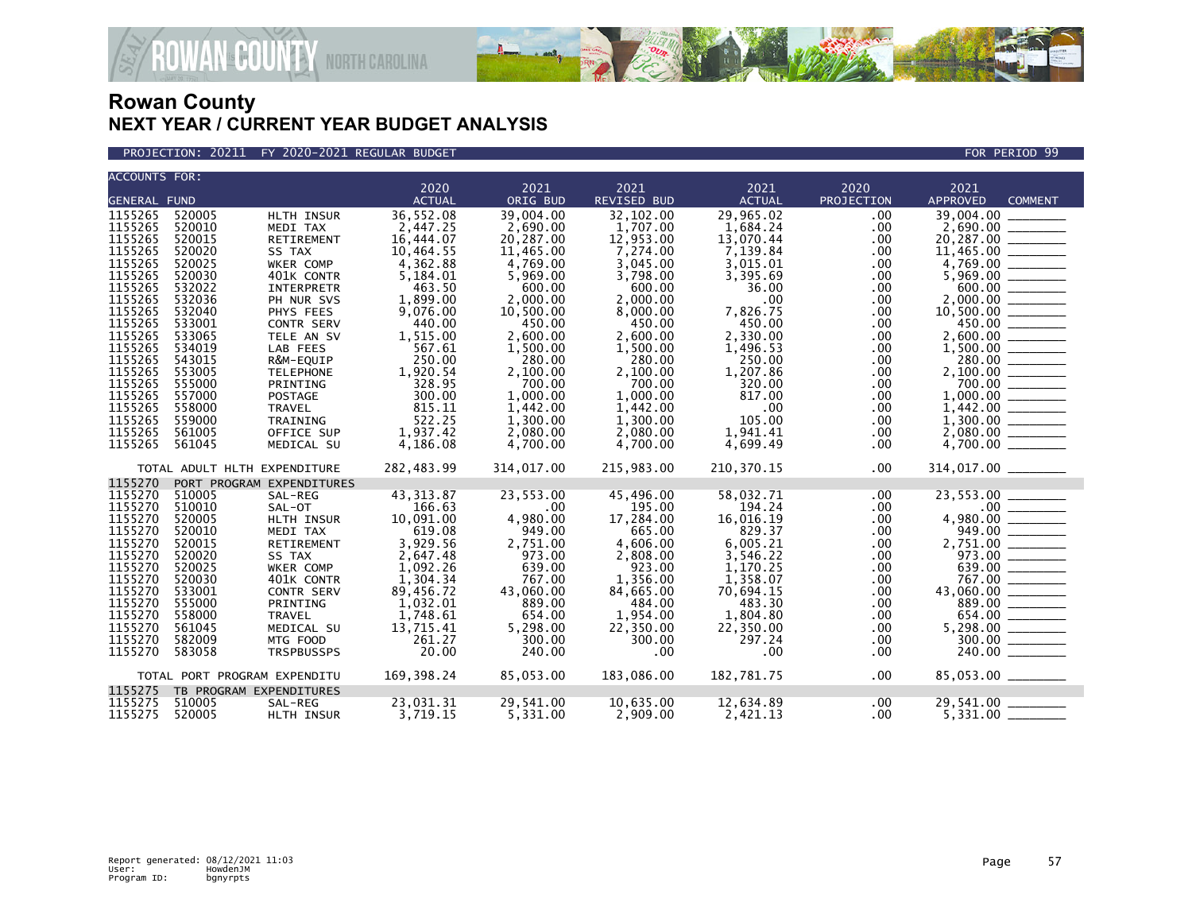# Rowan County
## NEXT YEAR / CURRENT YEAR BUDGET ANALYSIS

PROJECTION: 20211 FY 2020-2021 REGULAR BUDGET — FOR PERIOD 99

| ACCOUNTS FOR: GENERAL FUND | | | 2020 ACTUAL | 2021 ORIG BUD | 2021 REVISED BUD | 2021 ACTUAL | 2020 PROJECTION | 2021 APPROVED | COMMENT |
|---|---|---|---|---|---|---|---|---|---|
| 1155265 | 520005 | HLTH INSUR | 36,552.08 | 39,004.00 | 32,102.00 | 29,965.02 | .00 | 39,004.00 | |
| 1155265 | 520010 | MEDI TAX | 2,447.25 | 2,690.00 | 1,707.00 | 1,684.24 | .00 | 2,690.00 | |
| 1155265 | 520015 | RETIREMENT | 16,444.07 | 20,287.00 | 12,953.00 | 13,070.44 | .00 | 20,287.00 | |
| 1155265 | 520020 | SS TAX | 10,464.55 | 11,465.00 | 7,274.00 | 7,139.84 | .00 | 11,465.00 | |
| 1155265 | 520025 | WKER COMP | 4,362.88 | 4,769.00 | 3,045.00 | 3,015.01 | .00 | 4,769.00 | |
| 1155265 | 520030 | 401K CONTR | 5,184.01 | 5,969.00 | 3,798.00 | 3,395.69 | .00 | 5,969.00 | |
| 1155265 | 532022 | INTERPRETR | 463.50 | 600.00 | 600.00 | 36.00 | .00 | 600.00 | |
| 1155265 | 532036 | PH NUR SVS | 1,899.00 | 2,000.00 | 2,000.00 | .00 | .00 | 2,000.00 | |
| 1155265 | 532040 | PHYS FEES | 9,076.00 | 10,500.00 | 8,000.00 | 7,826.75 | .00 | 10,500.00 | |
| 1155265 | 533001 | CONTR SERV | 440.00 | 450.00 | 450.00 | 450.00 | .00 | 450.00 | |
| 1155265 | 533065 | TELE AN SV | 1,515.00 | 2,600.00 | 2,600.00 | 2,330.00 | .00 | 2,600.00 | |
| 1155265 | 534019 | LAB FEES | 567.61 | 1,500.00 | 1,500.00 | 1,496.53 | .00 | 1,500.00 | |
| 1155265 | 543015 | R&M-EQUIP | 250.00 | 280.00 | 280.00 | 250.00 | .00 | 280.00 | |
| 1155265 | 553005 | TELEPHONE | 1,920.54 | 2,100.00 | 2,100.00 | 1,207.86 | .00 | 2,100.00 | |
| 1155265 | 555000 | PRINTING | 328.95 | 700.00 | 700.00 | 320.00 | .00 | 700.00 | |
| 1155265 | 557000 | POSTAGE | 300.00 | 1,000.00 | 1,000.00 | 817.00 | .00 | 1,000.00 | |
| 1155265 | 558000 | TRAVEL | 815.11 | 1,442.00 | 1,442.00 | .00 | .00 | 1,442.00 | |
| 1155265 | 559000 | TRAINING | 522.25 | 1,300.00 | 1,300.00 | 105.00 | .00 | 1,300.00 | |
| 1155265 | 561005 | OFFICE SUP | 1,937.42 | 2,080.00 | 2,080.00 | 1,941.41 | .00 | 2,080.00 | |
| 1155265 | 561045 | MEDICAL SU | 4,186.08 | 4,700.00 | 4,700.00 | 4,699.49 | .00 | 4,700.00 | |
| | TOTAL ADULT HLTH EXPENDITURE | | 282,483.99 | 314,017.00 | 215,983.00 | 210,370.15 | .00 | 314,017.00 | |
| 1155270 | PORT PROGRAM EXPENDITURES | | | | | | | | |
| 1155270 | 510005 | SAL-REG | 43,313.87 | 23,553.00 | 45,496.00 | 58,032.71 | .00 | 23,553.00 | |
| 1155270 | 510010 | SAL-OT | 166.63 | .00 | 195.00 | 194.24 | .00 | .00 | |
| 1155270 | 520005 | HLTH INSUR | 10,091.00 | 4,980.00 | 17,284.00 | 16,016.19 | .00 | 4,980.00 | |
| 1155270 | 520010 | MEDI TAX | 619.08 | 949.00 | 665.00 | 829.37 | .00 | 949.00 | |
| 1155270 | 520015 | RETIREMENT | 3,929.56 | 2,751.00 | 4,606.00 | 6,005.21 | .00 | 2,751.00 | |
| 1155270 | 520020 | SS TAX | 2,647.48 | 973.00 | 2,808.00 | 3,546.22 | .00 | 973.00 | |
| 1155270 | 520025 | WKER COMP | 1,092.26 | 639.00 | 923.00 | 1,170.25 | .00 | 639.00 | |
| 1155270 | 520030 | 401K CONTR | 1,304.34 | 767.00 | 1,356.00 | 1,358.07 | .00 | 767.00 | |
| 1155270 | 533001 | CONTR SERV | 89,456.72 | 43,060.00 | 84,665.00 | 70,694.15 | .00 | 43,060.00 | |
| 1155270 | 555000 | PRINTING | 1,032.01 | 889.00 | 484.00 | 483.30 | .00 | 889.00 | |
| 1155270 | 558000 | TRAVEL | 1,748.61 | 654.00 | 1,954.00 | 1,804.80 | .00 | 654.00 | |
| 1155270 | 561045 | MEDICAL SU | 13,715.41 | 5,298.00 | 22,350.00 | 22,350.00 | .00 | 5,298.00 | |
| 1155270 | 582009 | MTG FOOD | 261.27 | 300.00 | 300.00 | 297.24 | .00 | 300.00 | |
| 1155270 | 583058 | TRSPBUSSPS | 20.00 | 240.00 | .00 | .00 | .00 | 240.00 | |
| | TOTAL PORT PROGRAM EXPENDITU | | 169,398.24 | 85,053.00 | 183,086.00 | 182,781.75 | .00 | 85,053.00 | |
| 1155275 | TB PROGRAM EXPENDITURES | | | | | | | | |
| 1155275 | 510005 | SAL-REG | 23,031.31 | 29,541.00 | 10,635.00 | 12,634.89 | .00 | 29,541.00 | |
| 1155275 | 520005 | HLTH INSUR | 3,719.15 | 5,331.00 | 2,909.00 | 2,421.13 | .00 | 5,331.00 | |

Report generated: 08/12/2021 11:03
User: HowdenJM
Program ID: bgnyrpts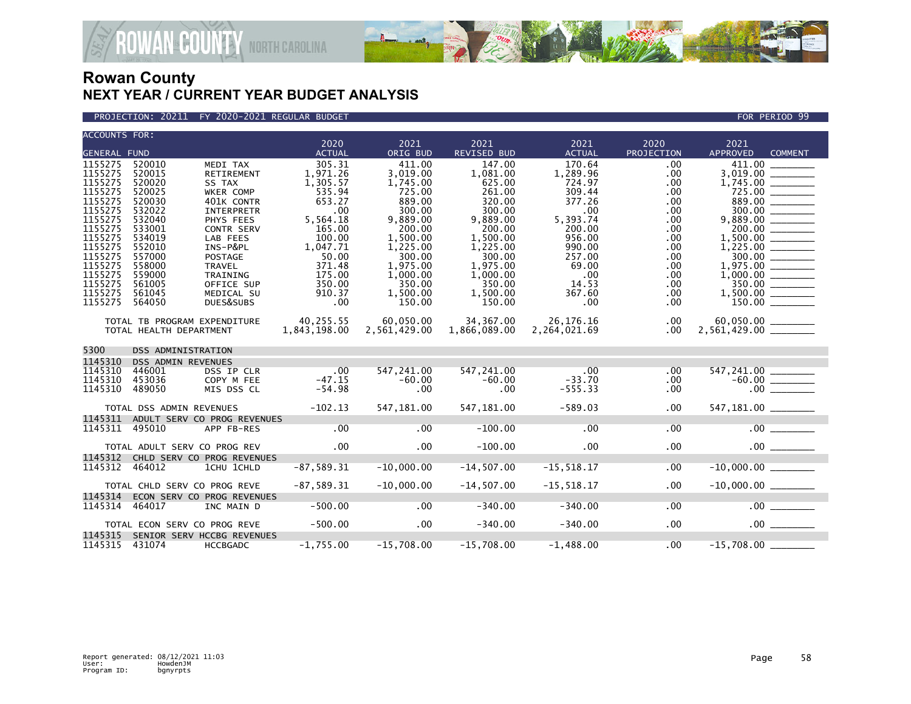# Rowan County
## NEXT YEAR / CURRENT YEAR BUDGET ANALYSIS

PROJECTION: 20211 FY 2020-2021 REGULAR BUDGET — FOR PERIOD 99

| ACCOUNTS FOR: GENERAL FUND | | | 2020 ACTUAL | 2021 ORIG BUD | 2021 REVISED BUD | 2021 ACTUAL | 2020 PROJECTION | 2021 APPROVED | COMMENT |
|---|---|---|---|---|---|---|---|---|---|
| 1155275 | 520010 | MEDI TAX | 305.31 | 411.00 | 147.00 | 170.64 | .00 | 411.00 | |
| 1155275 | 520015 | RETIREMENT | 1,971.26 | 3,019.00 | 1,081.00 | 1,289.96 | .00 | 3,019.00 | |
| 1155275 | 520020 | SS TAX | 1,305.57 | 1,745.00 | 625.00 | 724.97 | .00 | 1,745.00 | |
| 1155275 | 520025 | WKER COMP | 535.94 | 725.00 | 261.00 | 309.44 | .00 | 725.00 | |
| 1155275 | 520030 | 401K CONTR | 653.27 | 889.00 | 320.00 | 377.26 | .00 | 889.00 | |
| 1155275 | 532022 | INTERPRETR | .00 | 300.00 | 300.00 | .00 | .00 | 300.00 | |
| 1155275 | 532040 | PHYS FEES | 5,564.18 | 9,889.00 | 9,889.00 | 5,393.74 | .00 | 9,889.00 | |
| 1155275 | 533001 | CONTR SERV | 165.00 | 200.00 | 200.00 | 200.00 | .00 | 200.00 | |
| 1155275 | 534019 | LAB FEES | 100.00 | 1,500.00 | 1,500.00 | 956.00 | .00 | 1,500.00 | |
| 1155275 | 552010 | INS-P&PL | 1,047.71 | 1,225.00 | 1,225.00 | 990.00 | .00 | 1,225.00 | |
| 1155275 | 557000 | POSTAGE | 50.00 | 300.00 | 300.00 | 257.00 | .00 | 300.00 | |
| 1155275 | 558000 | TRAVEL | 371.48 | 1,975.00 | 1,975.00 | 69.00 | .00 | 1,975.00 | |
| 1155275 | 559000 | TRAINING | 175.00 | 1,000.00 | 1,000.00 | .00 | .00 | 1,000.00 | |
| 1155275 | 561005 | OFFICE SUP | 350.00 | 350.00 | 350.00 | 14.53 | .00 | 350.00 | |
| 1155275 | 561045 | MEDICAL SU | 910.37 | 1,500.00 | 1,500.00 | 367.60 | .00 | 1,500.00 | |
| 1155275 | 564050 | DUES&SUBS | .00 | 150.00 | 150.00 | .00 | .00 | 150.00 | |
| TOTAL TB PROGRAM EXPENDITURE | | | 40,255.55 | 60,050.00 | 34,367.00 | 26,176.16 | .00 | 60,050.00 | |
| TOTAL HEALTH DEPARTMENT | | | 1,843,198.00 | 2,561,429.00 | 1,866,089.00 | 2,264,021.69 | .00 | 2,561,429.00 | |
| 5300 | DSS ADMINISTRATION | | | | | | | | |
| 1145310 | DSS ADMIN REVENUES | | | | | | | | |
| 1145310 | 446001 | DSS IP CLR | .00 | 547,241.00 | 547,241.00 | .00 | .00 | 547,241.00 | |
| 1145310 | 453036 | COPY M FEE | -47.15 | -60.00 | -60.00 | -33.70 | .00 | -60.00 | |
| 1145310 | 489050 | MIS DSS CL | -54.98 | .00 | .00 | -555.33 | .00 | .00 | |
| TOTAL DSS ADMIN REVENUES | | | -102.13 | 547,181.00 | 547,181.00 | -589.03 | .00 | 547,181.00 | |
| 1145311 | ADULT SERV CO PROG REVENUES | | | | | | | | |
| 1145311 | 495010 | APP FB-RES | .00 | .00 | -100.00 | .00 | .00 | .00 | |
| TOTAL ADULT SERV CO PROG REV | | | .00 | .00 | -100.00 | .00 | .00 | .00 | |
| 1145312 | CHLD SERV CO PROG REVENUES | | | | | | | | |
| 1145312 | 464012 | 1CHU 1CHLD | -87,589.31 | -10,000.00 | -14,507.00 | -15,518.17 | .00 | -10,000.00 | |
| TOTAL CHLD SERV CO PROG REVE | | | -87,589.31 | -10,000.00 | -14,507.00 | -15,518.17 | .00 | -10,000.00 | |
| 1145314 | ECON SERV CO PROG REVENUES | | | | | | | | |
| 1145314 | 464017 | INC MAIN D | -500.00 | .00 | -340.00 | -340.00 | .00 | .00 | |
| TOTAL ECON SERV CO PROG REVE | | | -500.00 | .00 | -340.00 | -340.00 | .00 | .00 | |
| 1145315 | SENIOR SERV HCCBG REVENUES | | | | | | | | |
| 1145315 | 431074 | HCCBGADC | -1,755.00 | -15,708.00 | -15,708.00 | -1,488.00 | .00 | -15,708.00 | |

Report generated: 08/12/2021 11:03
User: HowdenJM
Program ID: bgnyrpts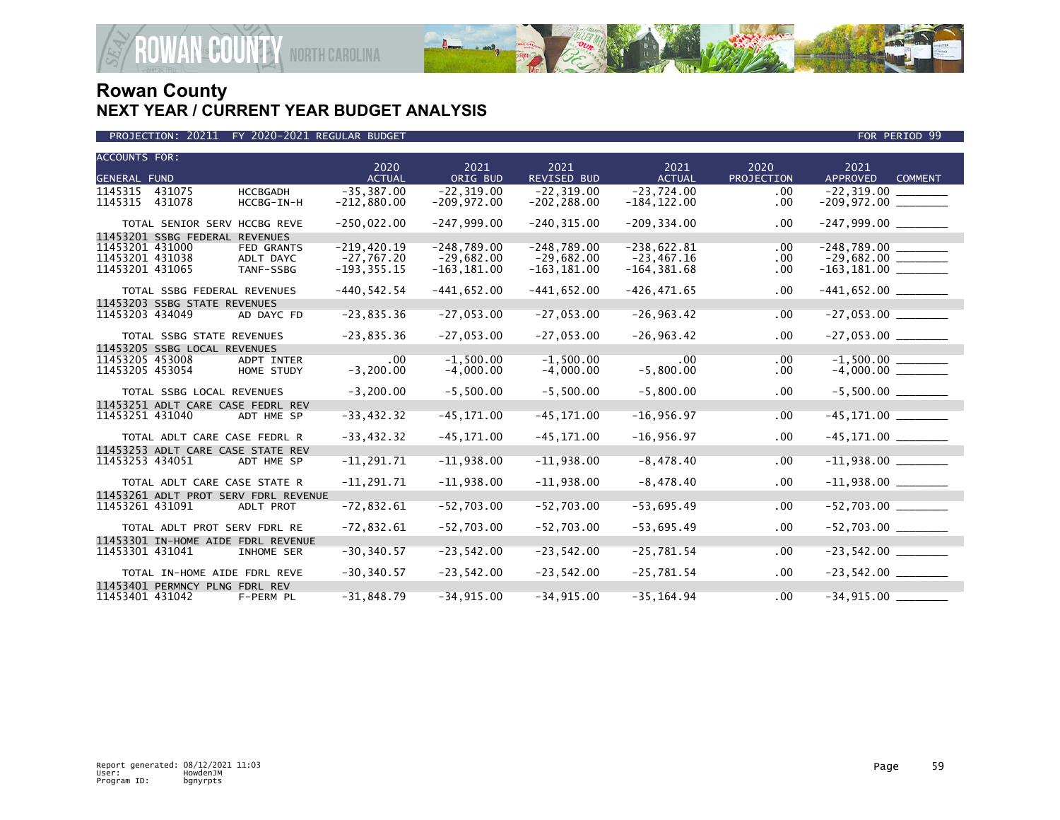# Rowan County
## NEXT YEAR / CURRENT YEAR BUDGET ANALYSIS

PROJECTION: 20211 FY 2020-2021 REGULAR BUDGET FOR PERIOD 99

| ACCOUNTS FOR: GENERAL FUND | | 2020 ACTUAL | 2021 ORIG BUD | 2021 REVISED BUD | 2021 ACTUAL | 2020 PROJECTION | 2021 APPROVED | COMMENT |
|---|---|---|---|---|---|---|---|---|
| 1145315 431075 | HCCBGADH | -35,387.00 | -22,319.00 | -22,319.00 | -23,724.00 | .00 | -22,319.00 | ________ |
| 1145315 431078 | HCCBG-IN-H | -212,880.00 | -209,972.00 | -202,288.00 | -184,122.00 | .00 | -209,972.00 | ________ |
| TOTAL SENIOR SERV HCCBG REVE | | -250,022.00 | -247,999.00 | -240,315.00 | -209,334.00 | .00 | -247,999.00 | ________ |
| 11453201 SSBG FEDERAL REVENUES | | | | | | | | |
| 11453201 431000 | FED GRANTS | -219,420.19 | -248,789.00 | -248,789.00 | -238,622.81 | .00 | -248,789.00 | ________ |
| 11453201 431038 | ADLT DAYC | -27,767.20 | -29,682.00 | -29,682.00 | -23,467.16 | .00 | -29,682.00 | ________ |
| 11453201 431065 | TANF-SSBG | -193,355.15 | -163,181.00 | -163,181.00 | -164,381.68 | .00 | -163,181.00 | ________ |
| TOTAL SSBG FEDERAL REVENUES | | -440,542.54 | -441,652.00 | -441,652.00 | -426,471.65 | .00 | -441,652.00 | ________ |
| 11453203 SSBG STATE REVENUES | | | | | | | | |
| 11453203 434049 | AD DAYC FD | -23,835.36 | -27,053.00 | -27,053.00 | -26,963.42 | .00 | -27,053.00 | ________ |
| TOTAL SSBG STATE REVENUES | | -23,835.36 | -27,053.00 | -27,053.00 | -26,963.42 | .00 | -27,053.00 | ________ |
| 11453205 SSBG LOCAL REVENUES | | | | | | | | |
| 11453205 453008 | ADPT INTER | .00 | -1,500.00 | -1,500.00 | .00 | .00 | -1,500.00 | ________ |
| 11453205 453054 | HOME STUDY | -3,200.00 | -4,000.00 | -4,000.00 | -5,800.00 | .00 | -4,000.00 | ________ |
| TOTAL SSBG LOCAL REVENUES | | -3,200.00 | -5,500.00 | -5,500.00 | -5,800.00 | .00 | -5,500.00 | ________ |
| 11453251 ADLT CARE CASE FEDRL REV | | | | | | | | |
| 11453251 431040 | ADT HME SP | -33,432.32 | -45,171.00 | -45,171.00 | -16,956.97 | .00 | -45,171.00 | ________ |
| TOTAL ADLT CARE CASE FEDRL R | | -33,432.32 | -45,171.00 | -45,171.00 | -16,956.97 | .00 | -45,171.00 | ________ |
| 11453253 ADLT CARE CASE STATE REV | | | | | | | | |
| 11453253 434051 | ADT HME SP | -11,291.71 | -11,938.00 | -11,938.00 | -8,478.40 | .00 | -11,938.00 | ________ |
| TOTAL ADLT CARE CASE STATE R | | -11,291.71 | -11,938.00 | -11,938.00 | -8,478.40 | .00 | -11,938.00 | ________ |
| 11453261 ADLT PROT SERV FDRL REVENUE | | | | | | | | |
| 11453261 431091 | ADLT PROT | -72,832.61 | -52,703.00 | -52,703.00 | -53,695.49 | .00 | -52,703.00 | ________ |
| TOTAL ADLT PROT SERV FDRL RE | | -72,832.61 | -52,703.00 | -52,703.00 | -53,695.49 | .00 | -52,703.00 | ________ |
| 11453301 IN-HOME AIDE FDRL REVENUE | | | | | | | | |
| 11453301 431041 | INHOME SER | -30,340.57 | -23,542.00 | -23,542.00 | -25,781.54 | .00 | -23,542.00 | ________ |
| TOTAL IN-HOME AIDE FDRL REVE | | -30,340.57 | -23,542.00 | -23,542.00 | -25,781.54 | .00 | -23,542.00 | ________ |
| 11453401 PERMNCY PLNG FDRL REV | | | | | | | | |
| 11453401 431042 | F-PERM PL | -31,848.79 | -34,915.00 | -34,915.00 | -35,164.94 | .00 | -34,915.00 | ________ |

Report generated: 08/12/2021 11:03
User: HowdenJM
Program ID: bgnyrpts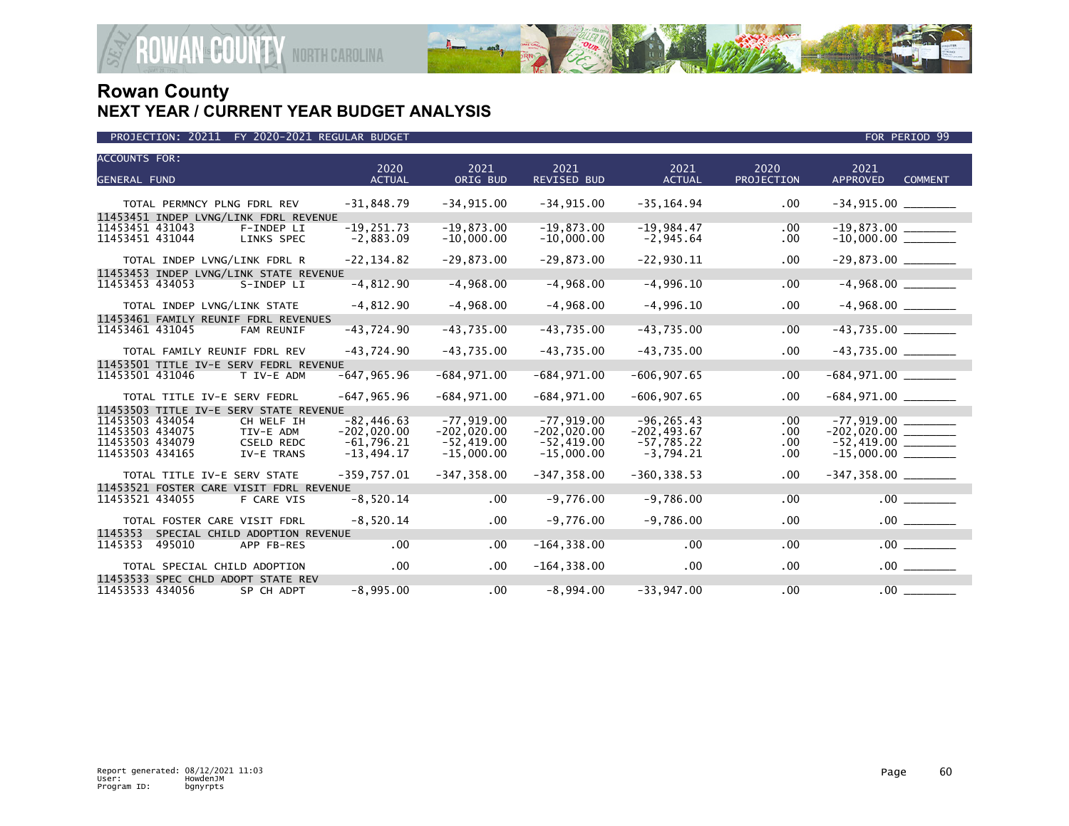# Rowan County
## NEXT YEAR / CURRENT YEAR BUDGET ANALYSIS

PROJECTION: 20211 FY 2020-2021 REGULAR BUDGET | FOR PERIOD 99

| ACCOUNTS FOR: GENERAL FUND | | 2020 ACTUAL | 2021 ORIG BUD | 2021 REVISED BUD | 2021 ACTUAL | 2020 PROJECTION | 2021 APPROVED | COMMENT |
|---|---|---|---|---|---|---|---|---|
| TOTAL PERMNCY PLNG FDRL REV | | -31,848.79 | -34,915.00 | -34,915.00 | -35,164.94 | .00 | -34,915.00 | |
| 11453451 INDEP LVNG/LINK FDRL REVENUE | | | | | | | | |
| 11453451 431043 | F-INDEP LI | -19,251.73 | -19,873.00 | -19,873.00 | -19,984.47 | .00 | -19,873.00 | |
| 11453451 431044 | LINKS SPEC | -2,883.09 | -10,000.00 | -10,000.00 | -2,945.64 | .00 | -10,000.00 | |
| TOTAL INDEP LVNG/LINK FDRL R | | -22,134.82 | -29,873.00 | -29,873.00 | -22,930.11 | .00 | -29,873.00 | |
| 11453453 INDEP LVNG/LINK STATE REVENUE | | | | | | | | |
| 11453453 434053 | S-INDEP LI | -4,812.90 | -4,968.00 | -4,968.00 | -4,996.10 | .00 | -4,968.00 | |
| TOTAL INDEP LVNG/LINK STATE | | -4,812.90 | -4,968.00 | -4,968.00 | -4,996.10 | .00 | -4,968.00 | |
| 11453461 FAMILY REUNIF FDRL REVENUES | | | | | | | | |
| 11453461 431045 | FAM REUNIF | -43,724.90 | -43,735.00 | -43,735.00 | -43,735.00 | .00 | -43,735.00 | |
| TOTAL FAMILY REUNIF FDRL REV | | -43,724.90 | -43,735.00 | -43,735.00 | -43,735.00 | .00 | -43,735.00 | |
| 11453501 TITLE IV-E SERV FEDRL REVENUE | | | | | | | | |
| 11453501 431046 | T IV-E ADM | -647,965.96 | -684,971.00 | -684,971.00 | -606,907.65 | .00 | -684,971.00 | |
| TOTAL TITLE IV-E SERV FEDRL | | -647,965.96 | -684,971.00 | -684,971.00 | -606,907.65 | .00 | -684,971.00 | |
| 11453503 TITLE IV-E SERV STATE REVENUE | | | | | | | | |
| 11453503 434054 | CH WELF IH | -82,446.63 | -77,919.00 | -77,919.00 | -96,265.43 | .00 | -77,919.00 | |
| 11453503 434075 | TIV-E ADM | -202,020.00 | -202,020.00 | -202,020.00 | -202,493.67 | .00 | -202,020.00 | |
| 11453503 434079 | CSELD REDC | -61,796.21 | -52,419.00 | -52,419.00 | -57,785.22 | .00 | -52,419.00 | |
| 11453503 434165 | IV-E TRANS | -13,494.17 | -15,000.00 | -15,000.00 | -3,794.21 | .00 | -15,000.00 | |
| TOTAL TITLE IV-E SERV STATE | | -359,757.01 | -347,358.00 | -347,358.00 | -360,338.53 | .00 | -347,358.00 | |
| 11453521 FOSTER CARE VISIT FDRL REVENUE | | | | | | | | |
| 11453521 434055 | F CARE VIS | -8,520.14 | .00 | -9,776.00 | -9,786.00 | .00 | .00 | |
| TOTAL FOSTER CARE VISIT FDRL | | -8,520.14 | .00 | -9,776.00 | -9,786.00 | .00 | .00 | |
| 1145353 SPECIAL CHILD ADOPTION REVENUE | | | | | | | | |
| 1145353 495010 | APP FB-RES | .00 | .00 | -164,338.00 | .00 | .00 | .00 | |
| TOTAL SPECIAL CHILD ADOPTION | | .00 | .00 | -164,338.00 | .00 | .00 | .00 | |
| 11453533 SPEC CHLD ADOPT STATE REV | | | | | | | | |
| 11453533 434056 | SP CH ADPT | -8,995.00 | .00 | -8,994.00 | -33,947.00 | .00 | .00 | |

Report generated: 08/12/2021 11:03
User: HowdenJM
Program ID: bgnyrpts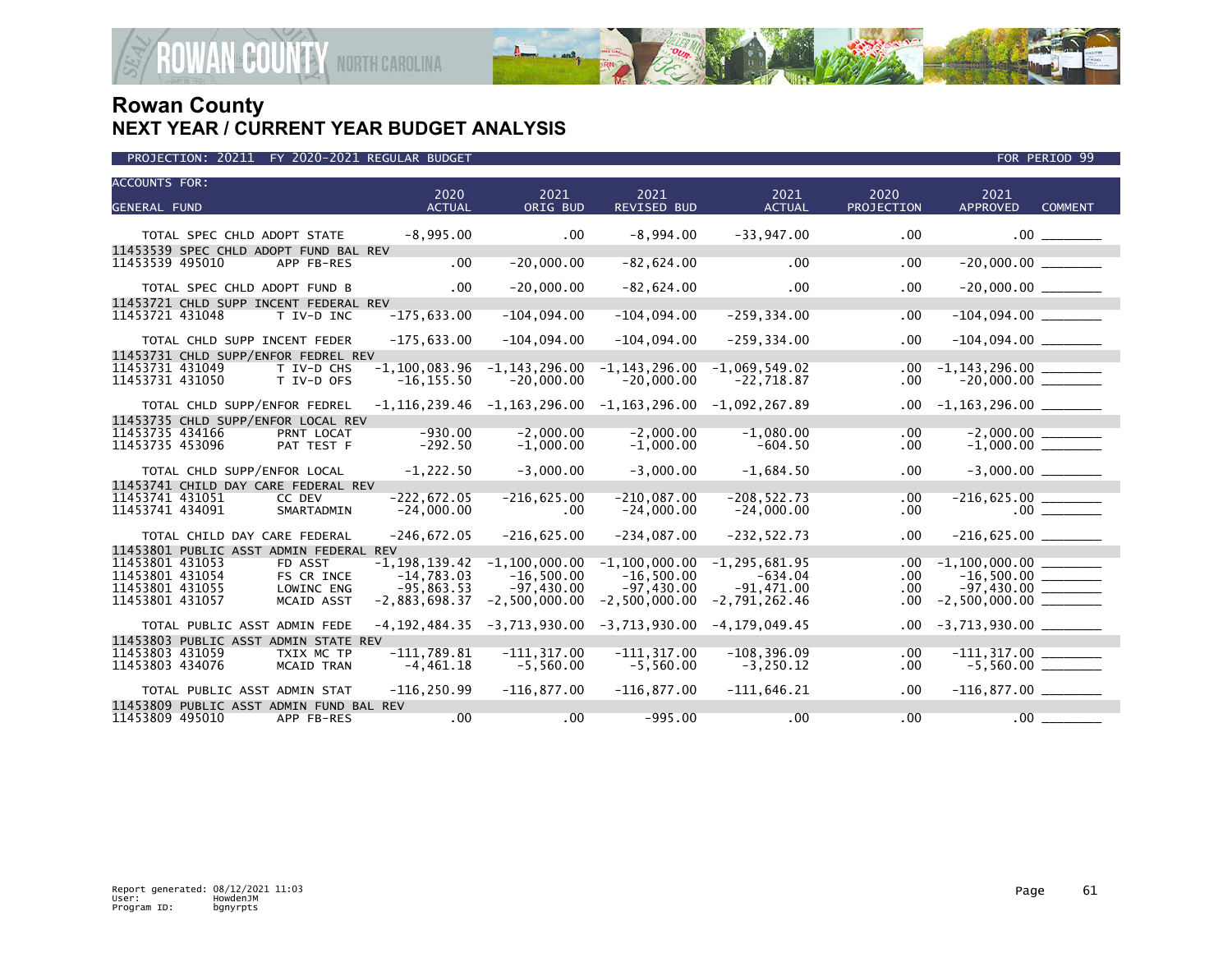# Rowan County

## NEXT YEAR / CURRENT YEAR BUDGET ANALYSIS

PROJECTION: 20211 FY 2020-2021 REGULAR BUDGET | FOR PERIOD 99

| ACCOUNTS FOR: GENERAL FUND | | 2020 ACTUAL | 2021 ORIG BUD | 2021 REVISED BUD | 2021 ACTUAL | 2020 PROJECTION | 2021 APPROVED | COMMENT |
|---|---|---|---|---|---|---|---|---|
| TOTAL SPEC CHLD ADOPT STATE | | -8,995.00 | .00 | -8,994.00 | -33,947.00 | .00 | .00 | |
| 11453539 SPEC CHLD ADOPT FUND BAL REV | | | | | | | | |
| 11453539 495010 | APP FB-RES | .00 | -20,000.00 | -82,624.00 | .00 | .00 | -20,000.00 | |
| TOTAL SPEC CHLD ADOPT FUND B | | .00 | -20,000.00 | -82,624.00 | .00 | .00 | -20,000.00 | |
| 11453721 CHLD SUPP INCENT FEDERAL REV | | | | | | | | |
| 11453721 431048 | T IV-D INC | -175,633.00 | -104,094.00 | -104,094.00 | -259,334.00 | .00 | -104,094.00 | |
| TOTAL CHLD SUPP INCENT FEDER | | -175,633.00 | -104,094.00 | -104,094.00 | -259,334.00 | .00 | -104,094.00 | |
| 11453731 CHLD SUPP/ENFOR FEDREL REV | | | | | | | | |
| 11453731 431049 | T IV-D CHS | -1,100,083.96 | -1,143,296.00 | -1,143,296.00 | -1,069,549.02 | .00 | -1,143,296.00 | |
| 11453731 431050 | T IV-D OFS | -16,155.50 | -20,000.00 | -20,000.00 | -22,718.87 | .00 | -20,000.00 | |
| TOTAL CHLD SUPP/ENFOR FEDREL | | -1,116,239.46 | -1,163,296.00 | -1,163,296.00 | -1,092,267.89 | .00 | -1,163,296.00 | |
| 11453735 CHLD SUPP/ENFOR LOCAL REV | | | | | | | | |
| 11453735 434166 | PRNT LOCAT | -930.00 | -2,000.00 | -2,000.00 | -1,080.00 | .00 | -2,000.00 | |
| 11453735 453096 | PAT TEST F | -292.50 | -1,000.00 | -1,000.00 | -604.50 | .00 | -1,000.00 | |
| TOTAL CHLD SUPP/ENFOR LOCAL | | -1,222.50 | -3,000.00 | -3,000.00 | -1,684.50 | .00 | -3,000.00 | |
| 11453741 CHILD DAY CARE FEDERAL REV | | | | | | | | |
| 11453741 431051 | CC DEV | -222,672.05 | -216,625.00 | -210,087.00 | -208,522.73 | .00 | -216,625.00 | |
| 11453741 434091 | SMARTADMIN | -24,000.00 | .00 | -24,000.00 | -24,000.00 | .00 | .00 | |
| TOTAL CHILD DAY CARE FEDERAL | | -246,672.05 | -216,625.00 | -234,087.00 | -232,522.73 | .00 | -216,625.00 | |
| 11453801 PUBLIC ASST ADMIN FEDERAL REV | | | | | | | | |
| 11453801 431053 | FD ASST | -1,198,139.42 | -1,100,000.00 | -1,100,000.00 | -1,295,681.95 | .00 | -1,100,000.00 | |
| 11453801 431054 | FS CR INCE | -14,783.03 | -16,500.00 | -16,500.00 | -634.04 | .00 | -16,500.00 | |
| 11453801 431055 | LOWINC ENG | -95,863.53 | -97,430.00 | -97,430.00 | -91,471.00 | .00 | -97,430.00 | |
| 11453801 431057 | MCAID ASST | -2,883,698.37 | -2,500,000.00 | -2,500,000.00 | -2,791,262.46 | .00 | -2,500,000.00 | |
| TOTAL PUBLIC ASST ADMIN FEDE | | -4,192,484.35 | -3,713,930.00 | -3,713,930.00 | -4,179,049.45 | .00 | -3,713,930.00 | |
| 11453803 PUBLIC ASST ADMIN STATE REV | | | | | | | | |
| 11453803 431059 | TXIX MC TP | -111,789.81 | -111,317.00 | -111,317.00 | -108,396.09 | .00 | -111,317.00 | |
| 11453803 434076 | MCAID TRAN | -4,461.18 | -5,560.00 | -5,560.00 | -3,250.12 | .00 | -5,560.00 | |
| TOTAL PUBLIC ASST ADMIN STAT | | -116,250.99 | -116,877.00 | -116,877.00 | -111,646.21 | .00 | -116,877.00 | |
| 11453809 PUBLIC ASST ADMIN FUND BAL REV | | | | | | | | |
| 11453809 495010 | APP FB-RES | .00 | .00 | -995.00 | .00 | .00 | .00 | |

Report generated: 08/12/2021 11:03
User: HowdenJM
Program ID: bgnyrpts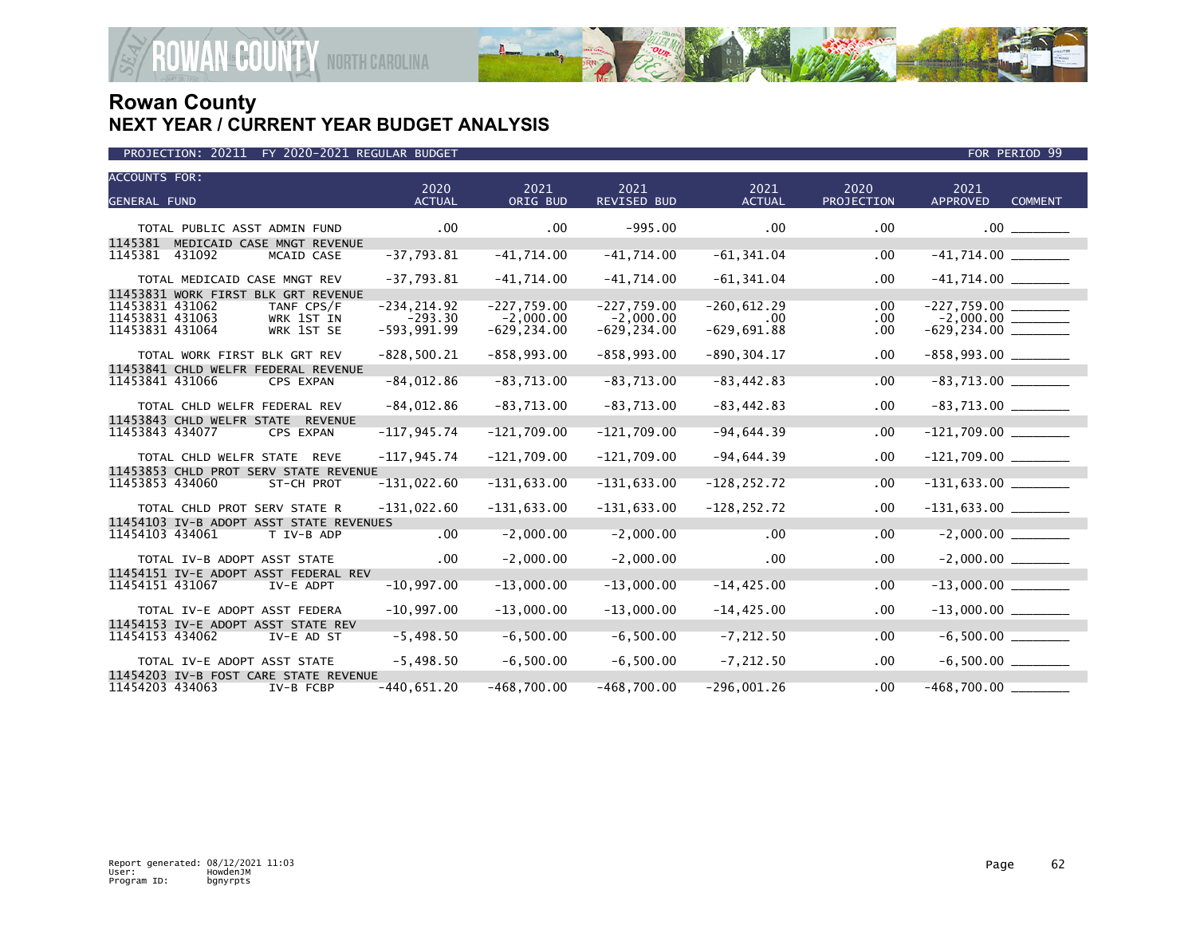# Rowan County
## NEXT YEAR / CURRENT YEAR BUDGET ANALYSIS

PROJECTION: 20211 FY 2020-2021 REGULAR BUDGET FOR PERIOD 99

| ACCOUNTS FOR: GENERAL FUND | | 2020 ACTUAL | 2021 ORIG BUD | 2021 REVISED BUD | 2021 ACTUAL | 2020 PROJECTION | 2021 APPROVED | COMMENT |
|---|---|---|---|---|---|---|---|---|
| TOTAL PUBLIC ASST ADMIN FUND | | .00 | .00 | -995.00 | .00 | .00 | .00 | ________ |
| 1145381 MEDICAID CASE MNGT REVENUE | | | | | | | | |
| 1145381 431092 | MCAID CASE | -37,793.81 | -41,714.00 | -41,714.00 | -61,341.04 | .00 | -41,714.00 | ________ |
| TOTAL MEDICAID CASE MNGT REV | | -37,793.81 | -41,714.00 | -41,714.00 | -61,341.04 | .00 | -41,714.00 | ________ |
| 11453831 WORK FIRST BLK GRT REVENUE | | | | | | | | |
| 11453831 431062 | TANF CPS/F | -234,214.92 | -227,759.00 | -227,759.00 | -260,612.29 | .00 | -227,759.00 | ________ |
| 11453831 431063 | WRK 1ST IN | -293.30 | -2,000.00 | -2,000.00 | .00 | .00 | -2,000.00 | ________ |
| 11453831 431064 | WRK 1ST SE | -593,991.99 | -629,234.00 | -629,234.00 | -629,691.88 | .00 | -629,234.00 | ________ |
| TOTAL WORK FIRST BLK GRT REV | | -828,500.21 | -858,993.00 | -858,993.00 | -890,304.17 | .00 | -858,993.00 | ________ |
| 11453841 CHLD WELFR FEDERAL REVENUE | | | | | | | | |
| 11453841 431066 | CPS EXPAN | -84,012.86 | -83,713.00 | -83,713.00 | -83,442.83 | .00 | -83,713.00 | ________ |
| TOTAL CHLD WELFR FEDERAL REV | | -84,012.86 | -83,713.00 | -83,713.00 | -83,442.83 | .00 | -83,713.00 | ________ |
| 11453843 CHLD WELFR STATE REVENUE | | | | | | | | |
| 11453843 434077 | CPS EXPAN | -117,945.74 | -121,709.00 | -121,709.00 | -94,644.39 | .00 | -121,709.00 | ________ |
| TOTAL CHLD WELFR STATE REVE | | -117,945.74 | -121,709.00 | -121,709.00 | -94,644.39 | .00 | -121,709.00 | ________ |
| 11453853 CHLD PROT SERV STATE REVENUE | | | | | | | | |
| 11453853 434060 | ST-CH PROT | -131,022.60 | -131,633.00 | -131,633.00 | -128,252.72 | .00 | -131,633.00 | ________ |
| TOTAL CHLD PROT SERV STATE R | | -131,022.60 | -131,633.00 | -131,633.00 | -128,252.72 | .00 | -131,633.00 | ________ |
| 11454103 IV-B ADOPT ASST STATE REVENUES | | | | | | | | |
| 11454103 434061 | T IV-B ADP | .00 | -2,000.00 | -2,000.00 | .00 | .00 | -2,000.00 | ________ |
| TOTAL IV-B ADOPT ASST STATE | | .00 | -2,000.00 | -2,000.00 | .00 | .00 | -2,000.00 | ________ |
| 11454151 IV-E ADOPT ASST FEDERAL REV | | | | | | | | |
| 11454151 431067 | IV-E ADPT | -10,997.00 | -13,000.00 | -13,000.00 | -14,425.00 | .00 | -13,000.00 | ________ |
| TOTAL IV-E ADOPT ASST FEDERA | | -10,997.00 | -13,000.00 | -13,000.00 | -14,425.00 | .00 | -13,000.00 | ________ |
| 11454153 IV-E ADOPT ASST STATE REV | | | | | | | | |
| 11454153 434062 | IV-E AD ST | -5,498.50 | -6,500.00 | -6,500.00 | -7,212.50 | .00 | -6,500.00 | ________ |
| TOTAL IV-E ADOPT ASST STATE | | -5,498.50 | -6,500.00 | -6,500.00 | -7,212.50 | .00 | -6,500.00 | ________ |
| 11454203 IV-B FOST CARE STATE REVENUE | | | | | | | | |
| 11454203 434063 | IV-B FCBP | -440,651.20 | -468,700.00 | -468,700.00 | -296,001.26 | .00 | -468,700.00 | ________ |

Report generated: 08/12/2021 11:03
User: HowdenJM
Program ID: bgnyrpts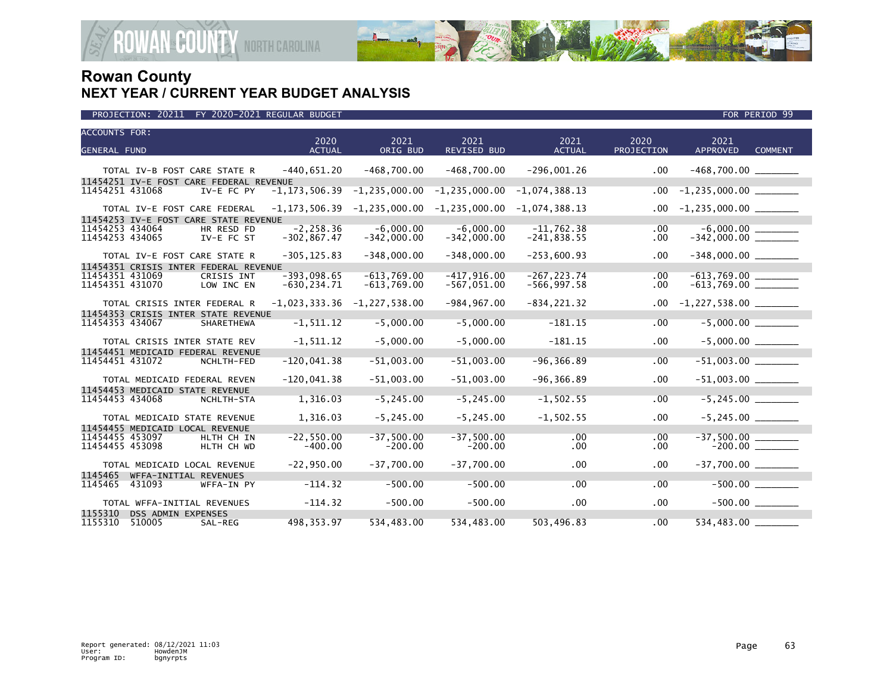# Rowan County
## NEXT YEAR / CURRENT YEAR BUDGET ANALYSIS

PROJECTION: 20211 FY 2020-2021 REGULAR BUDGET — FOR PERIOD 99

| ACCOUNTS FOR: GENERAL FUND | | 2020 ACTUAL | 2021 ORIG BUD | 2021 REVISED BUD | 2021 ACTUAL | 2020 PROJECTION | 2021 APPROVED | COMMENT |
|---|---|---|---|---|---|---|---|---|
| TOTAL IV-B FOST CARE STATE R | | -440,651.20 | -468,700.00 | -468,700.00 | -296,001.26 | .00 | -468,700.00 | |
| 11454251 IV-E FOST CARE FEDERAL REVENUE | | | | | | | | |
| 11454251 431068 | IV-E FC PY | -1,173,506.39 | -1,235,000.00 | -1,235,000.00 | -1,074,388.13 | .00 | -1,235,000.00 | |
| TOTAL IV-E FOST CARE FEDERAL | | -1,173,506.39 | -1,235,000.00 | -1,235,000.00 | -1,074,388.13 | .00 | -1,235,000.00 | |
| 11454253 IV-E FOST CARE STATE REVENUE | | | | | | | | |
| 11454253 434064 | HR RESD FD | -2,258.36 | -6,000.00 | -6,000.00 | -11,762.38 | .00 | -6,000.00 | |
| 11454253 434065 | IV-E FC ST | -302,867.47 | -342,000.00 | -342,000.00 | -241,838.55 | .00 | -342,000.00 | |
| TOTAL IV-E FOST CARE STATE R | | -305,125.83 | -348,000.00 | -348,000.00 | -253,600.93 | .00 | -348,000.00 | |
| 11454351 CRISIS INTER FEDERAL REVENUE | | | | | | | | |
| 11454351 431069 | CRISIS INT | -393,098.65 | -613,769.00 | -417,916.00 | -267,223.74 | .00 | -613,769.00 | |
| 11454351 431070 | LOW INC EN | -630,234.71 | -613,769.00 | -567,051.00 | -566,997.58 | .00 | -613,769.00 | |
| TOTAL CRISIS INTER FEDERAL R | | -1,023,333.36 | -1,227,538.00 | -984,967.00 | -834,221.32 | .00 | -1,227,538.00 | |
| 11454353 CRISIS INTER STATE REVENUE | | | | | | | | |
| 11454353 434067 | SHARETHEWA | -1,511.12 | -5,000.00 | -5,000.00 | -181.15 | .00 | -5,000.00 | |
| TOTAL CRISIS INTER STATE REV | | -1,511.12 | -5,000.00 | -5,000.00 | -181.15 | .00 | -5,000.00 | |
| 11454451 MEDICAID FEDERAL REVENUE | | | | | | | | |
| 11454451 431072 | NCHLTH-FED | -120,041.38 | -51,003.00 | -51,003.00 | -96,366.89 | .00 | -51,003.00 | |
| TOTAL MEDICAID FEDERAL REVEN | | -120,041.38 | -51,003.00 | -51,003.00 | -96,366.89 | .00 | -51,003.00 | |
| 11454453 MEDICAID STATE REVENUE | | | | | | | | |
| 11454453 434068 | NCHLTH-STA | 1,316.03 | -5,245.00 | -5,245.00 | -1,502.55 | .00 | -5,245.00 | |
| TOTAL MEDICAID STATE REVENUE | | 1,316.03 | -5,245.00 | -5,245.00 | -1,502.55 | .00 | -5,245.00 | |
| 11454455 MEDICAID LOCAL REVENUE | | | | | | | | |
| 11454455 453097 | HLTH CH IN | -22,550.00 | -37,500.00 | -37,500.00 | .00 | .00 | -37,500.00 | |
| 11454455 453098 | HLTH CH WD | -400.00 | -200.00 | -200.00 | .00 | .00 | -200.00 | |
| TOTAL MEDICAID LOCAL REVENUE | | -22,950.00 | -37,700.00 | -37,700.00 | .00 | .00 | -37,700.00 | |
| 1145465 WFFA-INITIAL REVENUES | | | | | | | | |
| 1145465 431093 | WFFA-IN PY | -114.32 | -500.00 | -500.00 | .00 | .00 | -500.00 | |
| TOTAL WFFA-INITIAL REVENUES | | -114.32 | -500.00 | -500.00 | .00 | .00 | -500.00 | |
| 1155310 DSS ADMIN EXPENSES | | | | | | | | |
| 1155310 510005 | SAL-REG | 498,353.97 | 534,483.00 | 534,483.00 | 503,496.83 | .00 | 534,483.00 | |

Report generated: 08/12/2021 11:03
User: HowdenJM
Program ID: bgnyrpts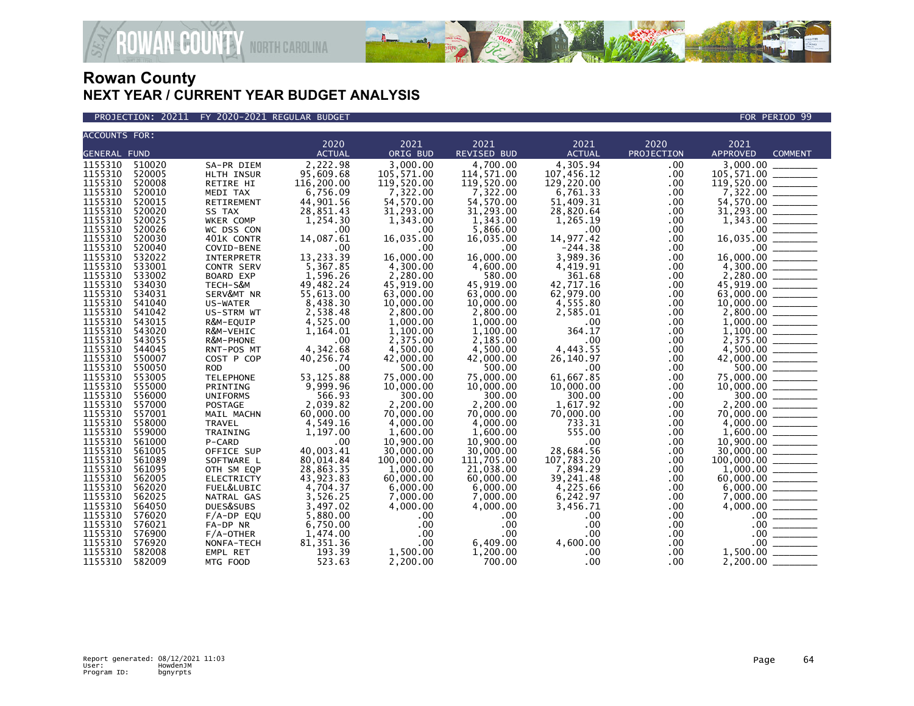# Rowan County
## NEXT YEAR / CURRENT YEAR BUDGET ANALYSIS

PROJECTION: 20211 FY 2020-2021 REGULAR BUDGET FOR PERIOD 99

| ACCOUNTS FOR: GENERAL FUND | | | 2020 ACTUAL | 2021 ORIG BUD | 2021 REVISED BUD | 2021 ACTUAL | 2020 PROJECTION | 2021 APPROVED | COMMENT |
|---|---|---|---|---|---|---|---|---|---|
| 1155310 | 510020 | SA-PR DIEM | 2,222.98 | 3,000.00 | 4,700.00 | 4,305.94 | .00 | 3,000.00 | _______ |
| 1155310 | 520005 | HLTH INSUR | 95,609.68 | 105,571.00 | 114,571.00 | 107,456.12 | .00 | 105,571.00 | _______ |
| 1155310 | 520008 | RETIRE HI | 116,200.00 | 119,520.00 | 119,520.00 | 129,220.00 | .00 | 119,520.00 | _______ |
| 1155310 | 520010 | MEDI TAX | 6,756.09 | 7,322.00 | 7,322.00 | 6,761.33 | .00 | 7,322.00 | _______ |
| 1155310 | 520015 | RETIREMENT | 44,901.56 | 54,570.00 | 54,570.00 | 51,409.31 | .00 | 54,570.00 | _______ |
| 1155310 | 520020 | SS TAX | 28,851.43 | 31,293.00 | 31,293.00 | 28,820.64 | .00 | 31,293.00 | _______ |
| 1155310 | 520025 | WKER COMP | 1,254.30 | 1,343.00 | 1,343.00 | 1,265.19 | .00 | 1,343.00 | _______ |
| 1155310 | 520026 | WC DSS CON | .00 | .00 | 5,866.00 | .00 | .00 | .00 | _______ |
| 1155310 | 520030 | 401K CONTR | 14,087.61 | 16,035.00 | 16,035.00 | 14,977.42 | .00 | 16,035.00 | _______ |
| 1155310 | 520040 | COVID-BENE | .00 | .00 | .00 | -244.38 | .00 | .00 | _______ |
| 1155310 | 532022 | INTERPRETR | 13,233.39 | 16,000.00 | 16,000.00 | 3,989.36 | .00 | 16,000.00 | _______ |
| 1155310 | 533001 | CONTR SERV | 5,367.85 | 4,300.00 | 4,600.00 | 4,419.91 | .00 | 4,300.00 | _______ |
| 1155310 | 533002 | BOARD EXP | 1,596.26 | 2,280.00 | 580.00 | 361.68 | .00 | 2,280.00 | _______ |
| 1155310 | 534030 | TECH-S&M | 49,482.24 | 45,919.00 | 45,919.00 | 42,717.16 | .00 | 45,919.00 | _______ |
| 1155310 | 534031 | SERV&MT NR | 55,613.00 | 63,000.00 | 63,000.00 | 62,979.00 | .00 | 63,000.00 | _______ |
| 1155310 | 541040 | US-WATER | 8,438.30 | 10,000.00 | 10,000.00 | 4,555.80 | .00 | 10,000.00 | _______ |
| 1155310 | 541042 | US-STRM WT | 2,538.48 | 2,800.00 | 2,800.00 | 2,585.01 | .00 | 2,800.00 | _______ |
| 1155310 | 543015 | R&M-EQUIP | 4,525.00 | 1,000.00 | 1,000.00 | .00 | .00 | 1,000.00 | _______ |
| 1155310 | 543020 | R&M-VEHIC | 1,164.01 | 1,100.00 | 1,100.00 | 364.17 | .00 | 1,100.00 | _______ |
| 1155310 | 543055 | R&M-PHONE | .00 | 2,375.00 | 2,185.00 | .00 | .00 | 2,375.00 | _______ |
| 1155310 | 544045 | RNT-POS MT | 4,342.68 | 4,500.00 | 4,500.00 | 4,443.55 | .00 | 4,500.00 | _______ |
| 1155310 | 550007 | COST P COP | 40,256.74 | 42,000.00 | 42,000.00 | 26,140.97 | .00 | 42,000.00 | _______ |
| 1155310 | 550050 | ROD | .00 | 500.00 | 500.00 | .00 | .00 | 500.00 | _______ |
| 1155310 | 553005 | TELEPHONE | 53,125.88 | 75,000.00 | 75,000.00 | 61,667.85 | .00 | 75,000.00 | _______ |
| 1155310 | 555000 | PRINTING | 9,999.96 | 10,000.00 | 10,000.00 | 10,000.00 | .00 | 10,000.00 | _______ |
| 1155310 | 556000 | UNIFORMS | 566.93 | 300.00 | 300.00 | 300.00 | .00 | 300.00 | _______ |
| 1155310 | 557000 | POSTAGE | 2,039.82 | 2,200.00 | 2,200.00 | 1,617.92 | .00 | 2,200.00 | _______ |
| 1155310 | 557001 | MAIL MACHN | 60,000.00 | 70,000.00 | 70,000.00 | 70,000.00 | .00 | 70,000.00 | _______ |
| 1155310 | 558000 | TRAVEL | 4,549.16 | 4,000.00 | 4,000.00 | 733.31 | .00 | 4,000.00 | _______ |
| 1155310 | 559000 | TRAINING | 1,197.00 | 1,600.00 | 1,600.00 | 555.00 | .00 | 1,600.00 | _______ |
| 1155310 | 561000 | P-CARD | .00 | 10,900.00 | 10,900.00 | .00 | .00 | 10,900.00 | _______ |
| 1155310 | 561005 | OFFICE SUP | 40,003.41 | 30,000.00 | 30,000.00 | 28,684.56 | .00 | 30,000.00 | _______ |
| 1155310 | 561089 | SOFTWARE L | 80,014.84 | 100,000.00 | 111,705.00 | 107,783.20 | .00 | 100,000.00 | _______ |
| 1155310 | 561095 | OTH SM EQP | 28,863.35 | 1,000.00 | 21,038.00 | 7,894.29 | .00 | 1,000.00 | _______ |
| 1155310 | 562005 | ELECTRICTY | 43,923.83 | 60,000.00 | 60,000.00 | 39,241.48 | .00 | 60,000.00 | _______ |
| 1155310 | 562020 | FUEL&LUBIC | 4,704.37 | 6,000.00 | 6,000.00 | 4,225.66 | .00 | 6,000.00 | _______ |
| 1155310 | 562025 | NATRAL GAS | 3,526.25 | 7,000.00 | 7,000.00 | 6,242.97 | .00 | 7,000.00 | _______ |
| 1155310 | 564050 | DUES&SUBS | 3,497.02 | 4,000.00 | 4,000.00 | 3,456.71 | .00 | 4,000.00 | _______ |
| 1155310 | 576020 | F/A-DP EQU | 5,880.00 | .00 | .00 | .00 | .00 | .00 | _______ |
| 1155310 | 576021 | FA-DP NR | 6,750.00 | .00 | .00 | .00 | .00 | .00 | _______ |
| 1155310 | 576900 | F/A-OTHER | 1,474.00 | .00 | .00 | .00 | .00 | .00 | _______ |
| 1155310 | 576920 | NONFA-TECH | 81,351.36 | .00 | 6,409.00 | 4,600.00 | .00 | .00 | _______ |
| 1155310 | 582008 | EMPL RET | 193.39 | 1,500.00 | 1,200.00 | .00 | .00 | 1,500.00 | _______ |
| 1155310 | 582009 | MTG FOOD | 523.63 | 2,200.00 | 700.00 | .00 | .00 | 2,200.00 | _______ |

Report generated: 08/12/2021 11:03
User: HowdenJM
Program ID: bgnyrpts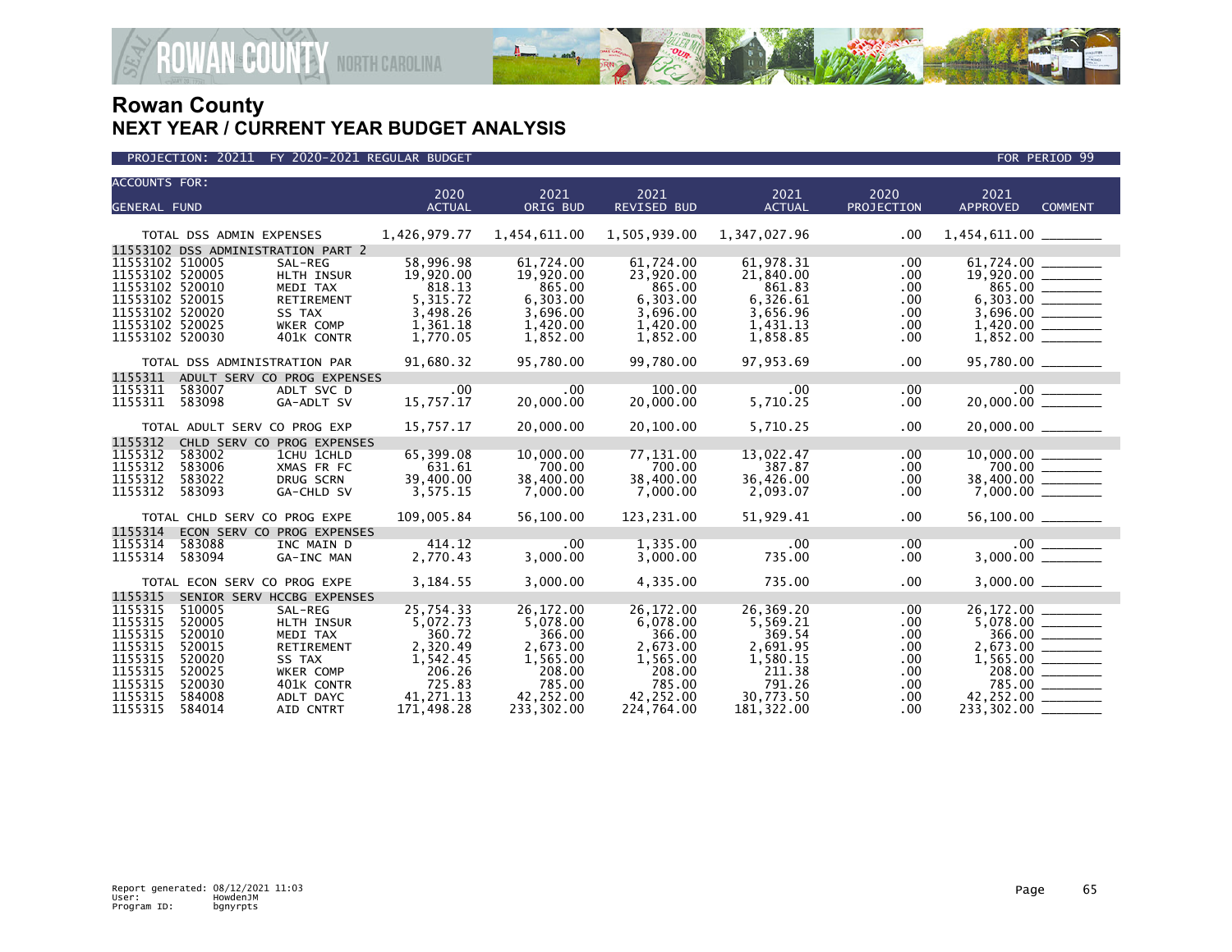# Rowan County
## NEXT YEAR / CURRENT YEAR BUDGET ANALYSIS

PROJECTION: 20211 FY 2020-2021 REGULAR BUDGET — FOR PERIOD 99

| ACCOUNTS FOR: GENERAL FUND | | | 2020 ACTUAL | 2021 ORIG BUD | 2021 REVISED BUD | 2021 ACTUAL | 2020 PROJECTION | 2021 APPROVED | COMMENT |
|---|---|---|---|---|---|---|---|---|---|
| TOTAL DSS ADMIN EXPENSES | | | 1,426,979.77 | 1,454,611.00 | 1,505,939.00 | 1,347,027.96 | .00 | 1,454,611.00 | |
| 11553102 DSS ADMINISTRATION PART 2 | | | | | | | | | |
| 11553102 | 510005 | SAL-REG | 58,996.98 | 61,724.00 | 61,724.00 | 61,978.31 | .00 | 61,724.00 | |
| 11553102 | 520005 | HLTH INSUR | 19,920.00 | 19,920.00 | 23,920.00 | 21,840.00 | .00 | 19,920.00 | |
| 11553102 | 520010 | MEDI TAX | 818.13 | 865.00 | 865.00 | 861.83 | .00 | 865.00 | |
| 11553102 | 520015 | RETIREMENT | 5,315.72 | 6,303.00 | 6,303.00 | 6,326.61 | .00 | 6,303.00 | |
| 11553102 | 520020 | SS TAX | 3,498.26 | 3,696.00 | 3,696.00 | 3,656.96 | .00 | 3,696.00 | |
| 11553102 | 520025 | WKER COMP | 1,361.18 | 1,420.00 | 1,420.00 | 1,431.13 | .00 | 1,420.00 | |
| 11553102 | 520030 | 401K CONTR | 1,770.05 | 1,852.00 | 1,852.00 | 1,858.85 | .00 | 1,852.00 | |
| TOTAL DSS ADMINISTRATION PAR | | | 91,680.32 | 95,780.00 | 99,780.00 | 97,953.69 | .00 | 95,780.00 | |
| 1155311 ADULT SERV CO PROG EXPENSES | | | | | | | | | |
| 1155311 | 583007 | ADLT SVC D | .00 | .00 | 100.00 | .00 | .00 | .00 | |
| 1155311 | 583098 | GA-ADLT SV | 15,757.17 | 20,000.00 | 20,000.00 | 5,710.25 | .00 | 20,000.00 | |
| TOTAL ADULT SERV CO PROG EXP | | | 15,757.17 | 20,000.00 | 20,100.00 | 5,710.25 | .00 | 20,000.00 | |
| 1155312 CHLD SERV CO PROG EXPENSES | | | | | | | | | |
| 1155312 | 583002 | 1CHU 1CHLD | 65,399.08 | 10,000.00 | 77,131.00 | 13,022.47 | .00 | 10,000.00 | |
| 1155312 | 583006 | XMAS FR FC | 631.61 | 700.00 | 700.00 | 387.87 | .00 | 700.00 | |
| 1155312 | 583022 | DRUG SCRN | 39,400.00 | 38,400.00 | 38,400.00 | 36,426.00 | .00 | 38,400.00 | |
| 1155312 | 583093 | GA-CHLD SV | 3,575.15 | 7,000.00 | 7,000.00 | 2,093.07 | .00 | 7,000.00 | |
| TOTAL CHLD SERV CO PROG EXPE | | | 109,005.84 | 56,100.00 | 123,231.00 | 51,929.41 | .00 | 56,100.00 | |
| 1155314 ECON SERV CO PROG EXPENSES | | | | | | | | | |
| 1155314 | 583088 | INC MAIN D | 414.12 | .00 | 1,335.00 | .00 | .00 | .00 | |
| 1155314 | 583094 | GA-INC MAN | 2,770.43 | 3,000.00 | 3,000.00 | 735.00 | .00 | 3,000.00 | |
| TOTAL ECON SERV CO PROG EXPE | | | 3,184.55 | 3,000.00 | 4,335.00 | 735.00 | .00 | 3,000.00 | |
| 1155315 SENIOR SERV HCCBG EXPENSES | | | | | | | | | |
| 1155315 | 510005 | SAL-REG | 25,754.33 | 26,172.00 | 26,172.00 | 26,369.20 | .00 | 26,172.00 | |
| 1155315 | 520005 | HLTH INSUR | 5,072.73 | 5,078.00 | 6,078.00 | 5,569.21 | .00 | 5,078.00 | |
| 1155315 | 520010 | MEDI TAX | 360.72 | 366.00 | 366.00 | 369.54 | .00 | 366.00 | |
| 1155315 | 520015 | RETIREMENT | 2,320.49 | 2,673.00 | 2,673.00 | 2,691.95 | .00 | 2,673.00 | |
| 1155315 | 520020 | SS TAX | 1,542.45 | 1,565.00 | 1,565.00 | 1,580.15 | .00 | 1,565.00 | |
| 1155315 | 520025 | WKER COMP | 206.26 | 208.00 | 208.00 | 211.38 | .00 | 208.00 | |
| 1155315 | 520030 | 401K CONTR | 725.83 | 785.00 | 785.00 | 791.26 | .00 | 785.00 | |
| 1155315 | 584008 | ADLT DAYC | 41,271.13 | 42,252.00 | 42,252.00 | 30,773.50 | .00 | 42,252.00 | |
| 1155315 | 584014 | AID CNTRT | 171,498.28 | 233,302.00 | 224,764.00 | 181,322.00 | .00 | 233,302.00 | |

Report generated: 08/12/2021 11:03
User: HowdenJM
Program ID: bgnyrpts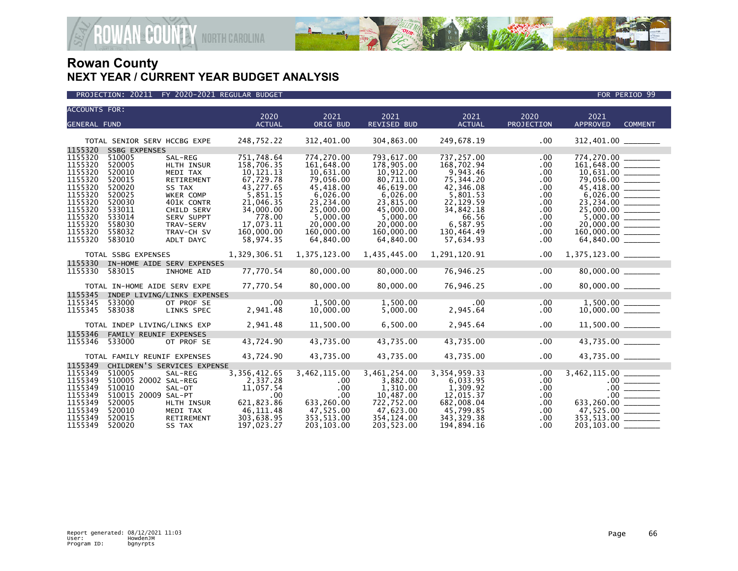# Rowan County
## NEXT YEAR / CURRENT YEAR BUDGET ANALYSIS

PROJECTION: 20211 FY 2020-2021 REGULAR BUDGET FOR PERIOD 99

| ACCOUNTS FOR: GENERAL FUND | | | 2020 ACTUAL | 2021 ORIG BUD | 2021 REVISED BUD | 2021 ACTUAL | 2020 PROJECTION | 2021 APPROVED | COMMENT |
|---|---|---|---|---|---|---|---|---|---|
| TOTAL SENIOR SERV HCCBG EXPE | | | 248,752.22 | 312,401.00 | 304,863.00 | 249,678.19 | .00 | 312,401.00 | ________ |
| 1155320 | SSBG EXPENSES | | | | | | | | |
| 1155320 | 510005 | SAL-REG | 751,748.64 | 774,270.00 | 793,617.00 | 737,257.00 | .00 | 774,270.00 | ________ |
| 1155320 | 520005 | HLTH INSUR | 158,706.35 | 161,648.00 | 178,905.00 | 168,702.94 | .00 | 161,648.00 | ________ |
| 1155320 | 520010 | MEDI TAX | 10,121.13 | 10,631.00 | 10,912.00 | 9,943.46 | .00 | 10,631.00 | ________ |
| 1155320 | 520015 | RETIREMENT | 67,729.78 | 79,056.00 | 80,711.00 | 75,344.20 | .00 | 79,056.00 | ________ |
| 1155320 | 520020 | SS TAX | 43,277.65 | 45,418.00 | 46,619.00 | 42,346.08 | .00 | 45,418.00 | ________ |
| 1155320 | 520025 | WKER COMP | 5,851.15 | 6,026.00 | 6,026.00 | 5,801.53 | .00 | 6,026.00 | ________ |
| 1155320 | 520030 | 401K CONTR | 21,046.35 | 23,234.00 | 23,815.00 | 22,129.59 | .00 | 23,234.00 | ________ |
| 1155320 | 533011 | CHILD SERV | 34,000.00 | 25,000.00 | 45,000.00 | 34,842.18 | .00 | 25,000.00 | ________ |
| 1155320 | 533014 | SERV SUPPT | 778.00 | 5,000.00 | 5,000.00 | 66.56 | .00 | 5,000.00 | ________ |
| 1155320 | 558030 | TRAV-SERV | 17,073.11 | 20,000.00 | 20,000.00 | 6,587.95 | .00 | 20,000.00 | ________ |
| 1155320 | 558032 | TRAV-CH SV | 160,000.00 | 160,000.00 | 160,000.00 | 130,464.49 | .00 | 160,000.00 | ________ |
| 1155320 | 583010 | ADLT DAYC | 58,974.35 | 64,840.00 | 64,840.00 | 57,634.93 | .00 | 64,840.00 | ________ |
| TOTAL SSBG EXPENSES | | | 1,329,306.51 | 1,375,123.00 | 1,435,445.00 | 1,291,120.91 | .00 | 1,375,123.00 | ________ |
| 1155330 | IN-HOME AIDE SERV EXPENSES | | | | | | | | |
| 1155330 | 583015 | INHOME AID | 77,770.54 | 80,000.00 | 80,000.00 | 76,946.25 | .00 | 80,000.00 | ________ |
| TOTAL IN-HOME AIDE SERV EXPE | | | 77,770.54 | 80,000.00 | 80,000.00 | 76,946.25 | .00 | 80,000.00 | ________ |
| 1155345 | INDEP LIVING/LINKS EXPENSES | | | | | | | | |
| 1155345 | 533000 | OT PROF SE | .00 | 1,500.00 | 1,500.00 | .00 | .00 | 1,500.00 | ________ |
| 1155345 | 583038 | LINKS SPEC | 2,941.48 | 10,000.00 | 5,000.00 | 2,945.64 | .00 | 10,000.00 | ________ |
| TOTAL INDEP LIVING/LINKS EXP | | | 2,941.48 | 11,500.00 | 6,500.00 | 2,945.64 | .00 | 11,500.00 | ________ |
| 1155346 | FAMILY REUNIF EXPENSES | | | | | | | | |
| 1155346 | 533000 | OT PROF SE | 43,724.90 | 43,735.00 | 43,735.00 | 43,735.00 | .00 | 43,735.00 | ________ |
| TOTAL FAMILY REUNIF EXPENSES | | | 43,724.90 | 43,735.00 | 43,735.00 | 43,735.00 | .00 | 43,735.00 | ________ |
| 1155349 | CHILDREN'S SERVICES EXPENSE | | | | | | | | |
| 1155349 | 510005 | SAL-REG | 3,356,412.65 | 3,462,115.00 | 3,461,254.00 | 3,354,959.33 | .00 | 3,462,115.00 | ________ |
| 1155349 | 510005 20002 | SAL-REG | 2,337.28 | .00 | 3,882.00 | 6,033.95 | .00 | .00 | ________ |
| 1155349 | 510010 | SAL-OT | 11,057.54 | .00 | 1,310.00 | 1,309.92 | .00 | .00 | ________ |
| 1155349 | 510015 20009 | SAL-PT | .00 | .00 | 10,487.00 | 12,015.37 | .00 | .00 | ________ |
| 1155349 | 520005 | HLTH INSUR | 621,823.86 | 633,260.00 | 722,752.00 | 682,008.04 | .00 | 633,260.00 | ________ |
| 1155349 | 520010 | MEDI TAX | 46,111.48 | 47,525.00 | 47,623.00 | 45,799.85 | .00 | 47,525.00 | ________ |
| 1155349 | 520015 | RETIREMENT | 303,638.95 | 353,513.00 | 354,124.00 | 343,329.38 | .00 | 353,513.00 | ________ |
| 1155349 | 520020 | SS TAX | 197,023.27 | 203,103.00 | 203,523.00 | 194,894.16 | .00 | 203,103.00 | ________ |

Report generated: 08/12/2021 11:03
User: HowdenJM
Program ID: bgnyrpts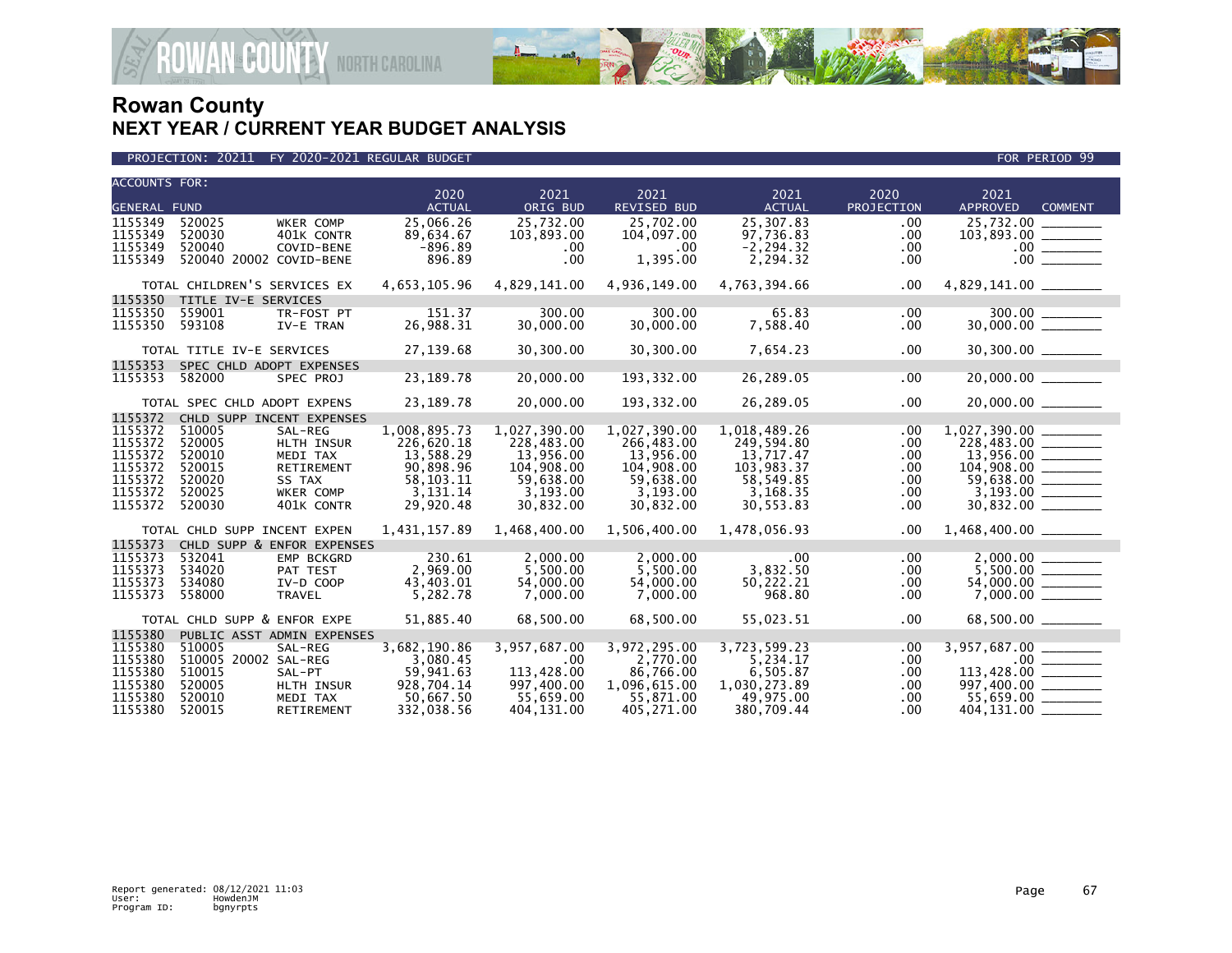# Rowan County
## NEXT YEAR / CURRENT YEAR BUDGET ANALYSIS

PROJECTION: 20211 FY 2020-2021 REGULAR BUDGET — FOR PERIOD 99

| ACCOUNTS FOR: GENERAL FUND | | | 2020 ACTUAL | 2021 ORIG BUD | 2021 REVISED BUD | 2021 ACTUAL | 2020 PROJECTION | 2021 APPROVED | COMMENT |
|---|---|---|---|---|---|---|---|---|---|
| 1155349 | 520025 | WKER COMP | 25,066.26 | 25,732.00 | 25,702.00 | 25,307.83 | .00 | 25,732.00 | |
| 1155349 | 520030 | 401K CONTR | 89,634.67 | 103,893.00 | 104,097.00 | 97,736.83 | .00 | 103,893.00 | |
| 1155349 | 520040 | COVID-BENE | -896.89 | .00 | .00 | -2,294.32 | .00 | .00 | |
| 1155349 | 520040 20002 | COVID-BENE | 896.89 | .00 | 1,395.00 | 2,294.32 | .00 | .00 | |
| TOTAL CHILDREN'S SERVICES EX | | | 4,653,105.96 | 4,829,141.00 | 4,936,149.00 | 4,763,394.66 | .00 | 4,829,141.00 | |
| 1155350 | TITLE IV-E SERVICES | | | | | | | | |
| 1155350 | 559001 | TR-FOST PT | 151.37 | 300.00 | 300.00 | 65.83 | .00 | 300.00 | |
| 1155350 | 593108 | IV-E TRAN | 26,988.31 | 30,000.00 | 30,000.00 | 7,588.40 | .00 | 30,000.00 | |
| TOTAL TITLE IV-E SERVICES | | | 27,139.68 | 30,300.00 | 30,300.00 | 7,654.23 | .00 | 30,300.00 | |
| 1155353 | SPEC CHLD ADOPT EXPENSES | | | | | | | | |
| 1155353 | 582000 | SPEC PROJ | 23,189.78 | 20,000.00 | 193,332.00 | 26,289.05 | .00 | 20,000.00 | |
| TOTAL SPEC CHLD ADOPT EXPENS | | | 23,189.78 | 20,000.00 | 193,332.00 | 26,289.05 | .00 | 20,000.00 | |
| 1155372 | CHLD SUPP INCENT EXPENSES | | | | | | | | |
| 1155372 | 510005 | SAL-REG | 1,008,895.73 | 1,027,390.00 | 1,027,390.00 | 1,018,489.26 | .00 | 1,027,390.00 | |
| 1155372 | 520005 | HLTH INSUR | 226,620.18 | 228,483.00 | 266,483.00 | 249,594.80 | .00 | 228,483.00 | |
| 1155372 | 520010 | MEDI TAX | 13,588.29 | 13,956.00 | 13,956.00 | 13,717.47 | .00 | 13,956.00 | |
| 1155372 | 520015 | RETIREMENT | 90,898.96 | 104,908.00 | 104,908.00 | 103,983.37 | .00 | 104,908.00 | |
| 1155372 | 520020 | SS TAX | 58,103.11 | 59,638.00 | 59,638.00 | 58,549.85 | .00 | 59,638.00 | |
| 1155372 | 520025 | WKER COMP | 3,131.14 | 3,193.00 | 3,193.00 | 3,168.35 | .00 | 3,193.00 | |
| 1155372 | 520030 | 401K CONTR | 29,920.48 | 30,832.00 | 30,832.00 | 30,553.83 | .00 | 30,832.00 | |
| TOTAL CHLD SUPP INCENT EXPEN | | | 1,431,157.89 | 1,468,400.00 | 1,506,400.00 | 1,478,056.93 | .00 | 1,468,400.00 | |
| 1155373 | CHLD SUPP & ENFOR EXPENSES | | | | | | | | |
| 1155373 | 532041 | EMP BCKGRD | 230.61 | 2,000.00 | 2,000.00 | .00 | .00 | 2,000.00 | |
| 1155373 | 534020 | PAT TEST | 2,969.00 | 5,500.00 | 5,500.00 | 3,832.50 | .00 | 5,500.00 | |
| 1155373 | 534080 | IV-D COOP | 43,403.01 | 54,000.00 | 54,000.00 | 50,222.21 | .00 | 54,000.00 | |
| 1155373 | 558000 | TRAVEL | 5,282.78 | 7,000.00 | 7,000.00 | 968.80 | .00 | 7,000.00 | |
| TOTAL CHLD SUPP & ENFOR EXPE | | | 51,885.40 | 68,500.00 | 68,500.00 | 55,023.51 | .00 | 68,500.00 | |
| 1155380 | PUBLIC ASST ADMIN EXPENSES | | | | | | | | |
| 1155380 | 510005 | SAL-REG | 3,682,190.86 | 3,957,687.00 | 3,972,295.00 | 3,723,599.23 | .00 | 3,957,687.00 | |
| 1155380 | 510005 20002 | SAL-REG | 3,080.45 | .00 | 2,770.00 | 5,234.17 | .00 | .00 | |
| 1155380 | 510015 | SAL-PT | 59,941.63 | 113,428.00 | 86,766.00 | 6,505.87 | .00 | 113,428.00 | |
| 1155380 | 520005 | HLTH INSUR | 928,704.14 | 997,400.00 | 1,096,615.00 | 1,030,273.89 | .00 | 997,400.00 | |
| 1155380 | 520010 | MEDI TAX | 50,667.50 | 55,659.00 | 55,871.00 | 49,975.00 | .00 | 55,659.00 | |
| 1155380 | 520015 | RETIREMENT | 332,038.56 | 404,131.00 | 405,271.00 | 380,709.44 | .00 | 404,131.00 | |

Report generated: 08/12/2021 11:03
User: HowdenJM
Program ID: bgnyrpts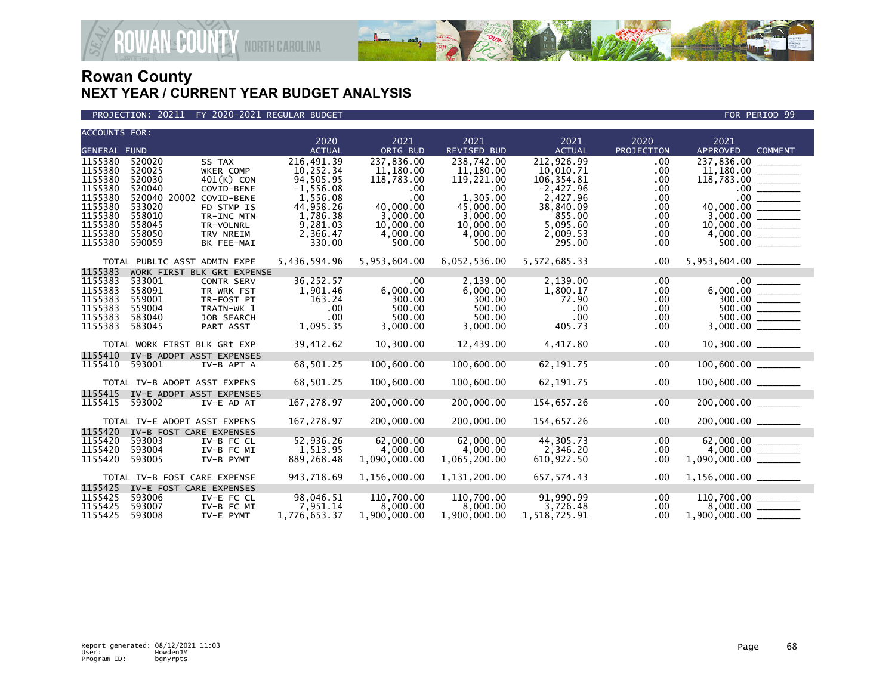# Rowan County
## NEXT YEAR / CURRENT YEAR BUDGET ANALYSIS

PROJECTION: 20211 FY 2020-2021 REGULAR BUDGET — FOR PERIOD 99

| ACCOUNTS FOR: GENERAL FUND | | | 2020 ACTUAL | 2021 ORIG BUD | 2021 REVISED BUD | 2021 ACTUAL | 2020 PROJECTION | 2021 APPROVED | COMMENT |
|---|---|---|---|---|---|---|---|---|---|
| 1155380 | 520020 | SS TAX | 216,491.39 | 237,836.00 | 238,742.00 | 212,926.99 | .00 | 237,836.00 | _______ |
| 1155380 | 520025 | WKER COMP | 10,252.34 | 11,180.00 | 11,180.00 | 10,010.71 | .00 | 11,180.00 | _______ |
| 1155380 | 520030 | 401(K) CON | 94,505.95 | 118,783.00 | 119,221.00 | 106,354.81 | .00 | 118,783.00 | _______ |
| 1155380 | 520040 | COVID-BENE | -1,556.08 | .00 | .00 | -2,427.96 | .00 | .00 | _______ |
| 1155380 | 520040 20002 | COVID-BENE | 1,556.08 | .00 | 1,305.00 | 2,427.96 | .00 | .00 | _______ |
| 1155380 | 533020 | FD STMP IS | 44,958.26 | 40,000.00 | 45,000.00 | 38,840.09 | .00 | 40,000.00 | _______ |
| 1155380 | 558010 | TR-INC MTN | 1,786.38 | 3,000.00 | 3,000.00 | 855.00 | .00 | 3,000.00 | _______ |
| 1155380 | 558045 | TR-VOLNRL | 9,281.03 | 10,000.00 | 10,000.00 | 5,095.60 | .00 | 10,000.00 | _______ |
| 1155380 | 558050 | TRV NREIM | 2,366.47 | 4,000.00 | 4,000.00 | 2,009.53 | .00 | 4,000.00 | _______ |
| 1155380 | 590059 | BK FEE-MAI | 330.00 | 500.00 | 500.00 | 295.00 | .00 | 500.00 | _______ |
| | TOTAL PUBLIC ASST ADMIN EXPE | | 5,436,594.96 | 5,953,604.00 | 6,052,536.00 | 5,572,685.33 | .00 | 5,953,604.00 | _______ |
| 1155383 | WORK FIRST BLK GRt EXPENSE | | | | | | | | |
| 1155383 | 533001 | CONTR SERV | 36,252.57 | .00 | 2,139.00 | 2,139.00 | .00 | .00 | _______ |
| 1155383 | 558091 | TR WRK FST | 1,901.46 | 6,000.00 | 6,000.00 | 1,800.17 | .00 | 6,000.00 | _______ |
| 1155383 | 559001 | TR-FOST PT | 163.24 | 300.00 | 300.00 | 72.90 | .00 | 300.00 | _______ |
| 1155383 | 559004 | TRAIN-WK 1 | .00 | 500.00 | 500.00 | .00 | .00 | 500.00 | _______ |
| 1155383 | 583040 | JOB SEARCH | .00 | 500.00 | 500.00 | .00 | .00 | 500.00 | _______ |
| 1155383 | 583045 | PART ASST | 1,095.35 | 3,000.00 | 3,000.00 | 405.73 | .00 | 3,000.00 | _______ |
| | TOTAL WORK FIRST BLK GRt EXP | | 39,412.62 | 10,300.00 | 12,439.00 | 4,417.80 | .00 | 10,300.00 | _______ |
| 1155410 | IV-B ADOPT ASST EXPENSES | | | | | | | | |
| 1155410 | 593001 | IV-B APT A | 68,501.25 | 100,600.00 | 100,600.00 | 62,191.75 | .00 | 100,600.00 | _______ |
| | TOTAL IV-B ADOPT ASST EXPENS | | 68,501.25 | 100,600.00 | 100,600.00 | 62,191.75 | .00 | 100,600.00 | _______ |
| 1155415 | IV-E ADOPT ASST EXPENSES | | | | | | | | |
| 1155415 | 593002 | IV-E AD AT | 167,278.97 | 200,000.00 | 200,000.00 | 154,657.26 | .00 | 200,000.00 | _______ |
| | TOTAL IV-E ADOPT ASST EXPENS | | 167,278.97 | 200,000.00 | 200,000.00 | 154,657.26 | .00 | 200,000.00 | _______ |
| 1155420 | IV-B FOST CARE EXPENSES | | | | | | | | |
| 1155420 | 593003 | IV-B FC CL | 52,936.26 | 62,000.00 | 62,000.00 | 44,305.73 | .00 | 62,000.00 | _______ |
| 1155420 | 593004 | IV-B FC MI | 1,513.95 | 4,000.00 | 4,000.00 | 2,346.20 | .00 | 4,000.00 | _______ |
| 1155420 | 593005 | IV-B PYMT | 889,268.48 | 1,090,000.00 | 1,065,200.00 | 610,922.50 | .00 | 1,090,000.00 | _______ |
| | TOTAL IV-B FOST CARE EXPENSE | | 943,718.69 | 1,156,000.00 | 1,131,200.00 | 657,574.43 | .00 | 1,156,000.00 | _______ |
| 1155425 | IV-E FOST CARE EXPENSES | | | | | | | | |
| 1155425 | 593006 | IV-E FC CL | 98,046.51 | 110,700.00 | 110,700.00 | 91,990.99 | .00 | 110,700.00 | _______ |
| 1155425 | 593007 | IV-B FC MI | 7,951.14 | 8,000.00 | 8,000.00 | 3,726.48 | .00 | 8,000.00 | _______ |
| 1155425 | 593008 | IV-E PYMT | 1,776,653.37 | 1,900,000.00 | 1,900,000.00 | 1,518,725.91 | .00 | 1,900,000.00 | _______ |

Report generated: 08/12/2021 11:03
User: HowdenJM
Program ID: bgnyrpts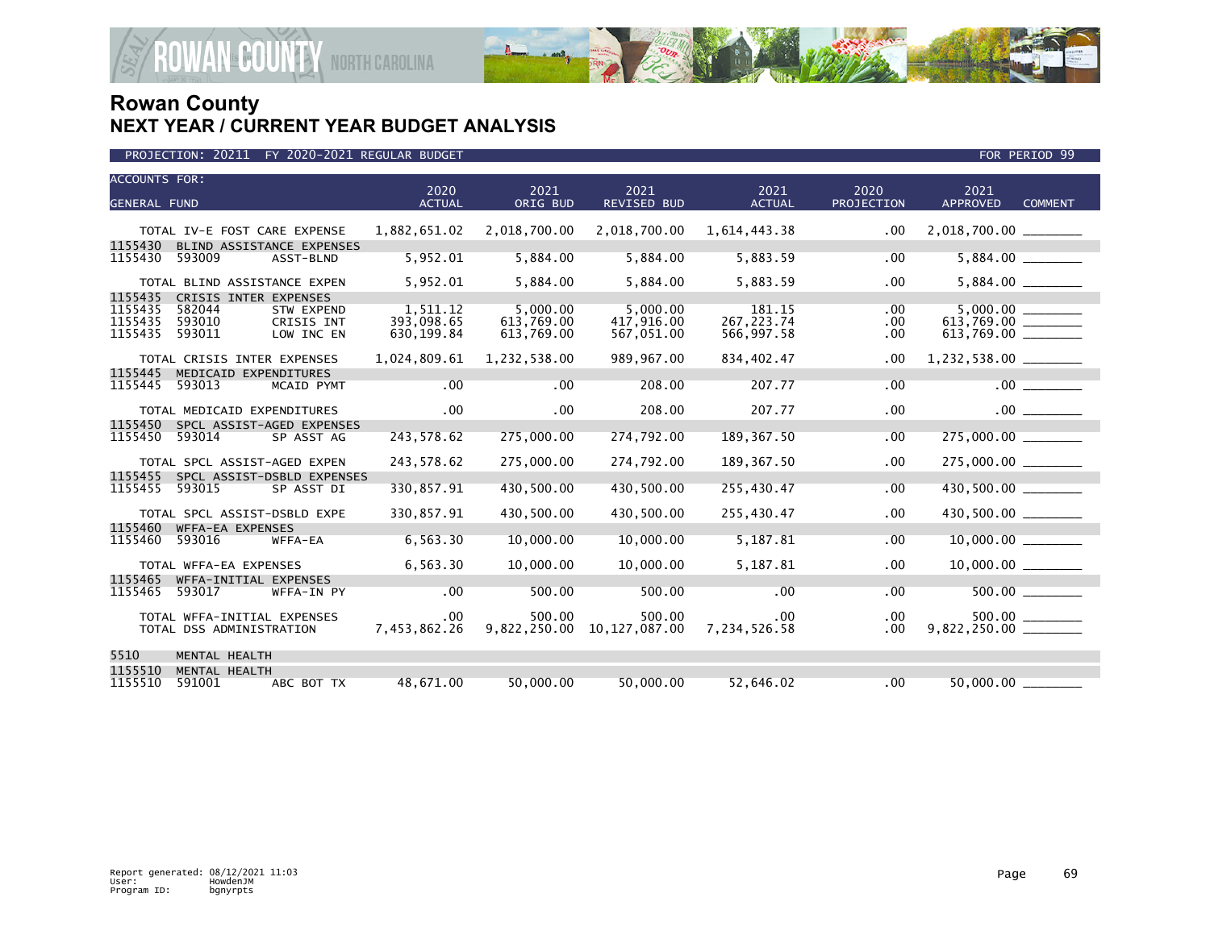# Rowan County
## NEXT YEAR / CURRENT YEAR BUDGET ANALYSIS

PROJECTION: 20211 FY 2020-2021 REGULAR BUDGET — FOR PERIOD 99

| ACCOUNTS FOR: GENERAL FUND | | | 2020 ACTUAL | 2021 ORIG BUD | 2021 REVISED BUD | 2021 ACTUAL | 2020 PROJECTION | 2021 APPROVED | COMMENT |
|---|---|---|---|---|---|---|---|---|---|
| TOTAL IV-E FOST CARE EXPENSE | | | 1,882,651.02 | 2,018,700.00 | 2,018,700.00 | 1,614,443.38 | .00 | 2,018,700.00 | _______ |
| 1155430 | BLIND ASSISTANCE EXPENSES | | | | | | | | |
| 1155430 | 593009 | ASST-BLND | 5,952.01 | 5,884.00 | 5,884.00 | 5,883.59 | .00 | 5,884.00 | _______ |
| TOTAL BLIND ASSISTANCE EXPEN | | | 5,952.01 | 5,884.00 | 5,884.00 | 5,883.59 | .00 | 5,884.00 | _______ |
| 1155435 | CRISIS INTER EXPENSES | | | | | | | | |
| 1155435 | 582044 | STW EXPEND | 1,511.12 | 5,000.00 | 5,000.00 | 181.15 | .00 | 5,000.00 | _______ |
| 1155435 | 593010 | CRISIS INT | 393,098.65 | 613,769.00 | 417,916.00 | 267,223.74 | .00 | 613,769.00 | _______ |
| 1155435 | 593011 | LOW INC EN | 630,199.84 | 613,769.00 | 567,051.00 | 566,997.58 | .00 | 613,769.00 | _______ |
| TOTAL CRISIS INTER EXPENSES | | | 1,024,809.61 | 1,232,538.00 | 989,967.00 | 834,402.47 | .00 | 1,232,538.00 | _______ |
| 1155445 | MEDICAID EXPENDITURES | | | | | | | | |
| 1155445 | 593013 | MCAID PYMT | .00 | .00 | 208.00 | 207.77 | .00 | .00 | _______ |
| TOTAL MEDICAID EXPENDITURES | | | .00 | .00 | 208.00 | 207.77 | .00 | .00 | _______ |
| 1155450 | SPCL ASSIST-AGED EXPENSES | | | | | | | | |
| 1155450 | 593014 | SP ASST AG | 243,578.62 | 275,000.00 | 274,792.00 | 189,367.50 | .00 | 275,000.00 | _______ |
| TOTAL SPCL ASSIST-AGED EXPEN | | | 243,578.62 | 275,000.00 | 274,792.00 | 189,367.50 | .00 | 275,000.00 | _______ |
| 1155455 | SPCL ASSIST-DSBLD EXPENSES | | | | | | | | |
| 1155455 | 593015 | SP ASST DI | 330,857.91 | 430,500.00 | 430,500.00 | 255,430.47 | .00 | 430,500.00 | _______ |
| TOTAL SPCL ASSIST-DSBLD EXPE | | | 330,857.91 | 430,500.00 | 430,500.00 | 255,430.47 | .00 | 430,500.00 | _______ |
| 1155460 | WFFA-EA EXPENSES | | | | | | | | |
| 1155460 | 593016 | WFFA-EA | 6,563.30 | 10,000.00 | 10,000.00 | 5,187.81 | .00 | 10,000.00 | _______ |
| TOTAL WFFA-EA EXPENSES | | | 6,563.30 | 10,000.00 | 10,000.00 | 5,187.81 | .00 | 10,000.00 | _______ |
| 1155465 | WFFA-INITIAL EXPENSES | | | | | | | | |
| 1155465 | 593017 | WFFA-IN PY | .00 | 500.00 | 500.00 | .00 | .00 | 500.00 | _______ |
| TOTAL WFFA-INITIAL EXPENSES | | | .00 | 500.00 | 500.00 | .00 | .00 | 500.00 | _______ |
| TOTAL DSS ADMINISTRATION | | | 7,453,862.26 | 9,822,250.00 | 10,127,087.00 | 7,234,526.58 | .00 | 9,822,250.00 | _______ |
| 5510 | MENTAL HEALTH | | | | | | | | |
| 1155510 | MENTAL HEALTH | | | | | | | | |
| 1155510 | 591001 | ABC BOT TX | 48,671.00 | 50,000.00 | 50,000.00 | 52,646.02 | .00 | 50,000.00 | _______ |

Report generated: 08/12/2021 11:03
User: HowdenJM
Program ID: bgnyrpts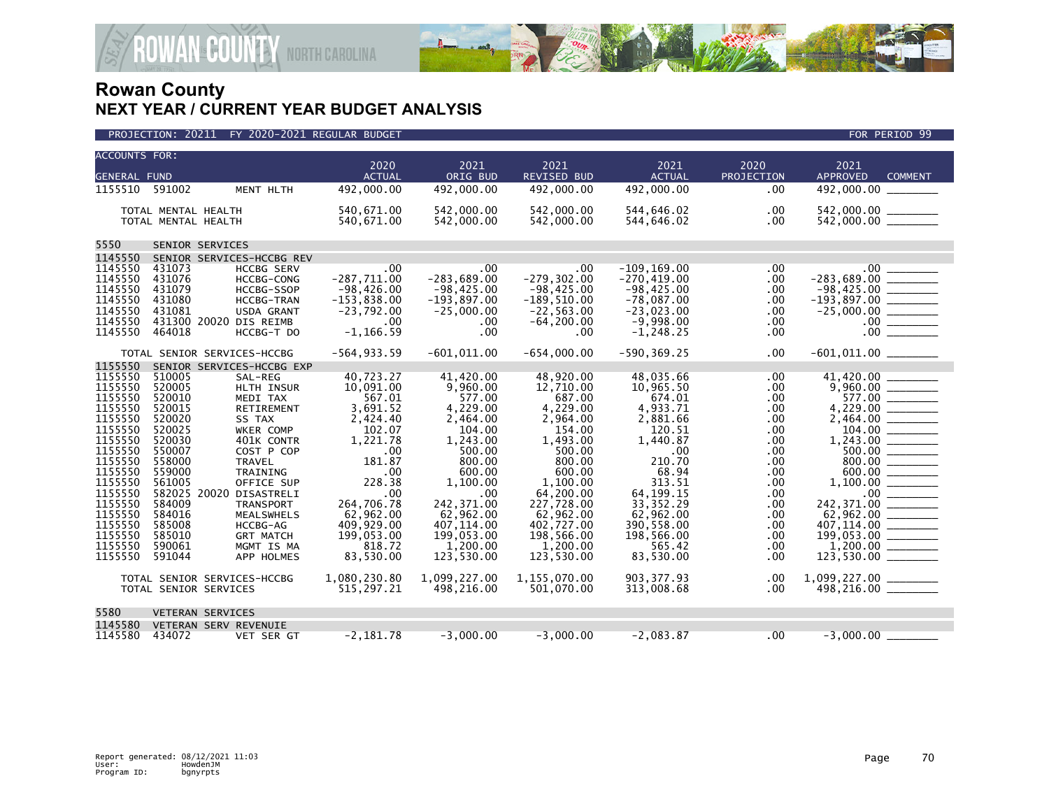# Rowan County
## NEXT YEAR / CURRENT YEAR BUDGET ANALYSIS

PROJECTION: 20211 FY 2020-2021 REGULAR BUDGET — FOR PERIOD 99

| ACCOUNTS FOR: GENERAL FUND | | | 2020 ACTUAL | 2021 ORIG BUD | 2021 REVISED BUD | 2021 ACTUAL | 2020 PROJECTION | 2021 APPROVED | COMMENT |
|---|---|---|---|---|---|---|---|---|---|
| 1155510 | 591002 | MENT HLTH | 492,000.00 | 492,000.00 | 492,000.00 | 492,000.00 | .00 | 492,000.00 | ________ |
| | TOTAL MENTAL HEALTH | | 540,671.00 | 542,000.00 | 542,000.00 | 544,646.02 | .00 | 542,000.00 | ________ |
| | TOTAL MENTAL HEALTH | | 540,671.00 | 542,000.00 | 542,000.00 | 544,646.02 | .00 | 542,000.00 | ________ |
| 5550 | SENIOR SERVICES | | | | | | | | |
| 1145550 | SENIOR SERVICES-HCCBG REV | | | | | | | | |
| 1145550 | 431073 | HCCBG SERV | .00 | .00 | .00 | -109,169.00 | .00 | .00 | ________ |
| 1145550 | 431076 | HCCBG-CONG | -287,711.00 | -283,689.00 | -279,302.00 | -270,419.00 | .00 | -283,689.00 | ________ |
| 1145550 | 431079 | HCCBG-SSOP | -98,426.00 | -98,425.00 | -98,425.00 | -98,425.00 | .00 | -98,425.00 | ________ |
| 1145550 | 431080 | HCCBG-TRAN | -153,838.00 | -193,897.00 | -189,510.00 | -78,087.00 | .00 | -193,897.00 | ________ |
| 1145550 | 431081 | USDA GRANT | -23,792.00 | -25,000.00 | -22,563.00 | -23,023.00 | .00 | -25,000.00 | ________ |
| 1145550 | 431300 20020 | DIS REIMB | .00 | .00 | -64,200.00 | -9,998.00 | .00 | .00 | ________ |
| 1145550 | 464018 | HCCBG-T DO | -1,166.59 | .00 | .00 | -1,248.25 | .00 | .00 | ________ |
| | TOTAL SENIOR SERVICES-HCCBG | | -564,933.59 | -601,011.00 | -654,000.00 | -590,369.25 | .00 | -601,011.00 | ________ |
| 1155550 | SENIOR SERVICES-HCCBG EXP | | | | | | | | |
| 1155550 | 510005 | SAL-REG | 40,723.27 | 41,420.00 | 48,920.00 | 48,035.66 | .00 | 41,420.00 | ________ |
| 1155550 | 520005 | HLTH INSUR | 10,091.00 | 9,960.00 | 12,710.00 | 10,965.50 | .00 | 9,960.00 | ________ |
| 1155550 | 520010 | MEDI TAX | 567.01 | 577.00 | 687.00 | 674.01 | .00 | 577.00 | ________ |
| 1155550 | 520015 | RETIREMENT | 3,691.52 | 4,229.00 | 4,229.00 | 4,933.71 | .00 | 4,229.00 | ________ |
| 1155550 | 520020 | SS TAX | 2,424.40 | 2,464.00 | 2,964.00 | 2,881.66 | .00 | 2,464.00 | ________ |
| 1155550 | 520025 | WKER COMP | 102.07 | 104.00 | 154.00 | 120.51 | .00 | 104.00 | ________ |
| 1155550 | 520030 | 401K CONTR | 1,221.78 | 1,243.00 | 1,493.00 | 1,440.87 | .00 | 1,243.00 | ________ |
| 1155550 | 550007 | COST P COP | .00 | 500.00 | 500.00 | .00 | .00 | 500.00 | ________ |
| 1155550 | 558000 | TRAVEL | 181.87 | 800.00 | 800.00 | 210.70 | .00 | 800.00 | ________ |
| 1155550 | 559000 | TRAINING | .00 | 600.00 | 600.00 | 68.94 | .00 | 600.00 | ________ |
| 1155550 | 561005 | OFFICE SUP | 228.38 | 1,100.00 | 1,100.00 | 313.51 | .00 | 1,100.00 | ________ |
| 1155550 | 582025 20020 | DISASTRELI | .00 | .00 | 64,200.00 | 64,199.15 | .00 | .00 | ________ |
| 1155550 | 584009 | TRANSPORT | 264,706.78 | 242,371.00 | 227,728.00 | 33,352.29 | .00 | 242,371.00 | ________ |
| 1155550 | 584016 | MEALSWHELS | 62,962.00 | 62,962.00 | 62,962.00 | 62,962.00 | .00 | 62,962.00 | ________ |
| 1155550 | 585008 | HCCBG-AG | 409,929.00 | 407,114.00 | 402,727.00 | 390,558.00 | .00 | 407,114.00 | ________ |
| 1155550 | 585010 | GRT MATCH | 199,053.00 | 199,053.00 | 198,566.00 | 198,566.00 | .00 | 199,053.00 | ________ |
| 1155550 | 590061 | MGMT IS MA | 818.72 | 1,200.00 | 1,200.00 | 565.42 | .00 | 1,200.00 | ________ |
| 1155550 | 591044 | APP HOLMES | 83,530.00 | 123,530.00 | 123,530.00 | 83,530.00 | .00 | 123,530.00 | ________ |
| | TOTAL SENIOR SERVICES-HCCBG | | 1,080,230.80 | 1,099,227.00 | 1,155,070.00 | 903,377.93 | .00 | 1,099,227.00 | ________ |
| | TOTAL SENIOR SERVICES | | 515,297.21 | 498,216.00 | 501,070.00 | 313,008.68 | .00 | 498,216.00 | ________ |
| 5580 | VETERAN SERVICES | | | | | | | | |
| 1145580 | VETERAN SERV REVENUIE | | | | | | | | |
| 1145580 | 434072 | VET SER GT | -2,181.78 | -3,000.00 | -3,000.00 | -2,083.87 | .00 | -3,000.00 | ________ |

Report generated: 08/12/2021 11:03
User: HowdenJM
Program ID: bgnyrpts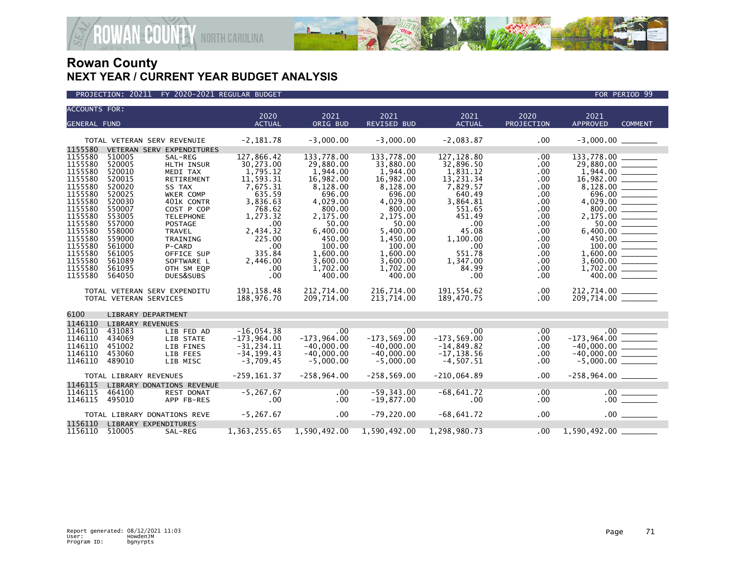# Rowan County
## NEXT YEAR / CURRENT YEAR BUDGET ANALYSIS

PROJECTION: 20211 FY 2020-2021 REGULAR BUDGET — FOR PERIOD 99

| ACCOUNTS FOR: GENERAL FUND | | | 2020 ACTUAL | 2021 ORIG BUD | 2021 REVISED BUD | 2021 ACTUAL | 2020 PROJECTION | 2021 APPROVED | COMMENT |
|---|---|---|---|---|---|---|---|---|---|
| TOTAL VETERAN SERV REVENUIE | | | -2,181.78 | -3,000.00 | -3,000.00 | -2,083.87 | .00 | -3,000.00 | |
| 1155580 | VETERAN SERV EXPENDITURES | | | | | | | | |
| 1155580 | 510005 | SAL-REG | 127,866.42 | 133,778.00 | 133,778.00 | 127,128.80 | .00 | 133,778.00 | |
| 1155580 | 520005 | HLTH INSUR | 30,273.00 | 29,880.00 | 33,880.00 | 32,896.50 | .00 | 29,880.00 | |
| 1155580 | 520010 | MEDI TAX | 1,795.12 | 1,944.00 | 1,944.00 | 1,831.12 | .00 | 1,944.00 | |
| 1155580 | 520015 | RETIREMENT | 11,593.31 | 16,982.00 | 16,982.00 | 13,231.34 | .00 | 16,982.00 | |
| 1155580 | 520020 | SS TAX | 7,675.31 | 8,128.00 | 8,128.00 | 7,829.57 | .00 | 8,128.00 | |
| 1155580 | 520025 | WKER COMP | 635.59 | 696.00 | 696.00 | 640.49 | .00 | 696.00 | |
| 1155580 | 520030 | 401K CONTR | 3,836.63 | 4,029.00 | 4,029.00 | 3,864.81 | .00 | 4,029.00 | |
| 1155580 | 550007 | COST P COP | 768.62 | 800.00 | 800.00 | 551.65 | .00 | 800.00 | |
| 1155580 | 553005 | TELEPHONE | 1,273.32 | 2,175.00 | 2,175.00 | 451.49 | .00 | 2,175.00 | |
| 1155580 | 557000 | POSTAGE | .00 | 50.00 | 50.00 | .00 | .00 | 50.00 | |
| 1155580 | 558000 | TRAVEL | 2,434.32 | 6,400.00 | 5,400.00 | 45.08 | .00 | 6,400.00 | |
| 1155580 | 559000 | TRAINING | 225.00 | 450.00 | 1,450.00 | 1,100.00 | .00 | 450.00 | |
| 1155580 | 561000 | P-CARD | .00 | 100.00 | 100.00 | .00 | .00 | 100.00 | |
| 1155580 | 561005 | OFFICE SUP | 335.84 | 1,600.00 | 1,600.00 | 551.78 | .00 | 1,600.00 | |
| 1155580 | 561089 | SOFTWARE L | 2,446.00 | 3,600.00 | 3,600.00 | 1,347.00 | .00 | 3,600.00 | |
| 1155580 | 561095 | OTH SM EQP | .00 | 1,702.00 | 1,702.00 | 84.99 | .00 | 1,702.00 | |
| 1155580 | 564050 | DUES&SUBS | .00 | 400.00 | 400.00 | .00 | .00 | 400.00 | |
| TOTAL VETERAN SERV EXPENDITU | | | 191,158.48 | 212,714.00 | 216,714.00 | 191,554.62 | .00 | 212,714.00 | |
| TOTAL VETERAN SERVICES | | | 188,976.70 | 209,714.00 | 213,714.00 | 189,470.75 | .00 | 209,714.00 | |
| 6100 | LIBRARY DEPARTMENT | | | | | | | | |
| 1146110 | LIBRARY REVENUES | | | | | | | | |
| 1146110 | 431083 | LIB FED AD | -16,054.38 | .00 | .00 | .00 | .00 | .00 | |
| 1146110 | 434069 | LIB STATE | -173,964.00 | -173,964.00 | -173,569.00 | -173,569.00 | .00 | -173,964.00 | |
| 1146110 | 451002 | LIB FINES | -31,234.11 | -40,000.00 | -40,000.00 | -14,849.82 | .00 | -40,000.00 | |
| 1146110 | 453060 | LIB FEES | -34,199.43 | -40,000.00 | -40,000.00 | -17,138.56 | .00 | -40,000.00 | |
| 1146110 | 489010 | LIB MISC | -3,709.45 | -5,000.00 | -5,000.00 | -4,507.51 | .00 | -5,000.00 | |
| TOTAL LIBRARY REVENUES | | | -259,161.37 | -258,964.00 | -258,569.00 | -210,064.89 | .00 | -258,964.00 | |
| 1146115 | LIBRARY DONATIONS REVENUE | | | | | | | | |
| 1146115 | 464100 | REST DONAT | -5,267.67 | .00 | -59,343.00 | -68,641.72 | .00 | .00 | |
| 1146115 | 495010 | APP FB-RES | .00 | .00 | -19,877.00 | .00 | .00 | .00 | |
| TOTAL LIBRARY DONATIONS REVE | | | -5,267.67 | .00 | -79,220.00 | -68,641.72 | .00 | .00 | |
| 1156110 | LIBRARY EXPENDITURES | | | | | | | | |
| 1156110 | 510005 | SAL-REG | 1,363,255.65 | 1,590,492.00 | 1,590,492.00 | 1,298,980.73 | .00 | 1,590,492.00 | |

Report generated: 08/12/2021 11:03
User: HowdenJM
Program ID: bgnyrpts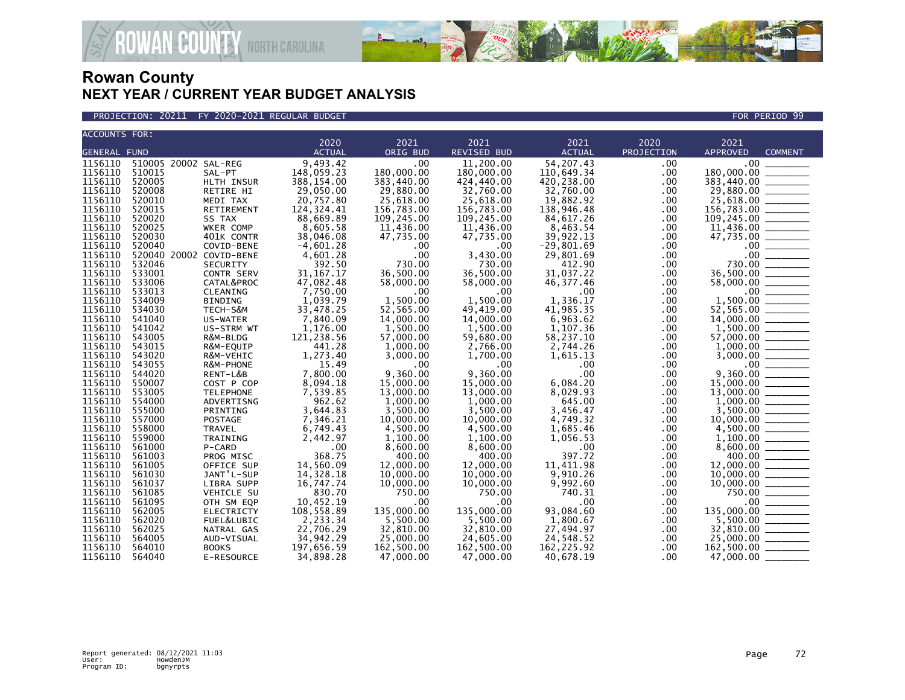# Rowan County
## NEXT YEAR / CURRENT YEAR BUDGET ANALYSIS

PROJECTION: 20211 FY 2020-2021 REGULAR BUDGET | FOR PERIOD 99

| ACCOUNTS FOR: GENERAL FUND | | | 2020 ACTUAL | 2021 ORIG BUD | 2021 REVISED BUD | 2021 ACTUAL | 2020 PROJECTION | 2021 APPROVED | COMMENT |
|---|---|---|---|---|---|---|---|---|---|
| 1156110 | 510005 20002 | SAL-REG | 9,493.42 | .00 | 11,200.00 | 54,207.43 | .00 | .00 | _______ |
| 1156110 | 510015 | SAL-PT | 148,059.23 | 180,000.00 | 180,000.00 | 110,649.34 | .00 | 180,000.00 | _______ |
| 1156110 | 520005 | HLTH INSUR | 388,154.00 | 383,440.00 | 424,440.00 | 420,238.00 | .00 | 383,440.00 | _______ |
| 1156110 | 520008 | RETIRE HI | 29,050.00 | 29,880.00 | 32,760.00 | 32,760.00 | .00 | 29,880.00 | _______ |
| 1156110 | 520010 | MEDI TAX | 20,757.80 | 25,618.00 | 25,618.00 | 19,882.92 | .00 | 25,618.00 | _______ |
| 1156110 | 520015 | RETIREMENT | 124,324.41 | 156,783.00 | 156,783.00 | 138,946.48 | .00 | 156,783.00 | _______ |
| 1156110 | 520020 | SS TAX | 88,669.89 | 109,245.00 | 109,245.00 | 84,617.26 | .00 | 109,245.00 | _______ |
| 1156110 | 520025 | WKER COMP | 8,605.58 | 11,436.00 | 11,436.00 | 8,463.54 | .00 | 11,436.00 | _______ |
| 1156110 | 520030 | 401K CONTR | 38,046.08 | 47,735.00 | 47,735.00 | 39,922.13 | .00 | 47,735.00 | _______ |
| 1156110 | 520040 | COVID-BENE | -4,601.28 | .00 | .00 | -29,801.69 | .00 | .00 | _______ |
| 1156110 | 520040 20002 | COVID-BENE | 4,601.28 | .00 | 3,430.00 | 29,801.69 | .00 | .00 | _______ |
| 1156110 | 532046 | SECURITY | 392.50 | 730.00 | 730.00 | 412.90 | .00 | 730.00 | _______ |
| 1156110 | 533001 | CONTR SERV | 31,167.17 | 36,500.00 | 36,500.00 | 31,037.22 | .00 | 36,500.00 | _______ |
| 1156110 | 533006 | CATAL&PROC | 47,082.48 | 58,000.00 | 58,000.00 | 46,377.46 | .00 | 58,000.00 | _______ |
| 1156110 | 533013 | CLEANING | 7,750.00 | .00 | .00 | .00 | .00 | .00 | _______ |
| 1156110 | 534009 | BINDING | 1,039.79 | 1,500.00 | 1,500.00 | 1,336.17 | .00 | 1,500.00 | _______ |
| 1156110 | 534030 | TECH-S&M | 33,478.25 | 52,565.00 | 49,419.00 | 41,985.35 | .00 | 52,565.00 | _______ |
| 1156110 | 541040 | US-WATER | 7,840.09 | 14,000.00 | 14,000.00 | 6,963.62 | .00 | 14,000.00 | _______ |
| 1156110 | 541042 | US-STRM WT | 1,176.00 | 1,500.00 | 1,500.00 | 1,107.36 | .00 | 1,500.00 | _______ |
| 1156110 | 543005 | R&M-BLDG | 121,238.56 | 57,000.00 | 59,680.00 | 58,237.10 | .00 | 57,000.00 | _______ |
| 1156110 | 543015 | R&M-EQUIP | 441.28 | 1,000.00 | 2,766.00 | 2,744.26 | .00 | 1,000.00 | _______ |
| 1156110 | 543020 | R&M-VEHIC | 1,273.40 | 3,000.00 | 1,700.00 | 1,615.13 | .00 | 3,000.00 | _______ |
| 1156110 | 543055 | R&M-PHONE | 15.49 | .00 | .00 | .00 | .00 | .00 | _______ |
| 1156110 | 544020 | RENT-L&B | 7,800.00 | 9,360.00 | 9,360.00 | .00 | .00 | 9,360.00 | _______ |
| 1156110 | 550007 | COST P COP | 8,094.18 | 15,000.00 | 15,000.00 | 6,084.20 | .00 | 15,000.00 | _______ |
| 1156110 | 553005 | TELEPHONE | 7,539.85 | 13,000.00 | 13,000.00 | 8,029.93 | .00 | 13,000.00 | _______ |
| 1156110 | 554000 | ADVERTISNG | 962.62 | 1,000.00 | 1,000.00 | 645.00 | .00 | 1,000.00 | _______ |
| 1156110 | 555000 | PRINTING | 3,644.83 | 3,500.00 | 3,500.00 | 3,456.47 | .00 | 3,500.00 | _______ |
| 1156110 | 557000 | POSTAGE | 7,346.21 | 10,000.00 | 10,000.00 | 4,749.32 | .00 | 10,000.00 | _______ |
| 1156110 | 558000 | TRAVEL | 6,749.43 | 4,500.00 | 4,500.00 | 1,685.46 | .00 | 4,500.00 | _______ |
| 1156110 | 559000 | TRAINING | 2,442.97 | 1,100.00 | 1,100.00 | 1,056.53 | .00 | 1,100.00 | _______ |
| 1156110 | 561000 | P-CARD | .00 | 8,600.00 | 8,600.00 | .00 | .00 | 8,600.00 | _______ |
| 1156110 | 561003 | PROG MISC | 368.75 | 400.00 | 400.00 | 397.72 | .00 | 400.00 | _______ |
| 1156110 | 561005 | OFFICE SUP | 14,560.09 | 12,000.00 | 12,000.00 | 11,411.98 | .00 | 12,000.00 | _______ |
| 1156110 | 561030 | JANT'L-SUP | 14,328.18 | 10,000.00 | 10,000.00 | 9,910.26 | .00 | 10,000.00 | _______ |
| 1156110 | 561037 | LIBRA SUPP | 16,747.74 | 10,000.00 | 10,000.00 | 9,992.60 | .00 | 10,000.00 | _______ |
| 1156110 | 561085 | VEHICLE SU | 830.70 | 750.00 | 750.00 | 740.31 | .00 | 750.00 | _______ |
| 1156110 | 561095 | OTH SM EQP | 10,452.19 | .00 | .00 | .00 | .00 | .00 | _______ |
| 1156110 | 562005 | ELECTRICTY | 108,558.89 | 135,000.00 | 135,000.00 | 93,084.60 | .00 | 135,000.00 | _______ |
| 1156110 | 562020 | FUEL&LUBIC | 2,233.34 | 5,500.00 | 5,500.00 | 1,800.67 | .00 | 5,500.00 | _______ |
| 1156110 | 562025 | NATRAL GAS | 22,706.29 | 32,810.00 | 32,810.00 | 27,494.97 | .00 | 32,810.00 | _______ |
| 1156110 | 564005 | AUD-VISUAL | 34,942.29 | 25,000.00 | 24,605.00 | 24,548.52 | .00 | 25,000.00 | _______ |
| 1156110 | 564010 | BOOKS | 197,656.59 | 162,500.00 | 162,500.00 | 162,225.92 | .00 | 162,500.00 | _______ |
| 1156110 | 564040 | E-RESOURCE | 34,898.28 | 47,000.00 | 47,000.00 | 40,678.19 | .00 | 47,000.00 | _______ |

Report generated: 08/12/2021 11:03
User: HowdenJM
Program ID: bgnyrpts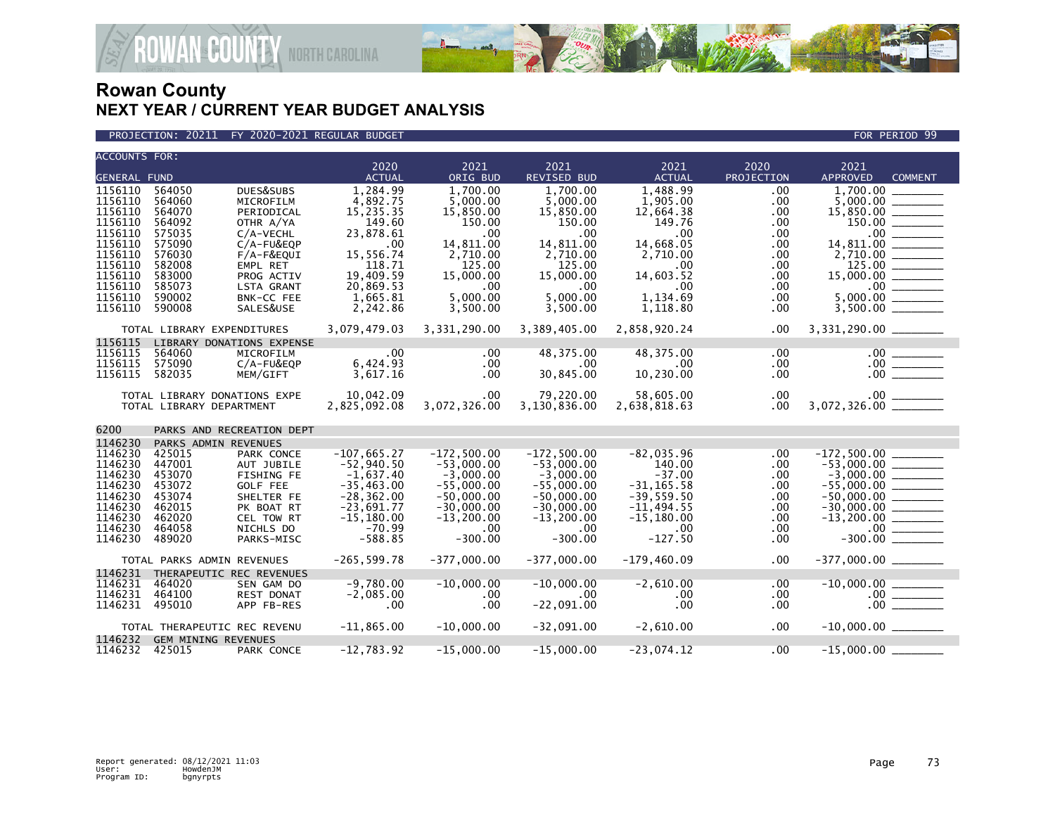# Rowan County
## NEXT YEAR / CURRENT YEAR BUDGET ANALYSIS

PROJECTION: 20211 FY 2020-2021 REGULAR BUDGET — FOR PERIOD 99

| ACCOUNTS FOR: GENERAL FUND | | | 2020 ACTUAL | 2021 ORIG BUD | 2021 REVISED BUD | 2021 ACTUAL | 2020 PROJECTION | 2021 APPROVED | COMMENT |
|---|---|---|---|---|---|---|---|---|---|
| 1156110 | 564050 | DUES&SUBS | 1,284.99 | 1,700.00 | 1,700.00 | 1,488.99 | .00 | 1,700.00 | |
| 1156110 | 564060 | MICROFILM | 4,892.75 | 5,000.00 | 5,000.00 | 1,905.00 | .00 | 5,000.00 | |
| 1156110 | 564070 | PERIODICAL | 15,235.35 | 15,850.00 | 15,850.00 | 12,664.38 | .00 | 15,850.00 | |
| 1156110 | 564092 | OTHR A/YA | 149.60 | 150.00 | 150.00 | 149.76 | .00 | 150.00 | |
| 1156110 | 575035 | C/A-VECHL | 23,878.61 | .00 | .00 | .00 | .00 | .00 | |
| 1156110 | 575090 | C/A-FU&EQP | .00 | 14,811.00 | 14,811.00 | 14,668.05 | .00 | 14,811.00 | |
| 1156110 | 576030 | F/A-F&EQUI | 15,556.74 | 2,710.00 | 2,710.00 | 2,710.00 | .00 | 2,710.00 | |
| 1156110 | 582008 | EMPL RET | 118.71 | 125.00 | 125.00 | .00 | .00 | 125.00 | |
| 1156110 | 583000 | PROG ACTIV | 19,409.59 | 15,000.00 | 15,000.00 | 14,603.52 | .00 | 15,000.00 | |
| 1156110 | 585073 | LSTA GRANT | 20,869.53 | .00 | .00 | .00 | .00 | .00 | |
| 1156110 | 590002 | BNK-CC FEE | 1,665.81 | 5,000.00 | 5,000.00 | 1,134.69 | .00 | 5,000.00 | |
| 1156110 | 590008 | SALES&USE | 2,242.86 | 3,500.00 | 3,500.00 | 1,118.80 | .00 | 3,500.00 | |
| | TOTAL LIBRARY EXPENDITURES | | 3,079,479.03 | 3,331,290.00 | 3,389,405.00 | 2,858,920.24 | .00 | 3,331,290.00 | |
| 1156115 | LIBRARY DONATIONS EXPENSE | | | | | | | | |
| 1156115 | 564060 | MICROFILM | .00 | .00 | 48,375.00 | 48,375.00 | .00 | .00 | |
| 1156115 | 575090 | C/A-FU&EQP | 6,424.93 | .00 | .00 | .00 | .00 | .00 | |
| 1156115 | 582035 | MEM/GIFT | 3,617.16 | .00 | 30,845.00 | 10,230.00 | .00 | .00 | |
| | TOTAL LIBRARY DONATIONS EXPE | | 10,042.09 | .00 | 79,220.00 | 58,605.00 | .00 | .00 | |
| | TOTAL LIBRARY DEPARTMENT | | 2,825,092.08 | 3,072,326.00 | 3,130,836.00 | 2,638,818.63 | .00 | 3,072,326.00 | |
| 6200 | PARKS AND RECREATION DEPT | | | | | | | | |
| 1146230 | PARKS ADMIN REVENUES | | | | | | | | |
| 1146230 | 425015 | PARK CONCE | -107,665.27 | -172,500.00 | -172,500.00 | -82,035.96 | .00 | -172,500.00 | |
| 1146230 | 447001 | AUT JUBILE | -52,940.50 | -53,000.00 | -53,000.00 | 140.00 | .00 | -53,000.00 | |
| 1146230 | 453070 | FISHING FE | -1,637.40 | -3,000.00 | -3,000.00 | -37.00 | .00 | -3,000.00 | |
| 1146230 | 453072 | GOLF FEE | -35,463.00 | -55,000.00 | -55,000.00 | -31,165.58 | .00 | -55,000.00 | |
| 1146230 | 453074 | SHELTER FE | -28,362.00 | -50,000.00 | -50,000.00 | -39,559.50 | .00 | -50,000.00 | |
| 1146230 | 462015 | PK BOAT RT | -23,691.77 | -30,000.00 | -30,000.00 | -11,494.55 | .00 | -30,000.00 | |
| 1146230 | 462020 | CEL TOW RT | -15,180.00 | -13,200.00 | -13,200.00 | -15,180.00 | .00 | -13,200.00 | |
| 1146230 | 464058 | NICHLS DO | -70.99 | .00 | .00 | .00 | .00 | .00 | |
| 1146230 | 489020 | PARKS-MISC | -588.85 | -300.00 | -300.00 | -127.50 | .00 | -300.00 | |
| | TOTAL PARKS ADMIN REVENUES | | -265,599.78 | -377,000.00 | -377,000.00 | -179,460.09 | .00 | -377,000.00 | |
| 1146231 | THERAPEUTIC REC REVENUES | | | | | | | | |
| 1146231 | 464020 | SEN GAM DO | -9,780.00 | -10,000.00 | -10,000.00 | -2,610.00 | .00 | -10,000.00 | |
| 1146231 | 464100 | REST DONAT | -2,085.00 | .00 | .00 | .00 | .00 | .00 | |
| 1146231 | 495010 | APP FB-RES | .00 | .00 | -22,091.00 | .00 | .00 | .00 | |
| | TOTAL THERAPEUTIC REC REVENU | | -11,865.00 | -10,000.00 | -32,091.00 | -2,610.00 | .00 | -10,000.00 | |
| 1146232 | GEM MINING REVENUES | | | | | | | | |
| 1146232 | 425015 | PARK CONCE | -12,783.92 | -15,000.00 | -15,000.00 | -23,074.12 | .00 | -15,000.00 | |

Report generated: 08/12/2021 11:03
User: HowdenJM
Program ID: bgnyrpts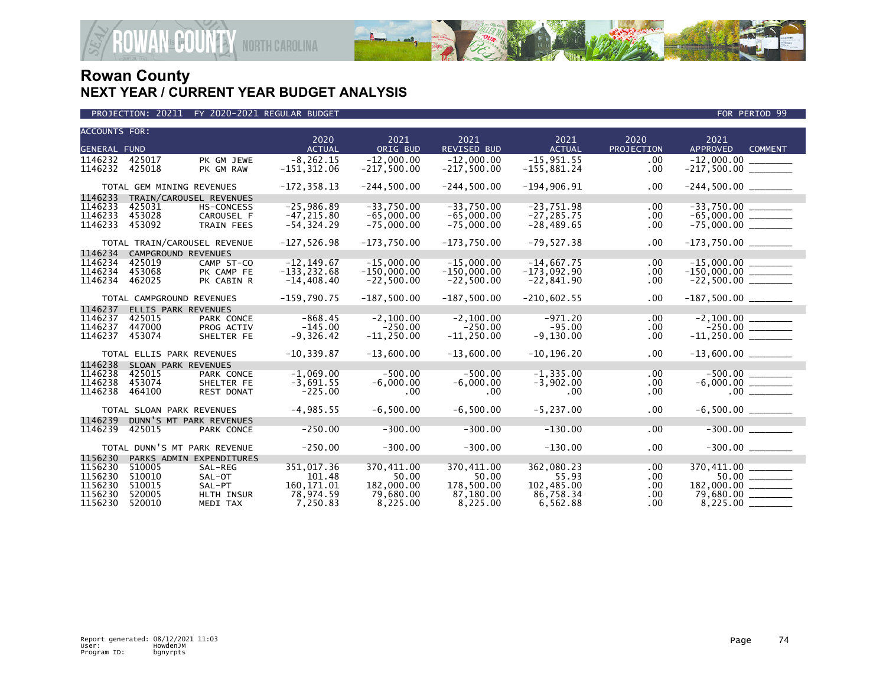# Rowan County

## NEXT YEAR / CURRENT YEAR BUDGET ANALYSIS

PROJECTION: 20211 FY 2020-2021 REGULAR BUDGET FOR PERIOD 99

| ACCOUNTS FOR: GENERAL FUND | | | 2020 ACTUAL | 2021 ORIG BUD | 2021 REVISED BUD | 2021 ACTUAL | 2020 PROJECTION | 2021 APPROVED | COMMENT |
|---|---|---|---|---|---|---|---|---|---|
| 1146232 | 425017 | PK GM JEWE | -8,262.15 | -12,000.00 | -12,000.00 | -15,951.55 | .00 | -12,000.00 | ________ |
| 1146232 | 425018 | PK GM RAW | -151,312.06 | -217,500.00 | -217,500.00 | -155,881.24 | .00 | -217,500.00 | ________ |
| TOTAL GEM MINING REVENUES | | | -172,358.13 | -244,500.00 | -244,500.00 | -194,906.91 | .00 | -244,500.00 | ________ |
| 1146233 | TRAIN/CAROUSEL REVENUES | | | | | | | | |
| 1146233 | 425031 | HS-CONCESS | -25,986.89 | -33,750.00 | -33,750.00 | -23,751.98 | .00 | -33,750.00 | ________ |
| 1146233 | 453028 | CAROUSEL F | -47,215.80 | -65,000.00 | -65,000.00 | -27,285.75 | .00 | -65,000.00 | ________ |
| 1146233 | 453092 | TRAIN FEES | -54,324.29 | -75,000.00 | -75,000.00 | -28,489.65 | .00 | -75,000.00 | ________ |
| TOTAL TRAIN/CAROUSEL REVENUE | | | -127,526.98 | -173,750.00 | -173,750.00 | -79,527.38 | .00 | -173,750.00 | ________ |
| 1146234 | CAMPGROUND REVENUES | | | | | | | | |
| 1146234 | 425019 | CAMP ST-CO | -12,149.67 | -15,000.00 | -15,000.00 | -14,667.75 | .00 | -15,000.00 | ________ |
| 1146234 | 453068 | PK CAMP FE | -133,232.68 | -150,000.00 | -150,000.00 | -173,092.90 | .00 | -150,000.00 | ________ |
| 1146234 | 462025 | PK CABIN R | -14,408.40 | -22,500.00 | -22,500.00 | -22,841.90 | .00 | -22,500.00 | ________ |
| TOTAL CAMPGROUND REVENUES | | | -159,790.75 | -187,500.00 | -187,500.00 | -210,602.55 | .00 | -187,500.00 | ________ |
| 1146237 | ELLIS PARK REVENUES | | | | | | | | |
| 1146237 | 425015 | PARK CONCE | -868.45 | -2,100.00 | -2,100.00 | -971.20 | .00 | -2,100.00 | ________ |
| 1146237 | 447000 | PROG ACTIV | -145.00 | -250.00 | -250.00 | -95.00 | .00 | -250.00 | ________ |
| 1146237 | 453074 | SHELTER FE | -9,326.42 | -11,250.00 | -11,250.00 | -9,130.00 | .00 | -11,250.00 | ________ |
| TOTAL ELLIS PARK REVENUES | | | -10,339.87 | -13,600.00 | -13,600.00 | -10,196.20 | .00 | -13,600.00 | ________ |
| 1146238 | SLOAN PARK REVENUES | | | | | | | | |
| 1146238 | 425015 | PARK CONCE | -1,069.00 | -500.00 | -500.00 | -1,335.00 | .00 | -500.00 | ________ |
| 1146238 | 453074 | SHELTER FE | -3,691.55 | -6,000.00 | -6,000.00 | -3,902.00 | .00 | -6,000.00 | ________ |
| 1146238 | 464100 | REST DONAT | -225.00 | .00 | .00 | .00 | .00 | .00 | ________ |
| TOTAL SLOAN PARK REVENUES | | | -4,985.55 | -6,500.00 | -6,500.00 | -5,237.00 | .00 | -6,500.00 | ________ |
| 1146239 | DUNN'S MT PARK REVENUES | | | | | | | | |
| 1146239 | 425015 | PARK CONCE | -250.00 | -300.00 | -300.00 | -130.00 | .00 | -300.00 | ________ |
| TOTAL DUNN'S MT PARK REVENUE | | | -250.00 | -300.00 | -300.00 | -130.00 | .00 | -300.00 | ________ |
| 1156230 | PARKS ADMIN EXPENDITURES | | | | | | | | |
| 1156230 | 510005 | SAL-REG | 351,017.36 | 370,411.00 | 370,411.00 | 362,080.23 | .00 | 370,411.00 | ________ |
| 1156230 | 510010 | SAL-OT | 101.48 | 50.00 | 50.00 | 55.93 | .00 | 50.00 | ________ |
| 1156230 | 510015 | SAL-PT | 160,171.01 | 182,000.00 | 178,500.00 | 102,485.00 | .00 | 182,000.00 | ________ |
| 1156230 | 520005 | HLTH INSUR | 78,974.59 | 79,680.00 | 87,180.00 | 86,758.34 | .00 | 79,680.00 | ________ |
| 1156230 | 520010 | MEDI TAX | 7,250.83 | 8,225.00 | 8,225.00 | 6,562.88 | .00 | 8,225.00 | ________ |

Report generated: 08/12/2021 11:03
User: HowdenJM
Program ID: bgnyrpts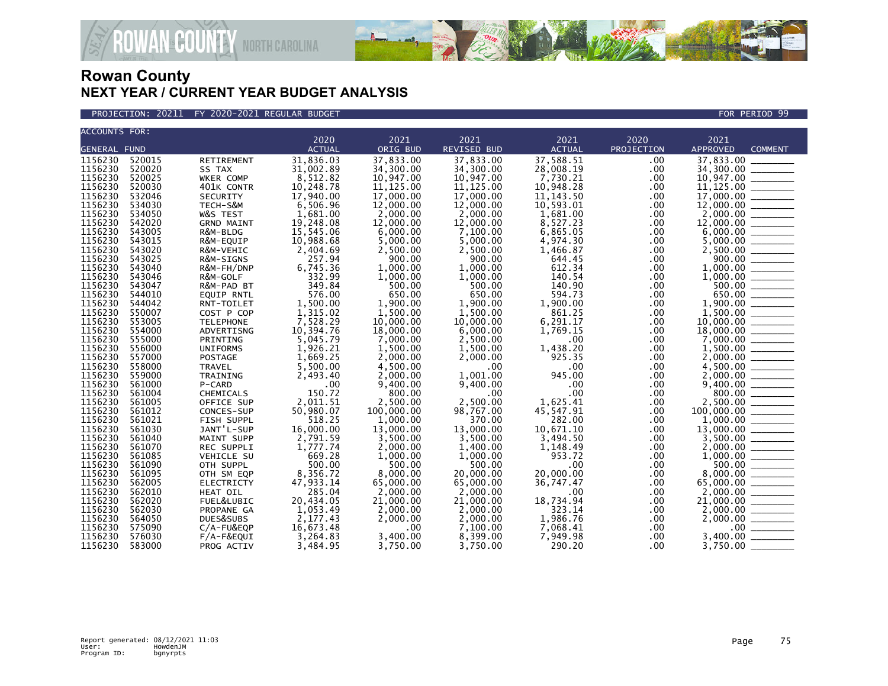# Rowan County
## NEXT YEAR / CURRENT YEAR BUDGET ANALYSIS

PROJECTION: 20211 FY 2020-2021 REGULAR BUDGET — FOR PERIOD 99

| ACCOUNTS FOR: GENERAL FUND | | | 2020 ACTUAL | 2021 ORIG BUD | 2021 REVISED BUD | 2021 ACTUAL | 2020 PROJECTION | 2021 APPROVED | COMMENT |
|---|---|---|---|---|---|---|---|---|---|
| 1156230 | 520015 | RETIREMENT | 31,836.03 | 37,833.00 | 37,833.00 | 37,588.51 | .00 | 37,833.00 | _______ |
| 1156230 | 520020 | SS TAX | 31,002.89 | 34,300.00 | 34,300.00 | 28,008.19 | .00 | 34,300.00 | _______ |
| 1156230 | 520025 | WKER COMP | 8,512.82 | 10,947.00 | 10,947.00 | 7,730.21 | .00 | 10,947.00 | _______ |
| 1156230 | 520030 | 401K CONTR | 10,248.78 | 11,125.00 | 11,125.00 | 10,948.28 | .00 | 11,125.00 | _______ |
| 1156230 | 532046 | SECURITY | 17,940.00 | 17,000.00 | 17,000.00 | 11,143.50 | .00 | 17,000.00 | _______ |
| 1156230 | 534030 | TECH-S&M | 6,506.96 | 12,000.00 | 12,000.00 | 10,593.01 | .00 | 12,000.00 | _______ |
| 1156230 | 534050 | W&S TEST | 1,681.00 | 2,000.00 | 2,000.00 | 1,681.00 | .00 | 2,000.00 | _______ |
| 1156230 | 542020 | GRND MAINT | 19,248.08 | 12,000.00 | 12,000.00 | 8,527.23 | .00 | 12,000.00 | _______ |
| 1156230 | 543005 | R&M-BLDG | 15,545.06 | 6,000.00 | 7,100.00 | 6,865.05 | .00 | 6,000.00 | _______ |
| 1156230 | 543015 | R&M-EQUIP | 10,988.68 | 5,000.00 | 5,000.00 | 4,974.30 | .00 | 5,000.00 | _______ |
| 1156230 | 543020 | R&M-VEHIC | 2,404.69 | 2,500.00 | 2,500.00 | 1,466.87 | .00 | 2,500.00 | _______ |
| 1156230 | 543025 | R&M-SIGNS | 257.94 | 900.00 | 900.00 | 644.45 | .00 | 900.00 | _______ |
| 1156230 | 543040 | R&M-FH/DNP | 6,745.36 | 1,000.00 | 1,000.00 | 612.34 | .00 | 1,000.00 | _______ |
| 1156230 | 543046 | R&M-GOLF | 332.99 | 1,000.00 | 1,000.00 | 140.54 | .00 | 1,000.00 | _______ |
| 1156230 | 543047 | R&M-PAD BT | 349.84 | 500.00 | 500.00 | 140.90 | .00 | 500.00 | _______ |
| 1156230 | 544010 | EQUIP RNTL | 576.00 | 650.00 | 650.00 | 594.73 | .00 | 650.00 | _______ |
| 1156230 | 544042 | RNT-TOILET | 1,500.00 | 1,900.00 | 1,900.00 | 1,900.00 | .00 | 1,900.00 | _______ |
| 1156230 | 550007 | COST P COP | 1,315.02 | 1,500.00 | 1,500.00 | 861.25 | .00 | 1,500.00 | _______ |
| 1156230 | 553005 | TELEPHONE | 7,528.29 | 10,000.00 | 10,000.00 | 6,291.17 | .00 | 10,000.00 | _______ |
| 1156230 | 554000 | ADVERTISNG | 10,394.76 | 18,000.00 | 6,000.00 | 1,769.15 | .00 | 18,000.00 | _______ |
| 1156230 | 555000 | PRINTING | 5,045.79 | 7,000.00 | 2,500.00 | .00 | .00 | 7,000.00 | _______ |
| 1156230 | 556000 | UNIFORMS | 1,926.21 | 1,500.00 | 1,500.00 | 1,438.20 | .00 | 1,500.00 | _______ |
| 1156230 | 557000 | POSTAGE | 1,669.25 | 2,000.00 | 2,000.00 | 925.35 | .00 | 2,000.00 | _______ |
| 1156230 | 558000 | TRAVEL | 5,500.00 | 4,500.00 | .00 | .00 | .00 | 4,500.00 | _______ |
| 1156230 | 559000 | TRAINING | 2,493.40 | 2,000.00 | 1,001.00 | 945.00 | .00 | 2,000.00 | _______ |
| 1156230 | 561000 | P-CARD | .00 | 9,400.00 | 9,400.00 | .00 | .00 | 9,400.00 | _______ |
| 1156230 | 561004 | CHEMICALS | 150.72 | 800.00 | .00 | .00 | .00 | 800.00 | _______ |
| 1156230 | 561005 | OFFICE SUP | 2,011.51 | 2,500.00 | 2,500.00 | 1,625.41 | .00 | 2,500.00 | _______ |
| 1156230 | 561012 | CONCES-SUP | 50,980.07 | 100,000.00 | 98,767.00 | 45,547.91 | .00 | 100,000.00 | _______ |
| 1156230 | 561021 | FISH SUPPL | 518.25 | 1,000.00 | 370.00 | 282.00 | .00 | 1,000.00 | _______ |
| 1156230 | 561030 | JANT'L-SUP | 16,000.00 | 13,000.00 | 13,000.00 | 10,671.10 | .00 | 13,000.00 | _______ |
| 1156230 | 561040 | MAINT SUPP | 2,791.59 | 3,500.00 | 3,500.00 | 3,494.50 | .00 | 3,500.00 | _______ |
| 1156230 | 561070 | REC SUPPLI | 1,777.74 | 2,000.00 | 1,400.00 | 1,148.49 | .00 | 2,000.00 | _______ |
| 1156230 | 561085 | VEHICLE SU | 669.28 | 1,000.00 | 1,000.00 | 953.72 | .00 | 1,000.00 | _______ |
| 1156230 | 561090 | OTH SUPPL | 500.00 | 500.00 | 500.00 | .00 | .00 | 500.00 | _______ |
| 1156230 | 561095 | OTH SM EQP | 8,356.72 | 8,000.00 | 20,000.00 | 20,000.00 | .00 | 8,000.00 | _______ |
| 1156230 | 562005 | ELECTRICTY | 47,933.14 | 65,000.00 | 65,000.00 | 36,747.47 | .00 | 65,000.00 | _______ |
| 1156230 | 562010 | HEAT OIL | 285.04 | 2,000.00 | 2,000.00 | .00 | .00 | 2,000.00 | _______ |
| 1156230 | 562020 | FUEL&LUBIC | 20,434.05 | 21,000.00 | 21,000.00 | 18,734.94 | .00 | 21,000.00 | _______ |
| 1156230 | 562030 | PROPANE GA | 1,053.49 | 2,000.00 | 2,000.00 | 323.14 | .00 | 2,000.00 | _______ |
| 1156230 | 564050 | DUES&SUBS | 2,177.43 | 2,000.00 | 2,000.00 | 1,986.76 | .00 | 2,000.00 | _______ |
| 1156230 | 575090 | C/A-FU&EQP | 16,673.48 | .00 | 7,100.00 | 7,068.41 | .00 | .00 | _______ |
| 1156230 | 576030 | F/A-F&EQUI | 3,264.83 | 3,400.00 | 8,399.00 | 7,949.98 | .00 | 3,400.00 | _______ |
| 1156230 | 583000 | PROG ACTIV | 3,484.95 | 3,750.00 | 3,750.00 | 290.20 | .00 | 3,750.00 | _______ |

Report generated: 08/12/2021 11:03
User: HowdenJM
Program ID: bgnyrpts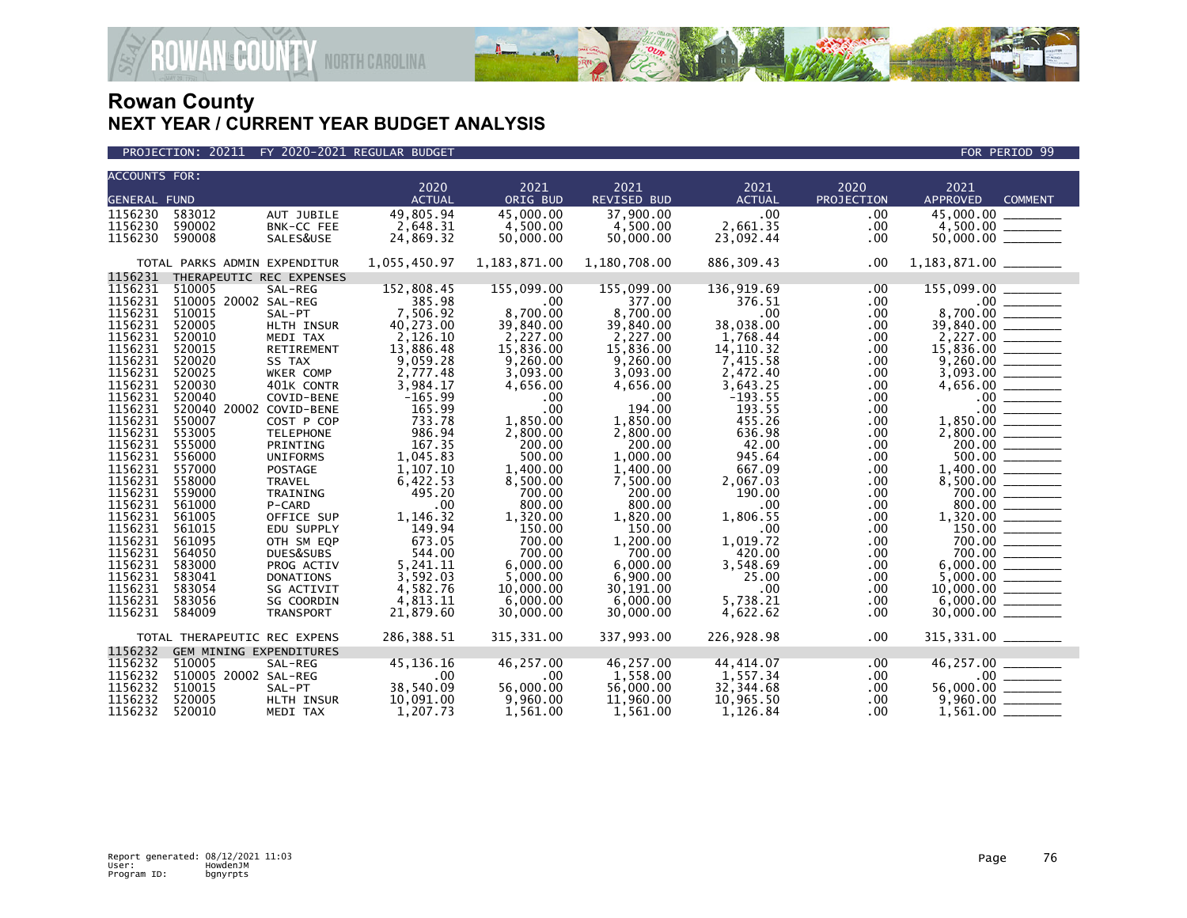# Rowan County

## NEXT YEAR / CURRENT YEAR BUDGET ANALYSIS

PROJECTION: 20211 FY 2020-2021 REGULAR BUDGET FOR PERIOD 99

| ACCOUNTS FOR: GENERAL FUND | | | 2020 ACTUAL | 2021 ORIG BUD | 2021 REVISED BUD | 2021 ACTUAL | 2020 PROJECTION | 2021 APPROVED | COMMENT |
|---|---|---|---|---|---|---|---|---|---|
| 1156230 | 583012 | AUT JUBILE | 49,805.94 | 45,000.00 | 37,900.00 | .00 | .00 | 45,000.00 | ________ |
| 1156230 | 590002 | BNK-CC FEE | 2,648.31 | 4,500.00 | 4,500.00 | 2,661.35 | .00 | 4,500.00 | ________ |
| 1156230 | 590008 | SALES&USE | 24,869.32 | 50,000.00 | 50,000.00 | 23,092.44 | .00 | 50,000.00 | ________ |
| TOTAL PARKS ADMIN EXPENDITUR | | | 1,055,450.97 | 1,183,871.00 | 1,180,708.00 | 886,309.43 | .00 | 1,183,871.00 | ________ |
| 1156231 | THERAPEUTIC REC EXPENSES | | | | | | | | |
| 1156231 | 510005 | SAL-REG | 152,808.45 | 155,099.00 | 155,099.00 | 136,919.69 | .00 | 155,099.00 | ________ |
| 1156231 | 510005 20002 | SAL-REG | 385.98 | .00 | 377.00 | 376.51 | .00 | .00 | ________ |
| 1156231 | 510015 | SAL-PT | 7,506.92 | 8,700.00 | 8,700.00 | .00 | .00 | 8,700.00 | ________ |
| 1156231 | 520005 | HLTH INSUR | 40,273.00 | 39,840.00 | 39,840.00 | 38,038.00 | .00 | 39,840.00 | ________ |
| 1156231 | 520010 | MEDI TAX | 2,126.10 | 2,227.00 | 2,227.00 | 1,768.44 | .00 | 2,227.00 | ________ |
| 1156231 | 520015 | RETIREMENT | 13,886.48 | 15,836.00 | 15,836.00 | 14,110.32 | .00 | 15,836.00 | ________ |
| 1156231 | 520020 | SS TAX | 9,059.28 | 9,260.00 | 9,260.00 | 7,415.58 | .00 | 9,260.00 | ________ |
| 1156231 | 520025 | WKER COMP | 2,777.48 | 3,093.00 | 3,093.00 | 2,472.40 | .00 | 3,093.00 | ________ |
| 1156231 | 520030 | 401K CONTR | 3,984.17 | 4,656.00 | 4,656.00 | 3,643.25 | .00 | 4,656.00 | ________ |
| 1156231 | 520040 | COVID-BENE | -165.99 | .00 | .00 | -193.55 | .00 | .00 | ________ |
| 1156231 | 520040 20002 | COVID-BENE | 165.99 | .00 | 194.00 | 193.55 | .00 | .00 | ________ |
| 1156231 | 550007 | COST P COP | 733.78 | 1,850.00 | 1,850.00 | 455.26 | .00 | 1,850.00 | ________ |
| 1156231 | 553005 | TELEPHONE | 986.94 | 2,800.00 | 2,800.00 | 636.98 | .00 | 2,800.00 | ________ |
| 1156231 | 555000 | PRINTING | 167.35 | 200.00 | 200.00 | 42.00 | .00 | 200.00 | ________ |
| 1156231 | 556000 | UNIFORMS | 1,045.83 | 500.00 | 1,000.00 | 945.64 | .00 | 500.00 | ________ |
| 1156231 | 557000 | POSTAGE | 1,107.10 | 1,400.00 | 1,400.00 | 667.09 | .00 | 1,400.00 | ________ |
| 1156231 | 558000 | TRAVEL | 6,422.53 | 8,500.00 | 7,500.00 | 2,067.03 | .00 | 8,500.00 | ________ |
| 1156231 | 559000 | TRAINING | 495.20 | 700.00 | 200.00 | 190.00 | .00 | 700.00 | ________ |
| 1156231 | 561000 | P-CARD | .00 | 800.00 | 800.00 | .00 | .00 | 800.00 | ________ |
| 1156231 | 561005 | OFFICE SUP | 1,146.32 | 1,320.00 | 1,820.00 | 1,806.55 | .00 | 1,320.00 | ________ |
| 1156231 | 561015 | EDU SUPPLY | 149.94 | 150.00 | 150.00 | .00 | .00 | 150.00 | ________ |
| 1156231 | 561095 | OTH SM EQP | 673.05 | 700.00 | 1,200.00 | 1,019.72 | .00 | 700.00 | ________ |
| 1156231 | 564050 | DUES&SUBS | 544.00 | 700.00 | 700.00 | 420.00 | .00 | 700.00 | ________ |
| 1156231 | 583000 | PROG ACTIV | 5,241.11 | 6,000.00 | 6,000.00 | 3,548.69 | .00 | 6,000.00 | ________ |
| 1156231 | 583041 | DONATIONS | 3,592.03 | 5,000.00 | 6,900.00 | 25.00 | .00 | 5,000.00 | ________ |
| 1156231 | 583054 | SG ACTIVIT | 4,582.76 | 10,000.00 | 30,191.00 | .00 | .00 | 10,000.00 | ________ |
| 1156231 | 583056 | SG COORDIN | 4,813.11 | 6,000.00 | 6,000.00 | 5,738.21 | .00 | 6,000.00 | ________ |
| 1156231 | 584009 | TRANSPORT | 21,879.60 | 30,000.00 | 30,000.00 | 4,622.62 | .00 | 30,000.00 | ________ |
| TOTAL THERAPEUTIC REC EXPENS | | | 286,388.51 | 315,331.00 | 337,993.00 | 226,928.98 | .00 | 315,331.00 | ________ |
| 1156232 | GEM MINING EXPENDITURES | | | | | | | | |
| 1156232 | 510005 | SAL-REG | 45,136.16 | 46,257.00 | 46,257.00 | 44,414.07 | .00 | 46,257.00 | ________ |
| 1156232 | 510005 20002 | SAL-REG | .00 | .00 | 1,558.00 | 1,557.34 | .00 | .00 | ________ |
| 1156232 | 510015 | SAL-PT | 38,540.09 | 56,000.00 | 56,000.00 | 32,344.68 | .00 | 56,000.00 | ________ |
| 1156232 | 520005 | HLTH INSUR | 10,091.00 | 9,960.00 | 11,960.00 | 10,965.50 | .00 | 9,960.00 | ________ |
| 1156232 | 520010 | MEDI TAX | 1,207.73 | 1,561.00 | 1,561.00 | 1,126.84 | .00 | 1,561.00 | ________ |

Report generated: 08/12/2021 11:03
User: HowdenJM
Program ID: bgnyrpts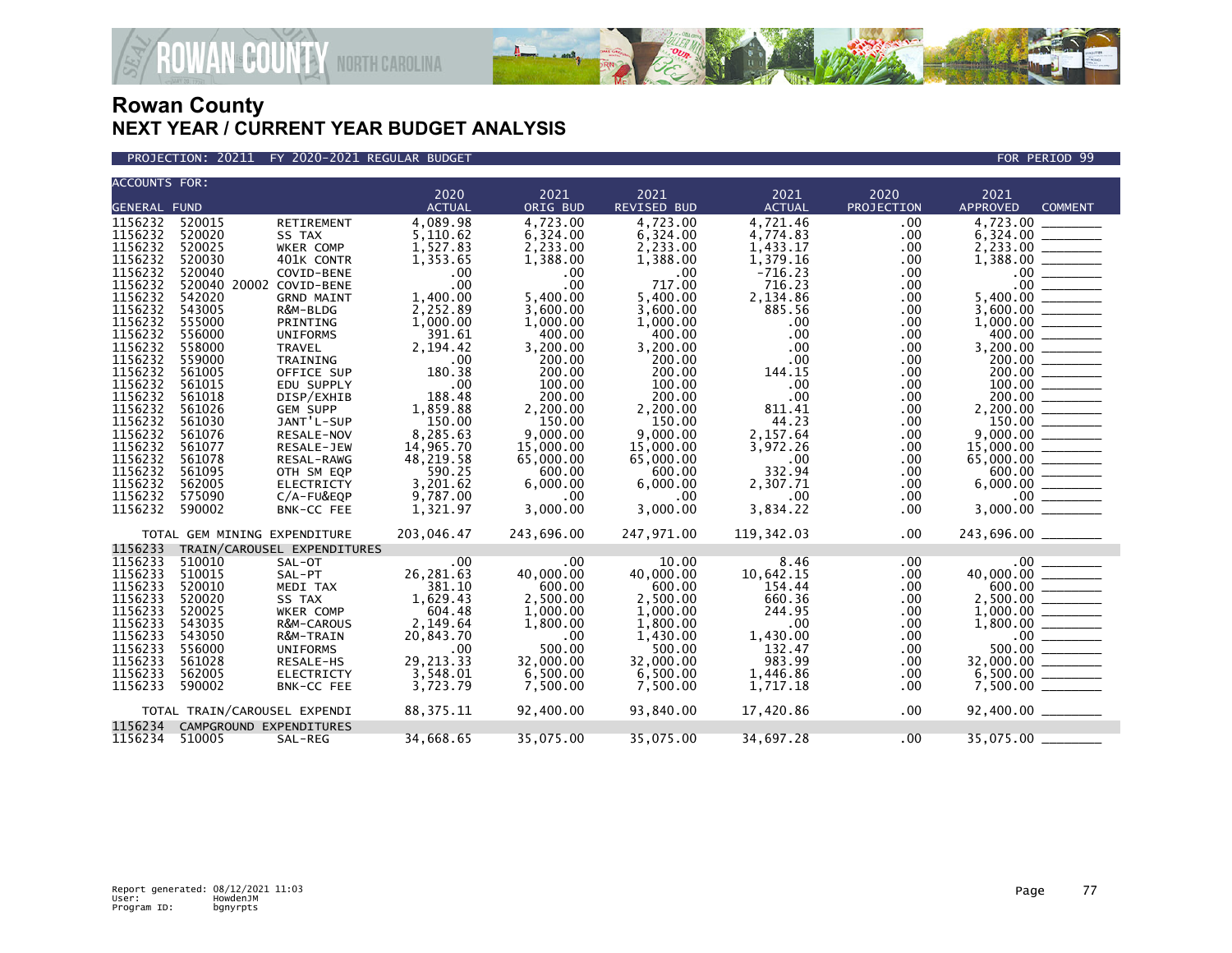# Rowan County
## NEXT YEAR / CURRENT YEAR BUDGET ANALYSIS

PROJECTION: 20211 FY 2020-2021 REGULAR BUDGET — FOR PERIOD 99

| ACCOUNTS FOR: GENERAL FUND | | | 2020 ACTUAL | 2021 ORIG BUD | 2021 REVISED BUD | 2021 ACTUAL | 2020 PROJECTION | 2021 APPROVED | COMMENT |
|---|---|---|---|---|---|---|---|---|---|
| 1156232 | 520015 | RETIREMENT | 4,089.98 | 4,723.00 | 4,723.00 | 4,721.46 | .00 | 4,723.00 | ________ |
| 1156232 | 520020 | SS TAX | 5,110.62 | 6,324.00 | 6,324.00 | 4,774.83 | .00 | 6,324.00 | ________ |
| 1156232 | 520025 | WKER COMP | 1,527.83 | 2,233.00 | 2,233.00 | 1,433.17 | .00 | 2,233.00 | ________ |
| 1156232 | 520030 | 401K CONTR | 1,353.65 | 1,388.00 | 1,388.00 | 1,379.16 | .00 | 1,388.00 | ________ |
| 1156232 | 520040 | COVID-BENE | .00 | .00 | .00 | -716.23 | .00 | .00 | ________ |
| 1156232 | 520040 20002 | COVID-BENE | .00 | .00 | 717.00 | 716.23 | .00 | .00 | ________ |
| 1156232 | 542020 | GRND MAINT | 1,400.00 | 5,400.00 | 5,400.00 | 2,134.86 | .00 | 5,400.00 | ________ |
| 1156232 | 543005 | R&M-BLDG | 2,252.89 | 3,600.00 | 3,600.00 | 885.56 | .00 | 3,600.00 | ________ |
| 1156232 | 555000 | PRINTING | 1,000.00 | 1,000.00 | 1,000.00 | .00 | .00 | 1,000.00 | ________ |
| 1156232 | 556000 | UNIFORMS | 391.61 | 400.00 | 400.00 | .00 | .00 | 400.00 | ________ |
| 1156232 | 558000 | TRAVEL | 2,194.42 | 3,200.00 | 3,200.00 | .00 | .00 | 3,200.00 | ________ |
| 1156232 | 559000 | TRAINING | .00 | 200.00 | 200.00 | .00 | .00 | 200.00 | ________ |
| 1156232 | 561005 | OFFICE SUP | 180.38 | 200.00 | 200.00 | 144.15 | .00 | 200.00 | ________ |
| 1156232 | 561015 | EDU SUPPLY | .00 | 100.00 | 100.00 | .00 | .00 | 100.00 | ________ |
| 1156232 | 561018 | DISP/EXHIB | 188.48 | 200.00 | 200.00 | .00 | .00 | 200.00 | ________ |
| 1156232 | 561026 | GEM SUPP | 1,859.88 | 2,200.00 | 2,200.00 | 811.41 | .00 | 2,200.00 | ________ |
| 1156232 | 561030 | JANT'L-SUP | 150.00 | 150.00 | 150.00 | 44.23 | .00 | 150.00 | ________ |
| 1156232 | 561076 | RESALE-NOV | 8,285.63 | 9,000.00 | 9,000.00 | 2,157.64 | .00 | 9,000.00 | ________ |
| 1156232 | 561077 | RESALE-JEW | 14,965.70 | 15,000.00 | 15,000.00 | 3,972.26 | .00 | 15,000.00 | ________ |
| 1156232 | 561078 | RESAL-RAWG | 48,219.58 | 65,000.00 | 65,000.00 | .00 | .00 | 65,000.00 | ________ |
| 1156232 | 561095 | OTH SM EQP | 590.25 | 600.00 | 600.00 | 332.94 | .00 | 600.00 | ________ |
| 1156232 | 562005 | ELECTRICTY | 3,201.62 | 6,000.00 | 6,000.00 | 2,307.71 | .00 | 6,000.00 | ________ |
| 1156232 | 575090 | C/A-FU&EQP | 9,787.00 | .00 | .00 | .00 | .00 | .00 | ________ |
| 1156232 | 590002 | BNK-CC FEE | 1,321.97 | 3,000.00 | 3,000.00 | 3,834.22 | .00 | 3,000.00 | ________ |
| | TOTAL GEM MINING EXPENDITURE | | 203,046.47 | 243,696.00 | 247,971.00 | 119,342.03 | .00 | 243,696.00 | ________ |
| 1156233 | TRAIN/CAROUSEL EXPENDITURES | | | | | | | | |
| 1156233 | 510010 | SAL-OT | .00 | .00 | 10.00 | 8.46 | .00 | .00 | ________ |
| 1156233 | 510015 | SAL-PT | 26,281.63 | 40,000.00 | 40,000.00 | 10,642.15 | .00 | 40,000.00 | ________ |
| 1156233 | 520010 | MEDI TAX | 381.10 | 600.00 | 600.00 | 154.44 | .00 | 600.00 | ________ |
| 1156233 | 520020 | SS TAX | 1,629.43 | 2,500.00 | 2,500.00 | 660.36 | .00 | 2,500.00 | ________ |
| 1156233 | 520025 | WKER COMP | 604.48 | 1,000.00 | 1,000.00 | 244.95 | .00 | 1,000.00 | ________ |
| 1156233 | 543035 | R&M-CAROUS | 2,149.64 | 1,800.00 | 1,800.00 | .00 | .00 | 1,800.00 | ________ |
| 1156233 | 543050 | R&M-TRAIN | 20,843.70 | .00 | 1,430.00 | 1,430.00 | .00 | .00 | ________ |
| 1156233 | 556000 | UNIFORMS | .00 | 500.00 | 500.00 | 132.47 | .00 | 500.00 | ________ |
| 1156233 | 561028 | RESALE-HS | 29,213.33 | 32,000.00 | 32,000.00 | 983.99 | .00 | 32,000.00 | ________ |
| 1156233 | 562005 | ELECTRICTY | 3,548.01 | 6,500.00 | 6,500.00 | 1,446.86 | .00 | 6,500.00 | ________ |
| 1156233 | 590002 | BNK-CC FEE | 3,723.79 | 7,500.00 | 7,500.00 | 1,717.18 | .00 | 7,500.00 | ________ |
| | TOTAL TRAIN/CAROUSEL EXPENDI | | 88,375.11 | 92,400.00 | 93,840.00 | 17,420.86 | .00 | 92,400.00 | ________ |
| 1156234 | CAMPGROUND EXPENDITURES | | | | | | | | |
| 1156234 | 510005 | SAL-REG | 34,668.65 | 35,075.00 | 35,075.00 | 34,697.28 | .00 | 35,075.00 | ________ |

Report generated: 08/12/2021 11:03
User: HowdenJM
Program ID: bgnyrpts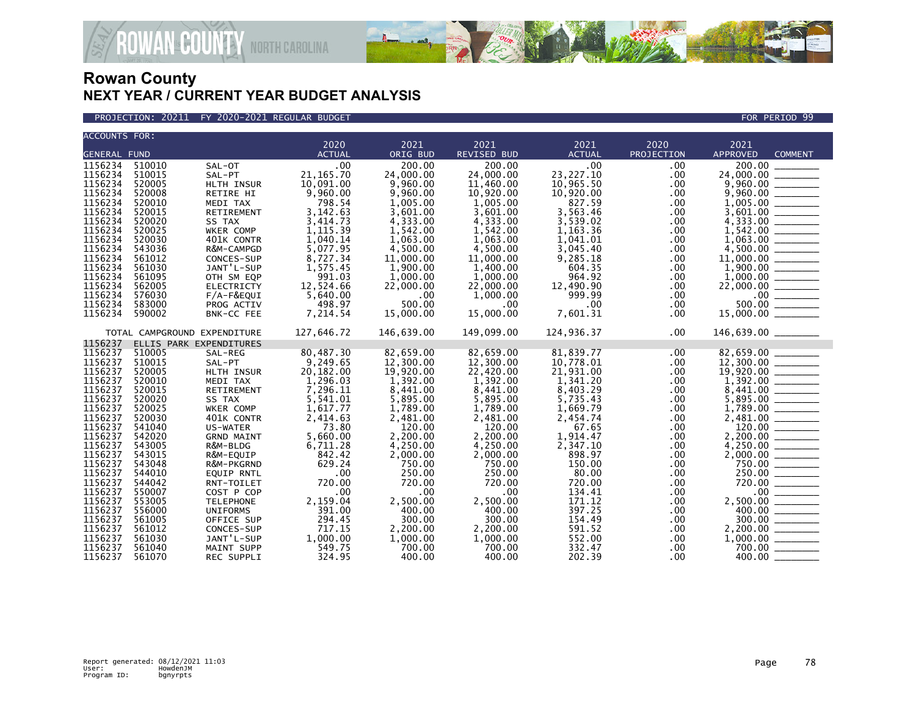# Rowan County
## NEXT YEAR / CURRENT YEAR BUDGET ANALYSIS

PROJECTION: 20211 FY 2020-2021 REGULAR BUDGET — FOR PERIOD 99

| ACCOUNTS FOR: GENERAL FUND | | | 2020 ACTUAL | 2021 ORIG BUD | 2021 REVISED BUD | 2021 ACTUAL | 2020 PROJECTION | 2021 APPROVED | COMMENT |
|---|---|---|---|---|---|---|---|---|---|
| 1156234 | 510010 | SAL-OT | .00 | 200.00 | 200.00 | .00 | .00 | 200.00 | |
| 1156234 | 510015 | SAL-PT | 21,165.70 | 24,000.00 | 24,000.00 | 23,227.10 | .00 | 24,000.00 | |
| 1156234 | 520005 | HLTH INSUR | 10,091.00 | 9,960.00 | 11,460.00 | 10,965.50 | .00 | 9,960.00 | |
| 1156234 | 520008 | RETIRE HI | 9,960.00 | 9,960.00 | 10,920.00 | 10,920.00 | .00 | 9,960.00 | |
| 1156234 | 520010 | MEDI TAX | 798.54 | 1,005.00 | 1,005.00 | 827.59 | .00 | 1,005.00 | |
| 1156234 | 520015 | RETIREMENT | 3,142.63 | 3,601.00 | 3,601.00 | 3,563.46 | .00 | 3,601.00 | |
| 1156234 | 520020 | SS TAX | 3,414.73 | 4,333.00 | 4,333.00 | 3,539.02 | .00 | 4,333.00 | |
| 1156234 | 520025 | WKER COMP | 1,115.39 | 1,542.00 | 1,542.00 | 1,163.36 | .00 | 1,542.00 | |
| 1156234 | 520030 | 401K CONTR | 1,040.14 | 1,063.00 | 1,063.00 | 1,041.01 | .00 | 1,063.00 | |
| 1156234 | 543036 | R&M-CAMPGD | 5,077.95 | 4,500.00 | 4,500.00 | 3,045.40 | .00 | 4,500.00 | |
| 1156234 | 561012 | CONCES-SUP | 8,727.34 | 11,000.00 | 11,000.00 | 9,285.18 | .00 | 11,000.00 | |
| 1156234 | 561030 | JANT'L-SUP | 1,575.45 | 1,900.00 | 1,400.00 | 604.35 | .00 | 1,900.00 | |
| 1156234 | 561095 | OTH SM EQP | 991.03 | 1,000.00 | 1,000.00 | 964.92 | .00 | 1,000.00 | |
| 1156234 | 562005 | ELECTRICTY | 12,524.66 | 22,000.00 | 22,000.00 | 12,490.90 | .00 | 22,000.00 | |
| 1156234 | 576030 | F/A-F&EQUI | 5,640.00 | .00 | 1,000.00 | 999.99 | .00 | .00 | |
| 1156234 | 583000 | PROG ACTIV | 498.97 | 500.00 | .00 | .00 | .00 | 500.00 | |
| 1156234 | 590002 | BNK-CC FEE | 7,214.54 | 15,000.00 | 15,000.00 | 7,601.31 | .00 | 15,000.00 | |
| TOTAL CAMPGROUND EXPENDITURE | | | 127,646.72 | 146,639.00 | 149,099.00 | 124,936.37 | .00 | 146,639.00 | |
| 1156237 | ELLIS PARK EXPENDITURES | | | | | | | | |
| 1156237 | 510005 | SAL-REG | 80,487.30 | 82,659.00 | 82,659.00 | 81,839.77 | .00 | 82,659.00 | |
| 1156237 | 510015 | SAL-PT | 9,249.65 | 12,300.00 | 12,300.00 | 10,778.01 | .00 | 12,300.00 | |
| 1156237 | 520005 | HLTH INSUR | 20,182.00 | 19,920.00 | 22,420.00 | 21,931.00 | .00 | 19,920.00 | |
| 1156237 | 520010 | MEDI TAX | 1,296.03 | 1,392.00 | 1,392.00 | 1,341.20 | .00 | 1,392.00 | |
| 1156237 | 520015 | RETIREMENT | 7,296.11 | 8,441.00 | 8,441.00 | 8,403.29 | .00 | 8,441.00 | |
| 1156237 | 520020 | SS TAX | 5,541.01 | 5,895.00 | 5,895.00 | 5,735.43 | .00 | 5,895.00 | |
| 1156237 | 520025 | WKER COMP | 1,617.77 | 1,789.00 | 1,789.00 | 1,669.79 | .00 | 1,789.00 | |
| 1156237 | 520030 | 401K CONTR | 2,414.63 | 2,481.00 | 2,481.00 | 2,454.74 | .00 | 2,481.00 | |
| 1156237 | 541040 | US-WATER | 73.80 | 120.00 | 120.00 | 67.65 | .00 | 120.00 | |
| 1156237 | 542020 | GRND MAINT | 5,660.00 | 2,200.00 | 2,200.00 | 1,914.47 | .00 | 2,200.00 | |
| 1156237 | 543005 | R&M-BLDG | 6,711.28 | 4,250.00 | 4,250.00 | 2,347.10 | .00 | 4,250.00 | |
| 1156237 | 543015 | R&M-EQUIP | 842.42 | 2,000.00 | 2,000.00 | 898.97 | .00 | 2,000.00 | |
| 1156237 | 543048 | R&M-PKGRND | 629.24 | 750.00 | 750.00 | 150.00 | .00 | 750.00 | |
| 1156237 | 544010 | EQUIP RNTL | .00 | 250.00 | 250.00 | 80.00 | .00 | 250.00 | |
| 1156237 | 544042 | RNT-TOILET | 720.00 | 720.00 | 720.00 | 720.00 | .00 | 720.00 | |
| 1156237 | 550007 | COST P COP | .00 | .00 | .00 | 134.41 | .00 | .00 | |
| 1156237 | 553005 | TELEPHONE | 2,159.04 | 2,500.00 | 2,500.00 | 171.12 | .00 | 2,500.00 | |
| 1156237 | 556000 | UNIFORMS | 391.00 | 400.00 | 400.00 | 397.25 | .00 | 400.00 | |
| 1156237 | 561005 | OFFICE SUP | 294.45 | 300.00 | 300.00 | 154.49 | .00 | 300.00 | |
| 1156237 | 561012 | CONCES-SUP | 717.15 | 2,200.00 | 2,200.00 | 591.52 | .00 | 2,200.00 | |
| 1156237 | 561030 | JANT'L-SUP | 1,000.00 | 1,000.00 | 1,000.00 | 552.00 | .00 | 1,000.00 | |
| 1156237 | 561040 | MAINT SUPP | 549.75 | 700.00 | 700.00 | 332.47 | .00 | 700.00 | |
| 1156237 | 561070 | REC SUPPLI | 324.95 | 400.00 | 400.00 | 202.39 | .00 | 400.00 | |

Report generated: 08/12/2021 11:03
User: HowdenJM
Program ID: bgnyrpts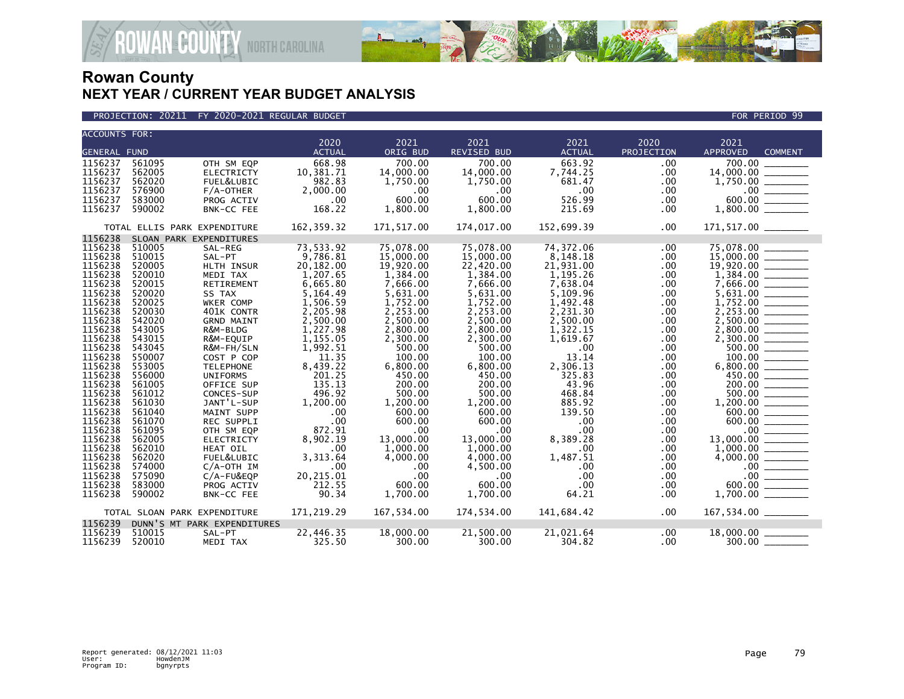# Rowan County
## NEXT YEAR / CURRENT YEAR BUDGET ANALYSIS

PROJECTION: 20211 FY 2020-2021 REGULAR BUDGET

FOR PERIOD 99

| ACCOUNTS FOR: GENERAL FUND | | | 2020 ACTUAL | 2021 ORIG BUD | 2021 REVISED BUD | 2021 ACTUAL | 2020 PROJECTION | 2021 APPROVED | COMMENT |
|---|---|---|---|---|---|---|---|---|---|
| 1156237 | 561095 | OTH SM EQP | 668.98 | 700.00 | 700.00 | 663.92 | .00 | 700.00 | |
| 1156237 | 562005 | ELECTRICTY | 10,381.71 | 14,000.00 | 14,000.00 | 7,744.25 | .00 | 14,000.00 | |
| 1156237 | 562020 | FUEL&LUBIC | 982.83 | 1,750.00 | 1,750.00 | 681.47 | .00 | 1,750.00 | |
| 1156237 | 576900 | F/A-OTHER | 2,000.00 | .00 | .00 | .00 | .00 | .00 | |
| 1156237 | 583000 | PROG ACTIV | .00 | 600.00 | 600.00 | 526.99 | .00 | 600.00 | |
| 1156237 | 590002 | BNK-CC FEE | 168.22 | 1,800.00 | 1,800.00 | 215.69 | .00 | 1,800.00 | |
| | TOTAL ELLIS PARK EXPENDITURE | | 162,359.32 | 171,517.00 | 174,017.00 | 152,699.39 | .00 | 171,517.00 | |
| 1156238 | SLOAN PARK EXPENDITURES | | | | | | | | |
| 1156238 | 510005 | SAL-REG | 73,533.92 | 75,078.00 | 75,078.00 | 74,372.06 | .00 | 75,078.00 | |
| 1156238 | 510015 | SAL-PT | 9,786.81 | 15,000.00 | 15,000.00 | 8,148.18 | .00 | 15,000.00 | |
| 1156238 | 520005 | HLTH INSUR | 20,182.00 | 19,920.00 | 22,420.00 | 21,931.00 | .00 | 19,920.00 | |
| 1156238 | 520010 | MEDI TAX | 1,207.65 | 1,384.00 | 1,384.00 | 1,195.26 | .00 | 1,384.00 | |
| 1156238 | 520015 | RETIREMENT | 6,665.80 | 7,666.00 | 7,666.00 | 7,638.04 | .00 | 7,666.00 | |
| 1156238 | 520020 | SS TAX | 5,164.49 | 5,631.00 | 5,631.00 | 5,109.96 | .00 | 5,631.00 | |
| 1156238 | 520025 | WKER COMP | 1,506.59 | 1,752.00 | 1,752.00 | 1,492.48 | .00 | 1,752.00 | |
| 1156238 | 520030 | 401K CONTR | 2,205.98 | 2,253.00 | 2,253.00 | 2,231.30 | .00 | 2,253.00 | |
| 1156238 | 542020 | GRND MAINT | 2,500.00 | 2,500.00 | 2,500.00 | 2,500.00 | .00 | 2,500.00 | |
| 1156238 | 543005 | R&M-BLDG | 1,227.98 | 2,800.00 | 2,800.00 | 1,322.15 | .00 | 2,800.00 | |
| 1156238 | 543015 | R&M-EQUIP | 1,155.05 | 2,300.00 | 2,300.00 | 1,619.67 | .00 | 2,300.00 | |
| 1156238 | 543045 | R&M-FH/SLN | 1,992.51 | 500.00 | 500.00 | .00 | .00 | 500.00 | |
| 1156238 | 550007 | COST P COP | 11.35 | 100.00 | 100.00 | 13.14 | .00 | 100.00 | |
| 1156238 | 553005 | TELEPHONE | 8,439.22 | 6,800.00 | 6,800.00 | 2,306.13 | .00 | 6,800.00 | |
| 1156238 | 556000 | UNIFORMS | 201.25 | 450.00 | 450.00 | 325.83 | .00 | 450.00 | |
| 1156238 | 561005 | OFFICE SUP | 135.13 | 200.00 | 200.00 | 43.96 | .00 | 200.00 | |
| 1156238 | 561012 | CONCES-SUP | 496.92 | 500.00 | 500.00 | 468.84 | .00 | 500.00 | |
| 1156238 | 561030 | JANT'L-SUP | 1,200.00 | 1,200.00 | 1,200.00 | 885.92 | .00 | 1,200.00 | |
| 1156238 | 561040 | MAINT SUPP | .00 | 600.00 | 600.00 | 139.50 | .00 | 600.00 | |
| 1156238 | 561070 | REC SUPPLI | .00 | 600.00 | 600.00 | .00 | .00 | 600.00 | |
| 1156238 | 561095 | OTH SM EQP | 872.91 | .00 | .00 | .00 | .00 | .00 | |
| 1156238 | 562005 | ELECTRICTY | 8,902.19 | 13,000.00 | 13,000.00 | 8,389.28 | .00 | 13,000.00 | |
| 1156238 | 562010 | HEAT OIL | .00 | 1,000.00 | 1,000.00 | .00 | .00 | 1,000.00 | |
| 1156238 | 562020 | FUEL&LUBIC | 3,313.64 | 4,000.00 | 4,000.00 | 1,487.51 | .00 | 4,000.00 | |
| 1156238 | 574000 | C/A-OTH IM | .00 | .00 | 4,500.00 | .00 | .00 | .00 | |
| 1156238 | 575090 | C/A-FU&EQP | 20,215.01 | .00 | .00 | .00 | .00 | .00 | |
| 1156238 | 583000 | PROG ACTIV | 212.55 | 600.00 | 600.00 | .00 | .00 | 600.00 | |
| 1156238 | 590002 | BNK-CC FEE | 90.34 | 1,700.00 | 1,700.00 | 64.21 | .00 | 1,700.00 | |
| | TOTAL SLOAN PARK EXPENDITURE | | 171,219.29 | 167,534.00 | 174,534.00 | 141,684.42 | .00 | 167,534.00 | |
| 1156239 | DUNN'S MT PARK EXPENDITURES | | | | | | | | |
| 1156239 | 510015 | SAL-PT | 22,446.35 | 18,000.00 | 21,500.00 | 21,021.64 | .00 | 18,000.00 | |
| 1156239 | 520010 | MEDI TAX | 325.50 | 300.00 | 300.00 | 304.82 | .00 | 300.00 | |

Report generated: 08/12/2021 11:03
User: HowdenJM
Program ID: bgnyrpts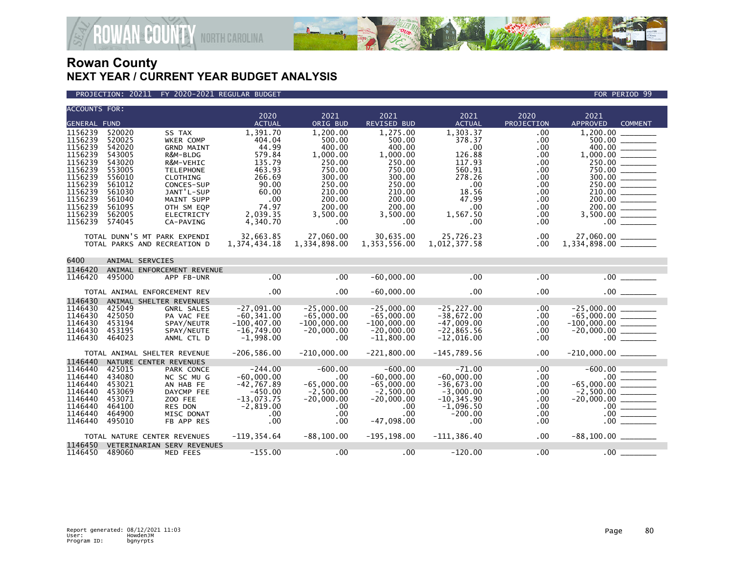# Rowan County
## NEXT YEAR / CURRENT YEAR BUDGET ANALYSIS

PROJECTION: 20211 FY 2020-2021 REGULAR BUDGET — FOR PERIOD 99

| ACCOUNTS FOR: GENERAL FUND | | | 2020 ACTUAL | 2021 ORIG BUD | 2021 REVISED BUD | 2021 ACTUAL | 2020 PROJECTION | 2021 APPROVED | COMMENT |
|---|---|---|---|---|---|---|---|---|---|
| 1156239 | 520020 | SS TAX | 1,391.70 | 1,200.00 | 1,275.00 | 1,303.37 | .00 | 1,200.00 | |
| 1156239 | 520025 | WKER COMP | 404.04 | 500.00 | 500.00 | 378.37 | .00 | 500.00 | |
| 1156239 | 542020 | GRND MAINT | 44.99 | 400.00 | 400.00 | .00 | .00 | 400.00 | |
| 1156239 | 543005 | R&M-BLDG | 579.84 | 1,000.00 | 1,000.00 | 126.88 | .00 | 1,000.00 | |
| 1156239 | 543020 | R&M-VEHIC | 135.79 | 250.00 | 250.00 | 117.93 | .00 | 250.00 | |
| 1156239 | 553005 | TELEPHONE | 463.93 | 750.00 | 750.00 | 560.91 | .00 | 750.00 | |
| 1156239 | 556010 | CLOTHING | 266.69 | 300.00 | 300.00 | 278.26 | .00 | 300.00 | |
| 1156239 | 561012 | CONCES-SUP | 90.00 | 250.00 | 250.00 | .00 | .00 | 250.00 | |
| 1156239 | 561030 | JANT'L-SUP | 60.00 | 210.00 | 210.00 | 18.56 | .00 | 210.00 | |
| 1156239 | 561040 | MAINT SUPP | .00 | 200.00 | 200.00 | 47.99 | .00 | 200.00 | |
| 1156239 | 561095 | OTH SM EQP | 74.97 | 200.00 | 200.00 | .00 | .00 | 200.00 | |
| 1156239 | 562005 | ELECTRICTY | 2,039.35 | 3,500.00 | 3,500.00 | 1,567.50 | .00 | 3,500.00 | |
| 1156239 | 574045 | CA-PAVING | 4,340.70 | .00 | .00 | .00 | .00 | .00 | |
| | | TOTAL DUNN'S MT PARK EXPENDI | 32,663.85 | 27,060.00 | 30,635.00 | 25,726.23 | .00 | 27,060.00 | |
| | | TOTAL PARKS AND RECREATION D | 1,374,434.18 | 1,334,898.00 | 1,353,556.00 | 1,012,377.58 | .00 | 1,334,898.00 | |
| 6400 | ANIMAL SERVCIES | | | | | | | | |
| 1146420 | ANIMAL ENFORCEMENT REVENUE | | | | | | | | |
| 1146420 | 495000 | APP FB-UNR | .00 | .00 | -60,000.00 | .00 | .00 | .00 | |
| | | TOTAL ANIMAL ENFORCEMENT REV | .00 | .00 | -60,000.00 | .00 | .00 | .00 | |
| 1146430 | ANIMAL SHELTER REVENUES | | | | | | | | |
| 1146430 | 425049 | GNRL SALES | -27,091.00 | -25,000.00 | -25,000.00 | -25,227.00 | .00 | -25,000.00 | |
| 1146430 | 425050 | PA VAC FEE | -60,341.00 | -65,000.00 | -65,000.00 | -38,672.00 | .00 | -65,000.00 | |
| 1146430 | 453194 | SPAY/NEUTR | -100,407.00 | -100,000.00 | -100,000.00 | -47,009.00 | .00 | -100,000.00 | |
| 1146430 | 453195 | SPAY/NEUTE | -16,749.00 | -20,000.00 | -20,000.00 | -22,865.56 | .00 | -20,000.00 | |
| 1146430 | 464023 | ANML CTL D | -1,998.00 | .00 | -11,800.00 | -12,016.00 | .00 | .00 | |
| | | TOTAL ANIMAL SHELTER REVENUE | -206,586.00 | -210,000.00 | -221,800.00 | -145,789.56 | .00 | -210,000.00 | |
| 1146440 | NATURE CENTER REVENUES | | | | | | | | |
| 1146440 | 425015 | PARK CONCE | -244.00 | -600.00 | -600.00 | -71.00 | .00 | -600.00 | |
| 1146440 | 434080 | NC SC MU G | -60,000.00 | .00 | -60,000.00 | -60,000.00 | .00 | .00 | |
| 1146440 | 453021 | AN HAB FE | -42,767.89 | -65,000.00 | -65,000.00 | -36,673.00 | .00 | -65,000.00 | |
| 1146440 | 453069 | DAYCMP FEE | -450.00 | -2,500.00 | -2,500.00 | -3,000.00 | .00 | -2,500.00 | |
| 1146440 | 453071 | ZOO FEE | -13,073.75 | -20,000.00 | -20,000.00 | -10,345.90 | .00 | -20,000.00 | |
| 1146440 | 464100 | RES DON | -2,819.00 | .00 | .00 | -1,096.50 | .00 | .00 | |
| 1146440 | 464900 | MISC DONAT | .00 | .00 | .00 | -200.00 | .00 | .00 | |
| 1146440 | 495010 | FB APP RES | .00 | .00 | -47,098.00 | .00 | .00 | .00 | |
| | | TOTAL NATURE CENTER REVENUES | -119,354.64 | -88,100.00 | -195,198.00 | -111,386.40 | .00 | -88,100.00 | |
| 1146450 | VETERINARIAN SERV REVENUES | | | | | | | | |
| 1146450 | 489060 | MED FEES | -155.00 | .00 | .00 | -120.00 | .00 | .00 | |

Report generated: 08/12/2021 11:03
User: HowdenJM
Program ID: bgnyrpts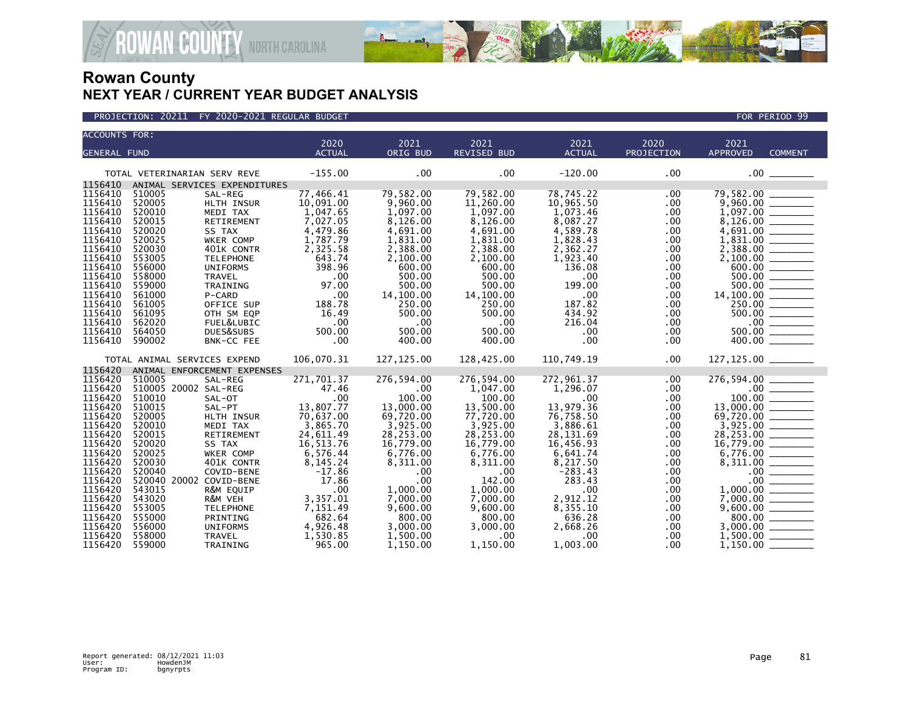# Rowan County
## NEXT YEAR / CURRENT YEAR BUDGET ANALYSIS

PROJECTION: 20211 FY 2020-2021 REGULAR BUDGET — FOR PERIOD 99

| ACCOUNTS FOR: GENERAL FUND | | | 2020 ACTUAL | 2021 ORIG BUD | 2021 REVISED BUD | 2021 ACTUAL | 2020 PROJECTION | 2021 APPROVED | COMMENT |
|---|---|---|---|---|---|---|---|---|---|
| TOTAL VETERINARIAN SERV REVE | | | -155.00 | .00 | .00 | -120.00 | .00 | .00 | |
| 1156410 | ANIMAL SERVICES EXPENDITURES | | | | | | | | |
| 1156410 | 510005 | SAL-REG | 77,466.41 | 79,582.00 | 79,582.00 | 78,745.22 | .00 | 79,582.00 | |
| 1156410 | 520005 | HLTH INSUR | 10,091.00 | 9,960.00 | 11,260.00 | 10,965.50 | .00 | 9,960.00 | |
| 1156410 | 520010 | MEDI TAX | 1,047.65 | 1,097.00 | 1,097.00 | 1,073.46 | .00 | 1,097.00 | |
| 1156410 | 520015 | RETIREMENT | 7,027.05 | 8,126.00 | 8,126.00 | 8,087.27 | .00 | 8,126.00 | |
| 1156410 | 520020 | SS TAX | 4,479.86 | 4,691.00 | 4,691.00 | 4,589.78 | .00 | 4,691.00 | |
| 1156410 | 520025 | WKER COMP | 1,787.79 | 1,831.00 | 1,831.00 | 1,828.43 | .00 | 1,831.00 | |
| 1156410 | 520030 | 401K CONTR | 2,325.58 | 2,388.00 | 2,388.00 | 2,362.27 | .00 | 2,388.00 | |
| 1156410 | 553005 | TELEPHONE | 643.74 | 2,100.00 | 2,100.00 | 1,923.40 | .00 | 2,100.00 | |
| 1156410 | 556000 | UNIFORMS | 398.96 | 600.00 | 600.00 | 136.08 | .00 | 600.00 | |
| 1156410 | 558000 | TRAVEL | .00 | 500.00 | 500.00 | .00 | .00 | 500.00 | |
| 1156410 | 559000 | TRAINING | 97.00 | 500.00 | 500.00 | 199.00 | .00 | 500.00 | |
| 1156410 | 561000 | P-CARD | .00 | 14,100.00 | 14,100.00 | .00 | .00 | 14,100.00 | |
| 1156410 | 561005 | OFFICE SUP | 188.78 | 250.00 | 250.00 | 187.82 | .00 | 250.00 | |
| 1156410 | 561095 | OTH SM EQP | 16.49 | 500.00 | 500.00 | 434.92 | .00 | 500.00 | |
| 1156410 | 562020 | FUEL&LUBIC | .00 | .00 | .00 | 216.04 | .00 | .00 | |
| 1156410 | 564050 | DUES&SUBS | 500.00 | 500.00 | 500.00 | .00 | .00 | 500.00 | |
| 1156410 | 590002 | BNK-CC FEE | .00 | 400.00 | 400.00 | .00 | .00 | 400.00 | |
| TOTAL ANIMAL SERVICES EXPEND | | | 106,070.31 | 127,125.00 | 128,425.00 | 110,749.19 | .00 | 127,125.00 | |
| 1156420 | ANIMAL ENFORCEMENT EXPENSES | | | | | | | | |
| 1156420 | 510005 | SAL-REG | 271,701.37 | 276,594.00 | 276,594.00 | 272,961.37 | .00 | 276,594.00 | |
| 1156420 | 510005 20002 | SAL-REG | 47.46 | .00 | 1,047.00 | 1,296.07 | .00 | .00 | |
| 1156420 | 510010 | SAL-OT | .00 | 100.00 | 100.00 | .00 | .00 | 100.00 | |
| 1156420 | 510015 | SAL-PT | 13,807.77 | 13,000.00 | 13,500.00 | 13,979.36 | .00 | 13,000.00 | |
| 1156420 | 520005 | HLTH INSUR | 70,637.00 | 69,720.00 | 77,720.00 | 76,758.50 | .00 | 69,720.00 | |
| 1156420 | 520010 | MEDI TAX | 3,865.70 | 3,925.00 | 3,925.00 | 3,886.61 | .00 | 3,925.00 | |
| 1156420 | 520015 | RETIREMENT | 24,611.49 | 28,253.00 | 28,253.00 | 28,131.69 | .00 | 28,253.00 | |
| 1156420 | 520020 | SS TAX | 16,513.76 | 16,779.00 | 16,779.00 | 16,456.93 | .00 | 16,779.00 | |
| 1156420 | 520025 | WKER COMP | 6,576.44 | 6,776.00 | 6,776.00 | 6,641.74 | .00 | 6,776.00 | |
| 1156420 | 520030 | 401K CONTR | 8,145.24 | 8,311.00 | 8,311.00 | 8,217.50 | .00 | 8,311.00 | |
| 1156420 | 520040 | COVID-BENE | -17.86 | .00 | .00 | -283.43 | .00 | .00 | |
| 1156420 | 520040 20002 | COVID-BENE | 17.86 | .00 | 142.00 | 283.43 | .00 | .00 | |
| 1156420 | 543015 | R&M EQUIP | .00 | 1,000.00 | 1,000.00 | .00 | .00 | 1,000.00 | |
| 1156420 | 543020 | R&M VEH | 3,357.01 | 7,000.00 | 7,000.00 | 2,912.12 | .00 | 7,000.00 | |
| 1156420 | 553005 | TELEPHONE | 7,151.49 | 9,600.00 | 9,600.00 | 8,355.10 | .00 | 9,600.00 | |
| 1156420 | 555000 | PRINTING | 682.64 | 800.00 | 800.00 | 636.28 | .00 | 800.00 | |
| 1156420 | 556000 | UNIFORMS | 4,926.48 | 3,000.00 | 3,000.00 | 2,668.26 | .00 | 3,000.00 | |
| 1156420 | 558000 | TRAVEL | 1,530.85 | 1,500.00 | .00 | .00 | .00 | 1,500.00 | |
| 1156420 | 559000 | TRAINING | 965.00 | 1,150.00 | 1,150.00 | 1,003.00 | .00 | 1,150.00 | |

Report generated: 08/12/2021 11:03
User: HowdenJM
Program ID: bgnyrpts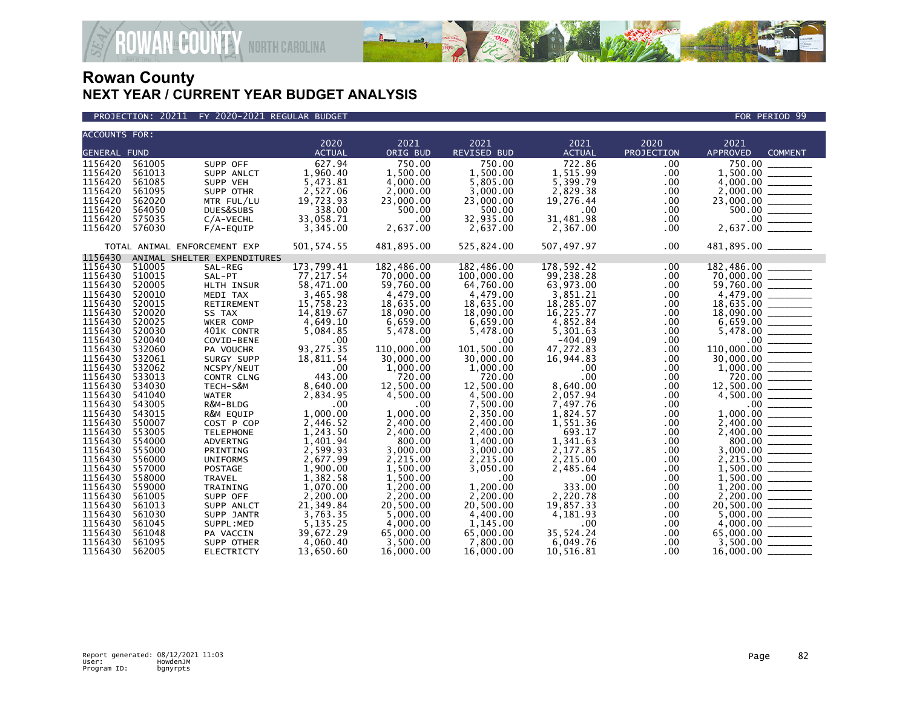# Rowan County
## NEXT YEAR / CURRENT YEAR BUDGET ANALYSIS

PROJECTION: 20211 FY 2020-2021 REGULAR BUDGET — FOR PERIOD 99

| ACCOUNTS FOR: GENERAL FUND | | | 2020 ACTUAL | 2021 ORIG BUD | 2021 REVISED BUD | 2021 ACTUAL | 2020 PROJECTION | 2021 APPROVED | COMMENT |
|---|---|---|---|---|---|---|---|---|---|
| 1156420 | 561005 | SUPP OFF | 627.94 | 750.00 | 750.00 | 722.86 | .00 | 750.00 | |
| 1156420 | 561013 | SUPP ANLCT | 1,960.40 | 1,500.00 | 1,500.00 | 1,515.99 | .00 | 1,500.00 | |
| 1156420 | 561085 | SUPP VEH | 5,473.81 | 4,000.00 | 5,805.00 | 5,399.79 | .00 | 4,000.00 | |
| 1156420 | 561095 | SUPP OTHR | 2,527.06 | 2,000.00 | 3,000.00 | 2,829.38 | .00 | 2,000.00 | |
| 1156420 | 562020 | MTR FUL/LU | 19,723.93 | 23,000.00 | 23,000.00 | 19,276.44 | .00 | 23,000.00 | |
| 1156420 | 564050 | DUES&SUBS | 338.00 | 500.00 | 500.00 | .00 | .00 | 500.00 | |
| 1156420 | 575035 | C/A-VECHL | 33,058.71 | .00 | 32,935.00 | 31,481.98 | .00 | .00 | |
| 1156420 | 576030 | F/A-EQUIP | 3,345.00 | 2,637.00 | 2,637.00 | 2,367.00 | .00 | 2,637.00 | |
| TOTAL ANIMAL ENFORCEMENT EXP | | | 501,574.55 | 481,895.00 | 525,824.00 | 507,497.97 | .00 | 481,895.00 | |
| 1156430 | ANIMAL SHELTER EXPENDITURES | | | | | | | | |
| 1156430 | 510005 | SAL-REG | 173,799.41 | 182,486.00 | 182,486.00 | 178,592.42 | .00 | 182,486.00 | |
| 1156430 | 510015 | SAL-PT | 77,217.54 | 70,000.00 | 100,000.00 | 99,238.28 | .00 | 70,000.00 | |
| 1156430 | 520005 | HLTH INSUR | 58,471.00 | 59,760.00 | 64,760.00 | 63,973.00 | .00 | 59,760.00 | |
| 1156430 | 520010 | MEDI TAX | 3,465.98 | 4,479.00 | 4,479.00 | 3,851.21 | .00 | 4,479.00 | |
| 1156430 | 520015 | RETIREMENT | 15,758.23 | 18,635.00 | 18,635.00 | 18,285.07 | .00 | 18,635.00 | |
| 1156430 | 520020 | SS TAX | 14,819.67 | 18,090.00 | 18,090.00 | 16,225.77 | .00 | 18,090.00 | |
| 1156430 | 520025 | WKER COMP | 4,649.10 | 6,659.00 | 6,659.00 | 4,852.84 | .00 | 6,659.00 | |
| 1156430 | 520030 | 401K CONTR | 5,084.85 | 5,478.00 | 5,478.00 | 5,301.63 | .00 | 5,478.00 | |
| 1156430 | 520040 | COVID-BENE | .00 | .00 | .00 | -404.09 | .00 | .00 | |
| 1156430 | 532060 | PA VOUCHR | 93,275.35 | 110,000.00 | 101,500.00 | 47,272.83 | .00 | 110,000.00 | |
| 1156430 | 532061 | SURGY SUPP | 18,811.54 | 30,000.00 | 30,000.00 | 16,944.83 | .00 | 30,000.00 | |
| 1156430 | 532062 | NCSPY/NEUT | .00 | 1,000.00 | 1,000.00 | .00 | .00 | 1,000.00 | |
| 1156430 | 533013 | CONTR CLNG | 443.00 | 720.00 | 720.00 | .00 | .00 | 720.00 | |
| 1156430 | 534030 | TECH-S&M | 8,640.00 | 12,500.00 | 12,500.00 | 8,640.00 | .00 | 12,500.00 | |
| 1156430 | 541040 | WATER | 2,834.95 | 4,500.00 | 4,500.00 | 2,057.94 | .00 | 4,500.00 | |
| 1156430 | 543005 | R&M-BLDG | .00 | .00 | 7,500.00 | 7,497.76 | .00 | .00 | |
| 1156430 | 543015 | R&M EQUIP | 1,000.00 | 1,000.00 | 2,350.00 | 1,824.57 | .00 | 1,000.00 | |
| 1156430 | 550007 | COST P COP | 2,446.52 | 2,400.00 | 2,400.00 | 1,551.36 | .00 | 2,400.00 | |
| 1156430 | 553005 | TELEPHONE | 1,243.50 | 2,400.00 | 2,400.00 | 693.17 | .00 | 2,400.00 | |
| 1156430 | 554000 | ADVERTNG | 1,401.94 | 800.00 | 1,400.00 | 1,341.63 | .00 | 800.00 | |
| 1156430 | 555000 | PRINTING | 2,599.93 | 3,000.00 | 3,000.00 | 2,177.85 | .00 | 3,000.00 | |
| 1156430 | 556000 | UNIFORMS | 2,677.99 | 2,215.00 | 2,215.00 | 2,215.00 | .00 | 2,215.00 | |
| 1156430 | 557000 | POSTAGE | 1,900.00 | 1,500.00 | 3,050.00 | 2,485.64 | .00 | 1,500.00 | |
| 1156430 | 558000 | TRAVEL | 1,382.58 | 1,500.00 | .00 | .00 | .00 | 1,500.00 | |
| 1156430 | 559000 | TRAINING | 1,070.00 | 1,200.00 | 1,200.00 | 333.00 | .00 | 1,200.00 | |
| 1156430 | 561005 | SUPP OFF | 2,200.00 | 2,200.00 | 2,200.00 | 2,220.78 | .00 | 2,200.00 | |
| 1156430 | 561013 | SUPP ANLCT | 21,349.84 | 20,500.00 | 20,500.00 | 19,857.33 | .00 | 20,500.00 | |
| 1156430 | 561030 | SUPP JANTR | 3,763.35 | 5,000.00 | 4,400.00 | 4,181.93 | .00 | 5,000.00 | |
| 1156430 | 561045 | SUPPL:MED | 5,135.25 | 4,000.00 | 1,145.00 | .00 | .00 | 4,000.00 | |
| 1156430 | 561048 | PA VACCIN | 39,672.29 | 65,000.00 | 65,000.00 | 35,524.24 | .00 | 65,000.00 | |
| 1156430 | 561095 | SUPP OTHER | 4,060.40 | 3,500.00 | 7,800.00 | 6,049.76 | .00 | 3,500.00 | |
| 1156430 | 562005 | ELECTRICTY | 13,650.60 | 16,000.00 | 16,000.00 | 10,516.81 | .00 | 16,000.00 | |

Report generated: 08/12/2021 11:03
User: HowdenJM
Program ID: bgnyrpts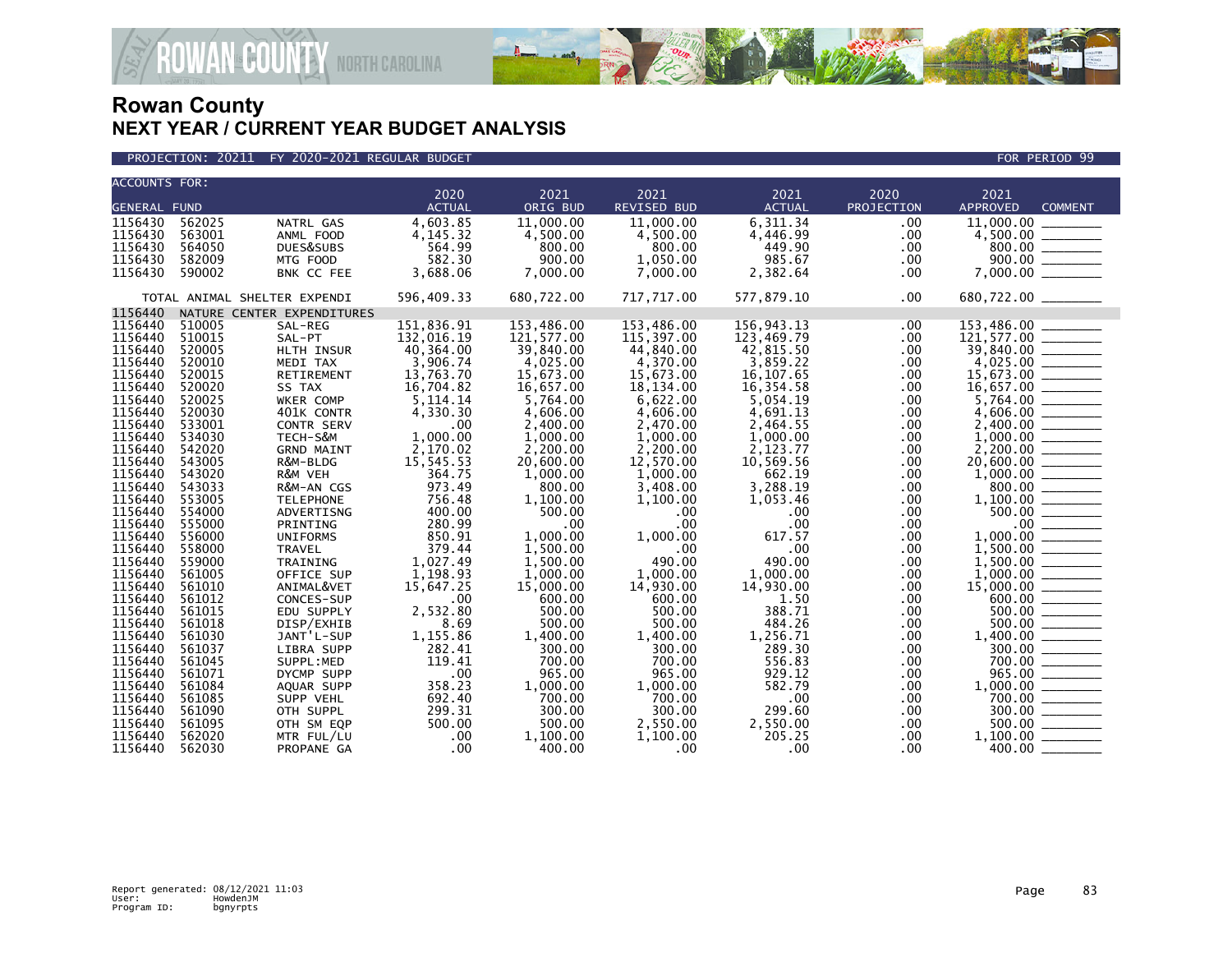# Rowan County
## NEXT YEAR / CURRENT YEAR BUDGET ANALYSIS

PROJECTION: 20211 FY 2020-2021 REGULAR BUDGET — FOR PERIOD 99

| ACCOUNTS FOR: GENERAL FUND | | | 2020 ACTUAL | 2021 ORIG BUD | 2021 REVISED BUD | 2021 ACTUAL | 2020 PROJECTION | 2021 APPROVED | COMMENT |
|---|---|---|---|---|---|---|---|---|---|
| 1156430 | 562025 | NATRL GAS | 4,603.85 | 11,000.00 | 11,000.00 | 6,311.34 | .00 | 11,000.00 | |
| 1156430 | 563001 | ANML FOOD | 4,145.32 | 4,500.00 | 4,500.00 | 4,446.99 | .00 | 4,500.00 | |
| 1156430 | 564050 | DUES&SUBS | 564.99 | 800.00 | 800.00 | 449.90 | .00 | 800.00 | |
| 1156430 | 582009 | MTG FOOD | 582.30 | 900.00 | 1,050.00 | 985.67 | .00 | 900.00 | |
| 1156430 | 590002 | BNK CC FEE | 3,688.06 | 7,000.00 | 7,000.00 | 2,382.64 | .00 | 7,000.00 | |
| | TOTAL ANIMAL SHELTER EXPENDI | | 596,409.33 | 680,722.00 | 717,717.00 | 577,879.10 | .00 | 680,722.00 | |
| 1156440 | NATURE CENTER EXPENDITURES | | | | | | | | |
| 1156440 | 510005 | SAL-REG | 151,836.91 | 153,486.00 | 153,486.00 | 156,943.13 | .00 | 153,486.00 | |
| 1156440 | 510015 | SAL-PT | 132,016.19 | 121,577.00 | 115,397.00 | 123,469.79 | .00 | 121,577.00 | |
| 1156440 | 520005 | HLTH INSUR | 40,364.00 | 39,840.00 | 44,840.00 | 42,815.50 | .00 | 39,840.00 | |
| 1156440 | 520010 | MEDI TAX | 3,906.74 | 4,025.00 | 4,370.00 | 3,859.22 | .00 | 4,025.00 | |
| 1156440 | 520015 | RETIREMENT | 13,763.70 | 15,673.00 | 15,673.00 | 16,107.65 | .00 | 15,673.00 | |
| 1156440 | 520020 | SS TAX | 16,704.82 | 16,657.00 | 18,134.00 | 16,354.58 | .00 | 16,657.00 | |
| 1156440 | 520025 | WKER COMP | 5,114.14 | 5,764.00 | 6,622.00 | 5,054.19 | .00 | 5,764.00 | |
| 1156440 | 520030 | 401K CONTR | 4,330.30 | 4,606.00 | 4,606.00 | 4,691.13 | .00 | 4,606.00 | |
| 1156440 | 533001 | CONTR SERV | .00 | 2,400.00 | 2,470.00 | 2,464.55 | .00 | 2,400.00 | |
| 1156440 | 534030 | TECH-S&M | 1,000.00 | 1,000.00 | 1,000.00 | 1,000.00 | .00 | 1,000.00 | |
| 1156440 | 542020 | GRND MAINT | 2,170.02 | 2,200.00 | 2,200.00 | 2,123.77 | .00 | 2,200.00 | |
| 1156440 | 543005 | R&M-BLDG | 15,545.53 | 20,600.00 | 12,570.00 | 10,569.56 | .00 | 20,600.00 | |
| 1156440 | 543020 | R&M VEH | 364.75 | 1,000.00 | 1,000.00 | 662.19 | .00 | 1,000.00 | |
| 1156440 | 543033 | R&M-AN CGS | 973.49 | 800.00 | 3,408.00 | 3,288.19 | .00 | 800.00 | |
| 1156440 | 553005 | TELEPHONE | 756.48 | 1,100.00 | 1,100.00 | 1,053.46 | .00 | 1,100.00 | |
| 1156440 | 554000 | ADVERTISNG | 400.00 | 500.00 | .00 | .00 | .00 | 500.00 | |
| 1156440 | 555000 | PRINTING | 280.99 | .00 | .00 | .00 | .00 | .00 | |
| 1156440 | 556000 | UNIFORMS | 850.91 | 1,000.00 | 1,000.00 | 617.57 | .00 | 1,000.00 | |
| 1156440 | 558000 | TRAVEL | 379.44 | 1,500.00 | .00 | .00 | .00 | 1,500.00 | |
| 1156440 | 559000 | TRAINING | 1,027.49 | 1,500.00 | 490.00 | 490.00 | .00 | 1,500.00 | |
| 1156440 | 561005 | OFFICE SUP | 1,198.93 | 1,000.00 | 1,000.00 | 1,000.00 | .00 | 1,000.00 | |
| 1156440 | 561010 | ANIMAL&VET | 15,647.25 | 15,000.00 | 14,930.00 | 14,930.00 | .00 | 15,000.00 | |
| 1156440 | 561012 | CONCES-SUP | .00 | 600.00 | 600.00 | 1.50 | .00 | 600.00 | |
| 1156440 | 561015 | EDU SUPPLY | 2,532.80 | 500.00 | 500.00 | 388.71 | .00 | 500.00 | |
| 1156440 | 561018 | DISP/EXHIB | 8.69 | 500.00 | 500.00 | 484.26 | .00 | 500.00 | |
| 1156440 | 561030 | JANT'L-SUP | 1,155.86 | 1,400.00 | 1,400.00 | 1,256.71 | .00 | 1,400.00 | |
| 1156440 | 561037 | LIBRA SUPP | 282.41 | 300.00 | 300.00 | 289.30 | .00 | 300.00 | |
| 1156440 | 561045 | SUPPL:MED | 119.41 | 700.00 | 700.00 | 556.83 | .00 | 700.00 | |
| 1156440 | 561071 | DYCMP SUPP | .00 | 965.00 | 965.00 | 929.12 | .00 | 965.00 | |
| 1156440 | 561084 | AQUAR SUPP | 358.23 | 1,000.00 | 1,000.00 | 582.79 | .00 | 1,000.00 | |
| 1156440 | 561085 | SUPP VEHL | 692.40 | 700.00 | 700.00 | .00 | .00 | 700.00 | |
| 1156440 | 561090 | OTH SUPPL | 299.31 | 300.00 | 300.00 | 299.60 | .00 | 300.00 | |
| 1156440 | 561095 | OTH SM EQP | 500.00 | 500.00 | 2,550.00 | 2,550.00 | .00 | 500.00 | |
| 1156440 | 562020 | MTR FUL/LU | .00 | 1,100.00 | 1,100.00 | 205.25 | .00 | 1,100.00 | |
| 1156440 | 562030 | PROPANE GA | .00 | 400.00 | .00 | .00 | .00 | 400.00 | |

Report generated: 08/12/2021 11:03
User: HowdenJM
Program ID: bgnyrpts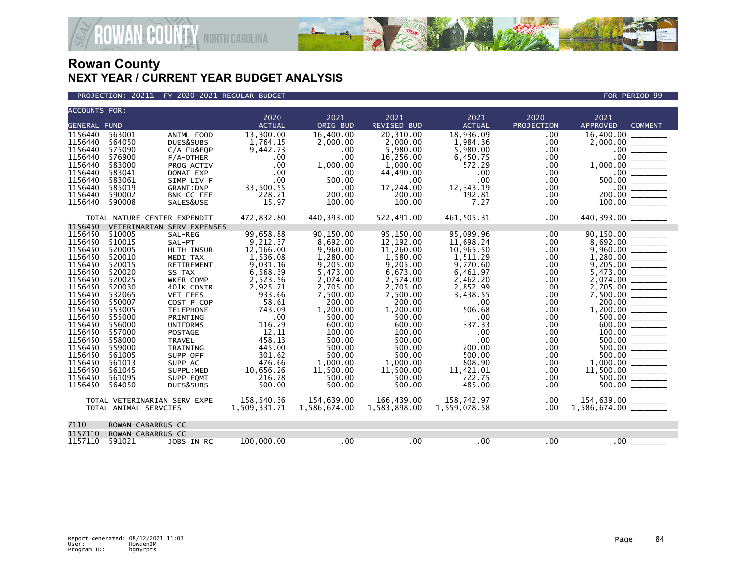# Rowan County
## NEXT YEAR / CURRENT YEAR BUDGET ANALYSIS

PROJECTION: 20211 FY 2020-2021 REGULAR BUDGET — FOR PERIOD 99

| ACCOUNTS FOR: GENERAL FUND | | | 2020 ACTUAL | 2021 ORIG BUD | 2021 REVISED BUD | 2021 ACTUAL | 2020 PROJECTION | 2021 APPROVED | COMMENT |
|---|---|---|---|---|---|---|---|---|---|
| 1156440 | 563001 | ANIML FOOD | 13,300.00 | 16,400.00 | 20,310.00 | 18,936.09 | .00 | 16,400.00 | |
| 1156440 | 564050 | DUES&SUBS | 1,764.15 | 2,000.00 | 2,000.00 | 1,984.36 | .00 | 2,000.00 | |
| 1156440 | 575090 | C/A-FU&EQP | 9,442.73 | .00 | 5,980.00 | 5,980.00 | .00 | .00 | |
| 1156440 | 576900 | F/A-OTHER | .00 | .00 | 16,256.00 | 6,450.75 | .00 | .00 | |
| 1156440 | 583000 | PROG ACTIV | .00 | 1,000.00 | 1,000.00 | 572.29 | .00 | 1,000.00 | |
| 1156440 | 583041 | DONAT EXP | .00 | .00 | 44,490.00 | .00 | .00 | .00 | |
| 1156440 | 583061 | SIMP LIV F | .00 | 500.00 | .00 | .00 | .00 | 500.00 | |
| 1156440 | 585019 | GRANT:DNP | 33,500.55 | .00 | 17,244.00 | 12,343.19 | .00 | .00 | |
| 1156440 | 590002 | BNK-CC FEE | 228.21 | 200.00 | 200.00 | 192.81 | .00 | 200.00 | |
| 1156440 | 590008 | SALES&USE | 15.97 | 100.00 | 100.00 | 7.27 | .00 | 100.00 | |
| TOTAL NATURE CENTER EXPENDIT | | | 472,832.80 | 440,393.00 | 522,491.00 | 461,505.31 | .00 | 440,393.00 | |
| 1156450 | VETERINARIAN SERV EXPENSES | | | | | | | | |
| 1156450 | 510005 | SAL-REG | 99,658.88 | 90,150.00 | 95,150.00 | 95,099.96 | .00 | 90,150.00 | |
| 1156450 | 510015 | SAL-PT | 9,212.37 | 8,692.00 | 12,192.00 | 11,698.24 | .00 | 8,692.00 | |
| 1156450 | 520005 | HLTH INSUR | 12,166.00 | 9,960.00 | 11,260.00 | 10,965.50 | .00 | 9,960.00 | |
| 1156450 | 520010 | MEDI TAX | 1,536.08 | 1,280.00 | 1,580.00 | 1,511.29 | .00 | 1,280.00 | |
| 1156450 | 520015 | RETIREMENT | 9,031.16 | 9,205.00 | 9,205.00 | 9,770.60 | .00 | 9,205.00 | |
| 1156450 | 520020 | SS TAX | 6,568.39 | 5,473.00 | 6,673.00 | 6,461.97 | .00 | 5,473.00 | |
| 1156450 | 520025 | WKER COMP | 2,523.56 | 2,074.00 | 2,574.00 | 2,462.20 | .00 | 2,074.00 | |
| 1156450 | 520030 | 401K CONTR | 2,925.71 | 2,705.00 | 2,705.00 | 2,852.99 | .00 | 2,705.00 | |
| 1156450 | 532065 | VET FEES | 933.66 | 7,500.00 | 7,500.00 | 3,438.55 | .00 | 7,500.00 | |
| 1156450 | 550007 | COST P COP | 58.61 | 200.00 | 200.00 | .00 | .00 | 200.00 | |
| 1156450 | 553005 | TELEPHONE | 743.09 | 1,200.00 | 1,200.00 | 506.68 | .00 | 1,200.00 | |
| 1156450 | 555000 | PRINTING | .00 | 500.00 | 500.00 | .00 | .00 | 500.00 | |
| 1156450 | 556000 | UNIFORMS | 116.29 | 600.00 | 600.00 | 337.33 | .00 | 600.00 | |
| 1156450 | 557000 | POSTAGE | 12.11 | 100.00 | 100.00 | .00 | .00 | 100.00 | |
| 1156450 | 558000 | TRAVEL | 458.13 | 500.00 | 500.00 | .00 | .00 | 500.00 | |
| 1156450 | 559000 | TRAINING | 445.00 | 500.00 | 500.00 | 200.00 | .00 | 500.00 | |
| 1156450 | 561005 | SUPP OFF | 301.62 | 500.00 | 500.00 | 500.00 | .00 | 500.00 | |
| 1156450 | 561013 | SUPP AC | 476.66 | 1,000.00 | 1,000.00 | 808.90 | .00 | 1,000.00 | |
| 1156450 | 561045 | SUPPL:MED | 10,656.26 | 11,500.00 | 11,500.00 | 11,421.01 | .00 | 11,500.00 | |
| 1156450 | 561095 | SUPP EQMT | 216.78 | 500.00 | 500.00 | 222.75 | .00 | 500.00 | |
| 1156450 | 564050 | DUES&SUBS | 500.00 | 500.00 | 500.00 | 485.00 | .00 | 500.00 | |
| TOTAL VETERINARIAN SERV EXPE | | | 158,540.36 | 154,639.00 | 166,439.00 | 158,742.97 | .00 | 154,639.00 | |
| TOTAL ANIMAL SERVCIES | | | 1,509,331.71 | 1,586,674.00 | 1,583,898.00 | 1,559,078.58 | .00 | 1,586,674.00 | |
| 7110 | ROWAN-CABARRUS CC | | | | | | | | |
| 1157110 | ROWAN-CABARRUS CC | | | | | | | | |
| 1157110 | 591021 | JOBS IN RC | 100,000.00 | .00 | .00 | .00 | .00 | .00 | |

Report generated: 08/12/2021 11:03
User: HowdenJM
Program ID: bgnyrpts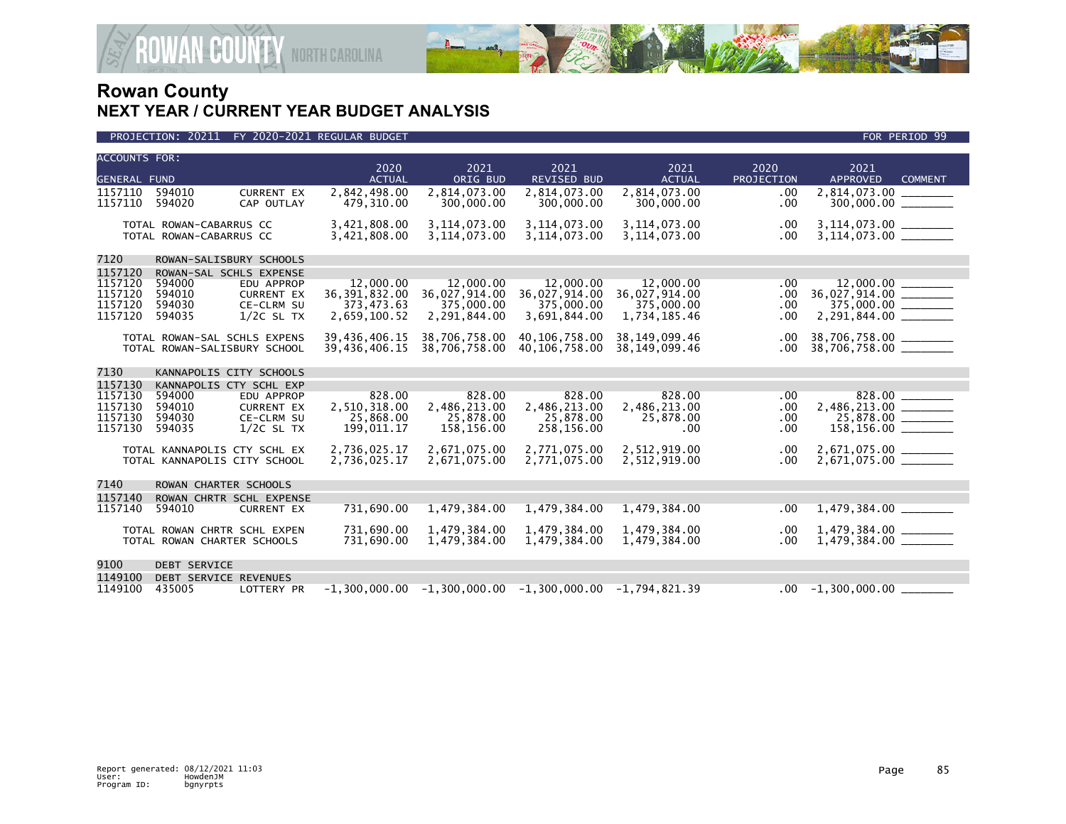# Rowan County
## NEXT YEAR / CURRENT YEAR BUDGET ANALYSIS

PROJECTION: 20211 FY 2020-2021 REGULAR BUDGET — FOR PERIOD 99

| ACCOUNTS FOR: GENERAL FUND | | | 2020 ACTUAL | 2021 ORIG BUD | 2021 REVISED BUD | 2021 ACTUAL | 2020 PROJECTION | 2021 APPROVED | COMMENT |
|---|---|---|---|---|---|---|---|---|---|
| 1157110 | 594010 | CURRENT EX | 2,842,498.00 | 2,814,073.00 | 2,814,073.00 | 2,814,073.00 | .00 | 2,814,073.00 | ________ |
| 1157110 | 594020 | CAP OUTLAY | 479,310.00 | 300,000.00 | 300,000.00 | 300,000.00 | .00 | 300,000.00 | ________ |
| TOTAL ROWAN-CABARRUS CC | | | 3,421,808.00 | 3,114,073.00 | 3,114,073.00 | 3,114,073.00 | .00 | 3,114,073.00 | ________ |
| TOTAL ROWAN-CABARRUS CC | | | 3,421,808.00 | 3,114,073.00 | 3,114,073.00 | 3,114,073.00 | .00 | 3,114,073.00 | ________ |
| 7120 | ROWAN-SALISBURY SCHOOLS | | | | | | | | |
| 1157120 | ROWAN-SAL SCHLS EXPENSE | | | | | | | | |
| 1157120 | 594000 | EDU APPROP | 12,000.00 | 12,000.00 | 12,000.00 | 12,000.00 | .00 | 12,000.00 | ________ |
| 1157120 | 594010 | CURRENT EX | 36,391,832.00 | 36,027,914.00 | 36,027,914.00 | 36,027,914.00 | .00 | 36,027,914.00 | ________ |
| 1157120 | 594030 | CE-CLRM SU | 373,473.63 | 375,000.00 | 375,000.00 | 375,000.00 | .00 | 375,000.00 | ________ |
| 1157120 | 594035 | 1/2C SL TX | 2,659,100.52 | 2,291,844.00 | 3,691,844.00 | 1,734,185.46 | .00 | 2,291,844.00 | ________ |
| TOTAL ROWAN-SAL SCHLS EXPENS | | | 39,436,406.15 | 38,706,758.00 | 40,106,758.00 | 38,149,099.46 | .00 | 38,706,758.00 | ________ |
| TOTAL ROWAN-SALISBURY SCHOOL | | | 39,436,406.15 | 38,706,758.00 | 40,106,758.00 | 38,149,099.46 | .00 | 38,706,758.00 | ________ |
| 7130 | KANNAPOLIS CITY SCHOOLS | | | | | | | | |
| 1157130 | KANNAPOLIS CTY SCHL EXP | | | | | | | | |
| 1157130 | 594000 | EDU APPROP | 828.00 | 828.00 | 828.00 | 828.00 | .00 | 828.00 | ________ |
| 1157130 | 594010 | CURRENT EX | 2,510,318.00 | 2,486,213.00 | 2,486,213.00 | 2,486,213.00 | .00 | 2,486,213.00 | ________ |
| 1157130 | 594030 | CE-CLRM SU | 25,868.00 | 25,878.00 | 25,878.00 | 25,878.00 | .00 | 25,878.00 | ________ |
| 1157130 | 594035 | 1/2C SL TX | 199,011.17 | 158,156.00 | 258,156.00 | .00 | .00 | 158,156.00 | ________ |
| TOTAL KANNAPOLIS CTY SCHL EX | | | 2,736,025.17 | 2,671,075.00 | 2,771,075.00 | 2,512,919.00 | .00 | 2,671,075.00 | ________ |
| TOTAL KANNAPOLIS CITY SCHOOL | | | 2,736,025.17 | 2,671,075.00 | 2,771,075.00 | 2,512,919.00 | .00 | 2,671,075.00 | ________ |
| 7140 | ROWAN CHARTER SCHOOLS | | | | | | | | |
| 1157140 | ROWAN CHRTR SCHL EXPENSE | | | | | | | | |
| 1157140 | 594010 | CURRENT EX | 731,690.00 | 1,479,384.00 | 1,479,384.00 | 1,479,384.00 | .00 | 1,479,384.00 | ________ |
| TOTAL ROWAN CHRTR SCHL EXPEN | | | 731,690.00 | 1,479,384.00 | 1,479,384.00 | 1,479,384.00 | .00 | 1,479,384.00 | ________ |
| TOTAL ROWAN CHARTER SCHOOLS | | | 731,690.00 | 1,479,384.00 | 1,479,384.00 | 1,479,384.00 | .00 | 1,479,384.00 | ________ |
| 9100 | DEBT SERVICE | | | | | | | | |
| 1149100 | DEBT SERVICE REVENUES | | | | | | | | |
| 1149100 | 435005 | LOTTERY PR | -1,300,000.00 | -1,300,000.00 | -1,300,000.00 | -1,794,821.39 | .00 | -1,300,000.00 | ________ |

Report generated: 08/12/2021 11:03
User: HowdenJM
Program ID: bgnyrpts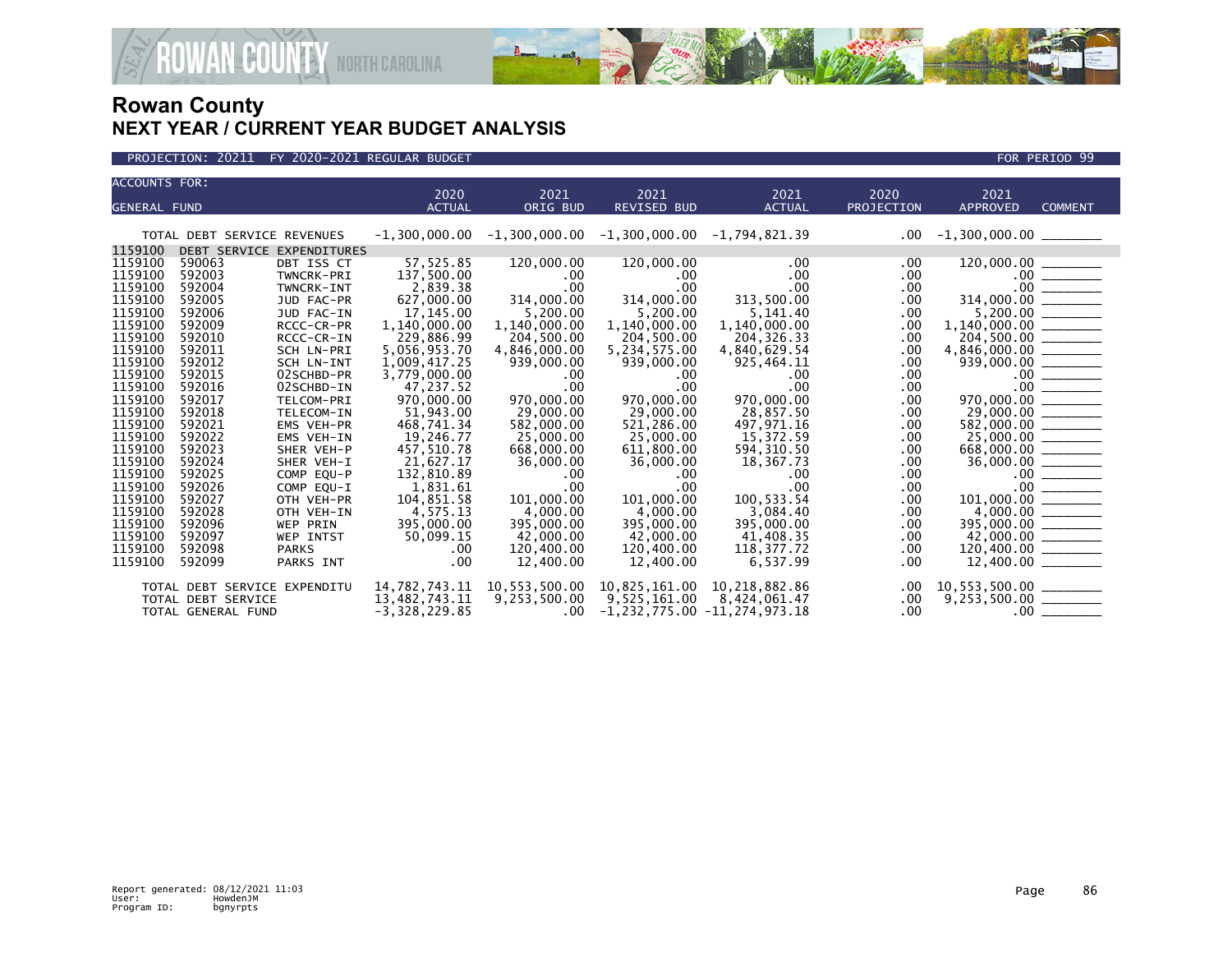# Rowan County

## NEXT YEAR / CURRENT YEAR BUDGET ANALYSIS

PROJECTION: 20211 FY 2020-2021 REGULAR BUDGET FOR PERIOD 99

| ACCOUNTS FOR: GENERAL FUND | | | 2020 ACTUAL | 2021 ORIG BUD | 2021 REVISED BUD | 2021 ACTUAL | 2020 PROJECTION | 2021 APPROVED | COMMENT |
|---|---|---|---|---|---|---|---|---|---|
| TOTAL DEBT SERVICE REVENUES | | | -1,300,000.00 | -1,300,000.00 | -1,300,000.00 | -1,794,821.39 | .00 | -1,300,000.00 | _______ |
| 1159100 | DEBT SERVICE EXPENDITURES | | | | | | | | |
| 1159100 | 590063 | DBT ISS CT | 57,525.85 | 120,000.00 | 120,000.00 | .00 | .00 | 120,000.00 | _______ |
| 1159100 | 592003 | TWNCRK-PRI | 137,500.00 | .00 | .00 | .00 | .00 | .00 | _______ |
| 1159100 | 592004 | TWNCRK-INT | 2,839.38 | .00 | .00 | .00 | .00 | .00 | _______ |
| 1159100 | 592005 | JUD FAC-PR | 627,000.00 | 314,000.00 | 314,000.00 | 313,500.00 | .00 | 314,000.00 | _______ |
| 1159100 | 592006 | JUD FAC-IN | 17,145.00 | 5,200.00 | 5,200.00 | 5,141.40 | .00 | 5,200.00 | _______ |
| 1159100 | 592009 | RCCC-CR-PR | 1,140,000.00 | 1,140,000.00 | 1,140,000.00 | 1,140,000.00 | .00 | 1,140,000.00 | _______ |
| 1159100 | 592010 | RCCC-CR-IN | 229,886.99 | 204,500.00 | 204,500.00 | 204,326.33 | .00 | 204,500.00 | _______ |
| 1159100 | 592011 | SCH LN-PRI | 5,056,953.70 | 4,846,000.00 | 5,234,575.00 | 4,840,629.54 | .00 | 4,846,000.00 | _______ |
| 1159100 | 592012 | SCH LN-INT | 1,009,417.25 | 939,000.00 | 939,000.00 | 925,464.11 | .00 | 939,000.00 | _______ |
| 1159100 | 592015 | 02SCHBD-PR | 3,779,000.00 | .00 | .00 | .00 | .00 | .00 | _______ |
| 1159100 | 592016 | 02SCHBD-IN | 47,237.52 | .00 | .00 | .00 | .00 | .00 | _______ |
| 1159100 | 592017 | TELCOM-PRI | 970,000.00 | 970,000.00 | 970,000.00 | 970,000.00 | .00 | 970,000.00 | _______ |
| 1159100 | 592018 | TELECOM-IN | 51,943.00 | 29,000.00 | 29,000.00 | 28,857.50 | .00 | 29,000.00 | _______ |
| 1159100 | 592021 | EMS VEH-PR | 468,741.34 | 582,000.00 | 521,286.00 | 497,971.16 | .00 | 582,000.00 | _______ |
| 1159100 | 592022 | EMS VEH-IN | 19,246.77 | 25,000.00 | 25,000.00 | 15,372.59 | .00 | 25,000.00 | _______ |
| 1159100 | 592023 | SHER VEH-P | 457,510.78 | 668,000.00 | 611,800.00 | 594,310.50 | .00 | 668,000.00 | _______ |
| 1159100 | 592024 | SHER VEH-I | 21,627.17 | 36,000.00 | 36,000.00 | 18,367.73 | .00 | 36,000.00 | _______ |
| 1159100 | 592025 | COMP EQU-P | 132,810.89 | .00 | .00 | .00 | .00 | .00 | _______ |
| 1159100 | 592026 | COMP EQU-I | 1,831.61 | .00 | .00 | .00 | .00 | .00 | _______ |
| 1159100 | 592027 | OTH VEH-PR | 104,851.58 | 101,000.00 | 101,000.00 | 100,533.54 | .00 | 101,000.00 | _______ |
| 1159100 | 592028 | OTH VEH-IN | 4,575.13 | 4,000.00 | 4,000.00 | 3,084.40 | .00 | 4,000.00 | _______ |
| 1159100 | 592096 | WEP PRIN | 395,000.00 | 395,000.00 | 395,000.00 | 395,000.00 | .00 | 395,000.00 | _______ |
| 1159100 | 592097 | WEP INTST | 50,099.15 | 42,000.00 | 42,000.00 | 41,408.35 | .00 | 42,000.00 | _______ |
| 1159100 | 592098 | PARKS | .00 | 120,400.00 | 120,400.00 | 118,377.72 | .00 | 120,400.00 | _______ |
| 1159100 | 592099 | PARKS INT | .00 | 12,400.00 | 12,400.00 | 6,537.99 | .00 | 12,400.00 | _______ |
| TOTAL DEBT SERVICE EXPENDITU | | | 14,782,743.11 | 10,553,500.00 | 10,825,161.00 | 10,218,882.86 | .00 | 10,553,500.00 | _______ |
| TOTAL DEBT SERVICE | | | 13,482,743.11 | 9,253,500.00 | 9,525,161.00 | 8,424,061.47 | .00 | 9,253,500.00 | _______ |
| TOTAL GENERAL FUND | | | -3,328,229.85 | .00 | -1,232,775.00 | -11,274,973.18 | .00 | .00 | _______ |

Report generated: 08/12/2021 11:03
User: HowdenJM
Program ID: bgnyrpts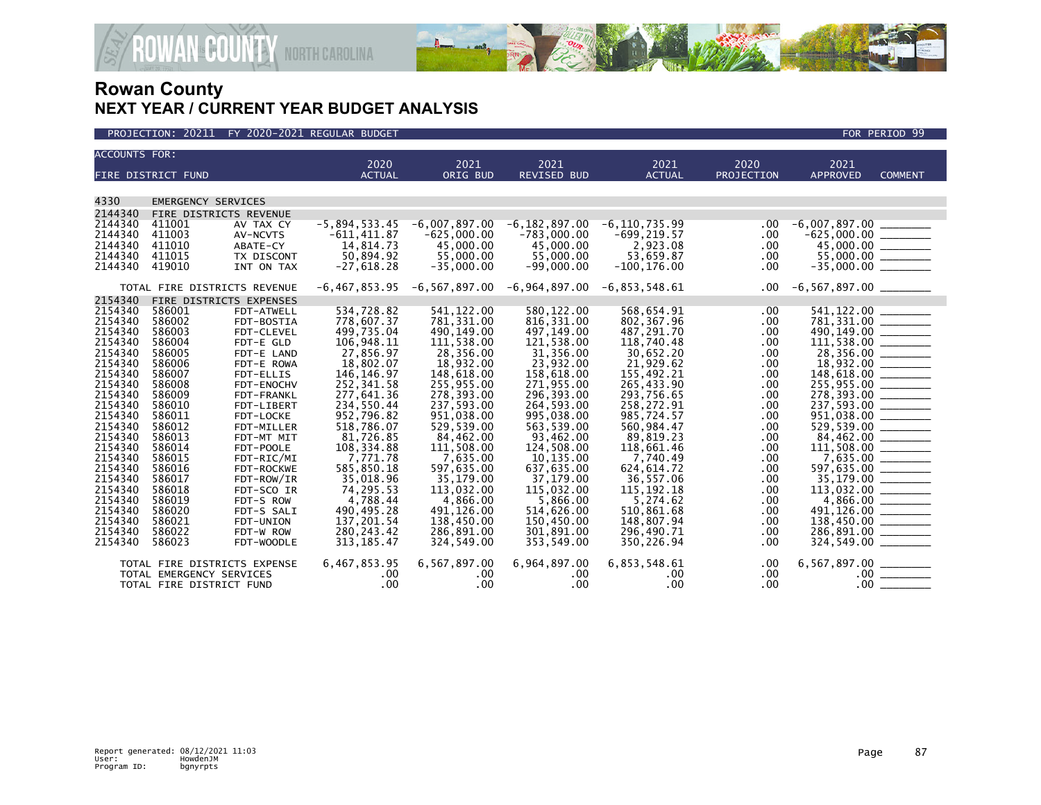## Rowan County
## NEXT YEAR / CURRENT YEAR BUDGET ANALYSIS

PROJECTION: 20211 FY 2020-2021 REGULAR BUDGET FOR PERIOD 99

| ACCOUNTS FOR: FIRE DISTRICT FUND | | | 2020 ACTUAL | 2021 ORIG BUD | 2021 REVISED BUD | 2021 ACTUAL | 2020 PROJECTION | 2021 APPROVED | COMMENT |
|---|---|---|---|---|---|---|---|---|---|
| 4330 | EMERGENCY SERVICES | | | | | | | | |
| 2144340 | FIRE DISTRICTS REVENUE | | | | | | | | |
| 2144340 | 411001 | AV TAX CY | -5,894,533.45 | -6,007,897.00 | -6,182,897.00 | -6,110,735.99 | .00 | -6,007,897.00 | _______ |
| 2144340 | 411003 | AV-NCVTS | -611,411.87 | -625,000.00 | -783,000.00 | -699,219.57 | .00 | -625,000.00 | _______ |
| 2144340 | 411010 | ABATE-CY | 14,814.73 | 45,000.00 | 45,000.00 | 2,923.08 | .00 | 45,000.00 | _______ |
| 2144340 | 411015 | TX DISCONT | 50,894.92 | 55,000.00 | 55,000.00 | 53,659.87 | .00 | 55,000.00 | _______ |
| 2144340 | 419010 | INT ON TAX | -27,618.28 | -35,000.00 | -99,000.00 | -100,176.00 | .00 | -35,000.00 | _______ |
| TOTAL FIRE DISTRICTS REVENUE | | | -6,467,853.95 | -6,567,897.00 | -6,964,897.00 | -6,853,548.61 | .00 | -6,567,897.00 | _______ |
| 2154340 | FIRE DISTRICTS EXPENSES | | | | | | | | |
| 2154340 | 586001 | FDT-ATWELL | 534,728.82 | 541,122.00 | 580,122.00 | 568,654.91 | .00 | 541,122.00 | _______ |
| 2154340 | 586002 | FDT-BOSTIA | 778,607.37 | 781,331.00 | 816,331.00 | 802,367.96 | .00 | 781,331.00 | _______ |
| 2154340 | 586003 | FDT-CLEVEL | 499,735.04 | 490,149.00 | 497,149.00 | 487,291.70 | .00 | 490,149.00 | _______ |
| 2154340 | 586004 | FDT-E GLD | 106,948.11 | 111,538.00 | 121,538.00 | 118,740.48 | .00 | 111,538.00 | _______ |
| 2154340 | 586005 | FDT-E LAND | 27,856.97 | 28,356.00 | 31,356.00 | 30,652.20 | .00 | 28,356.00 | _______ |
| 2154340 | 586006 | FDT-E ROWA | 18,802.07 | 18,932.00 | 23,932.00 | 21,929.62 | .00 | 18,932.00 | _______ |
| 2154340 | 586007 | FDT-ELLIS | 146,146.97 | 148,618.00 | 158,618.00 | 155,492.21 | .00 | 148,618.00 | _______ |
| 2154340 | 586008 | FDT-ENOCHV | 252,341.58 | 255,955.00 | 271,955.00 | 265,433.90 | .00 | 255,955.00 | _______ |
| 2154340 | 586009 | FDT-FRANKL | 277,641.36 | 278,393.00 | 296,393.00 | 293,756.65 | .00 | 278,393.00 | _______ |
| 2154340 | 586010 | FDT-LIBERT | 234,550.44 | 237,593.00 | 264,593.00 | 258,272.91 | .00 | 237,593.00 | _______ |
| 2154340 | 586011 | FDT-LOCKE | 952,796.82 | 951,038.00 | 995,038.00 | 985,724.57 | .00 | 951,038.00 | _______ |
| 2154340 | 586012 | FDT-MILLER | 518,786.07 | 529,539.00 | 563,539.00 | 560,984.47 | .00 | 529,539.00 | _______ |
| 2154340 | 586013 | FDT-MT MIT | 81,726.85 | 84,462.00 | 93,462.00 | 89,819.23 | .00 | 84,462.00 | _______ |
| 2154340 | 586014 | FDT-POOLE | 108,334.88 | 111,508.00 | 124,508.00 | 118,661.46 | .00 | 111,508.00 | _______ |
| 2154340 | 586015 | FDT-RIC/MI | 7,771.78 | 7,635.00 | 10,135.00 | 7,740.49 | .00 | 7,635.00 | _______ |
| 2154340 | 586016 | FDT-ROCKWE | 585,850.18 | 597,635.00 | 637,635.00 | 624,614.72 | .00 | 597,635.00 | _______ |
| 2154340 | 586017 | FDT-ROW/IR | 35,018.96 | 35,179.00 | 37,179.00 | 36,557.06 | .00 | 35,179.00 | _______ |
| 2154340 | 586018 | FDT-SCO IR | 74,295.53 | 113,032.00 | 115,032.00 | 115,192.18 | .00 | 113,032.00 | _______ |
| 2154340 | 586019 | FDT-S ROW | 4,788.44 | 4,866.00 | 5,866.00 | 5,274.62 | .00 | 4,866.00 | _______ |
| 2154340 | 586020 | FDT-S SALI | 490,495.28 | 491,126.00 | 514,626.00 | 510,861.68 | .00 | 491,126.00 | _______ |
| 2154340 | 586021 | FDT-UNION | 137,201.54 | 138,450.00 | 150,450.00 | 148,807.94 | .00 | 138,450.00 | _______ |
| 2154340 | 586022 | FDT-W ROW | 280,243.42 | 286,891.00 | 301,891.00 | 296,490.71 | .00 | 286,891.00 | _______ |
| 2154340 | 586023 | FDT-WOODLE | 313,185.47 | 324,549.00 | 353,549.00 | 350,226.94 | .00 | 324,549.00 | _______ |
| TOTAL FIRE DISTRICTS EXPENSE | | | 6,467,853.95 | 6,567,897.00 | 6,964,897.00 | 6,853,548.61 | .00 | 6,567,897.00 | _______ |
| TOTAL EMERGENCY SERVICES | | | .00 | .00 | .00 | .00 | .00 | .00 | _______ |
| TOTAL FIRE DISTRICT FUND | | | .00 | .00 | .00 | .00 | .00 | .00 | _______ |

Report generated: 08/12/2021 11:03
User: HowdenJM
Program ID: bgnyrpts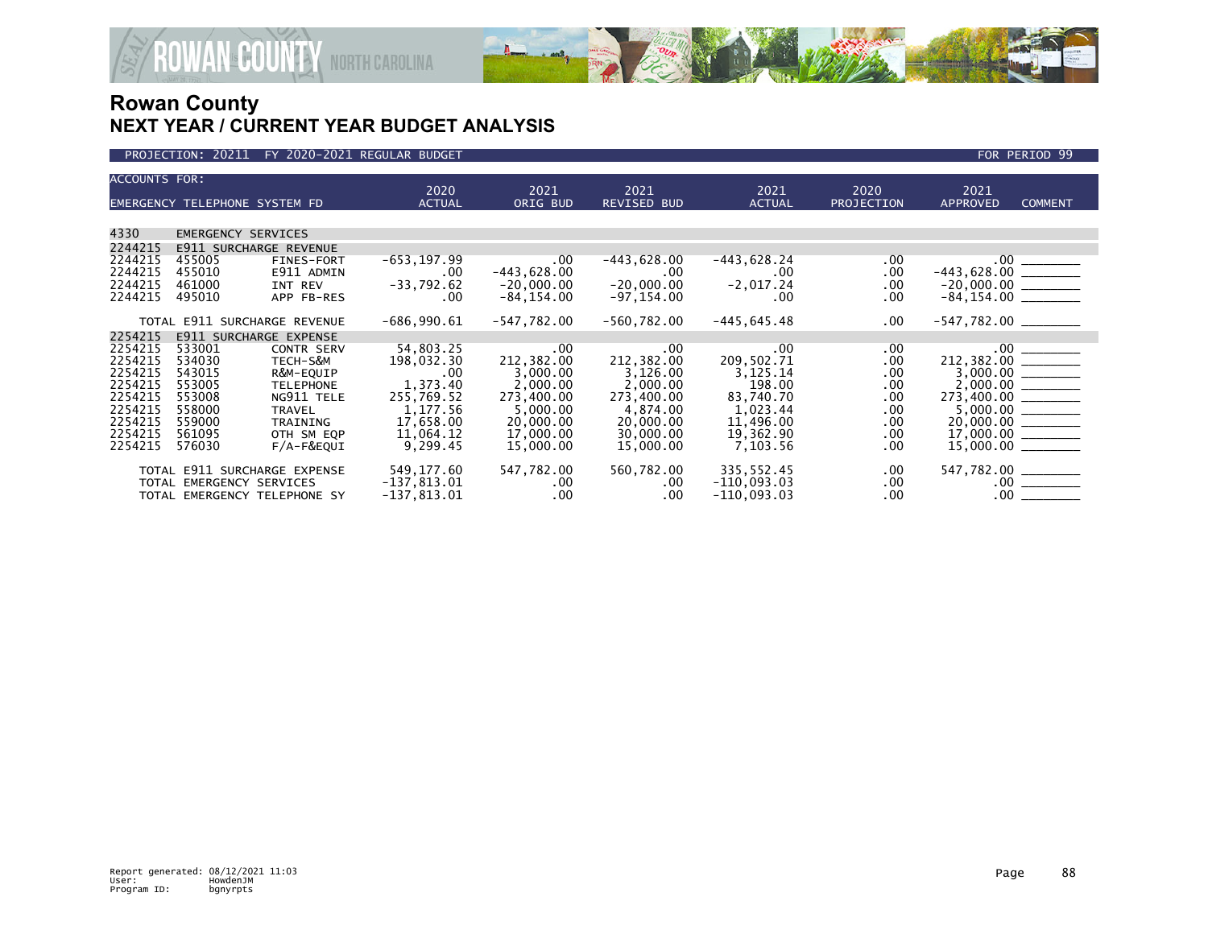# Rowan County
## NEXT YEAR / CURRENT YEAR BUDGET ANALYSIS

PROJECTION: 20211 FY 2020-2021 REGULAR BUDGET FOR PERIOD 99

| ACCOUNTS FOR: EMERGENCY TELEPHONE SYSTEM FD | | | 2020 ACTUAL | 2021 ORIG BUD | 2021 REVISED BUD | 2021 ACTUAL | 2020 PROJECTION | 2021 APPROVED | COMMENT |
|---|---|---|---|---|---|---|---|---|---|
| 4330 | EMERGENCY SERVICES | | | | | | | | |
| 2244215 | E911 SURCHARGE REVENUE | | | | | | | | |
| 2244215 | 455005 | FINES-FORT | -653,197.99 | .00 | -443,628.00 | -443,628.24 | .00 | .00 | ________ |
| 2244215 | 455010 | E911 ADMIN | .00 | -443,628.00 | .00 | .00 | .00 | -443,628.00 | ________ |
| 2244215 | 461000 | INT REV | -33,792.62 | -20,000.00 | -20,000.00 | -2,017.24 | .00 | -20,000.00 | ________ |
| 2244215 | 495010 | APP FB-RES | .00 | -84,154.00 | -97,154.00 | .00 | .00 | -84,154.00 | ________ |
| | TOTAL E911 SURCHARGE REVENUE | | -686,990.61 | -547,782.00 | -560,782.00 | -445,645.48 | .00 | -547,782.00 | ________ |
| 2254215 | E911 SURCHARGE EXPENSE | | | | | | | | |
| 2254215 | 533001 | CONTR SERV | 54,803.25 | .00 | .00 | .00 | .00 | .00 | ________ |
| 2254215 | 534030 | TECH-S&M | 198,032.30 | 212,382.00 | 212,382.00 | 209,502.71 | .00 | 212,382.00 | ________ |
| 2254215 | 543015 | R&M-EQUIP | .00 | 3,000.00 | 3,126.00 | 3,125.14 | .00 | 3,000.00 | ________ |
| 2254215 | 553005 | TELEPHONE | 1,373.40 | 2,000.00 | 2,000.00 | 198.00 | .00 | 2,000.00 | ________ |
| 2254215 | 553008 | NG911 TELE | 255,769.52 | 273,400.00 | 273,400.00 | 83,740.70 | .00 | 273,400.00 | ________ |
| 2254215 | 558000 | TRAVEL | 1,177.56 | 5,000.00 | 4,874.00 | 1,023.44 | .00 | 5,000.00 | ________ |
| 2254215 | 559000 | TRAINING | 17,658.00 | 20,000.00 | 20,000.00 | 11,496.00 | .00 | 20,000.00 | ________ |
| 2254215 | 561095 | OTH SM EQP | 11,064.12 | 17,000.00 | 30,000.00 | 19,362.90 | .00 | 17,000.00 | ________ |
| 2254215 | 576030 | F/A-F&EQUI | 9,299.45 | 15,000.00 | 15,000.00 | 7,103.56 | .00 | 15,000.00 | ________ |
| | TOTAL E911 SURCHARGE EXPENSE | | 549,177.60 | 547,782.00 | 560,782.00 | 335,552.45 | .00 | 547,782.00 | ________ |
| | TOTAL EMERGENCY SERVICES | | -137,813.01 | .00 | .00 | -110,093.03 | .00 | .00 | ________ |
| | TOTAL EMERGENCY TELEPHONE SY | | -137,813.01 | .00 | .00 | -110,093.03 | .00 | .00 | ________ |

Report generated: 08/12/2021 11:03
User: HowdenJM
Program ID: bgnyrpts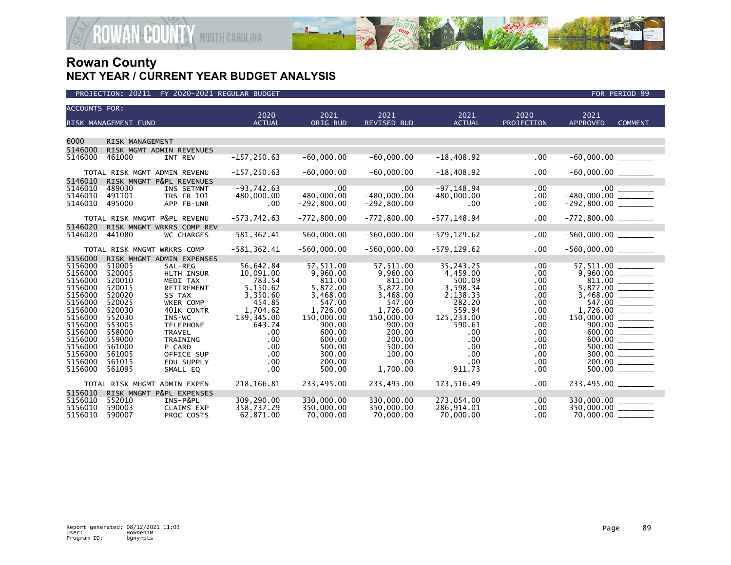# Rowan County
## NEXT YEAR / CURRENT YEAR BUDGET ANALYSIS

PROJECTION: 20211 FY 2020-2021 REGULAR BUDGET — FOR PERIOD 99

| ACCOUNTS FOR: RISK MANAGEMENT FUND | | | 2020 ACTUAL | 2021 ORIG BUD | 2021 REVISED BUD | 2021 ACTUAL | 2020 PROJECTION | 2021 APPROVED | COMMENT |
|---|---|---|---|---|---|---|---|---|---|
| 6000 | RISK MANAGEMENT | | | | | | | | |
| 5146000 | RISK MGMT ADMIN REVENUES | | | | | | | | |
| 5146000 | 461000 | INT REV | -157,250.63 | -60,000.00 | -60,000.00 | -18,408.92 | .00 | -60,000.00 | |
| TOTAL RISK MGMT ADMIN REVENU | | | -157,250.63 | -60,000.00 | -60,000.00 | -18,408.92 | .00 | -60,000.00 | |
| 5146010 | RISK MNGMT P&PL REVENUES | | | | | | | | |
| 5146010 | 489030 | INS SETMNT | -93,742.63 | .00 | .00 | -97,148.94 | .00 | .00 | |
| 5146010 | 491101 | TRS FR 101 | -480,000.00 | -480,000.00 | -480,000.00 | -480,000.00 | .00 | -480,000.00 | |
| 5146010 | 495000 | APP FB-UNR | .00 | -292,800.00 | -292,800.00 | .00 | .00 | -292,800.00 | |
| TOTAL RISK MNGMT P&PL REVENU | | | -573,742.63 | -772,800.00 | -772,800.00 | -577,148.94 | .00 | -772,800.00 | |
| 5146020 | RISK MNGMT WRKRS COMP REV | | | | | | | | |
| 5146020 | 441080 | WC CHARGES | -581,362.41 | -560,000.00 | -560,000.00 | -579,129.62 | .00 | -560,000.00 | |
| TOTAL RISK MNGMT WRKRS COMP | | | -581,362.41 | -560,000.00 | -560,000.00 | -579,129.62 | .00 | -560,000.00 | |
| 5156000 | RISK MHGMT ADMIN EXPENSES | | | | | | | | |
| 5156000 | 510005 | SAL-REG | 56,642.84 | 57,511.00 | 57,511.00 | 35,243.25 | .00 | 57,511.00 | |
| 5156000 | 520005 | HLTH INSUR | 10,091.00 | 9,960.00 | 9,960.00 | 4,459.00 | .00 | 9,960.00 | |
| 5156000 | 520010 | MEDI TAX | 783.54 | 811.00 | 811.00 | 500.09 | .00 | 811.00 | |
| 5156000 | 520015 | RETIREMENT | 5,150.62 | 5,872.00 | 5,872.00 | 3,598.34 | .00 | 5,872.00 | |
| 5156000 | 520020 | SS TAX | 3,350.60 | 3,468.00 | 3,468.00 | 2,138.33 | .00 | 3,468.00 | |
| 5156000 | 520025 | WKER COMP | 454.85 | 547.00 | 547.00 | 282.20 | .00 | 547.00 | |
| 5156000 | 520030 | 401K CONTR | 1,704.62 | 1,726.00 | 1,726.00 | 559.94 | .00 | 1,726.00 | |
| 5156000 | 552030 | INS-WC | 139,345.00 | 150,000.00 | 150,000.00 | 125,233.00 | .00 | 150,000.00 | |
| 5156000 | 553005 | TELEPHONE | 643.74 | 900.00 | 900.00 | 590.61 | .00 | 900.00 | |
| 5156000 | 558000 | TRAVEL | .00 | 600.00 | 200.00 | .00 | .00 | 600.00 | |
| 5156000 | 559000 | TRAINING | .00 | 600.00 | 200.00 | .00 | .00 | 600.00 | |
| 5156000 | 561000 | P-CARD | .00 | 500.00 | 500.00 | .00 | .00 | 500.00 | |
| 5156000 | 561005 | OFFICE SUP | .00 | 300.00 | 100.00 | .00 | .00 | 300.00 | |
| 5156000 | 561015 | EDU SUPPLY | .00 | 200.00 | .00 | .00 | .00 | 200.00 | |
| 5156000 | 561095 | SMALL EQ | .00 | 500.00 | 1,700.00 | 911.73 | .00 | 500.00 | |
| TOTAL RISK MHGMT ADMIN EXPEN | | | 218,166.81 | 233,495.00 | 233,495.00 | 173,516.49 | .00 | 233,495.00 | |
| 5156010 | RISK MNGMT P&PL EXPENSES | | | | | | | | |
| 5156010 | 552010 | INS-P&PL | 309,290.00 | 330,000.00 | 330,000.00 | 273,054.00 | .00 | 330,000.00 | |
| 5156010 | 590003 | CLAIMS EXP | 358,737.29 | 350,000.00 | 350,000.00 | 286,914.01 | .00 | 350,000.00 | |
| 5156010 | 590007 | PROC COSTS | 62,871.00 | 70,000.00 | 70,000.00 | 70,000.00 | .00 | 70,000.00 | |

Report generated: 08/12/2021 11:03
User: HowdenJM
Program ID: bgnyrpts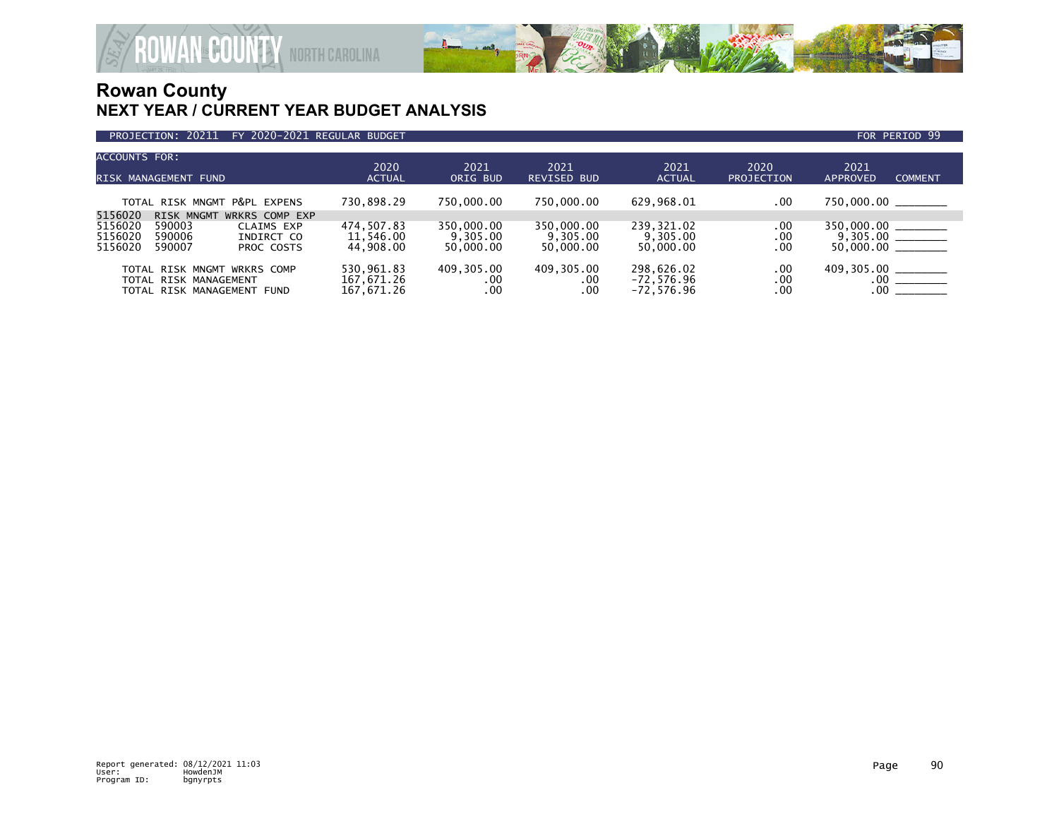# Rowan County

## NEXT YEAR / CURRENT YEAR BUDGET ANALYSIS

PROJECTION: 20211 FY 2020-2021 REGULAR BUDGET FOR PERIOD 99

| ACCOUNTS FOR: RISK MANAGEMENT FUND | | | 2020 ACTUAL | 2021 ORIG BUD | 2021 REVISED BUD | 2021 ACTUAL | 2020 PROJECTION | 2021 APPROVED | COMMENT |
|---|---|---|---|---|---|---|---|---|---|
| TOTAL RISK MNGMT P&PL EXPENS | | | 730,898.29 | 750,000.00 | 750,000.00 | 629,968.01 | .00 | 750,000.00 | ________ |
| 5156020 | RISK MNGMT WRKRS COMP EXP | | | | | | | | |
| 5156020 | 590003 | CLAIMS EXP | 474,507.83 | 350,000.00 | 350,000.00 | 239,321.02 | .00 | 350,000.00 | ________ |
| 5156020 | 590006 | INDIRCT CO | 11,546.00 | 9,305.00 | 9,305.00 | 9,305.00 | .00 | 9,305.00 | ________ |
| 5156020 | 590007 | PROC COSTS | 44,908.00 | 50,000.00 | 50,000.00 | 50,000.00 | .00 | 50,000.00 | ________ |
| TOTAL RISK MNGMT WRKRS COMP | | | 530,961.83 | 409,305.00 | 409,305.00 | 298,626.02 | .00 | 409,305.00 | ________ |
| TOTAL RISK MANAGEMENT | | | 167,671.26 | .00 | .00 | -72,576.96 | .00 | .00 | ________ |
| TOTAL RISK MANAGEMENT FUND | | | 167,671.26 | .00 | .00 | -72,576.96 | .00 | .00 | ________ |

Report generated: 08/12/2021 11:03
User: HowdenJM
Program ID: bgnyrpts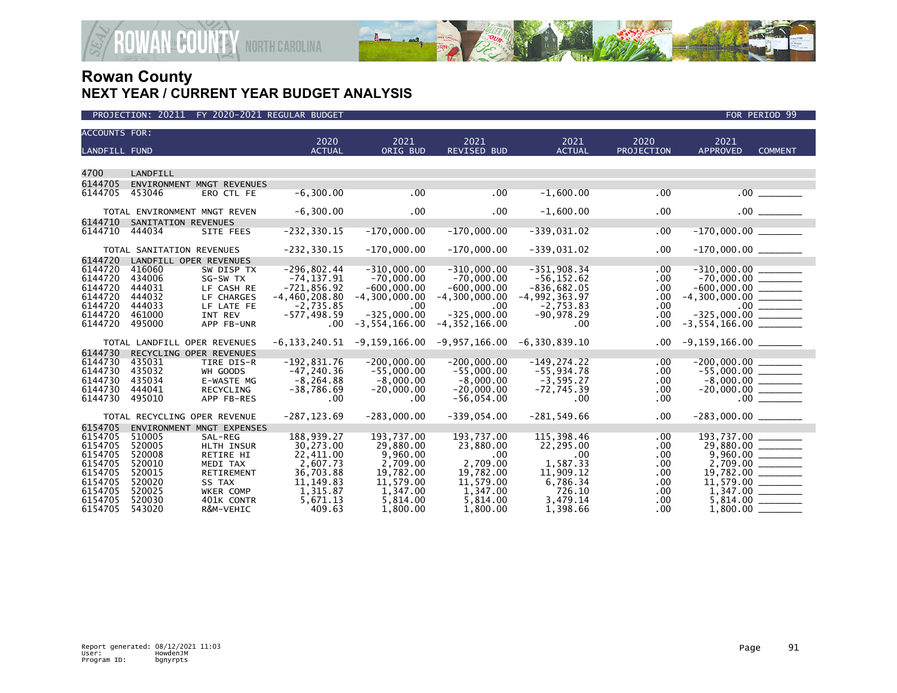# Rowan County
## NEXT YEAR / CURRENT YEAR BUDGET ANALYSIS

PROJECTION: 20211 FY 2020-2021 REGULAR BUDGET — FOR PERIOD 99

| ACCOUNTS FOR: LANDFILL FUND | | | 2020 ACTUAL | 2021 ORIG BUD | 2021 REVISED BUD | 2021 ACTUAL | 2020 PROJECTION | 2021 APPROVED | COMMENT |
|---|---|---|---|---|---|---|---|---|---|
| 4700 | LANDFILL | | | | | | | | |
| 6144705 | ENVIRONMENT MNGT REVENUES | | | | | | | | |
| 6144705 | 453046 | ERO CTL FE | -6,300.00 | .00 | .00 | -1,600.00 | .00 | .00 | ________ |
| | TOTAL ENVIRONMENT MNGT REVEN | | -6,300.00 | .00 | .00 | -1,600.00 | .00 | .00 | ________ |
| 6144710 | SANITATION REVENUES | | | | | | | | |
| 6144710 | 444034 | SITE FEES | -232,330.15 | -170,000.00 | -170,000.00 | -339,031.02 | .00 | -170,000.00 | ________ |
| | TOTAL SANITATION REVENUES | | -232,330.15 | -170,000.00 | -170,000.00 | -339,031.02 | .00 | -170,000.00 | ________ |
| 6144720 | LANDFILL OPER REVENUES | | | | | | | | |
| 6144720 | 416060 | SW DISP TX | -296,802.44 | -310,000.00 | -310,000.00 | -351,908.34 | .00 | -310,000.00 | ________ |
| 6144720 | 434006 | SG-SW TX | -74,137.91 | -70,000.00 | -70,000.00 | -56,152.62 | .00 | -70,000.00 | ________ |
| 6144720 | 444031 | LF CASH RE | -721,856.92 | -600,000.00 | -600,000.00 | -836,682.05 | .00 | -600,000.00 | ________ |
| 6144720 | 444032 | LF CHARGES | -4,460,208.80 | -4,300,000.00 | -4,300,000.00 | -4,992,363.97 | .00 | -4,300,000.00 | ________ |
| 6144720 | 444033 | LF LATE FE | -2,735.85 | .00 | .00 | -2,753.83 | .00 | .00 | ________ |
| 6144720 | 461000 | INT REV | -577,498.59 | -325,000.00 | -325,000.00 | -90,978.29 | .00 | -325,000.00 | ________ |
| 6144720 | 495000 | APP FB-UNR | .00 | -3,554,166.00 | -4,352,166.00 | .00 | .00 | -3,554,166.00 | ________ |
| | TOTAL LANDFILL OPER REVENUES | | -6,133,240.51 | -9,159,166.00 | -9,957,166.00 | -6,330,839.10 | .00 | -9,159,166.00 | ________ |
| 6144730 | RECYCLING OPER REVENUES | | | | | | | | |
| 6144730 | 435031 | TIRE DIS-R | -192,831.76 | -200,000.00 | -200,000.00 | -149,274.22 | .00 | -200,000.00 | ________ |
| 6144730 | 435032 | WH GOODS | -47,240.36 | -55,000.00 | -55,000.00 | -55,934.78 | .00 | -55,000.00 | ________ |
| 6144730 | 435034 | E-WASTE MG | -8,264.88 | -8,000.00 | -8,000.00 | -3,595.27 | .00 | -8,000.00 | ________ |
| 6144730 | 444041 | RECYCLING | -38,786.69 | -20,000.00 | -20,000.00 | -72,745.39 | .00 | -20,000.00 | ________ |
| 6144730 | 495010 | APP FB-RES | .00 | .00 | -56,054.00 | .00 | .00 | .00 | ________ |
| | TOTAL RECYCLING OPER REVENUE | | -287,123.69 | -283,000.00 | -339,054.00 | -281,549.66 | .00 | -283,000.00 | ________ |
| 6154705 | ENVIRONMENT MNGT EXPENSES | | | | | | | | |
| 6154705 | 510005 | SAL-REG | 188,939.27 | 193,737.00 | 193,737.00 | 115,398.46 | .00 | 193,737.00 | ________ |
| 6154705 | 520005 | HLTH INSUR | 30,273.00 | 29,880.00 | 23,880.00 | 22,295.00 | .00 | 29,880.00 | ________ |
| 6154705 | 520008 | RETIRE HI | 22,411.00 | 9,960.00 | .00 | .00 | .00 | 9,960.00 | ________ |
| 6154705 | 520010 | MEDI TAX | 2,607.73 | 2,709.00 | 2,709.00 | 1,587.33 | .00 | 2,709.00 | ________ |
| 6154705 | 520015 | RETIREMENT | 36,703.88 | 19,782.00 | 19,782.00 | 11,909.12 | .00 | 19,782.00 | ________ |
| 6154705 | 520020 | SS TAX | 11,149.83 | 11,579.00 | 11,579.00 | 6,786.34 | .00 | 11,579.00 | ________ |
| 6154705 | 520025 | WKER COMP | 1,315.87 | 1,347.00 | 1,347.00 | 726.10 | .00 | 1,347.00 | ________ |
| 6154705 | 520030 | 401K CONTR | 5,671.13 | 5,814.00 | 5,814.00 | 3,479.14 | .00 | 5,814.00 | ________ |
| 6154705 | 543020 | R&M-VEHIC | 409.63 | 1,800.00 | 1,800.00 | 1,398.66 | .00 | 1,800.00 | ________ |

Report generated: 08/12/2021 11:03
User: HowdenJM
Program ID: bgnyrpts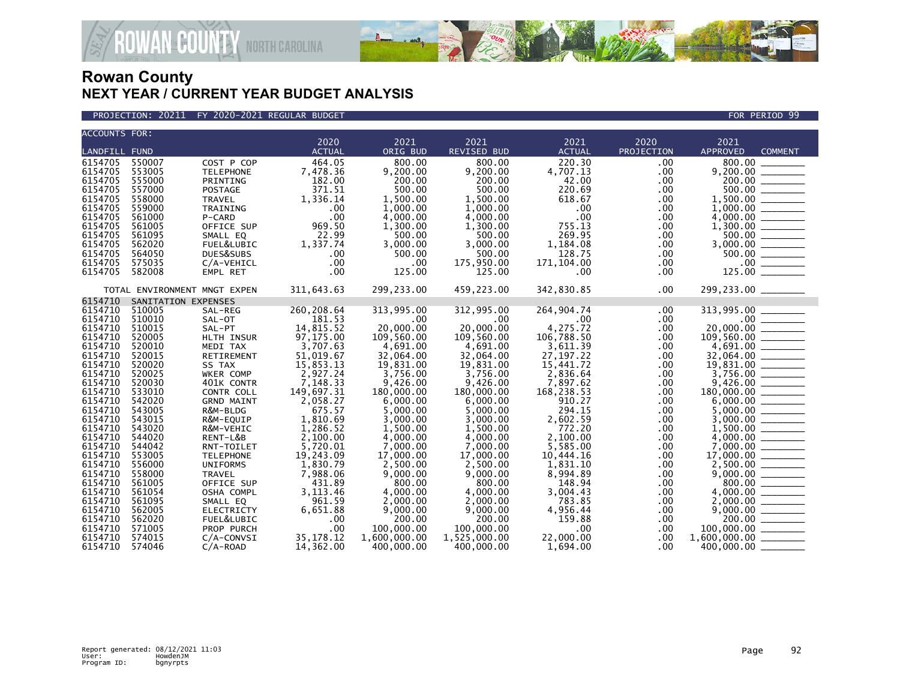# Rowan County
## NEXT YEAR / CURRENT YEAR BUDGET ANALYSIS

PROJECTION: 20211 FY 2020-2021 REGULAR BUDGET | FOR PERIOD 99

| ACCOUNTS FOR: LANDFILL FUND | | | 2020 ACTUAL | 2021 ORIG BUD | 2021 REVISED BUD | 2021 ACTUAL | 2020 PROJECTION | 2021 APPROVED | COMMENT |
|---|---|---|---|---|---|---|---|---|---|
| 6154705 | 550007 | COST P COP | 464.05 | 800.00 | 800.00 | 220.30 | .00 | 800.00 | |
| 6154705 | 553005 | TELEPHONE | 7,478.36 | 9,200.00 | 9,200.00 | 4,707.13 | .00 | 9,200.00 | |
| 6154705 | 555000 | PRINTING | 182.00 | 200.00 | 200.00 | 42.00 | .00 | 200.00 | |
| 6154705 | 557000 | POSTAGE | 371.51 | 500.00 | 500.00 | 220.69 | .00 | 500.00 | |
| 6154705 | 558000 | TRAVEL | 1,336.14 | 1,500.00 | 1,500.00 | 618.67 | .00 | 1,500.00 | |
| 6154705 | 559000 | TRAINING | .00 | 1,000.00 | 1,000.00 | .00 | .00 | 1,000.00 | |
| 6154705 | 561000 | P-CARD | .00 | 4,000.00 | 4,000.00 | .00 | .00 | 4,000.00 | |
| 6154705 | 561005 | OFFICE SUP | 969.50 | 1,300.00 | 1,300.00 | 755.13 | .00 | 1,300.00 | |
| 6154705 | 561095 | SMALL EQ | 22.99 | 500.00 | 500.00 | 269.95 | .00 | 500.00 | |
| 6154705 | 562020 | FUEL&LUBIC | 1,337.74 | 3,000.00 | 3,000.00 | 1,184.08 | .00 | 3,000.00 | |
| 6154705 | 564050 | DUES&SUBS | .00 | 500.00 | 500.00 | 128.75 | .00 | 500.00 | |
| 6154705 | 575035 | C/A-VEHICL | .00 | .00 | 175,950.00 | 171,104.00 | .00 | .00 | |
| 6154705 | 582008 | EMPL RET | .00 | 125.00 | 125.00 | .00 | .00 | 125.00 | |
| TOTAL ENVIRONMENT MNGT EXPEN | | | 311,643.63 | 299,233.00 | 459,223.00 | 342,830.85 | .00 | 299,233.00 | |
| 6154710 | SANITATION EXPENSES | | | | | | | | |
| 6154710 | 510005 | SAL-REG | 260,208.64 | 313,995.00 | 312,995.00 | 264,904.74 | .00 | 313,995.00 | |
| 6154710 | 510010 | SAL-OT | 181.53 | .00 | .00 | .00 | .00 | .00 | |
| 6154710 | 510015 | SAL-PT | 14,815.52 | 20,000.00 | 20,000.00 | 4,275.72 | .00 | 20,000.00 | |
| 6154710 | 520005 | HLTH INSUR | 97,175.00 | 109,560.00 | 109,560.00 | 106,788.50 | .00 | 109,560.00 | |
| 6154710 | 520010 | MEDI TAX | 3,707.63 | 4,691.00 | 4,691.00 | 3,611.39 | .00 | 4,691.00 | |
| 6154710 | 520015 | RETIREMENT | 51,019.67 | 32,064.00 | 32,064.00 | 27,197.22 | .00 | 32,064.00 | |
| 6154710 | 520020 | SS TAX | 15,853.13 | 19,831.00 | 19,831.00 | 15,441.72 | .00 | 19,831.00 | |
| 6154710 | 520025 | WKER COMP | 2,927.24 | 3,756.00 | 3,756.00 | 2,836.64 | .00 | 3,756.00 | |
| 6154710 | 520030 | 401K CONTR | 7,148.33 | 9,426.00 | 9,426.00 | 7,897.62 | .00 | 9,426.00 | |
| 6154710 | 533010 | CONTR COLL | 149,697.31 | 180,000.00 | 180,000.00 | 168,238.53 | .00 | 180,000.00 | |
| 6154710 | 542020 | GRND MAINT | 2,058.27 | 6,000.00 | 6,000.00 | 910.27 | .00 | 6,000.00 | |
| 6154710 | 543005 | R&M-BLDG | 675.57 | 5,000.00 | 5,000.00 | 294.15 | .00 | 5,000.00 | |
| 6154710 | 543015 | R&M-EQUIP | 1,810.69 | 3,000.00 | 3,000.00 | 2,602.59 | .00 | 3,000.00 | |
| 6154710 | 543020 | R&M-VEHIC | 1,286.52 | 1,500.00 | 1,500.00 | 772.20 | .00 | 1,500.00 | |
| 6154710 | 544020 | RENT-L&B | 2,100.00 | 4,000.00 | 4,000.00 | 2,100.00 | .00 | 4,000.00 | |
| 6154710 | 544042 | RNT-TOILET | 5,720.01 | 7,000.00 | 7,000.00 | 5,585.00 | .00 | 7,000.00 | |
| 6154710 | 553005 | TELEPHONE | 19,243.09 | 17,000.00 | 17,000.00 | 10,444.16 | .00 | 17,000.00 | |
| 6154710 | 556000 | UNIFORMS | 1,830.79 | 2,500.00 | 2,500.00 | 1,831.10 | .00 | 2,500.00 | |
| 6154710 | 558000 | TRAVEL | 7,988.06 | 9,000.00 | 9,000.00 | 8,994.89 | .00 | 9,000.00 | |
| 6154710 | 561005 | OFFICE SUP | 431.89 | 800.00 | 800.00 | 148.94 | .00 | 800.00 | |
| 6154710 | 561054 | OSHA COMPL | 3,113.46 | 4,000.00 | 4,000.00 | 3,004.43 | .00 | 4,000.00 | |
| 6154710 | 561095 | SMALL EQ | 961.59 | 2,000.00 | 2,000.00 | 783.85 | .00 | 2,000.00 | |
| 6154710 | 562005 | ELECTRICTY | 6,651.88 | 9,000.00 | 9,000.00 | 4,956.44 | .00 | 9,000.00 | |
| 6154710 | 562020 | FUEL&LUBIC | .00 | 200.00 | 200.00 | 159.88 | .00 | 200.00 | |
| 6154710 | 571005 | PROP PURCH | .00 | 100,000.00 | 100,000.00 | .00 | .00 | 100,000.00 | |
| 6154710 | 574015 | C/A-CONVSI | 35,178.12 | 1,600,000.00 | 1,525,000.00 | 22,000.00 | .00 | 1,600,000.00 | |
| 6154710 | 574046 | C/A-ROAD | 14,362.00 | 400,000.00 | 400,000.00 | 1,694.00 | .00 | 400,000.00 | |

Report generated: 08/12/2021 11:03
User: HowdenJM
Program ID: bgnyrpts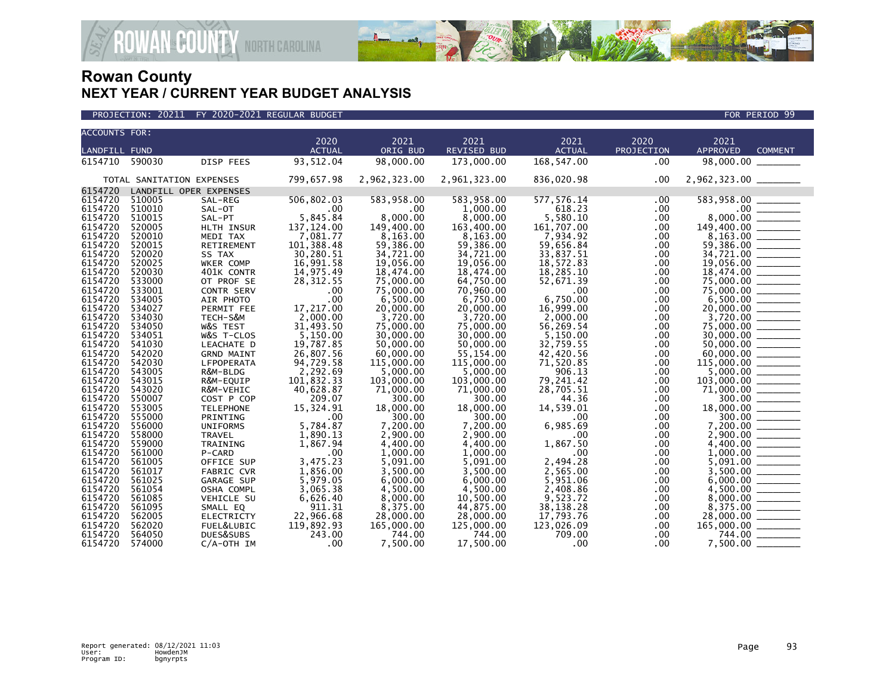# Rowan County

## NEXT YEAR / CURRENT YEAR BUDGET ANALYSIS

PROJECTION: 20211 FY 2020-2021 REGULAR BUDGET — FOR PERIOD 99

| ACCOUNTS FOR: LANDFILL FUND | | | 2020 ACTUAL | 2021 ORIG BUD | 2021 REVISED BUD | 2021 ACTUAL | 2020 PROJECTION | 2021 APPROVED | COMMENT |
|---|---|---|---|---|---|---|---|---|---|
| 6154710 | 590030 | DISP FEES | 93,512.04 | 98,000.00 | 173,000.00 | 168,547.00 | .00 | 98,000.00 | |
| TOTAL SANITATION EXPENSES | | | 799,657.98 | 2,962,323.00 | 2,961,323.00 | 836,020.98 | .00 | 2,962,323.00 | |
| 6154720 | LANDFILL OPER EXPENSES | | | | | | | | |
| 6154720 | 510005 | SAL-REG | 506,802.03 | 583,958.00 | 583,958.00 | 577,576.14 | .00 | 583,958.00 | |
| 6154720 | 510010 | SAL-OT | .00 | .00 | 1,000.00 | 618.23 | .00 | .00 | |
| 6154720 | 510015 | SAL-PT | 5,845.84 | 8,000.00 | 8,000.00 | 5,580.10 | .00 | 8,000.00 | |
| 6154720 | 520005 | HLTH INSUR | 137,124.00 | 149,400.00 | 163,400.00 | 161,707.00 | .00 | 149,400.00 | |
| 6154720 | 520010 | MEDI TAX | 7,081.77 | 8,163.00 | 8,163.00 | 7,934.92 | .00 | 8,163.00 | |
| 6154720 | 520015 | RETIREMENT | 101,388.48 | 59,386.00 | 59,386.00 | 59,656.84 | .00 | 59,386.00 | |
| 6154720 | 520020 | SS TAX | 30,280.51 | 34,721.00 | 34,721.00 | 33,837.51 | .00 | 34,721.00 | |
| 6154720 | 520025 | WKER COMP | 16,991.58 | 19,056.00 | 19,056.00 | 18,572.83 | .00 | 19,056.00 | |
| 6154720 | 520030 | 401K CONTR | 14,975.49 | 18,474.00 | 18,474.00 | 18,285.10 | .00 | 18,474.00 | |
| 6154720 | 533000 | OT PROF SE | 28,312.55 | 75,000.00 | 64,750.00 | 52,671.39 | .00 | 75,000.00 | |
| 6154720 | 533001 | CONTR SERV | .00 | 75,000.00 | 70,960.00 | .00 | .00 | 75,000.00 | |
| 6154720 | 534005 | AIR PHOTO | .00 | 6,500.00 | 6,750.00 | 6,750.00 | .00 | 6,500.00 | |
| 6154720 | 534027 | PERMIT FEE | 17,217.00 | 20,000.00 | 20,000.00 | 16,999.00 | .00 | 20,000.00 | |
| 6154720 | 534030 | TECH-S&M | 2,000.00 | 3,720.00 | 3,720.00 | 2,000.00 | .00 | 3,720.00 | |
| 6154720 | 534050 | W&S TEST | 31,493.50 | 75,000.00 | 75,000.00 | 56,269.54 | .00 | 75,000.00 | |
| 6154720 | 534051 | W&S T-CLOS | 5,150.00 | 30,000.00 | 30,000.00 | 5,150.00 | .00 | 30,000.00 | |
| 6154720 | 541030 | LEACHATE D | 19,787.85 | 50,000.00 | 50,000.00 | 32,759.55 | .00 | 50,000.00 | |
| 6154720 | 542020 | GRND MAINT | 26,807.56 | 60,000.00 | 55,154.00 | 42,420.56 | .00 | 60,000.00 | |
| 6154720 | 542030 | LFPOPERATA | 94,729.58 | 115,000.00 | 115,000.00 | 71,520.85 | .00 | 115,000.00 | |
| 6154720 | 543005 | R&M-BLDG | 2,292.69 | 5,000.00 | 5,000.00 | 906.13 | .00 | 5,000.00 | |
| 6154720 | 543015 | R&M-EQUIP | 101,832.33 | 103,000.00 | 103,000.00 | 79,241.42 | .00 | 103,000.00 | |
| 6154720 | 543020 | R&M-VEHIC | 40,628.87 | 71,000.00 | 71,000.00 | 28,705.51 | .00 | 71,000.00 | |
| 6154720 | 550007 | COST P COP | 209.07 | 300.00 | 300.00 | 44.36 | .00 | 300.00 | |
| 6154720 | 553005 | TELEPHONE | 15,324.91 | 18,000.00 | 18,000.00 | 14,539.01 | .00 | 18,000.00 | |
| 6154720 | 555000 | PRINTING | .00 | 300.00 | 300.00 | .00 | .00 | 300.00 | |
| 6154720 | 556000 | UNIFORMS | 5,784.87 | 7,200.00 | 7,200.00 | 6,985.69 | .00 | 7,200.00 | |
| 6154720 | 558000 | TRAVEL | 1,890.13 | 2,900.00 | 2,900.00 | .00 | .00 | 2,900.00 | |
| 6154720 | 559000 | TRAINING | 1,867.94 | 4,400.00 | 4,400.00 | 1,867.50 | .00 | 4,400.00 | |
| 6154720 | 561000 | P-CARD | .00 | 1,000.00 | 1,000.00 | .00 | .00 | 1,000.00 | |
| 6154720 | 561005 | OFFICE SUP | 3,475.23 | 5,091.00 | 5,091.00 | 2,494.28 | .00 | 5,091.00 | |
| 6154720 | 561017 | FABRIC CVR | 1,856.00 | 3,500.00 | 3,500.00 | 2,565.00 | .00 | 3,500.00 | |
| 6154720 | 561025 | GARAGE SUP | 5,979.05 | 6,000.00 | 6,000.00 | 5,951.06 | .00 | 6,000.00 | |
| 6154720 | 561054 | OSHA COMPL | 3,065.38 | 4,500.00 | 4,500.00 | 2,408.86 | .00 | 4,500.00 | |
| 6154720 | 561085 | VEHICLE SU | 6,626.40 | 8,000.00 | 10,500.00 | 9,523.72 | .00 | 8,000.00 | |
| 6154720 | 561095 | SMALL EQ | 911.31 | 8,375.00 | 44,875.00 | 38,138.28 | .00 | 8,375.00 | |
| 6154720 | 562005 | ELECTRICTY | 22,966.68 | 28,000.00 | 28,000.00 | 17,793.76 | .00 | 28,000.00 | |
| 6154720 | 562020 | FUEL&LUBIC | 119,892.93 | 165,000.00 | 125,000.00 | 123,026.09 | .00 | 165,000.00 | |
| 6154720 | 564050 | DUES&SUBS | 243.00 | 744.00 | 744.00 | 709.00 | .00 | 744.00 | |
| 6154720 | 574000 | C/A-OTH IM | .00 | 7,500.00 | 17,500.00 | .00 | .00 | 7,500.00 | |

Report generated: 08/12/2021 11:03
User: HowdenJM
Program ID: bgnyrpts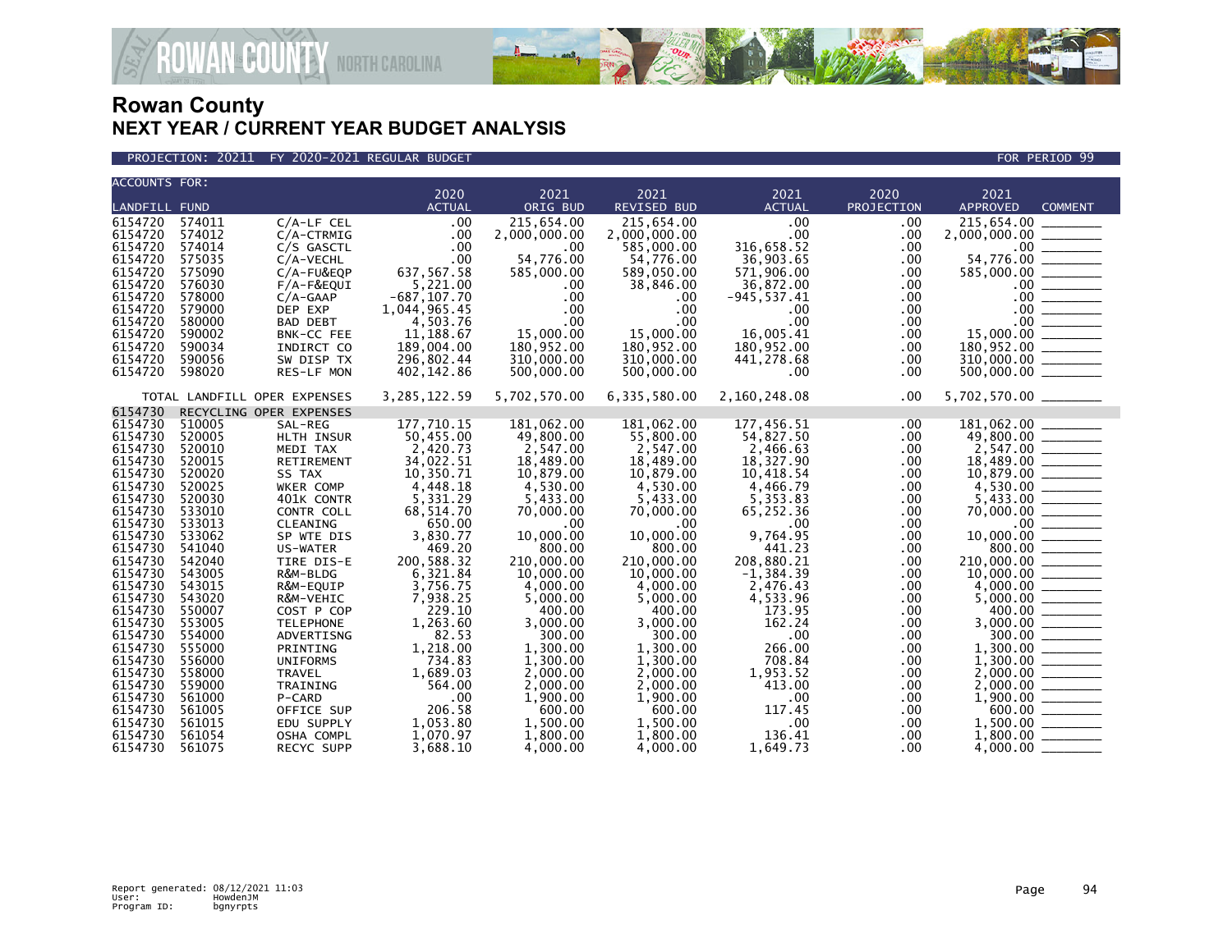# Rowan County
## NEXT YEAR / CURRENT YEAR BUDGET ANALYSIS

PROJECTION: 20211 FY 2020-2021 REGULAR BUDGET — FOR PERIOD 99

| ACCOUNTS FOR: LANDFILL FUND | | | 2020 ACTUAL | 2021 ORIG BUD | 2021 REVISED BUD | 2021 ACTUAL | 2020 PROJECTION | 2021 APPROVED | COMMENT |
|---|---|---|---|---|---|---|---|---|---|
| 6154720 | 574011 | C/A-LF CEL | .00 | 215,654.00 | 215,654.00 | .00 | .00 | 215,654.00 | |
| 6154720 | 574012 | C/A-CTRMIG | .00 | 2,000,000.00 | 2,000,000.00 | .00 | .00 | 2,000,000.00 | |
| 6154720 | 574014 | C/S GASCTL | .00 | .00 | 585,000.00 | 316,658.52 | .00 | .00 | |
| 6154720 | 575035 | C/A-VECHL | .00 | 54,776.00 | 54,776.00 | 36,903.65 | .00 | 54,776.00 | |
| 6154720 | 575090 | C/A-FU&EQP | 637,567.58 | 585,000.00 | 589,050.00 | 571,906.00 | .00 | 585,000.00 | |
| 6154720 | 576030 | F/A-F&EQUI | 5,221.00 | .00 | 38,846.00 | 36,872.00 | .00 | .00 | |
| 6154720 | 578000 | C/A-GAAP | -687,107.70 | .00 | .00 | -945,537.41 | .00 | .00 | |
| 6154720 | 579000 | DEP EXP | 1,044,965.45 | .00 | .00 | .00 | .00 | .00 | |
| 6154720 | 580000 | BAD DEBT | 4,503.76 | .00 | .00 | .00 | .00 | .00 | |
| 6154720 | 590002 | BNK-CC FEE | 11,188.67 | 15,000.00 | 15,000.00 | 16,005.41 | .00 | 15,000.00 | |
| 6154720 | 590034 | INDIRCT CO | 189,004.00 | 180,952.00 | 180,952.00 | 180,952.00 | .00 | 180,952.00 | |
| 6154720 | 590056 | SW DISP TX | 296,802.44 | 310,000.00 | 310,000.00 | 441,278.68 | .00 | 310,000.00 | |
| 6154720 | 598020 | RES-LF MON | 402,142.86 | 500,000.00 | 500,000.00 | .00 | .00 | 500,000.00 | |
| TOTAL LANDFILL OPER EXPENSES | | | 3,285,122.59 | 5,702,570.00 | 6,335,580.00 | 2,160,248.08 | .00 | 5,702,570.00 | |
| 6154730 | RECYCLING OPER EXPENSES | | | | | | | | |
| 6154730 | 510005 | SAL-REG | 177,710.15 | 181,062.00 | 181,062.00 | 177,456.51 | .00 | 181,062.00 | |
| 6154730 | 520005 | HLTH INSUR | 50,455.00 | 49,800.00 | 55,800.00 | 54,827.50 | .00 | 49,800.00 | |
| 6154730 | 520010 | MEDI TAX | 2,420.73 | 2,547.00 | 2,547.00 | 2,466.63 | .00 | 2,547.00 | |
| 6154730 | 520015 | RETIREMENT | 34,022.51 | 18,489.00 | 18,489.00 | 18,327.90 | .00 | 18,489.00 | |
| 6154730 | 520020 | SS TAX | 10,350.71 | 10,879.00 | 10,879.00 | 10,418.54 | .00 | 10,879.00 | |
| 6154730 | 520025 | WKER COMP | 4,448.18 | 4,530.00 | 4,530.00 | 4,466.79 | .00 | 4,530.00 | |
| 6154730 | 520030 | 401K CONTR | 5,331.29 | 5,433.00 | 5,433.00 | 5,353.83 | .00 | 5,433.00 | |
| 6154730 | 533010 | CONTR COLL | 68,514.70 | 70,000.00 | 70,000.00 | 65,252.36 | .00 | 70,000.00 | |
| 6154730 | 533013 | CLEANING | 650.00 | .00 | .00 | .00 | .00 | .00 | |
| 6154730 | 533062 | SP WTE DIS | 3,830.77 | 10,000.00 | 10,000.00 | 9,764.95 | .00 | 10,000.00 | |
| 6154730 | 541040 | US-WATER | 469.20 | 800.00 | 800.00 | 441.23 | .00 | 800.00 | |
| 6154730 | 542040 | TIRE DIS-E | 200,588.32 | 210,000.00 | 210,000.00 | 208,880.21 | .00 | 210,000.00 | |
| 6154730 | 543005 | R&M-BLDG | 6,321.84 | 10,000.00 | 10,000.00 | -1,384.39 | .00 | 10,000.00 | |
| 6154730 | 543015 | R&M-EQUIP | 3,756.75 | 4,000.00 | 4,000.00 | 2,476.43 | .00 | 4,000.00 | |
| 6154730 | 543020 | R&M-VEHIC | 7,938.25 | 5,000.00 | 5,000.00 | 4,533.96 | .00 | 5,000.00 | |
| 6154730 | 550007 | COST P COP | 229.10 | 400.00 | 400.00 | 173.95 | .00 | 400.00 | |
| 6154730 | 553005 | TELEPHONE | 1,263.60 | 3,000.00 | 3,000.00 | 162.24 | .00 | 3,000.00 | |
| 6154730 | 554000 | ADVERTISNG | 82.53 | 300.00 | 300.00 | .00 | .00 | 300.00 | |
| 6154730 | 555000 | PRINTING | 1,218.00 | 1,300.00 | 1,300.00 | 266.00 | .00 | 1,300.00 | |
| 6154730 | 556000 | UNIFORMS | 734.83 | 1,300.00 | 1,300.00 | 708.84 | .00 | 1,300.00 | |
| 6154730 | 558000 | TRAVEL | 1,689.03 | 2,000.00 | 2,000.00 | 1,953.52 | .00 | 2,000.00 | |
| 6154730 | 559000 | TRAINING | 564.00 | 2,000.00 | 2,000.00 | 413.00 | .00 | 2,000.00 | |
| 6154730 | 561000 | P-CARD | .00 | 1,900.00 | 1,900.00 | .00 | .00 | 1,900.00 | |
| 6154730 | 561005 | OFFICE SUP | 206.58 | 600.00 | 600.00 | 117.45 | .00 | 600.00 | |
| 6154730 | 561015 | EDU SUPPLY | 1,053.80 | 1,500.00 | 1,500.00 | .00 | .00 | 1,500.00 | |
| 6154730 | 561054 | OSHA COMPL | 1,070.97 | 1,800.00 | 1,800.00 | 136.41 | .00 | 1,800.00 | |
| 6154730 | 561075 | RECYC SUPP | 3,688.10 | 4,000.00 | 4,000.00 | 1,649.73 | .00 | 4,000.00 | |

Report generated: 08/12/2021 11:03
User: HowdenJM
Program ID: bgnyrpts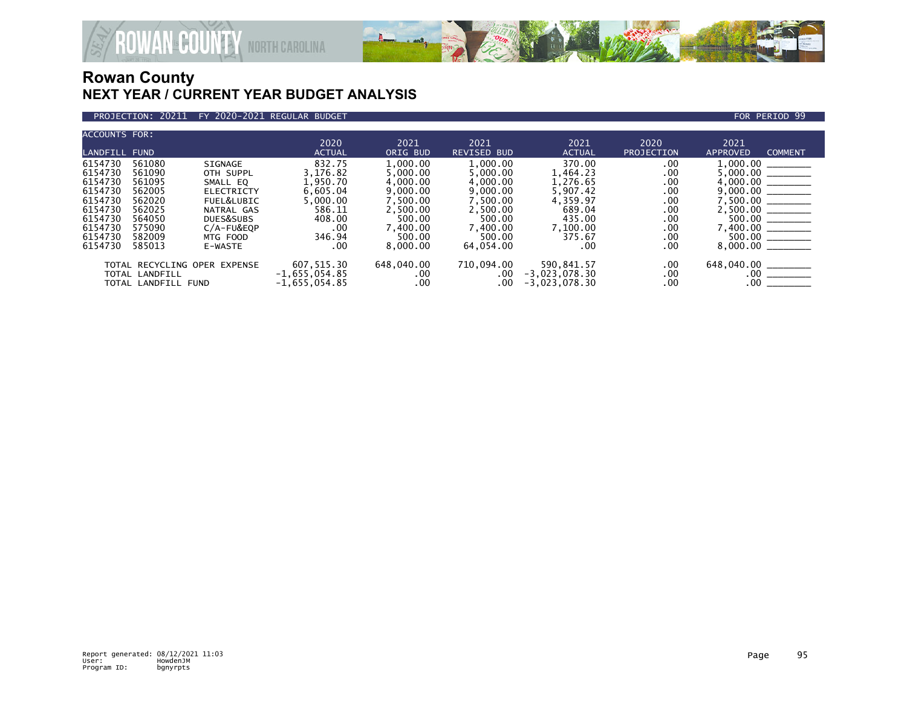# Rowan County

## NEXT YEAR / CURRENT YEAR BUDGET ANALYSIS

PROJECTION: 20211 FY 2020-2021 REGULAR BUDGET FOR PERIOD 99

| ACCOUNTS FOR: LANDFILL FUND | | | 2020 ACTUAL | 2021 ORIG BUD | 2021 REVISED BUD | 2021 ACTUAL | 2020 PROJECTION | 2021 APPROVED | COMMENT |
|---|---|---|---|---|---|---|---|---|---|
| 6154730 | 561080 | SIGNAGE | 832.75 | 1,000.00 | 1,000.00 | 370.00 | .00 | 1,000.00 | ________ |
| 6154730 | 561090 | OTH SUPPL | 3,176.82 | 5,000.00 | 5,000.00 | 1,464.23 | .00 | 5,000.00 | ________ |
| 6154730 | 561095 | SMALL EQ | 1,950.70 | 4,000.00 | 4,000.00 | 1,276.65 | .00 | 4,000.00 | ________ |
| 6154730 | 562005 | ELECTRICTY | 6,605.04 | 9,000.00 | 9,000.00 | 5,907.42 | .00 | 9,000.00 | ________ |
| 6154730 | 562020 | FUEL&LUBIC | 5,000.00 | 7,500.00 | 7,500.00 | 4,359.97 | .00 | 7,500.00 | ________ |
| 6154730 | 562025 | NATRAL GAS | 586.11 | 2,500.00 | 2,500.00 | 689.04 | .00 | 2,500.00 | ________ |
| 6154730 | 564050 | DUES&SUBS | 408.00 | 500.00 | 500.00 | 435.00 | .00 | 500.00 | ________ |
| 6154730 | 575090 | C/A-FU&EQP | .00 | 7,400.00 | 7,400.00 | 7,100.00 | .00 | 7,400.00 | ________ |
| 6154730 | 582009 | MTG FOOD | 346.94 | 500.00 | 500.00 | 375.67 | .00 | 500.00 | ________ |
| 6154730 | 585013 | E-WASTE | .00 | 8,000.00 | 64,054.00 | .00 | .00 | 8,000.00 | ________ |
| TOTAL RECYCLING OPER EXPENSE | | | 607,515.30 | 648,040.00 | 710,094.00 | 590,841.57 | .00 | 648,040.00 | ________ |
| TOTAL LANDFILL | | | -1,655,054.85 | .00 | .00 | -3,023,078.30 | .00 | .00 | ________ |
| TOTAL LANDFILL FUND | | | -1,655,054.85 | .00 | .00 | -3,023,078.30 | .00 | .00 | ________ |

Report generated: 08/12/2021 11:03
User: HowdenJM
Program ID: bgnyrpts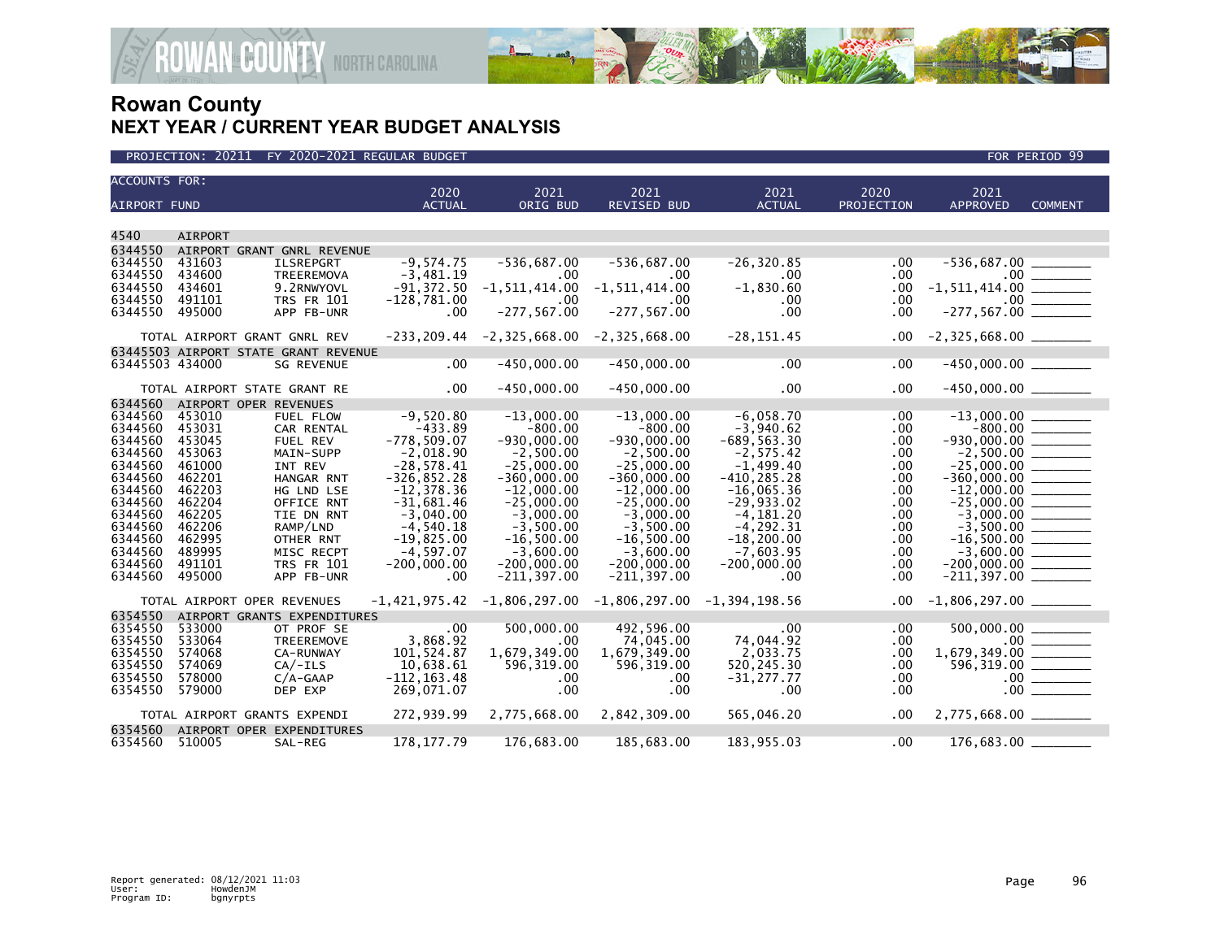# Rowan County
## NEXT YEAR / CURRENT YEAR BUDGET ANALYSIS

PROJECTION: 20211 FY 2020-2021 REGULAR BUDGET — FOR PERIOD 99

| ACCOUNTS FOR: AIRPORT FUND | | | 2020 ACTUAL | 2021 ORIG BUD | 2021 REVISED BUD | 2021 ACTUAL | 2020 PROJECTION | 2021 APPROVED | COMMENT |
|---|---|---|---|---|---|---|---|---|---|
| 4540 | AIRPORT | | | | | | | | |
| 6344550 | AIRPORT GRANT GNRL REVENUE | | | | | | | | |
| 6344550 | 431603 | ILSREPGRT | -9,574.75 | -536,687.00 | -536,687.00 | -26,320.85 | .00 | -536,687.00 | _______ |
| 6344550 | 434600 | TREEREMOVA | -3,481.19 | .00 | .00 | .00 | .00 | .00 | _______ |
| 6344550 | 434601 | 9.2RNWYOVL | -91,372.50 | -1,511,414.00 | -1,511,414.00 | -1,830.60 | .00 | -1,511,414.00 | _______ |
| 6344550 | 491101 | TRS FR 101 | -128,781.00 | .00 | .00 | .00 | .00 | .00 | _______ |
| 6344550 | 495000 | APP FB-UNR | .00 | -277,567.00 | -277,567.00 | .00 | .00 | -277,567.00 | _______ |
| TOTAL AIRPORT GRANT GNRL REV | | | -233,209.44 | -2,325,668.00 | -2,325,668.00 | -28,151.45 | .00 | -2,325,668.00 | _______ |
| 63445503 | AIRPORT STATE GRANT REVENUE | | | | | | | | |
| 63445503 | 434000 | SG REVENUE | .00 | -450,000.00 | -450,000.00 | .00 | .00 | -450,000.00 | _______ |
| TOTAL AIRPORT STATE GRANT RE | | | .00 | -450,000.00 | -450,000.00 | .00 | .00 | -450,000.00 | _______ |
| 6344560 | AIRPORT OPER REVENUES | | | | | | | | |
| 6344560 | 453010 | FUEL FLOW | -9,520.80 | -13,000.00 | -13,000.00 | -6,058.70 | .00 | -13,000.00 | _______ |
| 6344560 | 453031 | CAR RENTAL | -433.89 | -800.00 | -800.00 | -3,940.62 | .00 | -800.00 | _______ |
| 6344560 | 453045 | FUEL REV | -778,509.07 | -930,000.00 | -930,000.00 | -689,563.30 | .00 | -930,000.00 | _______ |
| 6344560 | 453063 | MAIN-SUPP | -2,018.90 | -2,500.00 | -2,500.00 | -2,575.42 | .00 | -2,500.00 | _______ |
| 6344560 | 461000 | INT REV | -28,578.41 | -25,000.00 | -25,000.00 | -1,499.40 | .00 | -25,000.00 | _______ |
| 6344560 | 462201 | HANGAR RNT | -326,852.28 | -360,000.00 | -360,000.00 | -410,285.28 | .00 | -360,000.00 | _______ |
| 6344560 | 462203 | HG LND LSE | -12,378.36 | -12,000.00 | -12,000.00 | -16,065.36 | .00 | -12,000.00 | _______ |
| 6344560 | 462204 | OFFICE RNT | -31,681.46 | -25,000.00 | -25,000.00 | -29,933.02 | .00 | -25,000.00 | _______ |
| 6344560 | 462205 | TIE DN RNT | -3,040.00 | -3,000.00 | -3,000.00 | -4,181.20 | .00 | -3,000.00 | _______ |
| 6344560 | 462206 | RAMP/LND | -4,540.18 | -3,500.00 | -3,500.00 | -4,292.31 | .00 | -3,500.00 | _______ |
| 6344560 | 462995 | OTHER RNT | -19,825.00 | -16,500.00 | -16,500.00 | -18,200.00 | .00 | -16,500.00 | _______ |
| 6344560 | 489995 | MISC RECPT | -4,597.07 | -3,600.00 | -3,600.00 | -7,603.95 | .00 | -3,600.00 | _______ |
| 6344560 | 491101 | TRS FR 101 | -200,000.00 | -200,000.00 | -200,000.00 | -200,000.00 | .00 | -200,000.00 | _______ |
| 6344560 | 495000 | APP FB-UNR | .00 | -211,397.00 | -211,397.00 | .00 | .00 | -211,397.00 | _______ |
| TOTAL AIRPORT OPER REVENUES | | | -1,421,975.42 | -1,806,297.00 | -1,806,297.00 | -1,394,198.56 | .00 | -1,806,297.00 | _______ |
| 6354550 | AIRPORT GRANTS EXPENDITURES | | | | | | | | |
| 6354550 | 533000 | OT PROF SE | .00 | 500,000.00 | 492,596.00 | .00 | .00 | 500,000.00 | _______ |
| 6354550 | 533064 | TREEREMOVE | 3,868.92 | .00 | 74,045.00 | 74,044.92 | .00 | .00 | _______ |
| 6354550 | 574068 | CA-RUNWAY | 101,524.87 | 1,679,349.00 | 1,679,349.00 | 2,033.75 | .00 | 1,679,349.00 | _______ |
| 6354550 | 574069 | CA/-ILS | 10,638.61 | 596,319.00 | 596,319.00 | 520,245.30 | .00 | 596,319.00 | _______ |
| 6354550 | 578000 | C/A-GAAP | -112,163.48 | .00 | .00 | -31,277.77 | .00 | .00 | _______ |
| 6354550 | 579000 | DEP EXP | 269,071.07 | .00 | .00 | .00 | .00 | .00 | _______ |
| TOTAL AIRPORT GRANTS EXPENDI | | | 272,939.99 | 2,775,668.00 | 2,842,309.00 | 565,046.20 | .00 | 2,775,668.00 | _______ |
| 6354560 | AIRPORT OPER EXPENDITURES | | | | | | | | |
| 6354560 | 510005 | SAL-REG | 178,177.79 | 176,683.00 | 185,683.00 | 183,955.03 | .00 | 176,683.00 | _______ |

Report generated: 08/12/2021 11:03
User: HowdenJM
Program ID: bgnyrpts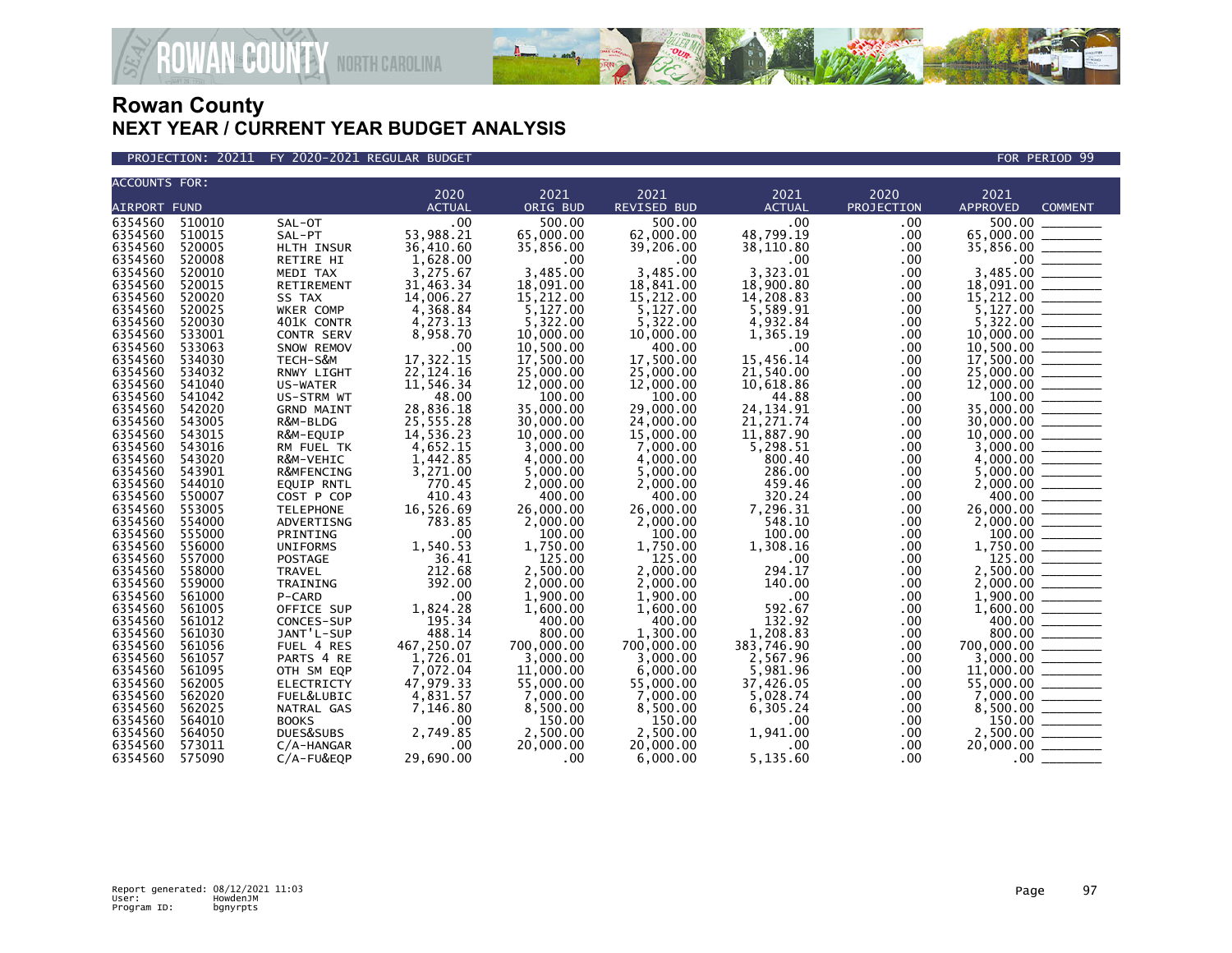# Rowan County
## NEXT YEAR / CURRENT YEAR BUDGET ANALYSIS

PROJECTION: 20211 FY 2020-2021 REGULAR BUDGET FOR PERIOD 99

| ACCOUNTS FOR: AIRPORT FUND | | | 2020 ACTUAL | 2021 ORIG BUD | 2021 REVISED BUD | 2021 ACTUAL | 2020 PROJECTION | 2021 APPROVED | COMMENT |
|---|---|---|---|---|---|---|---|---|---|
| 6354560 | 510010 | SAL-OT | .00 | 500.00 | 500.00 | .00 | .00 | 500.00 | |
| 6354560 | 510015 | SAL-PT | 53,988.21 | 65,000.00 | 62,000.00 | 48,799.19 | .00 | 65,000.00 | |
| 6354560 | 520005 | HLTH INSUR | 36,410.60 | 35,856.00 | 39,206.00 | 38,110.80 | .00 | 35,856.00 | |
| 6354560 | 520008 | RETIRE HI | 1,628.00 | .00 | .00 | .00 | .00 | .00 | |
| 6354560 | 520010 | MEDI TAX | 3,275.67 | 3,485.00 | 3,485.00 | 3,323.01 | .00 | 3,485.00 | |
| 6354560 | 520015 | RETIREMENT | 31,463.34 | 18,091.00 | 18,841.00 | 18,900.80 | .00 | 18,091.00 | |
| 6354560 | 520020 | SS TAX | 14,006.27 | 15,212.00 | 15,212.00 | 14,208.83 | .00 | 15,212.00 | |
| 6354560 | 520025 | WKER COMP | 4,368.84 | 5,127.00 | 5,127.00 | 5,589.91 | .00 | 5,127.00 | |
| 6354560 | 520030 | 401K CONTR | 4,273.13 | 5,322.00 | 5,322.00 | 4,932.84 | .00 | 5,322.00 | |
| 6354560 | 533001 | CONTR SERV | 8,958.70 | 10,000.00 | 10,000.00 | 1,365.19 | .00 | 10,000.00 | |
| 6354560 | 533063 | SNOW REMOV | .00 | 10,500.00 | 400.00 | .00 | .00 | 10,500.00 | |
| 6354560 | 534030 | TECH-S&M | 17,322.15 | 17,500.00 | 17,500.00 | 15,456.14 | .00 | 17,500.00 | |
| 6354560 | 534032 | RNWY LIGHT | 22,124.16 | 25,000.00 | 25,000.00 | 21,540.00 | .00 | 25,000.00 | |
| 6354560 | 541040 | US-WATER | 11,546.34 | 12,000.00 | 12,000.00 | 10,618.86 | .00 | 12,000.00 | |
| 6354560 | 541042 | US-STRM WT | 48.00 | 100.00 | 100.00 | 44.88 | .00 | 100.00 | |
| 6354560 | 542020 | GRND MAINT | 28,836.18 | 35,000.00 | 29,000.00 | 24,134.91 | .00 | 35,000.00 | |
| 6354560 | 543005 | R&M-BLDG | 25,555.28 | 30,000.00 | 24,000.00 | 21,271.74 | .00 | 30,000.00 | |
| 6354560 | 543015 | R&M-EQUIP | 14,536.23 | 10,000.00 | 15,000.00 | 11,887.90 | .00 | 10,000.00 | |
| 6354560 | 543016 | RM FUEL TK | 4,652.15 | 3,000.00 | 7,000.00 | 5,298.51 | .00 | 3,000.00 | |
| 6354560 | 543020 | R&M-VEHIC | 1,442.85 | 4,000.00 | 4,000.00 | 800.40 | .00 | 4,000.00 | |
| 6354560 | 543901 | R&MFENCING | 3,271.00 | 5,000.00 | 5,000.00 | 286.00 | .00 | 5,000.00 | |
| 6354560 | 544010 | EQUIP RNTL | 770.45 | 2,000.00 | 2,000.00 | 459.46 | .00 | 2,000.00 | |
| 6354560 | 550007 | COST P COP | 410.43 | 400.00 | 400.00 | 320.24 | .00 | 400.00 | |
| 6354560 | 553005 | TELEPHONE | 16,526.69 | 26,000.00 | 26,000.00 | 7,296.31 | .00 | 26,000.00 | |
| 6354560 | 554000 | ADVERTISNG | 783.85 | 2,000.00 | 2,000.00 | 548.10 | .00 | 2,000.00 | |
| 6354560 | 555000 | PRINTING | .00 | 100.00 | 100.00 | 100.00 | .00 | 100.00 | |
| 6354560 | 556000 | UNIFORMS | 1,540.53 | 1,750.00 | 1,750.00 | 1,308.16 | .00 | 1,750.00 | |
| 6354560 | 557000 | POSTAGE | 36.41 | 125.00 | 125.00 | .00 | .00 | 125.00 | |
| 6354560 | 558000 | TRAVEL | 212.68 | 2,500.00 | 2,000.00 | 294.17 | .00 | 2,500.00 | |
| 6354560 | 559000 | TRAINING | 392.00 | 2,000.00 | 2,000.00 | 140.00 | .00 | 2,000.00 | |
| 6354560 | 561000 | P-CARD | .00 | 1,900.00 | 1,900.00 | .00 | .00 | 1,900.00 | |
| 6354560 | 561005 | OFFICE SUP | 1,824.28 | 1,600.00 | 1,600.00 | 592.67 | .00 | 1,600.00 | |
| 6354560 | 561012 | CONCES-SUP | 195.34 | 400.00 | 400.00 | 132.92 | .00 | 400.00 | |
| 6354560 | 561030 | JANT'L-SUP | 488.14 | 800.00 | 1,300.00 | 1,208.83 | .00 | 800.00 | |
| 6354560 | 561056 | FUEL 4 RES | 467,250.07 | 700,000.00 | 700,000.00 | 383,746.90 | .00 | 700,000.00 | |
| 6354560 | 561057 | PARTS 4 RE | 1,726.01 | 3,000.00 | 3,000.00 | 2,567.96 | .00 | 3,000.00 | |
| 6354560 | 561095 | OTH SM EQP | 7,072.04 | 11,000.00 | 6,000.00 | 5,981.96 | .00 | 11,000.00 | |
| 6354560 | 562005 | ELECTRICTY | 47,979.33 | 55,000.00 | 55,000.00 | 37,426.05 | .00 | 55,000.00 | |
| 6354560 | 562020 | FUEL&LUBIC | 4,831.57 | 7,000.00 | 7,000.00 | 5,028.74 | .00 | 7,000.00 | |
| 6354560 | 562025 | NATRAL GAS | 7,146.80 | 8,500.00 | 8,500.00 | 6,305.24 | .00 | 8,500.00 | |
| 6354560 | 564010 | BOOKS | .00 | 150.00 | 150.00 | .00 | .00 | 150.00 | |
| 6354560 | 564050 | DUES&SUBS | 2,749.85 | 2,500.00 | 2,500.00 | 1,941.00 | .00 | 2,500.00 | |
| 6354560 | 573011 | C/A-HANGAR | .00 | 20,000.00 | 20,000.00 | .00 | .00 | 20,000.00 | |
| 6354560 | 575090 | C/A-FU&EQP | 29,690.00 | .00 | 6,000.00 | 5,135.60 | .00 | .00 | |

Report generated: 08/12/2021 11:03
User: HowdenJM
Program ID: bgnyrpts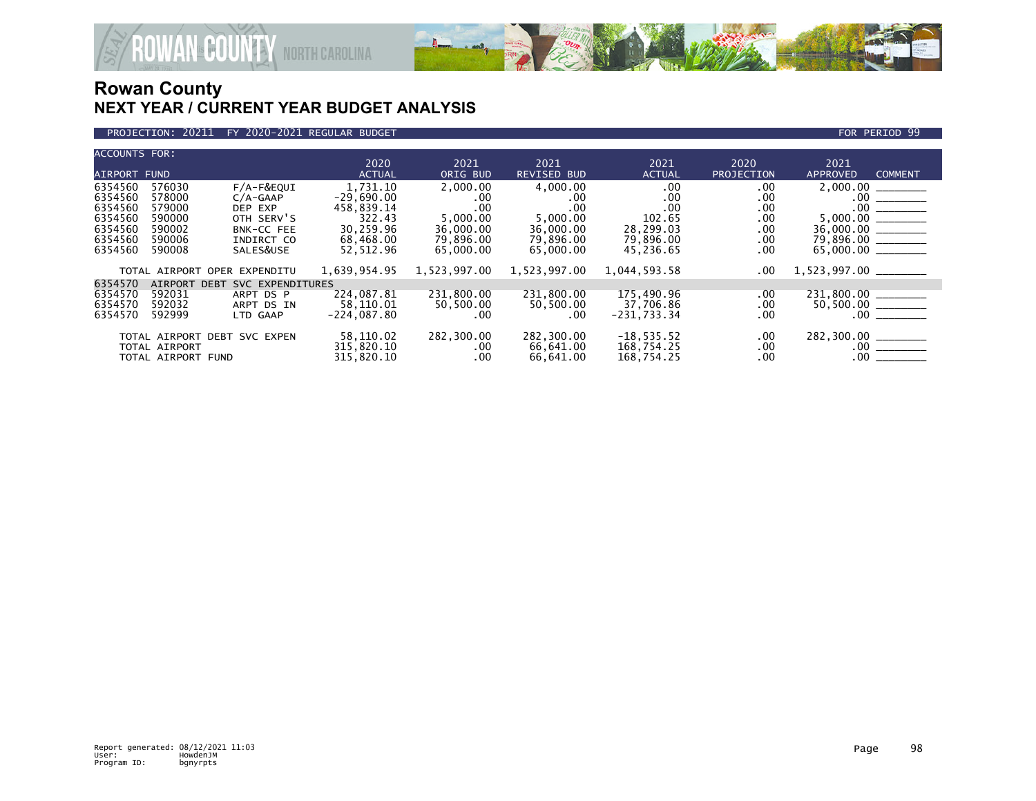# Rowan County
## NEXT YEAR / CURRENT YEAR BUDGET ANALYSIS

PROJECTION: 20211 FY 2020-2021 REGULAR BUDGET FOR PERIOD 99

| ACCOUNTS FOR: AIRPORT FUND | | | 2020 ACTUAL | 2021 ORIG BUD | 2021 REVISED BUD | 2021 ACTUAL | 2020 PROJECTION | 2021 APPROVED | COMMENT |
|---|---|---|---|---|---|---|---|---|---|
| 6354560 | 576030 | F/A-F&EQUI | 1,731.10 | 2,000.00 | 4,000.00 | .00 | .00 | 2,000.00 | ________ |
| 6354560 | 578000 | C/A-GAAP | -29,690.00 | .00 | .00 | .00 | .00 | .00 | ________ |
| 6354560 | 579000 | DEP EXP | 458,839.14 | .00 | .00 | .00 | .00 | .00 | ________ |
| 6354560 | 590000 | OTH SERV'S | 322.43 | 5,000.00 | 5,000.00 | 102.65 | .00 | 5,000.00 | ________ |
| 6354560 | 590002 | BNK-CC FEE | 30,259.96 | 36,000.00 | 36,000.00 | 28,299.03 | .00 | 36,000.00 | ________ |
| 6354560 | 590006 | INDIRCT CO | 68,468.00 | 79,896.00 | 79,896.00 | 79,896.00 | .00 | 79,896.00 | ________ |
| 6354560 | 590008 | SALES&USE | 52,512.96 | 65,000.00 | 65,000.00 | 45,236.65 | .00 | 65,000.00 | ________ |
| TOTAL AIRPORT OPER EXPENDITU | | | 1,639,954.95 | 1,523,997.00 | 1,523,997.00 | 1,044,593.58 | .00 | 1,523,997.00 | ________ |
| 6354570 | AIRPORT DEBT SVC EXPENDITURES | | | | | | | | |
| 6354570 | 592031 | ARPT DS P | 224,087.81 | 231,800.00 | 231,800.00 | 175,490.96 | .00 | 231,800.00 | ________ |
| 6354570 | 592032 | ARPT DS IN | 58,110.01 | 50,500.00 | 50,500.00 | 37,706.86 | .00 | 50,500.00 | ________ |
| 6354570 | 592999 | LTD GAAP | -224,087.80 | .00 | .00 | -231,733.34 | .00 | .00 | ________ |
| TOTAL AIRPORT DEBT SVC EXPEN | | | 58,110.02 | 282,300.00 | 282,300.00 | -18,535.52 | .00 | 282,300.00 | ________ |
| TOTAL AIRPORT | | | 315,820.10 | .00 | 66,641.00 | 168,754.25 | .00 | .00 | ________ |
| TOTAL AIRPORT FUND | | | 315,820.10 | .00 | 66,641.00 | 168,754.25 | .00 | .00 | ________ |

Report generated: 08/12/2021 11:03
User: HowdenJM
Program ID: bgnyrpts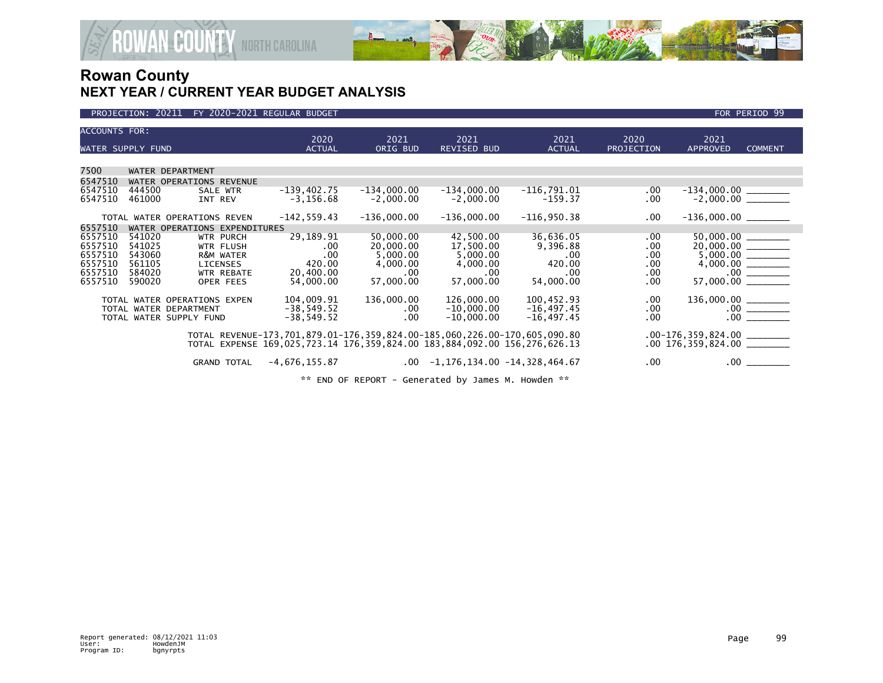# Rowan County

## NEXT YEAR / CURRENT YEAR BUDGET ANALYSIS

PROJECTION: 20211 FY 2020-2021 REGULAR BUDGET — FOR PERIOD 99

| ACCOUNTS FOR: WATER SUPPLY FUND | | | 2020 ACTUAL | 2021 ORIG BUD | 2021 REVISED BUD | 2021 ACTUAL | 2020 PROJECTION | 2021 APPROVED | COMMENT |
|---|---|---|---|---|---|---|---|---|---|
| 7500 | WATER DEPARTMENT | | | | | | | | |
| 6547510 | WATER OPERATIONS REVENUE | | | | | | | | |
| 6547510 | 444500 | SALE WTR | -139,402.75 | -134,000.00 | -134,000.00 | -116,791.01 | .00 | -134,000.00 | ________ |
| 6547510 | 461000 | INT REV | -3,156.68 | -2,000.00 | -2,000.00 | -159.37 | .00 | -2,000.00 | ________ |
| | TOTAL WATER OPERATIONS REVEN | | -142,559.43 | -136,000.00 | -136,000.00 | -116,950.38 | .00 | -136,000.00 | ________ |
| 6557510 | WATER OPERATIONS EXPENDITURES | | | | | | | | |
| 6557510 | 541020 | WTR PURCH | 29,189.91 | 50,000.00 | 42,500.00 | 36,636.05 | .00 | 50,000.00 | ________ |
| 6557510 | 541025 | WTR FLUSH | .00 | 20,000.00 | 17,500.00 | 9,396.88 | .00 | 20,000.00 | ________ |
| 6557510 | 543060 | R&M WATER | .00 | 5,000.00 | 5,000.00 | .00 | .00 | 5,000.00 | ________ |
| 6557510 | 561105 | LICENSES | 420.00 | 4,000.00 | 4,000.00 | 420.00 | .00 | 4,000.00 | ________ |
| 6557510 | 584020 | WTR REBATE | 20,400.00 | .00 | .00 | .00 | .00 | .00 | ________ |
| 6557510 | 590020 | OPER FEES | 54,000.00 | 57,000.00 | 57,000.00 | 54,000.00 | .00 | 57,000.00 | ________ |
| | TOTAL WATER OPERATIONS EXPEN | | 104,009.91 | 136,000.00 | 126,000.00 | 100,452.93 | .00 | 136,000.00 | ________ |
| | TOTAL WATER DEPARTMENT | | -38,549.52 | .00 | -10,000.00 | -16,497.45 | .00 | .00 | ________ |
| | TOTAL WATER SUPPLY FUND | | -38,549.52 | .00 | -10,000.00 | -16,497.45 | .00 | .00 | ________ |
| | | TOTAL REVENUE | -173,701,879.01 | -176,359,824.00 | -185,060,226.00 | -170,605,090.80 | .00 | -176,359,824.00 | ________ |
| | | TOTAL EXPENSE | 169,025,723.14 | 176,359,824.00 | 183,884,092.00 | 156,276,626.13 | .00 | 176,359,824.00 | ________ |
| | | GRAND TOTAL | -4,676,155.87 | .00 | -1,176,134.00 | -14,328,464.67 | .00 | .00 | ________ |

\*\* END OF REPORT - Generated by James M. Howden \*\*

Report generated: 08/12/2021 11:03
User: HowdenJM
Program ID: bgnyrpts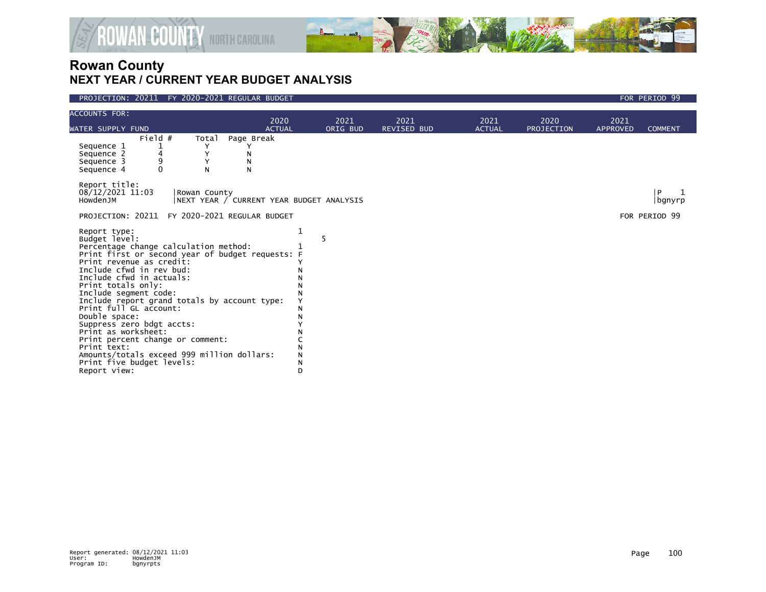# Rowan County
## NEXT YEAR / CURRENT YEAR BUDGET ANALYSIS

PROJECTION: 20211 FY 2020-2021 REGULAR BUDGET FOR PERIOD 99

| ACCOUNTS FOR: WATER SUPPLY FUND | 2020 ACTUAL | 2021 ORIG BUD | 2021 REVISED BUD | 2021 ACTUAL | 2020 PROJECTION | 2021 APPROVED | COMMENT |
|---|---|---|---|---|---|---|---|

| | Field # | Total | Page Break |
|---|---|---|---|
| Sequence 1 | 1 | Y | Y |
| Sequence 2 | 4 | Y | N |
| Sequence 3 | 9 | Y | N |
| Sequence 4 | 0 | N | N |

Report title:
08/12/2021 11:03 |Rowan County |P 1
HowdenJM |NEXT YEAR / CURRENT YEAR BUDGET ANALYSIS |bgnyrp

PROJECTION: 20211 FY 2020-2021 REGULAR BUDGET FOR PERIOD 99

| | |
|---|---|
| Report type: | 1 |
| Budget level: | 5 |
| Percentage change calculation method: | 1 |
| Print first or second year of budget requests: | F |
| Print revenue as credit: | Y |
| Include cfwd in rev bud: | N |
| Include cfwd in actuals: | N |
| Print totals only: | N |
| Include segment code: | N |
| Include report grand totals by account type: | Y |
| Print full GL account: | N |
| Double space: | N |
| Suppress zero bdgt accts: | Y |
| Print as worksheet: | N |
| Print percent change or comment: | C |
| Print text: | N |
| Amounts/totals exceed 999 million dollars: | N |
| Print five budget levels: | N |
| Report view: | D |

Report generated: 08/12/2021 11:03
User: HowdenJM
Program ID: bgnyrpts